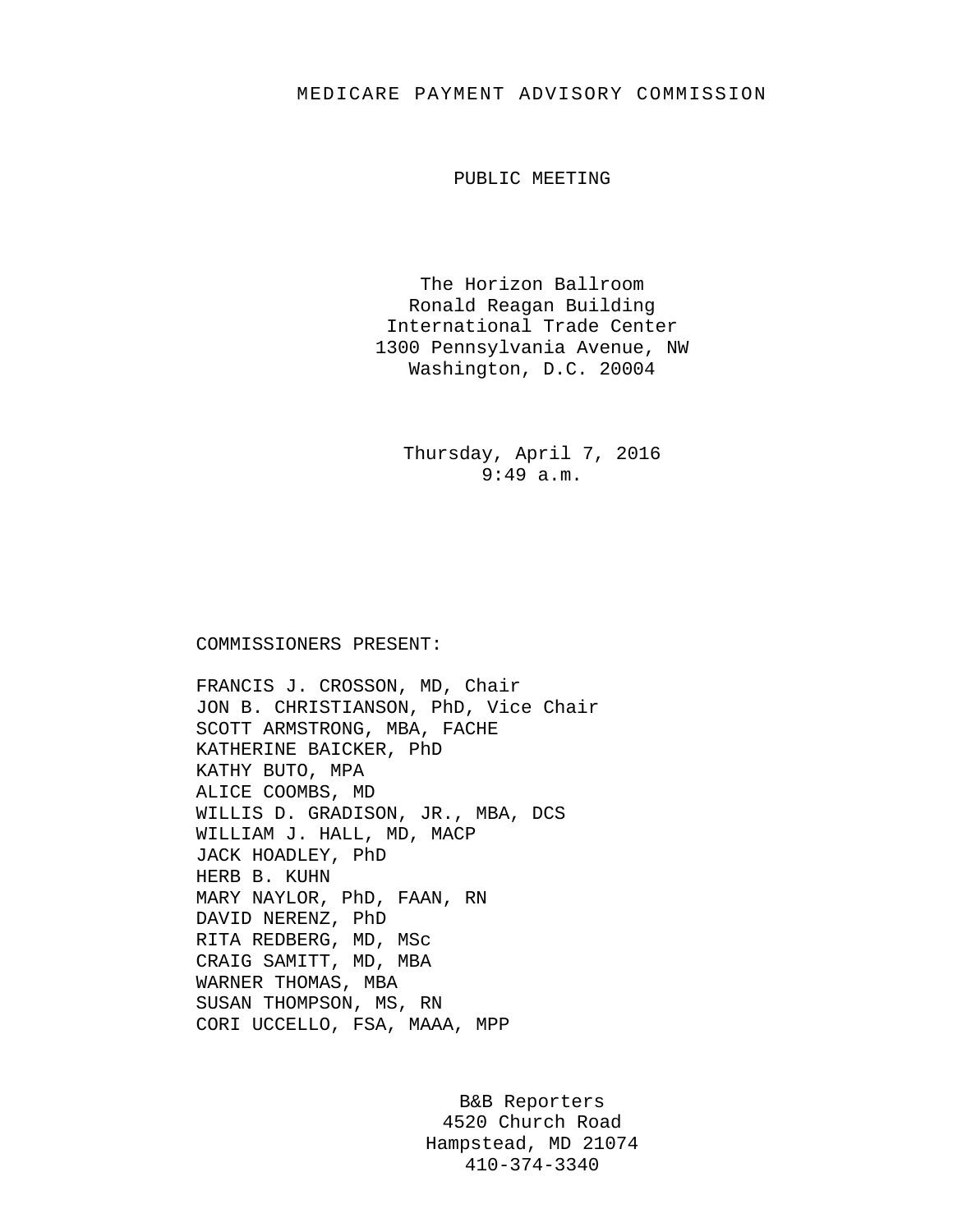# MEDICARE PAYMENT ADVISORY COMMISSION

## PUBLIC MEETING

The Horizon Ballroom
Ronald Reagan Building
International Trade Center
1300 Pennsylvania Avenue, NW
Washington, D.C. 20004

Thursday, April 7, 2016
9:49 a.m.

COMMISSIONERS PRESENT:

FRANCIS J. CROSSON, MD, Chair
JON B. CHRISTIANSON, PhD, Vice Chair
SCOTT ARMSTRONG, MBA, FACHE
KATHERINE BAICKER, PhD
KATHY BUTO, MPA
ALICE COOMBS, MD
WILLIS D. GRADISON, JR., MBA, DCS
WILLIAM J. HALL, MD, MACP
JACK HOADLEY, PhD
HERB B. KUHN
MARY NAYLOR, PhD, FAAN, RN
DAVID NERENZ, PhD
RITA REDBERG, MD, MSc
CRAIG SAMITT, MD, MBA
WARNER THOMAS, MBA
SUSAN THOMPSON, MS, RN
CORI UCCELLO, FSA, MAAA, MPP

B&B Reporters
4520 Church Road
Hampstead, MD 21074
410-374-3340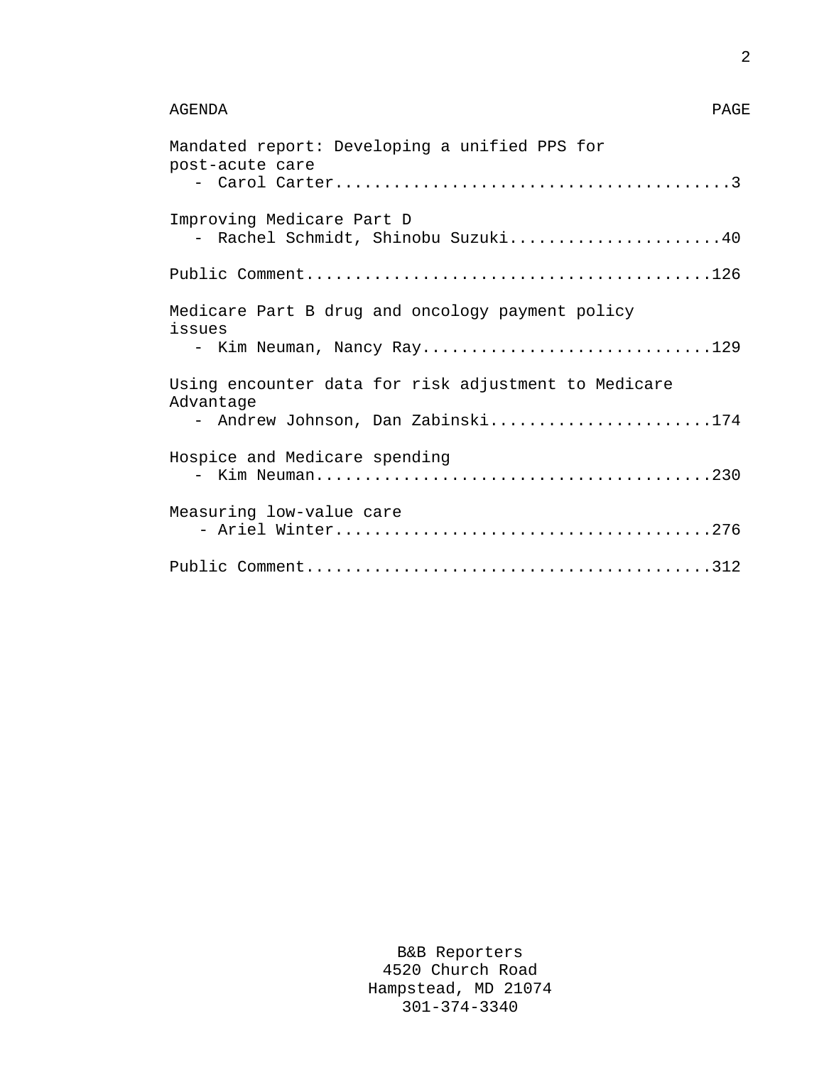| AGENDA | PAGE |
|---|---|
| Mandated report: Developing a unified PPS for post-acute care<br>- Carol Carter | 3 |
| Improving Medicare Part D<br>- Rachel Schmidt, Shinobu Suzuki | 40 |
| Public Comment | 126 |
| Medicare Part B drug and oncology payment policy issues<br>- Kim Neuman, Nancy Ray | 129 |
| Using encounter data for risk adjustment to Medicare Advantage<br>- Andrew Johnson, Dan Zabinski | 174 |
| Hospice and Medicare spending<br>- Kim Neuman | 230 |
| Measuring low-value care<br>- Ariel Winter | 276 |
| Public Comment | 312 |

B&B Reporters
4520 Church Road
Hampstead, MD 21074
301-374-3340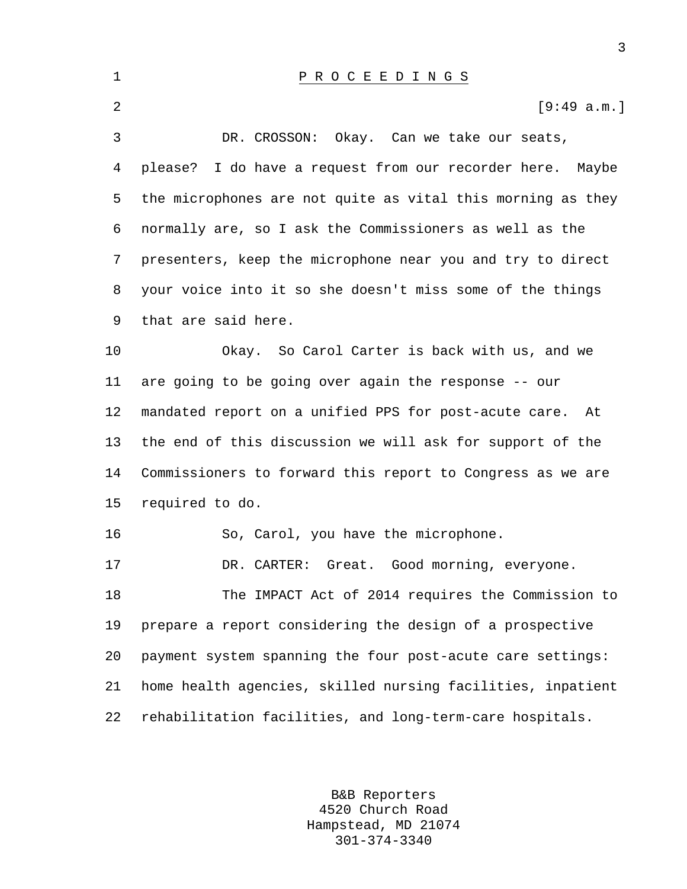# P R O C E E D I N G S

[9:49 a.m.]

DR. CROSSON: Okay. Can we take our seats, please? I do have a request from our recorder here. Maybe the microphones are not quite as vital this morning as they normally are, so I ask the Commissioners as well as the presenters, keep the microphone near you and try to direct your voice into it so she doesn't miss some of the things that are said here.

Okay. So Carol Carter is back with us, and we are going to be going over again the response -- our mandated report on a unified PPS for post-acute care. At the end of this discussion we will ask for support of the Commissioners to forward this report to Congress as we are required to do.

So, Carol, you have the microphone.

DR. CARTER: Great. Good morning, everyone.

The IMPACT Act of 2014 requires the Commission to prepare a report considering the design of a prospective payment system spanning the four post-acute care settings: home health agencies, skilled nursing facilities, inpatient rehabilitation facilities, and long-term-care hospitals.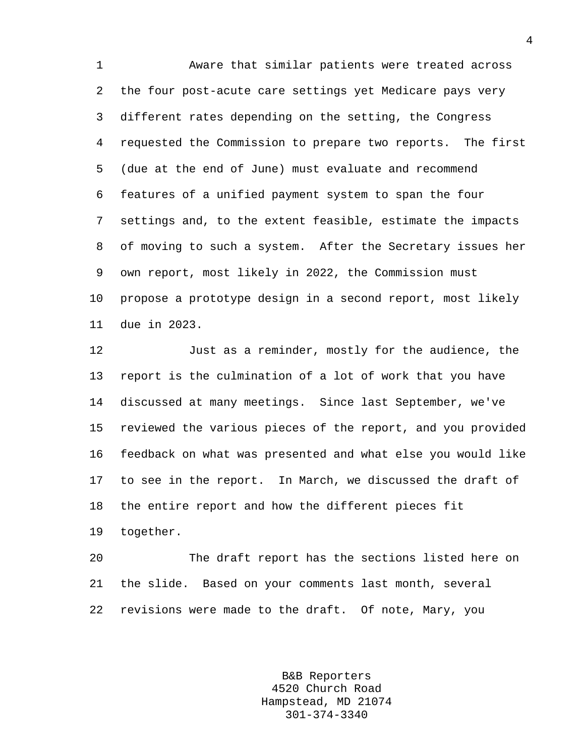Aware that similar patients were treated across the four post-acute care settings yet Medicare pays very different rates depending on the setting, the Congress requested the Commission to prepare two reports. The first (due at the end of June) must evaluate and recommend features of a unified payment system to span the four settings and, to the extent feasible, estimate the impacts of moving to such a system. After the Secretary issues her own report, most likely in 2022, the Commission must propose a prototype design in a second report, most likely due in 2023.

Just as a reminder, mostly for the audience, the report is the culmination of a lot of work that you have discussed at many meetings. Since last September, we've reviewed the various pieces of the report, and you provided feedback on what was presented and what else you would like to see in the report. In March, we discussed the draft of the entire report and how the different pieces fit together.

The draft report has the sections listed here on the slide. Based on your comments last month, several revisions were made to the draft. Of note, Mary, you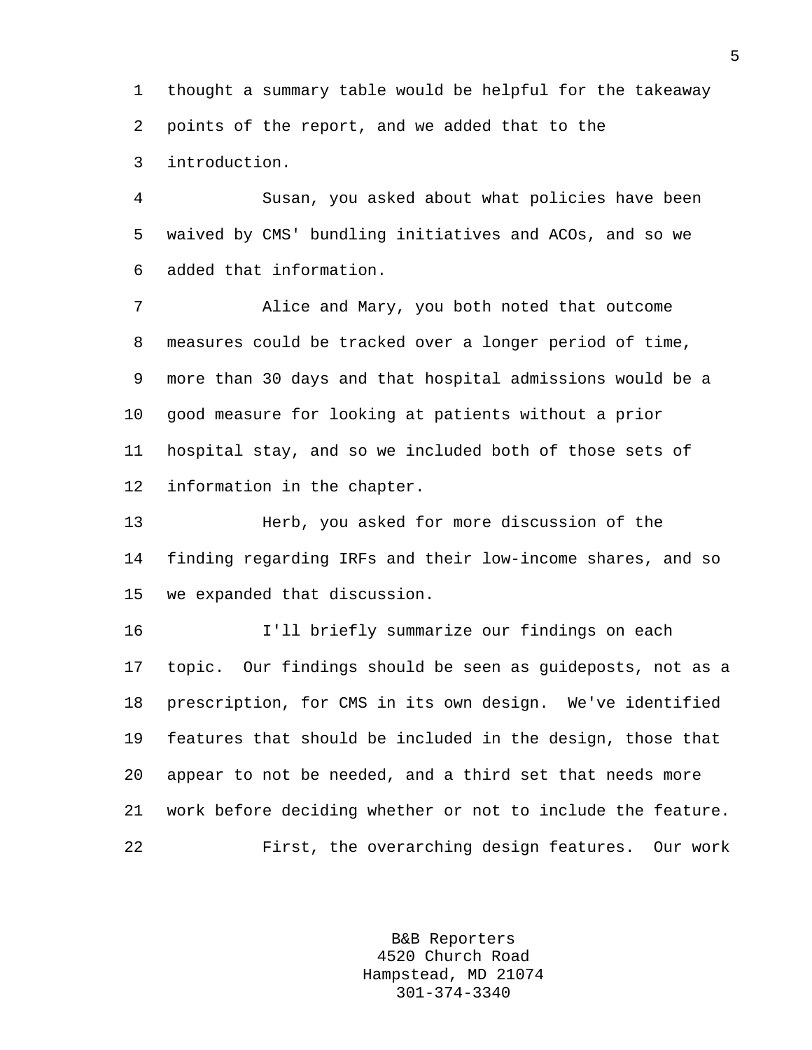thought a summary table would be helpful for the takeaway points of the report, and we added that to the introduction.

Susan, you asked about what policies have been waived by CMS' bundling initiatives and ACOs, and so we added that information.

Alice and Mary, you both noted that outcome measures could be tracked over a longer period of time, more than 30 days and that hospital admissions would be a good measure for looking at patients without a prior hospital stay, and so we included both of those sets of information in the chapter.

Herb, you asked for more discussion of the finding regarding IRFs and their low-income shares, and so we expanded that discussion.

I'll briefly summarize our findings on each topic. Our findings should be seen as guideposts, not as a prescription, for CMS in its own design. We've identified features that should be included in the design, those that appear to not be needed, and a third set that needs more work before deciding whether or not to include the feature.

First, the overarching design features. Our work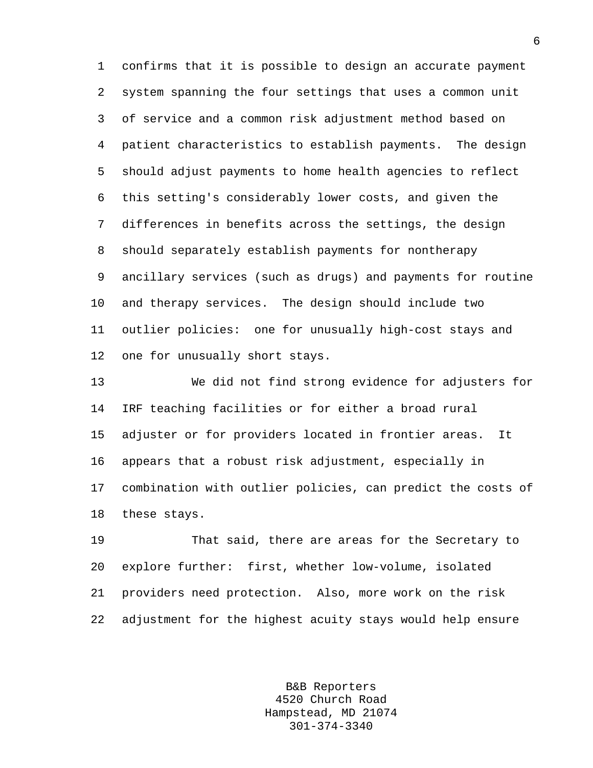confirms that it is possible to design an accurate payment system spanning the four settings that uses a common unit of service and a common risk adjustment method based on patient characteristics to establish payments. The design should adjust payments to home health agencies to reflect this setting's considerably lower costs, and given the differences in benefits across the settings, the design should separately establish payments for nontherapy ancillary services (such as drugs) and payments for routine and therapy services. The design should include two outlier policies: one for unusually high-cost stays and one for unusually short stays.

We did not find strong evidence for adjusters for IRF teaching facilities or for either a broad rural adjuster or for providers located in frontier areas. It appears that a robust risk adjustment, especially in combination with outlier policies, can predict the costs of these stays.

That said, there are areas for the Secretary to explore further: first, whether low-volume, isolated providers need protection. Also, more work on the risk adjustment for the highest acuity stays would help ensure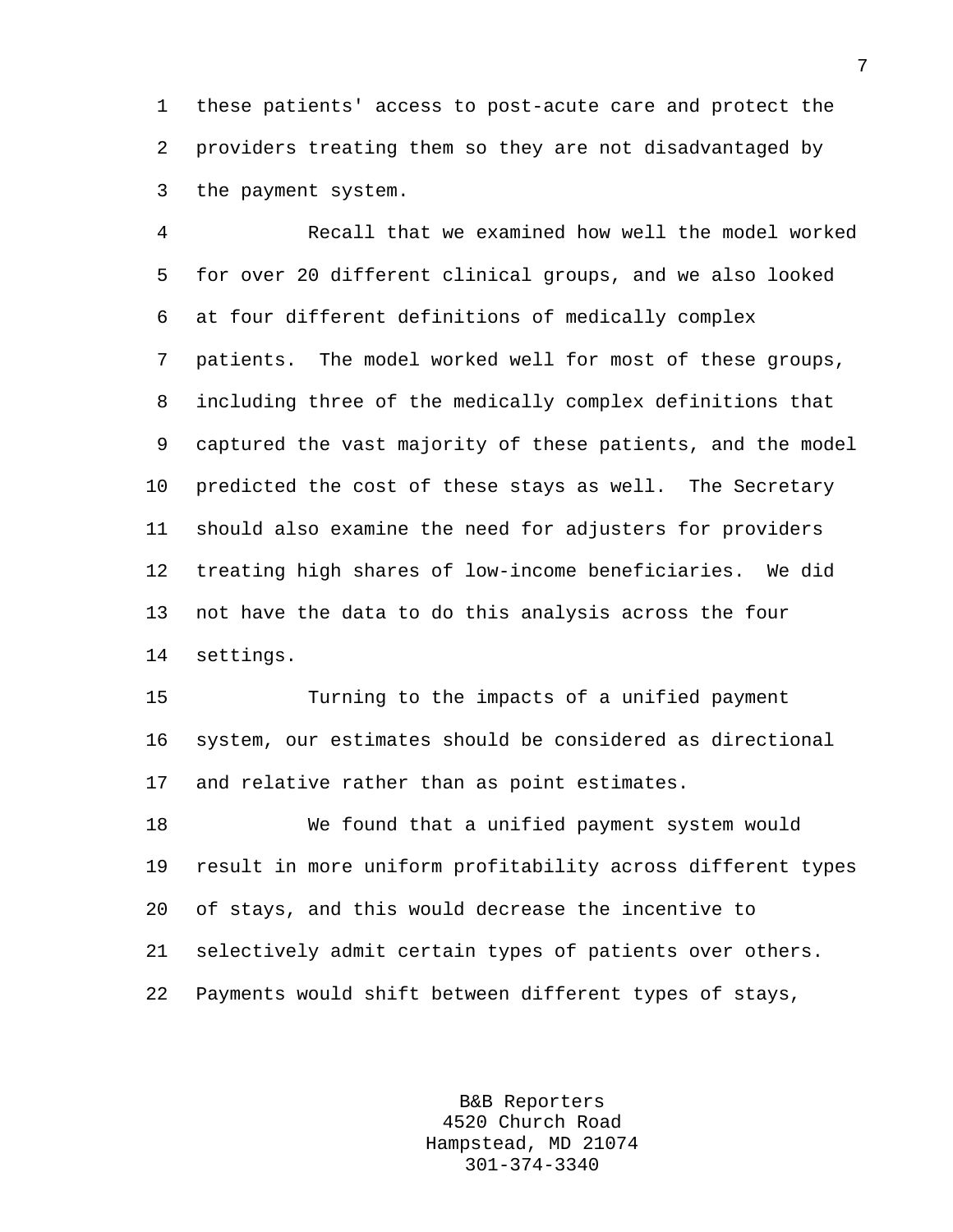these patients' access to post-acute care and protect the providers treating them so they are not disadvantaged by the payment system.

Recall that we examined how well the model worked for over 20 different clinical groups, and we also looked at four different definitions of medically complex patients. The model worked well for most of these groups, including three of the medically complex definitions that captured the vast majority of these patients, and the model predicted the cost of these stays as well. The Secretary should also examine the need for adjusters for providers treating high shares of low-income beneficiaries. We did not have the data to do this analysis across the four settings.

Turning to the impacts of a unified payment system, our estimates should be considered as directional and relative rather than as point estimates.

We found that a unified payment system would result in more uniform profitability across different types of stays, and this would decrease the incentive to selectively admit certain types of patients over others. Payments would shift between different types of stays,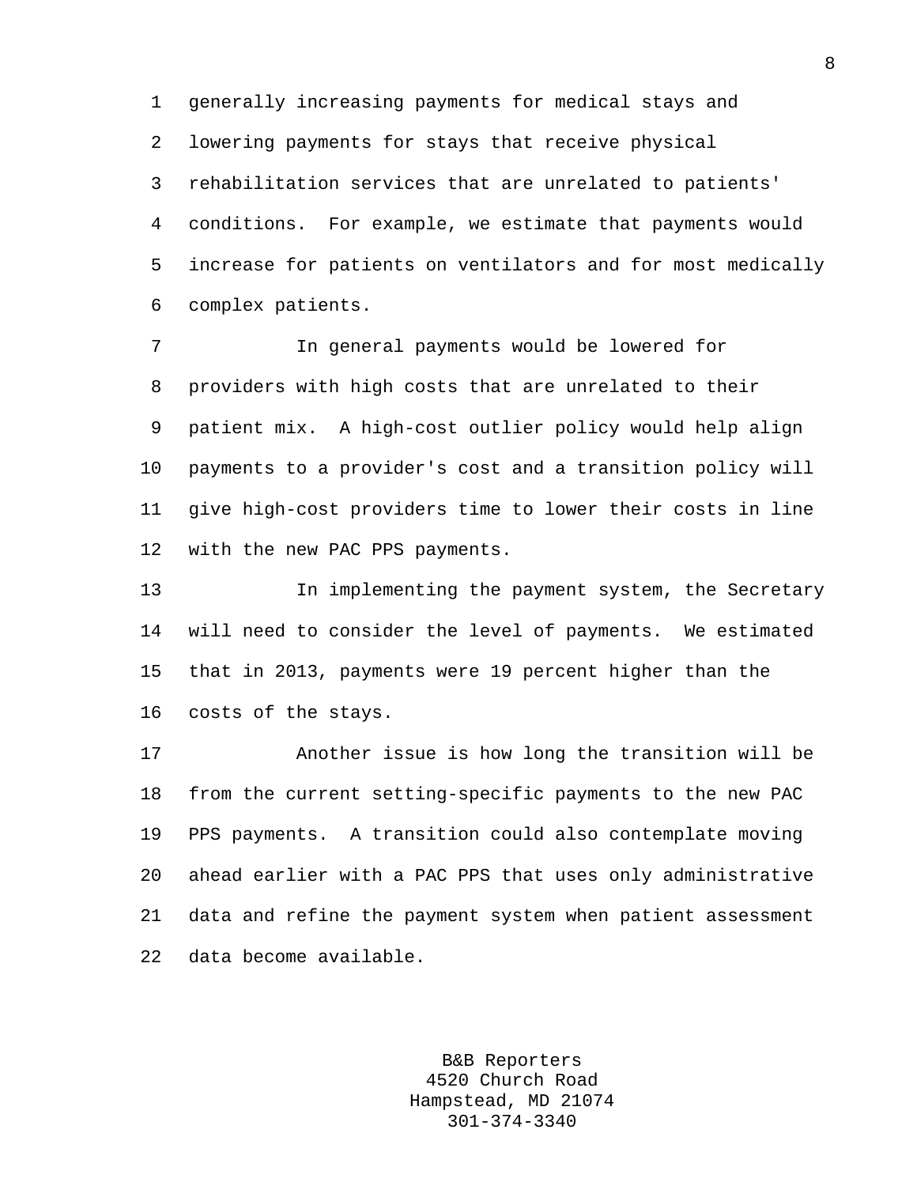generally increasing payments for medical stays and lowering payments for stays that receive physical rehabilitation services that are unrelated to patients' conditions. For example, we estimate that payments would increase for patients on ventilators and for most medically complex patients.

In general payments would be lowered for providers with high costs that are unrelated to their patient mix. A high-cost outlier policy would help align payments to a provider's cost and a transition policy will give high-cost providers time to lower their costs in line with the new PAC PPS payments.

In implementing the payment system, the Secretary will need to consider the level of payments. We estimated that in 2013, payments were 19 percent higher than the costs of the stays.

Another issue is how long the transition will be from the current setting-specific payments to the new PAC PPS payments. A transition could also contemplate moving ahead earlier with a PAC PPS that uses only administrative data and refine the payment system when patient assessment data become available.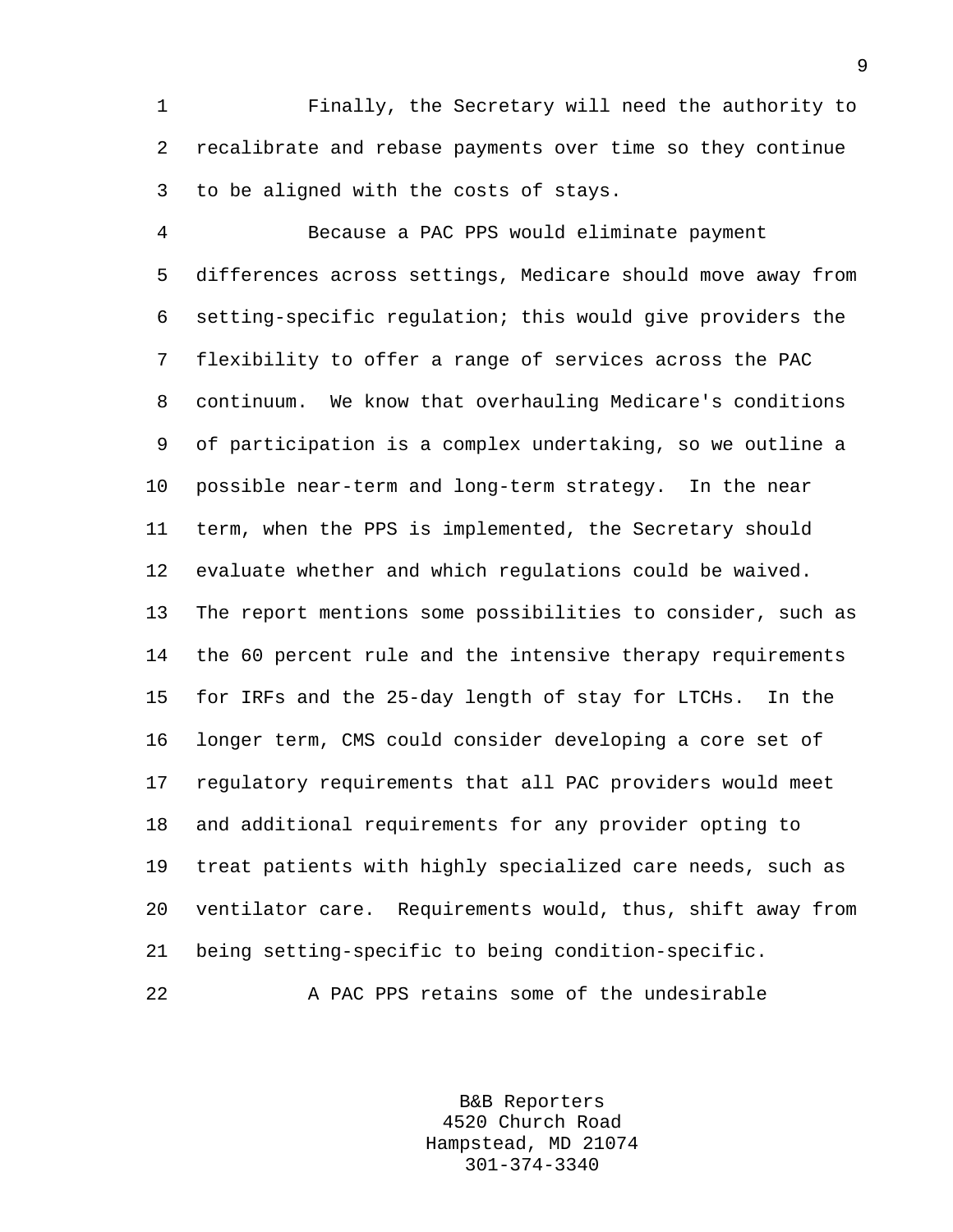Finally, the Secretary will need the authority to recalibrate and rebase payments over time so they continue to be aligned with the costs of stays.

Because a PAC PPS would eliminate payment differences across settings, Medicare should move away from setting-specific regulation; this would give providers the flexibility to offer a range of services across the PAC continuum. We know that overhauling Medicare's conditions of participation is a complex undertaking, so we outline a possible near-term and long-term strategy. In the near term, when the PPS is implemented, the Secretary should evaluate whether and which regulations could be waived. The report mentions some possibilities to consider, such as the 60 percent rule and the intensive therapy requirements for IRFs and the 25-day length of stay for LTCHs. In the longer term, CMS could consider developing a core set of regulatory requirements that all PAC providers would meet and additional requirements for any provider opting to treat patients with highly specialized care needs, such as ventilator care. Requirements would, thus, shift away from being setting-specific to being condition-specific.

A PAC PPS retains some of the undesirable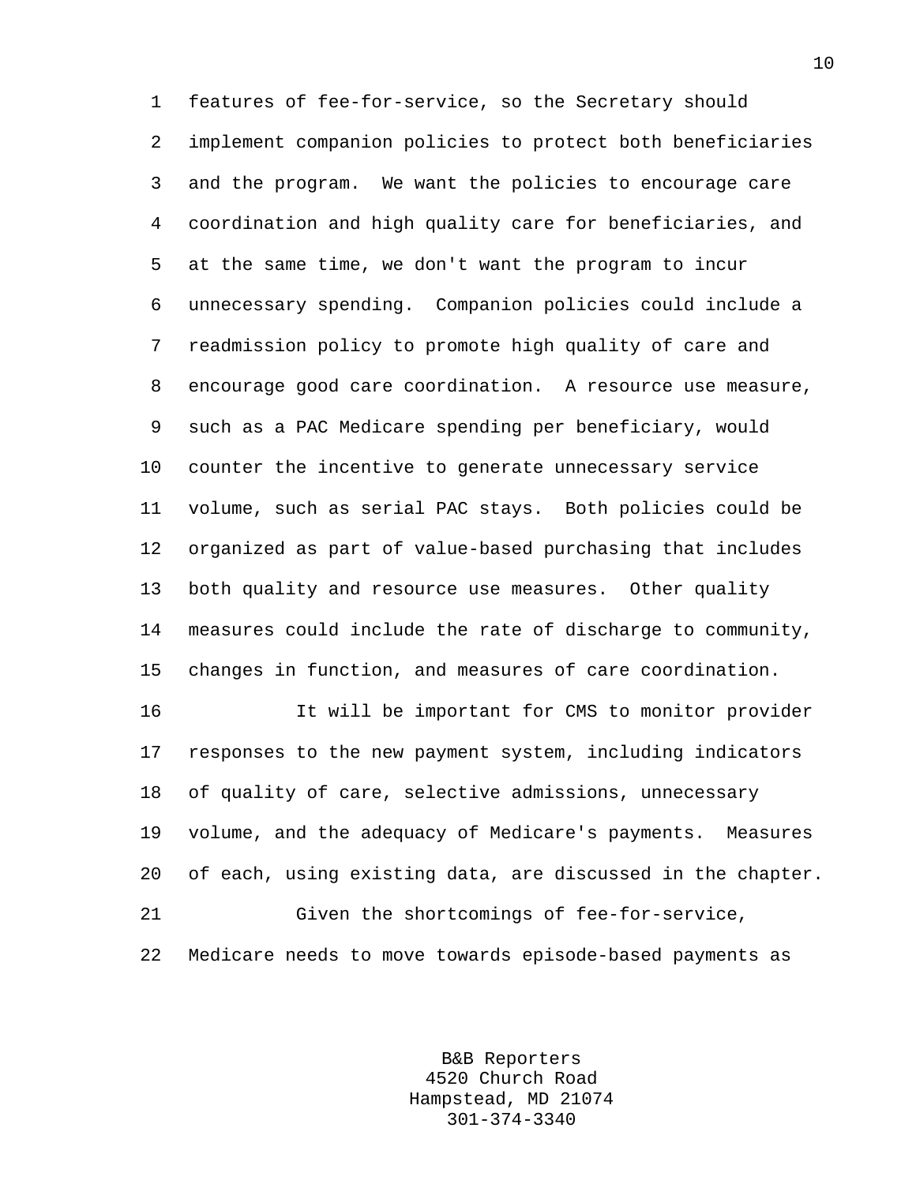features of fee-for-service, so the Secretary should implement companion policies to protect both beneficiaries and the program. We want the policies to encourage care coordination and high quality care for beneficiaries, and at the same time, we don't want the program to incur unnecessary spending. Companion policies could include a readmission policy to promote high quality of care and encourage good care coordination. A resource use measure, such as a PAC Medicare spending per beneficiary, would counter the incentive to generate unnecessary service volume, such as serial PAC stays. Both policies could be organized as part of value-based purchasing that includes both quality and resource use measures. Other quality measures could include the rate of discharge to community, changes in function, and measures of care coordination.

It will be important for CMS to monitor provider responses to the new payment system, including indicators of quality of care, selective admissions, unnecessary volume, and the adequacy of Medicare's payments. Measures of each, using existing data, are discussed in the chapter.

Given the shortcomings of fee-for-service, Medicare needs to move towards episode-based payments as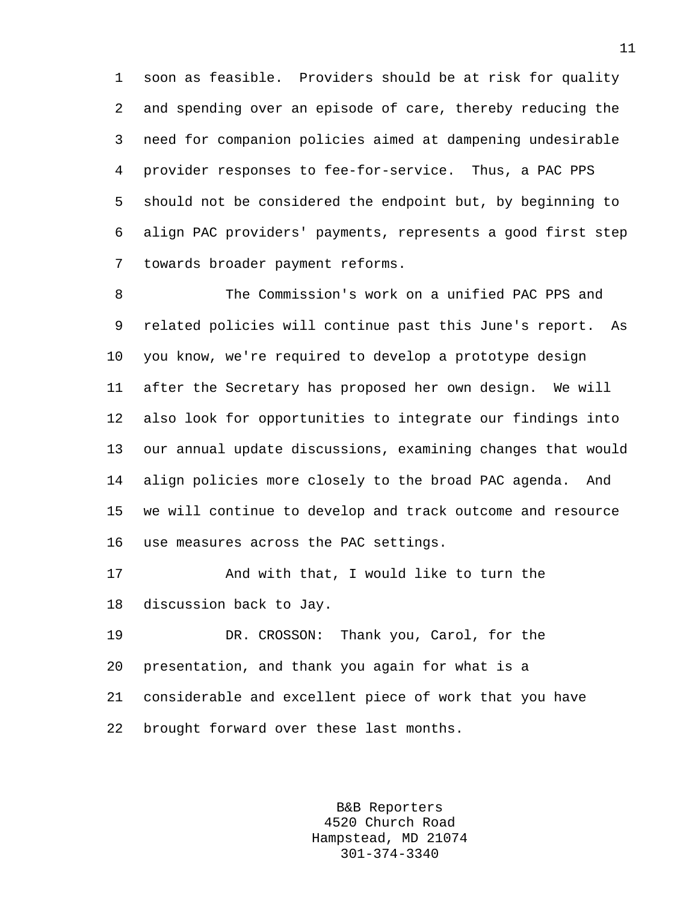soon as feasible. Providers should be at risk for quality and spending over an episode of care, thereby reducing the need for companion policies aimed at dampening undesirable provider responses to fee-for-service. Thus, a PAC PPS should not be considered the endpoint but, by beginning to align PAC providers' payments, represents a good first step towards broader payment reforms.

The Commission's work on a unified PAC PPS and related policies will continue past this June's report. As you know, we're required to develop a prototype design after the Secretary has proposed her own design. We will also look for opportunities to integrate our findings into our annual update discussions, examining changes that would align policies more closely to the broad PAC agenda. And we will continue to develop and track outcome and resource use measures across the PAC settings.

And with that, I would like to turn the discussion back to Jay.

DR. CROSSON: Thank you, Carol, for the presentation, and thank you again for what is a considerable and excellent piece of work that you have brought forward over these last months.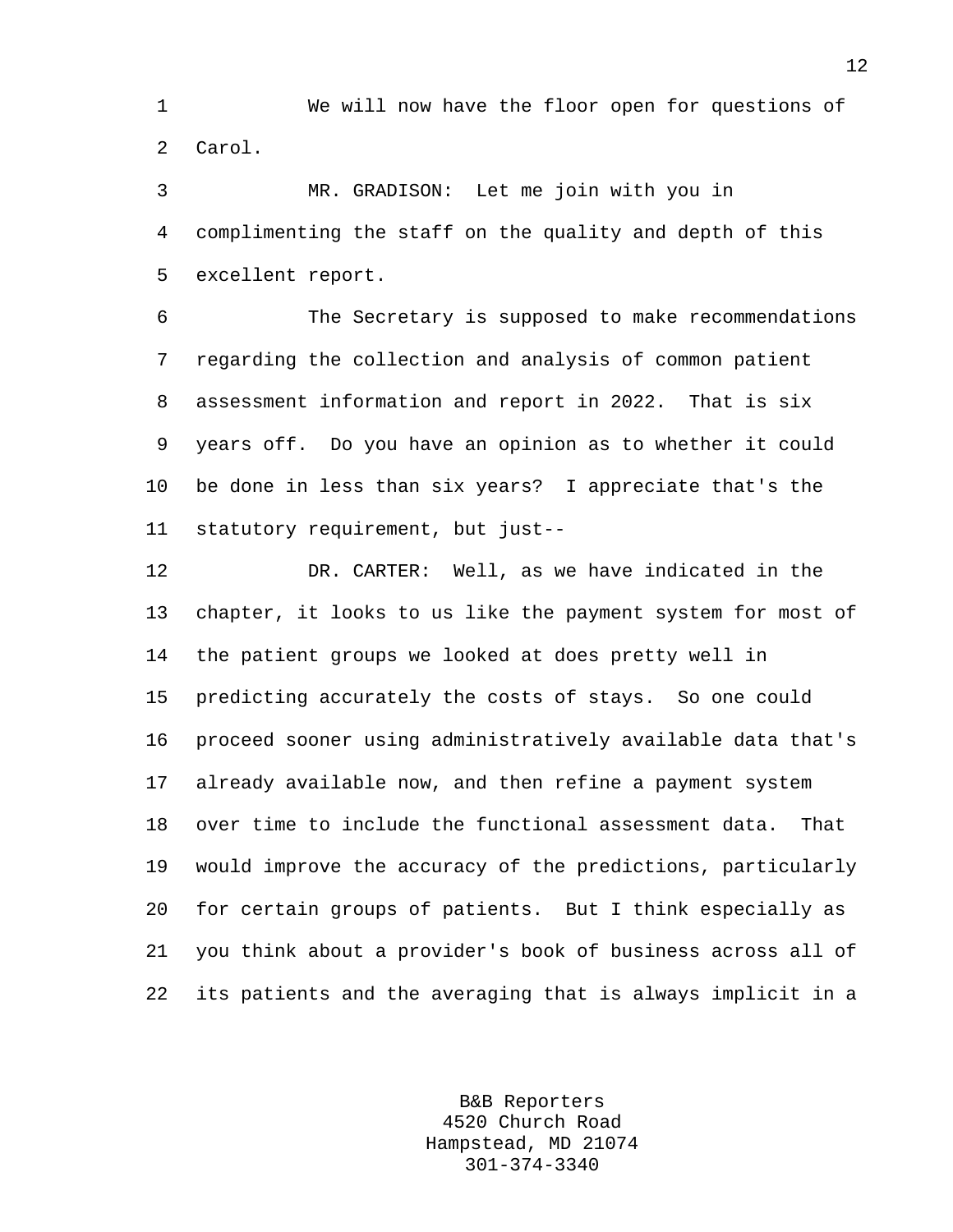We will now have the floor open for questions of Carol.

MR. GRADISON: Let me join with you in complimenting the staff on the quality and depth of this excellent report.

The Secretary is supposed to make recommendations regarding the collection and analysis of common patient assessment information and report in 2022. That is six years off. Do you have an opinion as to whether it could be done in less than six years? I appreciate that's the statutory requirement, but just--

DR. CARTER: Well, as we have indicated in the chapter, it looks to us like the payment system for most of the patient groups we looked at does pretty well in predicting accurately the costs of stays. So one could proceed sooner using administratively available data that's already available now, and then refine a payment system over time to include the functional assessment data. That would improve the accuracy of the predictions, particularly for certain groups of patients. But I think especially as you think about a provider's book of business across all of its patients and the averaging that is always implicit in a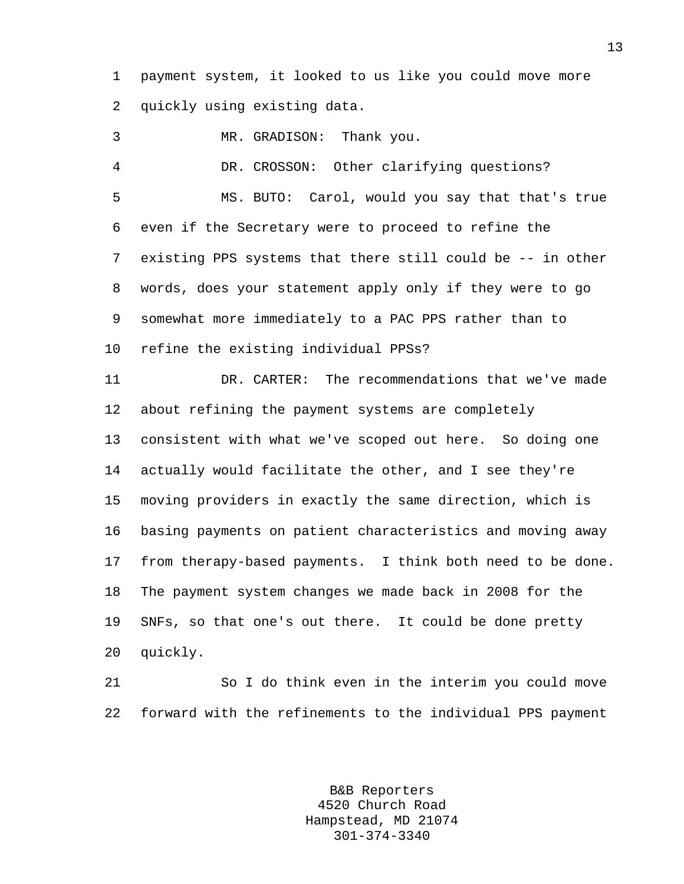payment system, it looked to us like you could move more quickly using existing data.

MR. GRADISON: Thank you.

DR. CROSSON: Other clarifying questions?

MS. BUTO: Carol, would you say that that's true even if the Secretary were to proceed to refine the existing PPS systems that there still could be -- in other words, does your statement apply only if they were to go somewhat more immediately to a PAC PPS rather than to refine the existing individual PPSs?

DR. CARTER: The recommendations that we've made about refining the payment systems are completely consistent with what we've scoped out here. So doing one actually would facilitate the other, and I see they're moving providers in exactly the same direction, which is basing payments on patient characteristics and moving away from therapy-based payments. I think both need to be done. The payment system changes we made back in 2008 for the SNFs, so that one's out there. It could be done pretty quickly.

So I do think even in the interim you could move forward with the refinements to the individual PPS payment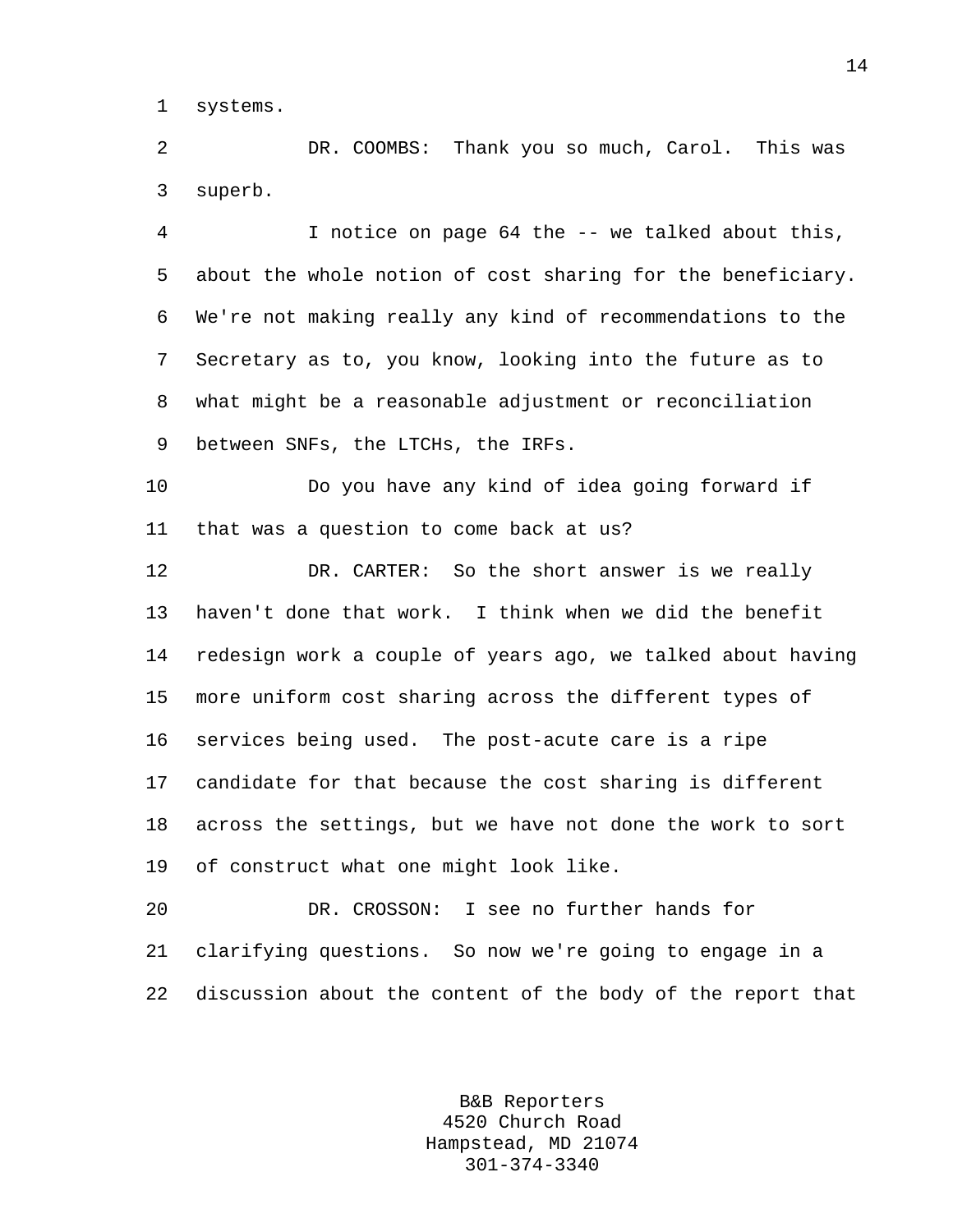systems.

DR. COOMBS: Thank you so much, Carol. This was superb.

I notice on page 64 the -- we talked about this, about the whole notion of cost sharing for the beneficiary. We're not making really any kind of recommendations to the Secretary as to, you know, looking into the future as to what might be a reasonable adjustment or reconciliation between SNFs, the LTCHs, the IRFs.

Do you have any kind of idea going forward if that was a question to come back at us?

DR. CARTER: So the short answer is we really haven't done that work. I think when we did the benefit redesign work a couple of years ago, we talked about having more uniform cost sharing across the different types of services being used. The post-acute care is a ripe candidate for that because the cost sharing is different across the settings, but we have not done the work to sort of construct what one might look like.

DR. CROSSON: I see no further hands for clarifying questions. So now we're going to engage in a discussion about the content of the body of the report that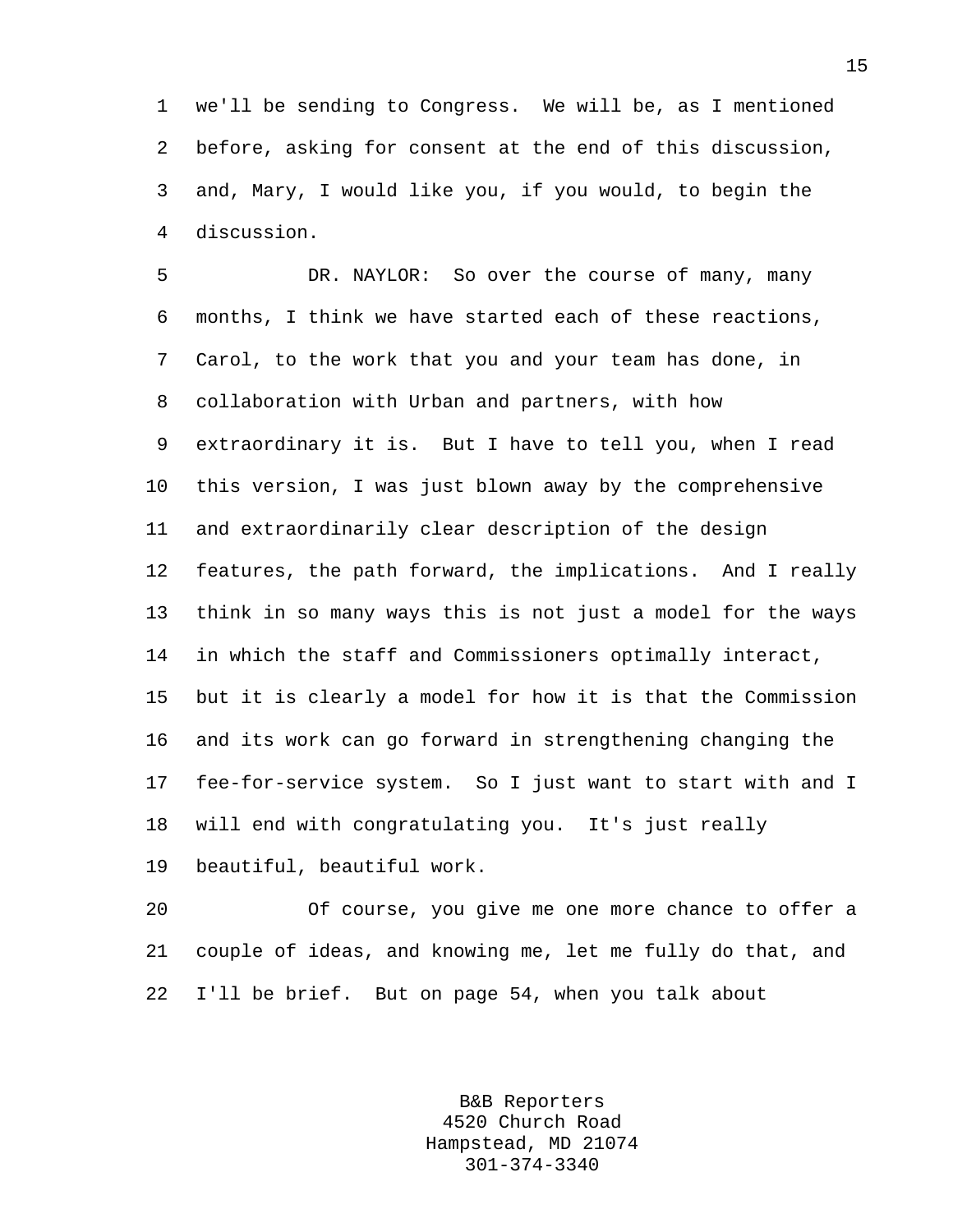we'll be sending to Congress. We will be, as I mentioned before, asking for consent at the end of this discussion, and, Mary, I would like you, if you would, to begin the discussion.

DR. NAYLOR: So over the course of many, many months, I think we have started each of these reactions, Carol, to the work that you and your team has done, in collaboration with Urban and partners, with how extraordinary it is. But I have to tell you, when I read this version, I was just blown away by the comprehensive and extraordinarily clear description of the design features, the path forward, the implications. And I really think in so many ways this is not just a model for the ways in which the staff and Commissioners optimally interact, but it is clearly a model for how it is that the Commission and its work can go forward in strengthening changing the fee-for-service system. So I just want to start with and I will end with congratulating you. It's just really beautiful, beautiful work.

Of course, you give me one more chance to offer a couple of ideas, and knowing me, let me fully do that, and I'll be brief. But on page 54, when you talk about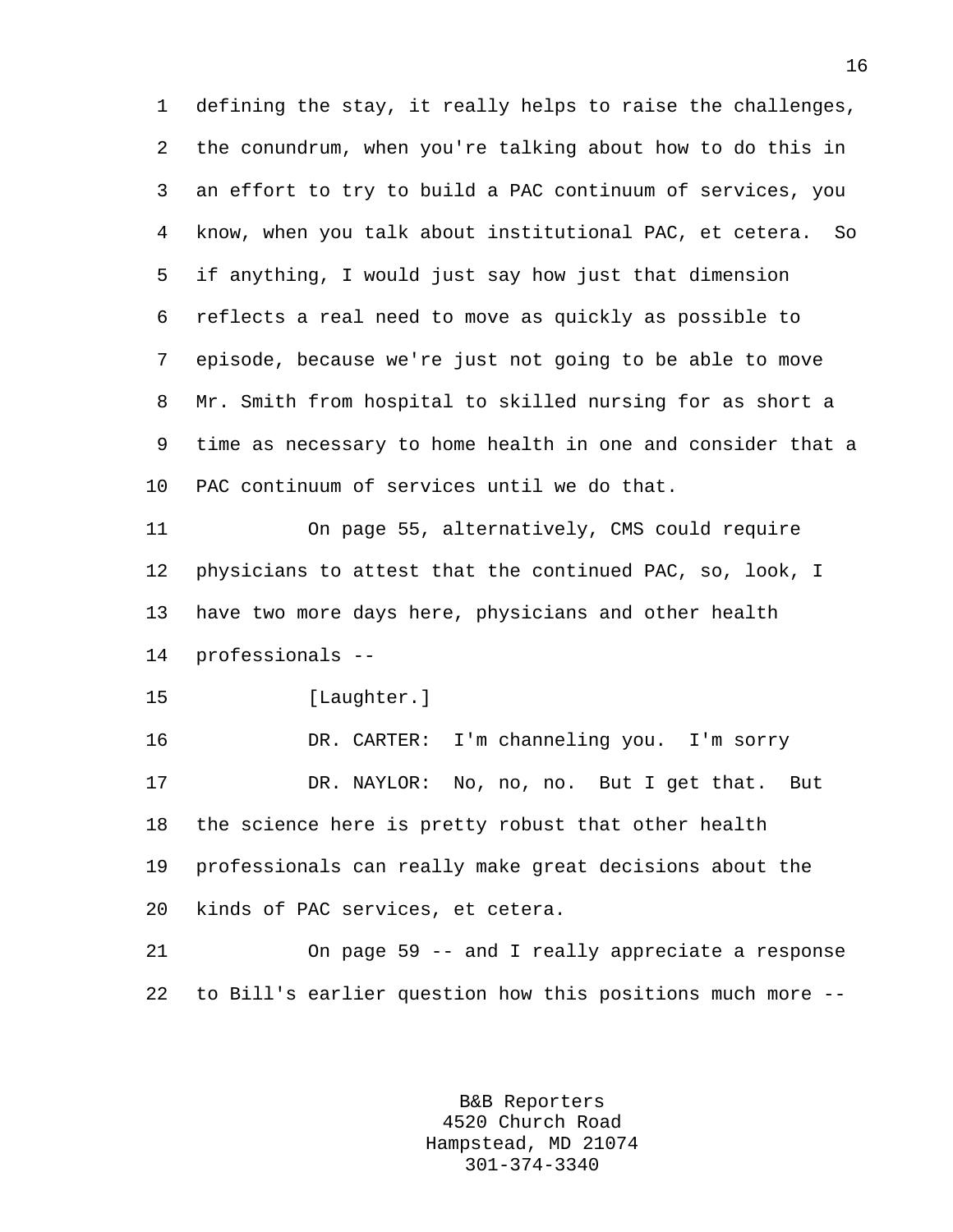defining the stay, it really helps to raise the challenges, the conundrum, when you're talking about how to do this in an effort to try to build a PAC continuum of services, you know, when you talk about institutional PAC, et cetera. So if anything, I would just say how just that dimension reflects a real need to move as quickly as possible to episode, because we're just not going to be able to move Mr. Smith from hospital to skilled nursing for as short a time as necessary to home health in one and consider that a PAC continuum of services until we do that.

On page 55, alternatively, CMS could require physicians to attest that the continued PAC, so, look, I have two more days here, physicians and other health professionals --

[Laughter.]

DR. CARTER: I'm channeling you. I'm sorry

DR. NAYLOR: No, no, no. But I get that. But the science here is pretty robust that other health professionals can really make great decisions about the kinds of PAC services, et cetera.

On page 59 -- and I really appreciate a response to Bill's earlier question how this positions much more --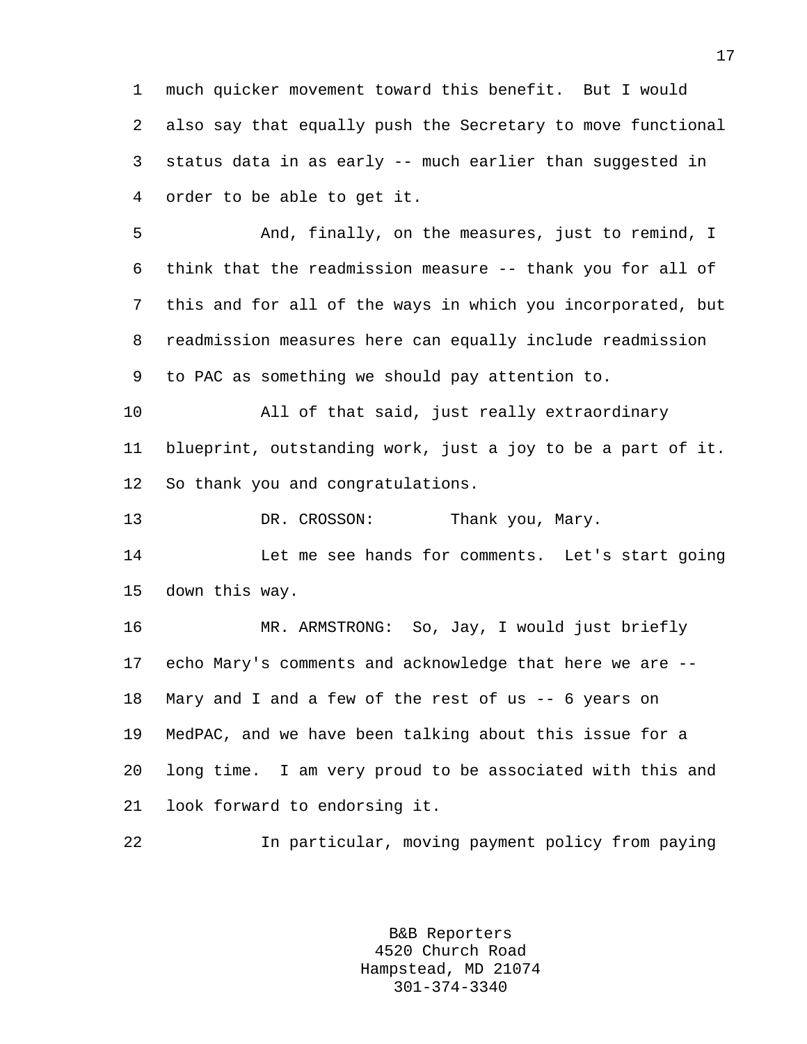much quicker movement toward this benefit. But I would also say that equally push the Secretary to move functional status data in as early -- much earlier than suggested in order to be able to get it.

And, finally, on the measures, just to remind, I think that the readmission measure -- thank you for all of this and for all of the ways in which you incorporated, but readmission measures here can equally include readmission to PAC as something we should pay attention to.

All of that said, just really extraordinary blueprint, outstanding work, just a joy to be a part of it. So thank you and congratulations.

DR. CROSSON: Thank you, Mary.

Let me see hands for comments. Let's start going down this way.

MR. ARMSTRONG: So, Jay, I would just briefly echo Mary's comments and acknowledge that here we are -- Mary and I and a few of the rest of us -- 6 years on MedPAC, and we have been talking about this issue for a long time. I am very proud to be associated with this and look forward to endorsing it.

In particular, moving payment policy from paying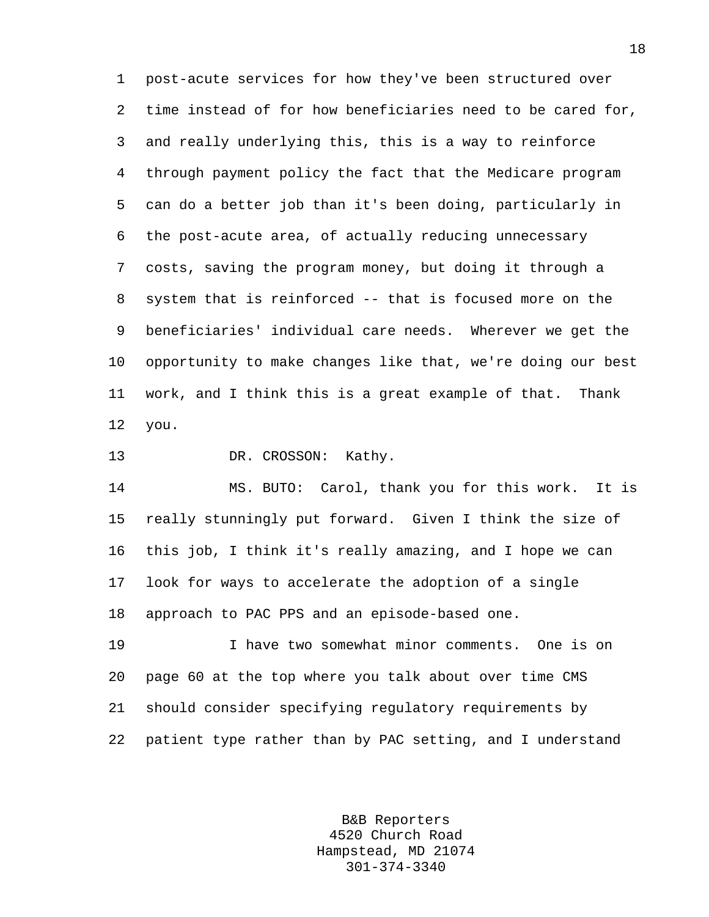post-acute services for how they've been structured over time instead of for how beneficiaries need to be cared for, and really underlying this, this is a way to reinforce through payment policy the fact that the Medicare program can do a better job than it's been doing, particularly in the post-acute area, of actually reducing unnecessary costs, saving the program money, but doing it through a system that is reinforced -- that is focused more on the beneficiaries' individual care needs. Wherever we get the opportunity to make changes like that, we're doing our best work, and I think this is a great example of that. Thank you.

DR. CROSSON: Kathy.

MS. BUTO: Carol, thank you for this work. It is really stunningly put forward. Given I think the size of this job, I think it's really amazing, and I hope we can look for ways to accelerate the adoption of a single approach to PAC PPS and an episode-based one.

I have two somewhat minor comments. One is on page 60 at the top where you talk about over time CMS should consider specifying regulatory requirements by patient type rather than by PAC setting, and I understand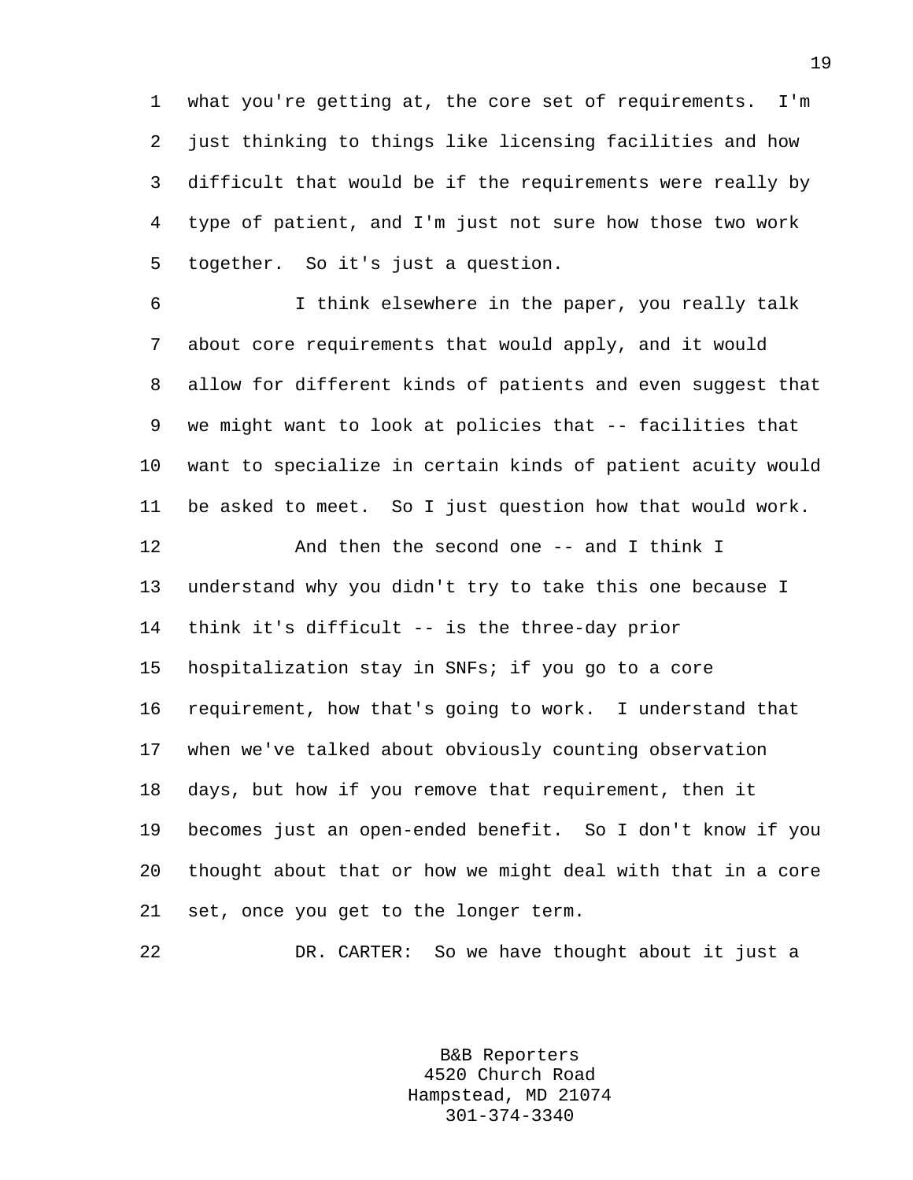what you're getting at, the core set of requirements. I'm just thinking to things like licensing facilities and how difficult that would be if the requirements were really by type of patient, and I'm just not sure how those two work together. So it's just a question.

I think elsewhere in the paper, you really talk about core requirements that would apply, and it would allow for different kinds of patients and even suggest that we might want to look at policies that -- facilities that want to specialize in certain kinds of patient acuity would be asked to meet. So I just question how that would work.

And then the second one -- and I think I understand why you didn't try to take this one because I think it's difficult -- is the three-day prior hospitalization stay in SNFs; if you go to a core requirement, how that's going to work. I understand that when we've talked about obviously counting observation days, but how if you remove that requirement, then it becomes just an open-ended benefit. So I don't know if you thought about that or how we might deal with that in a core set, once you get to the longer term.

DR. CARTER: So we have thought about it just a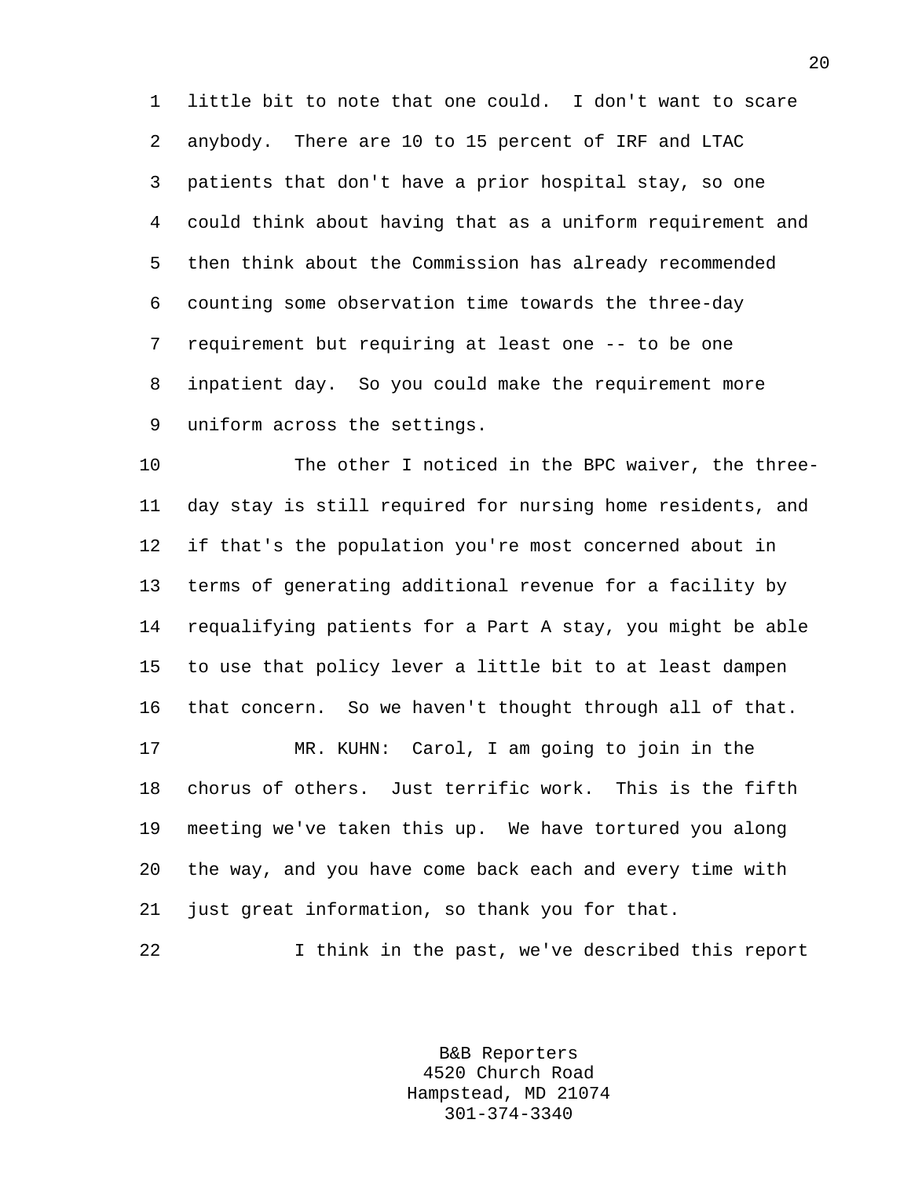little bit to note that one could. I don't want to scare anybody. There are 10 to 15 percent of IRF and LTAC patients that don't have a prior hospital stay, so one could think about having that as a uniform requirement and then think about the Commission has already recommended counting some observation time towards the three-day requirement but requiring at least one -- to be one inpatient day. So you could make the requirement more uniform across the settings.

The other I noticed in the BPC waiver, the three-day stay is still required for nursing home residents, and if that's the population you're most concerned about in terms of generating additional revenue for a facility by requalifying patients for a Part A stay, you might be able to use that policy lever a little bit to at least dampen that concern. So we haven't thought through all of that.

MR. KUHN: Carol, I am going to join in the chorus of others. Just terrific work. This is the fifth meeting we've taken this up. We have tortured you along the way, and you have come back each and every time with just great information, so thank you for that.

I think in the past, we've described this report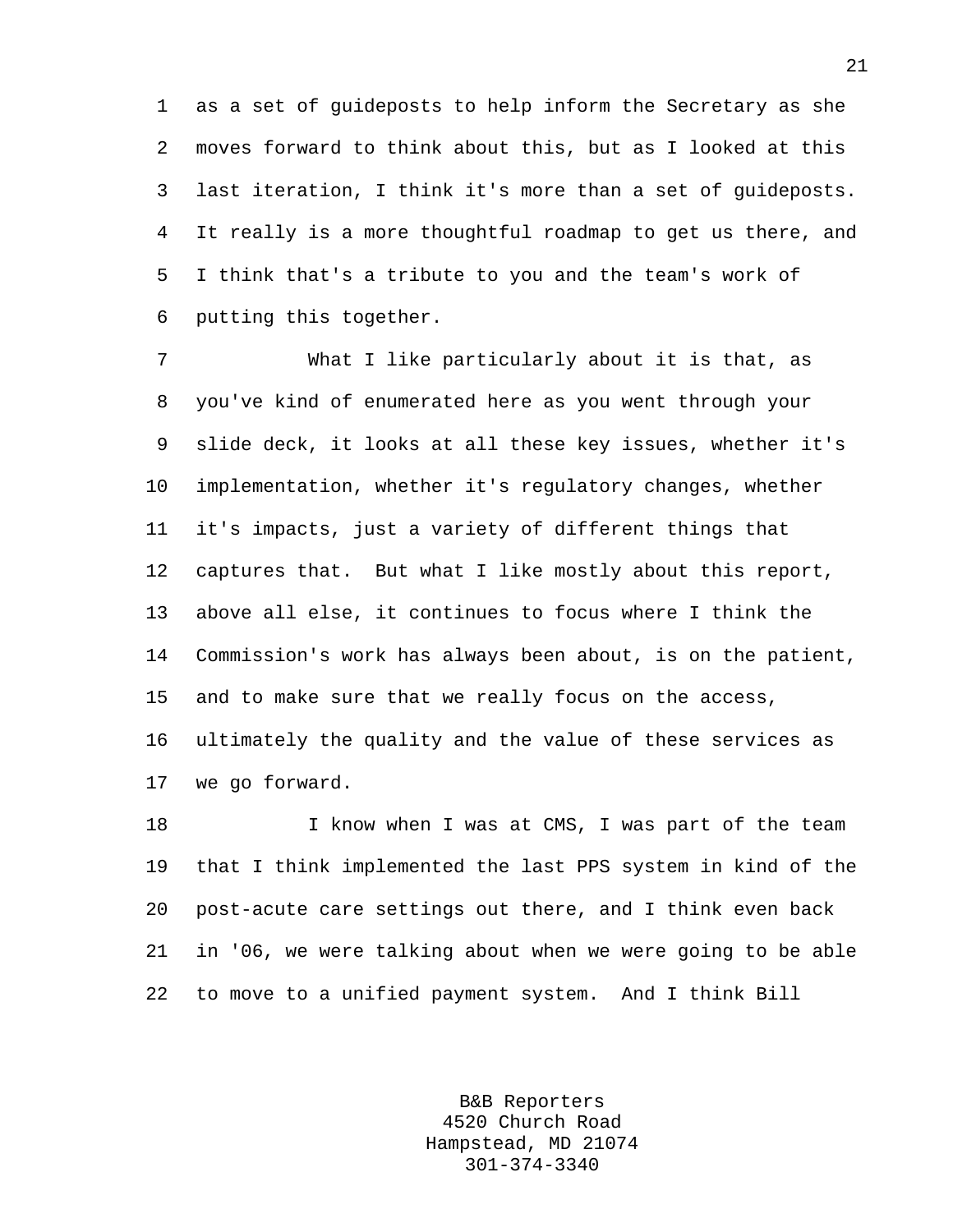as a set of guideposts to help inform the Secretary as she moves forward to think about this, but as I looked at this last iteration, I think it's more than a set of guideposts. It really is a more thoughtful roadmap to get us there, and I think that's a tribute to you and the team's work of putting this together.

What I like particularly about it is that, as you've kind of enumerated here as you went through your slide deck, it looks at all these key issues, whether it's implementation, whether it's regulatory changes, whether it's impacts, just a variety of different things that captures that. But what I like mostly about this report, above all else, it continues to focus where I think the Commission's work has always been about, is on the patient, and to make sure that we really focus on the access, ultimately the quality and the value of these services as we go forward.

I know when I was at CMS, I was part of the team that I think implemented the last PPS system in kind of the post-acute care settings out there, and I think even back in '06, we were talking about when we were going to be able to move to a unified payment system. And I think Bill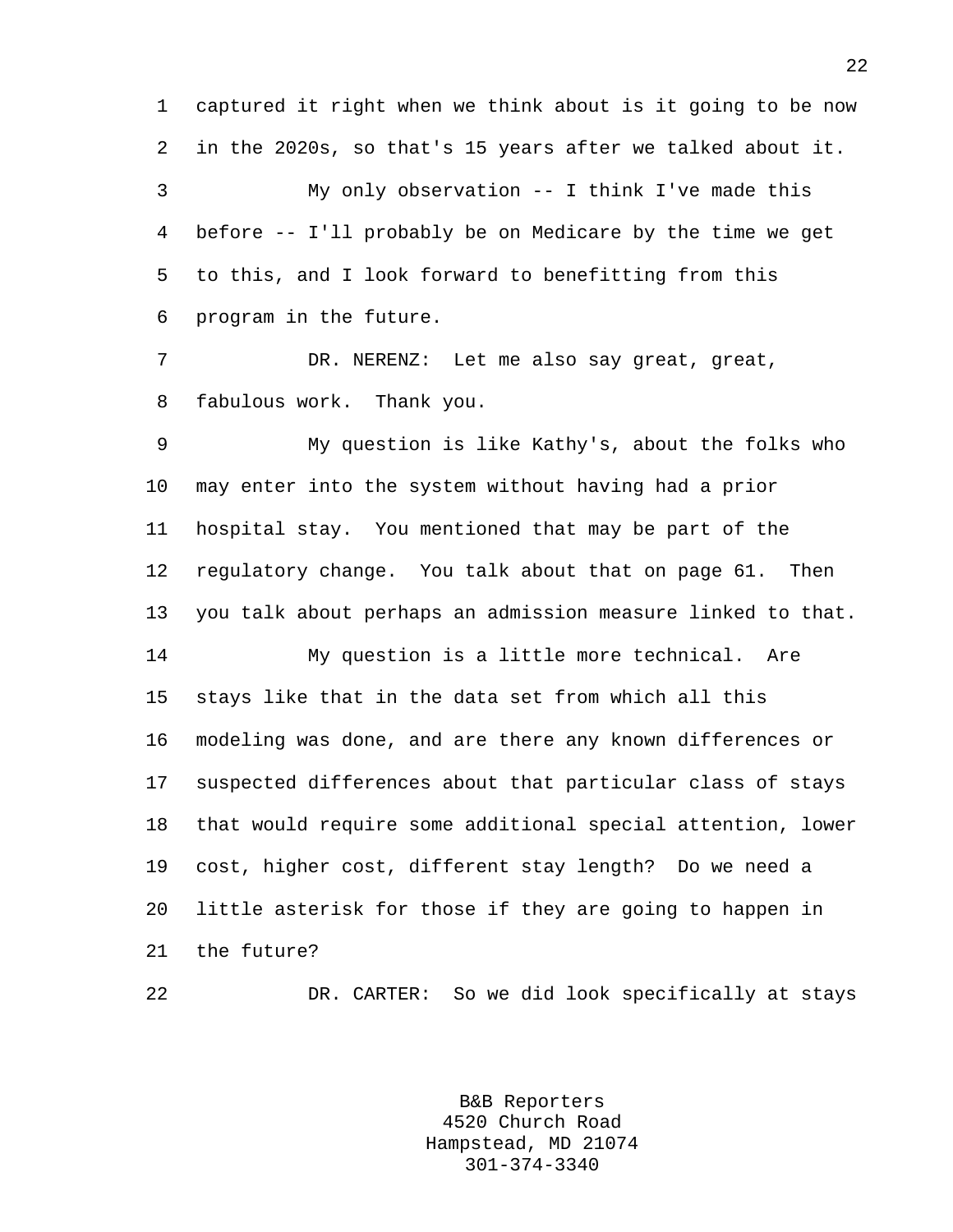captured it right when we think about is it going to be now in the 2020s, so that's 15 years after we talked about it.

My only observation -- I think I've made this before -- I'll probably be on Medicare by the time we get to this, and I look forward to benefitting from this program in the future.

DR. NERENZ: Let me also say great, great, fabulous work. Thank you.

My question is like Kathy's, about the folks who may enter into the system without having had a prior hospital stay. You mentioned that may be part of the regulatory change. You talk about that on page 61. Then you talk about perhaps an admission measure linked to that.

My question is a little more technical. Are stays like that in the data set from which all this modeling was done, and are there any known differences or suspected differences about that particular class of stays that would require some additional special attention, lower cost, higher cost, different stay length? Do we need a little asterisk for those if they are going to happen in the future?

DR. CARTER: So we did look specifically at stays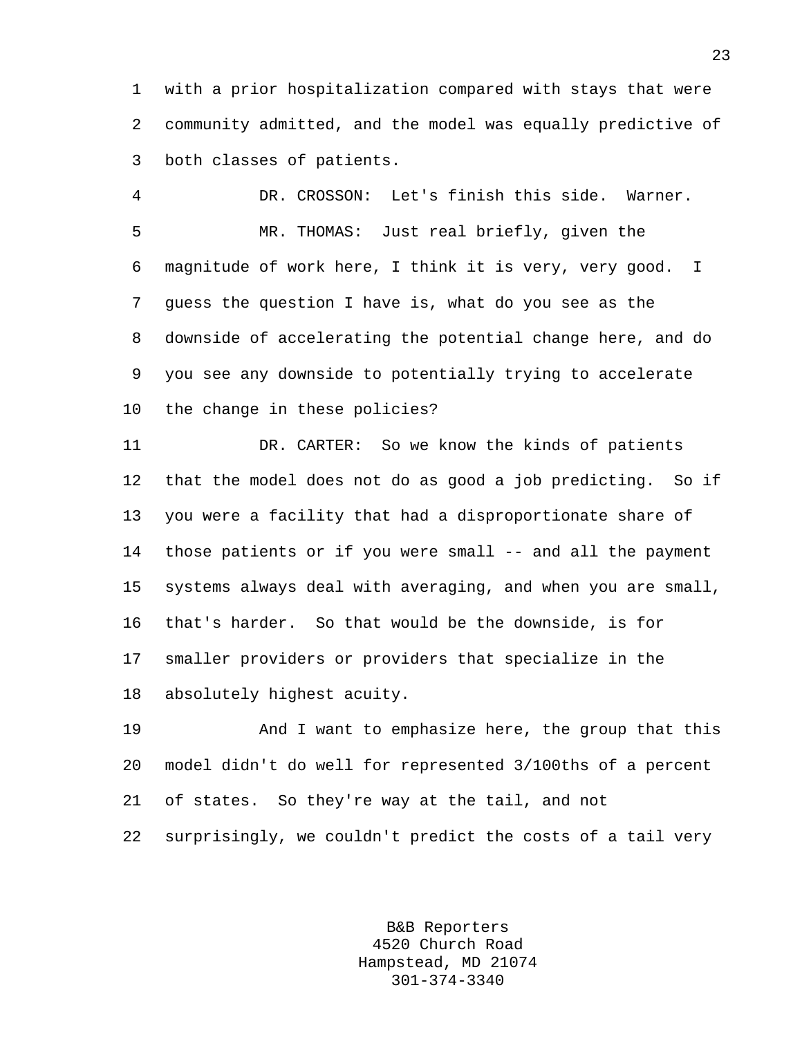with a prior hospitalization compared with stays that were community admitted, and the model was equally predictive of both classes of patients.

DR. CROSSON: Let's finish this side. Warner.

MR. THOMAS: Just real briefly, given the magnitude of work here, I think it is very, very good. I guess the question I have is, what do you see as the downside of accelerating the potential change here, and do you see any downside to potentially trying to accelerate the change in these policies?

DR. CARTER: So we know the kinds of patients that the model does not do as good a job predicting. So if you were a facility that had a disproportionate share of those patients or if you were small -- and all the payment systems always deal with averaging, and when you are small, that's harder. So that would be the downside, is for smaller providers or providers that specialize in the absolutely highest acuity.

And I want to emphasize here, the group that this model didn't do well for represented 3/100ths of a percent of states. So they're way at the tail, and not surprisingly, we couldn't predict the costs of a tail very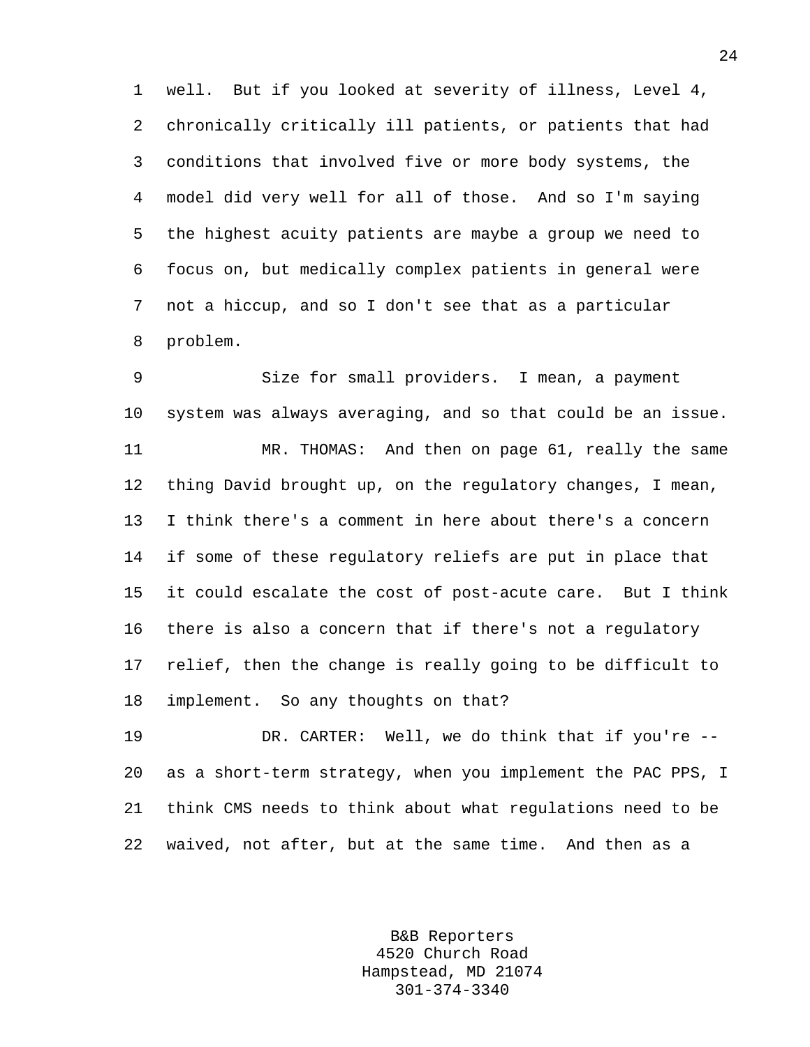well. But if you looked at severity of illness, Level 4, chronically critically ill patients, or patients that had conditions that involved five or more body systems, the model did very well for all of those. And so I'm saying the highest acuity patients are maybe a group we need to focus on, but medically complex patients in general were not a hiccup, and so I don't see that as a particular problem.

Size for small providers. I mean, a payment system was always averaging, and so that could be an issue.

MR. THOMAS: And then on page 61, really the same thing David brought up, on the regulatory changes, I mean, I think there's a comment in here about there's a concern if some of these regulatory reliefs are put in place that it could escalate the cost of post-acute care. But I think there is also a concern that if there's not a regulatory relief, then the change is really going to be difficult to implement. So any thoughts on that?

DR. CARTER: Well, we do think that if you're -- as a short-term strategy, when you implement the PAC PPS, I think CMS needs to think about what regulations need to be waived, not after, but at the same time. And then as a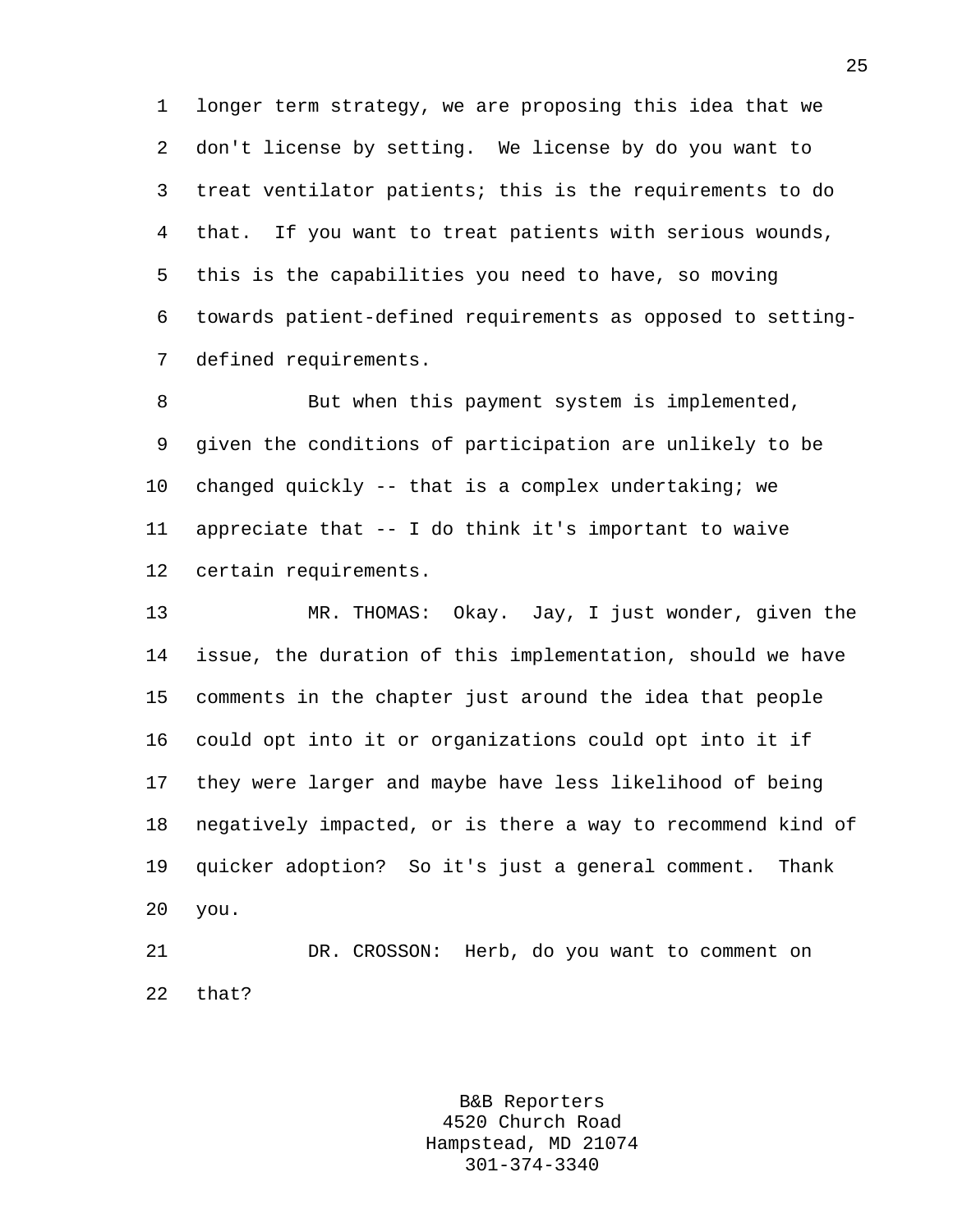longer term strategy, we are proposing this idea that we don't license by setting. We license by do you want to treat ventilator patients; this is the requirements to do that. If you want to treat patients with serious wounds, this is the capabilities you need to have, so moving towards patient-defined requirements as opposed to setting-defined requirements.

But when this payment system is implemented, given the conditions of participation are unlikely to be changed quickly -- that is a complex undertaking; we appreciate that -- I do think it's important to waive certain requirements.

MR. THOMAS: Okay. Jay, I just wonder, given the issue, the duration of this implementation, should we have comments in the chapter just around the idea that people could opt into it or organizations could opt into it if they were larger and maybe have less likelihood of being negatively impacted, or is there a way to recommend kind of quicker adoption? So it's just a general comment. Thank you.

DR. CROSSON: Herb, do you want to comment on that?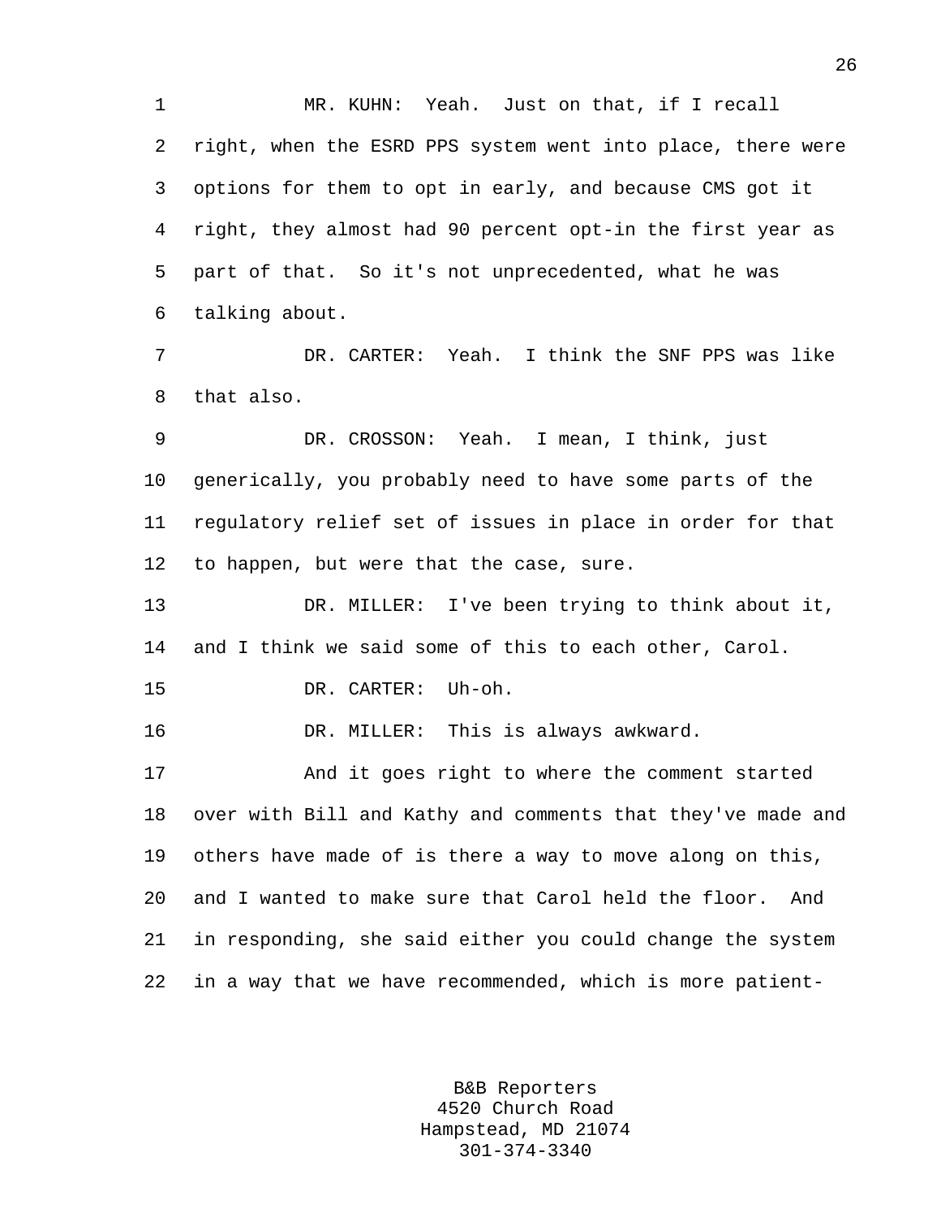MR. KUHN: Yeah. Just on that, if I recall right, when the ESRD PPS system went into place, there were options for them to opt in early, and because CMS got it right, they almost had 90 percent opt-in the first year as part of that. So it's not unprecedented, what he was talking about.

DR. CARTER: Yeah. I think the SNF PPS was like that also.

DR. CROSSON: Yeah. I mean, I think, just generically, you probably need to have some parts of the regulatory relief set of issues in place in order for that to happen, but were that the case, sure.

DR. MILLER: I've been trying to think about it, and I think we said some of this to each other, Carol.

DR. CARTER: Uh-oh.

DR. MILLER: This is always awkward.

And it goes right to where the comment started over with Bill and Kathy and comments that they've made and others have made of is there a way to move along on this, and I wanted to make sure that Carol held the floor. And in responding, she said either you could change the system in a way that we have recommended, which is more patient-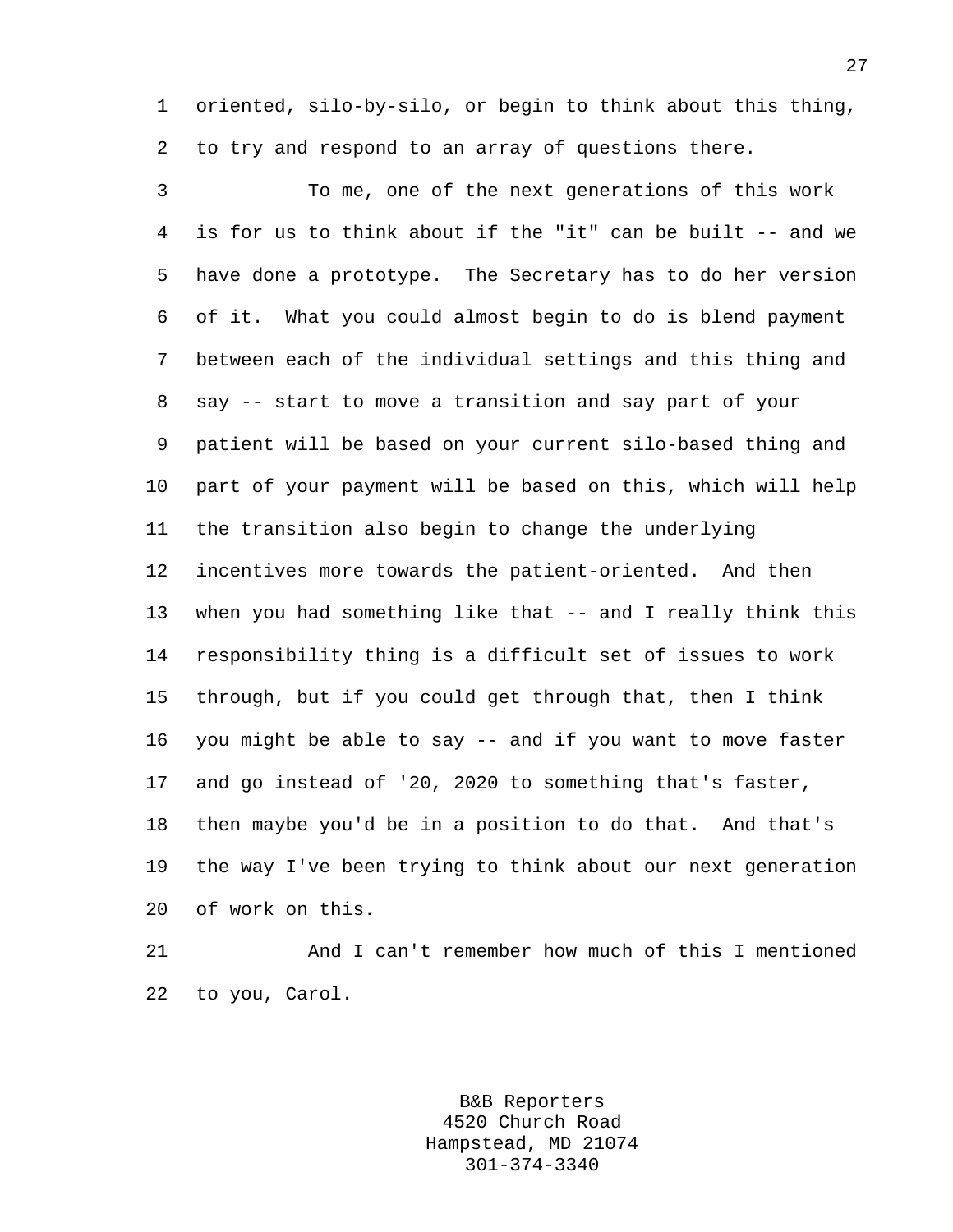oriented, silo-by-silo, or begin to think about this thing, to try and respond to an array of questions there.

To me, one of the next generations of this work is for us to think about if the "it" can be built -- and we have done a prototype. The Secretary has to do her version of it. What you could almost begin to do is blend payment between each of the individual settings and this thing and say -- start to move a transition and say part of your patient will be based on your current silo-based thing and part of your payment will be based on this, which will help the transition also begin to change the underlying incentives more towards the patient-oriented. And then when you had something like that -- and I really think this responsibility thing is a difficult set of issues to work through, but if you could get through that, then I think you might be able to say -- and if you want to move faster and go instead of '20, 2020 to something that's faster, then maybe you'd be in a position to do that. And that's the way I've been trying to think about our next generation of work on this.

And I can't remember how much of this I mentioned to you, Carol.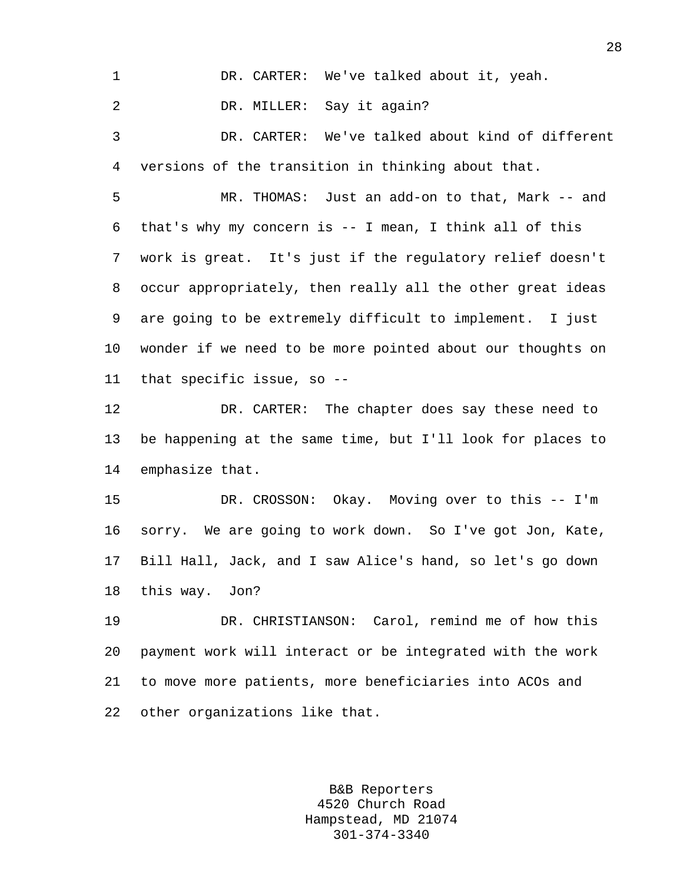DR. CARTER: We've talked about it, yeah.

DR. MILLER: Say it again?

DR. CARTER: We've talked about kind of different versions of the transition in thinking about that.

MR. THOMAS: Just an add-on to that, Mark -- and that's why my concern is -- I mean, I think all of this work is great. It's just if the regulatory relief doesn't occur appropriately, then really all the other great ideas are going to be extremely difficult to implement. I just wonder if we need to be more pointed about our thoughts on that specific issue, so --

DR. CARTER: The chapter does say these need to be happening at the same time, but I'll look for places to emphasize that.

DR. CROSSON: Okay. Moving over to this -- I'm sorry. We are going to work down. So I've got Jon, Kate, Bill Hall, Jack, and I saw Alice's hand, so let's go down this way. Jon?

DR. CHRISTIANSON: Carol, remind me of how this payment work will interact or be integrated with the work to move more patients, more beneficiaries into ACOs and other organizations like that.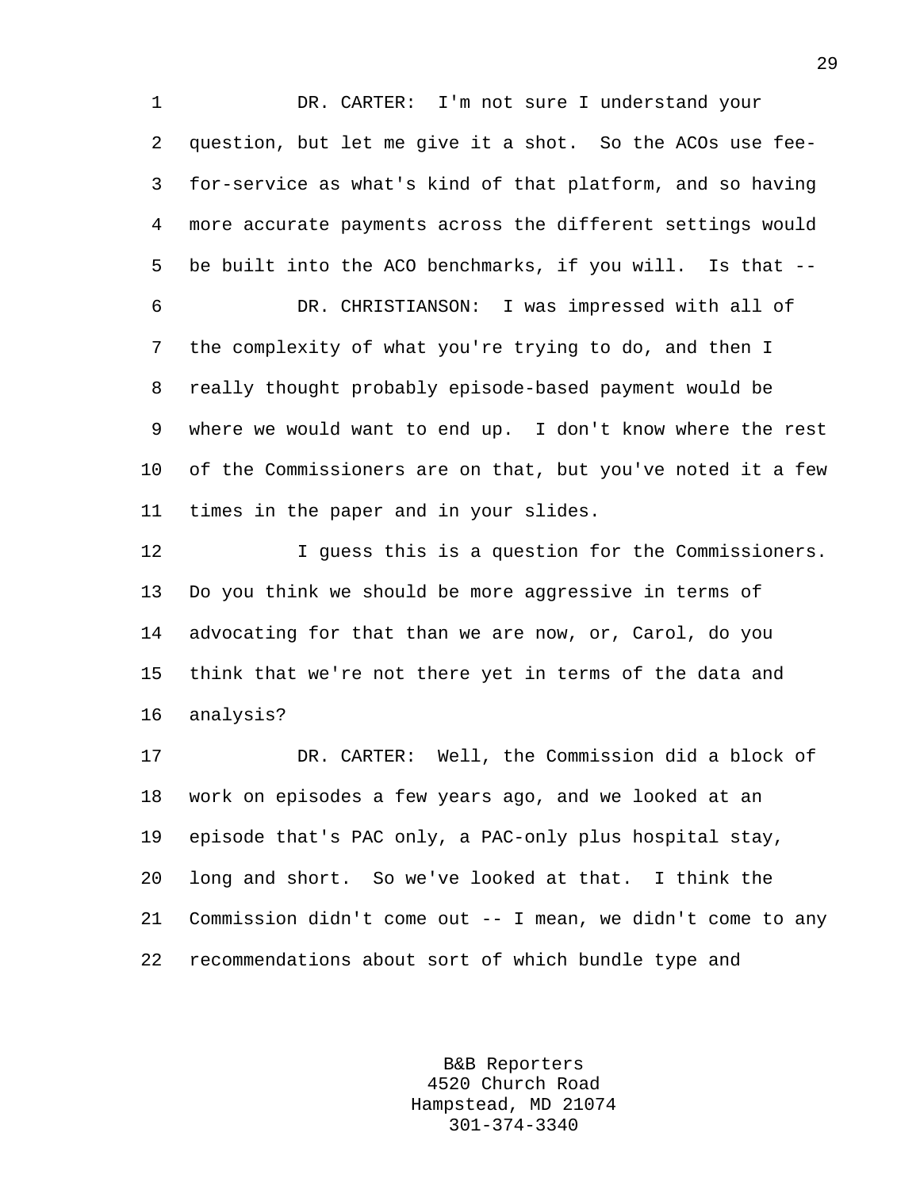DR. CARTER: I'm not sure I understand your question, but let me give it a shot. So the ACOs use fee-for-service as what's kind of that platform, and so having more accurate payments across the different settings would be built into the ACO benchmarks, if you will. Is that --

DR. CHRISTIANSON: I was impressed with all of the complexity of what you're trying to do, and then I really thought probably episode-based payment would be where we would want to end up. I don't know where the rest of the Commissioners are on that, but you've noted it a few times in the paper and in your slides.

I guess this is a question for the Commissioners. Do you think we should be more aggressive in terms of advocating for that than we are now, or, Carol, do you think that we're not there yet in terms of the data and analysis?

DR. CARTER: Well, the Commission did a block of work on episodes a few years ago, and we looked at an episode that's PAC only, a PAC-only plus hospital stay, long and short. So we've looked at that. I think the Commission didn't come out -- I mean, we didn't come to any recommendations about sort of which bundle type and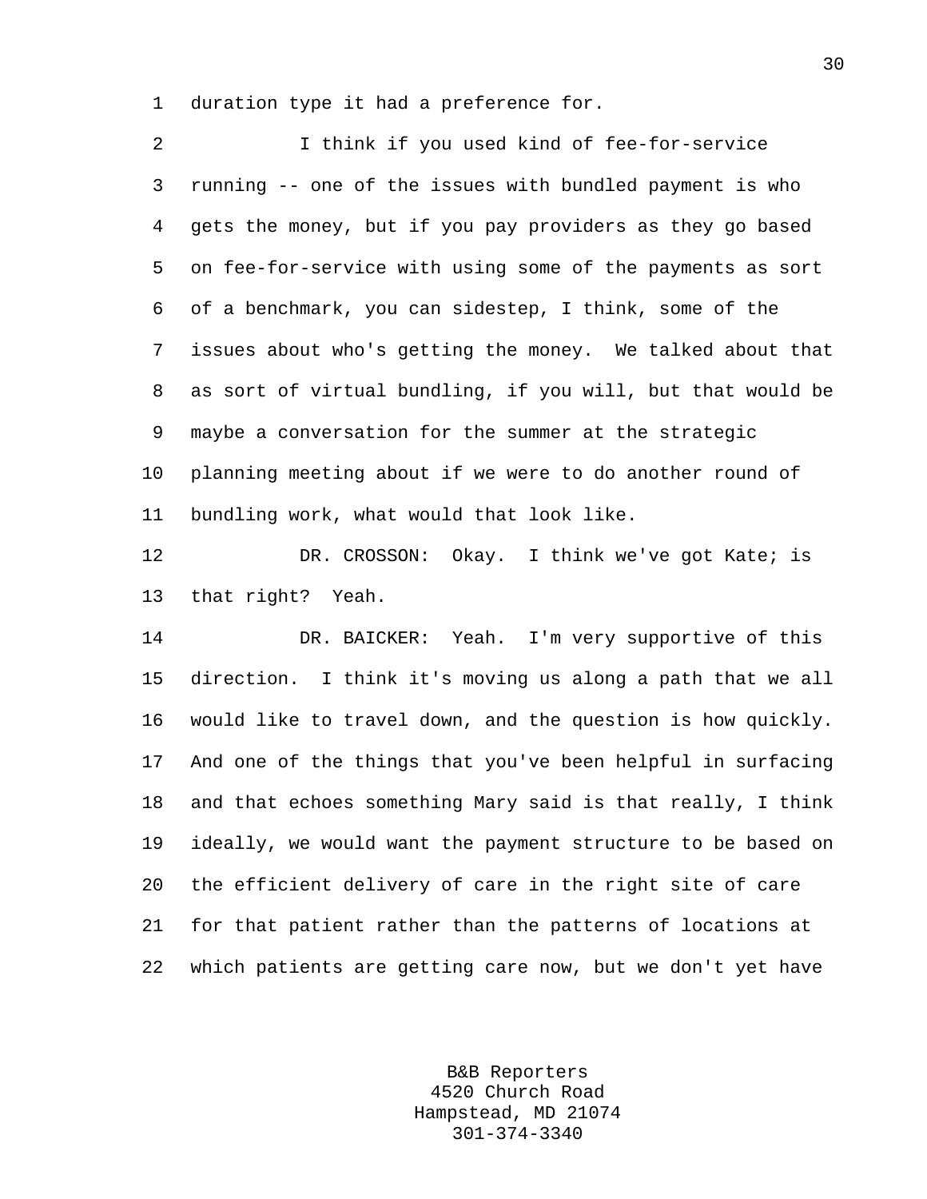duration type it had a preference for.

I think if you used kind of fee-for-service running -- one of the issues with bundled payment is who gets the money, but if you pay providers as they go based on fee-for-service with using some of the payments as sort of a benchmark, you can sidestep, I think, some of the issues about who's getting the money. We talked about that as sort of virtual bundling, if you will, but that would be maybe a conversation for the summer at the strategic planning meeting about if we were to do another round of bundling work, what would that look like.

DR. CROSSON: Okay. I think we've got Kate; is that right? Yeah.

DR. BAICKER: Yeah. I'm very supportive of this direction. I think it's moving us along a path that we all would like to travel down, and the question is how quickly. And one of the things that you've been helpful in surfacing and that echoes something Mary said is that really, I think ideally, we would want the payment structure to be based on the efficient delivery of care in the right site of care for that patient rather than the patterns of locations at which patients are getting care now, but we don't yet have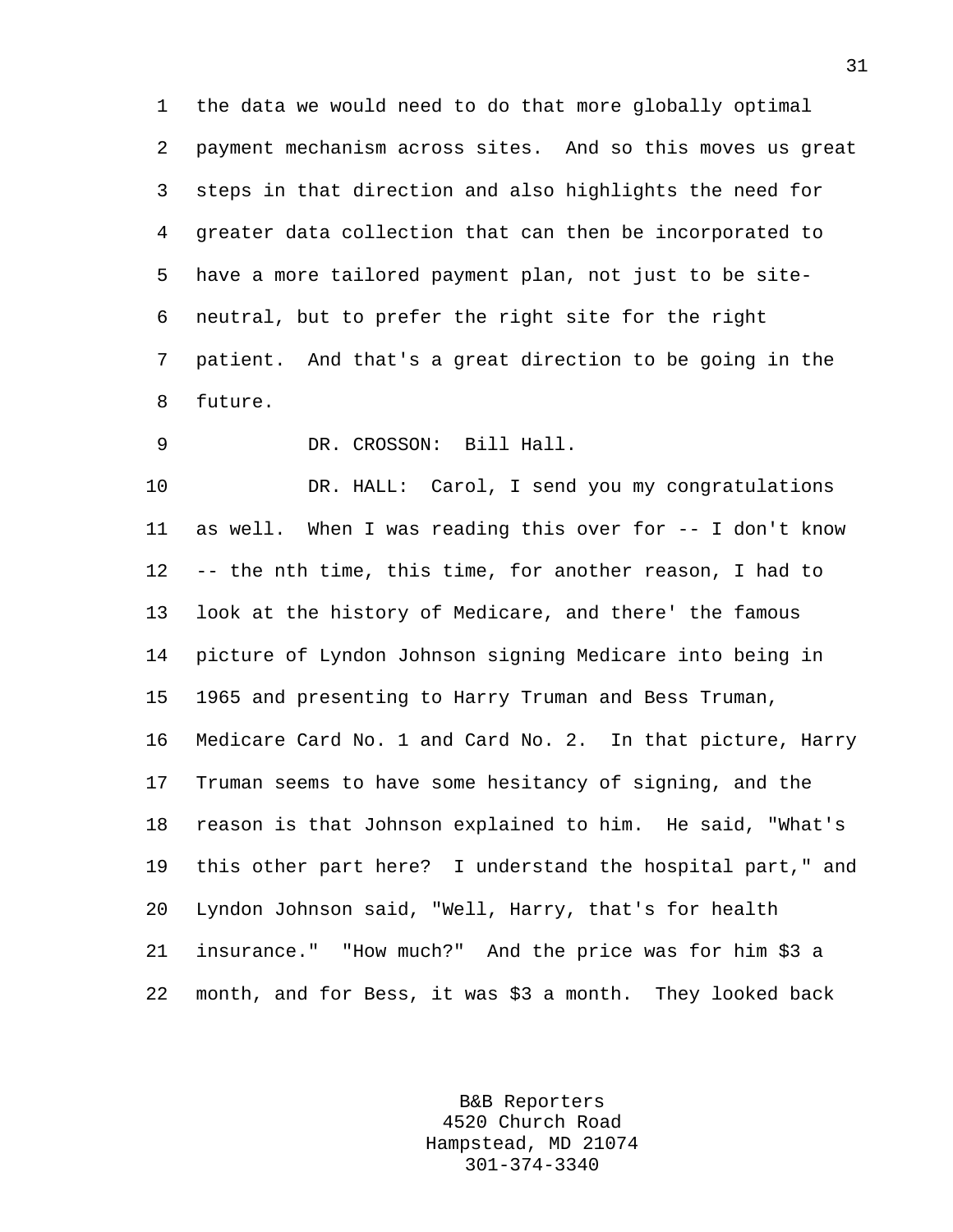the data we would need to do that more globally optimal payment mechanism across sites. And so this moves us great steps in that direction and also highlights the need for greater data collection that can then be incorporated to have a more tailored payment plan, not just to be site-neutral, but to prefer the right site for the right patient. And that's a great direction to be going in the future.

DR. CROSSON: Bill Hall.

DR. HALL: Carol, I send you my congratulations as well. When I was reading this over for -- I don't know -- the nth time, this time, for another reason, I had to look at the history of Medicare, and there' the famous picture of Lyndon Johnson signing Medicare into being in 1965 and presenting to Harry Truman and Bess Truman, Medicare Card No. 1 and Card No. 2. In that picture, Harry Truman seems to have some hesitancy of signing, and the reason is that Johnson explained to him. He said, "What's this other part here? I understand the hospital part," and Lyndon Johnson said, "Well, Harry, that's for health insurance." "How much?" And the price was for him $3 a month, and for Bess, it was $3 a month. They looked back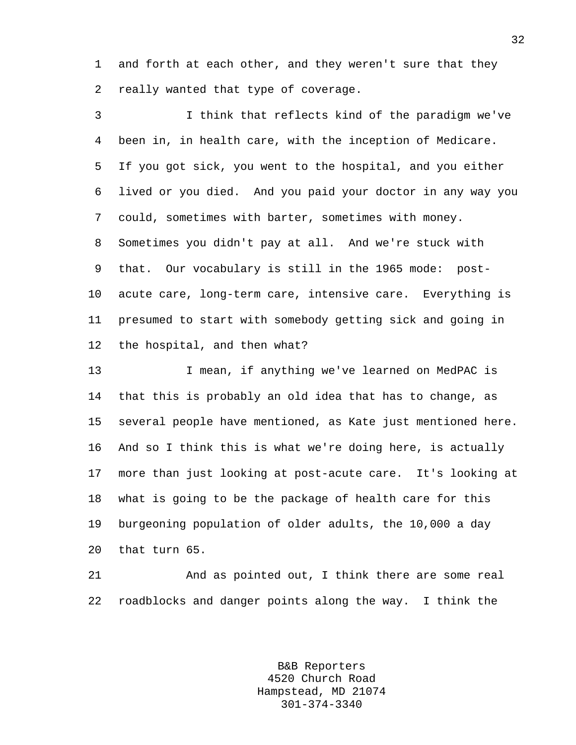and forth at each other, and they weren't sure that they really wanted that type of coverage.

I think that reflects kind of the paradigm we've been in, in health care, with the inception of Medicare. If you got sick, you went to the hospital, and you either lived or you died. And you paid your doctor in any way you could, sometimes with barter, sometimes with money. Sometimes you didn't pay at all. And we're stuck with that. Our vocabulary is still in the 1965 mode: post-acute care, long-term care, intensive care. Everything is presumed to start with somebody getting sick and going in the hospital, and then what?

I mean, if anything we've learned on MedPAC is that this is probably an old idea that has to change, as several people have mentioned, as Kate just mentioned here. And so I think this is what we're doing here, is actually more than just looking at post-acute care. It's looking at what is going to be the package of health care for this burgeoning population of older adults, the 10,000 a day that turn 65.

And as pointed out, I think there are some real roadblocks and danger points along the way. I think the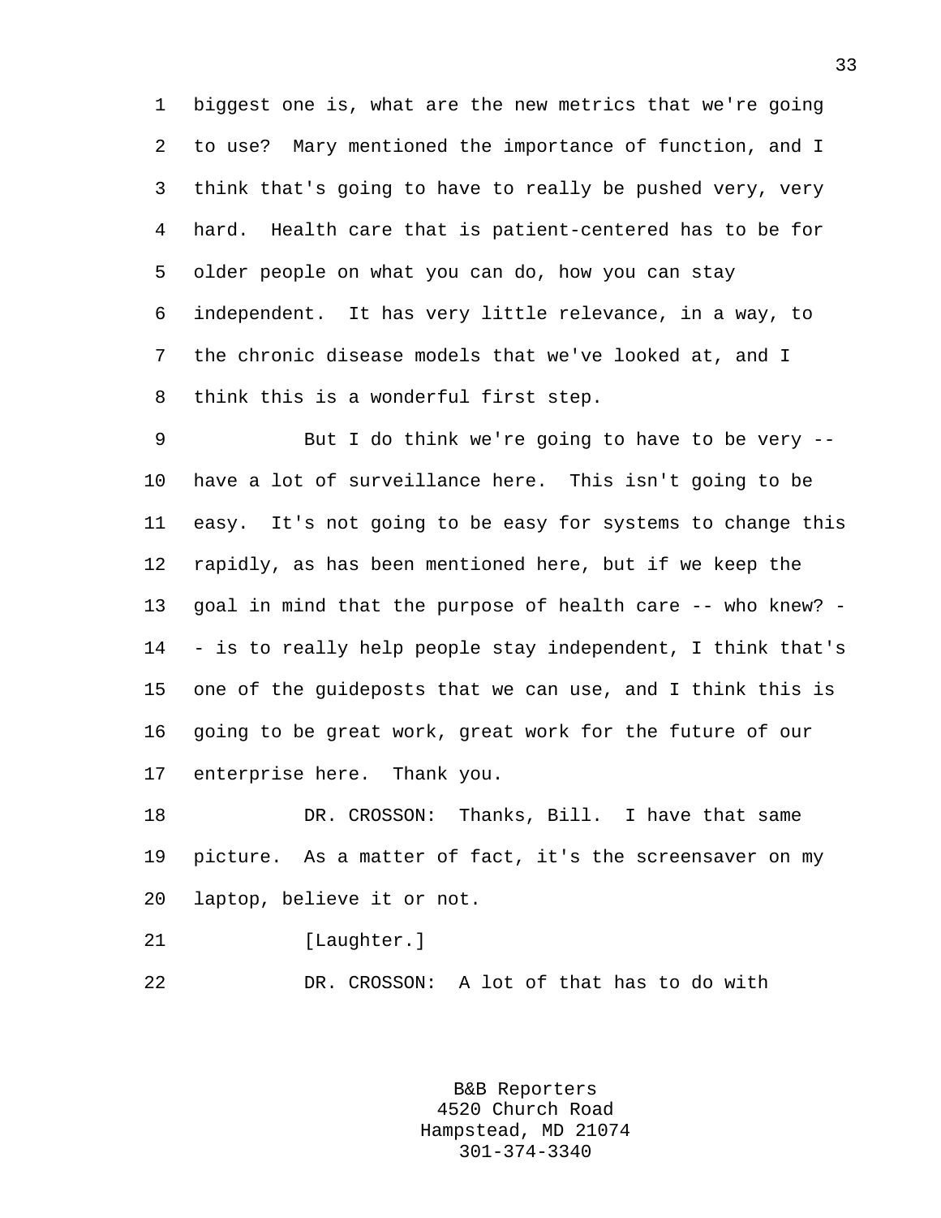biggest one is, what are the new metrics that we're going to use? Mary mentioned the importance of function, and I think that's going to have to really be pushed very, very hard. Health care that is patient-centered has to be for older people on what you can do, how you can stay independent. It has very little relevance, in a way, to the chronic disease models that we've looked at, and I think this is a wonderful first step.

But I do think we're going to have to be very -- have a lot of surveillance here. This isn't going to be easy. It's not going to be easy for systems to change this rapidly, as has been mentioned here, but if we keep the goal in mind that the purpose of health care -- who knew? -- is to really help people stay independent, I think that's one of the guideposts that we can use, and I think this is going to be great work, great work for the future of our enterprise here. Thank you.

DR. CROSSON: Thanks, Bill. I have that same picture. As a matter of fact, it's the screensaver on my laptop, believe it or not.

[Laughter.]

DR. CROSSON: A lot of that has to do with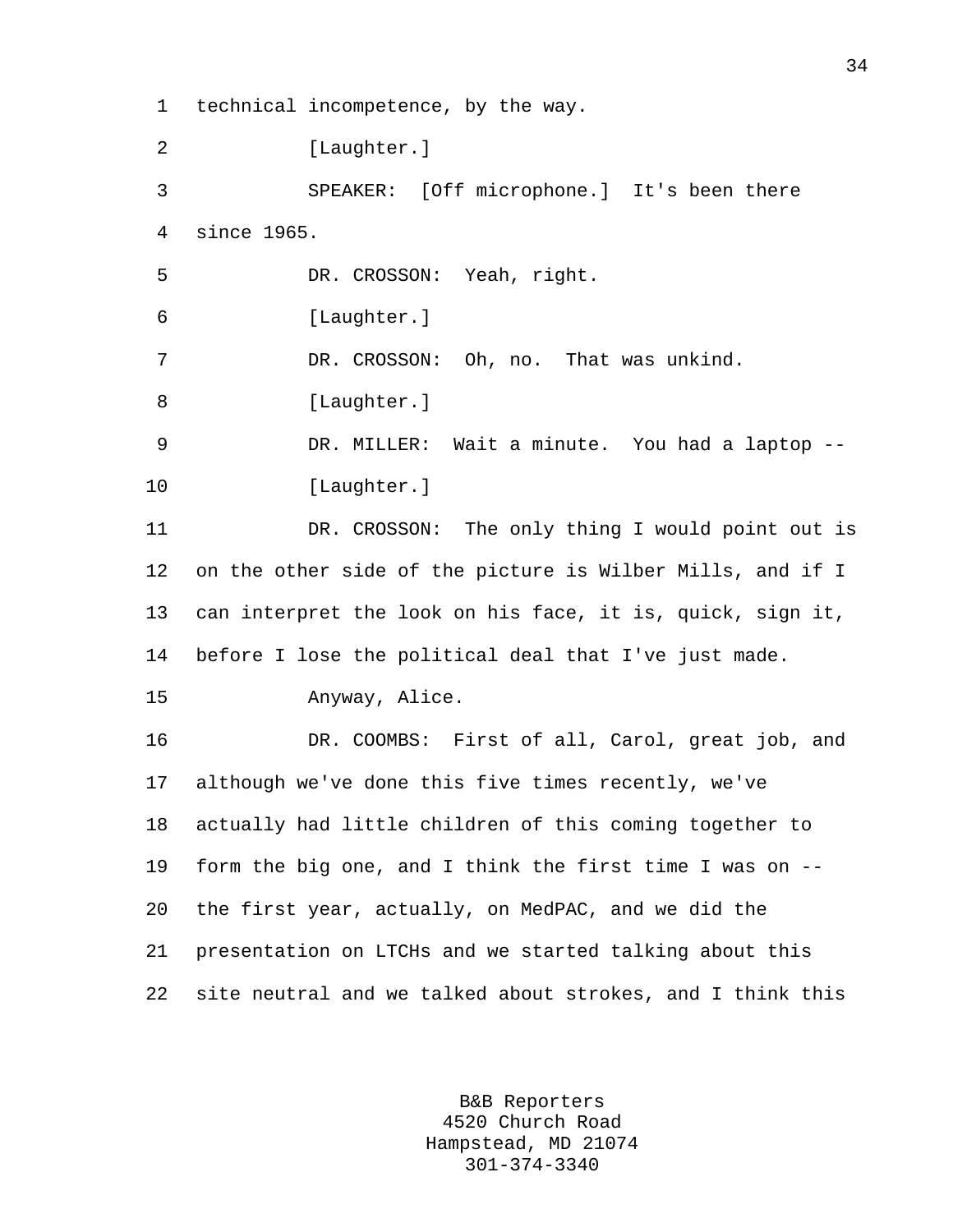technical incompetence, by the way.

[Laughter.]

SPEAKER: [Off microphone.] It's been there since 1965.

DR. CROSSON: Yeah, right.

[Laughter.]

DR. CROSSON: Oh, no. That was unkind.

[Laughter.]

DR. MILLER: Wait a minute. You had a laptop --

[Laughter.]

DR. CROSSON: The only thing I would point out is on the other side of the picture is Wilber Mills, and if I can interpret the look on his face, it is, quick, sign it, before I lose the political deal that I've just made.

Anyway, Alice.

DR. COOMBS: First of all, Carol, great job, and although we've done this five times recently, we've actually had little children of this coming together to form the big one, and I think the first time I was on -- the first year, actually, on MedPAC, and we did the presentation on LTCHs and we started talking about this site neutral and we talked about strokes, and I think this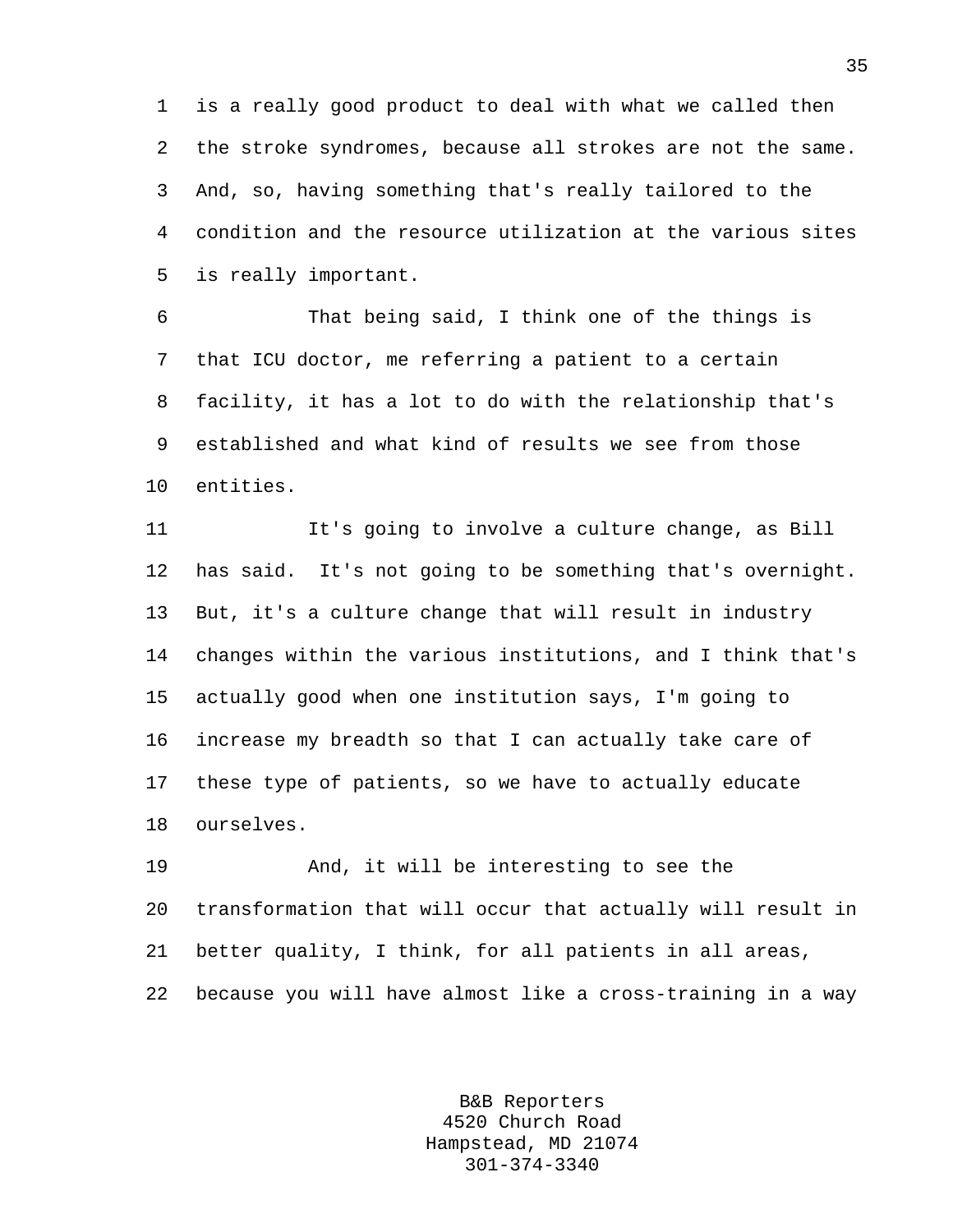is a really good product to deal with what we called then the stroke syndromes, because all strokes are not the same. And, so, having something that's really tailored to the condition and the resource utilization at the various sites is really important.

That being said, I think one of the things is that ICU doctor, me referring a patient to a certain facility, it has a lot to do with the relationship that's established and what kind of results we see from those entities.

It's going to involve a culture change, as Bill has said. It's not going to be something that's overnight. But, it's a culture change that will result in industry changes within the various institutions, and I think that's actually good when one institution says, I'm going to increase my breadth so that I can actually take care of these type of patients, so we have to actually educate ourselves.

And, it will be interesting to see the transformation that will occur that actually will result in better quality, I think, for all patients in all areas, because you will have almost like a cross-training in a way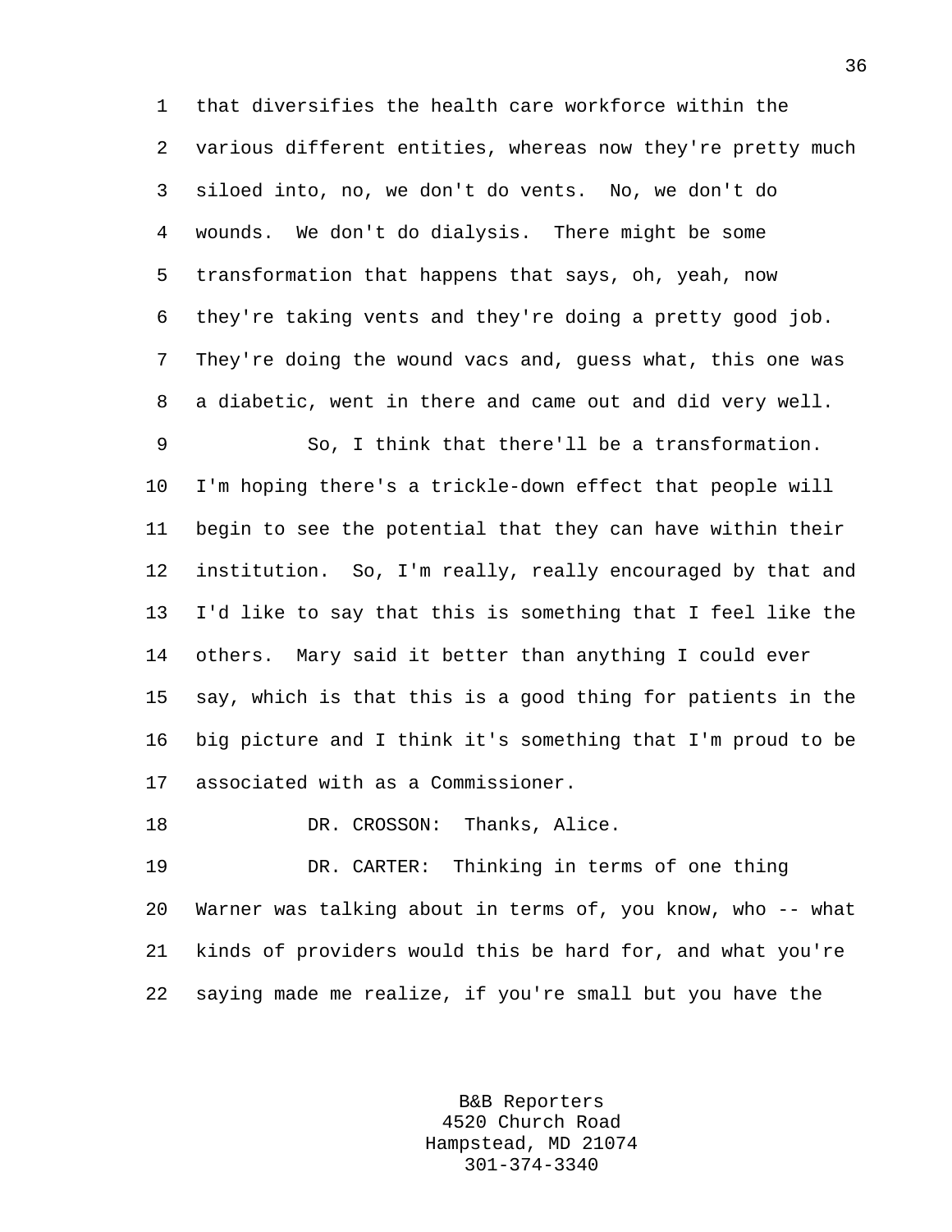that diversifies the health care workforce within the various different entities, whereas now they're pretty much siloed into, no, we don't do vents. No, we don't do wounds. We don't do dialysis. There might be some transformation that happens that says, oh, yeah, now they're taking vents and they're doing a pretty good job. They're doing the wound vacs and, guess what, this one was a diabetic, went in there and came out and did very well.

So, I think that there'll be a transformation. I'm hoping there's a trickle-down effect that people will begin to see the potential that they can have within their institution. So, I'm really, really encouraged by that and I'd like to say that this is something that I feel like the others. Mary said it better than anything I could ever say, which is that this is a good thing for patients in the big picture and I think it's something that I'm proud to be associated with as a Commissioner.

DR. CROSSON: Thanks, Alice.

DR. CARTER: Thinking in terms of one thing Warner was talking about in terms of, you know, who -- what kinds of providers would this be hard for, and what you're saying made me realize, if you're small but you have the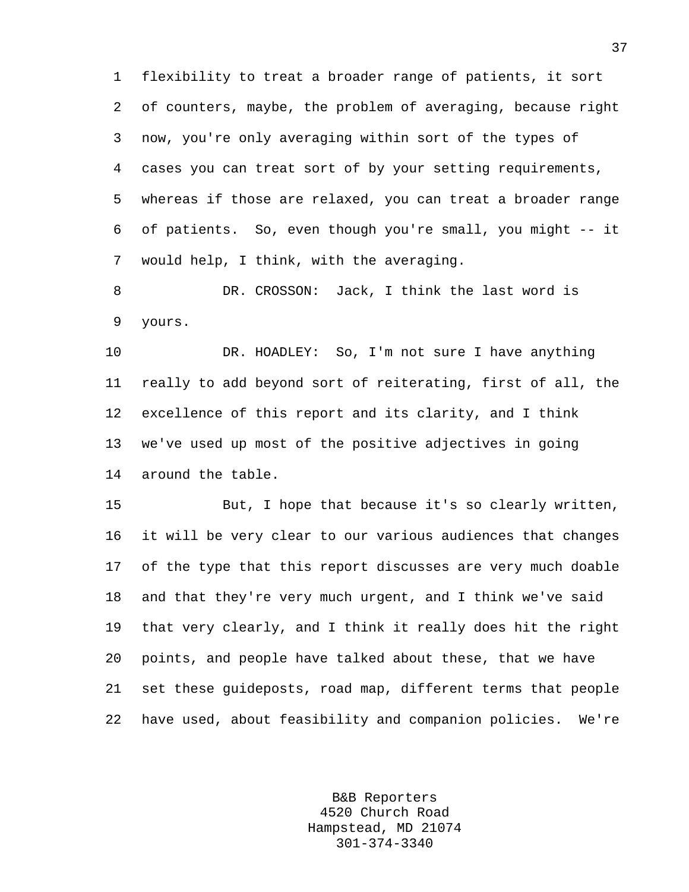flexibility to treat a broader range of patients, it sort of counters, maybe, the problem of averaging, because right now, you're only averaging within sort of the types of cases you can treat sort of by your setting requirements, whereas if those are relaxed, you can treat a broader range of patients. So, even though you're small, you might -- it would help, I think, with the averaging.

DR. CROSSON: Jack, I think the last word is yours.

DR. HOADLEY: So, I'm not sure I have anything really to add beyond sort of reiterating, first of all, the excellence of this report and its clarity, and I think we've used up most of the positive adjectives in going around the table.

But, I hope that because it's so clearly written, it will be very clear to our various audiences that changes of the type that this report discusses are very much doable and that they're very much urgent, and I think we've said that very clearly, and I think it really does hit the right points, and people have talked about these, that we have set these guideposts, road map, different terms that people have used, about feasibility and companion policies. We're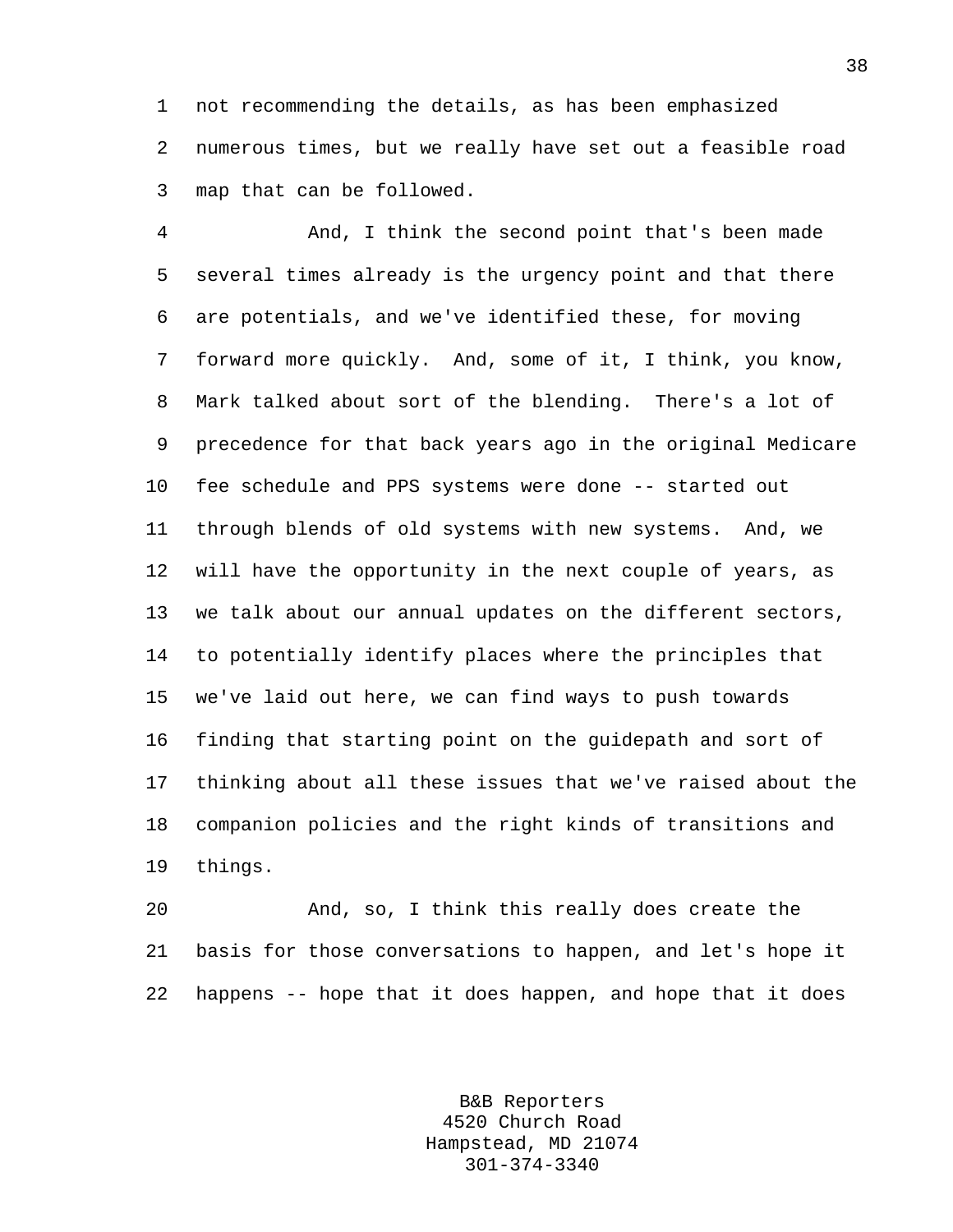not recommending the details, as has been emphasized numerous times, but we really have set out a feasible road map that can be followed.

And, I think the second point that's been made several times already is the urgency point and that there are potentials, and we've identified these, for moving forward more quickly. And, some of it, I think, you know, Mark talked about sort of the blending. There's a lot of precedence for that back years ago in the original Medicare fee schedule and PPS systems were done -- started out through blends of old systems with new systems. And, we will have the opportunity in the next couple of years, as we talk about our annual updates on the different sectors, to potentially identify places where the principles that we've laid out here, we can find ways to push towards finding that starting point on the guidepath and sort of thinking about all these issues that we've raised about the companion policies and the right kinds of transitions and things.

And, so, I think this really does create the basis for those conversations to happen, and let's hope it happens -- hope that it does happen, and hope that it does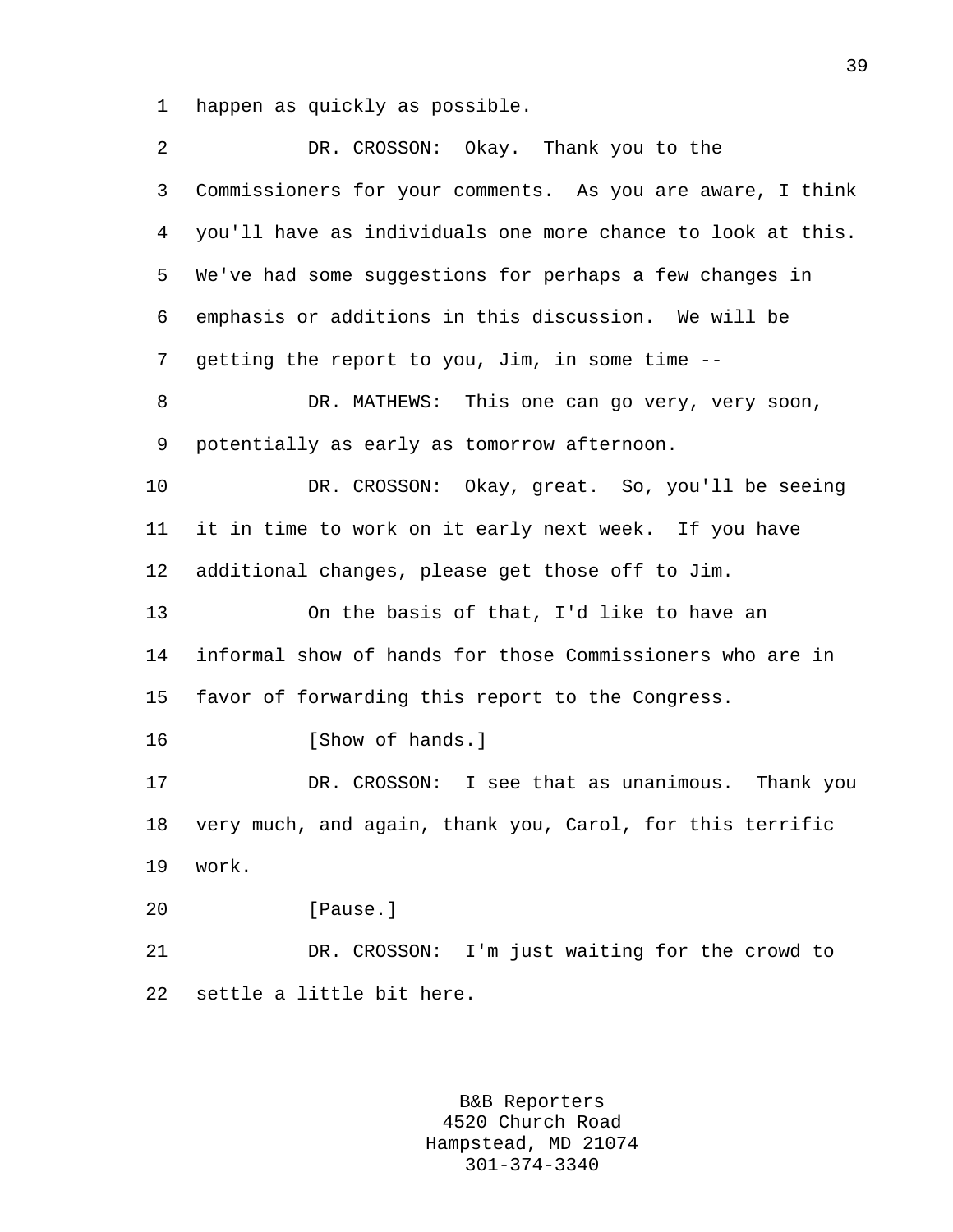happen as quickly as possible.

DR. CROSSON: Okay. Thank you to the Commissioners for your comments. As you are aware, I think you'll have as individuals one more chance to look at this. We've had some suggestions for perhaps a few changes in emphasis or additions in this discussion. We will be getting the report to you, Jim, in some time --

DR. MATHEWS: This one can go very, very soon, potentially as early as tomorrow afternoon.

DR. CROSSON: Okay, great. So, you'll be seeing it in time to work on it early next week. If you have additional changes, please get those off to Jim.

On the basis of that, I'd like to have an informal show of hands for those Commissioners who are in favor of forwarding this report to the Congress.

[Show of hands.]

DR. CROSSON: I see that as unanimous. Thank you very much, and again, thank you, Carol, for this terrific work.

[Pause.]

DR. CROSSON: I'm just waiting for the crowd to settle a little bit here.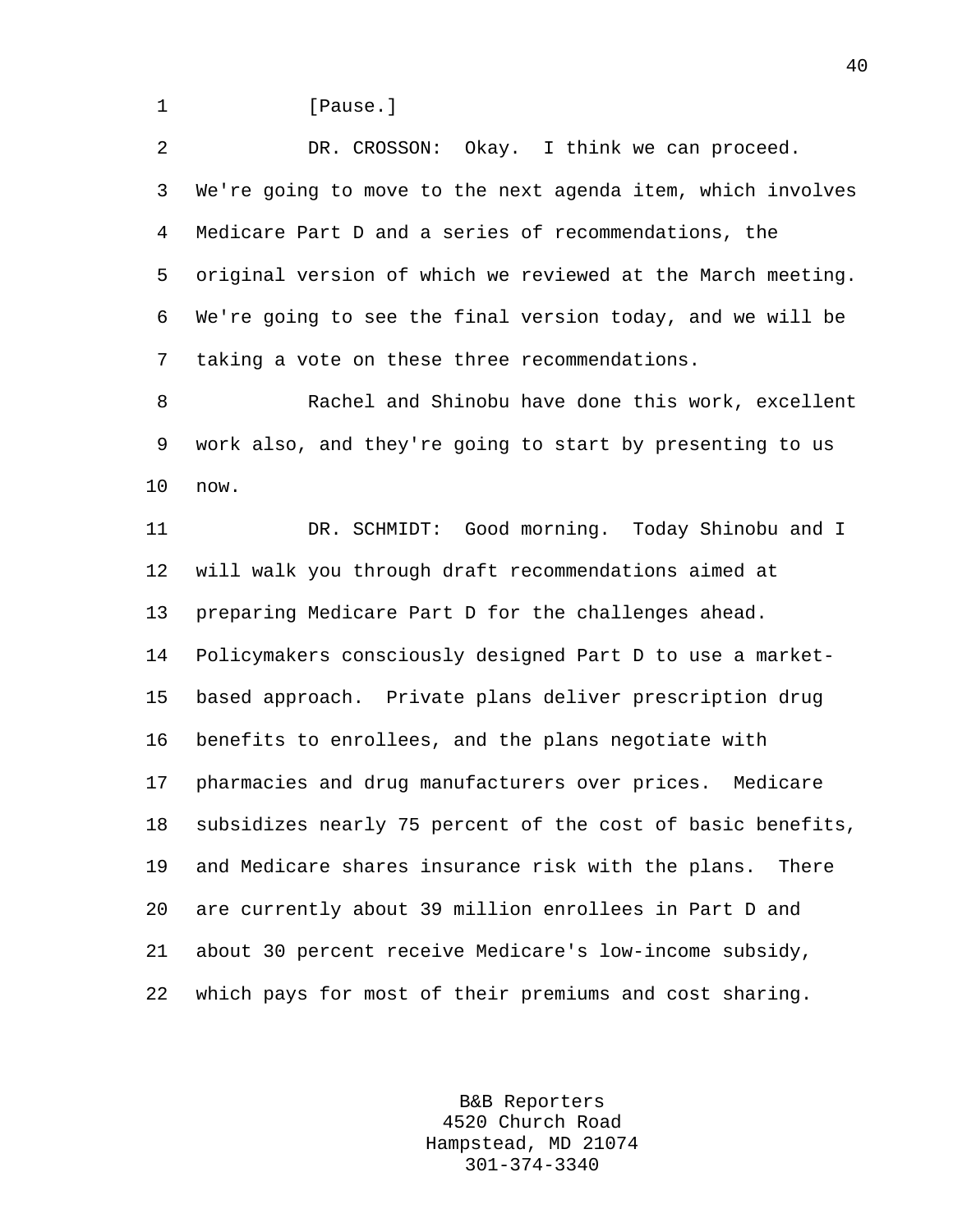[Pause.]

DR. CROSSON: Okay. I think we can proceed. We're going to move to the next agenda item, which involves Medicare Part D and a series of recommendations, the original version of which we reviewed at the March meeting. We're going to see the final version today, and we will be taking a vote on these three recommendations.

Rachel and Shinobu have done this work, excellent work also, and they're going to start by presenting to us now.

DR. SCHMIDT: Good morning. Today Shinobu and I will walk you through draft recommendations aimed at preparing Medicare Part D for the challenges ahead. Policymakers consciously designed Part D to use a market-based approach. Private plans deliver prescription drug benefits to enrollees, and the plans negotiate with pharmacies and drug manufacturers over prices. Medicare subsidizes nearly 75 percent of the cost of basic benefits, and Medicare shares insurance risk with the plans. There are currently about 39 million enrollees in Part D and about 30 percent receive Medicare's low-income subsidy, which pays for most of their premiums and cost sharing.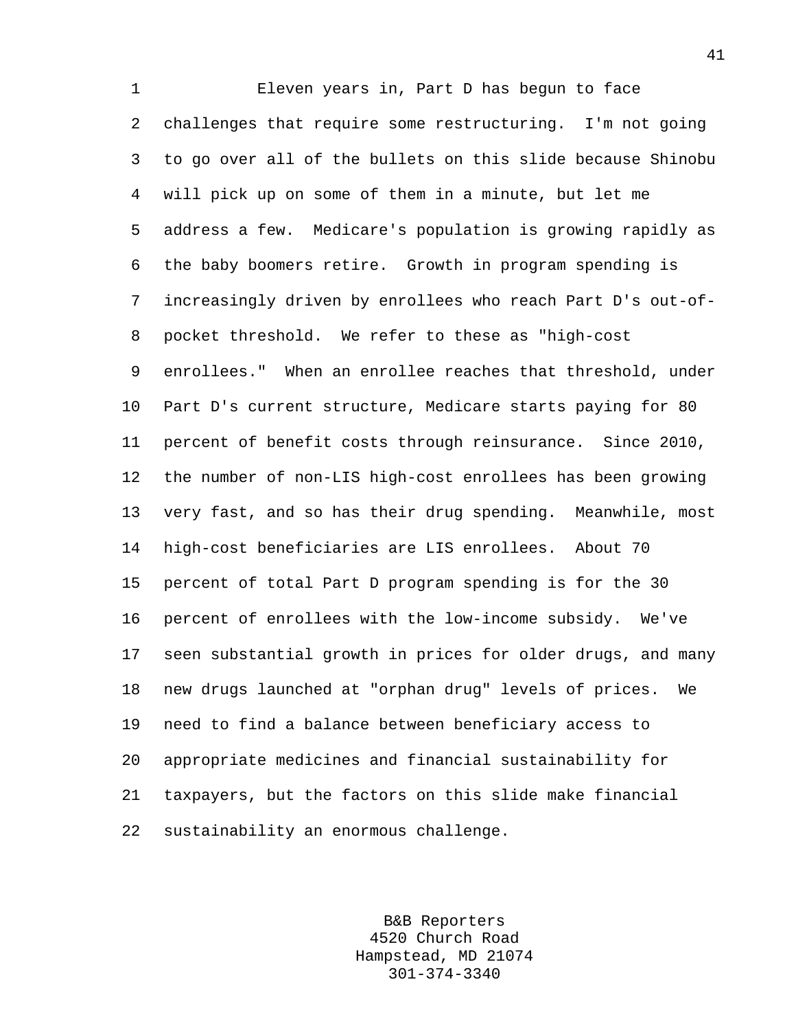Eleven years in, Part D has begun to face challenges that require some restructuring. I'm not going to go over all of the bullets on this slide because Shinobu will pick up on some of them in a minute, but let me address a few. Medicare's population is growing rapidly as the baby boomers retire. Growth in program spending is increasingly driven by enrollees who reach Part D's out-of-pocket threshold. We refer to these as "high-cost enrollees." When an enrollee reaches that threshold, under Part D's current structure, Medicare starts paying for 80 percent of benefit costs through reinsurance. Since 2010, the number of non-LIS high-cost enrollees has been growing very fast, and so has their drug spending. Meanwhile, most high-cost beneficiaries are LIS enrollees. About 70 percent of total Part D program spending is for the 30 percent of enrollees with the low-income subsidy. We've seen substantial growth in prices for older drugs, and many new drugs launched at "orphan drug" levels of prices. We need to find a balance between beneficiary access to appropriate medicines and financial sustainability for taxpayers, but the factors on this slide make financial sustainability an enormous challenge.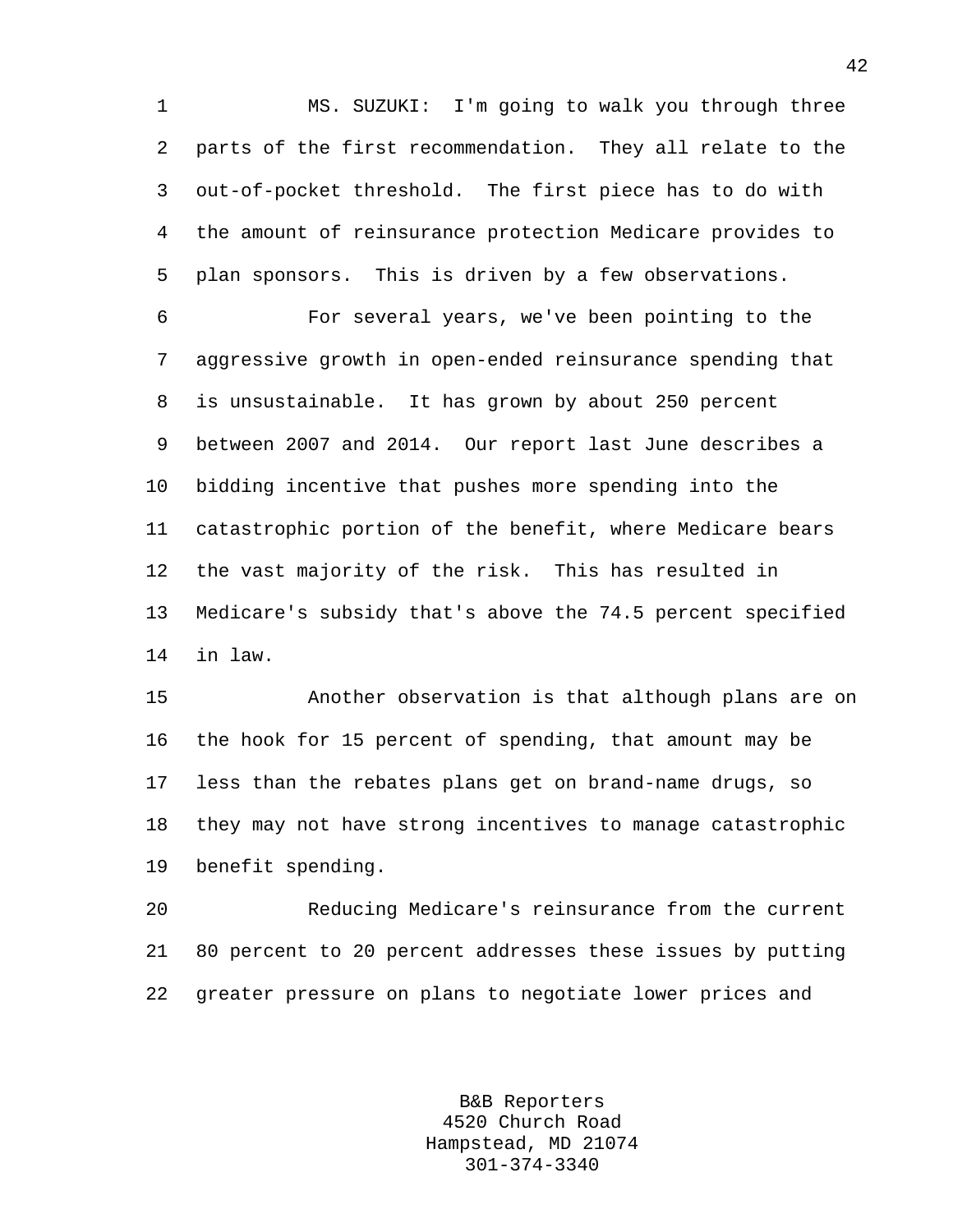MS. SUZUKI: I'm going to walk you through three parts of the first recommendation. They all relate to the out-of-pocket threshold. The first piece has to do with the amount of reinsurance protection Medicare provides to plan sponsors. This is driven by a few observations.

For several years, we've been pointing to the aggressive growth in open-ended reinsurance spending that is unsustainable. It has grown by about 250 percent between 2007 and 2014. Our report last June describes a bidding incentive that pushes more spending into the catastrophic portion of the benefit, where Medicare bears the vast majority of the risk. This has resulted in Medicare's subsidy that's above the 74.5 percent specified in law.

Another observation is that although plans are on the hook for 15 percent of spending, that amount may be less than the rebates plans get on brand-name drugs, so they may not have strong incentives to manage catastrophic benefit spending.

Reducing Medicare's reinsurance from the current 80 percent to 20 percent addresses these issues by putting greater pressure on plans to negotiate lower prices and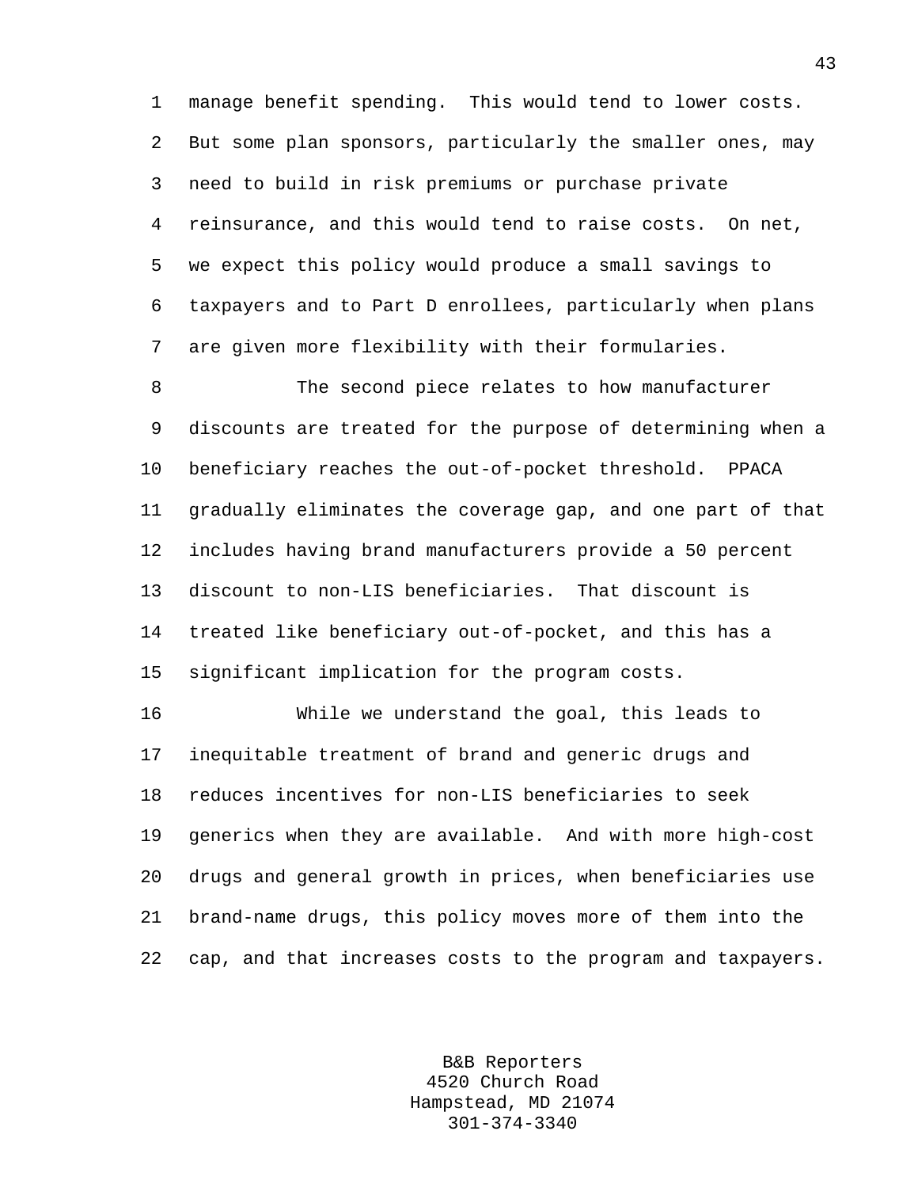manage benefit spending. This would tend to lower costs. But some plan sponsors, particularly the smaller ones, may need to build in risk premiums or purchase private reinsurance, and this would tend to raise costs. On net, we expect this policy would produce a small savings to taxpayers and to Part D enrollees, particularly when plans are given more flexibility with their formularies.

The second piece relates to how manufacturer discounts are treated for the purpose of determining when a beneficiary reaches the out-of-pocket threshold. PPACA gradually eliminates the coverage gap, and one part of that includes having brand manufacturers provide a 50 percent discount to non-LIS beneficiaries. That discount is treated like beneficiary out-of-pocket, and this has a significant implication for the program costs.

While we understand the goal, this leads to inequitable treatment of brand and generic drugs and reduces incentives for non-LIS beneficiaries to seek generics when they are available. And with more high-cost drugs and general growth in prices, when beneficiaries use brand-name drugs, this policy moves more of them into the cap, and that increases costs to the program and taxpayers.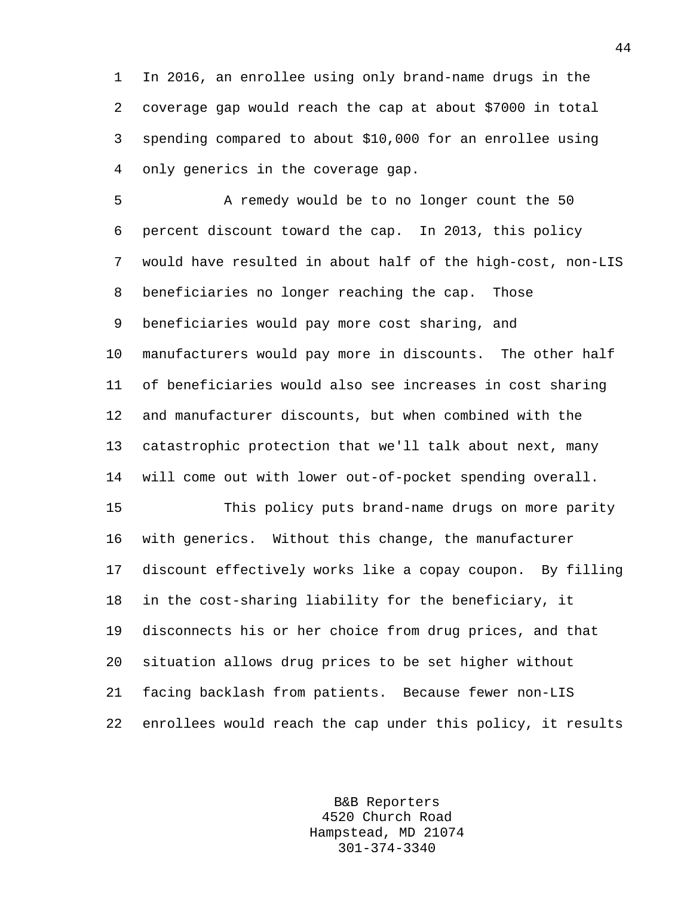In 2016, an enrollee using only brand-name drugs in the coverage gap would reach the cap at about $7000 in total spending compared to about $10,000 for an enrollee using only generics in the coverage gap.

A remedy would be to no longer count the 50 percent discount toward the cap. In 2013, this policy would have resulted in about half of the high-cost, non-LIS beneficiaries no longer reaching the cap. Those beneficiaries would pay more cost sharing, and manufacturers would pay more in discounts. The other half of beneficiaries would also see increases in cost sharing and manufacturer discounts, but when combined with the catastrophic protection that we'll talk about next, many will come out with lower out-of-pocket spending overall.

This policy puts brand-name drugs on more parity with generics. Without this change, the manufacturer discount effectively works like a copay coupon. By filling in the cost-sharing liability for the beneficiary, it disconnects his or her choice from drug prices, and that situation allows drug prices to be set higher without facing backlash from patients. Because fewer non-LIS enrollees would reach the cap under this policy, it results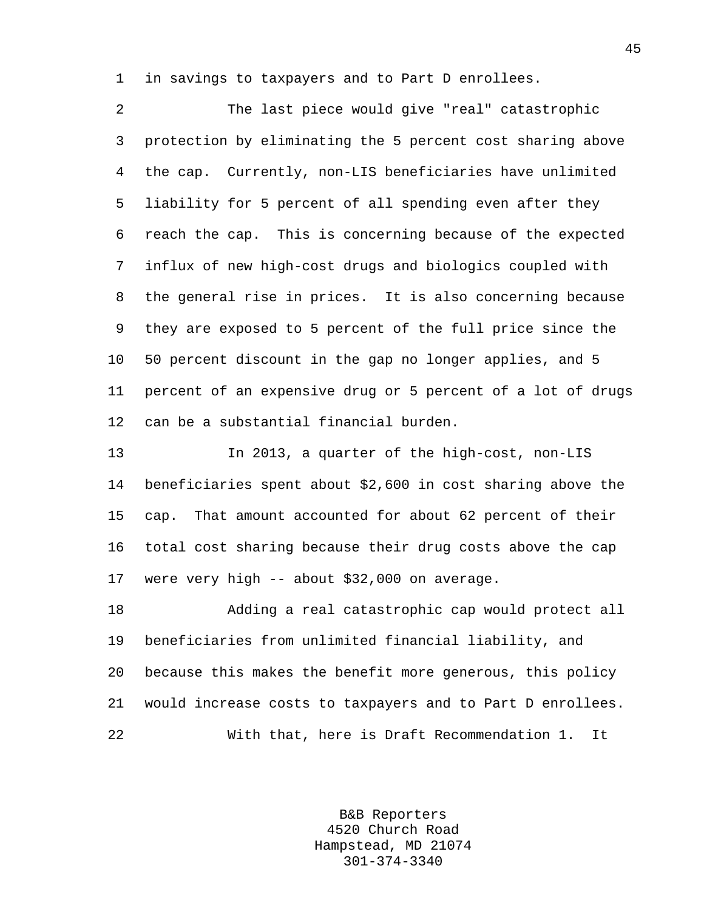in savings to taxpayers and to Part D enrollees.

The last piece would give "real" catastrophic protection by eliminating the 5 percent cost sharing above the cap. Currently, non-LIS beneficiaries have unlimited liability for 5 percent of all spending even after they reach the cap. This is concerning because of the expected influx of new high-cost drugs and biologics coupled with the general rise in prices. It is also concerning because they are exposed to 5 percent of the full price since the 50 percent discount in the gap no longer applies, and 5 percent of an expensive drug or 5 percent of a lot of drugs can be a substantial financial burden.

In 2013, a quarter of the high-cost, non-LIS beneficiaries spent about $2,600 in cost sharing above the cap. That amount accounted for about 62 percent of their total cost sharing because their drug costs above the cap were very high -- about $32,000 on average.

Adding a real catastrophic cap would protect all beneficiaries from unlimited financial liability, and because this makes the benefit more generous, this policy would increase costs to taxpayers and to Part D enrollees.

With that, here is Draft Recommendation 1. It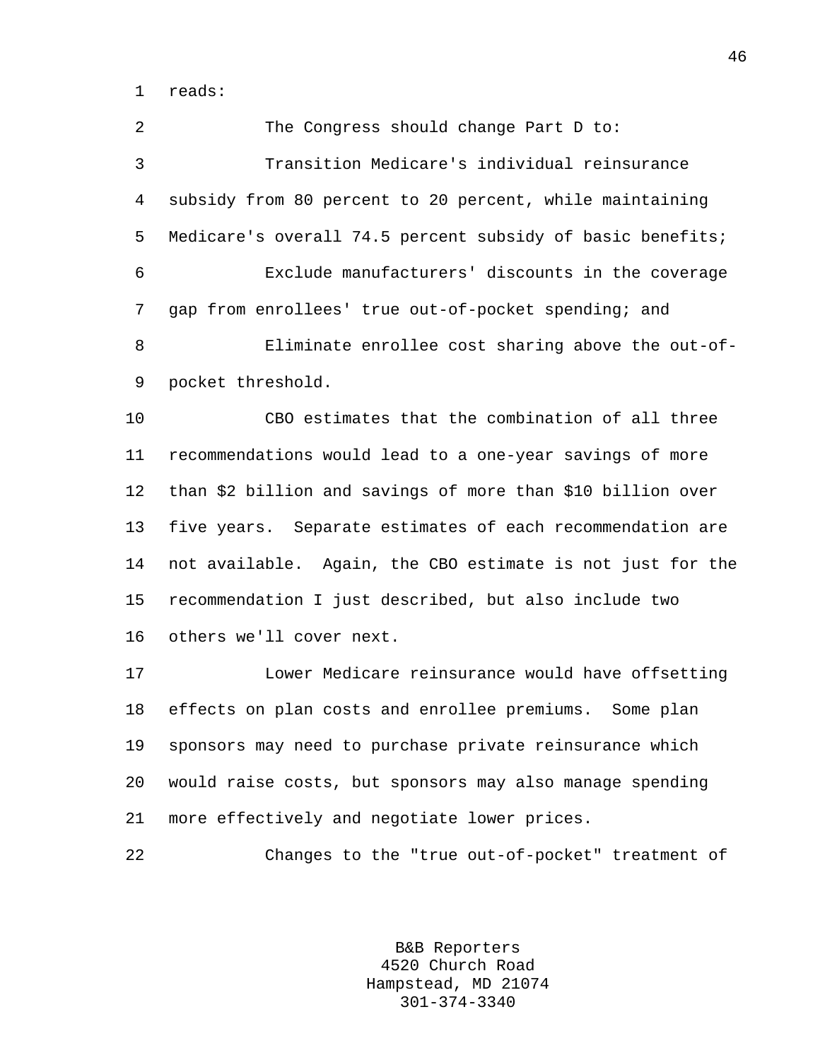reads:

The Congress should change Part D to:

Transition Medicare's individual reinsurance subsidy from 80 percent to 20 percent, while maintaining Medicare's overall 74.5 percent subsidy of basic benefits;

Exclude manufacturers' discounts in the coverage gap from enrollees' true out-of-pocket spending; and

Eliminate enrollee cost sharing above the out-of-pocket threshold.

CBO estimates that the combination of all three recommendations would lead to a one-year savings of more than $2 billion and savings of more than $10 billion over five years. Separate estimates of each recommendation are not available. Again, the CBO estimate is not just for the recommendation I just described, but also include two others we'll cover next.

Lower Medicare reinsurance would have offsetting effects on plan costs and enrollee premiums. Some plan sponsors may need to purchase private reinsurance which would raise costs, but sponsors may also manage spending more effectively and negotiate lower prices.

Changes to the "true out-of-pocket" treatment of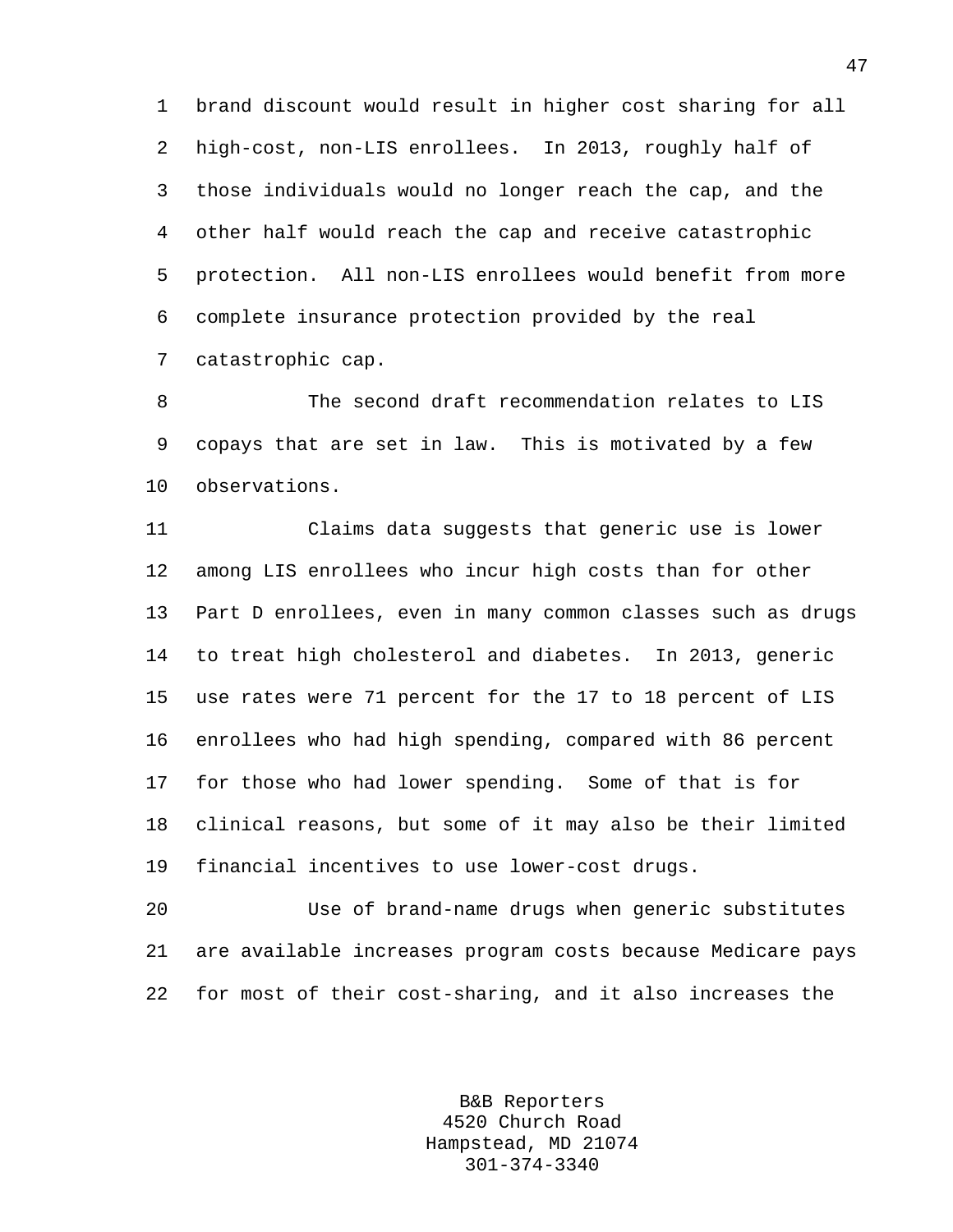brand discount would result in higher cost sharing for all high-cost, non-LIS enrollees. In 2013, roughly half of those individuals would no longer reach the cap, and the other half would reach the cap and receive catastrophic protection. All non-LIS enrollees would benefit from more complete insurance protection provided by the real catastrophic cap.

The second draft recommendation relates to LIS copays that are set in law. This is motivated by a few observations.

Claims data suggests that generic use is lower among LIS enrollees who incur high costs than for other Part D enrollees, even in many common classes such as drugs to treat high cholesterol and diabetes. In 2013, generic use rates were 71 percent for the 17 to 18 percent of LIS enrollees who had high spending, compared with 86 percent for those who had lower spending. Some of that is for clinical reasons, but some of it may also be their limited financial incentives to use lower-cost drugs.

Use of brand-name drugs when generic substitutes are available increases program costs because Medicare pays for most of their cost-sharing, and it also increases the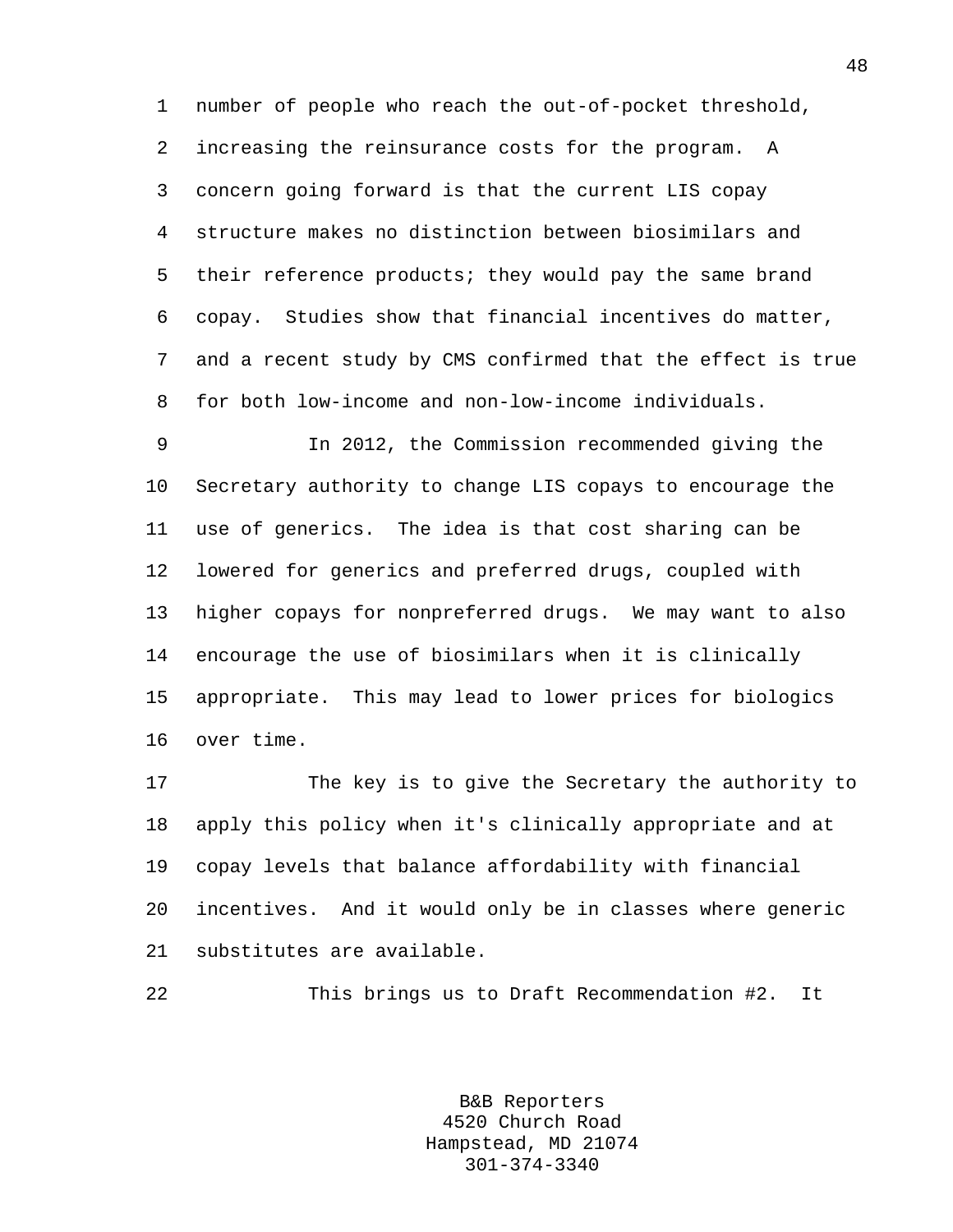number of people who reach the out-of-pocket threshold, increasing the reinsurance costs for the program. A concern going forward is that the current LIS copay structure makes no distinction between biosimilars and their reference products; they would pay the same brand copay. Studies show that financial incentives do matter, and a recent study by CMS confirmed that the effect is true for both low-income and non-low-income individuals.

In 2012, the Commission recommended giving the Secretary authority to change LIS copays to encourage the use of generics. The idea is that cost sharing can be lowered for generics and preferred drugs, coupled with higher copays for nonpreferred drugs. We may want to also encourage the use of biosimilars when it is clinically appropriate. This may lead to lower prices for biologics over time.

The key is to give the Secretary the authority to apply this policy when it's clinically appropriate and at copay levels that balance affordability with financial incentives. And it would only be in classes where generic substitutes are available.

This brings us to Draft Recommendation #2. It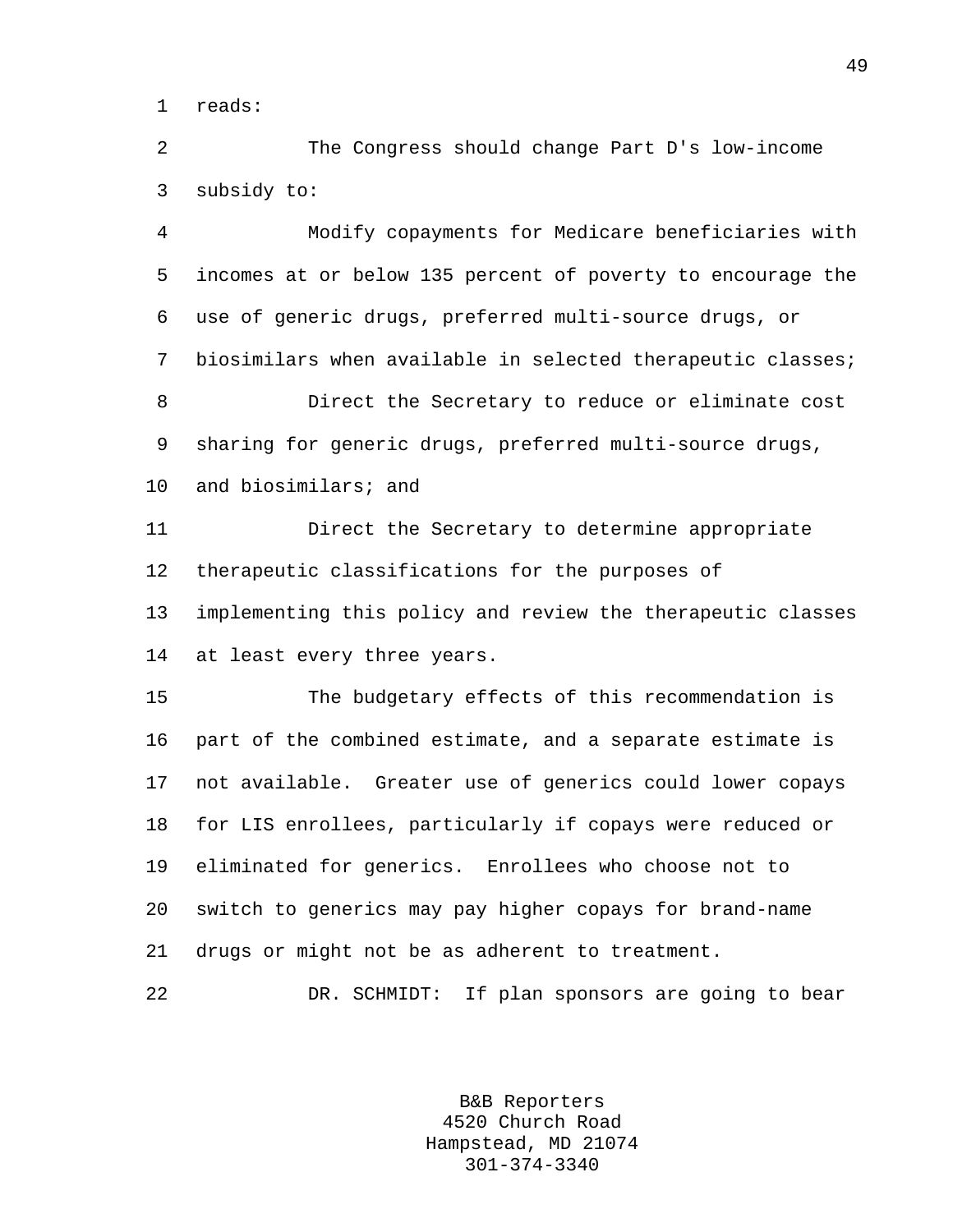reads:

The Congress should change Part D's low-income subsidy to:

Modify copayments for Medicare beneficiaries with incomes at or below 135 percent of poverty to encourage the use of generic drugs, preferred multi-source drugs, or biosimilars when available in selected therapeutic classes;

Direct the Secretary to reduce or eliminate cost sharing for generic drugs, preferred multi-source drugs, and biosimilars; and

Direct the Secretary to determine appropriate therapeutic classifications for the purposes of implementing this policy and review the therapeutic classes at least every three years.

The budgetary effects of this recommendation is part of the combined estimate, and a separate estimate is not available. Greater use of generics could lower copays for LIS enrollees, particularly if copays were reduced or eliminated for generics. Enrollees who choose not to switch to generics may pay higher copays for brand-name drugs or might not be as adherent to treatment.

DR. SCHMIDT: If plan sponsors are going to bear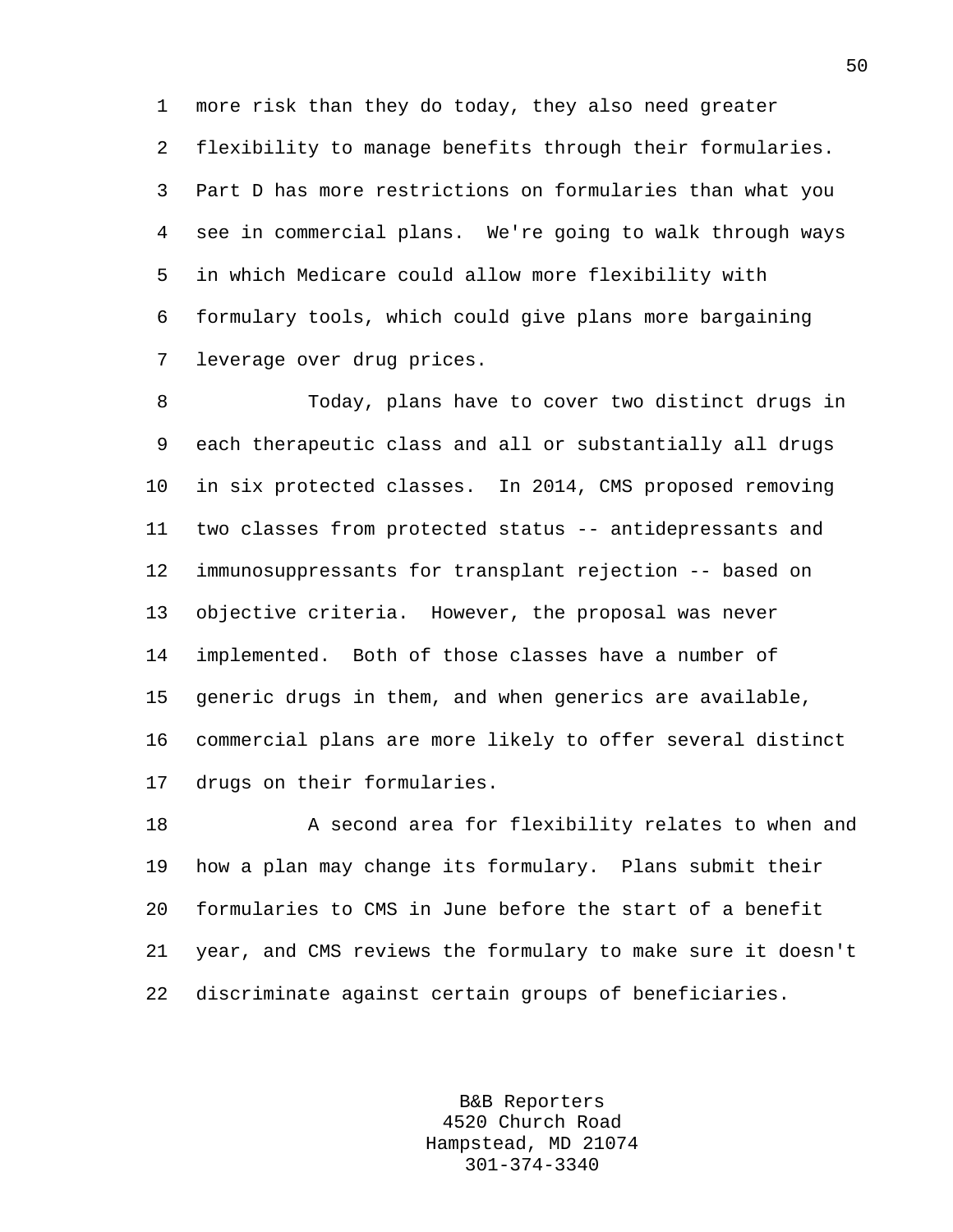more risk than they do today, they also need greater flexibility to manage benefits through their formularies. Part D has more restrictions on formularies than what you see in commercial plans. We're going to walk through ways in which Medicare could allow more flexibility with formulary tools, which could give plans more bargaining leverage over drug prices.

Today, plans have to cover two distinct drugs in each therapeutic class and all or substantially all drugs in six protected classes. In 2014, CMS proposed removing two classes from protected status -- antidepressants and immunosuppressants for transplant rejection -- based on objective criteria. However, the proposal was never implemented. Both of those classes have a number of generic drugs in them, and when generics are available, commercial plans are more likely to offer several distinct drugs on their formularies.

A second area for flexibility relates to when and how a plan may change its formulary. Plans submit their formularies to CMS in June before the start of a benefit year, and CMS reviews the formulary to make sure it doesn't discriminate against certain groups of beneficiaries.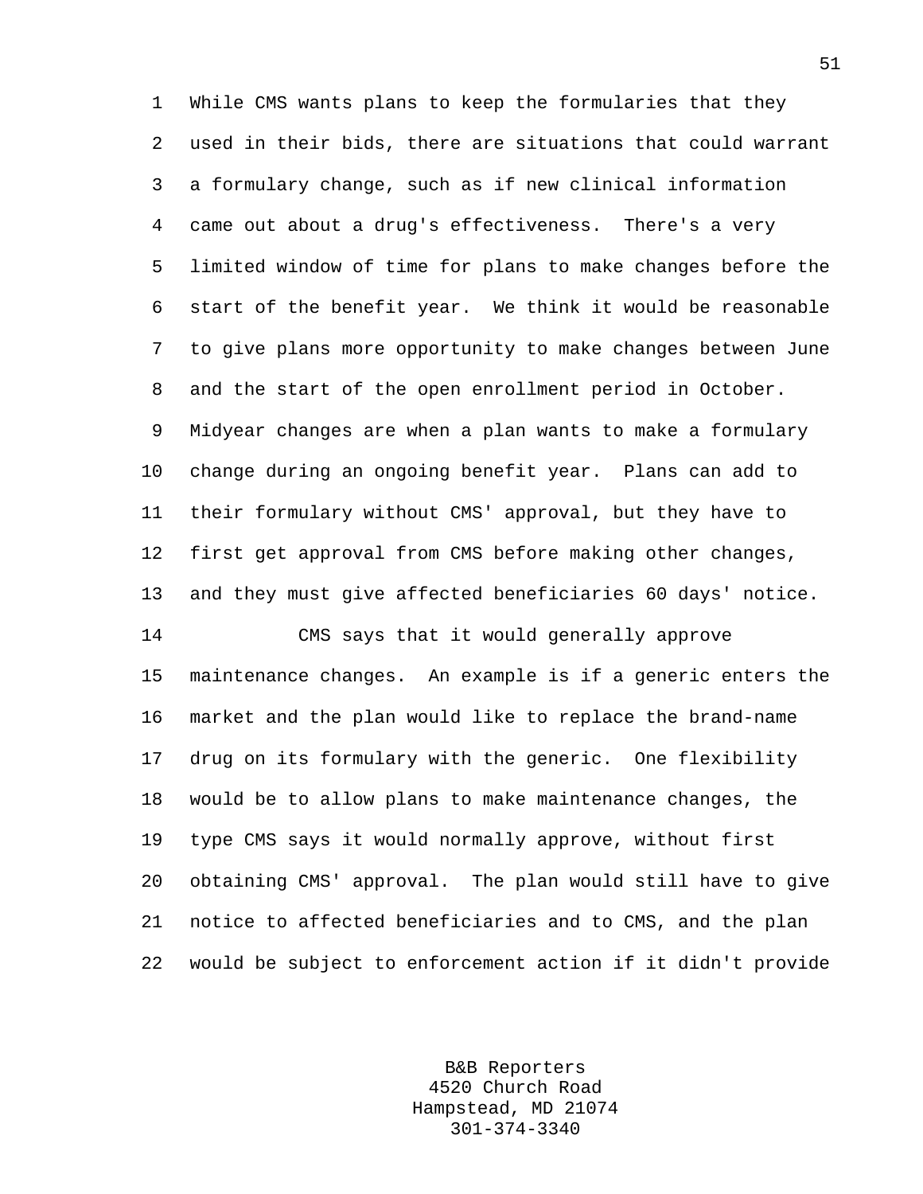While CMS wants plans to keep the formularies that they used in their bids, there are situations that could warrant a formulary change, such as if new clinical information came out about a drug's effectiveness. There's a very limited window of time for plans to make changes before the start of the benefit year. We think it would be reasonable to give plans more opportunity to make changes between June and the start of the open enrollment period in October. Midyear changes are when a plan wants to make a formulary change during an ongoing benefit year. Plans can add to their formulary without CMS' approval, but they have to first get approval from CMS before making other changes, and they must give affected beneficiaries 60 days' notice.

CMS says that it would generally approve maintenance changes. An example is if a generic enters the market and the plan would like to replace the brand-name drug on its formulary with the generic. One flexibility would be to allow plans to make maintenance changes, the type CMS says it would normally approve, without first obtaining CMS' approval. The plan would still have to give notice to affected beneficiaries and to CMS, and the plan would be subject to enforcement action if it didn't provide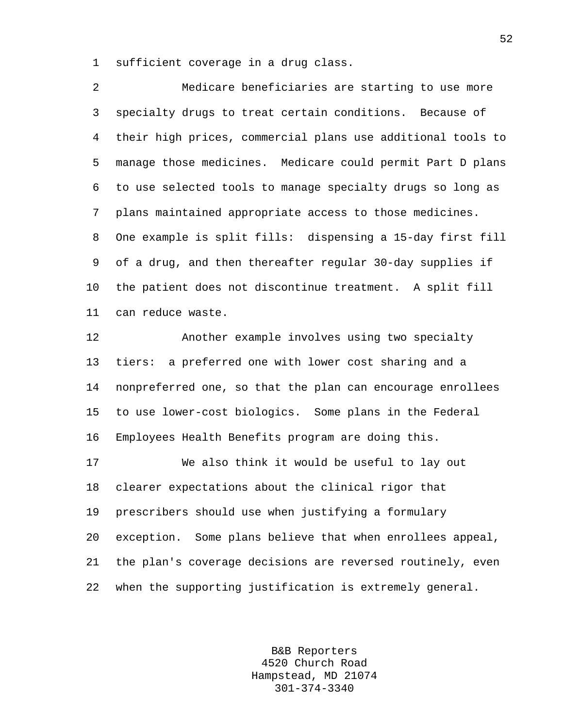sufficient coverage in a drug class.

Medicare beneficiaries are starting to use more specialty drugs to treat certain conditions. Because of their high prices, commercial plans use additional tools to manage those medicines. Medicare could permit Part D plans to use selected tools to manage specialty drugs so long as plans maintained appropriate access to those medicines. One example is split fills: dispensing a 15-day first fill of a drug, and then thereafter regular 30-day supplies if the patient does not discontinue treatment. A split fill can reduce waste.

Another example involves using two specialty tiers: a preferred one with lower cost sharing and a nonpreferred one, so that the plan can encourage enrollees to use lower-cost biologics. Some plans in the Federal Employees Health Benefits program are doing this.

We also think it would be useful to lay out clearer expectations about the clinical rigor that prescribers should use when justifying a formulary exception. Some plans believe that when enrollees appeal, the plan's coverage decisions are reversed routinely, even when the supporting justification is extremely general.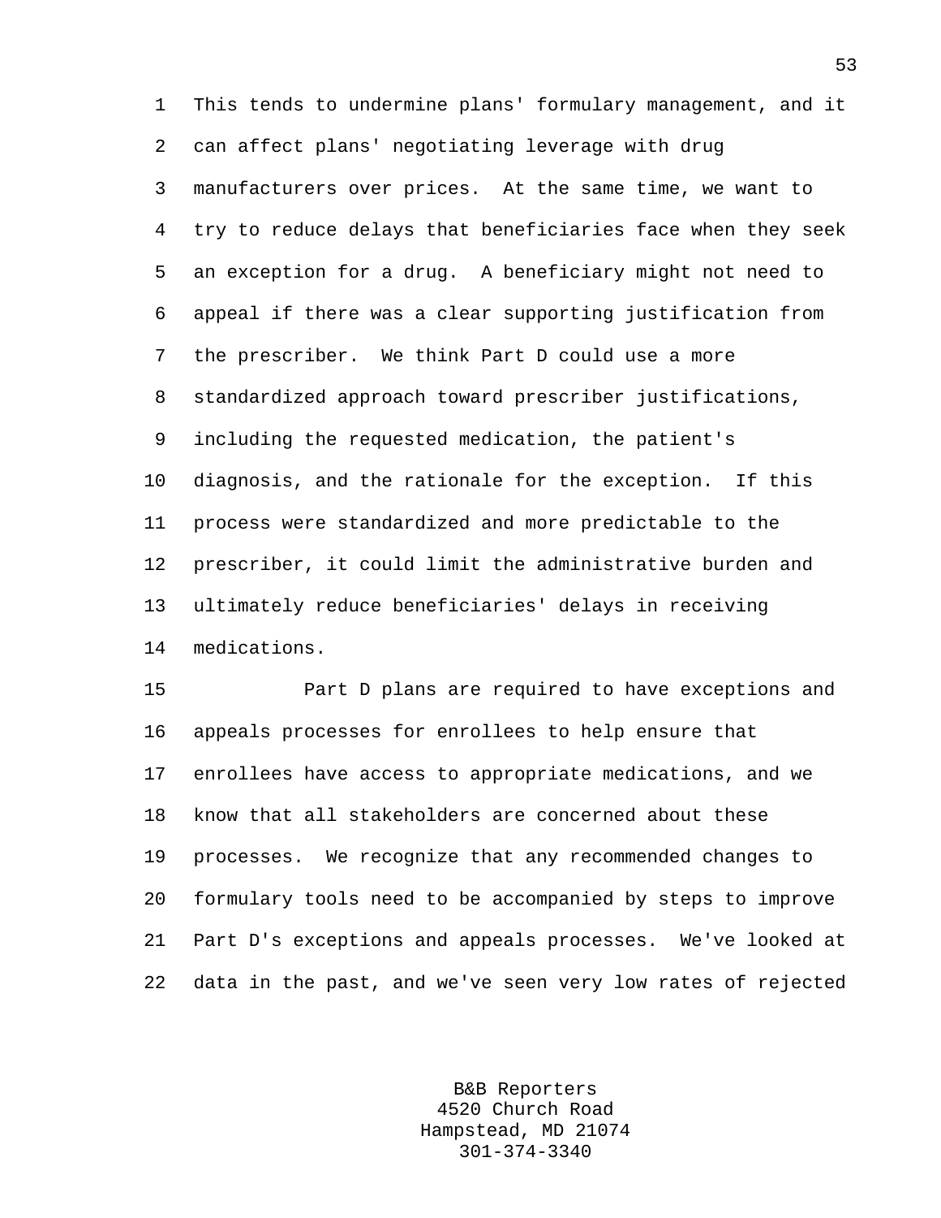This tends to undermine plans' formulary management, and it can affect plans' negotiating leverage with drug manufacturers over prices. At the same time, we want to try to reduce delays that beneficiaries face when they seek an exception for a drug. A beneficiary might not need to appeal if there was a clear supporting justification from the prescriber. We think Part D could use a more standardized approach toward prescriber justifications, including the requested medication, the patient's diagnosis, and the rationale for the exception. If this process were standardized and more predictable to the prescriber, it could limit the administrative burden and ultimately reduce beneficiaries' delays in receiving medications.

Part D plans are required to have exceptions and appeals processes for enrollees to help ensure that enrollees have access to appropriate medications, and we know that all stakeholders are concerned about these processes. We recognize that any recommended changes to formulary tools need to be accompanied by steps to improve Part D's exceptions and appeals processes. We've looked at data in the past, and we've seen very low rates of rejected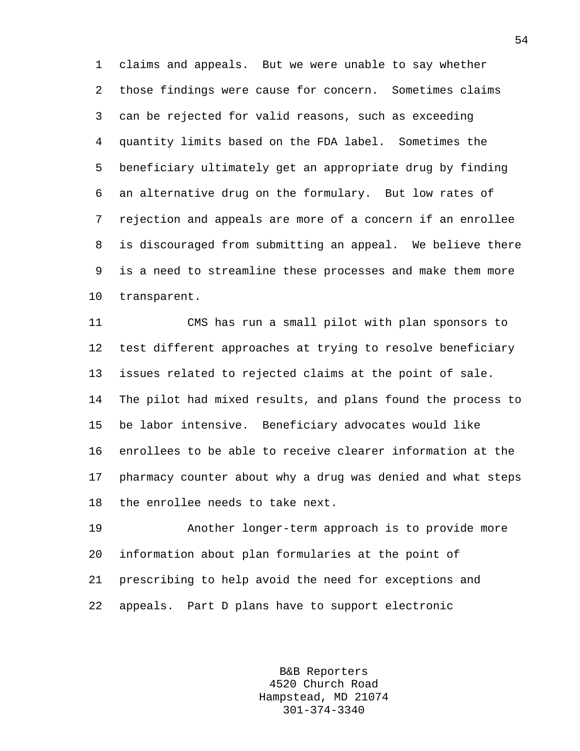claims and appeals. But we were unable to say whether those findings were cause for concern. Sometimes claims can be rejected for valid reasons, such as exceeding quantity limits based on the FDA label. Sometimes the beneficiary ultimately get an appropriate drug by finding an alternative drug on the formulary. But low rates of rejection and appeals are more of a concern if an enrollee is discouraged from submitting an appeal. We believe there is a need to streamline these processes and make them more transparent.

CMS has run a small pilot with plan sponsors to test different approaches at trying to resolve beneficiary issues related to rejected claims at the point of sale. The pilot had mixed results, and plans found the process to be labor intensive. Beneficiary advocates would like enrollees to be able to receive clearer information at the pharmacy counter about why a drug was denied and what steps the enrollee needs to take next.

Another longer-term approach is to provide more information about plan formularies at the point of prescribing to help avoid the need for exceptions and appeals. Part D plans have to support electronic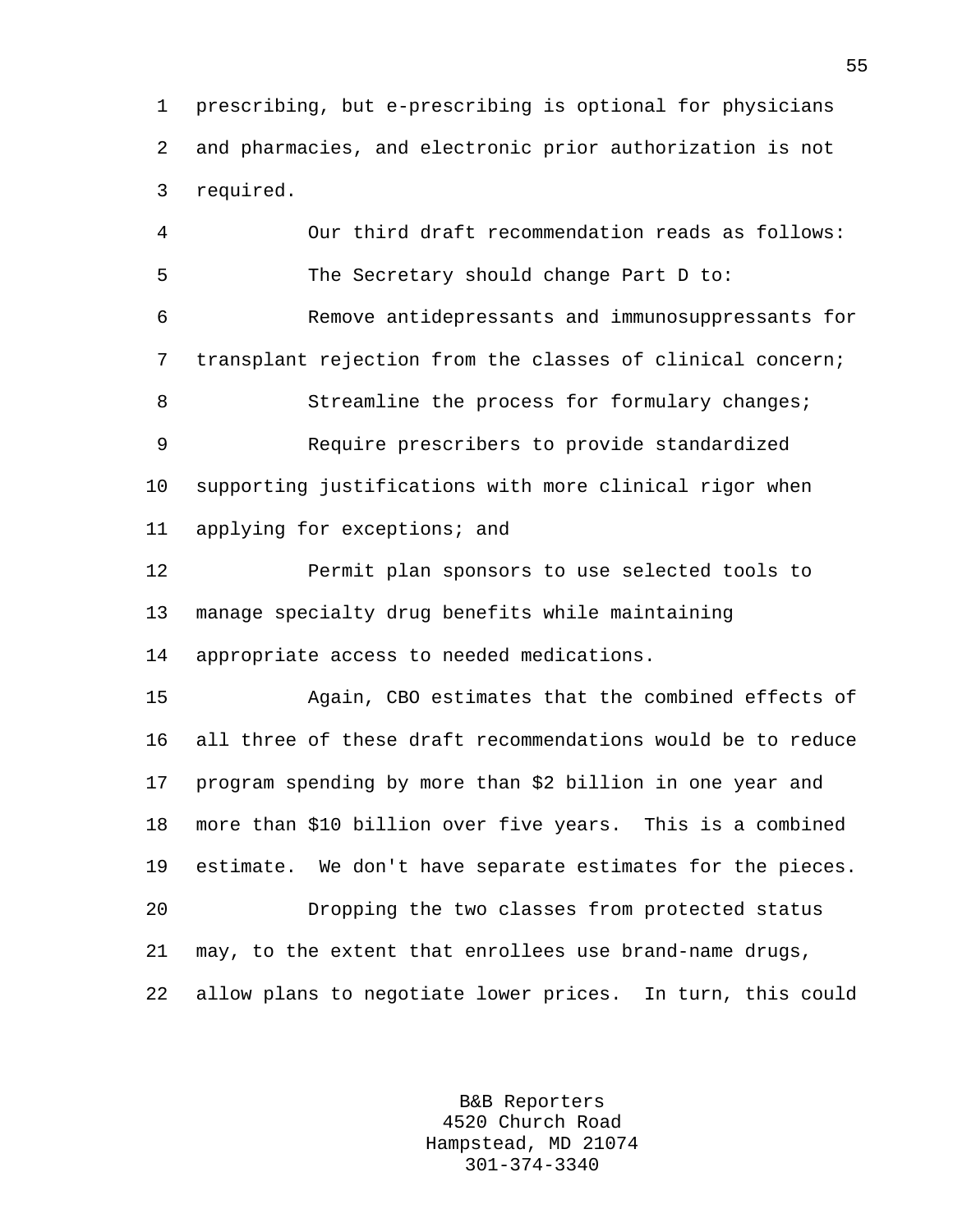prescribing, but e-prescribing is optional for physicians and pharmacies, and electronic prior authorization is not required.

Our third draft recommendation reads as follows:

The Secretary should change Part D to:

Remove antidepressants and immunosuppressants for transplant rejection from the classes of clinical concern;

Streamline the process for formulary changes;

Require prescribers to provide standardized supporting justifications with more clinical rigor when applying for exceptions; and

Permit plan sponsors to use selected tools to manage specialty drug benefits while maintaining appropriate access to needed medications.

Again, CBO estimates that the combined effects of all three of these draft recommendations would be to reduce program spending by more than $2 billion in one year and more than $10 billion over five years. This is a combined estimate. We don't have separate estimates for the pieces.

Dropping the two classes from protected status may, to the extent that enrollees use brand-name drugs, allow plans to negotiate lower prices. In turn, this could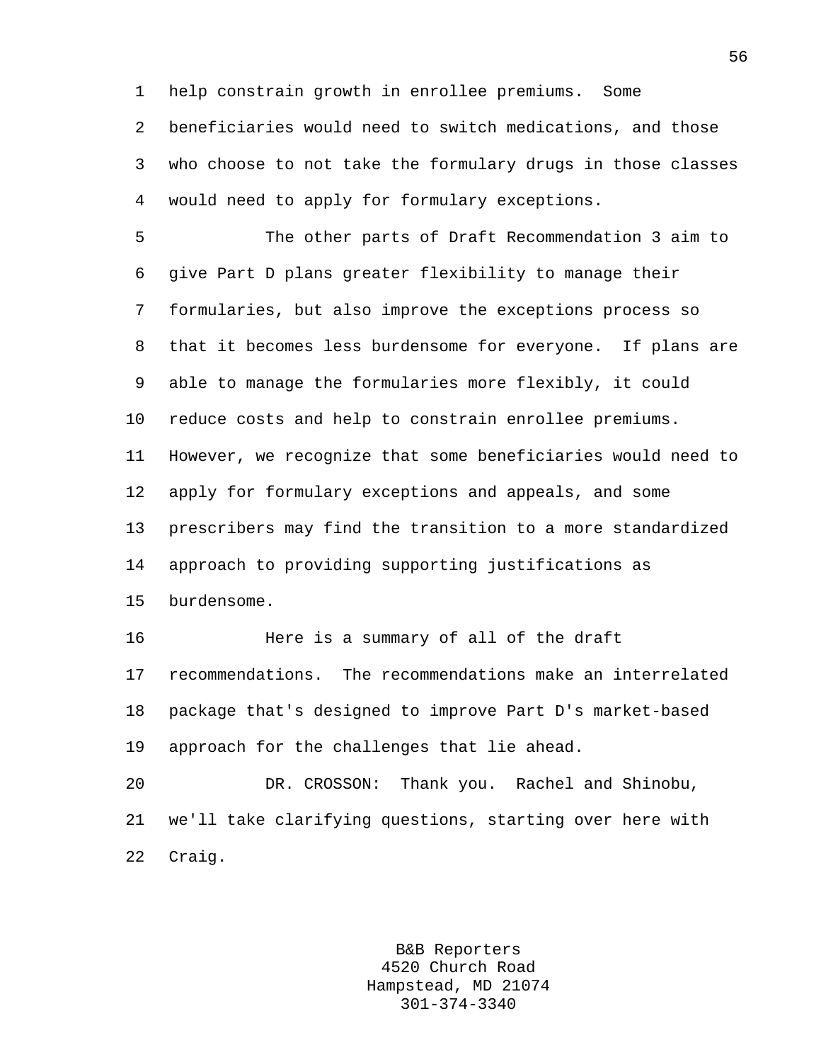help constrain growth in enrollee premiums. Some beneficiaries would need to switch medications, and those who choose to not take the formulary drugs in those classes would need to apply for formulary exceptions.

The other parts of Draft Recommendation 3 aim to give Part D plans greater flexibility to manage their formularies, but also improve the exceptions process so that it becomes less burdensome for everyone. If plans are able to manage the formularies more flexibly, it could reduce costs and help to constrain enrollee premiums. However, we recognize that some beneficiaries would need to apply for formulary exceptions and appeals, and some prescribers may find the transition to a more standardized approach to providing supporting justifications as burdensome.

Here is a summary of all of the draft recommendations. The recommendations make an interrelated package that's designed to improve Part D's market-based approach for the challenges that lie ahead.

DR. CROSSON: Thank you. Rachel and Shinobu, we'll take clarifying questions, starting over here with Craig.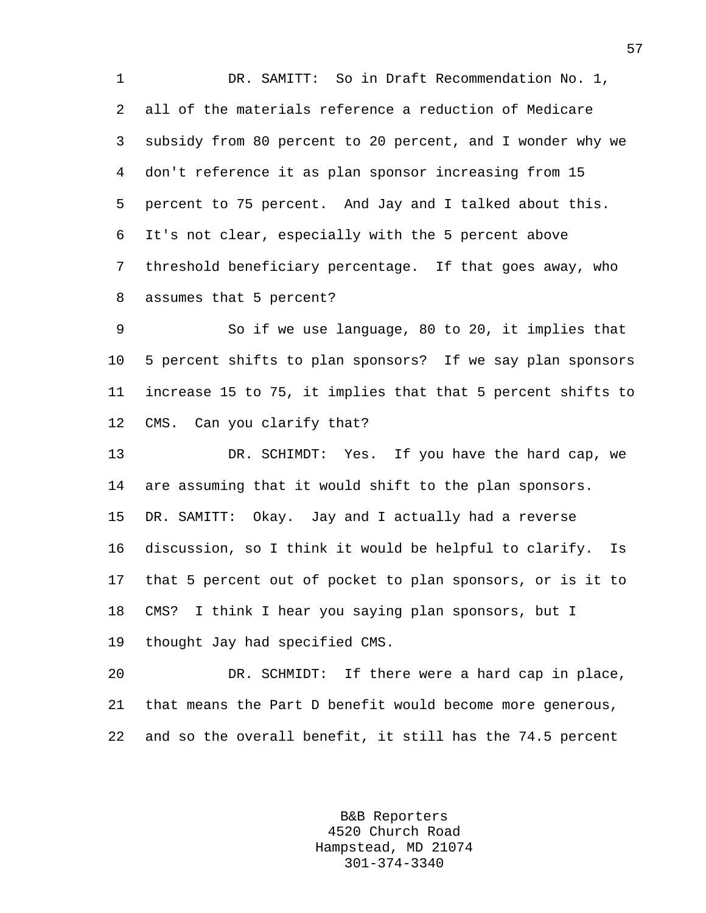DR. SAMITT: So in Draft Recommendation No. 1, all of the materials reference a reduction of Medicare subsidy from 80 percent to 20 percent, and I wonder why we don't reference it as plan sponsor increasing from 15 percent to 75 percent. And Jay and I talked about this. It's not clear, especially with the 5 percent above threshold beneficiary percentage. If that goes away, who assumes that 5 percent?

So if we use language, 80 to 20, it implies that 5 percent shifts to plan sponsors? If we say plan sponsors increase 15 to 75, it implies that that 5 percent shifts to CMS. Can you clarify that?

DR. SCHIMDT: Yes. If you have the hard cap, we are assuming that it would shift to the plan sponsors.

DR. SAMITT: Okay. Jay and I actually had a reverse discussion, so I think it would be helpful to clarify. Is that 5 percent out of pocket to plan sponsors, or is it to CMS? I think I hear you saying plan sponsors, but I thought Jay had specified CMS.

DR. SCHMIDT: If there were a hard cap in place, that means the Part D benefit would become more generous, and so the overall benefit, it still has the 74.5 percent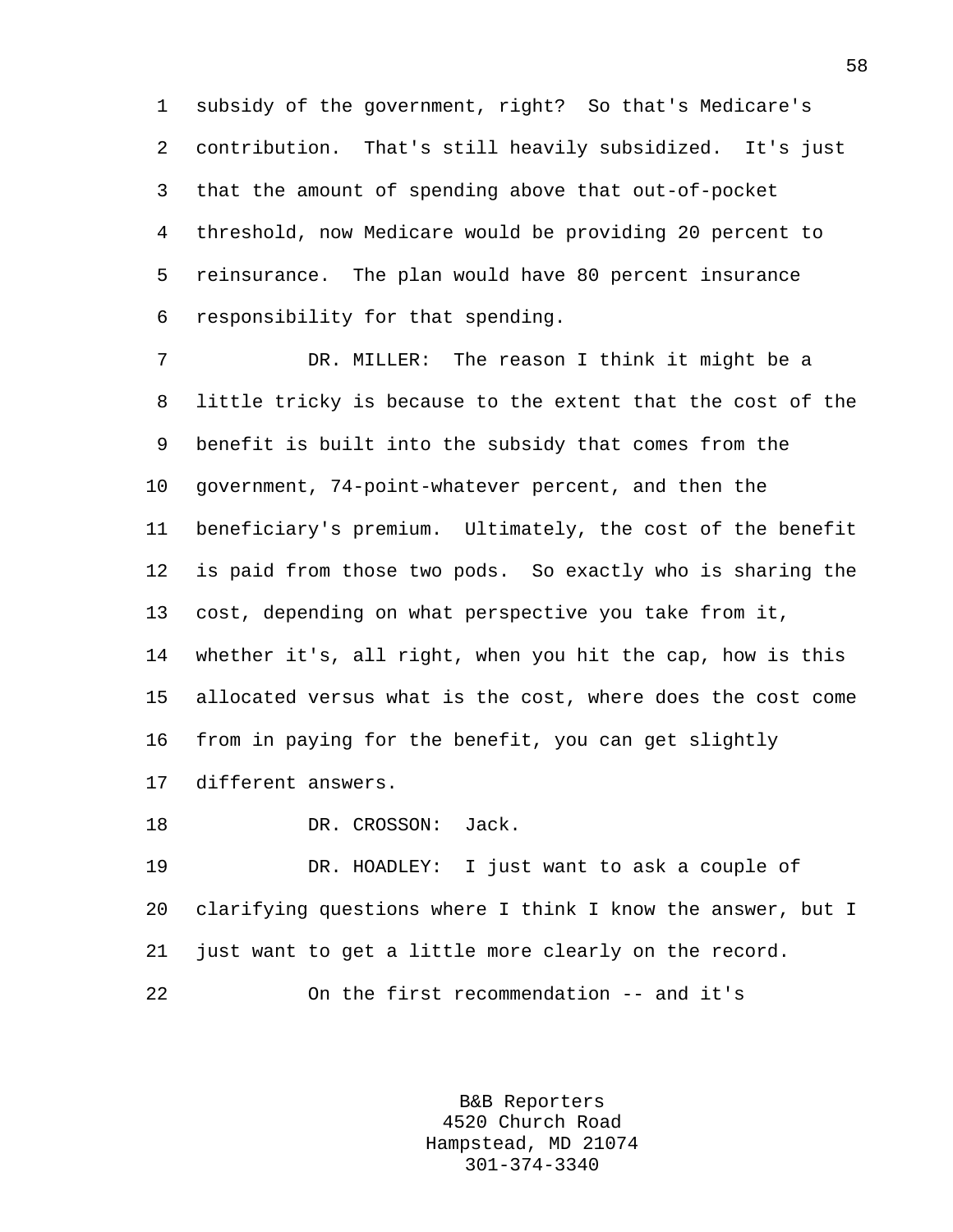subsidy of the government, right? So that's Medicare's contribution. That's still heavily subsidized. It's just that the amount of spending above that out-of-pocket threshold, now Medicare would be providing 20 percent to reinsurance. The plan would have 80 percent insurance responsibility for that spending.

DR. MILLER: The reason I think it might be a little tricky is because to the extent that the cost of the benefit is built into the subsidy that comes from the government, 74-point-whatever percent, and then the beneficiary's premium. Ultimately, the cost of the benefit is paid from those two pods. So exactly who is sharing the cost, depending on what perspective you take from it, whether it's, all right, when you hit the cap, how is this allocated versus what is the cost, where does the cost come from in paying for the benefit, you can get slightly different answers.

DR. CROSSON: Jack.

DR. HOADLEY: I just want to ask a couple of clarifying questions where I think I know the answer, but I just want to get a little more clearly on the record.

On the first recommendation -- and it's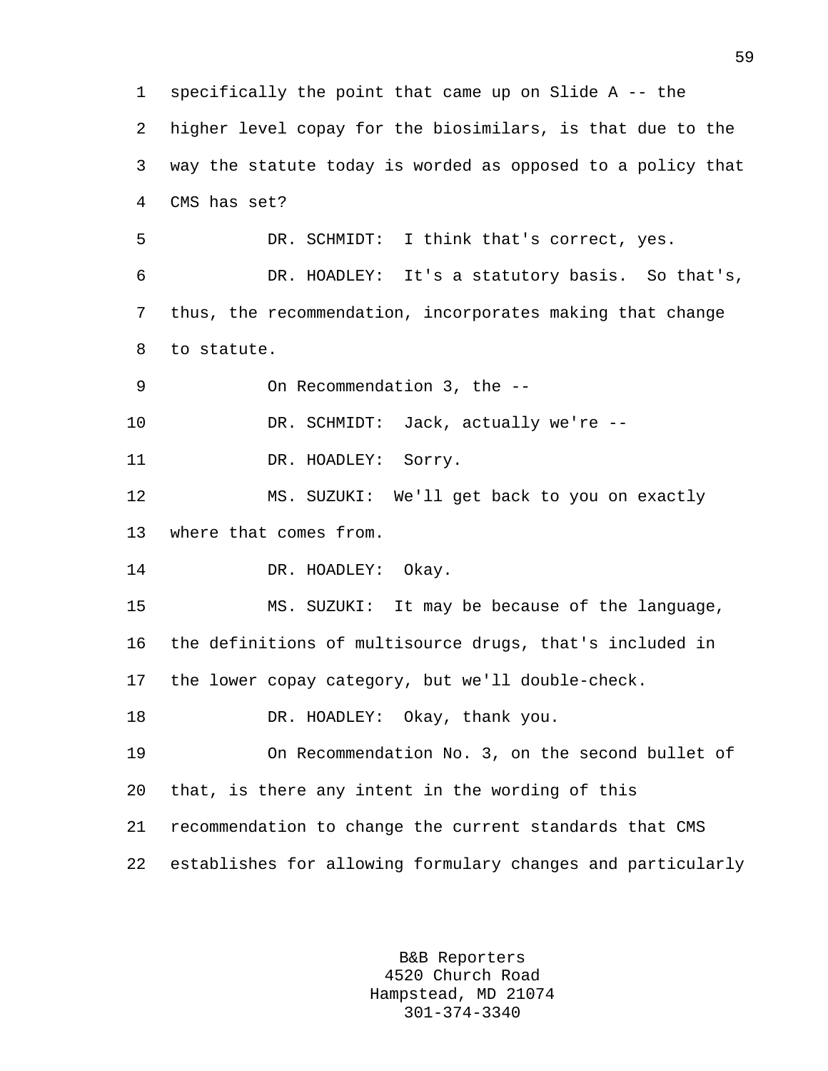specifically the point that came up on Slide A -- the higher level copay for the biosimilars, is that due to the way the statute today is worded as opposed to a policy that CMS has set?

DR. SCHMIDT: I think that's correct, yes.

DR. HOADLEY: It's a statutory basis. So that's, thus, the recommendation, incorporates making that change to statute.

On Recommendation 3, the --

DR. SCHMIDT: Jack, actually we're --

DR. HOADLEY: Sorry.

MS. SUZUKI: We'll get back to you on exactly where that comes from.

DR. HOADLEY: Okay.

MS. SUZUKI: It may be because of the language, the definitions of multisource drugs, that's included in the lower copay category, but we'll double-check.

DR. HOADLEY: Okay, thank you.

On Recommendation No. 3, on the second bullet of that, is there any intent in the wording of this recommendation to change the current standards that CMS establishes for allowing formulary changes and particularly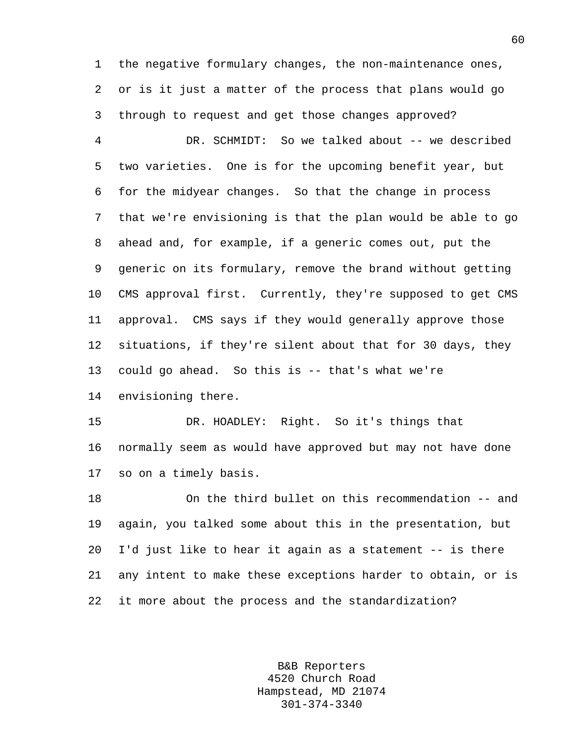the negative formulary changes, the non-maintenance ones, or is it just a matter of the process that plans would go through to request and get those changes approved?

DR. SCHMIDT: So we talked about -- we described two varieties. One is for the upcoming benefit year, but for the midyear changes. So that the change in process that we're envisioning is that the plan would be able to go ahead and, for example, if a generic comes out, put the generic on its formulary, remove the brand without getting CMS approval first. Currently, they're supposed to get CMS approval. CMS says if they would generally approve those situations, if they're silent about that for 30 days, they could go ahead. So this is -- that's what we're envisioning there.

DR. HOADLEY: Right. So it's things that normally seem as would have approved but may not have done so on a timely basis.

On the third bullet on this recommendation -- and again, you talked some about this in the presentation, but I'd just like to hear it again as a statement -- is there any intent to make these exceptions harder to obtain, or is it more about the process and the standardization?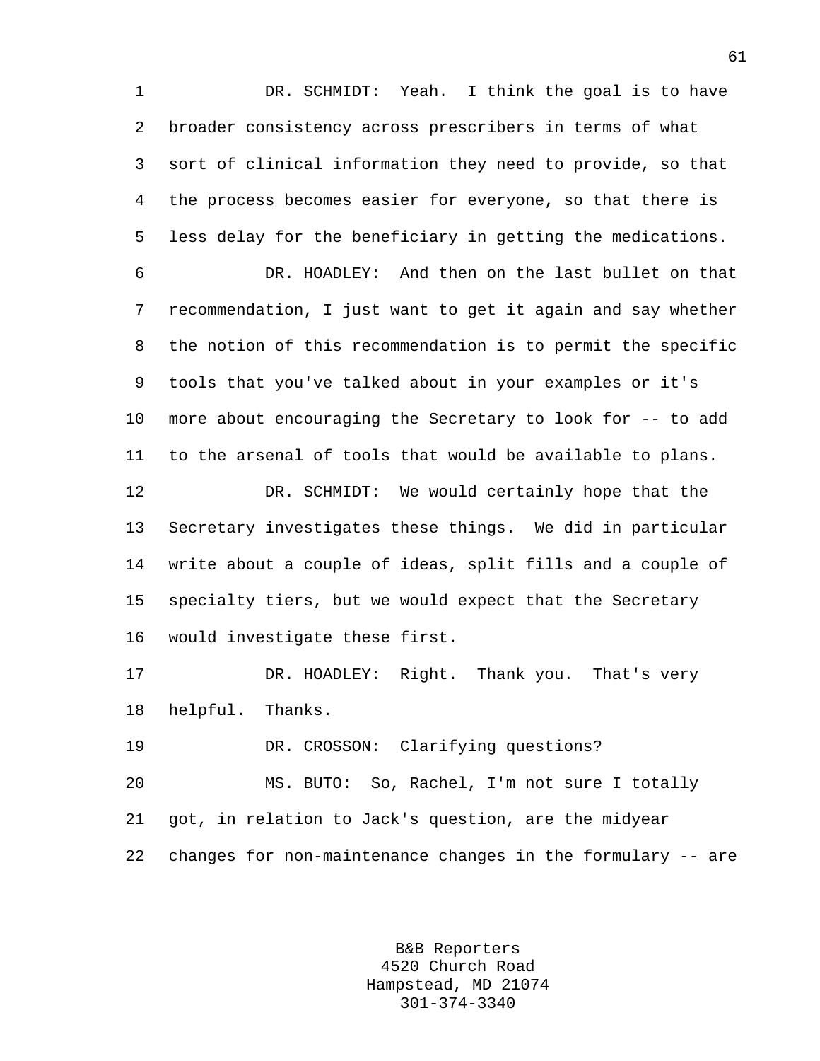DR. SCHMIDT: Yeah. I think the goal is to have broader consistency across prescribers in terms of what sort of clinical information they need to provide, so that the process becomes easier for everyone, so that there is less delay for the beneficiary in getting the medications.

DR. HOADLEY: And then on the last bullet on that recommendation, I just want to get it again and say whether the notion of this recommendation is to permit the specific tools that you've talked about in your examples or it's more about encouraging the Secretary to look for -- to add to the arsenal of tools that would be available to plans.

DR. SCHMIDT: We would certainly hope that the Secretary investigates these things. We did in particular write about a couple of ideas, split fills and a couple of specialty tiers, but we would expect that the Secretary would investigate these first.

DR. HOADLEY: Right. Thank you. That's very helpful. Thanks.

DR. CROSSON: Clarifying questions?

MS. BUTO: So, Rachel, I'm not sure I totally got, in relation to Jack's question, are the midyear changes for non-maintenance changes in the formulary -- are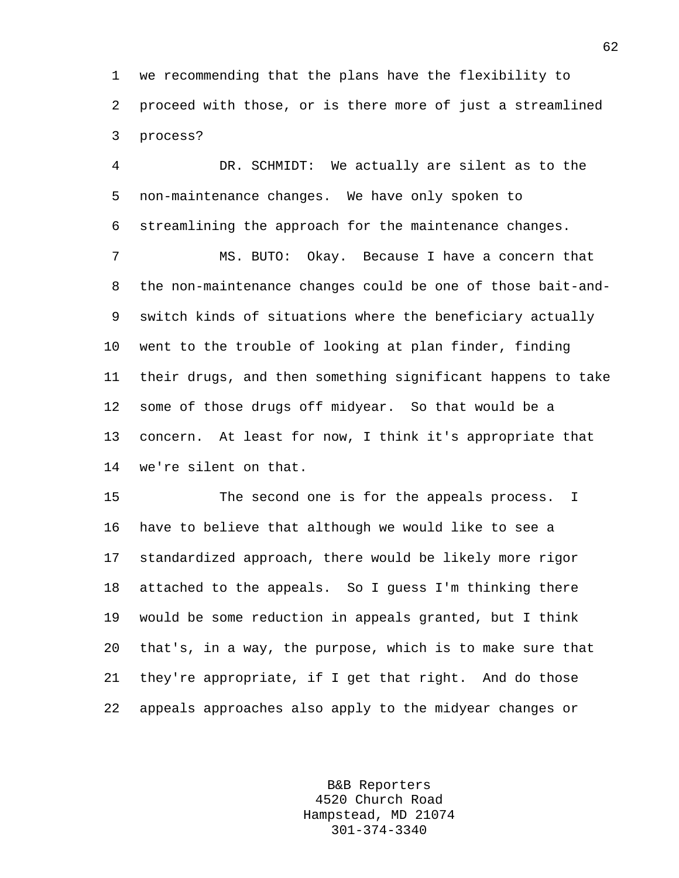we recommending that the plans have the flexibility to proceed with those, or is there more of just a streamlined process?

DR. SCHMIDT: We actually are silent as to the non-maintenance changes. We have only spoken to streamlining the approach for the maintenance changes.

MS. BUTO: Okay. Because I have a concern that the non-maintenance changes could be one of those bait-and-switch kinds of situations where the beneficiary actually went to the trouble of looking at plan finder, finding their drugs, and then something significant happens to take some of those drugs off midyear. So that would be a concern. At least for now, I think it's appropriate that we're silent on that.

The second one is for the appeals process. I have to believe that although we would like to see a standardized approach, there would be likely more rigor attached to the appeals. So I guess I'm thinking there would be some reduction in appeals granted, but I think that's, in a way, the purpose, which is to make sure that they're appropriate, if I get that right. And do those appeals approaches also apply to the midyear changes or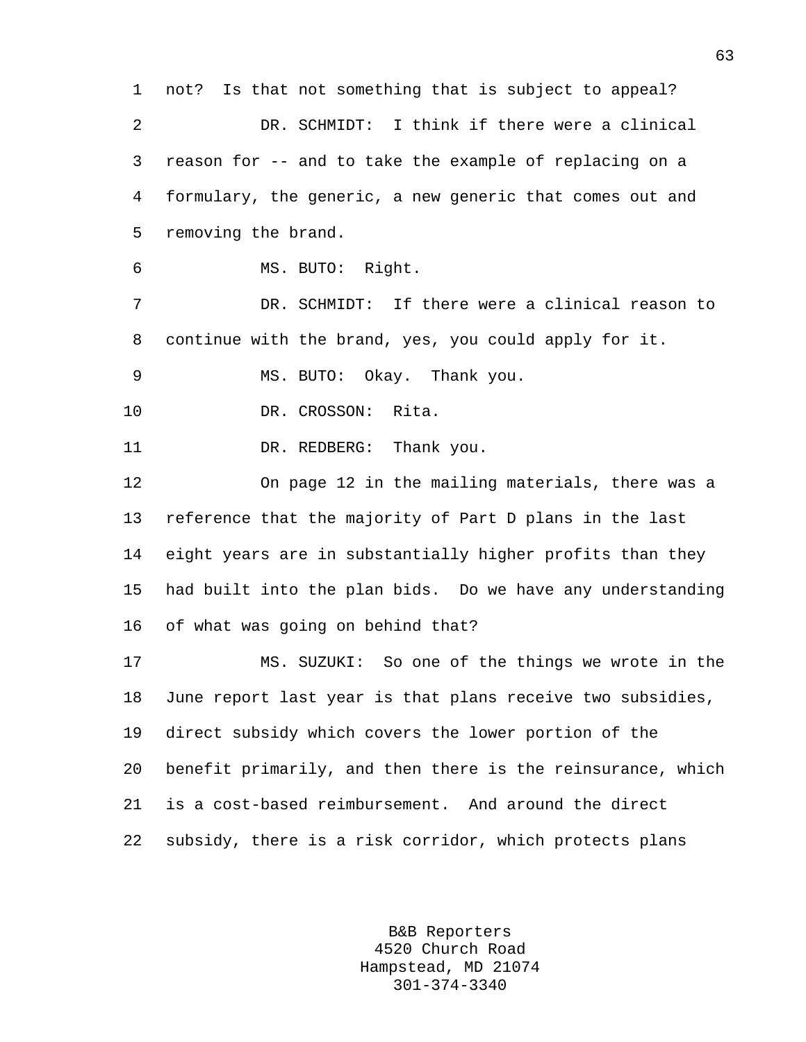not? Is that not something that is subject to appeal?

DR. SCHMIDT: I think if there were a clinical reason for -- and to take the example of replacing on a formulary, the generic, a new generic that comes out and removing the brand.

MS. BUTO: Right.

DR. SCHMIDT: If there were a clinical reason to continue with the brand, yes, you could apply for it.

MS. BUTO: Okay. Thank you.

DR. CROSSON: Rita.

DR. REDBERG: Thank you.

On page 12 in the mailing materials, there was a reference that the majority of Part D plans in the last eight years are in substantially higher profits than they had built into the plan bids. Do we have any understanding of what was going on behind that?

MS. SUZUKI: So one of the things we wrote in the June report last year is that plans receive two subsidies, direct subsidy which covers the lower portion of the benefit primarily, and then there is the reinsurance, which is a cost-based reimbursement. And around the direct subsidy, there is a risk corridor, which protects plans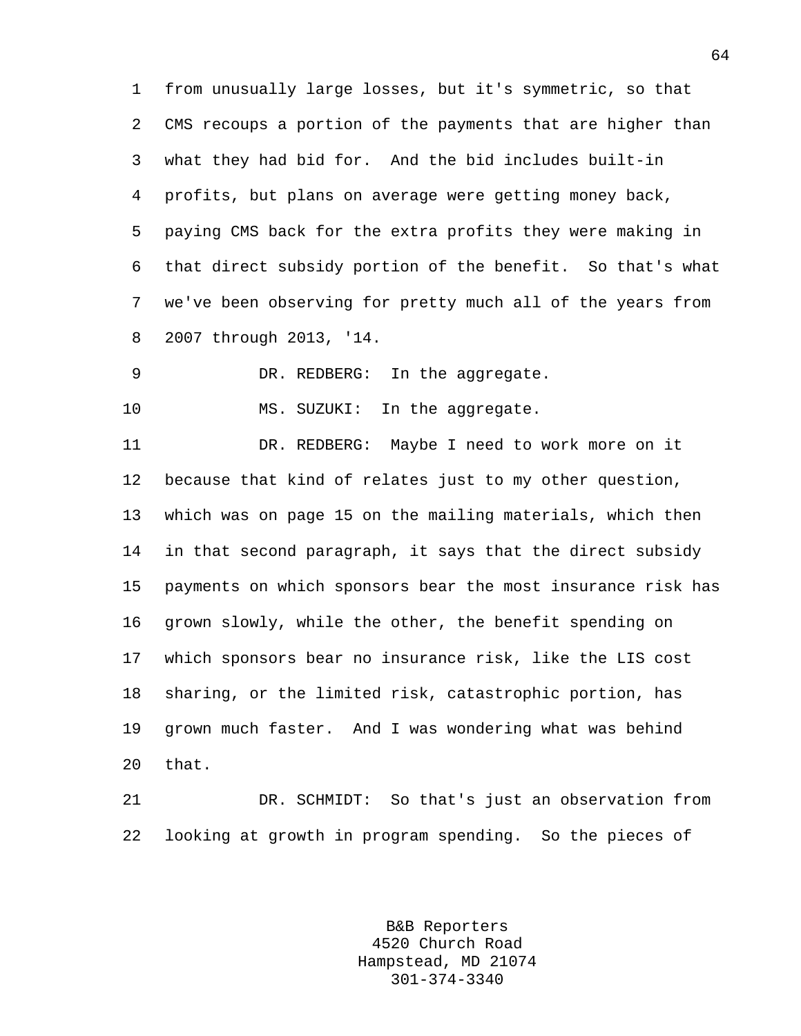from unusually large losses, but it's symmetric, so that CMS recoups a portion of the payments that are higher than what they had bid for. And the bid includes built-in profits, but plans on average were getting money back, paying CMS back for the extra profits they were making in that direct subsidy portion of the benefit. So that's what we've been observing for pretty much all of the years from 2007 through 2013, '14.

DR. REDBERG: In the aggregate.

MS. SUZUKI: In the aggregate.

DR. REDBERG: Maybe I need to work more on it because that kind of relates just to my other question, which was on page 15 on the mailing materials, which then in that second paragraph, it says that the direct subsidy payments on which sponsors bear the most insurance risk has grown slowly, while the other, the benefit spending on which sponsors bear no insurance risk, like the LIS cost sharing, or the limited risk, catastrophic portion, has grown much faster. And I was wondering what was behind that.

DR. SCHMIDT: So that's just an observation from looking at growth in program spending. So the pieces of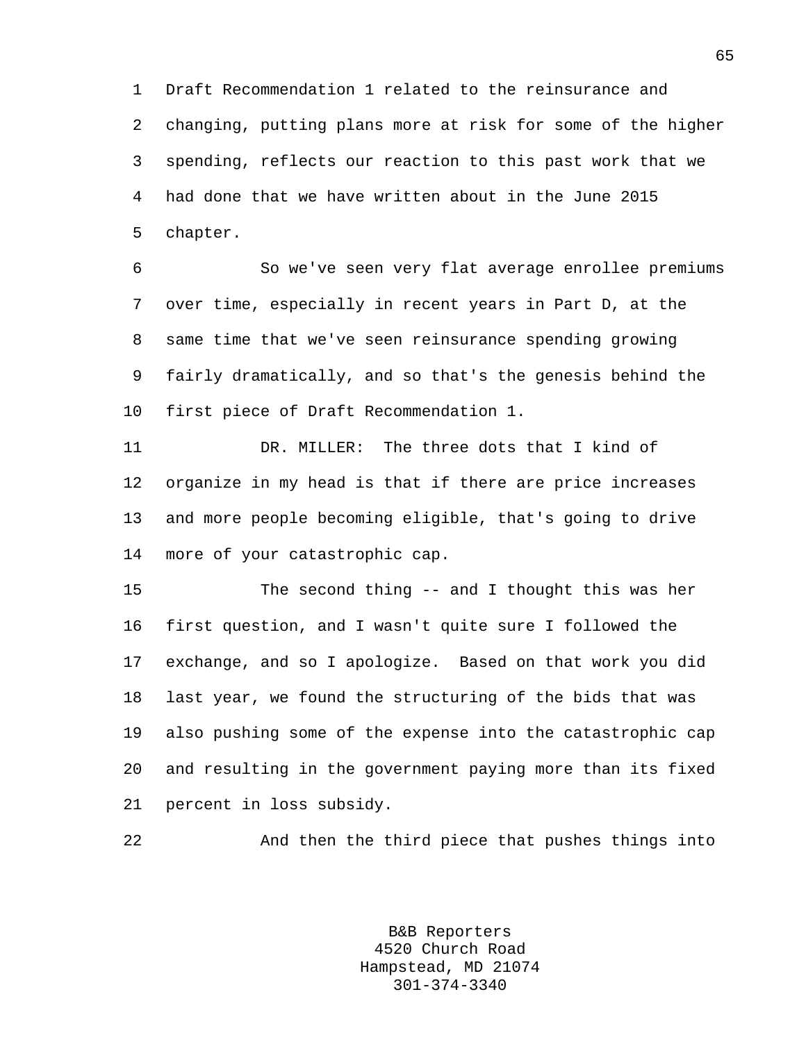Draft Recommendation 1 related to the reinsurance and changing, putting plans more at risk for some of the higher spending, reflects our reaction to this past work that we had done that we have written about in the June 2015 chapter.

So we've seen very flat average enrollee premiums over time, especially in recent years in Part D, at the same time that we've seen reinsurance spending growing fairly dramatically, and so that's the genesis behind the first piece of Draft Recommendation 1.

DR. MILLER: The three dots that I kind of organize in my head is that if there are price increases and more people becoming eligible, that's going to drive more of your catastrophic cap.

The second thing -- and I thought this was her first question, and I wasn't quite sure I followed the exchange, and so I apologize. Based on that work you did last year, we found the structuring of the bids that was also pushing some of the expense into the catastrophic cap and resulting in the government paying more than its fixed percent in loss subsidy.

And then the third piece that pushes things into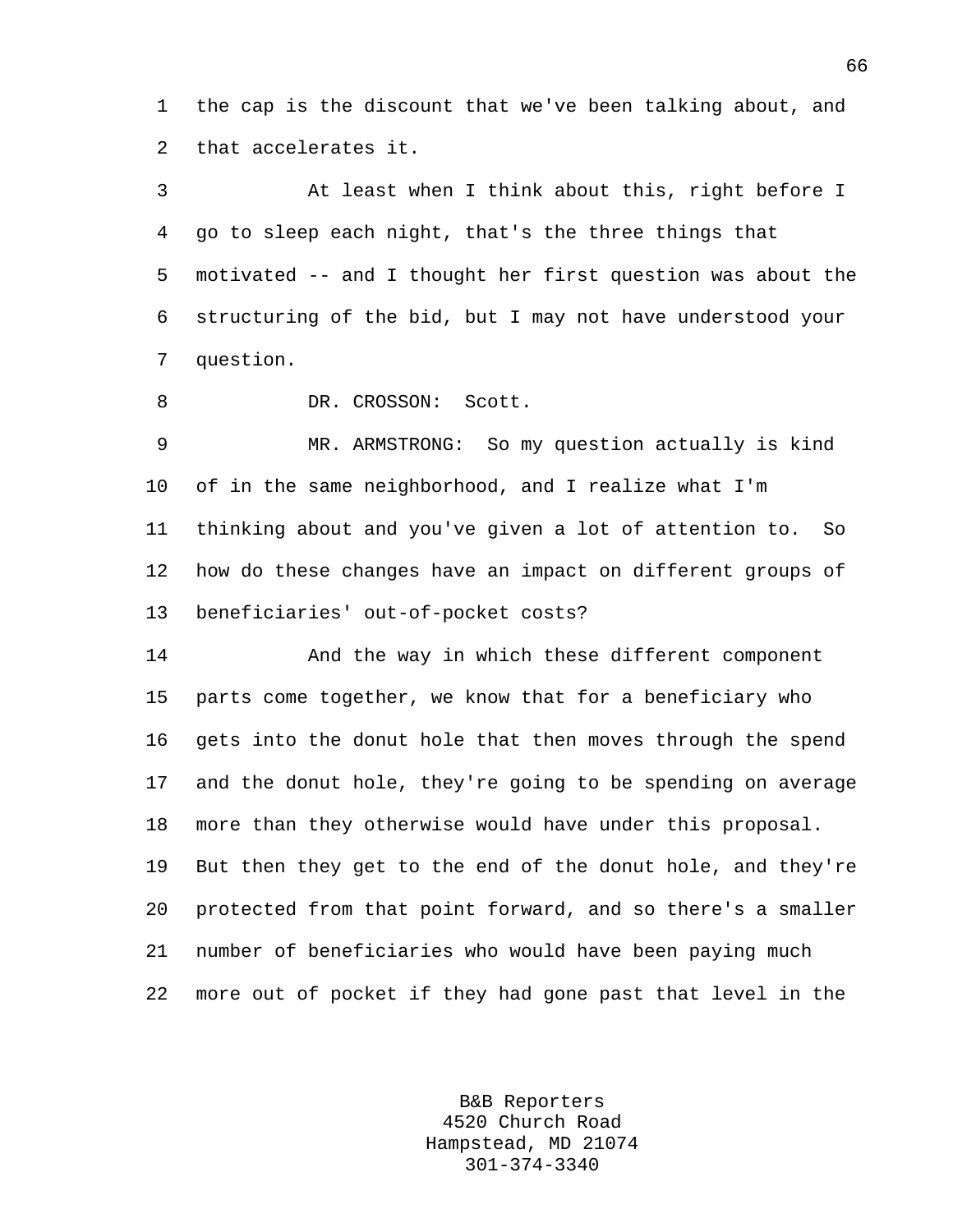the cap is the discount that we've been talking about, and that accelerates it.

At least when I think about this, right before I go to sleep each night, that's the three things that motivated -- and I thought her first question was about the structuring of the bid, but I may not have understood your question.

DR. CROSSON: Scott.

MR. ARMSTRONG: So my question actually is kind of in the same neighborhood, and I realize what I'm thinking about and you've given a lot of attention to. So how do these changes have an impact on different groups of beneficiaries' out-of-pocket costs?

And the way in which these different component parts come together, we know that for a beneficiary who gets into the donut hole that then moves through the spend and the donut hole, they're going to be spending on average more than they otherwise would have under this proposal. But then they get to the end of the donut hole, and they're protected from that point forward, and so there's a smaller number of beneficiaries who would have been paying much more out of pocket if they had gone past that level in the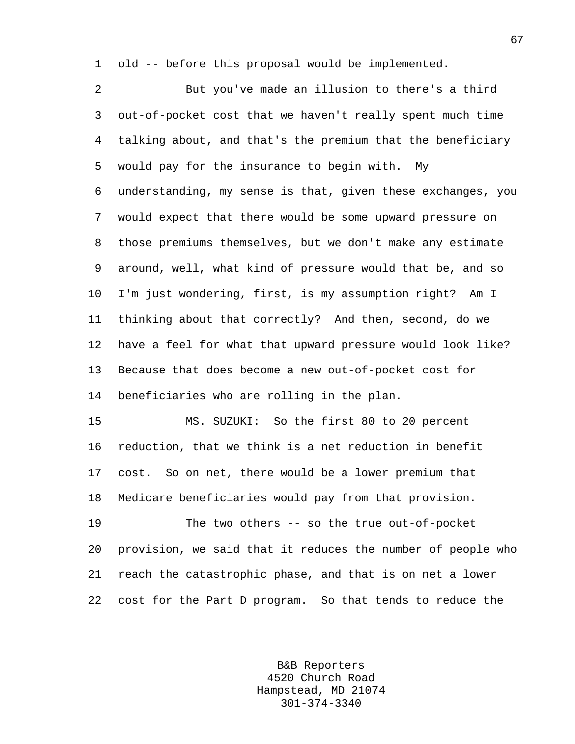old -- before this proposal would be implemented.

But you've made an illusion to there's a third out-of-pocket cost that we haven't really spent much time talking about, and that's the premium that the beneficiary would pay for the insurance to begin with. My understanding, my sense is that, given these exchanges, you would expect that there would be some upward pressure on those premiums themselves, but we don't make any estimate around, well, what kind of pressure would that be, and so I'm just wondering, first, is my assumption right? Am I thinking about that correctly? And then, second, do we have a feel for what that upward pressure would look like? Because that does become a new out-of-pocket cost for beneficiaries who are rolling in the plan.

MS. SUZUKI: So the first 80 to 20 percent reduction, that we think is a net reduction in benefit cost. So on net, there would be a lower premium that Medicare beneficiaries would pay from that provision.

The two others -- so the true out-of-pocket provision, we said that it reduces the number of people who reach the catastrophic phase, and that is on net a lower cost for the Part D program. So that tends to reduce the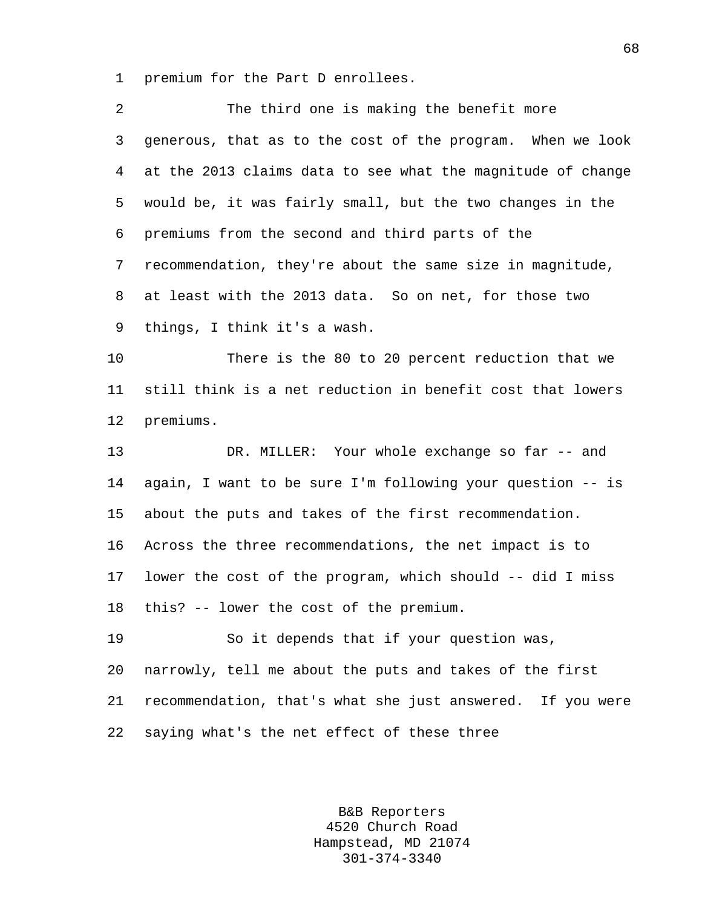premium for the Part D enrollees.

The third one is making the benefit more generous, that as to the cost of the program. When we look at the 2013 claims data to see what the magnitude of change would be, it was fairly small, but the two changes in the premiums from the second and third parts of the recommendation, they're about the same size in magnitude, at least with the 2013 data. So on net, for those two things, I think it's a wash.

There is the 80 to 20 percent reduction that we still think is a net reduction in benefit cost that lowers premiums.

DR. MILLER: Your whole exchange so far -- and again, I want to be sure I'm following your question -- is about the puts and takes of the first recommendation. Across the three recommendations, the net impact is to lower the cost of the program, which should -- did I miss this? -- lower the cost of the premium.

So it depends that if your question was, narrowly, tell me about the puts and takes of the first recommendation, that's what she just answered. If you were saying what's the net effect of these three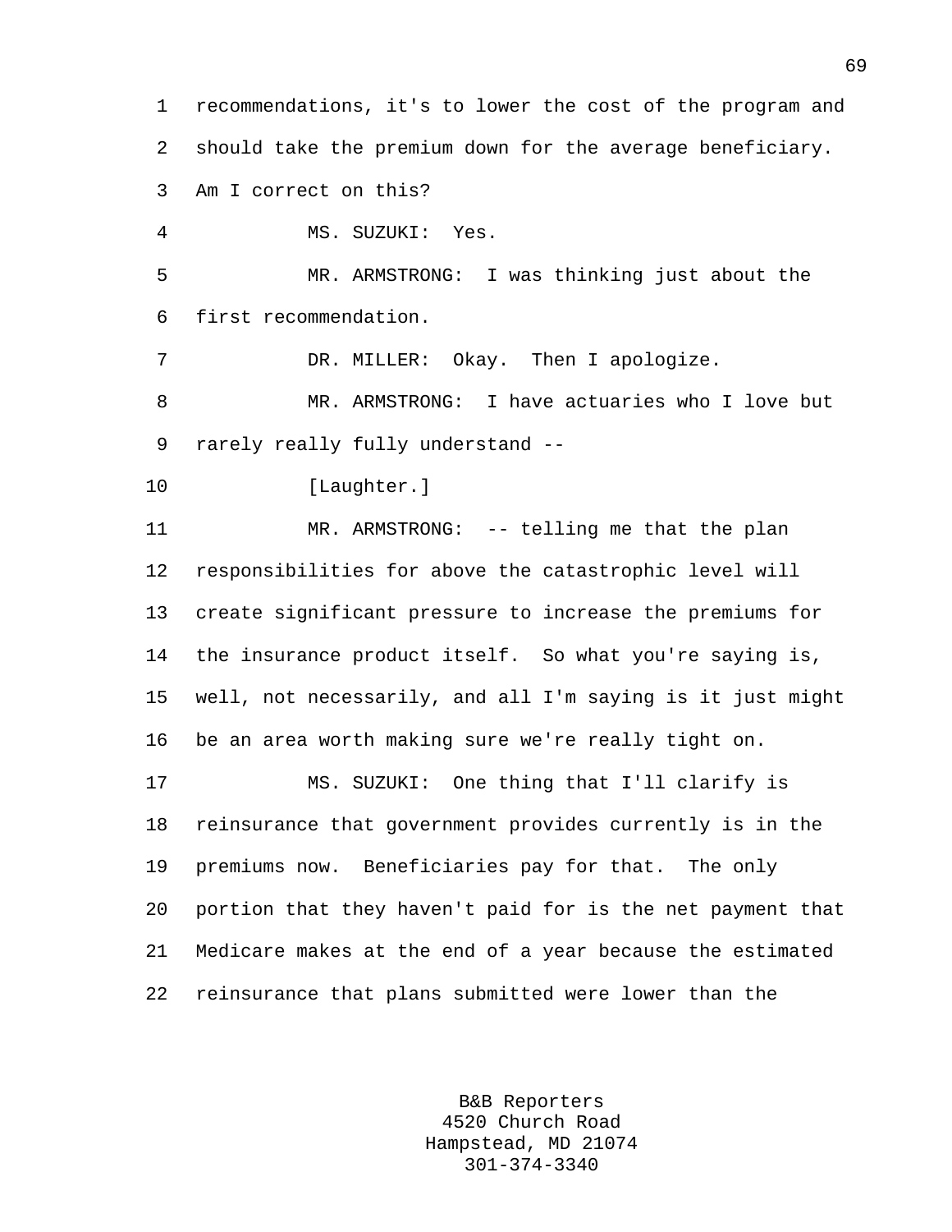recommendations, it's to lower the cost of the program and should take the premium down for the average beneficiary. Am I correct on this?

MS. SUZUKI: Yes.

MR. ARMSTRONG: I was thinking just about the first recommendation.

DR. MILLER: Okay. Then I apologize.

MR. ARMSTRONG: I have actuaries who I love but rarely really fully understand --

[Laughter.]

MR. ARMSTRONG: -- telling me that the plan responsibilities for above the catastrophic level will create significant pressure to increase the premiums for the insurance product itself. So what you're saying is, well, not necessarily, and all I'm saying is it just might be an area worth making sure we're really tight on.

MS. SUZUKI: One thing that I'll clarify is reinsurance that government provides currently is in the premiums now. Beneficiaries pay for that. The only portion that they haven't paid for is the net payment that Medicare makes at the end of a year because the estimated reinsurance that plans submitted were lower than the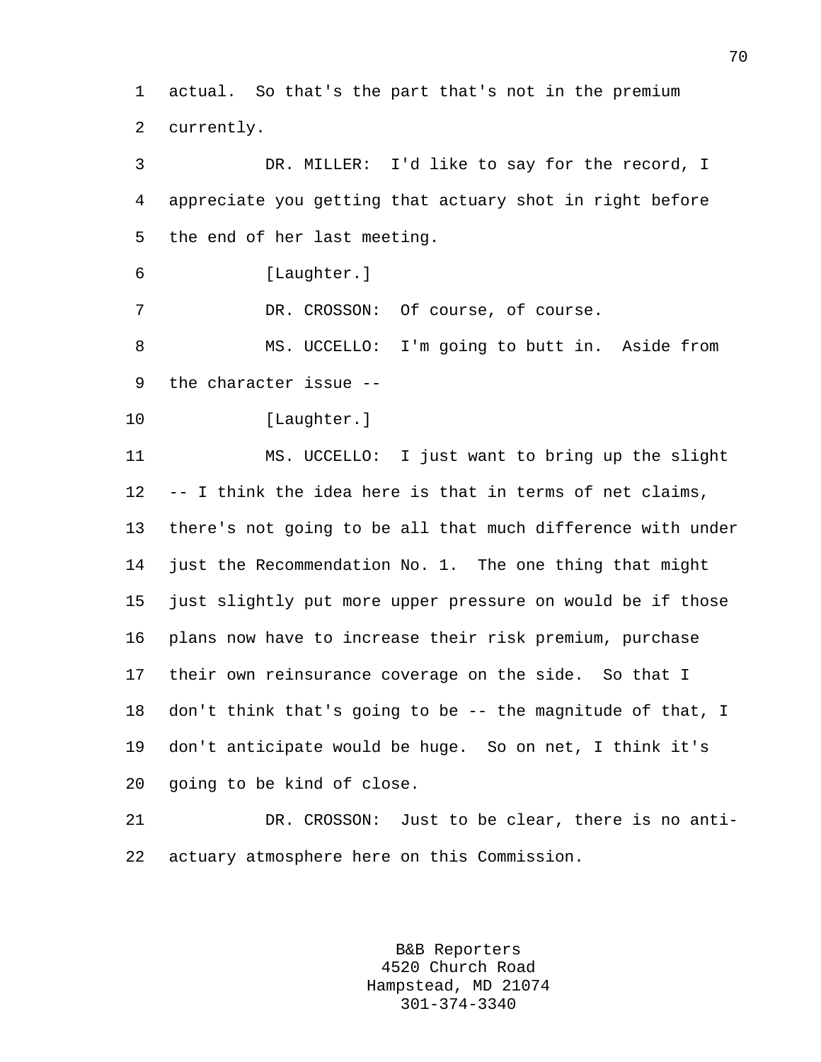actual. So that's the part that's not in the premium currently.

DR. MILLER: I'd like to say for the record, I appreciate you getting that actuary shot in right before the end of her last meeting.

[Laughter.]

DR. CROSSON: Of course, of course.

MS. UCCELLO: I'm going to butt in. Aside from the character issue --

[Laughter.]

MS. UCCELLO: I just want to bring up the slight -- I think the idea here is that in terms of net claims, there's not going to be all that much difference with under just the Recommendation No. 1. The one thing that might just slightly put more upper pressure on would be if those plans now have to increase their risk premium, purchase their own reinsurance coverage on the side. So that I don't think that's going to be -- the magnitude of that, I don't anticipate would be huge. So on net, I think it's going to be kind of close.

DR. CROSSON: Just to be clear, there is no anti-actuary atmosphere here on this Commission.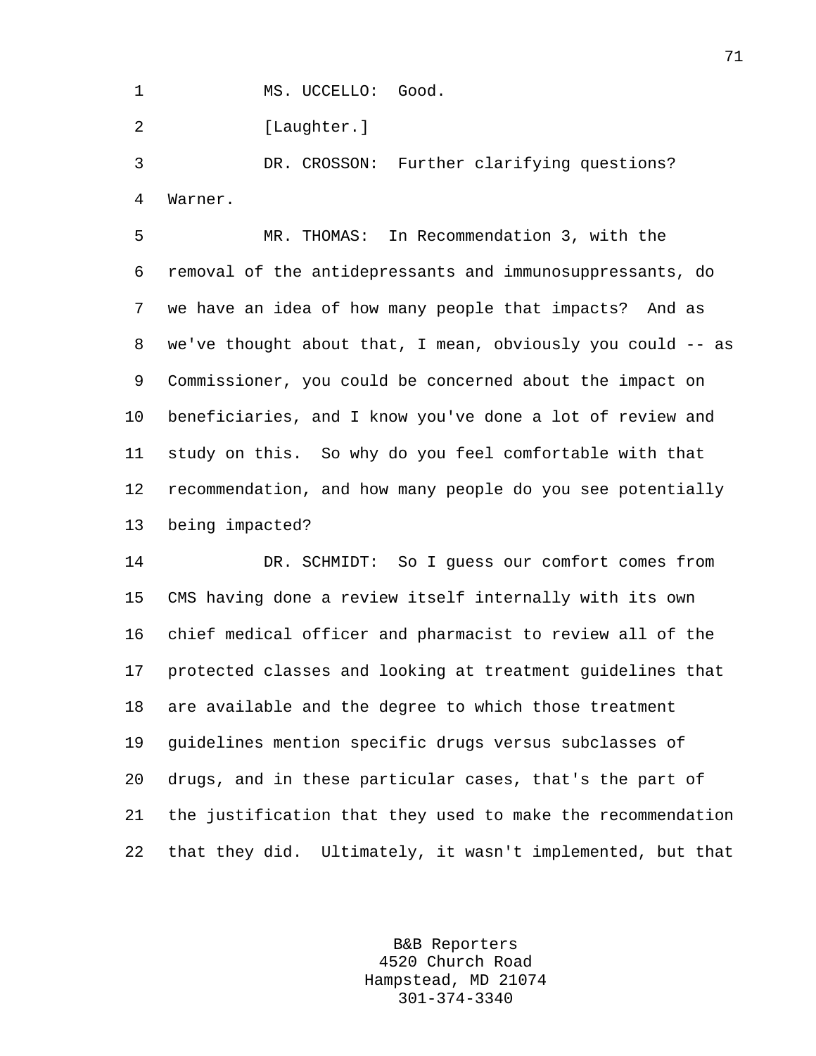MS. UCCELLO: Good.

[Laughter.]

DR. CROSSON: Further clarifying questions? Warner.

MR. THOMAS: In Recommendation 3, with the removal of the antidepressants and immunosuppressants, do we have an idea of how many people that impacts? And as we've thought about that, I mean, obviously you could -- as Commissioner, you could be concerned about the impact on beneficiaries, and I know you've done a lot of review and study on this. So why do you feel comfortable with that recommendation, and how many people do you see potentially being impacted?

DR. SCHMIDT: So I guess our comfort comes from CMS having done a review itself internally with its own chief medical officer and pharmacist to review all of the protected classes and looking at treatment guidelines that are available and the degree to which those treatment guidelines mention specific drugs versus subclasses of drugs, and in these particular cases, that's the part of the justification that they used to make the recommendation that they did. Ultimately, it wasn't implemented, but that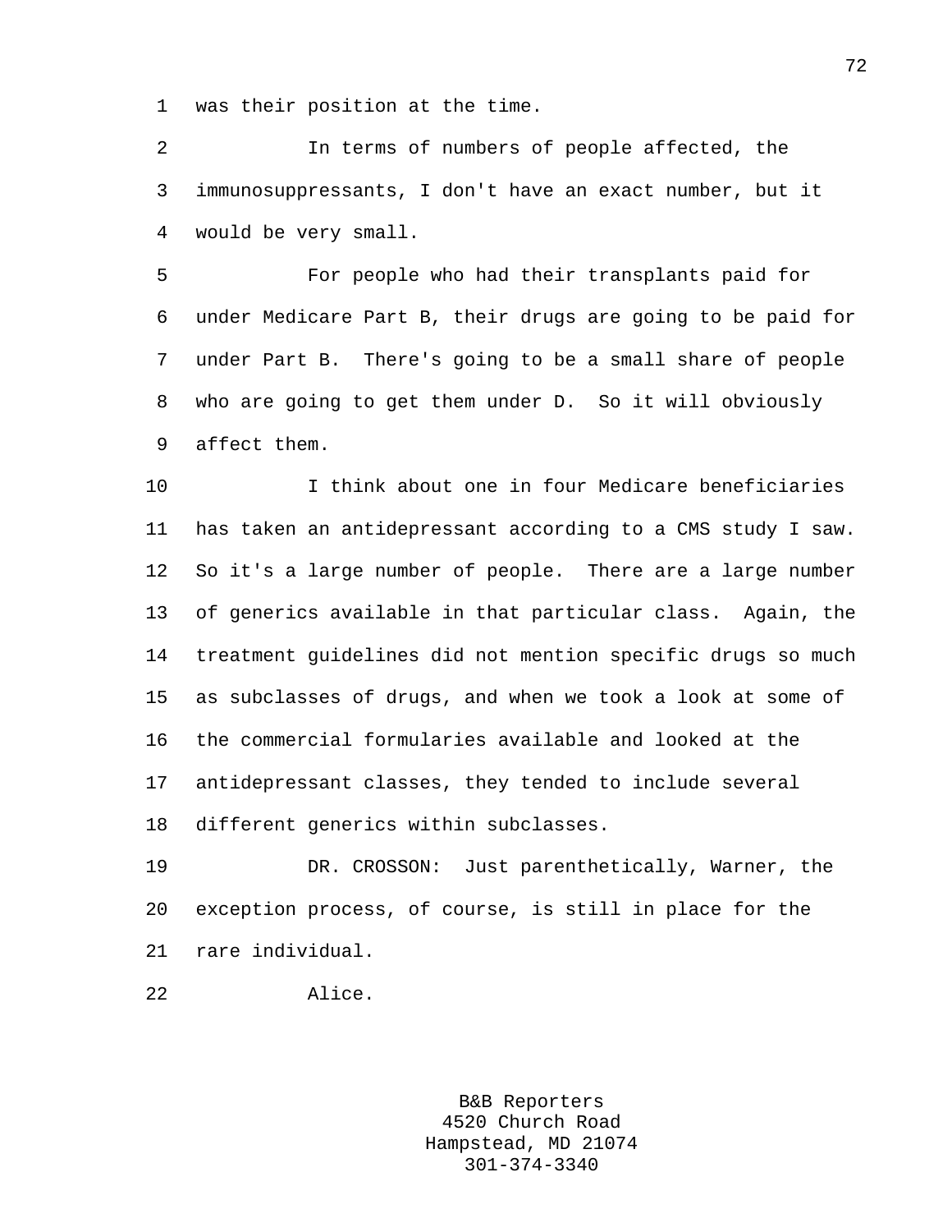was their position at the time.

In terms of numbers of people affected, the immunosuppressants, I don't have an exact number, but it would be very small.

For people who had their transplants paid for under Medicare Part B, their drugs are going to be paid for under Part B. There's going to be a small share of people who are going to get them under D. So it will obviously affect them.

I think about one in four Medicare beneficiaries has taken an antidepressant according to a CMS study I saw. So it's a large number of people. There are a large number of generics available in that particular class. Again, the treatment guidelines did not mention specific drugs so much as subclasses of drugs, and when we took a look at some of the commercial formularies available and looked at the antidepressant classes, they tended to include several different generics within subclasses.

DR. CROSSON: Just parenthetically, Warner, the exception process, of course, is still in place for the rare individual.

Alice.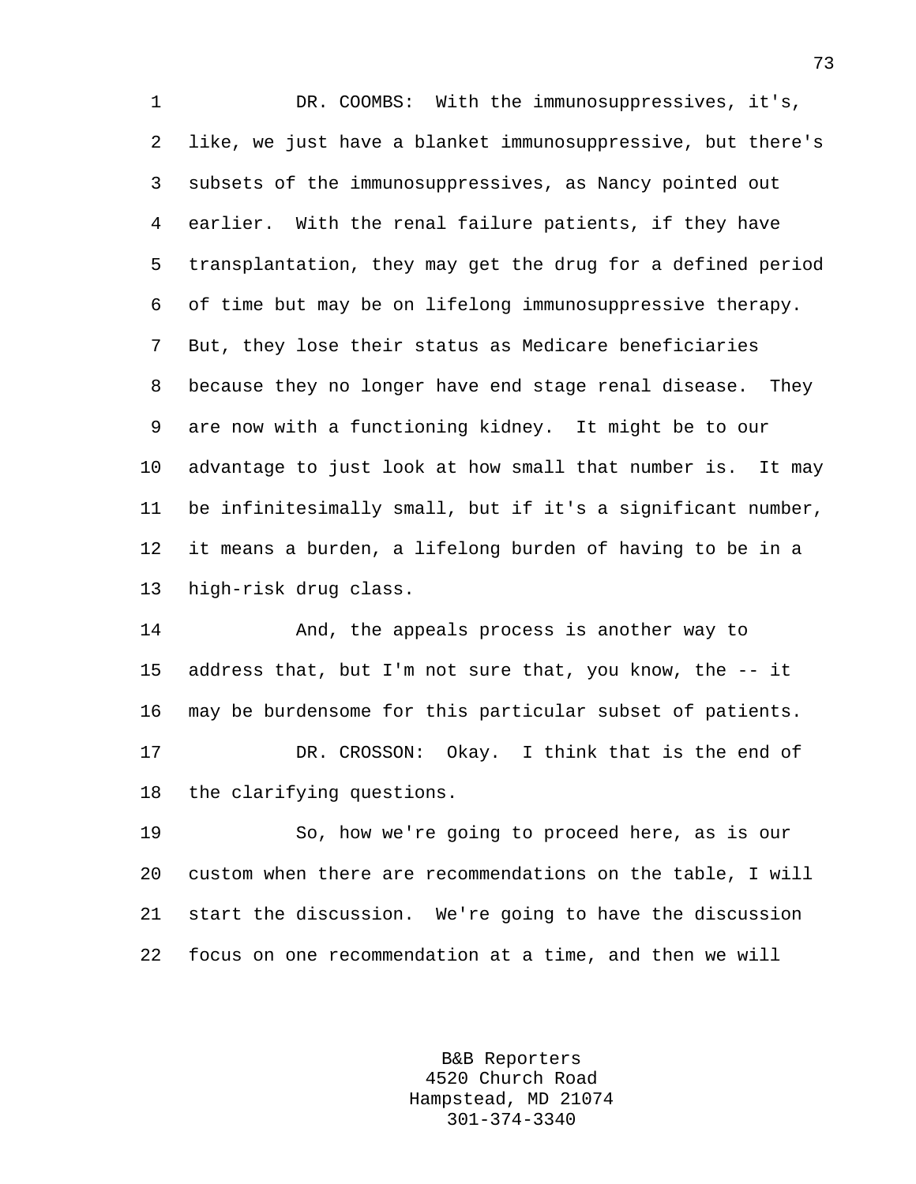DR. COOMBS: With the immunosuppressives, it's, like, we just have a blanket immunosuppressive, but there's subsets of the immunosuppressives, as Nancy pointed out earlier. With the renal failure patients, if they have transplantation, they may get the drug for a defined period of time but may be on lifelong immunosuppressive therapy. But, they lose their status as Medicare beneficiaries because they no longer have end stage renal disease. They are now with a functioning kidney. It might be to our advantage to just look at how small that number is. It may be infinitesimally small, but if it's a significant number, it means a burden, a lifelong burden of having to be in a high-risk drug class.

And, the appeals process is another way to address that, but I'm not sure that, you know, the -- it may be burdensome for this particular subset of patients.

DR. CROSSON: Okay. I think that is the end of the clarifying questions.

So, how we're going to proceed here, as is our custom when there are recommendations on the table, I will start the discussion. We're going to have the discussion focus on one recommendation at a time, and then we will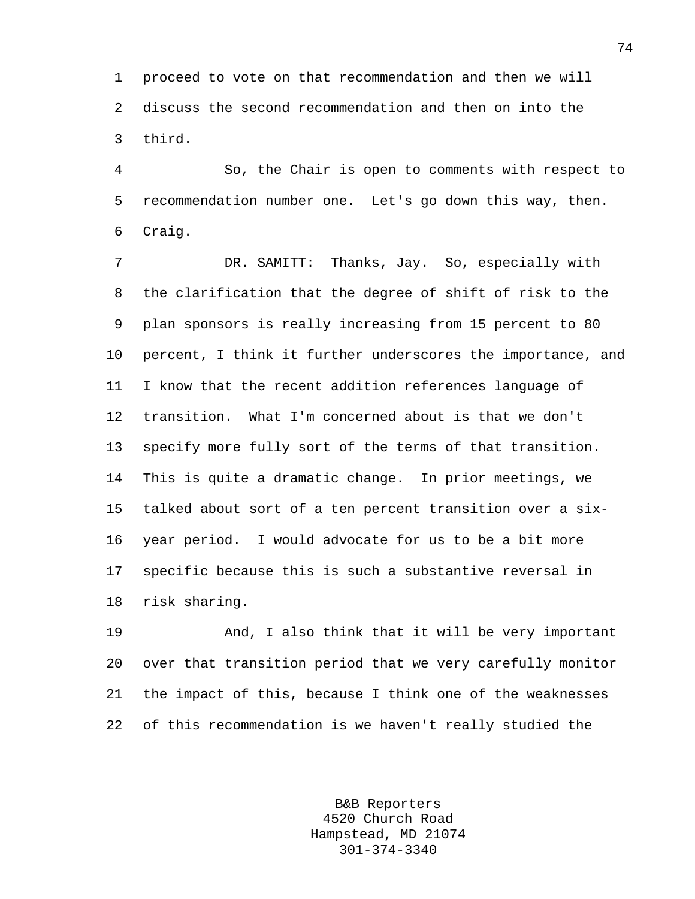proceed to vote on that recommendation and then we will discuss the second recommendation and then on into the third.

So, the Chair is open to comments with respect to recommendation number one. Let's go down this way, then. Craig.

DR. SAMITT: Thanks, Jay. So, especially with the clarification that the degree of shift of risk to the plan sponsors is really increasing from 15 percent to 80 percent, I think it further underscores the importance, and I know that the recent addition references language of transition. What I'm concerned about is that we don't specify more fully sort of the terms of that transition. This is quite a dramatic change. In prior meetings, we talked about sort of a ten percent transition over a six-year period. I would advocate for us to be a bit more specific because this is such a substantive reversal in risk sharing.

And, I also think that it will be very important over that transition period that we very carefully monitor the impact of this, because I think one of the weaknesses of this recommendation is we haven't really studied the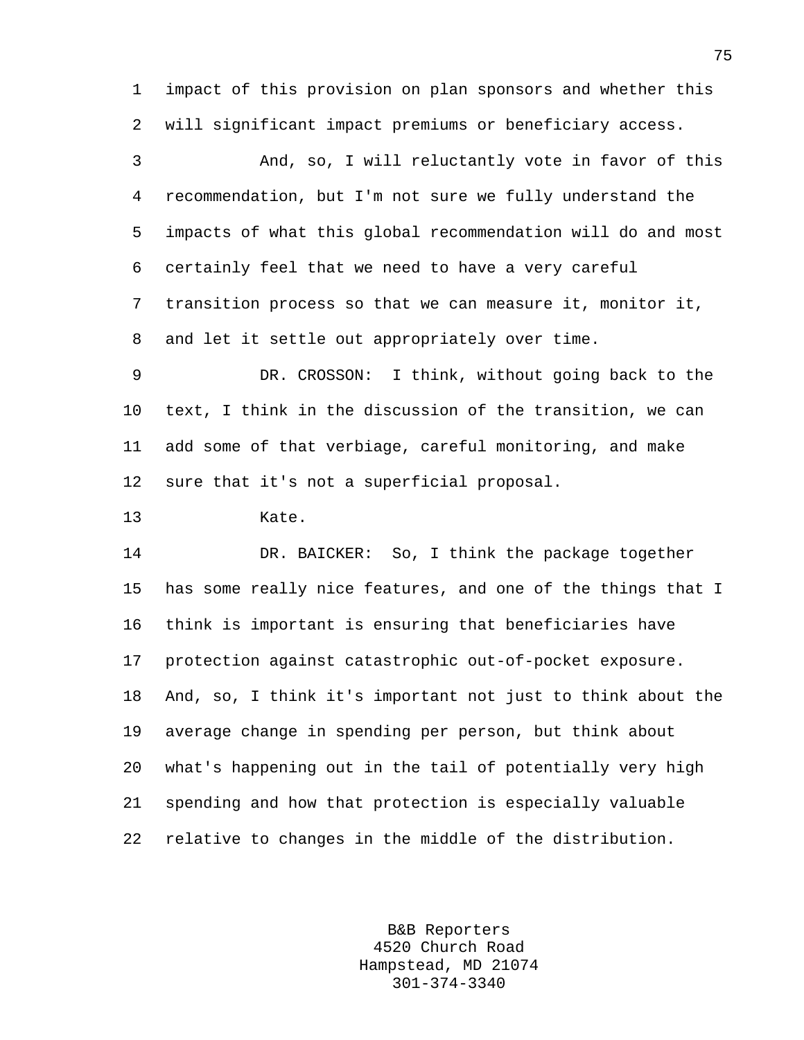impact of this provision on plan sponsors and whether this will significant impact premiums or beneficiary access.

And, so, I will reluctantly vote in favor of this recommendation, but I'm not sure we fully understand the impacts of what this global recommendation will do and most certainly feel that we need to have a very careful transition process so that we can measure it, monitor it, and let it settle out appropriately over time.

DR. CROSSON: I think, without going back to the text, I think in the discussion of the transition, we can add some of that verbiage, careful monitoring, and make sure that it's not a superficial proposal.

Kate.

DR. BAICKER: So, I think the package together has some really nice features, and one of the things that I think is important is ensuring that beneficiaries have protection against catastrophic out-of-pocket exposure. And, so, I think it's important not just to think about the average change in spending per person, but think about what's happening out in the tail of potentially very high spending and how that protection is especially valuable relative to changes in the middle of the distribution.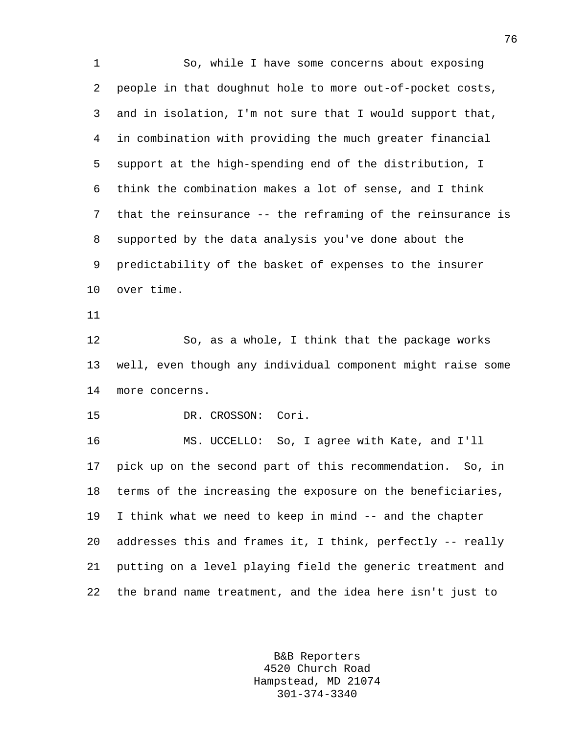So, while I have some concerns about exposing people in that doughnut hole to more out-of-pocket costs, and in isolation, I'm not sure that I would support that, in combination with providing the much greater financial support at the high-spending end of the distribution, I think the combination makes a lot of sense, and I think that the reinsurance -- the reframing of the reinsurance is supported by the data analysis you've done about the predictability of the basket of expenses to the insurer over time.

So, as a whole, I think that the package works well, even though any individual component might raise some more concerns.

DR. CROSSON: Cori.

MS. UCCELLO: So, I agree with Kate, and I'll pick up on the second part of this recommendation. So, in terms of the increasing the exposure on the beneficiaries, I think what we need to keep in mind -- and the chapter addresses this and frames it, I think, perfectly -- really putting on a level playing field the generic treatment and the brand name treatment, and the idea here isn't just to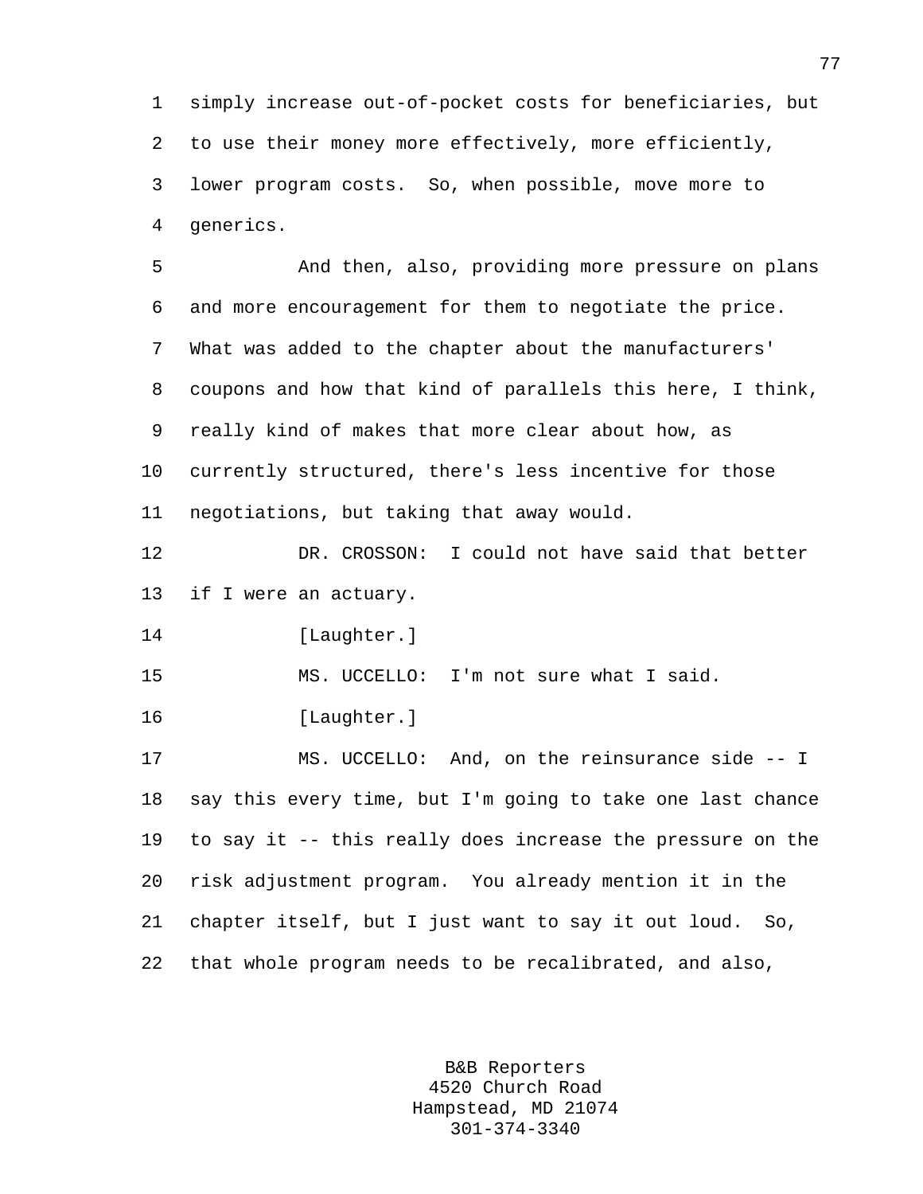simply increase out-of-pocket costs for beneficiaries, but to use their money more effectively, more efficiently, lower program costs. So, when possible, move more to generics.

And then, also, providing more pressure on plans and more encouragement for them to negotiate the price. What was added to the chapter about the manufacturers' coupons and how that kind of parallels this here, I think, really kind of makes that more clear about how, as currently structured, there's less incentive for those negotiations, but taking that away would.

DR. CROSSON: I could not have said that better if I were an actuary.

[Laughter.]

MS. UCCELLO: I'm not sure what I said.

[Laughter.]

MS. UCCELLO: And, on the reinsurance side -- I say this every time, but I'm going to take one last chance to say it -- this really does increase the pressure on the risk adjustment program. You already mention it in the chapter itself, but I just want to say it out loud. So, that whole program needs to be recalibrated, and also,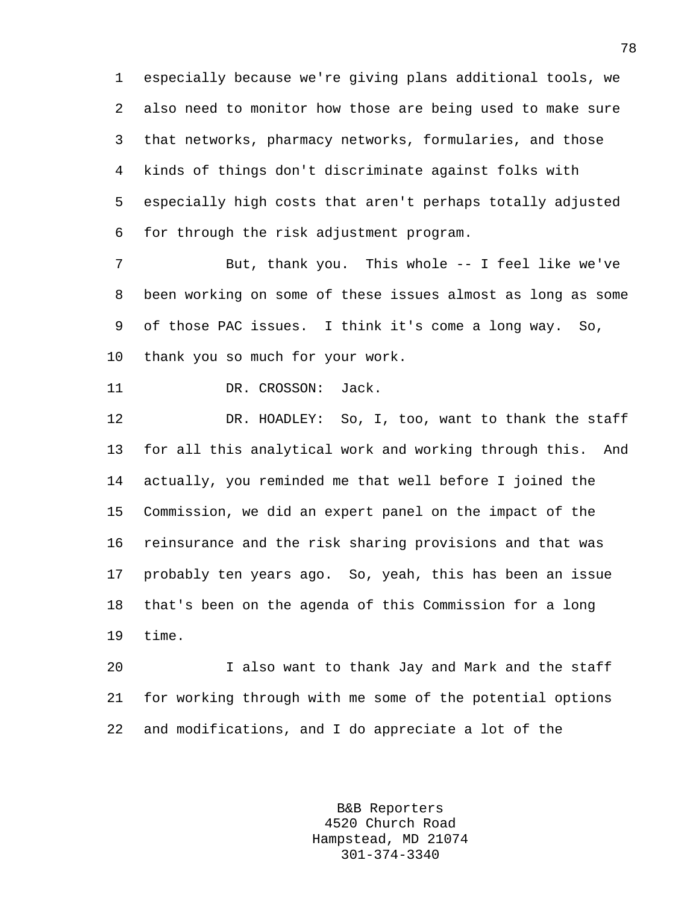especially because we're giving plans additional tools, we also need to monitor how those are being used to make sure that networks, pharmacy networks, formularies, and those kinds of things don't discriminate against folks with especially high costs that aren't perhaps totally adjusted for through the risk adjustment program.

But, thank you. This whole -- I feel like we've been working on some of these issues almost as long as some of those PAC issues. I think it's come a long way. So, thank you so much for your work.

DR. CROSSON: Jack.

DR. HOADLEY: So, I, too, want to thank the staff for all this analytical work and working through this. And actually, you reminded me that well before I joined the Commission, we did an expert panel on the impact of the reinsurance and the risk sharing provisions and that was probably ten years ago. So, yeah, this has been an issue that's been on the agenda of this Commission for a long time.

I also want to thank Jay and Mark and the staff for working through with me some of the potential options and modifications, and I do appreciate a lot of the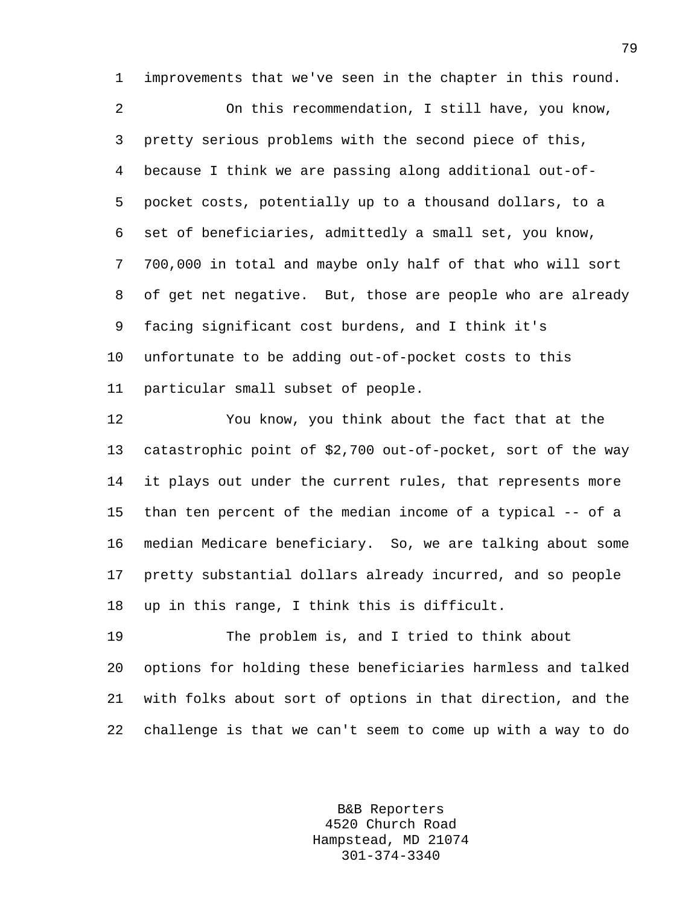improvements that we've seen in the chapter in this round.

On this recommendation, I still have, you know, pretty serious problems with the second piece of this, because I think we are passing along additional out-of-pocket costs, potentially up to a thousand dollars, to a set of beneficiaries, admittedly a small set, you know, 700,000 in total and maybe only half of that who will sort of get net negative. But, those are people who are already facing significant cost burdens, and I think it's unfortunate to be adding out-of-pocket costs to this particular small subset of people.

You know, you think about the fact that at the catastrophic point of $2,700 out-of-pocket, sort of the way it plays out under the current rules, that represents more than ten percent of the median income of a typical -- of a median Medicare beneficiary. So, we are talking about some pretty substantial dollars already incurred, and so people up in this range, I think this is difficult.

The problem is, and I tried to think about options for holding these beneficiaries harmless and talked with folks about sort of options in that direction, and the challenge is that we can't seem to come up with a way to do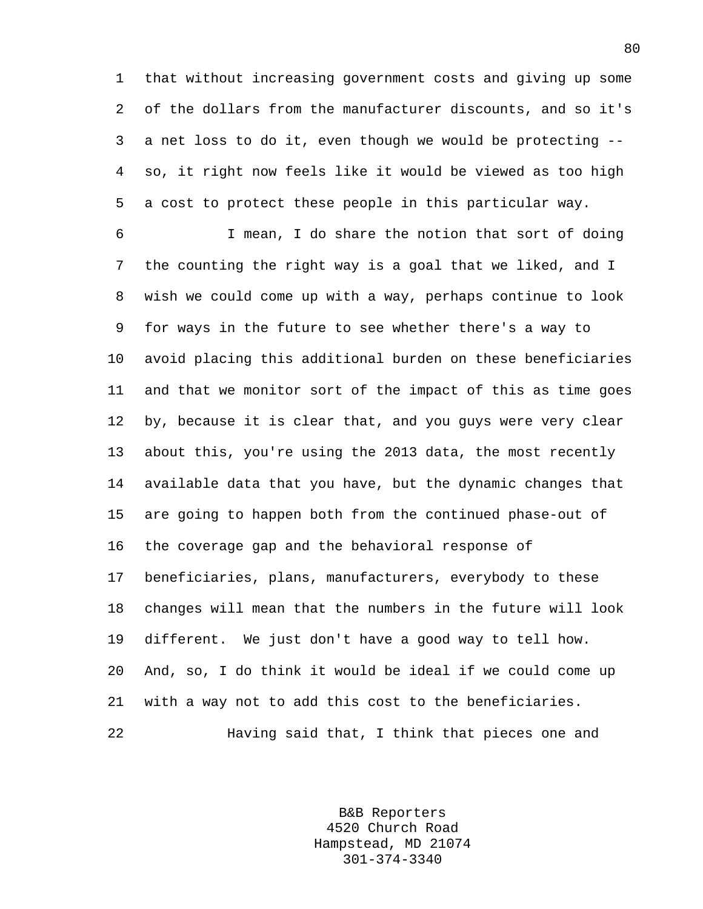that without increasing government costs and giving up some of the dollars from the manufacturer discounts, and so it's a net loss to do it, even though we would be protecting -- so, it right now feels like it would be viewed as too high a cost to protect these people in this particular way.

I mean, I do share the notion that sort of doing the counting the right way is a goal that we liked, and I wish we could come up with a way, perhaps continue to look for ways in the future to see whether there's a way to avoid placing this additional burden on these beneficiaries and that we monitor sort of the impact of this as time goes by, because it is clear that, and you guys were very clear about this, you're using the 2013 data, the most recently available data that you have, but the dynamic changes that are going to happen both from the continued phase-out of the coverage gap and the behavioral response of beneficiaries, plans, manufacturers, everybody to these changes will mean that the numbers in the future will look different. We just don't have a good way to tell how. And, so, I do think it would be ideal if we could come up with a way not to add this cost to the beneficiaries.

Having said that, I think that pieces one and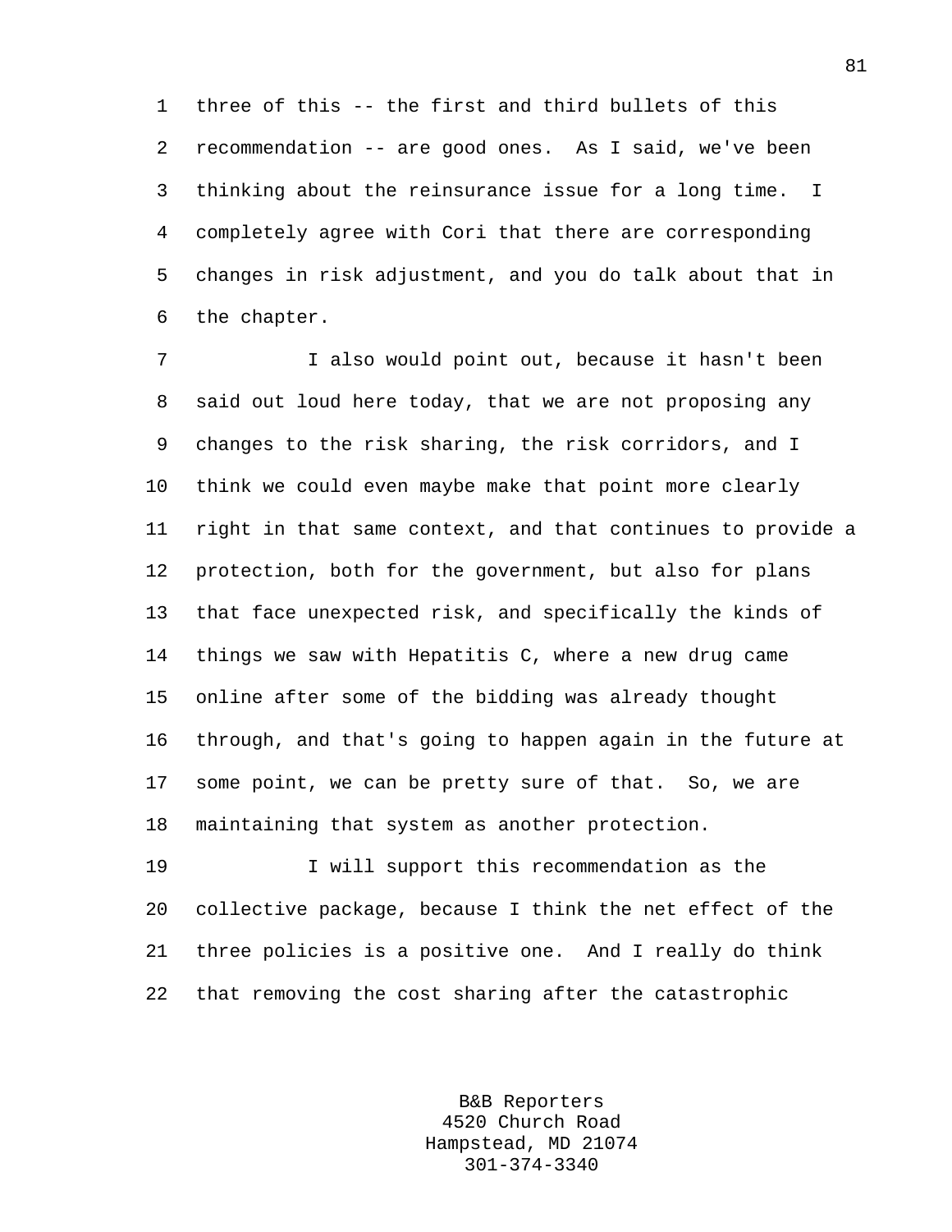three of this -- the first and third bullets of this recommendation -- are good ones. As I said, we've been thinking about the reinsurance issue for a long time. I completely agree with Cori that there are corresponding changes in risk adjustment, and you do talk about that in the chapter.

I also would point out, because it hasn't been said out loud here today, that we are not proposing any changes to the risk sharing, the risk corridors, and I think we could even maybe make that point more clearly right in that same context, and that continues to provide a protection, both for the government, but also for plans that face unexpected risk, and specifically the kinds of things we saw with Hepatitis C, where a new drug came online after some of the bidding was already thought through, and that's going to happen again in the future at some point, we can be pretty sure of that. So, we are maintaining that system as another protection.

I will support this recommendation as the collective package, because I think the net effect of the three policies is a positive one. And I really do think that removing the cost sharing after the catastrophic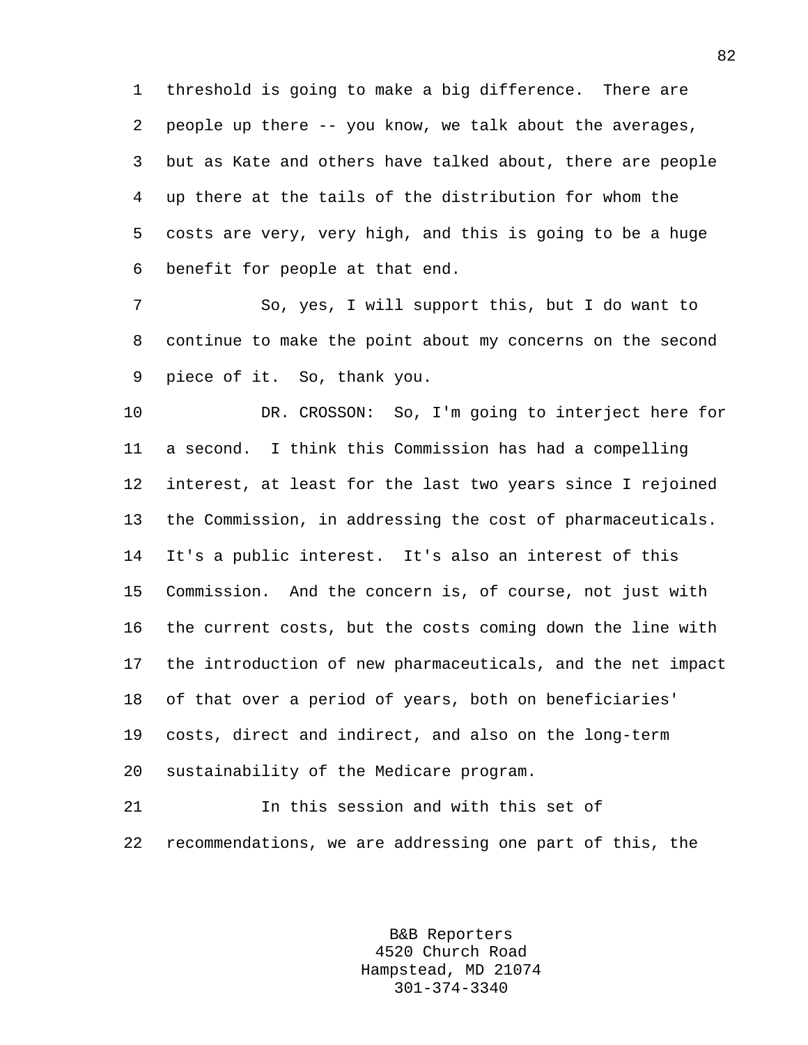threshold is going to make a big difference. There are people up there -- you know, we talk about the averages, but as Kate and others have talked about, there are people up there at the tails of the distribution for whom the costs are very, very high, and this is going to be a huge benefit for people at that end.

So, yes, I will support this, but I do want to continue to make the point about my concerns on the second piece of it. So, thank you.

DR. CROSSON: So, I'm going to interject here for a second. I think this Commission has had a compelling interest, at least for the last two years since I rejoined the Commission, in addressing the cost of pharmaceuticals. It's a public interest. It's also an interest of this Commission. And the concern is, of course, not just with the current costs, but the costs coming down the line with the introduction of new pharmaceuticals, and the net impact of that over a period of years, both on beneficiaries' costs, direct and indirect, and also on the long-term sustainability of the Medicare program.

In this session and with this set of recommendations, we are addressing one part of this, the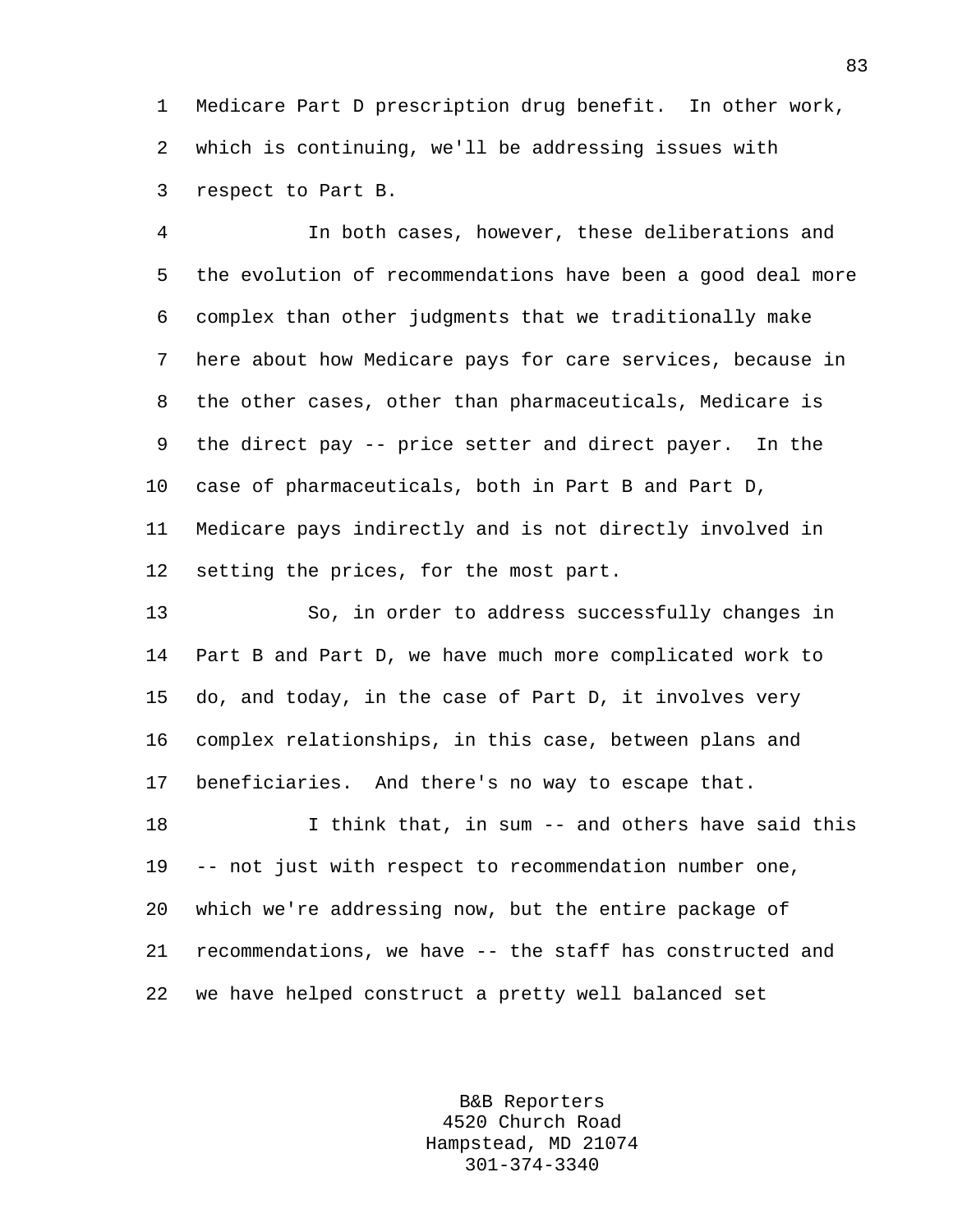Medicare Part D prescription drug benefit. In other work, which is continuing, we'll be addressing issues with respect to Part B.

In both cases, however, these deliberations and the evolution of recommendations have been a good deal more complex than other judgments that we traditionally make here about how Medicare pays for care services, because in the other cases, other than pharmaceuticals, Medicare is the direct pay -- price setter and direct payer. In the case of pharmaceuticals, both in Part B and Part D, Medicare pays indirectly and is not directly involved in setting the prices, for the most part.

So, in order to address successfully changes in Part B and Part D, we have much more complicated work to do, and today, in the case of Part D, it involves very complex relationships, in this case, between plans and beneficiaries. And there's no way to escape that.

I think that, in sum -- and others have said this -- not just with respect to recommendation number one, which we're addressing now, but the entire package of recommendations, we have -- the staff has constructed and we have helped construct a pretty well balanced set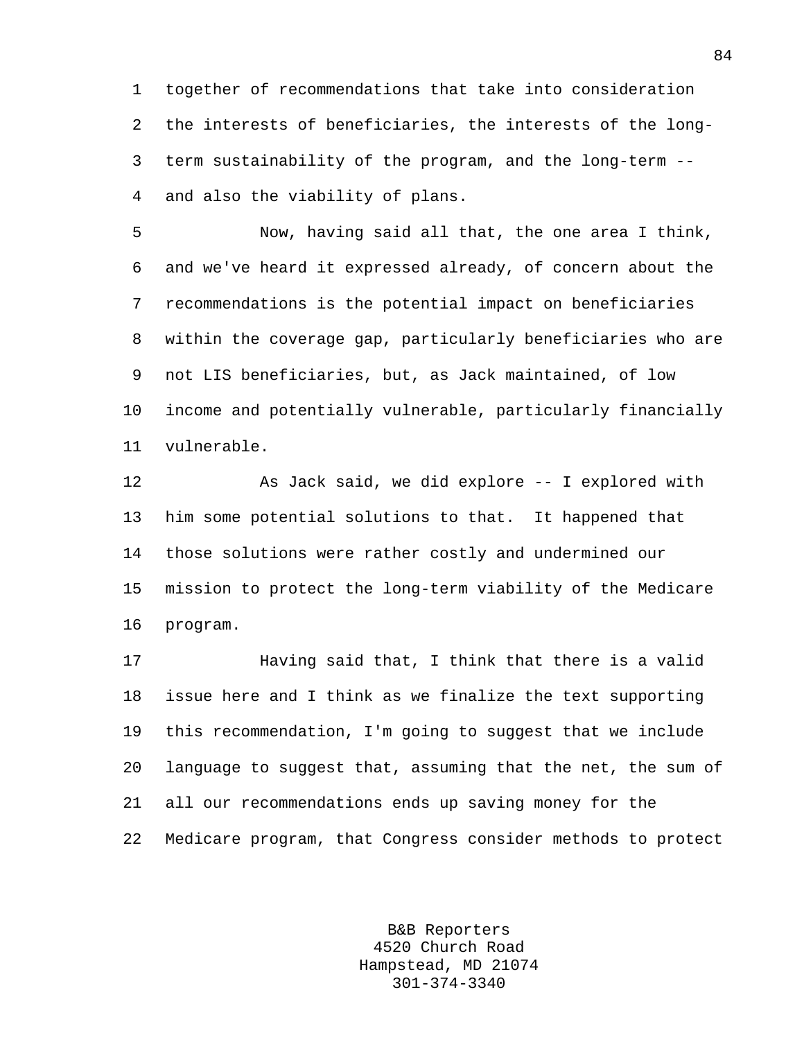together of recommendations that take into consideration the interests of beneficiaries, the interests of the long-term sustainability of the program, and the long-term -- and also the viability of plans.

Now, having said all that, the one area I think, and we've heard it expressed already, of concern about the recommendations is the potential impact on beneficiaries within the coverage gap, particularly beneficiaries who are not LIS beneficiaries, but, as Jack maintained, of low income and potentially vulnerable, particularly financially vulnerable.

As Jack said, we did explore -- I explored with him some potential solutions to that. It happened that those solutions were rather costly and undermined our mission to protect the long-term viability of the Medicare program.

Having said that, I think that there is a valid issue here and I think as we finalize the text supporting this recommendation, I'm going to suggest that we include language to suggest that, assuming that the net, the sum of all our recommendations ends up saving money for the Medicare program, that Congress consider methods to protect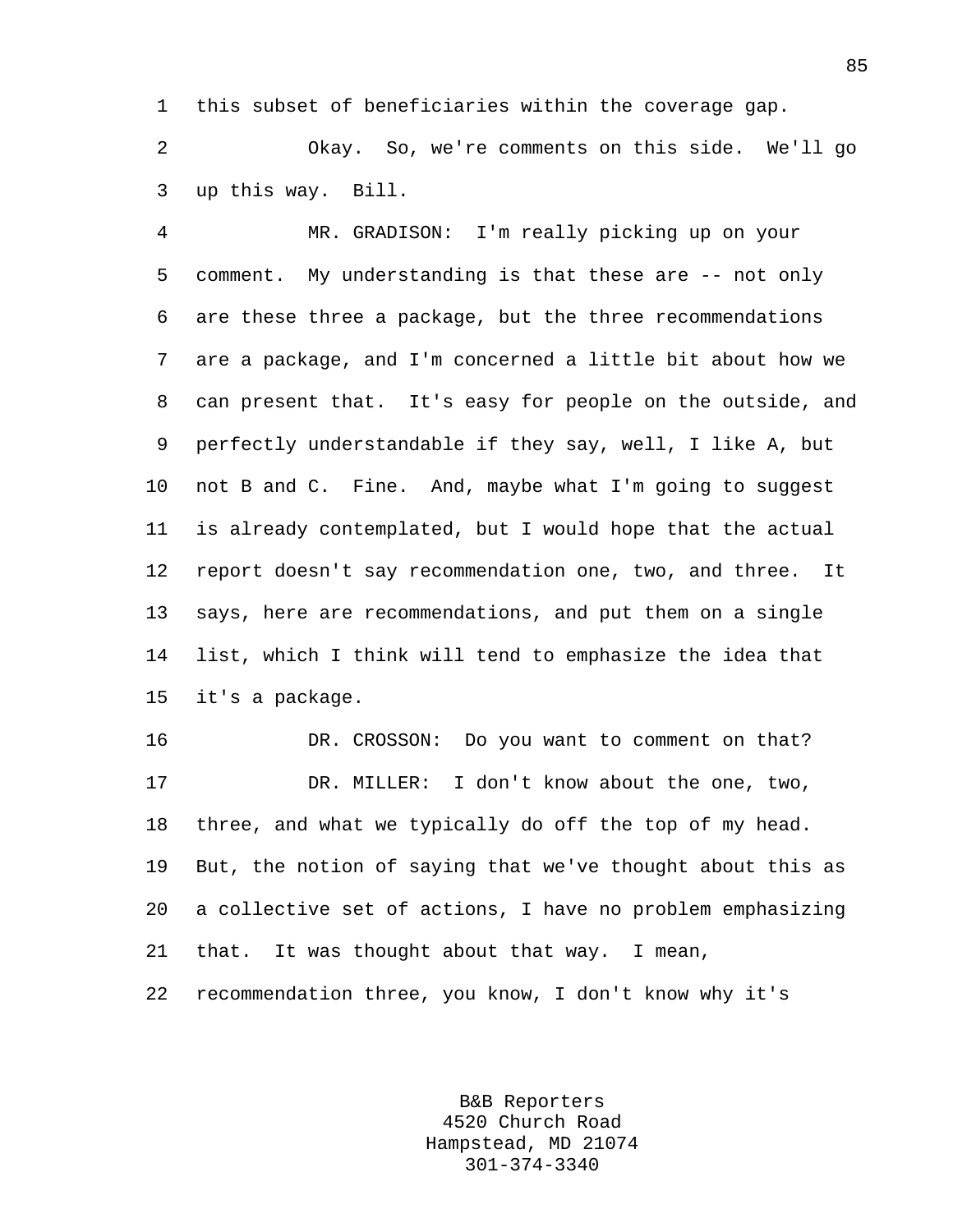this subset of beneficiaries within the coverage gap.

Okay. So, we're comments on this side. We'll go up this way. Bill.

MR. GRADISON: I'm really picking up on your comment. My understanding is that these are -- not only are these three a package, but the three recommendations are a package, and I'm concerned a little bit about how we can present that. It's easy for people on the outside, and perfectly understandable if they say, well, I like A, but not B and C. Fine. And, maybe what I'm going to suggest is already contemplated, but I would hope that the actual report doesn't say recommendation one, two, and three. It says, here are recommendations, and put them on a single list, which I think will tend to emphasize the idea that it's a package.

DR. CROSSON: Do you want to comment on that?

DR. MILLER: I don't know about the one, two, three, and what we typically do off the top of my head. But, the notion of saying that we've thought about this as a collective set of actions, I have no problem emphasizing that. It was thought about that way. I mean, recommendation three, you know, I don't know why it's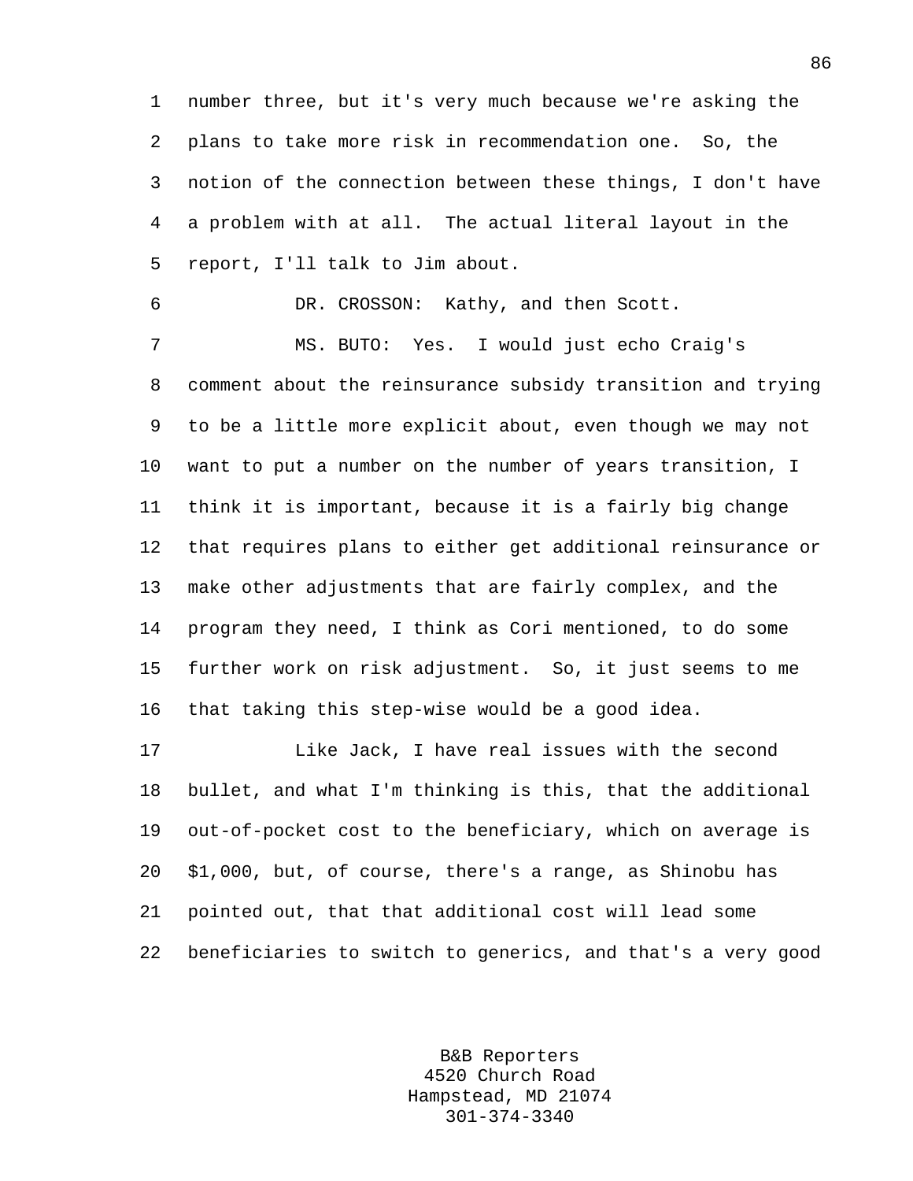number three, but it's very much because we're asking the plans to take more risk in recommendation one. So, the notion of the connection between these things, I don't have a problem with at all. The actual literal layout in the report, I'll talk to Jim about.

DR. CROSSON: Kathy, and then Scott.

MS. BUTO: Yes. I would just echo Craig's comment about the reinsurance subsidy transition and trying to be a little more explicit about, even though we may not want to put a number on the number of years transition, I think it is important, because it is a fairly big change that requires plans to either get additional reinsurance or make other adjustments that are fairly complex, and the program they need, I think as Cori mentioned, to do some further work on risk adjustment. So, it just seems to me that taking this step-wise would be a good idea.

Like Jack, I have real issues with the second bullet, and what I'm thinking is this, that the additional out-of-pocket cost to the beneficiary, which on average is $1,000, but, of course, there's a range, as Shinobu has pointed out, that that additional cost will lead some beneficiaries to switch to generics, and that's a very good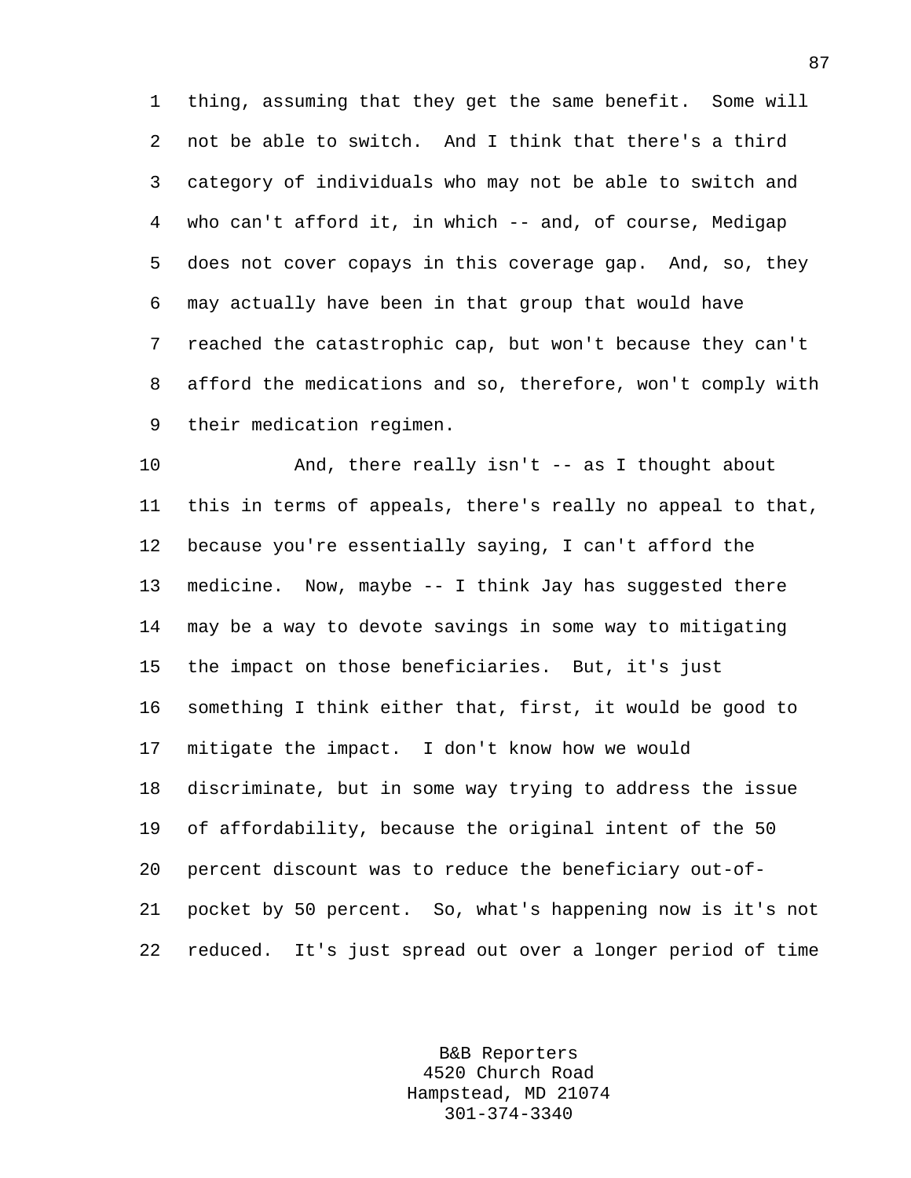thing, assuming that they get the same benefit. Some will not be able to switch. And I think that there's a third category of individuals who may not be able to switch and who can't afford it, in which -- and, of course, Medigap does not cover copays in this coverage gap. And, so, they may actually have been in that group that would have reached the catastrophic cap, but won't because they can't afford the medications and so, therefore, won't comply with their medication regimen.

And, there really isn't -- as I thought about this in terms of appeals, there's really no appeal to that, because you're essentially saying, I can't afford the medicine. Now, maybe -- I think Jay has suggested there may be a way to devote savings in some way to mitigating the impact on those beneficiaries. But, it's just something I think either that, first, it would be good to mitigate the impact. I don't know how we would discriminate, but in some way trying to address the issue of affordability, because the original intent of the 50 percent discount was to reduce the beneficiary out-of-pocket by 50 percent. So, what's happening now is it's not reduced. It's just spread out over a longer period of time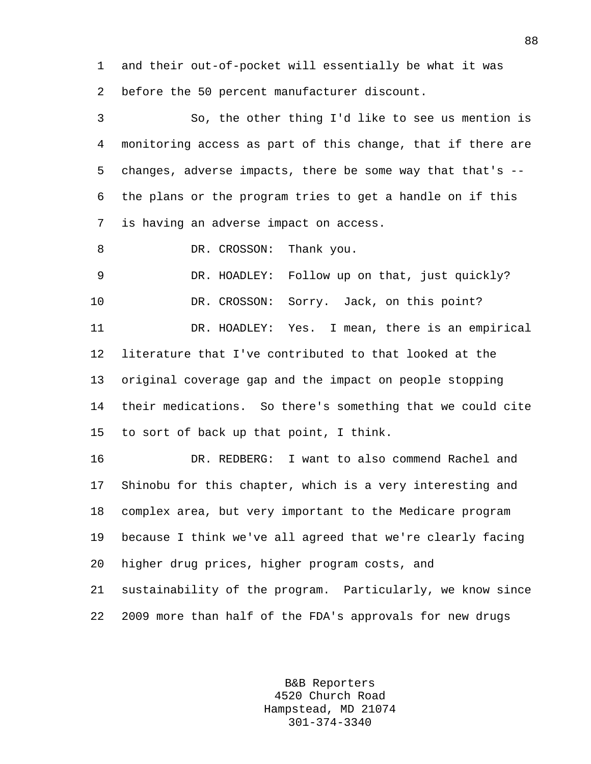and their out-of-pocket will essentially be what it was before the 50 percent manufacturer discount.

So, the other thing I'd like to see us mention is monitoring access as part of this change, that if there are changes, adverse impacts, there be some way that that's -- the plans or the program tries to get a handle on if this is having an adverse impact on access.

DR. CROSSON: Thank you.

DR. HOADLEY: Follow up on that, just quickly?

DR. CROSSON: Sorry. Jack, on this point?

DR. HOADLEY: Yes. I mean, there is an empirical literature that I've contributed to that looked at the original coverage gap and the impact on people stopping their medications. So there's something that we could cite to sort of back up that point, I think.

DR. REDBERG: I want to also commend Rachel and Shinobu for this chapter, which is a very interesting and complex area, but very important to the Medicare program because I think we've all agreed that we're clearly facing higher drug prices, higher program costs, and sustainability of the program. Particularly, we know since 2009 more than half of the FDA's approvals for new drugs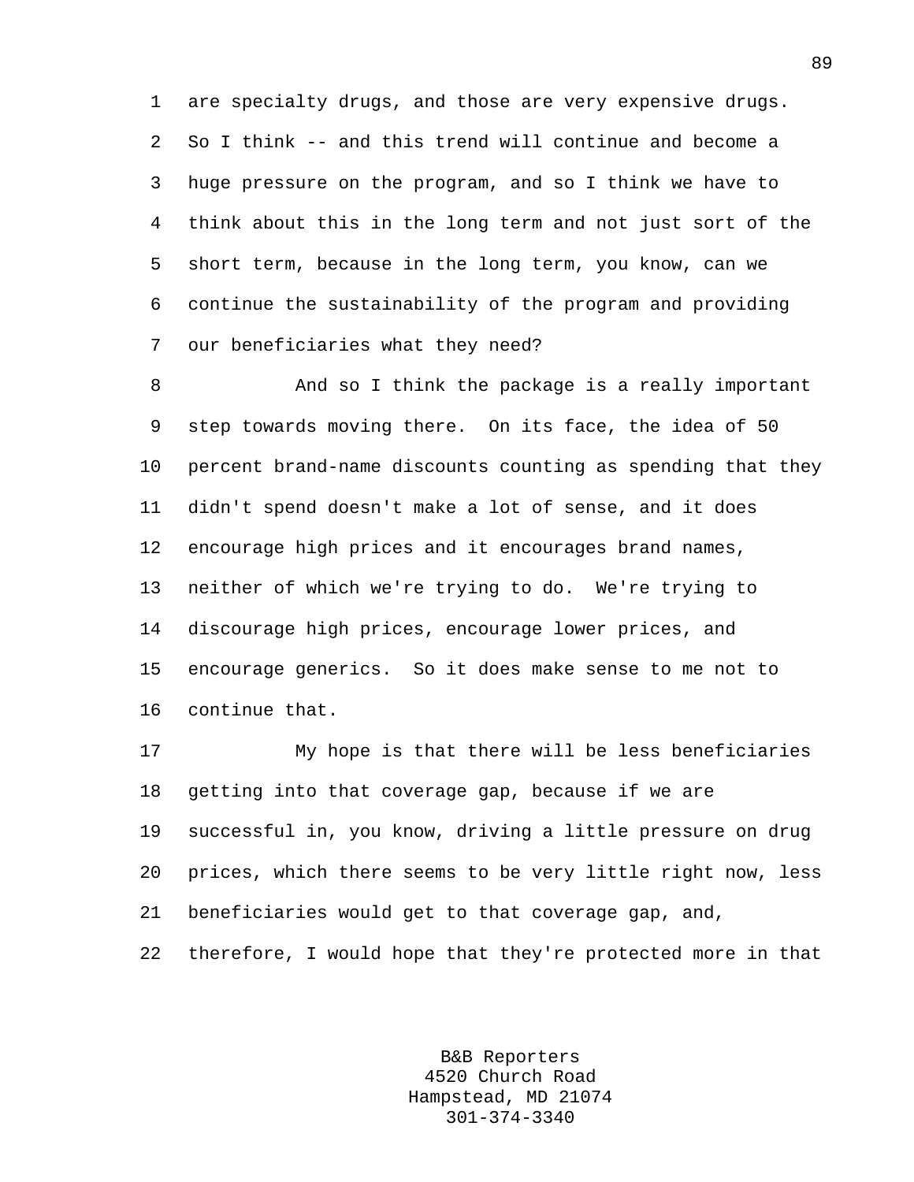are specialty drugs, and those are very expensive drugs. So I think -- and this trend will continue and become a huge pressure on the program, and so I think we have to think about this in the long term and not just sort of the short term, because in the long term, you know, can we continue the sustainability of the program and providing our beneficiaries what they need?

And so I think the package is a really important step towards moving there. On its face, the idea of 50 percent brand-name discounts counting as spending that they didn't spend doesn't make a lot of sense, and it does encourage high prices and it encourages brand names, neither of which we're trying to do. We're trying to discourage high prices, encourage lower prices, and encourage generics. So it does make sense to me not to continue that.

My hope is that there will be less beneficiaries getting into that coverage gap, because if we are successful in, you know, driving a little pressure on drug prices, which there seems to be very little right now, less beneficiaries would get to that coverage gap, and, therefore, I would hope that they're protected more in that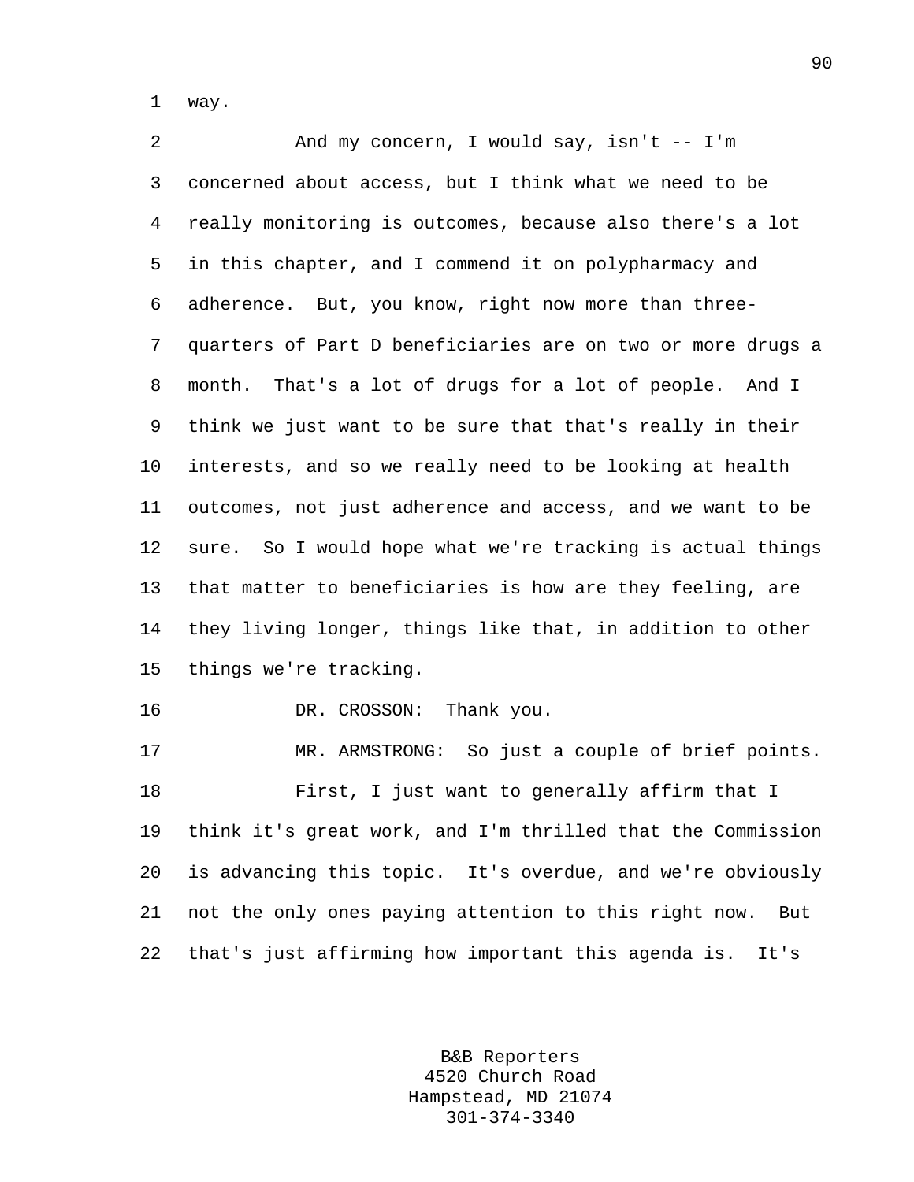way.

And my concern, I would say, isn't -- I'm concerned about access, but I think what we need to be really monitoring is outcomes, because also there's a lot in this chapter, and I commend it on polypharmacy and adherence. But, you know, right now more than three-quarters of Part D beneficiaries are on two or more drugs a month. That's a lot of drugs for a lot of people. And I think we just want to be sure that that's really in their interests, and so we really need to be looking at health outcomes, not just adherence and access, and we want to be sure. So I would hope what we're tracking is actual things that matter to beneficiaries is how are they feeling, are they living longer, things like that, in addition to other things we're tracking.

DR. CROSSON: Thank you.

MR. ARMSTRONG: So just a couple of brief points.

First, I just want to generally affirm that I think it's great work, and I'm thrilled that the Commission is advancing this topic. It's overdue, and we're obviously not the only ones paying attention to this right now. But that's just affirming how important this agenda is. It's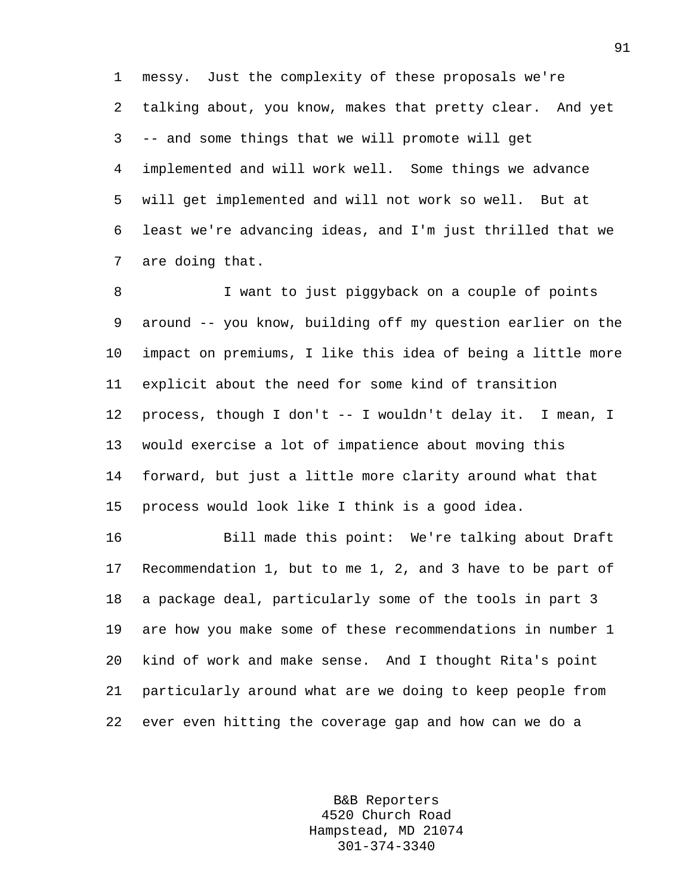messy. Just the complexity of these proposals we're talking about, you know, makes that pretty clear. And yet -- and some things that we will promote will get implemented and will work well. Some things we advance will get implemented and will not work so well. But at least we're advancing ideas, and I'm just thrilled that we are doing that.

I want to just piggyback on a couple of points around -- you know, building off my question earlier on the impact on premiums, I like this idea of being a little more explicit about the need for some kind of transition process, though I don't -- I wouldn't delay it. I mean, I would exercise a lot of impatience about moving this forward, but just a little more clarity around what that process would look like I think is a good idea.

Bill made this point: We're talking about Draft Recommendation 1, but to me 1, 2, and 3 have to be part of a package deal, particularly some of the tools in part 3 are how you make some of these recommendations in number 1 kind of work and make sense. And I thought Rita's point particularly around what are we doing to keep people from ever even hitting the coverage gap and how can we do a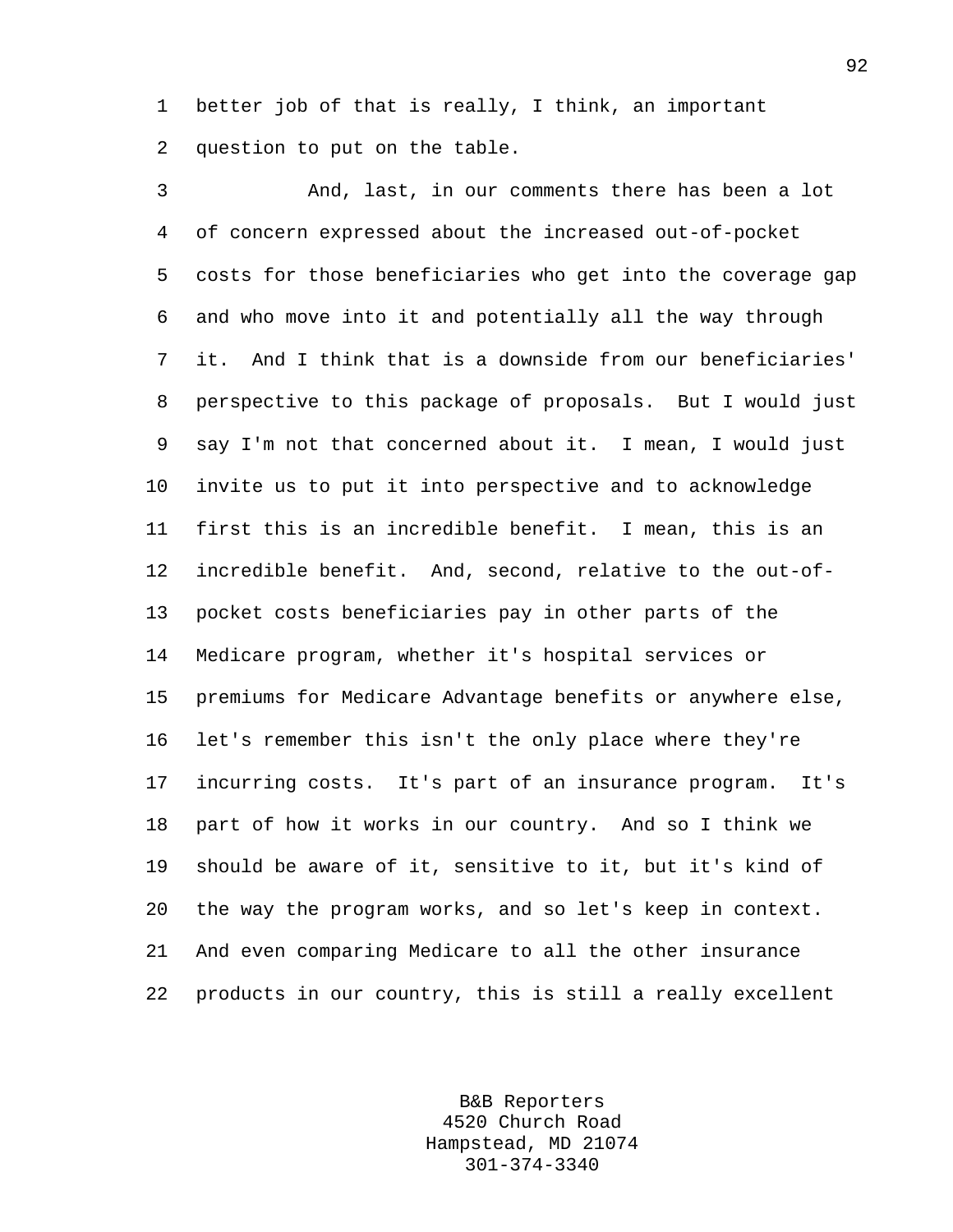better job of that is really, I think, an important question to put on the table.

And, last, in our comments there has been a lot of concern expressed about the increased out-of-pocket costs for those beneficiaries who get into the coverage gap and who move into it and potentially all the way through it. And I think that is a downside from our beneficiaries' perspective to this package of proposals. But I would just say I'm not that concerned about it. I mean, I would just invite us to put it into perspective and to acknowledge first this is an incredible benefit. I mean, this is an incredible benefit. And, second, relative to the out-of-pocket costs beneficiaries pay in other parts of the Medicare program, whether it's hospital services or premiums for Medicare Advantage benefits or anywhere else, let's remember this isn't the only place where they're incurring costs. It's part of an insurance program. It's part of how it works in our country. And so I think we should be aware of it, sensitive to it, but it's kind of the way the program works, and so let's keep in context. And even comparing Medicare to all the other insurance products in our country, this is still a really excellent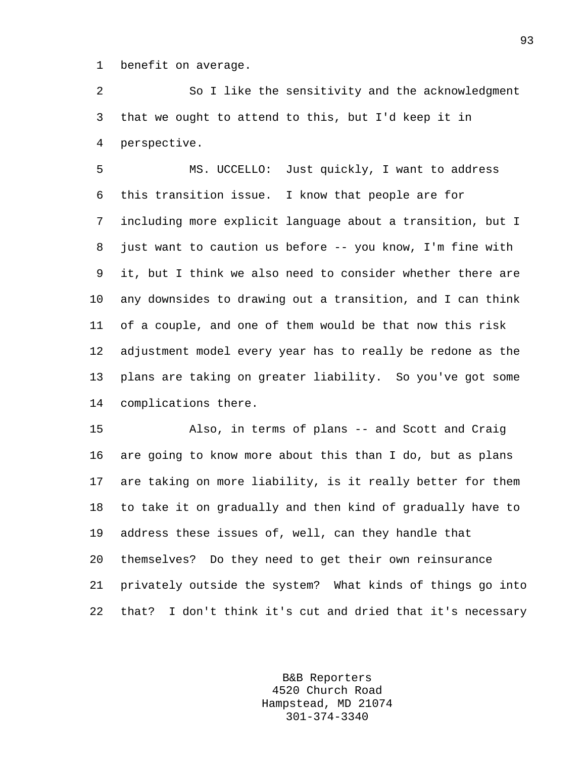benefit on average.

So I like the sensitivity and the acknowledgment that we ought to attend to this, but I'd keep it in perspective.

MS. UCCELLO: Just quickly, I want to address this transition issue. I know that people are for including more explicit language about a transition, but I just want to caution us before -- you know, I'm fine with it, but I think we also need to consider whether there are any downsides to drawing out a transition, and I can think of a couple, and one of them would be that now this risk adjustment model every year has to really be redone as the plans are taking on greater liability. So you've got some complications there.

Also, in terms of plans -- and Scott and Craig are going to know more about this than I do, but as plans are taking on more liability, is it really better for them to take it on gradually and then kind of gradually have to address these issues of, well, can they handle that themselves? Do they need to get their own reinsurance privately outside the system? What kinds of things go into that? I don't think it's cut and dried that it's necessary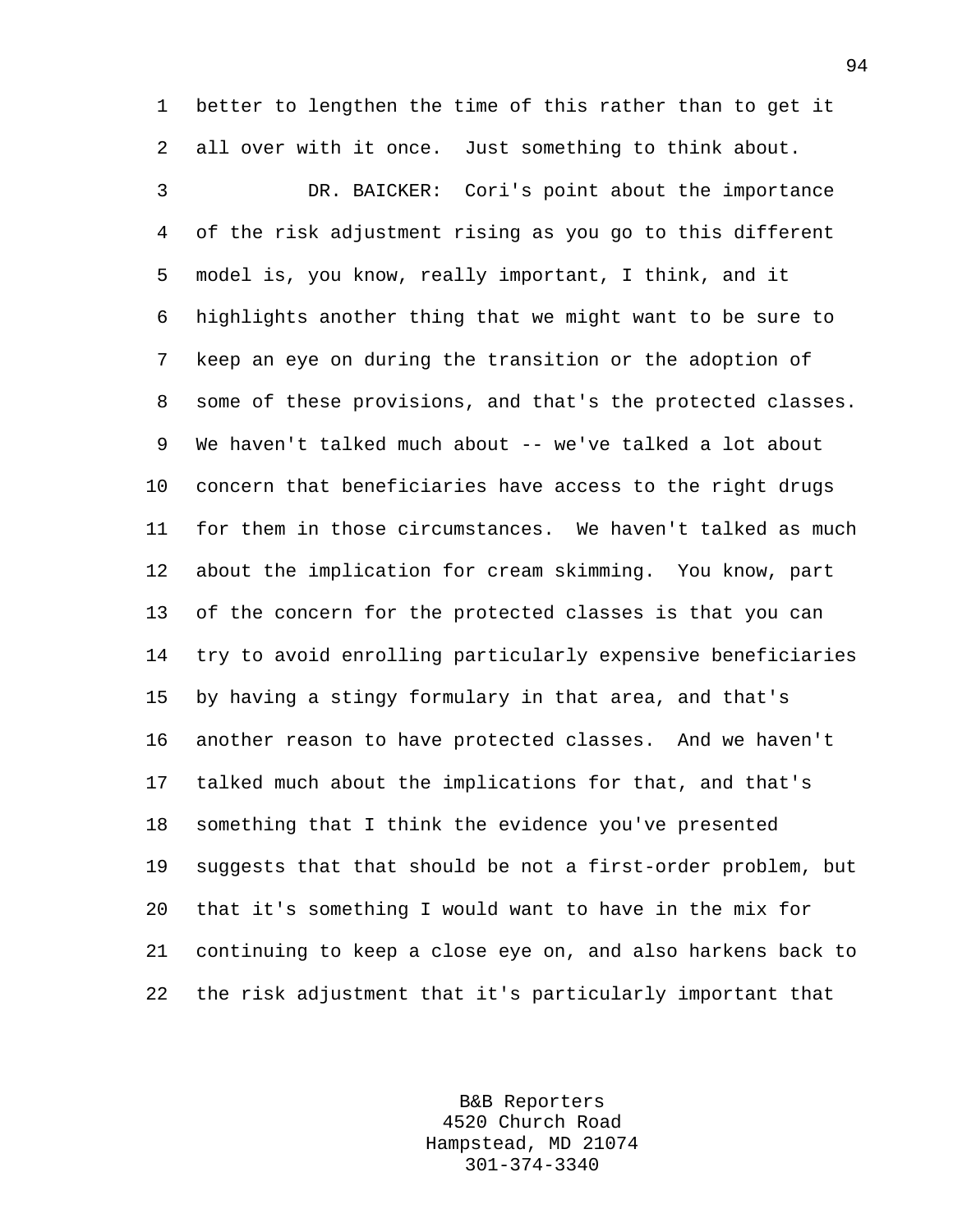better to lengthen the time of this rather than to get it all over with it once. Just something to think about.

DR. BAICKER: Cori's point about the importance of the risk adjustment rising as you go to this different model is, you know, really important, I think, and it highlights another thing that we might want to be sure to keep an eye on during the transition or the adoption of some of these provisions, and that's the protected classes. We haven't talked much about -- we've talked a lot about concern that beneficiaries have access to the right drugs for them in those circumstances. We haven't talked as much about the implication for cream skimming. You know, part of the concern for the protected classes is that you can try to avoid enrolling particularly expensive beneficiaries by having a stingy formulary in that area, and that's another reason to have protected classes. And we haven't talked much about the implications for that, and that's something that I think the evidence you've presented suggests that that should be not a first-order problem, but that it's something I would want to have in the mix for continuing to keep a close eye on, and also harkens back to the risk adjustment that it's particularly important that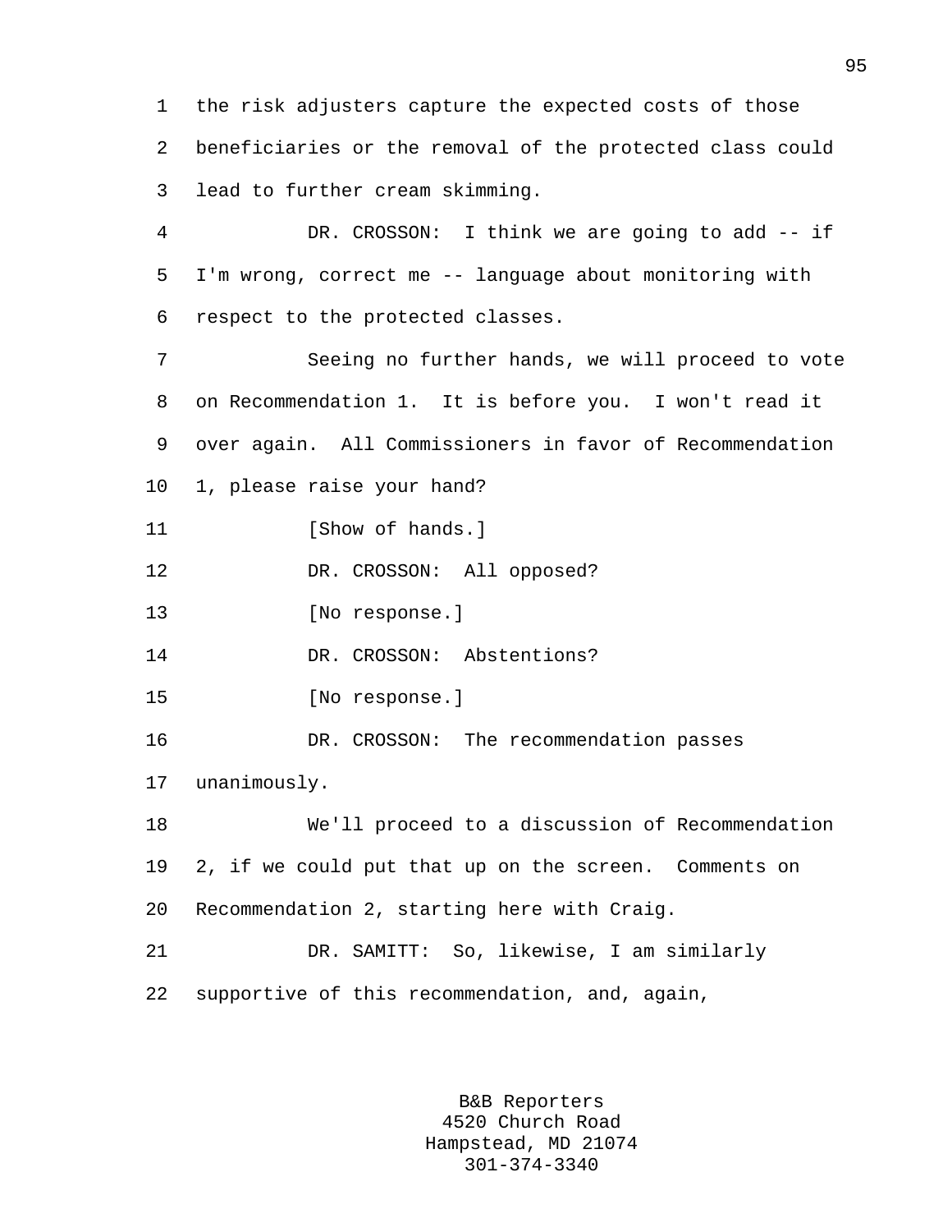the risk adjusters capture the expected costs of those beneficiaries or the removal of the protected class could lead to further cream skimming.

DR. CROSSON: I think we are going to add -- if I'm wrong, correct me -- language about monitoring with respect to the protected classes.

Seeing no further hands, we will proceed to vote on Recommendation 1. It is before you. I won't read it over again. All Commissioners in favor of Recommendation 1, please raise your hand?

[Show of hands.]

DR. CROSSON: All opposed?

[No response.]

DR. CROSSON: Abstentions?

[No response.]

DR. CROSSON: The recommendation passes unanimously.

We'll proceed to a discussion of Recommendation 2, if we could put that up on the screen. Comments on Recommendation 2, starting here with Craig.

DR. SAMITT: So, likewise, I am similarly supportive of this recommendation, and, again,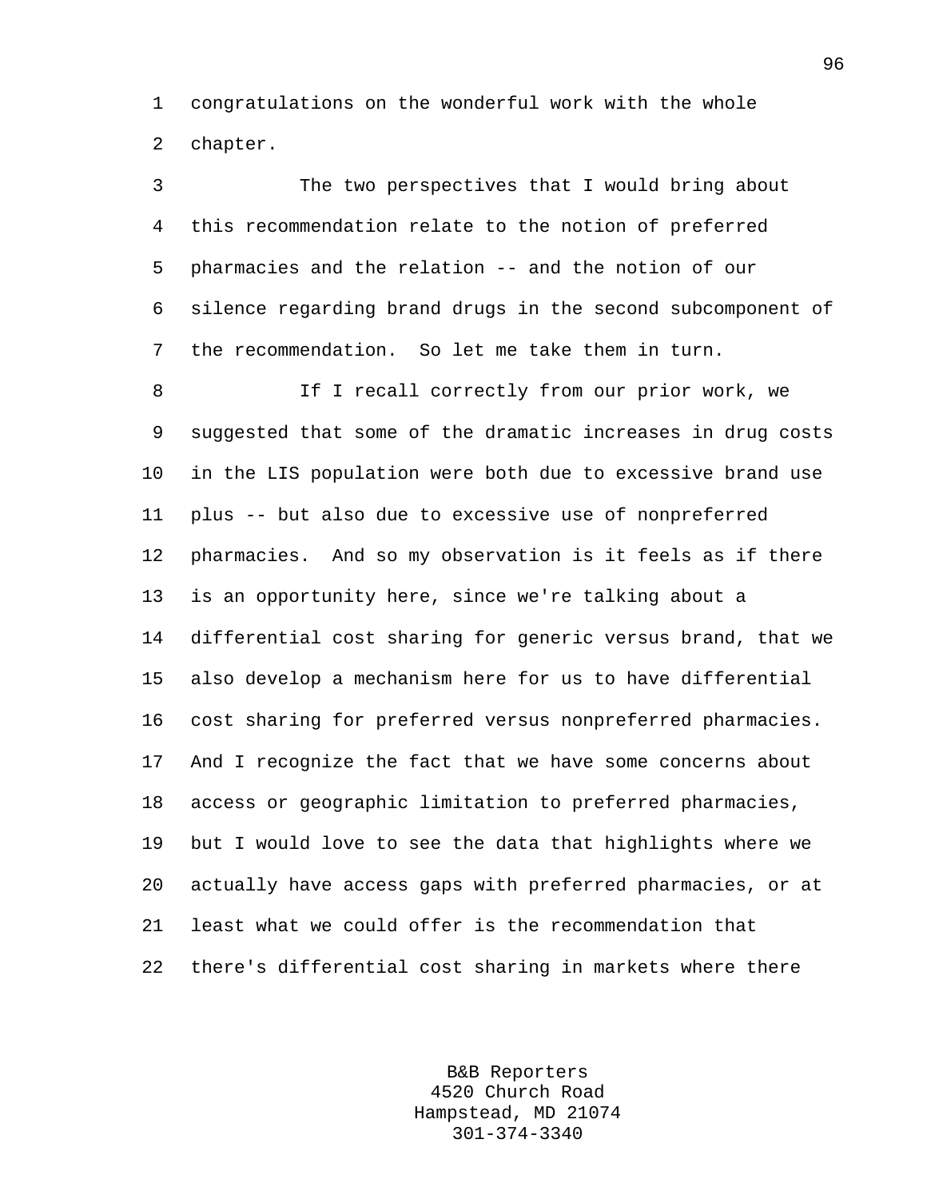congratulations on the wonderful work with the whole chapter.

The two perspectives that I would bring about this recommendation relate to the notion of preferred pharmacies and the relation -- and the notion of our silence regarding brand drugs in the second subcomponent of the recommendation. So let me take them in turn.

If I recall correctly from our prior work, we suggested that some of the dramatic increases in drug costs in the LIS population were both due to excessive brand use plus -- but also due to excessive use of nonpreferred pharmacies. And so my observation is it feels as if there is an opportunity here, since we're talking about a differential cost sharing for generic versus brand, that we also develop a mechanism here for us to have differential cost sharing for preferred versus nonpreferred pharmacies. And I recognize the fact that we have some concerns about access or geographic limitation to preferred pharmacies, but I would love to see the data that highlights where we actually have access gaps with preferred pharmacies, or at least what we could offer is the recommendation that there's differential cost sharing in markets where there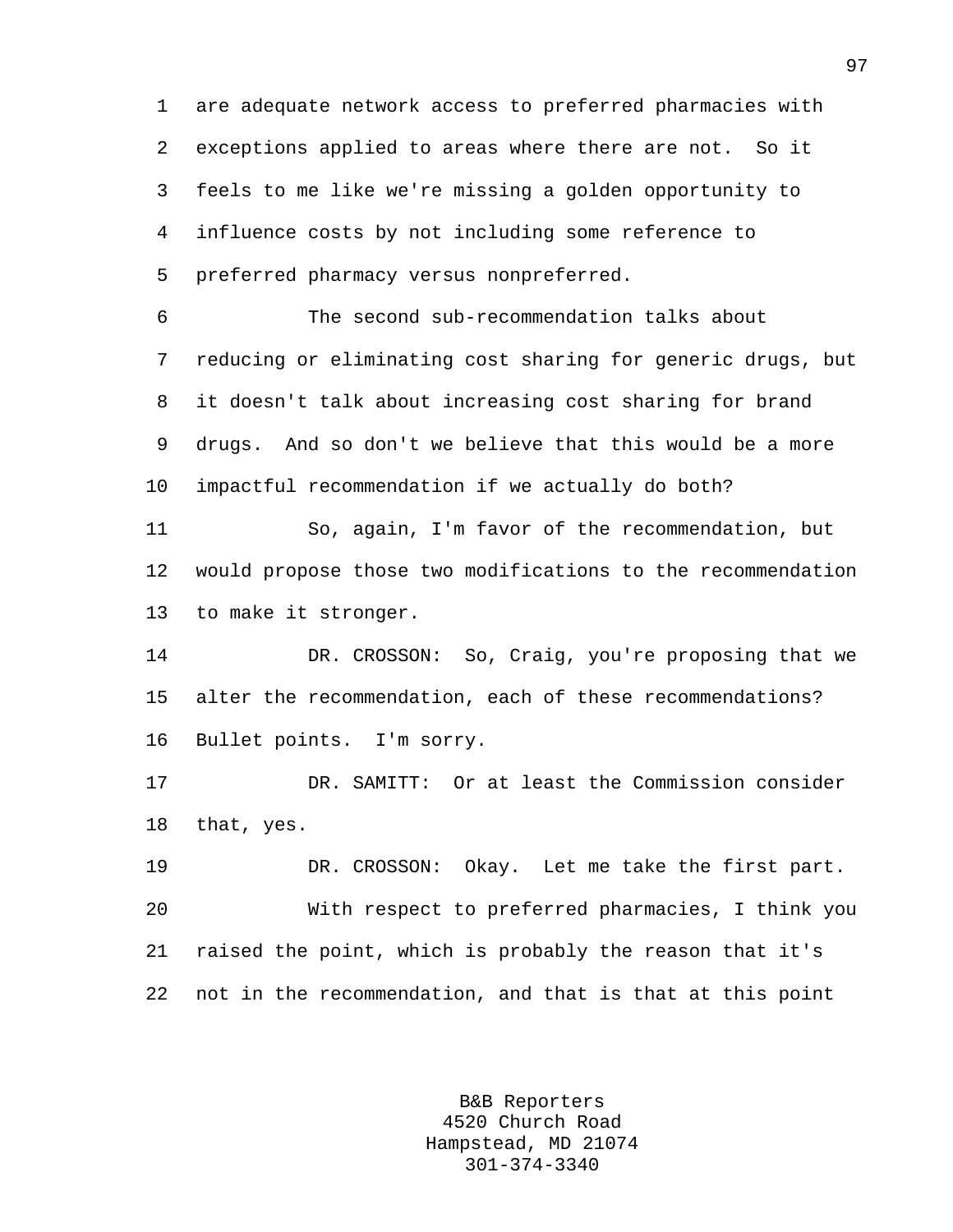are adequate network access to preferred pharmacies with exceptions applied to areas where there are not. So it feels to me like we're missing a golden opportunity to influence costs by not including some reference to preferred pharmacy versus nonpreferred.

The second sub-recommendation talks about reducing or eliminating cost sharing for generic drugs, but it doesn't talk about increasing cost sharing for brand drugs. And so don't we believe that this would be a more impactful recommendation if we actually do both?

So, again, I'm favor of the recommendation, but would propose those two modifications to the recommendation to make it stronger.

DR. CROSSON: So, Craig, you're proposing that we alter the recommendation, each of these recommendations? Bullet points. I'm sorry.

DR. SAMITT: Or at least the Commission consider that, yes.

DR. CROSSON: Okay. Let me take the first part.

With respect to preferred pharmacies, I think you raised the point, which is probably the reason that it's not in the recommendation, and that is that at this point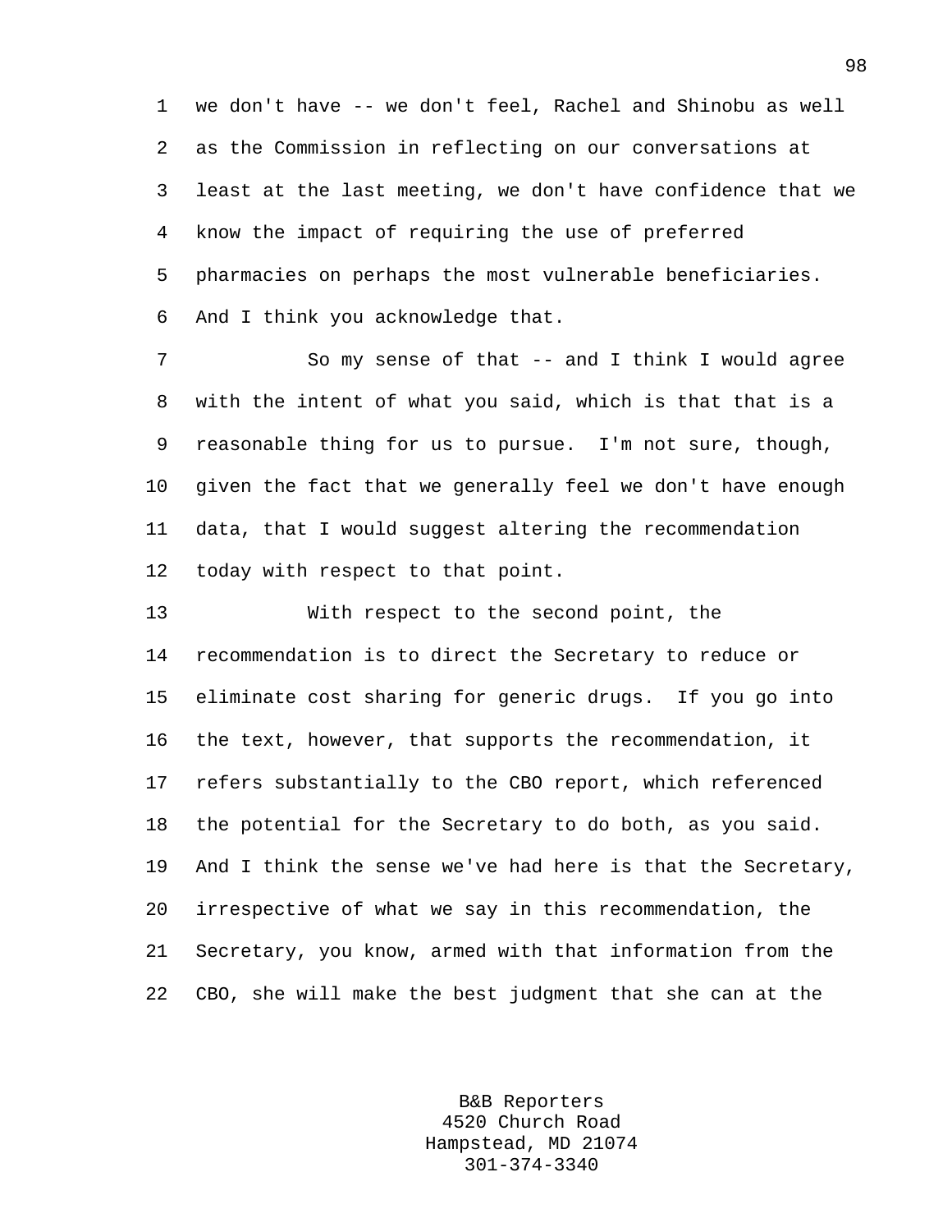we don't have -- we don't feel, Rachel and Shinobu as well as the Commission in reflecting on our conversations at least at the last meeting, we don't have confidence that we know the impact of requiring the use of preferred pharmacies on perhaps the most vulnerable beneficiaries. And I think you acknowledge that.

So my sense of that -- and I think I would agree with the intent of what you said, which is that that is a reasonable thing for us to pursue. I'm not sure, though, given the fact that we generally feel we don't have enough data, that I would suggest altering the recommendation today with respect to that point.

With respect to the second point, the recommendation is to direct the Secretary to reduce or eliminate cost sharing for generic drugs. If you go into the text, however, that supports the recommendation, it refers substantially to the CBO report, which referenced the potential for the Secretary to do both, as you said. And I think the sense we've had here is that the Secretary, irrespective of what we say in this recommendation, the Secretary, you know, armed with that information from the CBO, she will make the best judgment that she can at the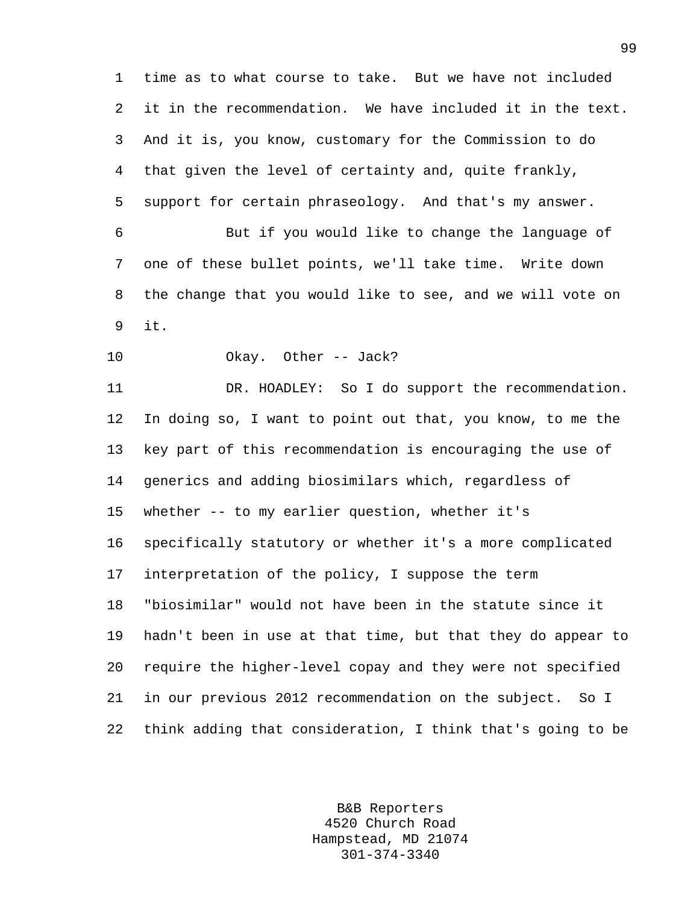time as to what course to take. But we have not included it in the recommendation. We have included it in the text. And it is, you know, customary for the Commission to do that given the level of certainty and, quite frankly, support for certain phraseology. And that's my answer.

But if you would like to change the language of one of these bullet points, we'll take time. Write down the change that you would like to see, and we will vote on it.

Okay. Other -- Jack?

DR. HOADLEY: So I do support the recommendation. In doing so, I want to point out that, you know, to me the key part of this recommendation is encouraging the use of generics and adding biosimilars which, regardless of whether -- to my earlier question, whether it's specifically statutory or whether it's a more complicated interpretation of the policy, I suppose the term "biosimilar" would not have been in the statute since it hadn't been in use at that time, but that they do appear to require the higher-level copay and they were not specified in our previous 2012 recommendation on the subject. So I think adding that consideration, I think that's going to be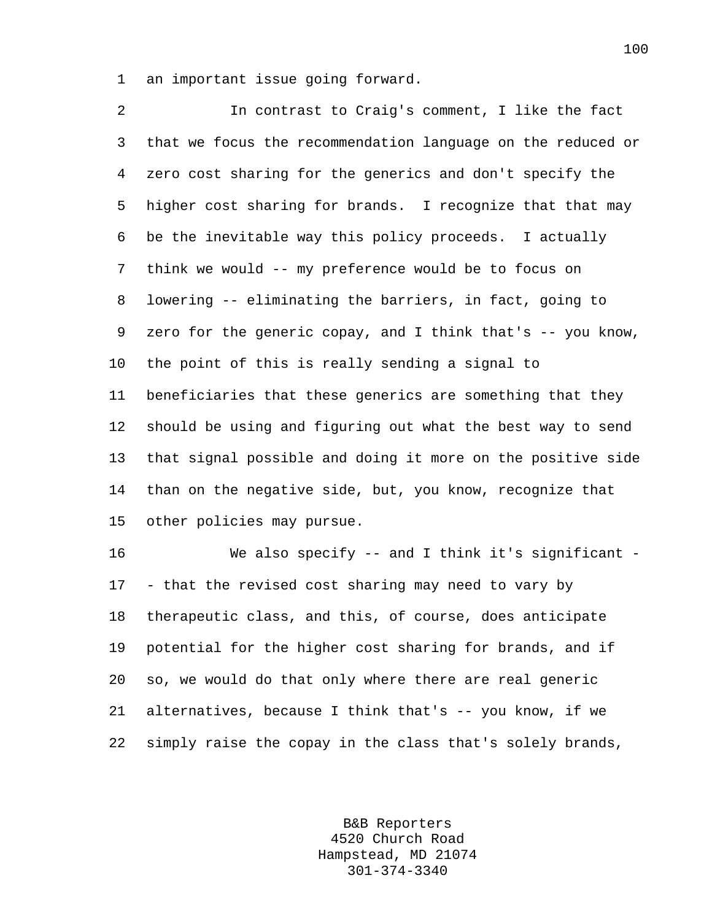an important issue going forward.

In contrast to Craig's comment, I like the fact that we focus the recommendation language on the reduced or zero cost sharing for the generics and don't specify the higher cost sharing for brands. I recognize that that may be the inevitable way this policy proceeds. I actually think we would -- my preference would be to focus on lowering -- eliminating the barriers, in fact, going to zero for the generic copay, and I think that's -- you know, the point of this is really sending a signal to beneficiaries that these generics are something that they should be using and figuring out what the best way to send that signal possible and doing it more on the positive side than on the negative side, but, you know, recognize that other policies may pursue.

We also specify -- and I think it's significant -- that the revised cost sharing may need to vary by therapeutic class, and this, of course, does anticipate potential for the higher cost sharing for brands, and if so, we would do that only where there are real generic alternatives, because I think that's -- you know, if we simply raise the copay in the class that's solely brands,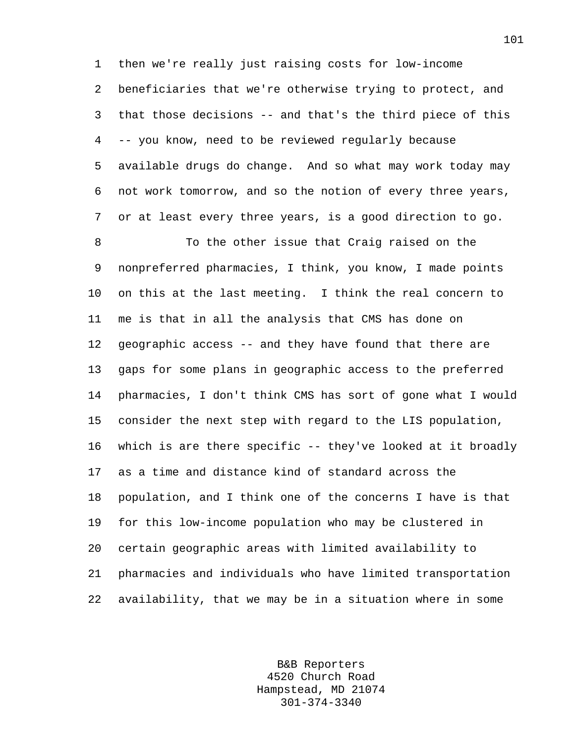then we're really just raising costs for low-income beneficiaries that we're otherwise trying to protect, and that those decisions -- and that's the third piece of this -- you know, need to be reviewed regularly because available drugs do change. And so what may work today may not work tomorrow, and so the notion of every three years, or at least every three years, is a good direction to go.

To the other issue that Craig raised on the nonpreferred pharmacies, I think, you know, I made points on this at the last meeting. I think the real concern to me is that in all the analysis that CMS has done on geographic access -- and they have found that there are gaps for some plans in geographic access to the preferred pharmacies, I don't think CMS has sort of gone what I would consider the next step with regard to the LIS population, which is are there specific -- they've looked at it broadly as a time and distance kind of standard across the population, and I think one of the concerns I have is that for this low-income population who may be clustered in certain geographic areas with limited availability to pharmacies and individuals who have limited transportation availability, that we may be in a situation where in some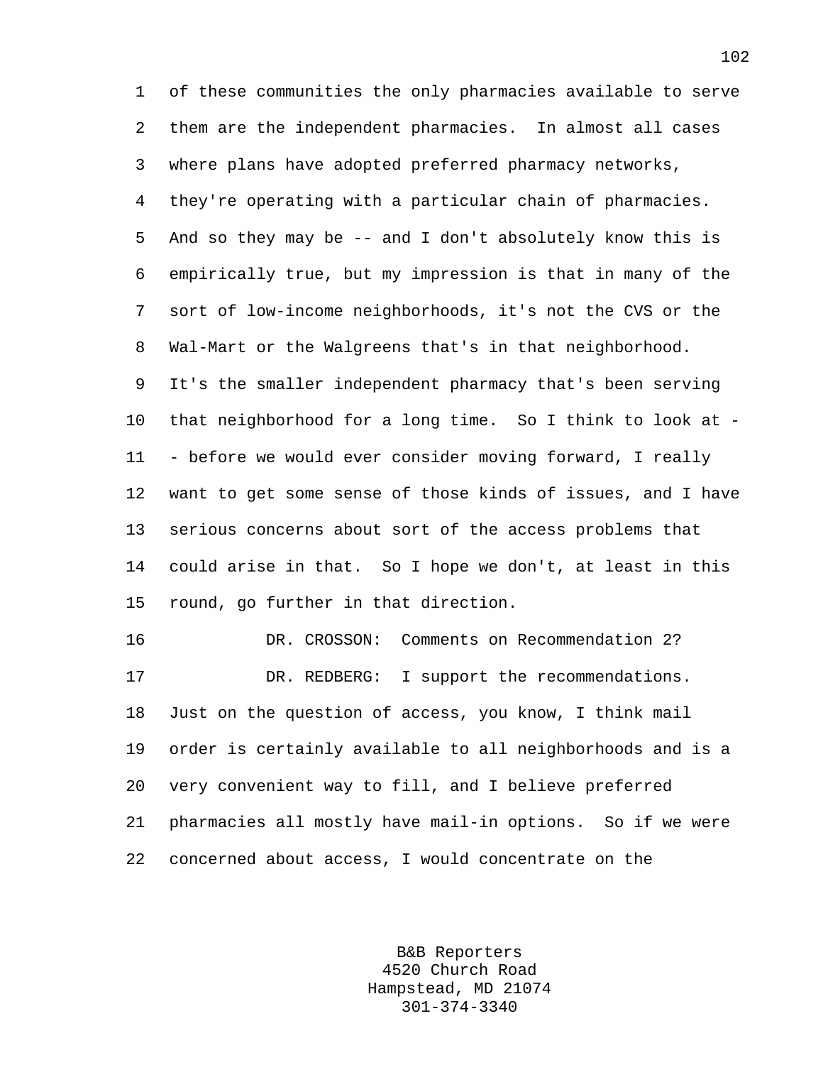of these communities the only pharmacies available to serve them are the independent pharmacies. In almost all cases where plans have adopted preferred pharmacy networks, they're operating with a particular chain of pharmacies. And so they may be -- and I don't absolutely know this is empirically true, but my impression is that in many of the sort of low-income neighborhoods, it's not the CVS or the Wal-Mart or the Walgreens that's in that neighborhood. It's the smaller independent pharmacy that's been serving that neighborhood for a long time. So I think to look at -- before we would ever consider moving forward, I really want to get some sense of those kinds of issues, and I have serious concerns about sort of the access problems that could arise in that. So I hope we don't, at least in this round, go further in that direction.

DR. CROSSON: Comments on Recommendation 2?

DR. REDBERG: I support the recommendations. Just on the question of access, you know, I think mail order is certainly available to all neighborhoods and is a very convenient way to fill, and I believe preferred pharmacies all mostly have mail-in options. So if we were concerned about access, I would concentrate on the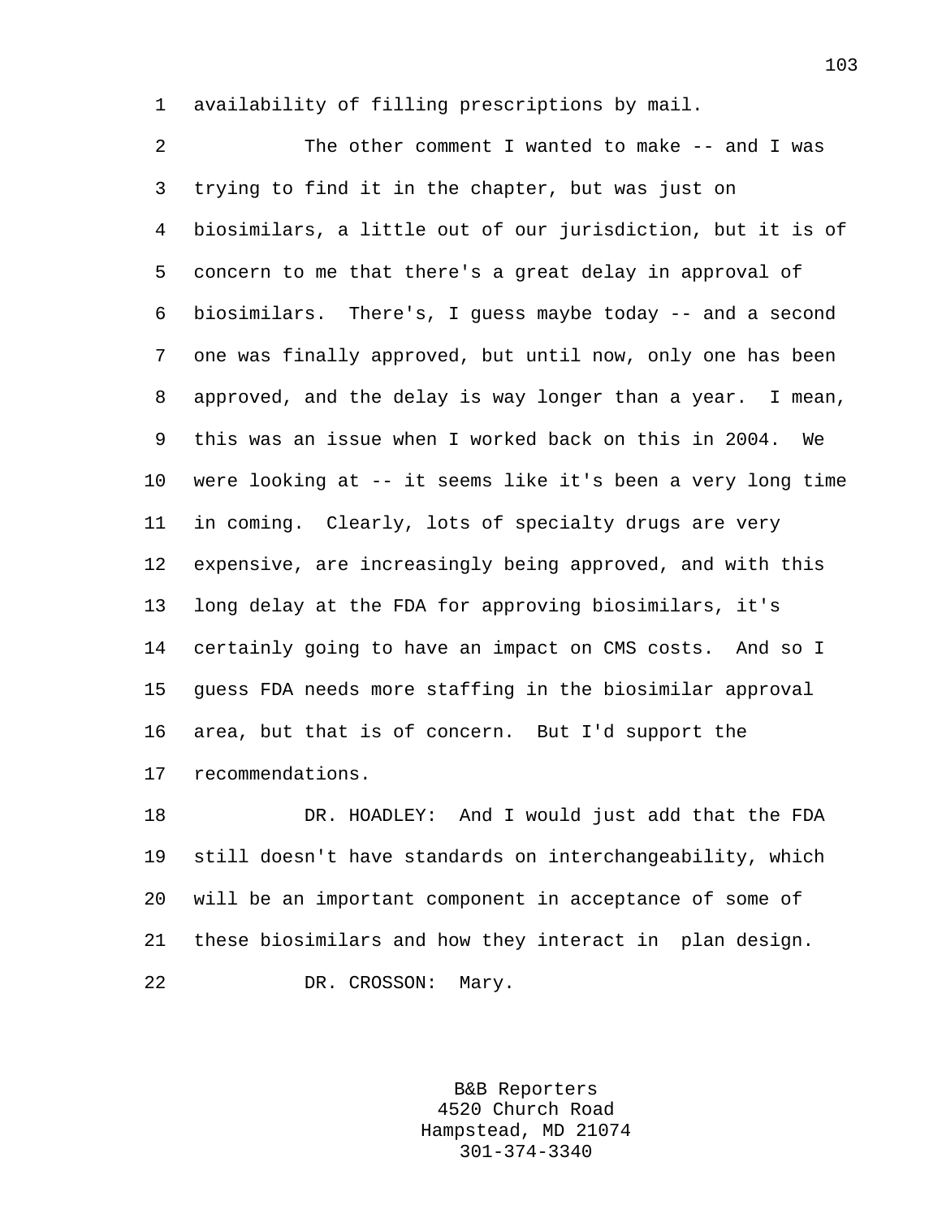availability of filling prescriptions by mail.

The other comment I wanted to make -- and I was trying to find it in the chapter, but was just on biosimilars, a little out of our jurisdiction, but it is of concern to me that there's a great delay in approval of biosimilars. There's, I guess maybe today -- and a second one was finally approved, but until now, only one has been approved, and the delay is way longer than a year. I mean, this was an issue when I worked back on this in 2004. We were looking at -- it seems like it's been a very long time in coming. Clearly, lots of specialty drugs are very expensive, are increasingly being approved, and with this long delay at the FDA for approving biosimilars, it's certainly going to have an impact on CMS costs. And so I guess FDA needs more staffing in the biosimilar approval area, but that is of concern. But I'd support the recommendations.

DR. HOADLEY: And I would just add that the FDA still doesn't have standards on interchangeability, which will be an important component in acceptance of some of these biosimilars and how they interact in plan design.

DR. CROSSON: Mary.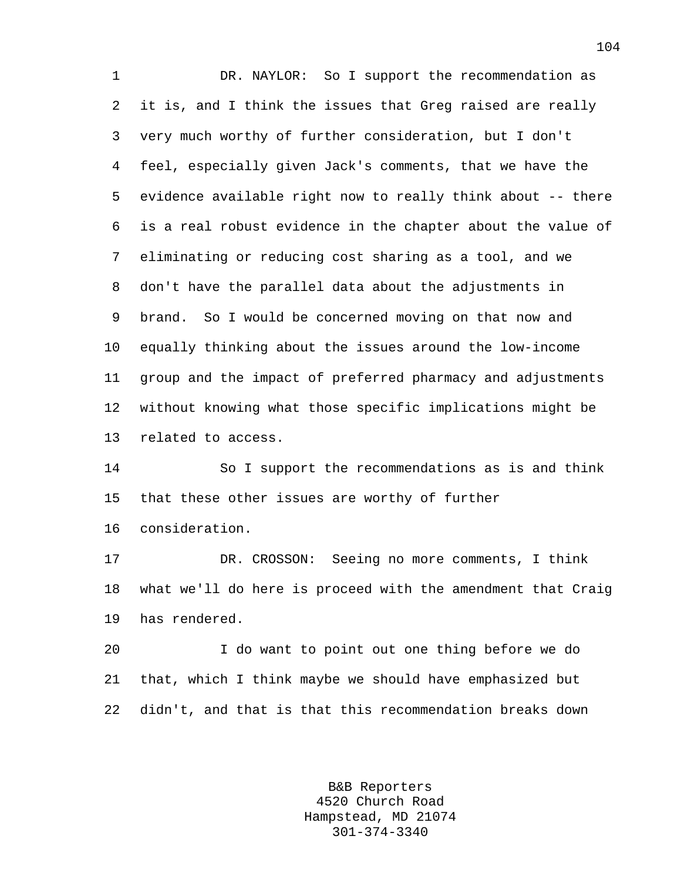DR. NAYLOR: So I support the recommendation as it is, and I think the issues that Greg raised are really very much worthy of further consideration, but I don't feel, especially given Jack's comments, that we have the evidence available right now to really think about -- there is a real robust evidence in the chapter about the value of eliminating or reducing cost sharing as a tool, and we don't have the parallel data about the adjustments in brand. So I would be concerned moving on that now and equally thinking about the issues around the low-income group and the impact of preferred pharmacy and adjustments without knowing what those specific implications might be related to access.

So I support the recommendations as is and think that these other issues are worthy of further consideration.

DR. CROSSON: Seeing no more comments, I think what we'll do here is proceed with the amendment that Craig has rendered.

I do want to point out one thing before we do that, which I think maybe we should have emphasized but didn't, and that is that this recommendation breaks down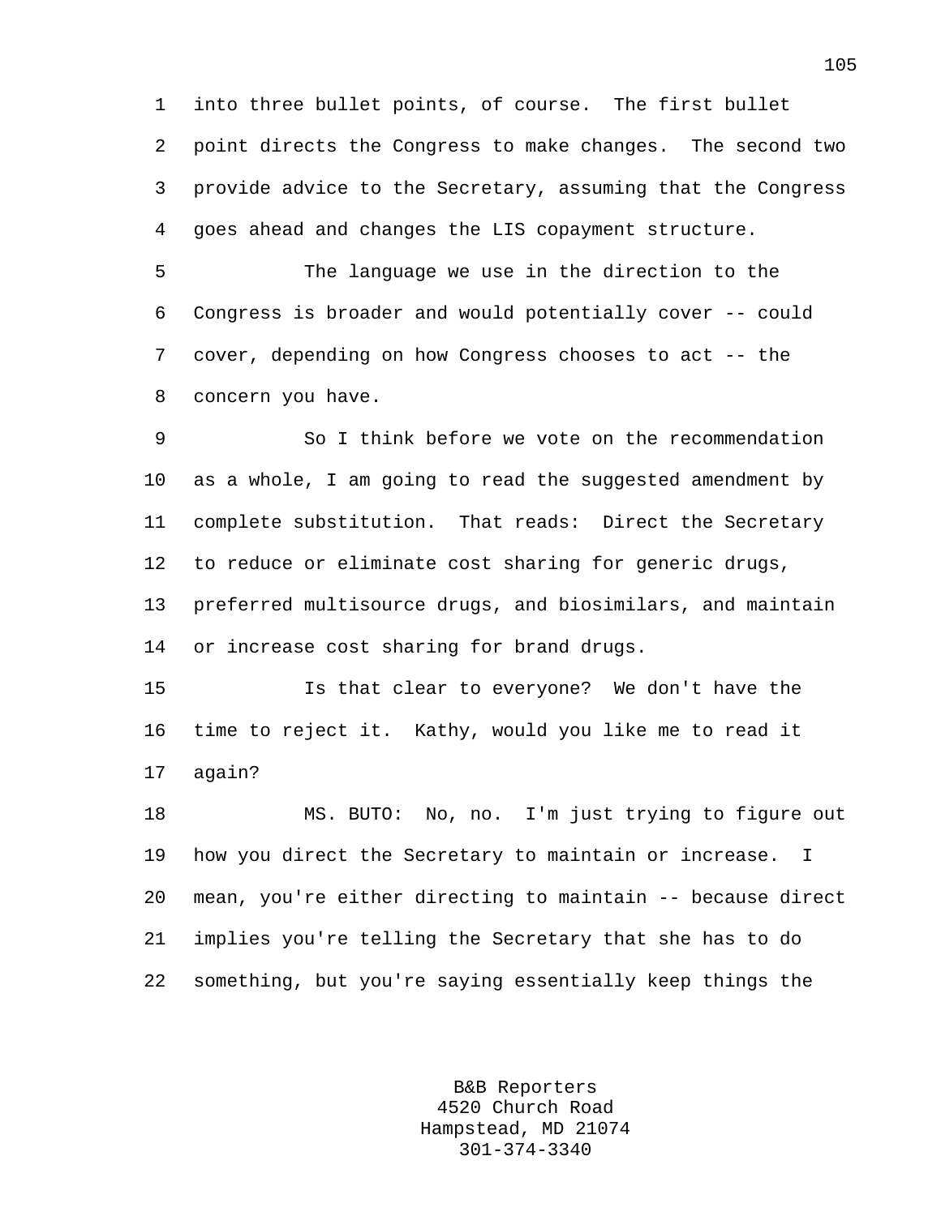into three bullet points, of course. The first bullet point directs the Congress to make changes. The second two provide advice to the Secretary, assuming that the Congress goes ahead and changes the LIS copayment structure.

The language we use in the direction to the Congress is broader and would potentially cover -- could cover, depending on how Congress chooses to act -- the concern you have.

So I think before we vote on the recommendation as a whole, I am going to read the suggested amendment by complete substitution. That reads: Direct the Secretary to reduce or eliminate cost sharing for generic drugs, preferred multisource drugs, and biosimilars, and maintain or increase cost sharing for brand drugs.

Is that clear to everyone? We don't have the time to reject it. Kathy, would you like me to read it again?

MS. BUTO: No, no. I'm just trying to figure out how you direct the Secretary to maintain or increase. I mean, you're either directing to maintain -- because direct implies you're telling the Secretary that she has to do something, but you're saying essentially keep things the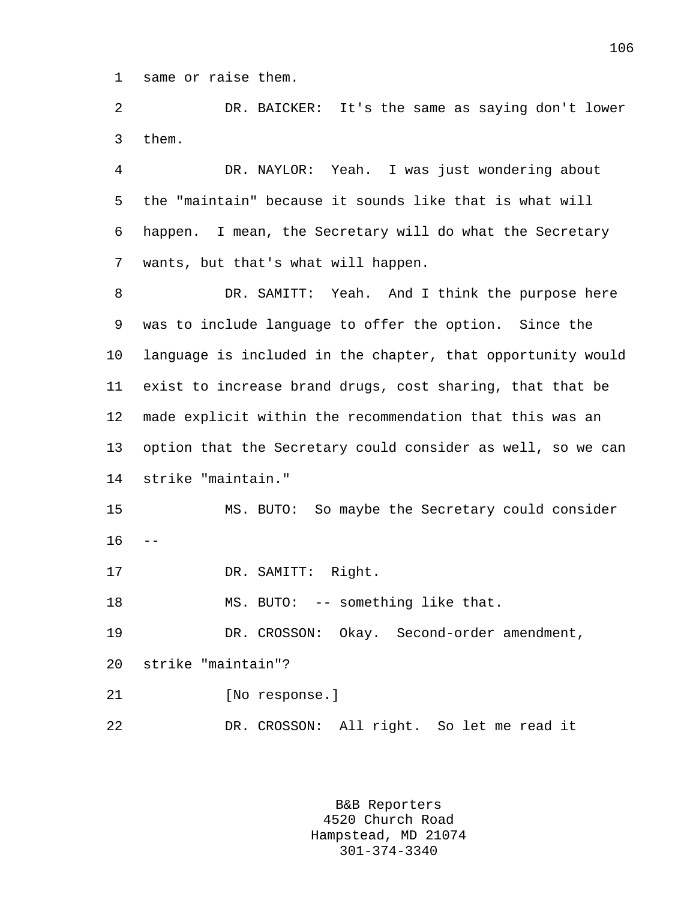same or raise them.

DR. BAICKER: It's the same as saying don't lower them.

DR. NAYLOR: Yeah. I was just wondering about the "maintain" because it sounds like that is what will happen. I mean, the Secretary will do what the Secretary wants, but that's what will happen.

DR. SAMITT: Yeah. And I think the purpose here was to include language to offer the option. Since the language is included in the chapter, that opportunity would exist to increase brand drugs, cost sharing, that that be made explicit within the recommendation that this was an option that the Secretary could consider as well, so we can strike "maintain."

MS. BUTO: So maybe the Secretary could consider --

DR. SAMITT: Right.

MS. BUTO: -- something like that.

DR. CROSSON: Okay. Second-order amendment, strike "maintain"?

[No response.]

DR. CROSSON: All right. So let me read it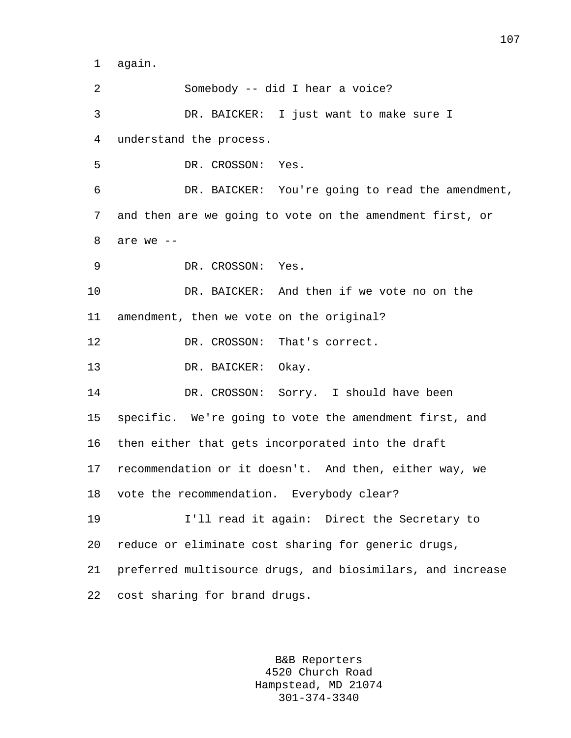again.

Somebody -- did I hear a voice?

DR. BAICKER: I just want to make sure I understand the process.

DR. CROSSON: Yes.

DR. BAICKER: You're going to read the amendment, and then are we going to vote on the amendment first, or are we --

DR. CROSSON: Yes.

DR. BAICKER: And then if we vote no on the amendment, then we vote on the original?

DR. CROSSON: That's correct.

DR. BAICKER: Okay.

DR. CROSSON: Sorry. I should have been specific. We're going to vote the amendment first, and then either that gets incorporated into the draft recommendation or it doesn't. And then, either way, we vote the recommendation. Everybody clear?

I'll read it again: Direct the Secretary to reduce or eliminate cost sharing for generic drugs, preferred multisource drugs, and biosimilars, and increase cost sharing for brand drugs.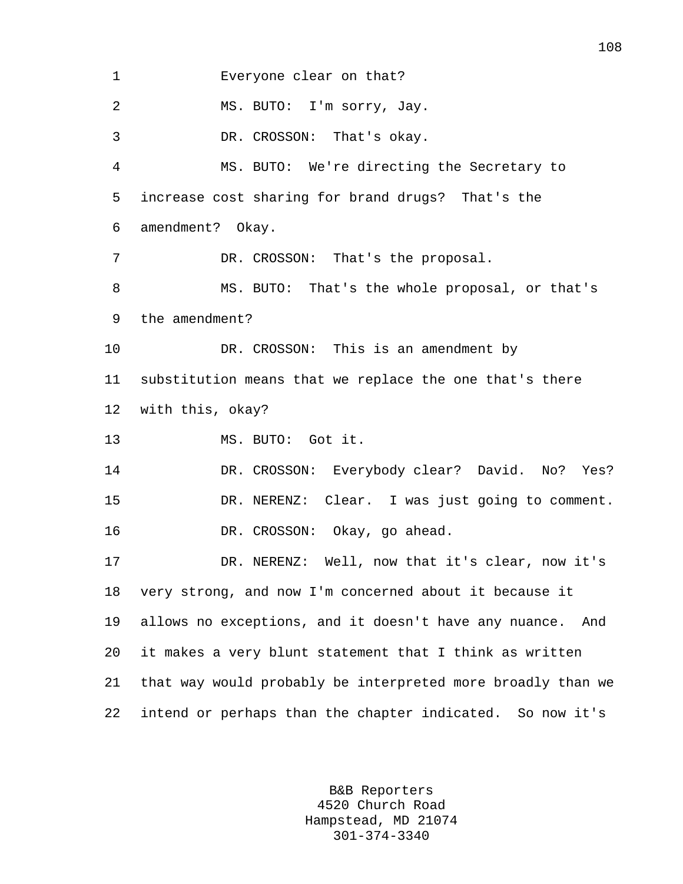Everyone clear on that?

MS. BUTO: I'm sorry, Jay.

DR. CROSSON: That's okay.

MS. BUTO: We're directing the Secretary to increase cost sharing for brand drugs? That's the amendment? Okay.

DR. CROSSON: That's the proposal.

MS. BUTO: That's the whole proposal, or that's the amendment?

DR. CROSSON: This is an amendment by substitution means that we replace the one that's there with this, okay?

MS. BUTO: Got it.

DR. CROSSON: Everybody clear? David. No? Yes?

DR. NERENZ: Clear. I was just going to comment.

DR. CROSSON: Okay, go ahead.

DR. NERENZ: Well, now that it's clear, now it's very strong, and now I'm concerned about it because it allows no exceptions, and it doesn't have any nuance. And it makes a very blunt statement that I think as written that way would probably be interpreted more broadly than we intend or perhaps than the chapter indicated. So now it's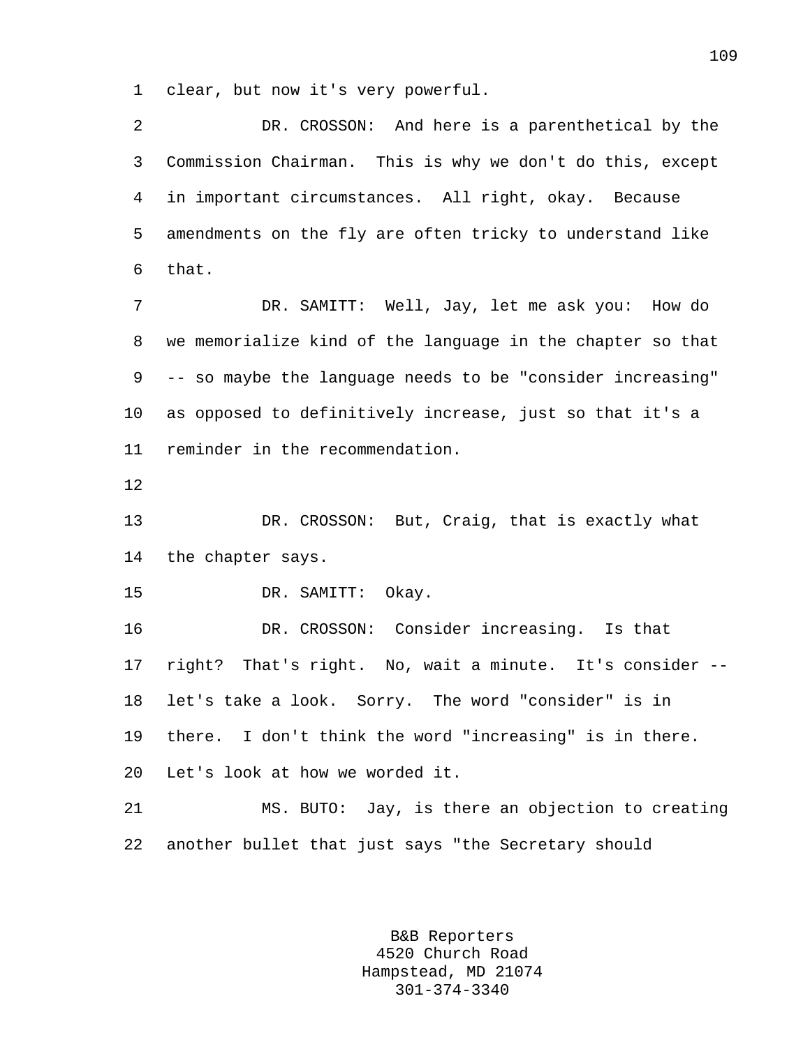clear, but now it's very powerful.

DR. CROSSON: And here is a parenthetical by the Commission Chairman. This is why we don't do this, except in important circumstances. All right, okay. Because amendments on the fly are often tricky to understand like that.

DR. SAMITT: Well, Jay, let me ask you: How do we memorialize kind of the language in the chapter so that -- so maybe the language needs to be "consider increasing" as opposed to definitively increase, just so that it's a reminder in the recommendation.

DR. CROSSON: But, Craig, that is exactly what the chapter says.

DR. SAMITT: Okay.

DR. CROSSON: Consider increasing. Is that right? That's right. No, wait a minute. It's consider -- let's take a look. Sorry. The word "consider" is in there. I don't think the word "increasing" is in there. Let's look at how we worded it.

MS. BUTO: Jay, is there an objection to creating another bullet that just says "the Secretary should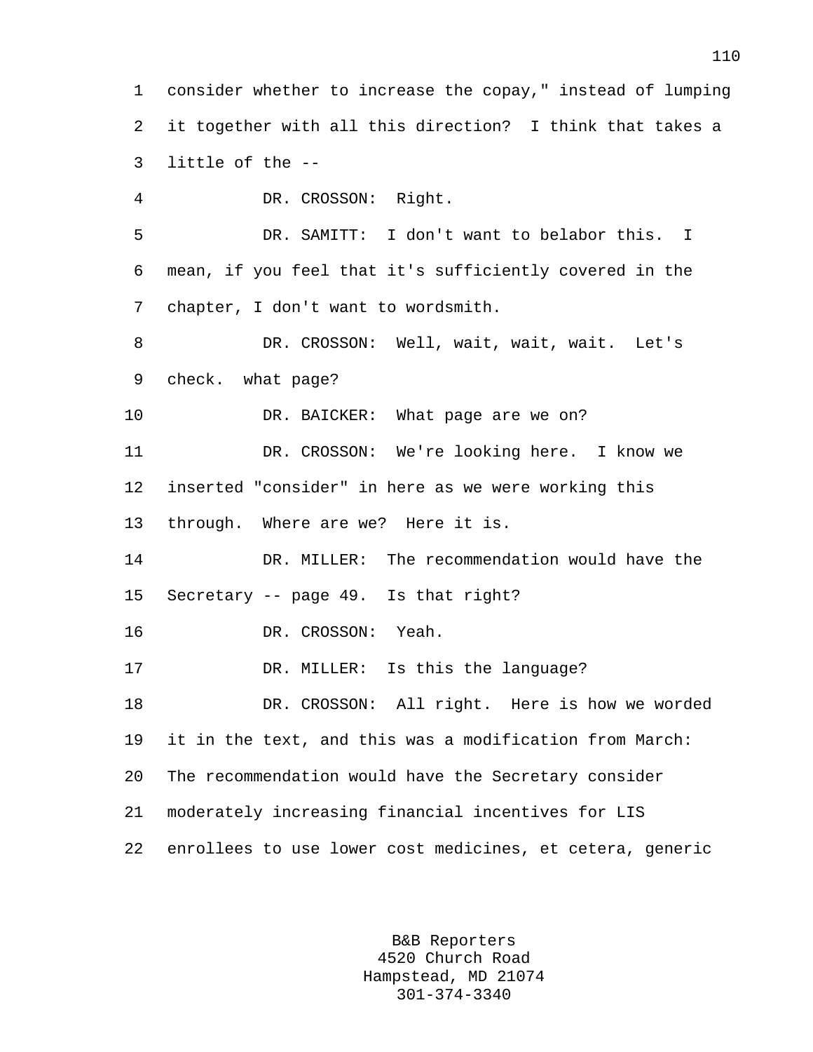consider whether to increase the copay," instead of lumping it together with all this direction? I think that takes a little of the --

DR. CROSSON: Right.

DR. SAMITT: I don't want to belabor this. I mean, if you feel that it's sufficiently covered in the chapter, I don't want to wordsmith.

DR. CROSSON: Well, wait, wait, wait. Let's check. what page?

DR. BAICKER: What page are we on?

DR. CROSSON: We're looking here. I know we inserted "consider" in here as we were working this through. Where are we? Here it is.

DR. MILLER: The recommendation would have the Secretary -- page 49. Is that right?

DR. CROSSON: Yeah.

DR. MILLER: Is this the language?

DR. CROSSON: All right. Here is how we worded it in the text, and this was a modification from March: The recommendation would have the Secretary consider moderately increasing financial incentives for LIS enrollees to use lower cost medicines, et cetera, generic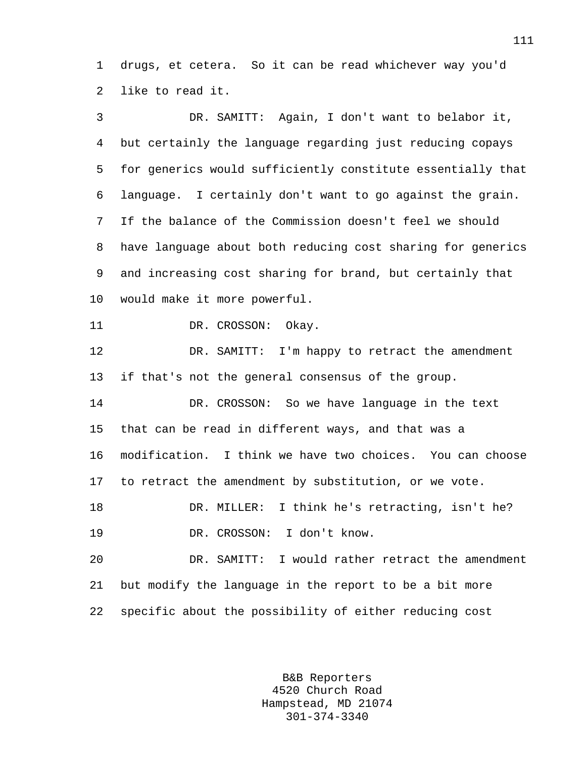drugs, et cetera. So it can be read whichever way you'd like to read it.

DR. SAMITT: Again, I don't want to belabor it, but certainly the language regarding just reducing copays for generics would sufficiently constitute essentially that language. I certainly don't want to go against the grain. If the balance of the Commission doesn't feel we should have language about both reducing cost sharing for generics and increasing cost sharing for brand, but certainly that would make it more powerful.

DR. CROSSON: Okay.

DR. SAMITT: I'm happy to retract the amendment if that's not the general consensus of the group.

DR. CROSSON: So we have language in the text that can be read in different ways, and that was a modification. I think we have two choices. You can choose to retract the amendment by substitution, or we vote.

DR. MILLER: I think he's retracting, isn't he?

DR. CROSSON: I don't know.

DR. SAMITT: I would rather retract the amendment but modify the language in the report to be a bit more specific about the possibility of either reducing cost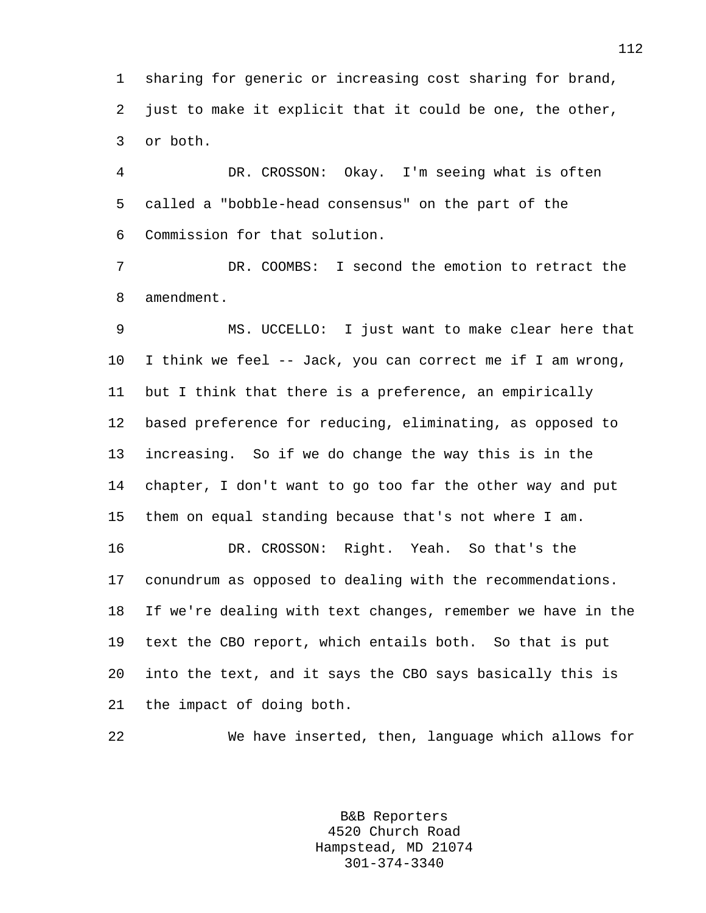sharing for generic or increasing cost sharing for brand, just to make it explicit that it could be one, the other, or both.

DR. CROSSON: Okay. I'm seeing what is often called a "bobble-head consensus" on the part of the Commission for that solution.

DR. COOMBS: I second the emotion to retract the amendment.

MS. UCCELLO: I just want to make clear here that I think we feel -- Jack, you can correct me if I am wrong, but I think that there is a preference, an empirically based preference for reducing, eliminating, as opposed to increasing. So if we do change the way this is in the chapter, I don't want to go too far the other way and put them on equal standing because that's not where I am.

DR. CROSSON: Right. Yeah. So that's the conundrum as opposed to dealing with the recommendations. If we're dealing with text changes, remember we have in the text the CBO report, which entails both. So that is put into the text, and it says the CBO says basically this is the impact of doing both.

We have inserted, then, language which allows for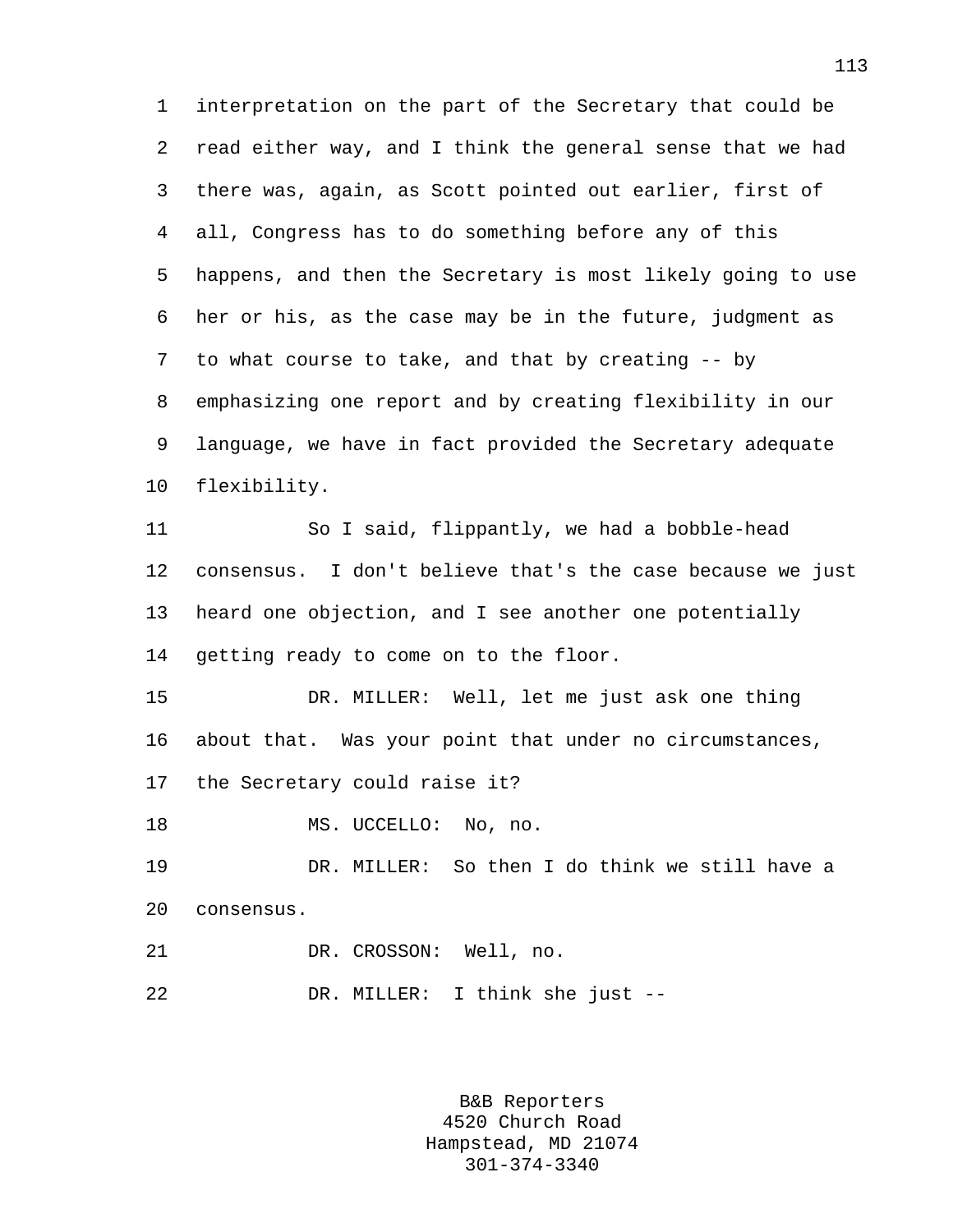interpretation on the part of the Secretary that could be read either way, and I think the general sense that we had there was, again, as Scott pointed out earlier, first of all, Congress has to do something before any of this happens, and then the Secretary is most likely going to use her or his, as the case may be in the future, judgment as to what course to take, and that by creating -- by emphasizing one report and by creating flexibility in our language, we have in fact provided the Secretary adequate flexibility.

So I said, flippantly, we had a bobble-head consensus. I don't believe that's the case because we just heard one objection, and I see another one potentially getting ready to come on to the floor.

DR. MILLER: Well, let me just ask one thing about that. Was your point that under no circumstances, the Secretary could raise it?

MS. UCCELLO: No, no.

DR. MILLER: So then I do think we still have a consensus.

DR. CROSSON: Well, no.

DR. MILLER: I think she just --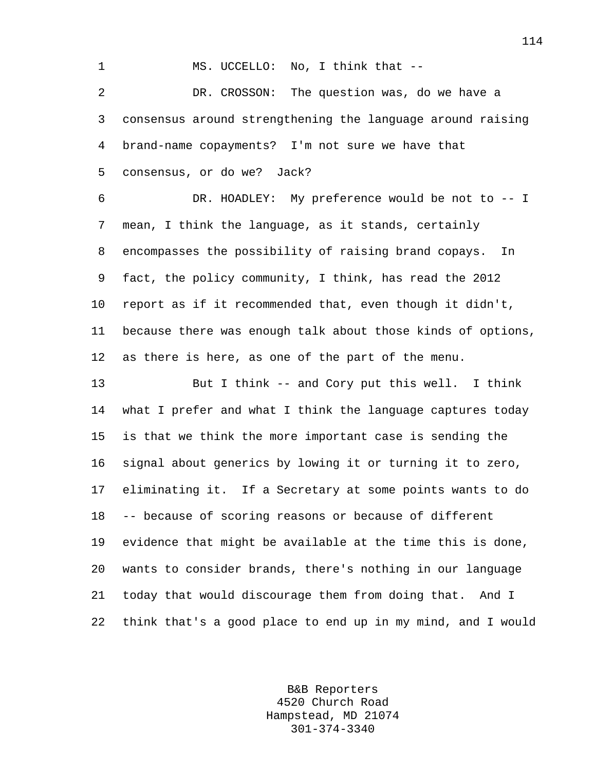MS. UCCELLO: No, I think that --

DR. CROSSON: The question was, do we have a consensus around strengthening the language around raising brand-name copayments? I'm not sure we have that consensus, or do we? Jack?

DR. HOADLEY: My preference would be not to -- I mean, I think the language, as it stands, certainly encompasses the possibility of raising brand copays. In fact, the policy community, I think, has read the 2012 report as if it recommended that, even though it didn't, because there was enough talk about those kinds of options, as there is here, as one of the part of the menu.

But I think -- and Cory put this well. I think what I prefer and what I think the language captures today is that we think the more important case is sending the signal about generics by lowing it or turning it to zero, eliminating it. If a Secretary at some points wants to do -- because of scoring reasons or because of different evidence that might be available at the time this is done, wants to consider brands, there's nothing in our language today that would discourage them from doing that. And I think that's a good place to end up in my mind, and I would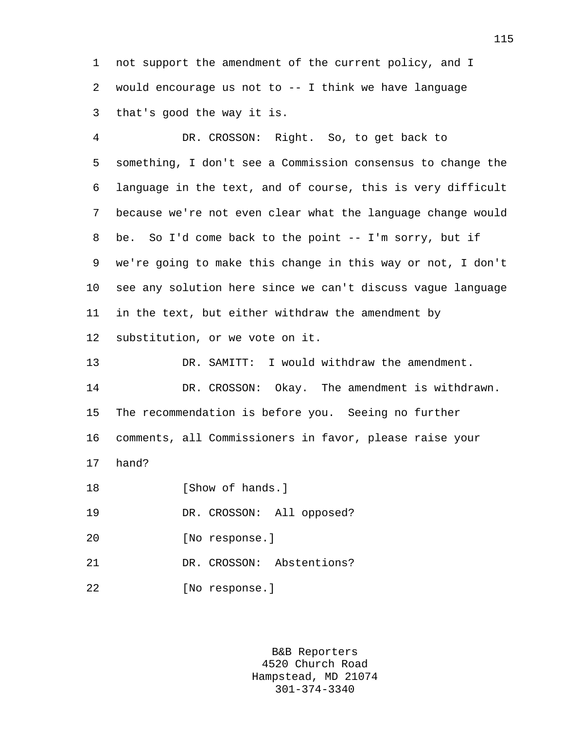not support the amendment of the current policy, and I would encourage us not to -- I think we have language that's good the way it is.

DR. CROSSON: Right. So, to get back to something, I don't see a Commission consensus to change the language in the text, and of course, this is very difficult because we're not even clear what the language change would be. So I'd come back to the point -- I'm sorry, but if we're going to make this change in this way or not, I don't see any solution here since we can't discuss vague language in the text, but either withdraw the amendment by substitution, or we vote on it.

DR. SAMITT: I would withdraw the amendment.

DR. CROSSON: Okay. The amendment is withdrawn. The recommendation is before you. Seeing no further comments, all Commissioners in favor, please raise your hand?

[Show of hands.]

DR. CROSSON: All opposed?

[No response.]

DR. CROSSON: Abstentions?

[No response.]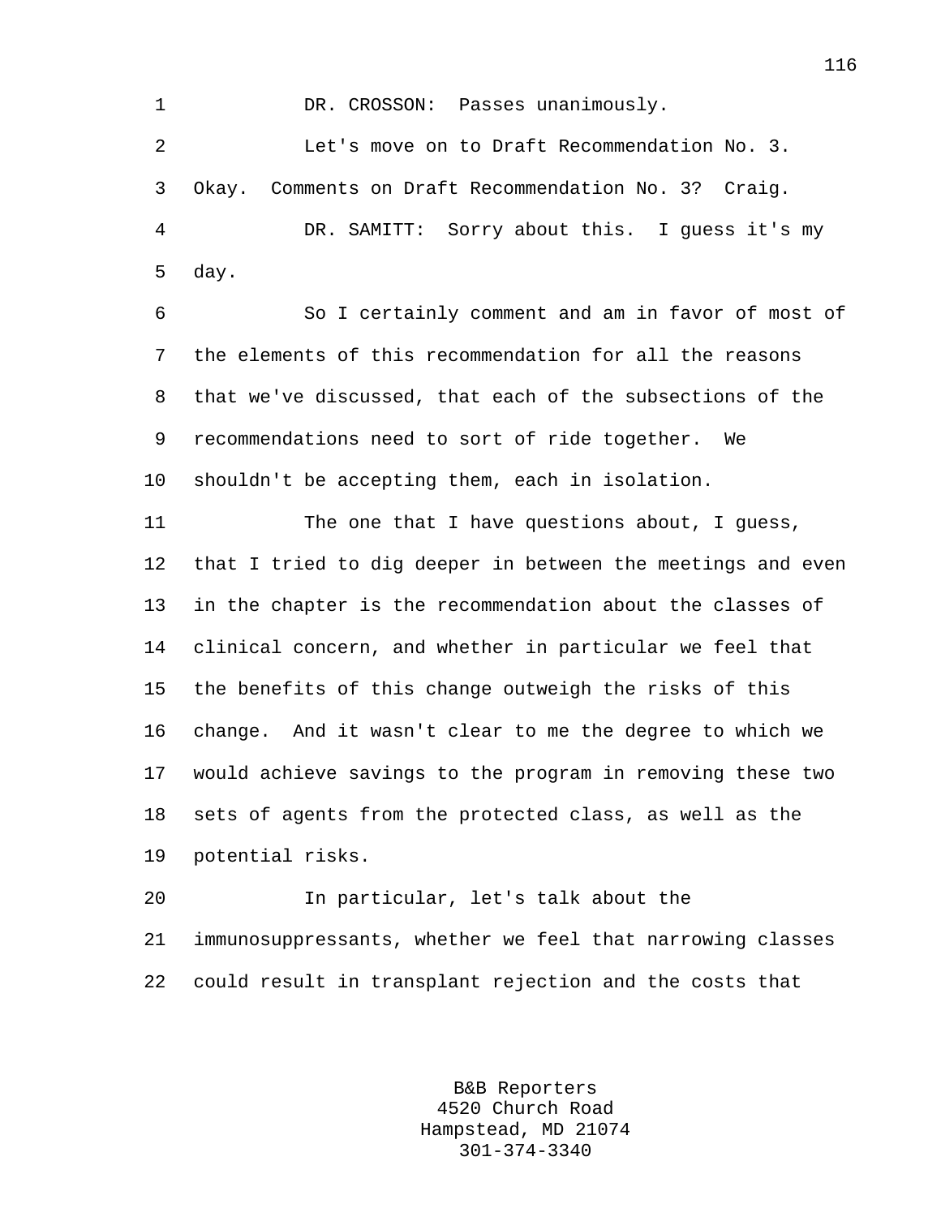DR. CROSSON: Passes unanimously.

Let's move on to Draft Recommendation No. 3. Okay. Comments on Draft Recommendation No. 3? Craig.

DR. SAMITT: Sorry about this. I guess it's my day.

So I certainly comment and am in favor of most of the elements of this recommendation for all the reasons that we've discussed, that each of the subsections of the recommendations need to sort of ride together. We shouldn't be accepting them, each in isolation.

The one that I have questions about, I guess, that I tried to dig deeper in between the meetings and even in the chapter is the recommendation about the classes of clinical concern, and whether in particular we feel that the benefits of this change outweigh the risks of this change. And it wasn't clear to me the degree to which we would achieve savings to the program in removing these two sets of agents from the protected class, as well as the potential risks.

In particular, let's talk about the immunosuppressants, whether we feel that narrowing classes could result in transplant rejection and the costs that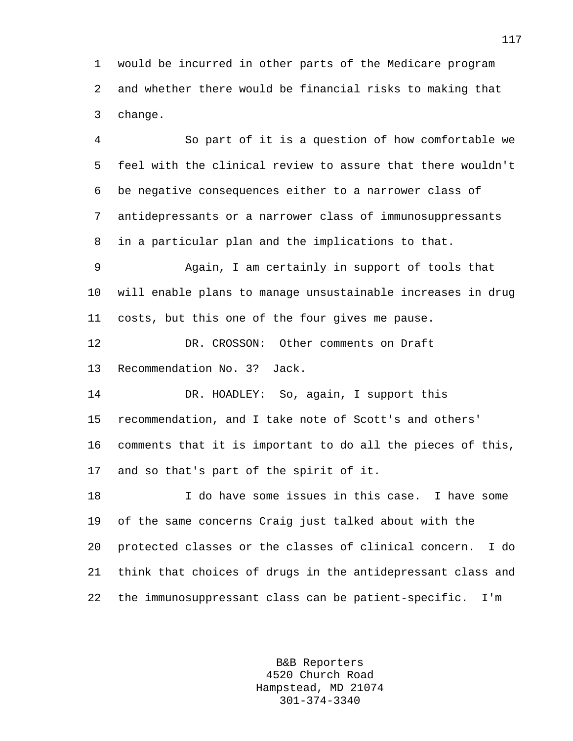would be incurred in other parts of the Medicare program and whether there would be financial risks to making that change.

So part of it is a question of how comfortable we feel with the clinical review to assure that there wouldn't be negative consequences either to a narrower class of antidepressants or a narrower class of immunosuppressants in a particular plan and the implications to that.

Again, I am certainly in support of tools that will enable plans to manage unsustainable increases in drug costs, but this one of the four gives me pause.

DR. CROSSON: Other comments on Draft Recommendation No. 3? Jack.

DR. HOADLEY: So, again, I support this recommendation, and I take note of Scott's and others' comments that it is important to do all the pieces of this, and so that's part of the spirit of it.

I do have some issues in this case. I have some of the same concerns Craig just talked about with the protected classes or the classes of clinical concern. I do think that choices of drugs in the antidepressant class and the immunosuppressant class can be patient-specific. I'm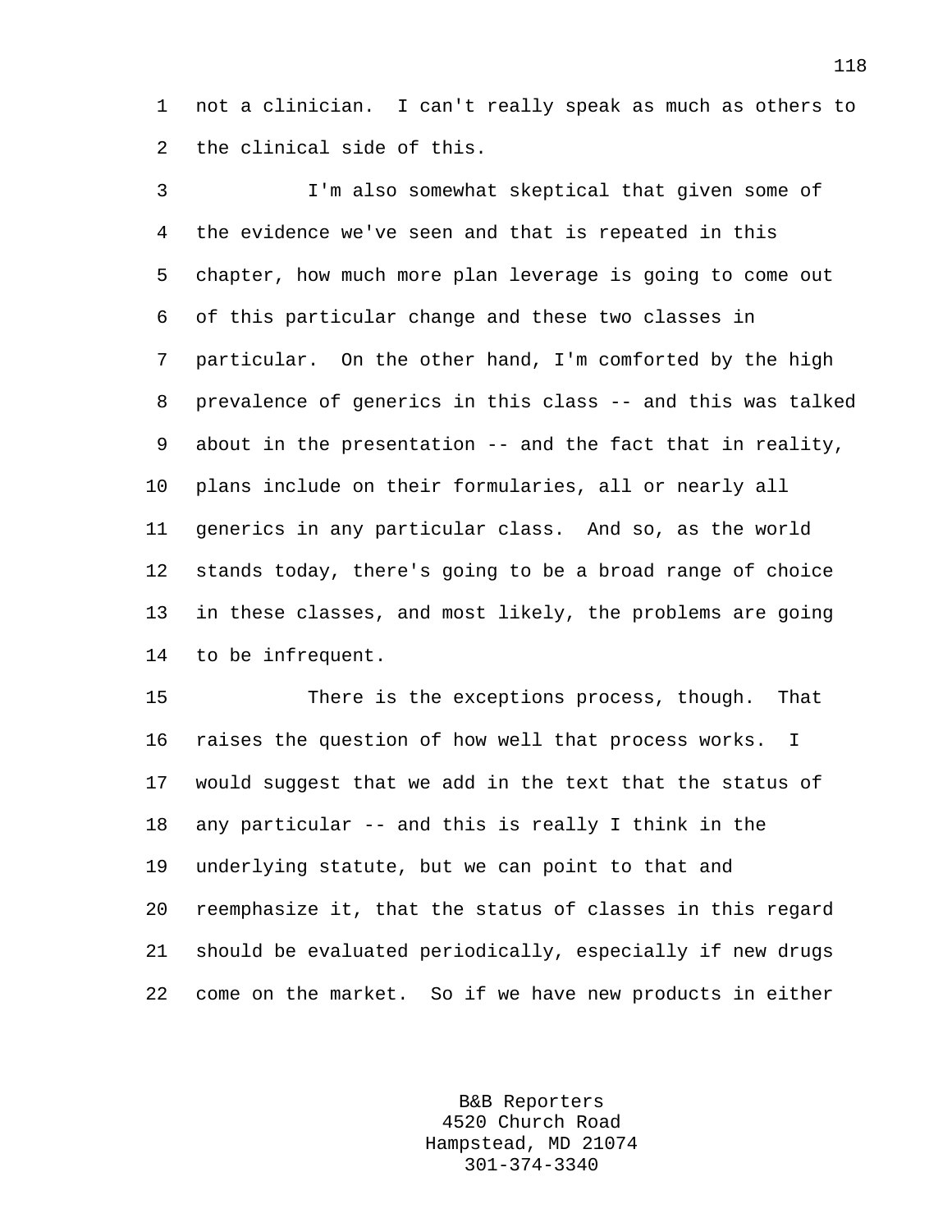not a clinician. I can't really speak as much as others to the clinical side of this.

I'm also somewhat skeptical that given some of the evidence we've seen and that is repeated in this chapter, how much more plan leverage is going to come out of this particular change and these two classes in particular. On the other hand, I'm comforted by the high prevalence of generics in this class -- and this was talked about in the presentation -- and the fact that in reality, plans include on their formularies, all or nearly all generics in any particular class. And so, as the world stands today, there's going to be a broad range of choice in these classes, and most likely, the problems are going to be infrequent.

There is the exceptions process, though. That raises the question of how well that process works. I would suggest that we add in the text that the status of any particular -- and this is really I think in the underlying statute, but we can point to that and reemphasize it, that the status of classes in this regard should be evaluated periodically, especially if new drugs come on the market. So if we have new products in either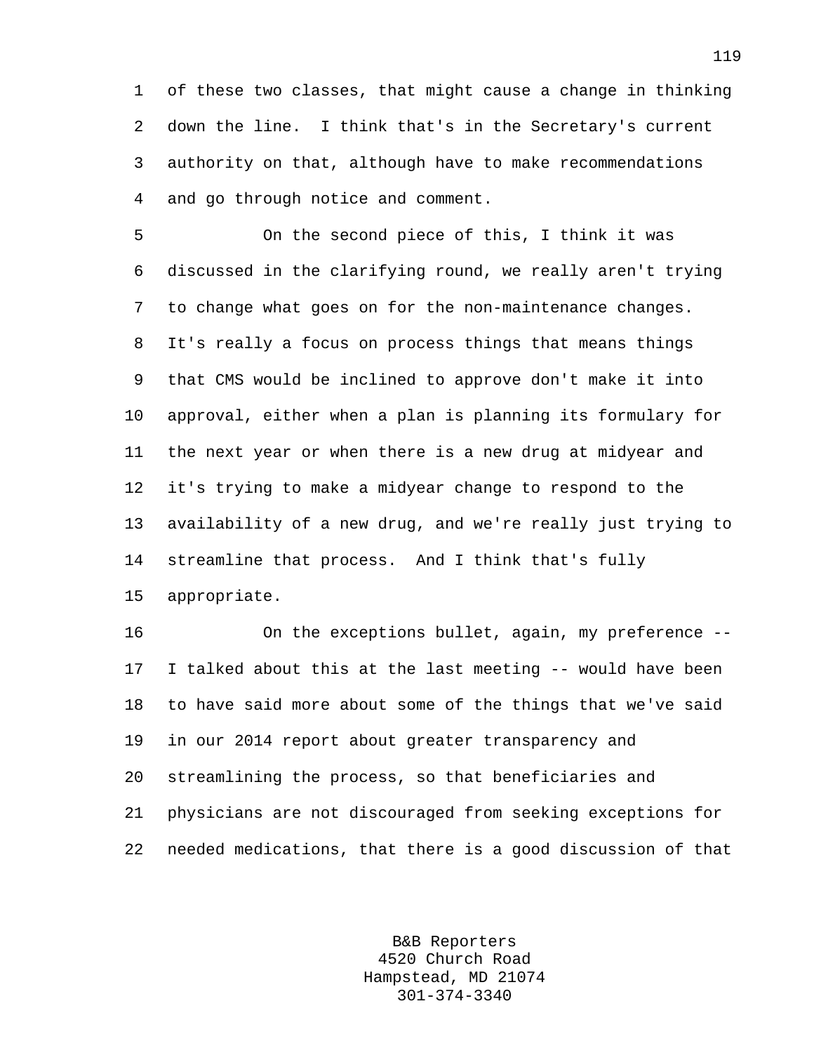of these two classes, that might cause a change in thinking down the line. I think that's in the Secretary's current authority on that, although have to make recommendations and go through notice and comment.

On the second piece of this, I think it was discussed in the clarifying round, we really aren't trying to change what goes on for the non-maintenance changes. It's really a focus on process things that means things that CMS would be inclined to approve don't make it into approval, either when a plan is planning its formulary for the next year or when there is a new drug at midyear and it's trying to make a midyear change to respond to the availability of a new drug, and we're really just trying to streamline that process. And I think that's fully appropriate.

On the exceptions bullet, again, my preference -- I talked about this at the last meeting -- would have been to have said more about some of the things that we've said in our 2014 report about greater transparency and streamlining the process, so that beneficiaries and physicians are not discouraged from seeking exceptions for needed medications, that there is a good discussion of that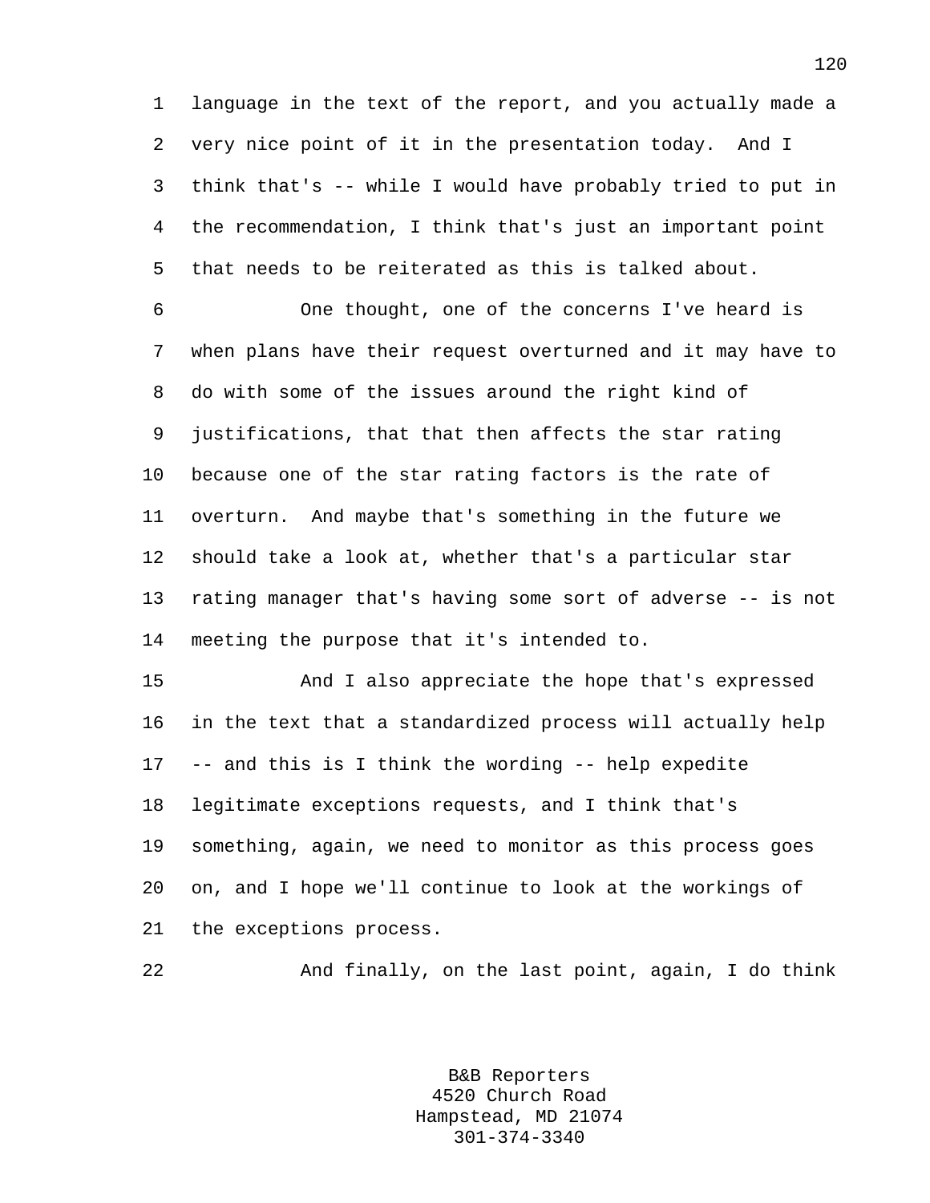language in the text of the report, and you actually made a very nice point of it in the presentation today. And I think that's -- while I would have probably tried to put in the recommendation, I think that's just an important point that needs to be reiterated as this is talked about.

One thought, one of the concerns I've heard is when plans have their request overturned and it may have to do with some of the issues around the right kind of justifications, that that then affects the star rating because one of the star rating factors is the rate of overturn. And maybe that's something in the future we should take a look at, whether that's a particular star rating manager that's having some sort of adverse -- is not meeting the purpose that it's intended to.

And I also appreciate the hope that's expressed in the text that a standardized process will actually help -- and this is I think the wording -- help expedite legitimate exceptions requests, and I think that's something, again, we need to monitor as this process goes on, and I hope we'll continue to look at the workings of the exceptions process.

And finally, on the last point, again, I do think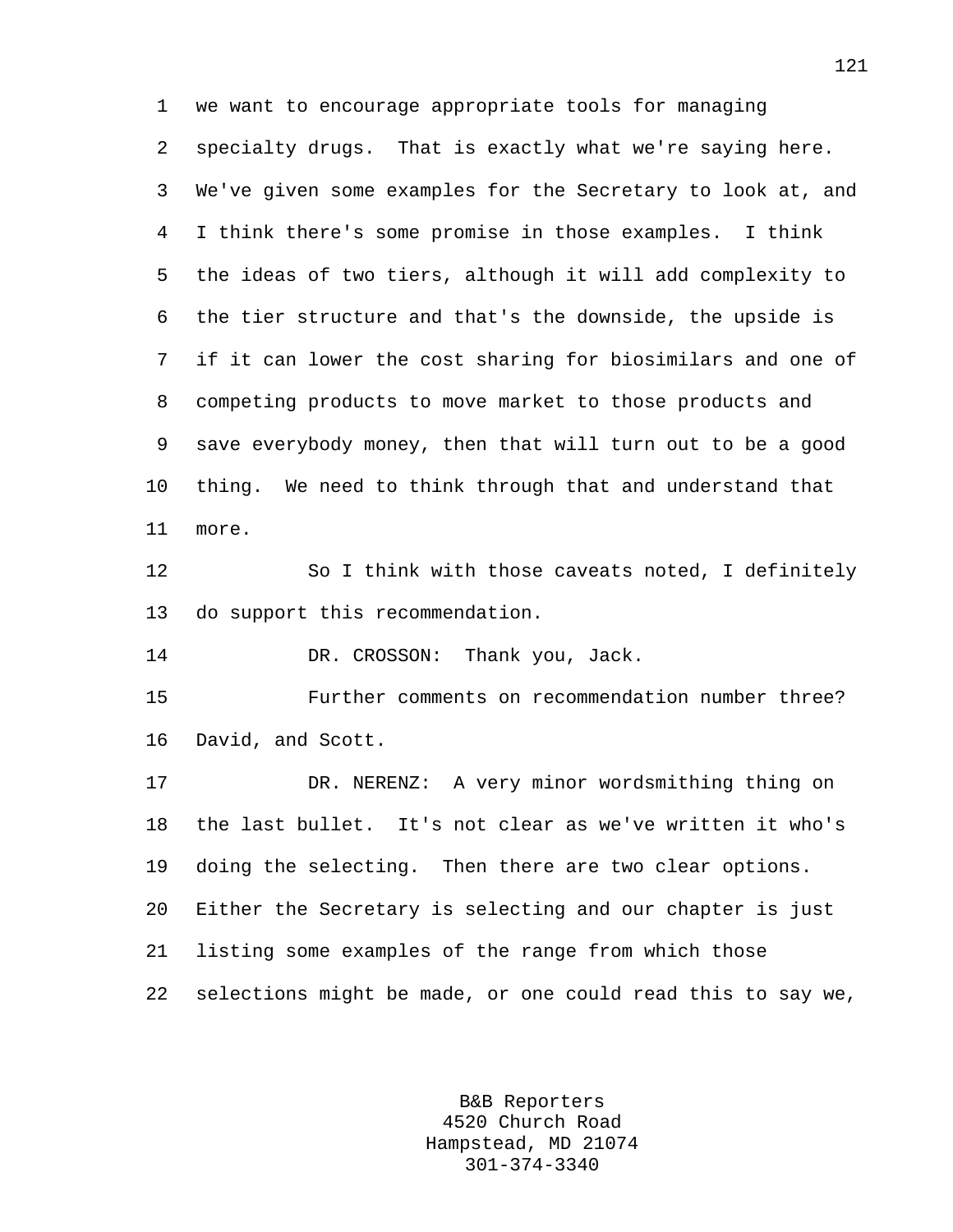we want to encourage appropriate tools for managing specialty drugs. That is exactly what we're saying here. We've given some examples for the Secretary to look at, and I think there's some promise in those examples. I think the ideas of two tiers, although it will add complexity to the tier structure and that's the downside, the upside is if it can lower the cost sharing for biosimilars and one of competing products to move market to those products and save everybody money, then that will turn out to be a good thing. We need to think through that and understand that more.

So I think with those caveats noted, I definitely do support this recommendation.

DR. CROSSON: Thank you, Jack.

Further comments on recommendation number three? David, and Scott.

DR. NERENZ: A very minor wordsmithing thing on the last bullet. It's not clear as we've written it who's doing the selecting. Then there are two clear options. Either the Secretary is selecting and our chapter is just listing some examples of the range from which those selections might be made, or one could read this to say we,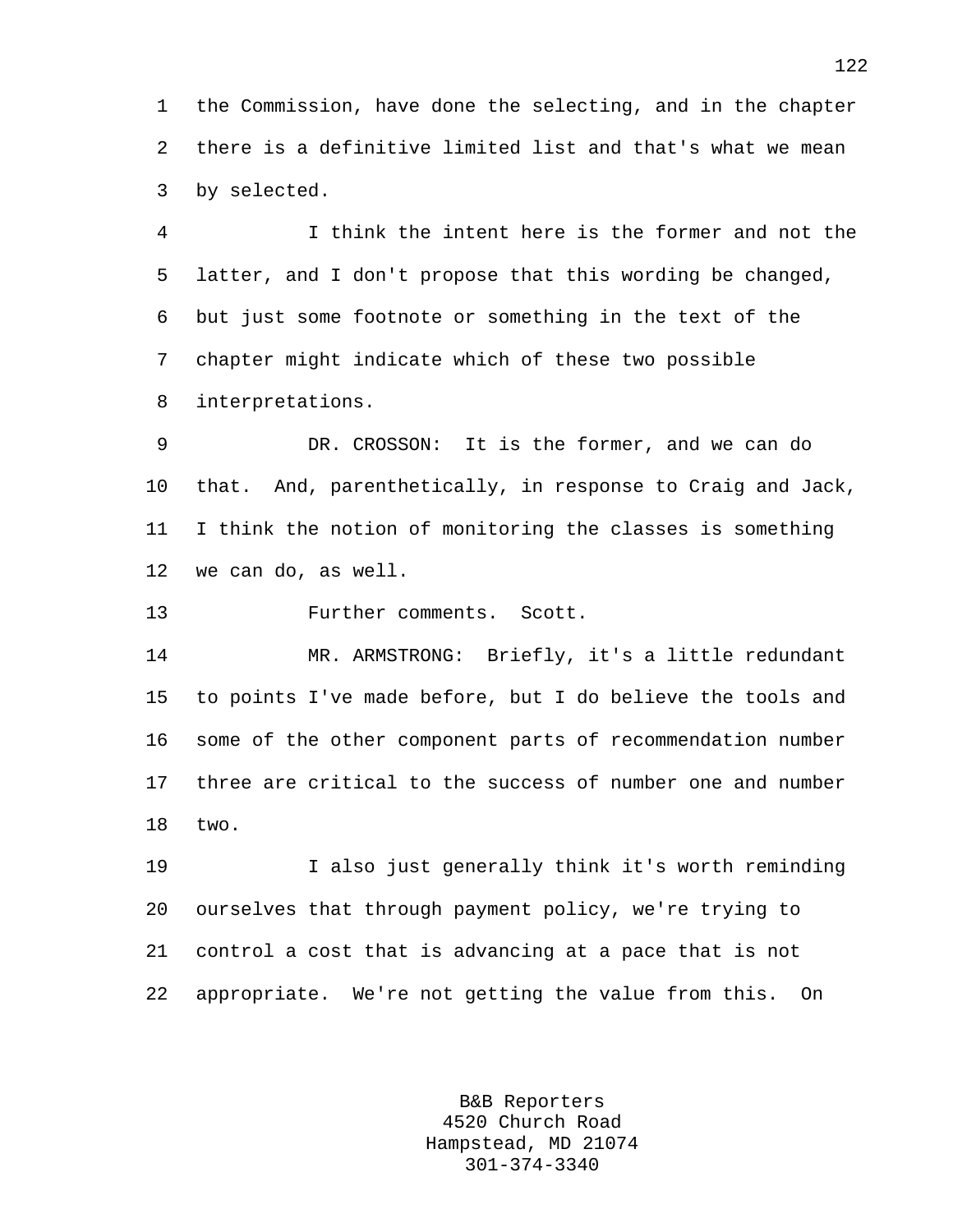the Commission, have done the selecting, and in the chapter there is a definitive limited list and that's what we mean by selected.

I think the intent here is the former and not the latter, and I don't propose that this wording be changed, but just some footnote or something in the text of the chapter might indicate which of these two possible interpretations.

DR. CROSSON: It is the former, and we can do that. And, parenthetically, in response to Craig and Jack, I think the notion of monitoring the classes is something we can do, as well.

Further comments. Scott.

MR. ARMSTRONG: Briefly, it's a little redundant to points I've made before, but I do believe the tools and some of the other component parts of recommendation number three are critical to the success of number one and number two.

I also just generally think it's worth reminding ourselves that through payment policy, we're trying to control a cost that is advancing at a pace that is not appropriate. We're not getting the value from this. On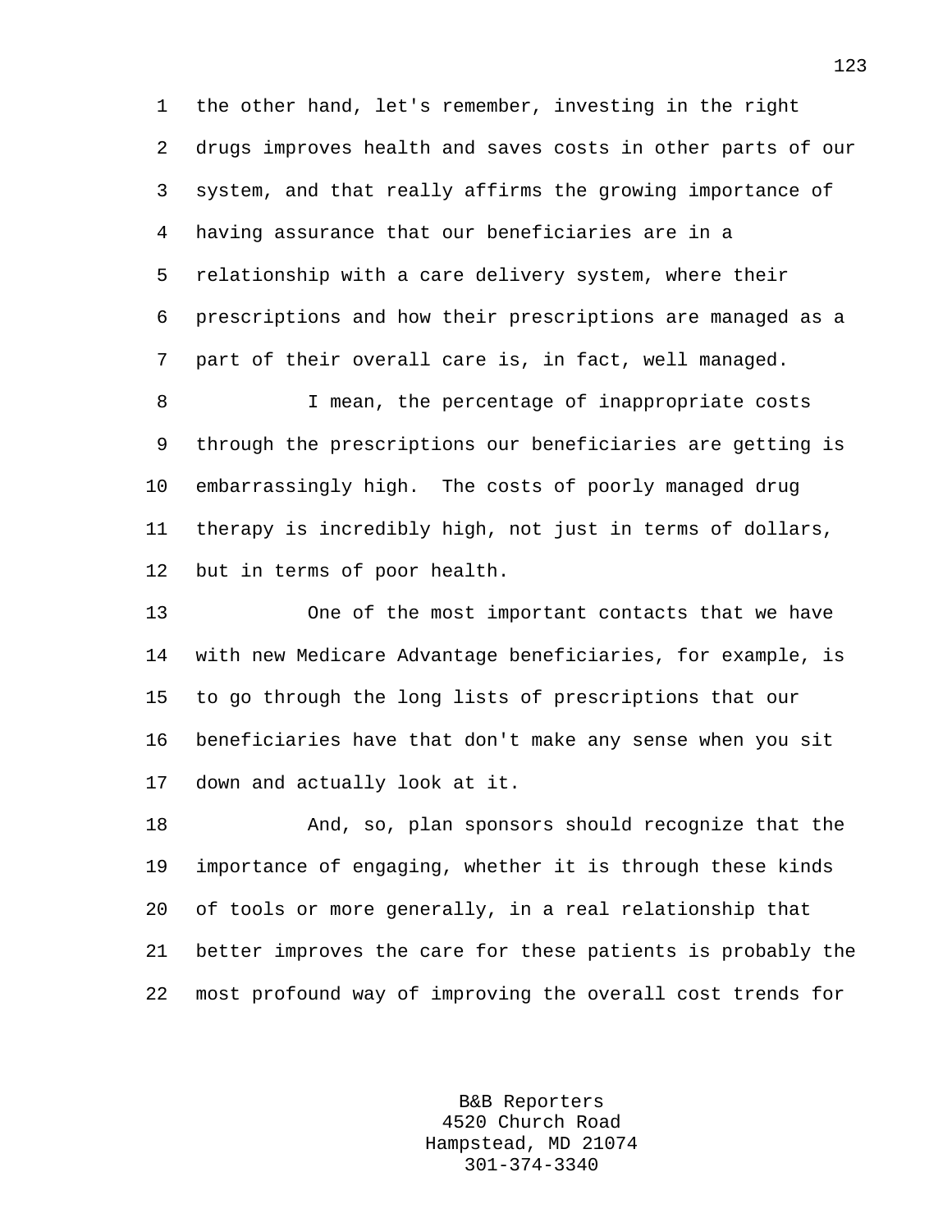the other hand, let's remember, investing in the right drugs improves health and saves costs in other parts of our system, and that really affirms the growing importance of having assurance that our beneficiaries are in a relationship with a care delivery system, where their prescriptions and how their prescriptions are managed as a part of their overall care is, in fact, well managed.

I mean, the percentage of inappropriate costs through the prescriptions our beneficiaries are getting is embarrassingly high. The costs of poorly managed drug therapy is incredibly high, not just in terms of dollars, but in terms of poor health.

One of the most important contacts that we have with new Medicare Advantage beneficiaries, for example, is to go through the long lists of prescriptions that our beneficiaries have that don't make any sense when you sit down and actually look at it.

And, so, plan sponsors should recognize that the importance of engaging, whether it is through these kinds of tools or more generally, in a real relationship that better improves the care for these patients is probably the most profound way of improving the overall cost trends for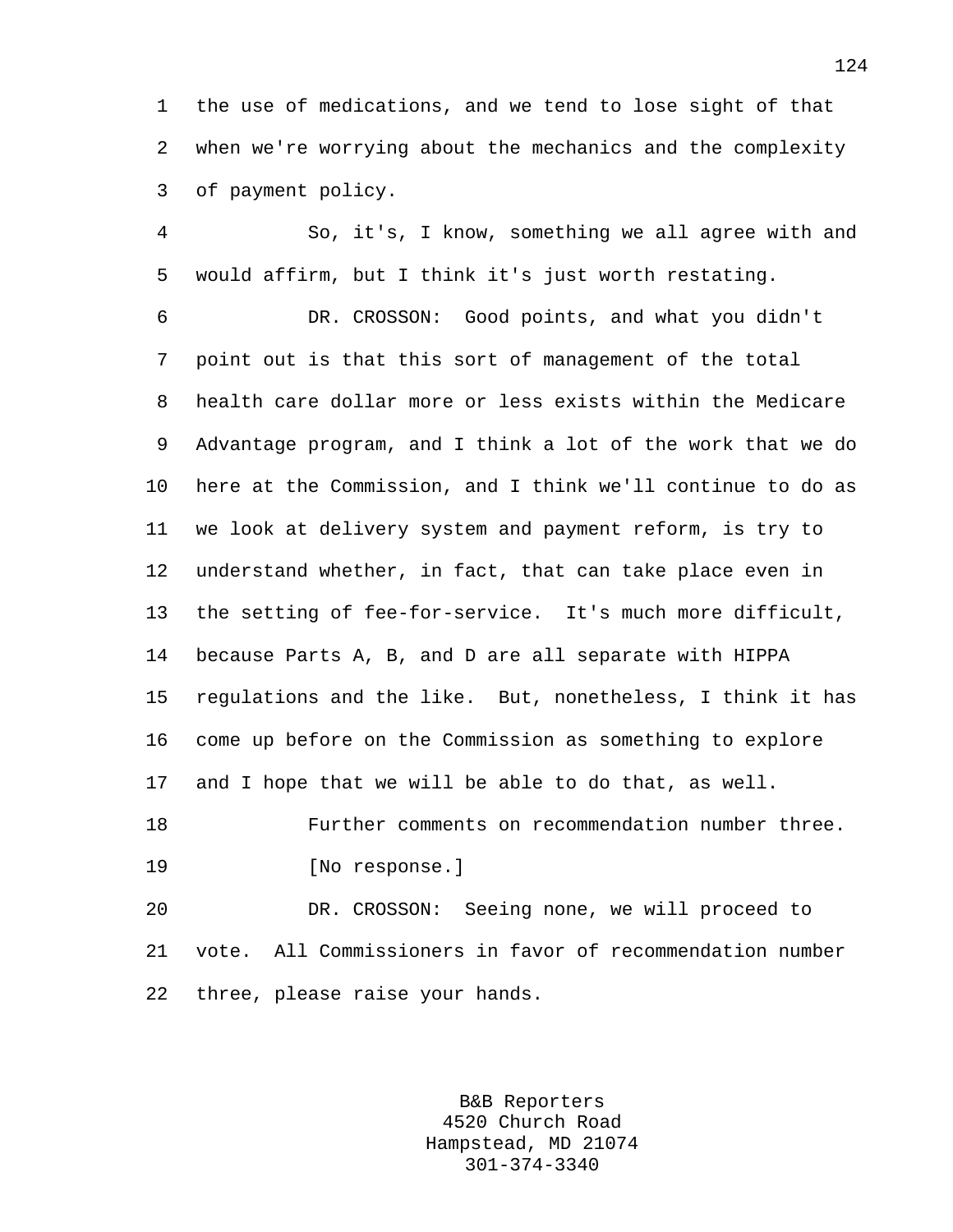the use of medications, and we tend to lose sight of that when we're worrying about the mechanics and the complexity of payment policy.

So, it's, I know, something we all agree with and would affirm, but I think it's just worth restating.

DR. CROSSON: Good points, and what you didn't point out is that this sort of management of the total health care dollar more or less exists within the Medicare Advantage program, and I think a lot of the work that we do here at the Commission, and I think we'll continue to do as we look at delivery system and payment reform, is try to understand whether, in fact, that can take place even in the setting of fee-for-service. It's much more difficult, because Parts A, B, and D are all separate with HIPPA regulations and the like. But, nonetheless, I think it has come up before on the Commission as something to explore and I hope that we will be able to do that, as well.

Further comments on recommendation number three.

[No response.]

DR. CROSSON: Seeing none, we will proceed to vote. All Commissioners in favor of recommendation number three, please raise your hands.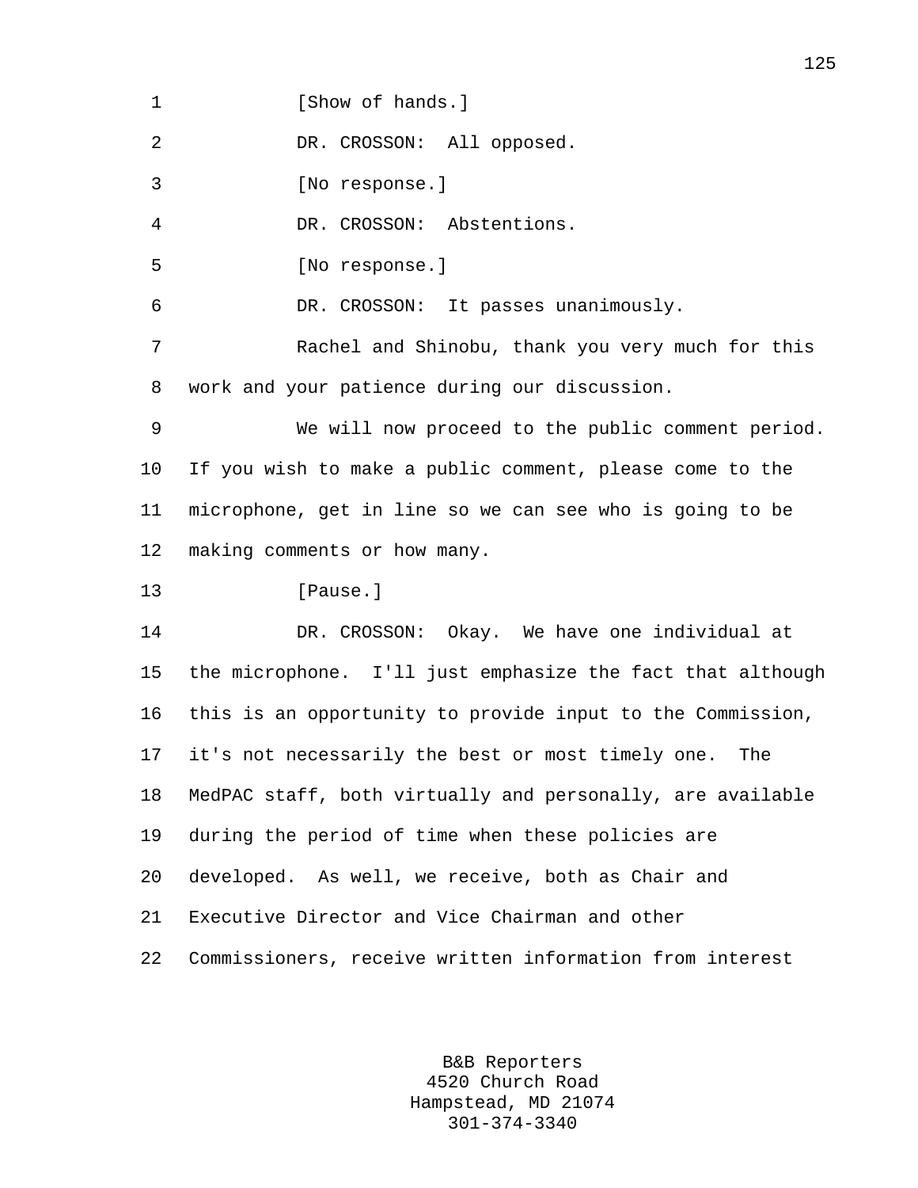[Show of hands.]

DR. CROSSON: All opposed.

[No response.]

DR. CROSSON: Abstentions.

[No response.]

DR. CROSSON: It passes unanimously.

Rachel and Shinobu, thank you very much for this work and your patience during our discussion.

We will now proceed to the public comment period. If you wish to make a public comment, please come to the microphone, get in line so we can see who is going to be making comments or how many.

[Pause.]

DR. CROSSON: Okay. We have one individual at the microphone. I'll just emphasize the fact that although this is an opportunity to provide input to the Commission, it's not necessarily the best or most timely one. The MedPAC staff, both virtually and personally, are available during the period of time when these policies are developed. As well, we receive, both as Chair and Executive Director and Vice Chairman and other Commissioners, receive written information from interest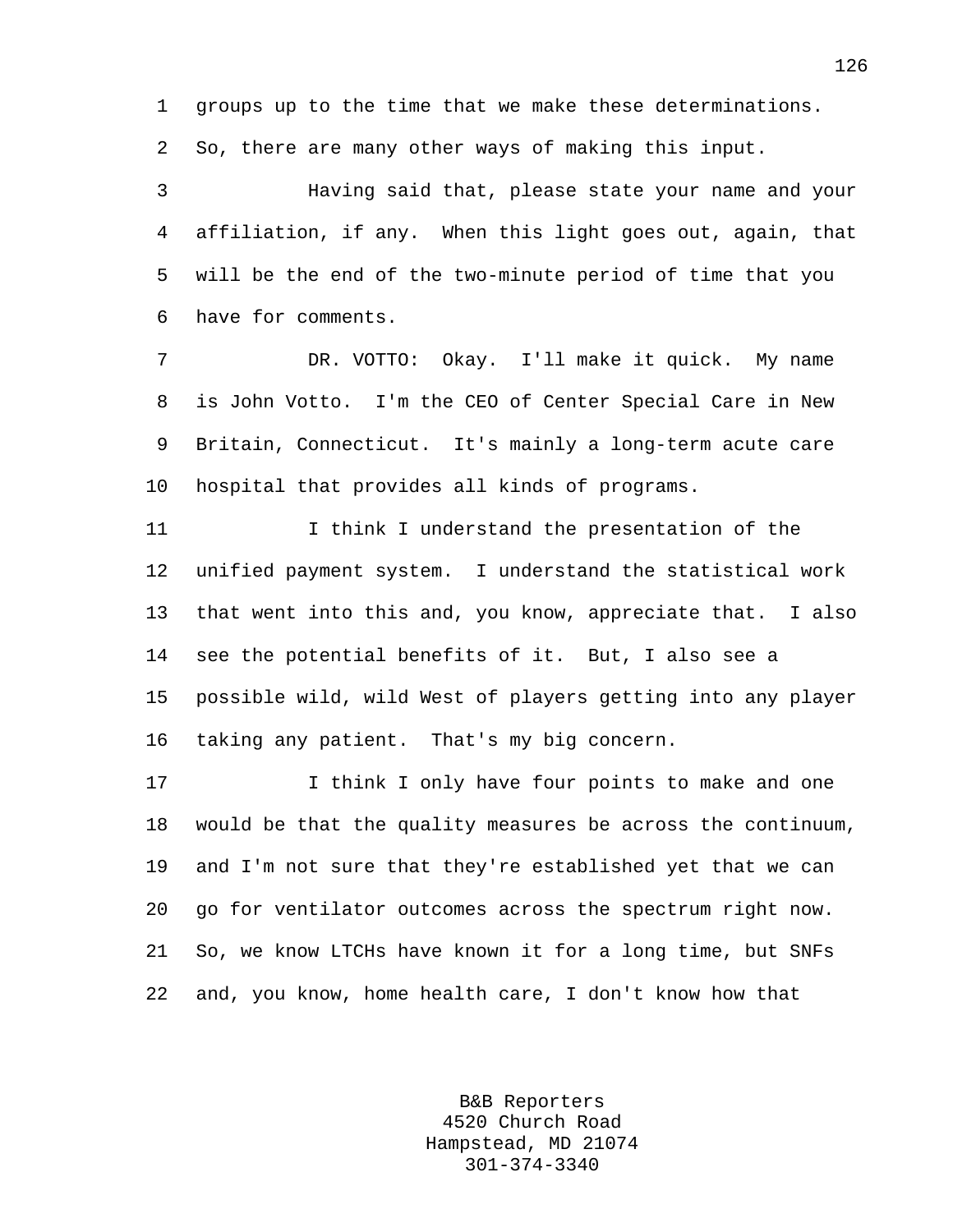groups up to the time that we make these determinations. So, there are many other ways of making this input.

Having said that, please state your name and your affiliation, if any. When this light goes out, again, that will be the end of the two-minute period of time that you have for comments.

DR. VOTTO: Okay. I'll make it quick. My name is John Votto. I'm the CEO of Center Special Care in New Britain, Connecticut. It's mainly a long-term acute care hospital that provides all kinds of programs.

I think I understand the presentation of the unified payment system. I understand the statistical work that went into this and, you know, appreciate that. I also see the potential benefits of it. But, I also see a possible wild, wild West of players getting into any player taking any patient. That's my big concern.

I think I only have four points to make and one would be that the quality measures be across the continuum, and I'm not sure that they're established yet that we can go for ventilator outcomes across the spectrum right now. So, we know LTCHs have known it for a long time, but SNFs and, you know, home health care, I don't know how that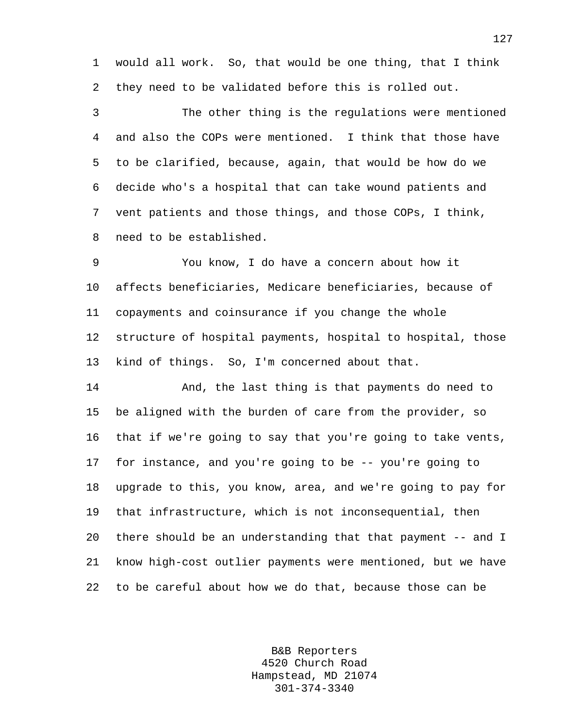would all work. So, that would be one thing, that I think they need to be validated before this is rolled out.

The other thing is the regulations were mentioned and also the COPs were mentioned. I think that those have to be clarified, because, again, that would be how do we decide who's a hospital that can take wound patients and vent patients and those things, and those COPs, I think, need to be established.

You know, I do have a concern about how it affects beneficiaries, Medicare beneficiaries, because of copayments and coinsurance if you change the whole structure of hospital payments, hospital to hospital, those kind of things. So, I'm concerned about that.

And, the last thing is that payments do need to be aligned with the burden of care from the provider, so that if we're going to say that you're going to take vents, for instance, and you're going to be -- you're going to upgrade to this, you know, area, and we're going to pay for that infrastructure, which is not inconsequential, then there should be an understanding that that payment -- and I know high-cost outlier payments were mentioned, but we have to be careful about how we do that, because those can be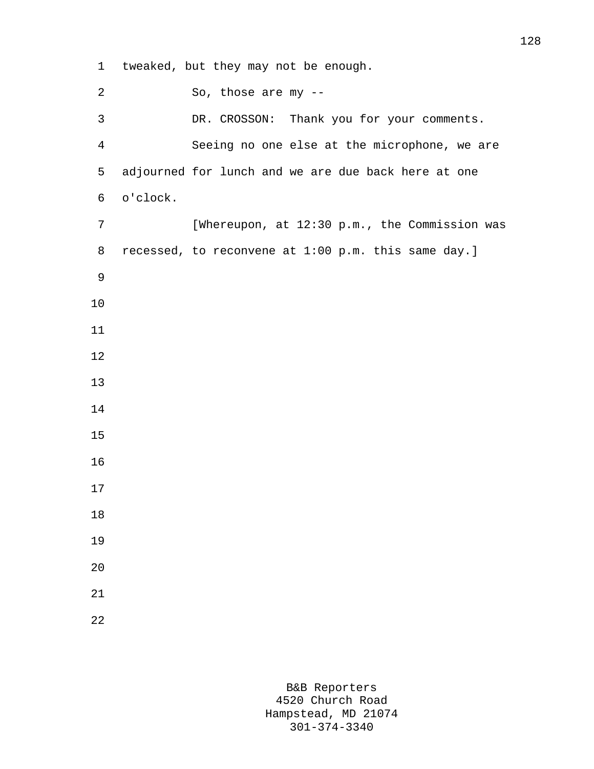tweaked, but they may not be enough.

So, those are my --

DR. CROSSON: Thank you for your comments.

Seeing no one else at the microphone, we are adjourned for lunch and we are due back here at one o'clock.

[Whereupon, at 12:30 p.m., the Commission was recessed, to reconvene at 1:00 p.m. this same day.]

B&B Reporters
4520 Church Road
Hampstead, MD 21074
301-374-3340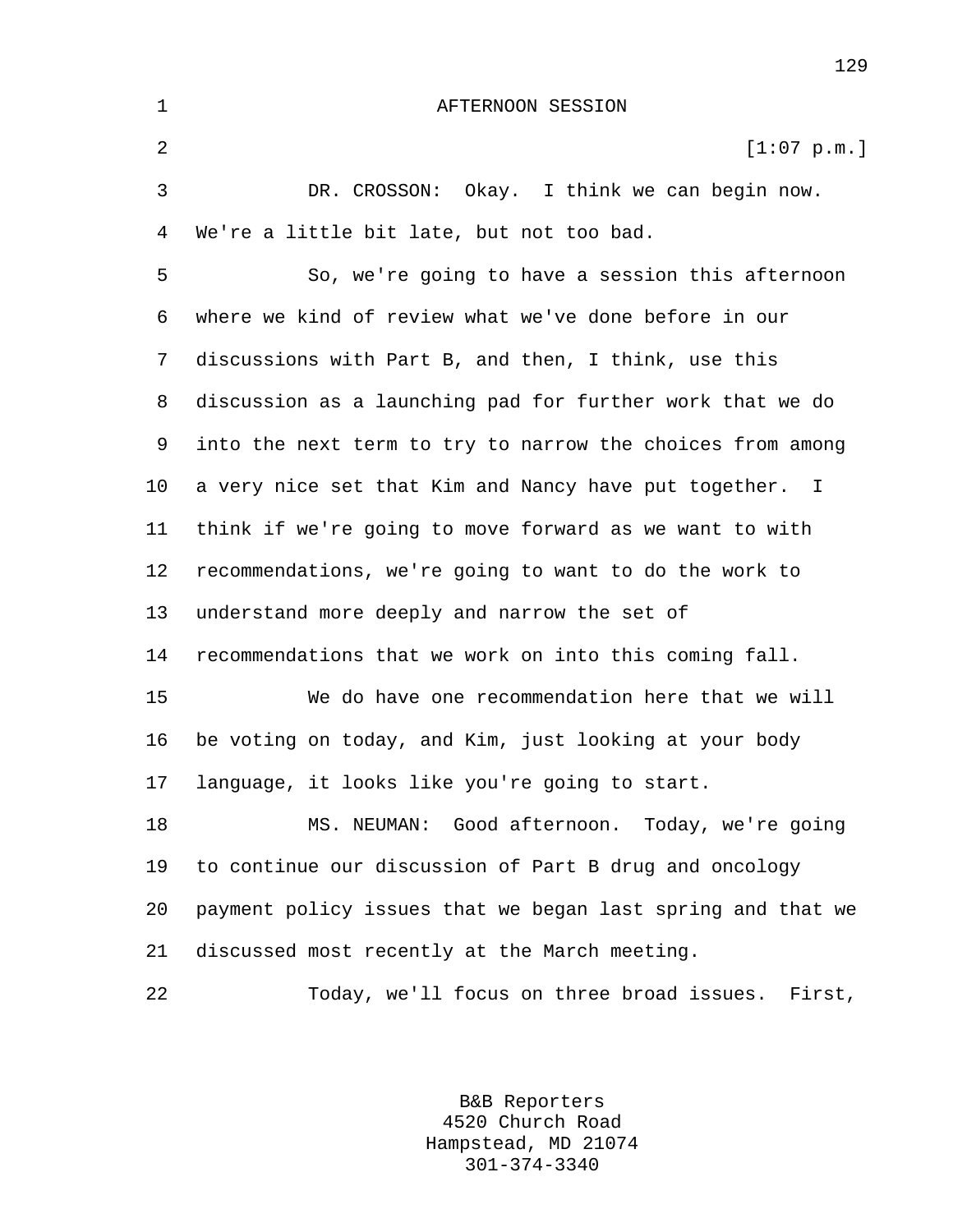AFTERNOON SESSION

[1:07 p.m.]

DR. CROSSON: Okay. I think we can begin now. We're a little bit late, but not too bad.

So, we're going to have a session this afternoon where we kind of review what we've done before in our discussions with Part B, and then, I think, use this discussion as a launching pad for further work that we do into the next term to try to narrow the choices from among a very nice set that Kim and Nancy have put together. I think if we're going to move forward as we want to with recommendations, we're going to want to do the work to understand more deeply and narrow the set of recommendations that we work on into this coming fall.

We do have one recommendation here that we will be voting on today, and Kim, just looking at your body language, it looks like you're going to start.

MS. NEUMAN: Good afternoon. Today, we're going to continue our discussion of Part B drug and oncology payment policy issues that we began last spring and that we discussed most recently at the March meeting.

Today, we'll focus on three broad issues. First,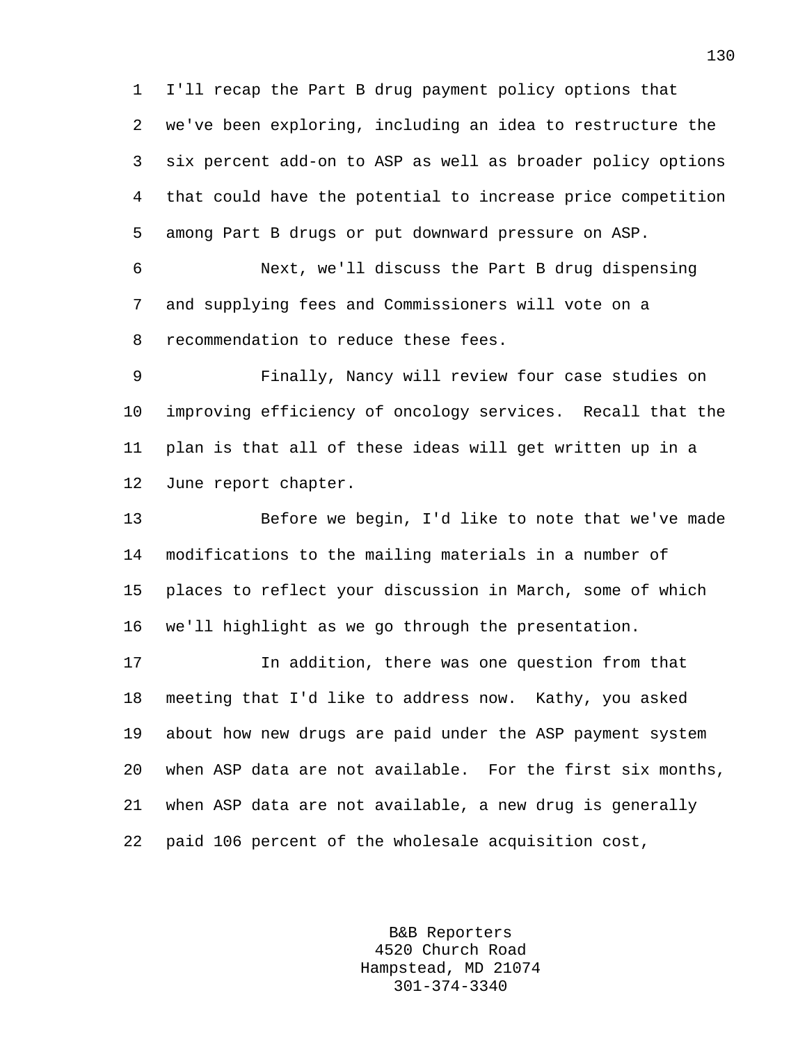I'll recap the Part B drug payment policy options that we've been exploring, including an idea to restructure the six percent add-on to ASP as well as broader policy options that could have the potential to increase price competition among Part B drugs or put downward pressure on ASP.

Next, we'll discuss the Part B drug dispensing and supplying fees and Commissioners will vote on a recommendation to reduce these fees.

Finally, Nancy will review four case studies on improving efficiency of oncology services. Recall that the plan is that all of these ideas will get written up in a June report chapter.

Before we begin, I'd like to note that we've made modifications to the mailing materials in a number of places to reflect your discussion in March, some of which we'll highlight as we go through the presentation.

In addition, there was one question from that meeting that I'd like to address now. Kathy, you asked about how new drugs are paid under the ASP payment system when ASP data are not available. For the first six months, when ASP data are not available, a new drug is generally paid 106 percent of the wholesale acquisition cost,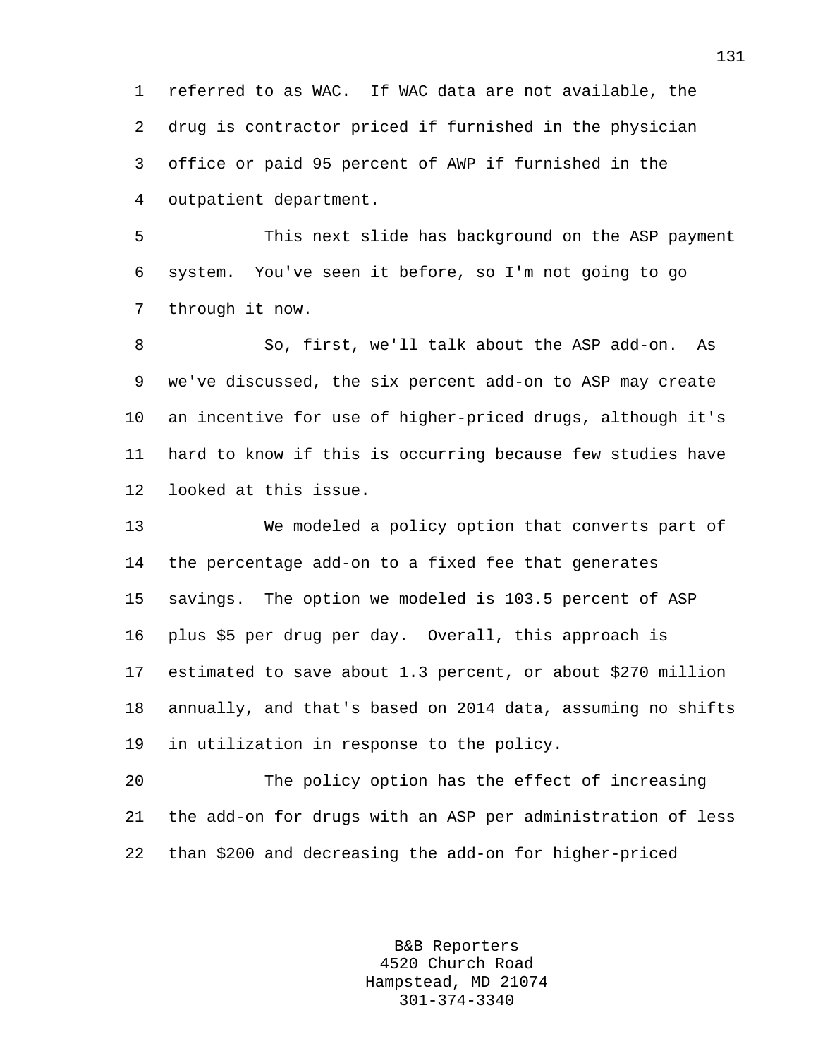referred to as WAC. If WAC data are not available, the drug is contractor priced if furnished in the physician office or paid 95 percent of AWP if furnished in the outpatient department.

This next slide has background on the ASP payment system. You've seen it before, so I'm not going to go through it now.

So, first, we'll talk about the ASP add-on. As we've discussed, the six percent add-on to ASP may create an incentive for use of higher-priced drugs, although it's hard to know if this is occurring because few studies have looked at this issue.

We modeled a policy option that converts part of the percentage add-on to a fixed fee that generates savings. The option we modeled is 103.5 percent of ASP plus $5 per drug per day. Overall, this approach is estimated to save about 1.3 percent, or about $270 million annually, and that's based on 2014 data, assuming no shifts in utilization in response to the policy.

The policy option has the effect of increasing the add-on for drugs with an ASP per administration of less than $200 and decreasing the add-on for higher-priced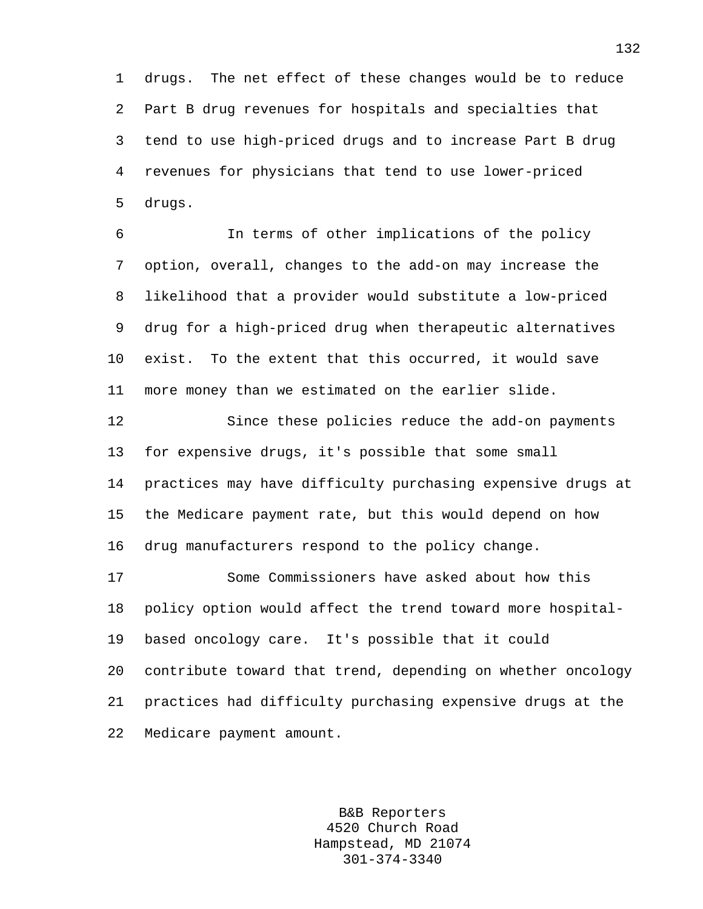drugs. The net effect of these changes would be to reduce Part B drug revenues for hospitals and specialties that tend to use high-priced drugs and to increase Part B drug revenues for physicians that tend to use lower-priced drugs.

In terms of other implications of the policy option, overall, changes to the add-on may increase the likelihood that a provider would substitute a low-priced drug for a high-priced drug when therapeutic alternatives exist. To the extent that this occurred, it would save more money than we estimated on the earlier slide.

Since these policies reduce the add-on payments for expensive drugs, it's possible that some small practices may have difficulty purchasing expensive drugs at the Medicare payment rate, but this would depend on how drug manufacturers respond to the policy change.

Some Commissioners have asked about how this policy option would affect the trend toward more hospital-based oncology care. It's possible that it could contribute toward that trend, depending on whether oncology practices had difficulty purchasing expensive drugs at the Medicare payment amount.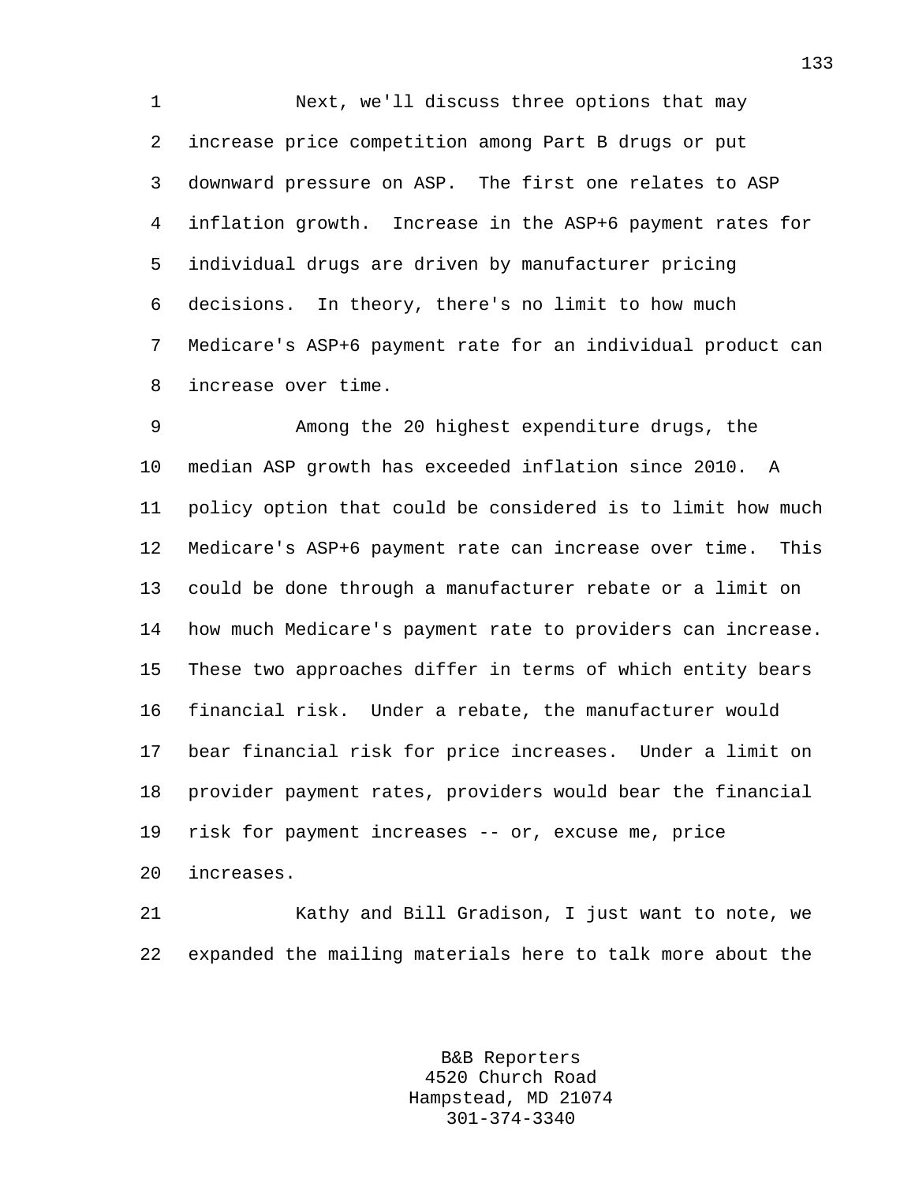Next, we'll discuss three options that may increase price competition among Part B drugs or put downward pressure on ASP. The first one relates to ASP inflation growth. Increase in the ASP+6 payment rates for individual drugs are driven by manufacturer pricing decisions. In theory, there's no limit to how much Medicare's ASP+6 payment rate for an individual product can increase over time.

Among the 20 highest expenditure drugs, the median ASP growth has exceeded inflation since 2010. A policy option that could be considered is to limit how much Medicare's ASP+6 payment rate can increase over time. This could be done through a manufacturer rebate or a limit on how much Medicare's payment rate to providers can increase. These two approaches differ in terms of which entity bears financial risk. Under a rebate, the manufacturer would bear financial risk for price increases. Under a limit on provider payment rates, providers would bear the financial risk for payment increases -- or, excuse me, price increases.

Kathy and Bill Gradison, I just want to note, we expanded the mailing materials here to talk more about the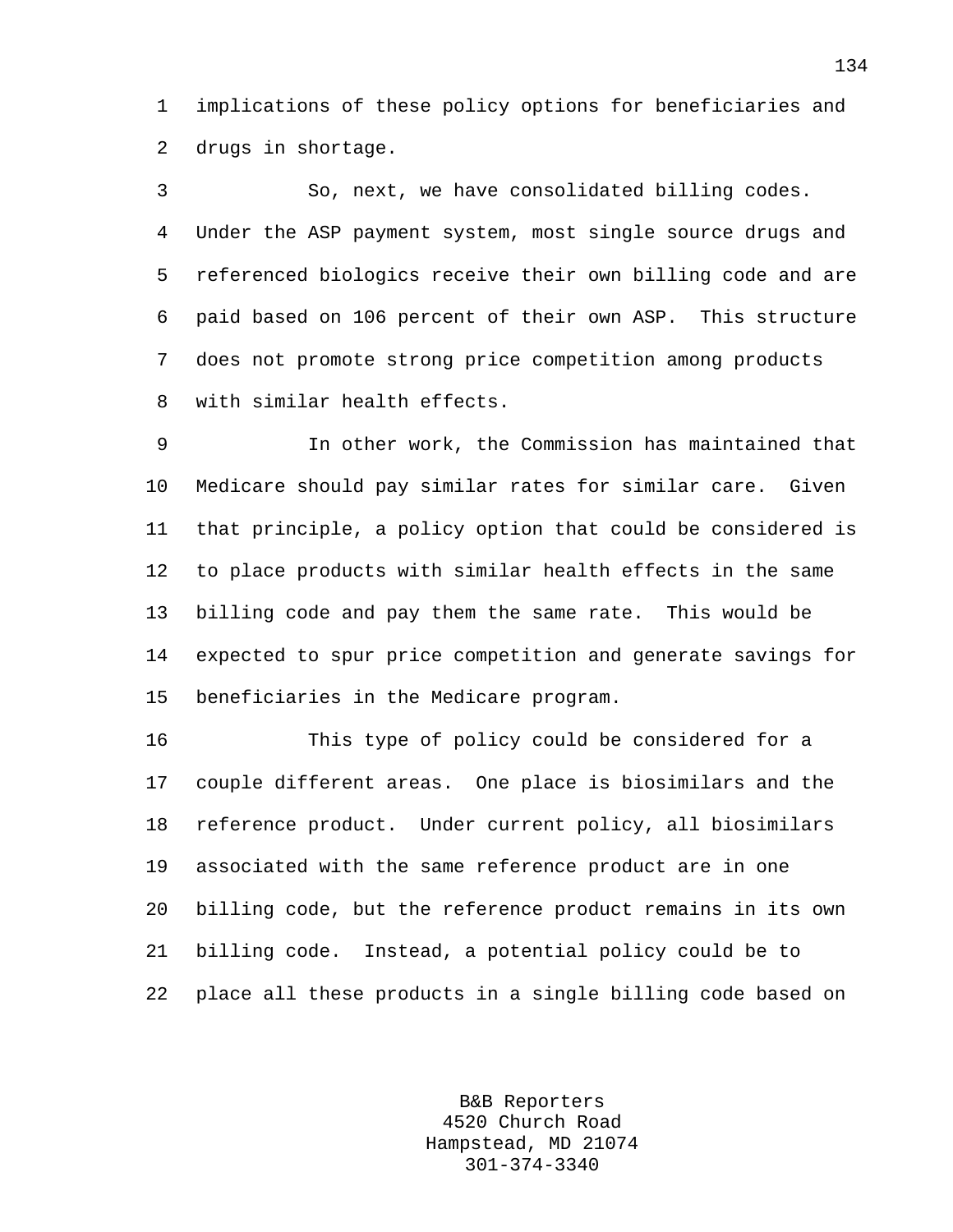implications of these policy options for beneficiaries and drugs in shortage.

So, next, we have consolidated billing codes. Under the ASP payment system, most single source drugs and referenced biologics receive their own billing code and are paid based on 106 percent of their own ASP. This structure does not promote strong price competition among products with similar health effects.

In other work, the Commission has maintained that Medicare should pay similar rates for similar care. Given that principle, a policy option that could be considered is to place products with similar health effects in the same billing code and pay them the same rate. This would be expected to spur price competition and generate savings for beneficiaries in the Medicare program.

This type of policy could be considered for a couple different areas. One place is biosimilars and the reference product. Under current policy, all biosimilars associated with the same reference product are in one billing code, but the reference product remains in its own billing code. Instead, a potential policy could be to place all these products in a single billing code based on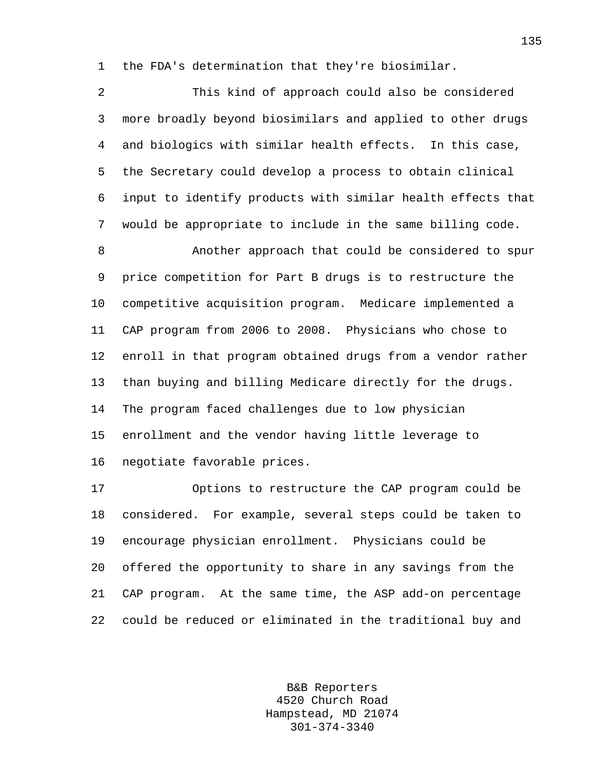the FDA's determination that they're biosimilar.

This kind of approach could also be considered more broadly beyond biosimilars and applied to other drugs and biologics with similar health effects. In this case, the Secretary could develop a process to obtain clinical input to identify products with similar health effects that would be appropriate to include in the same billing code.

Another approach that could be considered to spur price competition for Part B drugs is to restructure the competitive acquisition program. Medicare implemented a CAP program from 2006 to 2008. Physicians who chose to enroll in that program obtained drugs from a vendor rather than buying and billing Medicare directly for the drugs. The program faced challenges due to low physician enrollment and the vendor having little leverage to negotiate favorable prices.

Options to restructure the CAP program could be considered. For example, several steps could be taken to encourage physician enrollment. Physicians could be offered the opportunity to share in any savings from the CAP program. At the same time, the ASP add-on percentage could be reduced or eliminated in the traditional buy and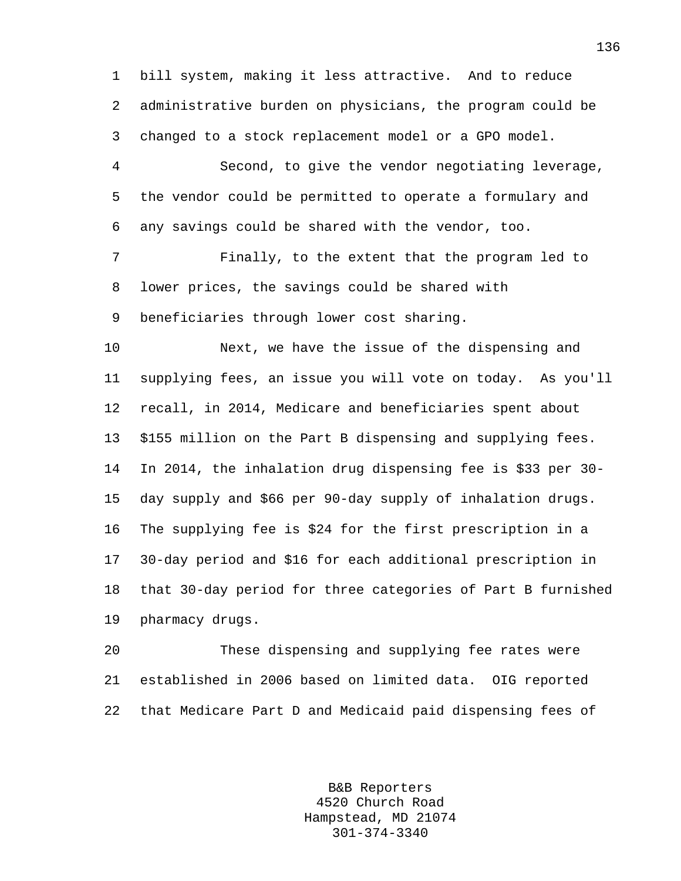bill system, making it less attractive. And to reduce administrative burden on physicians, the program could be changed to a stock replacement model or a GPO model.

Second, to give the vendor negotiating leverage, the vendor could be permitted to operate a formulary and any savings could be shared with the vendor, too.

Finally, to the extent that the program led to lower prices, the savings could be shared with beneficiaries through lower cost sharing.

Next, we have the issue of the dispensing and supplying fees, an issue you will vote on today. As you'll recall, in 2014, Medicare and beneficiaries spent about $155 million on the Part B dispensing and supplying fees. In 2014, the inhalation drug dispensing fee is $33 per 30-day supply and $66 per 90-day supply of inhalation drugs. The supplying fee is $24 for the first prescription in a 30-day period and $16 for each additional prescription in that 30-day period for three categories of Part B furnished pharmacy drugs.

These dispensing and supplying fee rates were established in 2006 based on limited data. OIG reported that Medicare Part D and Medicaid paid dispensing fees of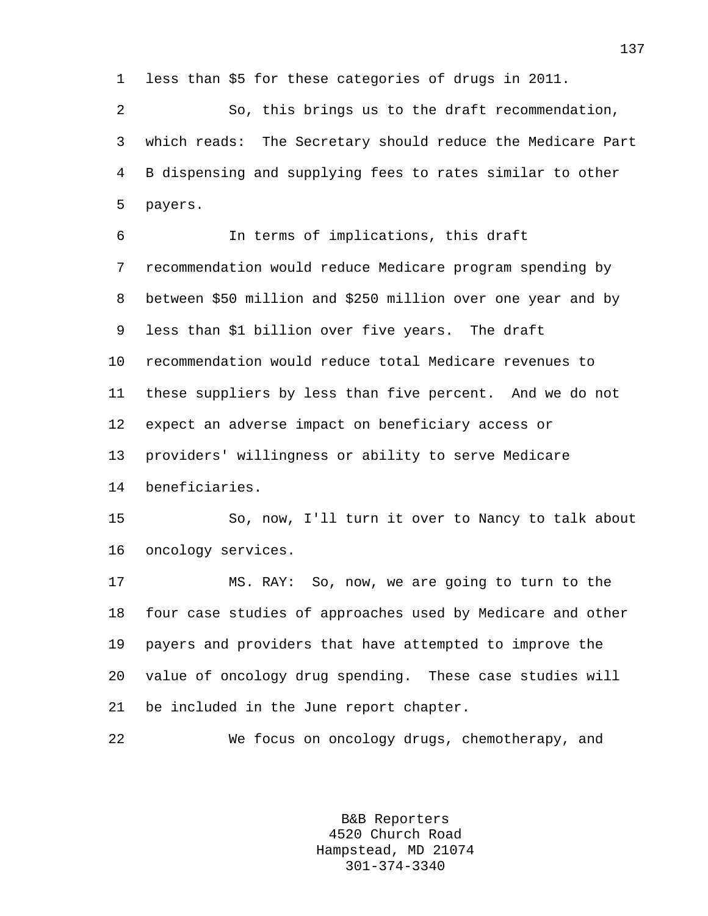less than $5 for these categories of drugs in 2011.

So, this brings us to the draft recommendation, which reads: The Secretary should reduce the Medicare Part B dispensing and supplying fees to rates similar to other payers.

In terms of implications, this draft recommendation would reduce Medicare program spending by between $50 million and $250 million over one year and by less than $1 billion over five years. The draft recommendation would reduce total Medicare revenues to these suppliers by less than five percent. And we do not expect an adverse impact on beneficiary access or providers' willingness or ability to serve Medicare beneficiaries.

So, now, I'll turn it over to Nancy to talk about oncology services.

MS. RAY: So, now, we are going to turn to the four case studies of approaches used by Medicare and other payers and providers that have attempted to improve the value of oncology drug spending. These case studies will be included in the June report chapter.

We focus on oncology drugs, chemotherapy, and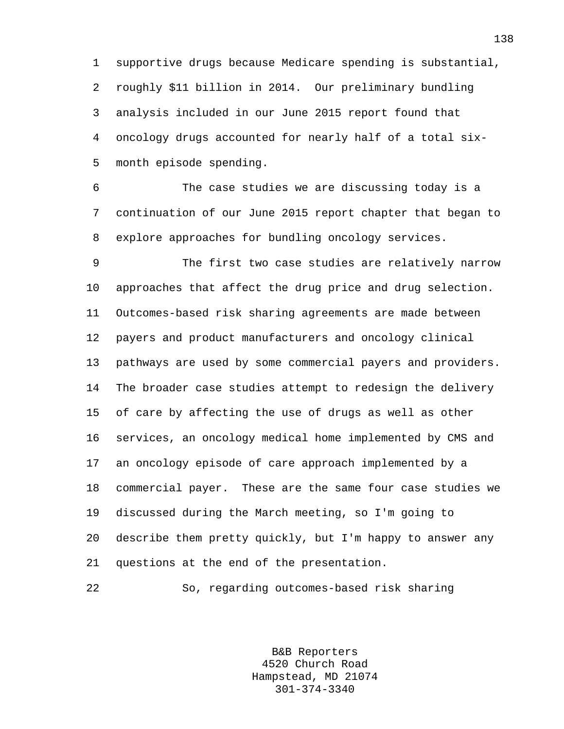supportive drugs because Medicare spending is substantial, roughly $11 billion in 2014. Our preliminary bundling analysis included in our June 2015 report found that oncology drugs accounted for nearly half of a total six-month episode spending.

The case studies we are discussing today is a continuation of our June 2015 report chapter that began to explore approaches for bundling oncology services.

The first two case studies are relatively narrow approaches that affect the drug price and drug selection. Outcomes-based risk sharing agreements are made between payers and product manufacturers and oncology clinical pathways are used by some commercial payers and providers. The broader case studies attempt to redesign the delivery of care by affecting the use of drugs as well as other services, an oncology medical home implemented by CMS and an oncology episode of care approach implemented by a commercial payer. These are the same four case studies we discussed during the March meeting, so I'm going to describe them pretty quickly, but I'm happy to answer any questions at the end of the presentation.

So, regarding outcomes-based risk sharing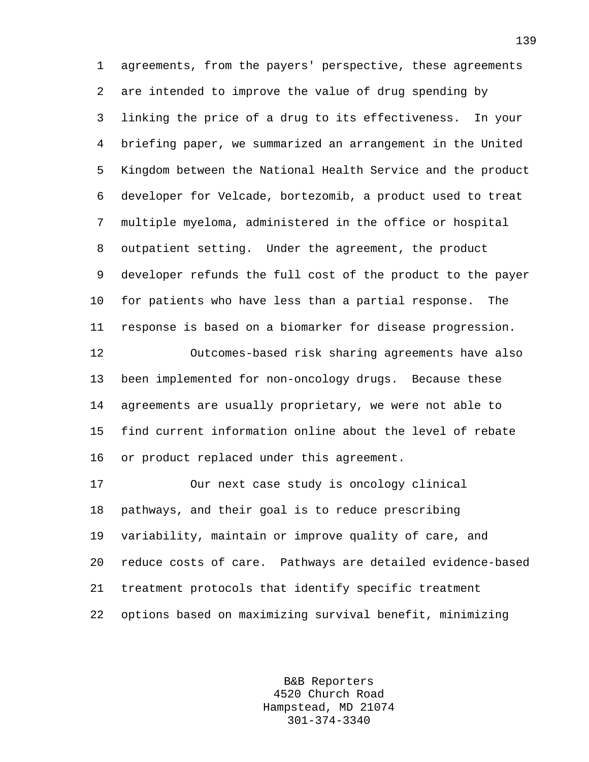agreements, from the payers' perspective, these agreements are intended to improve the value of drug spending by linking the price of a drug to its effectiveness. In your briefing paper, we summarized an arrangement in the United Kingdom between the National Health Service and the product developer for Velcade, bortezomib, a product used to treat multiple myeloma, administered in the office or hospital outpatient setting. Under the agreement, the product developer refunds the full cost of the product to the payer for patients who have less than a partial response. The response is based on a biomarker for disease progression.

Outcomes-based risk sharing agreements have also been implemented for non-oncology drugs. Because these agreements are usually proprietary, we were not able to find current information online about the level of rebate or product replaced under this agreement.

Our next case study is oncology clinical pathways, and their goal is to reduce prescribing variability, maintain or improve quality of care, and reduce costs of care. Pathways are detailed evidence-based treatment protocols that identify specific treatment options based on maximizing survival benefit, minimizing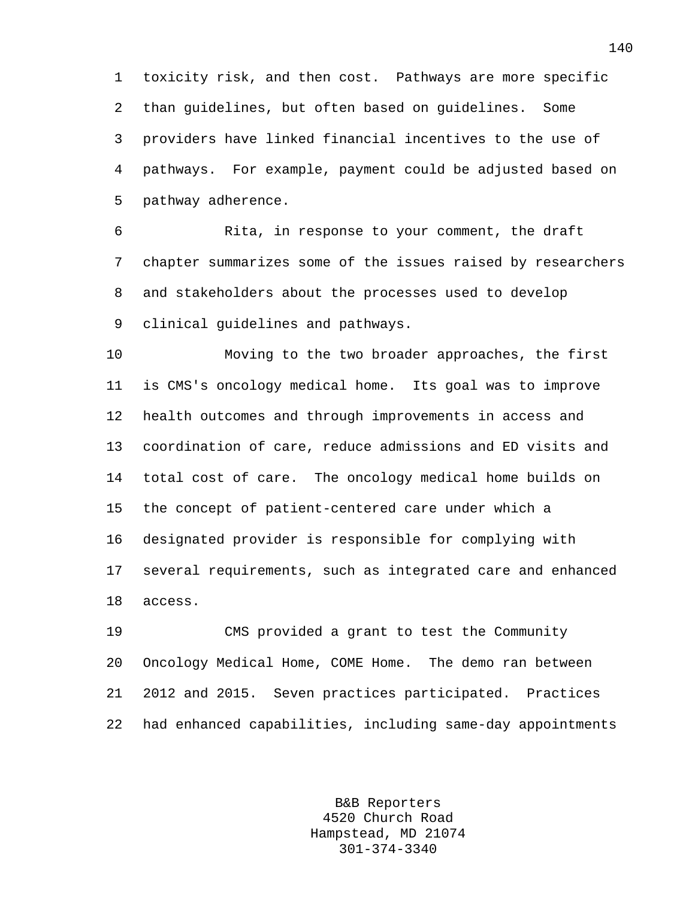toxicity risk, and then cost. Pathways are more specific than guidelines, but often based on guidelines. Some providers have linked financial incentives to the use of pathways. For example, payment could be adjusted based on pathway adherence.

Rita, in response to your comment, the draft chapter summarizes some of the issues raised by researchers and stakeholders about the processes used to develop clinical guidelines and pathways.

Moving to the two broader approaches, the first is CMS's oncology medical home. Its goal was to improve health outcomes and through improvements in access and coordination of care, reduce admissions and ED visits and total cost of care. The oncology medical home builds on the concept of patient-centered care under which a designated provider is responsible for complying with several requirements, such as integrated care and enhanced access.

CMS provided a grant to test the Community Oncology Medical Home, COME Home. The demo ran between 2012 and 2015. Seven practices participated. Practices had enhanced capabilities, including same-day appointments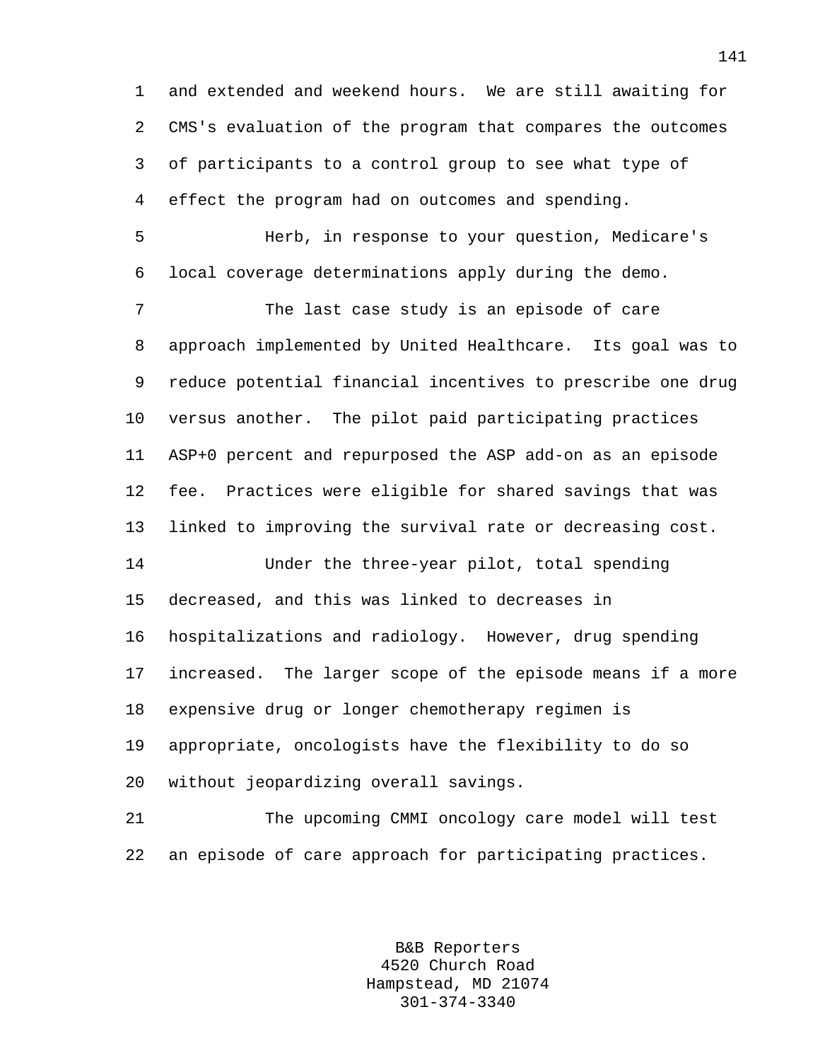and extended and weekend hours. We are still awaiting for CMS's evaluation of the program that compares the outcomes of participants to a control group to see what type of effect the program had on outcomes and spending.

Herb, in response to your question, Medicare's local coverage determinations apply during the demo.

The last case study is an episode of care approach implemented by United Healthcare. Its goal was to reduce potential financial incentives to prescribe one drug versus another. The pilot paid participating practices ASP+0 percent and repurposed the ASP add-on as an episode fee. Practices were eligible for shared savings that was linked to improving the survival rate or decreasing cost.

Under the three-year pilot, total spending decreased, and this was linked to decreases in hospitalizations and radiology. However, drug spending increased. The larger scope of the episode means if a more expensive drug or longer chemotherapy regimen is appropriate, oncologists have the flexibility to do so without jeopardizing overall savings.

The upcoming CMMI oncology care model will test an episode of care approach for participating practices.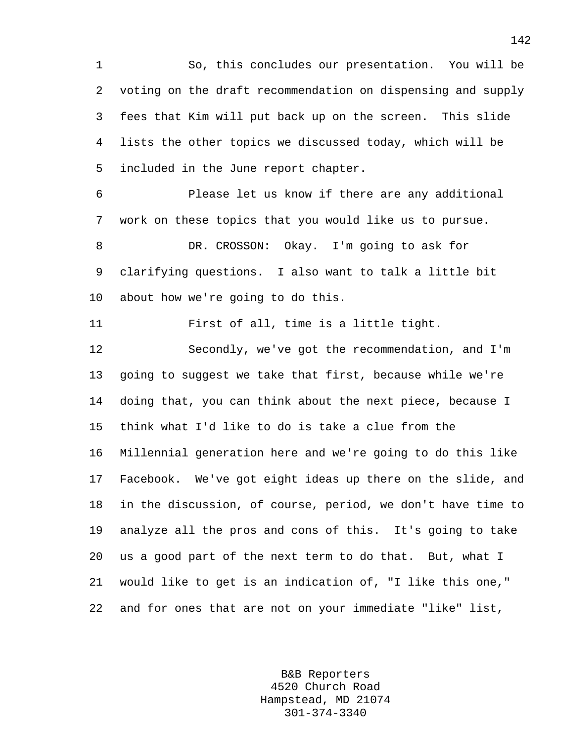So, this concludes our presentation. You will be voting on the draft recommendation on dispensing and supply fees that Kim will put back up on the screen. This slide lists the other topics we discussed today, which will be included in the June report chapter.

Please let us know if there are any additional work on these topics that you would like us to pursue.

DR. CROSSON: Okay. I'm going to ask for clarifying questions. I also want to talk a little bit about how we're going to do this.

First of all, time is a little tight.

Secondly, we've got the recommendation, and I'm going to suggest we take that first, because while we're doing that, you can think about the next piece, because I think what I'd like to do is take a clue from the Millennial generation here and we're going to do this like Facebook. We've got eight ideas up there on the slide, and in the discussion, of course, period, we don't have time to analyze all the pros and cons of this. It's going to take us a good part of the next term to do that. But, what I would like to get is an indication of, "I like this one," and for ones that are not on your immediate "like" list,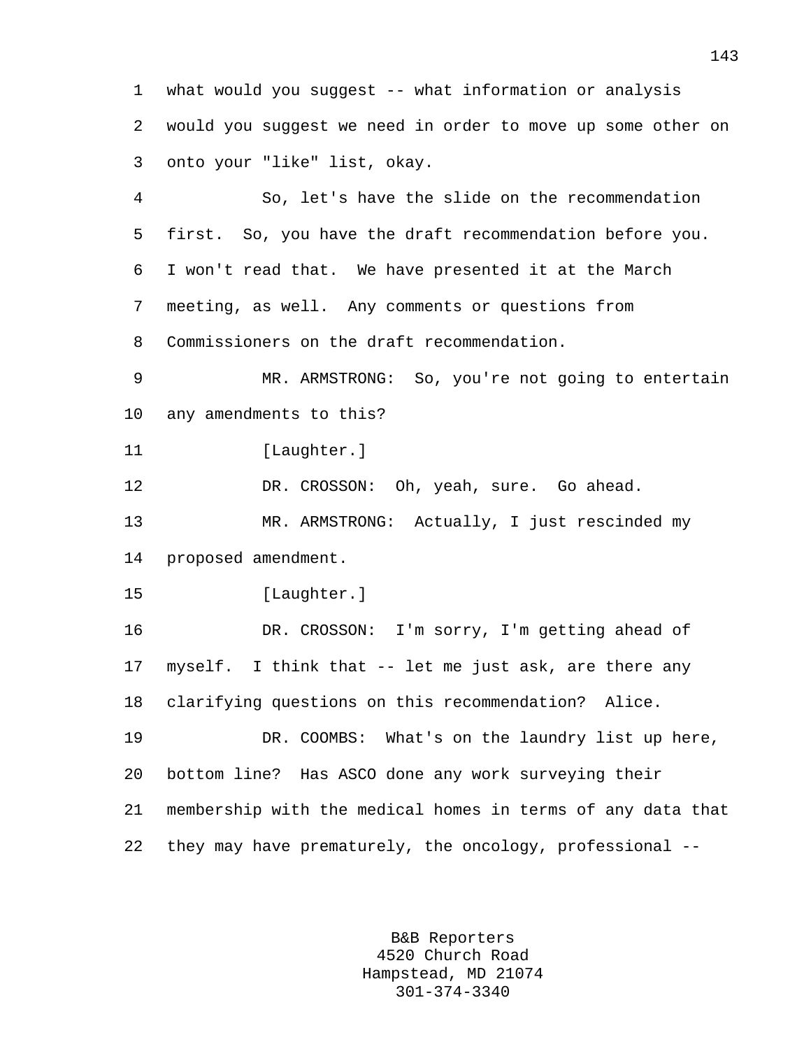what would you suggest -- what information or analysis would you suggest we need in order to move up some other on onto your "like" list, okay.

So, let's have the slide on the recommendation first. So, you have the draft recommendation before you. I won't read that. We have presented it at the March meeting, as well. Any comments or questions from Commissioners on the draft recommendation.

MR. ARMSTRONG: So, you're not going to entertain any amendments to this?

[Laughter.]

DR. CROSSON: Oh, yeah, sure. Go ahead.

MR. ARMSTRONG: Actually, I just rescinded my proposed amendment.

[Laughter.]

DR. CROSSON: I'm sorry, I'm getting ahead of myself. I think that -- let me just ask, are there any clarifying questions on this recommendation? Alice.

DR. COOMBS: What's on the laundry list up here, bottom line? Has ASCO done any work surveying their membership with the medical homes in terms of any data that they may have prematurely, the oncology, professional --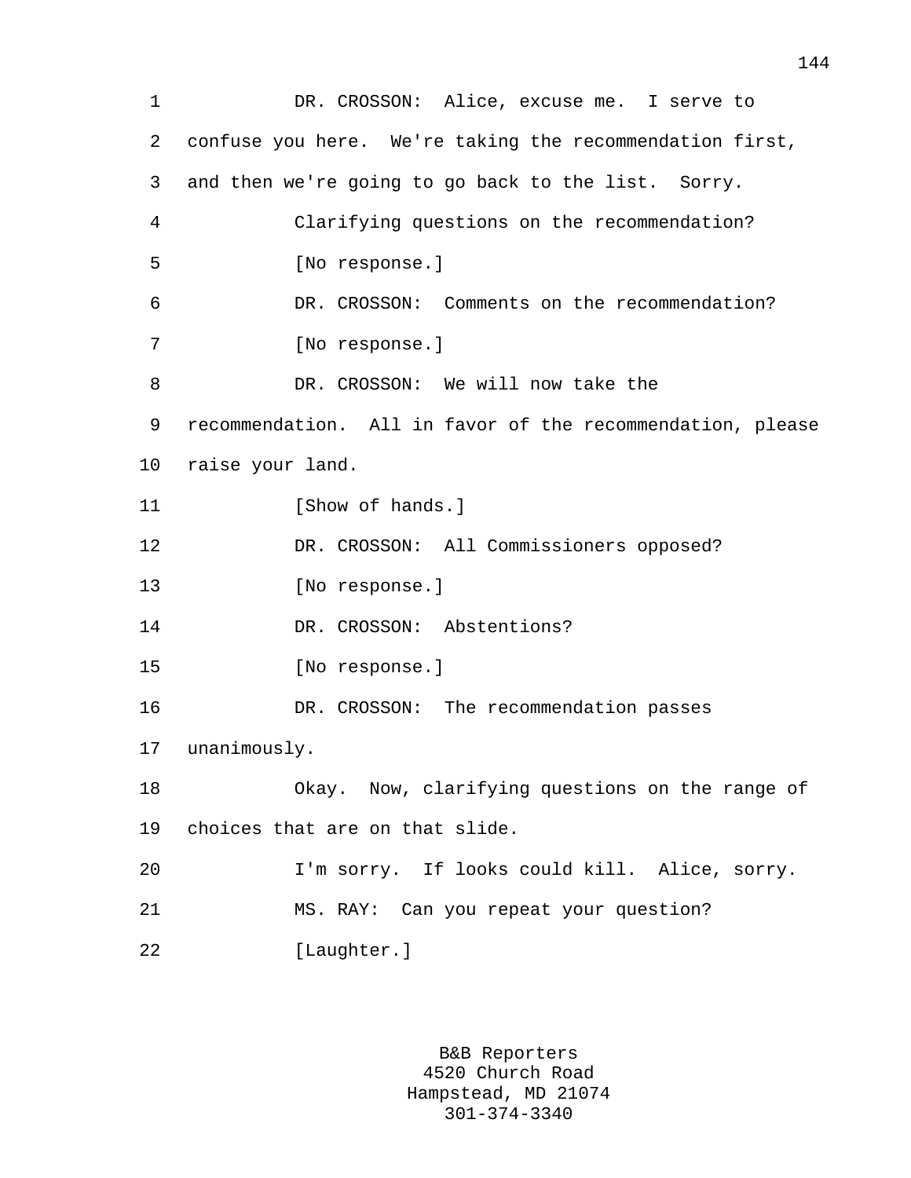DR. CROSSON: Alice, excuse me. I serve to confuse you here. We're taking the recommendation first, and then we're going to go back to the list. Sorry.

Clarifying questions on the recommendation?

[No response.]

DR. CROSSON: Comments on the recommendation?

[No response.]

DR. CROSSON: We will now take the recommendation. All in favor of the recommendation, please raise your land.

[Show of hands.]

DR. CROSSON: All Commissioners opposed?

[No response.]

DR. CROSSON: Abstentions?

[No response.]

DR. CROSSON: The recommendation passes unanimously.

Okay. Now, clarifying questions on the range of choices that are on that slide.

I'm sorry. If looks could kill. Alice, sorry.

MS. RAY: Can you repeat your question?

[Laughter.]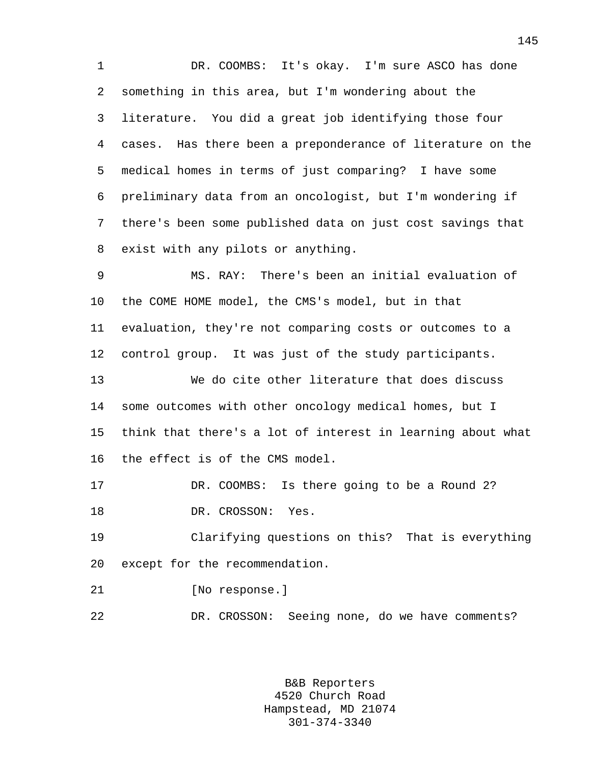DR. COOMBS: It's okay. I'm sure ASCO has done something in this area, but I'm wondering about the literature. You did a great job identifying those four cases. Has there been a preponderance of literature on the medical homes in terms of just comparing? I have some preliminary data from an oncologist, but I'm wondering if there's been some published data on just cost savings that exist with any pilots or anything.

MS. RAY: There's been an initial evaluation of the COME HOME model, the CMS's model, but in that evaluation, they're not comparing costs or outcomes to a control group. It was just of the study participants.

We do cite other literature that does discuss some outcomes with other oncology medical homes, but I think that there's a lot of interest in learning about what the effect is of the CMS model.

DR. COOMBS: Is there going to be a Round 2?

DR. CROSSON: Yes.

Clarifying questions on this? That is everything except for the recommendation.

[No response.]

DR. CROSSON: Seeing none, do we have comments?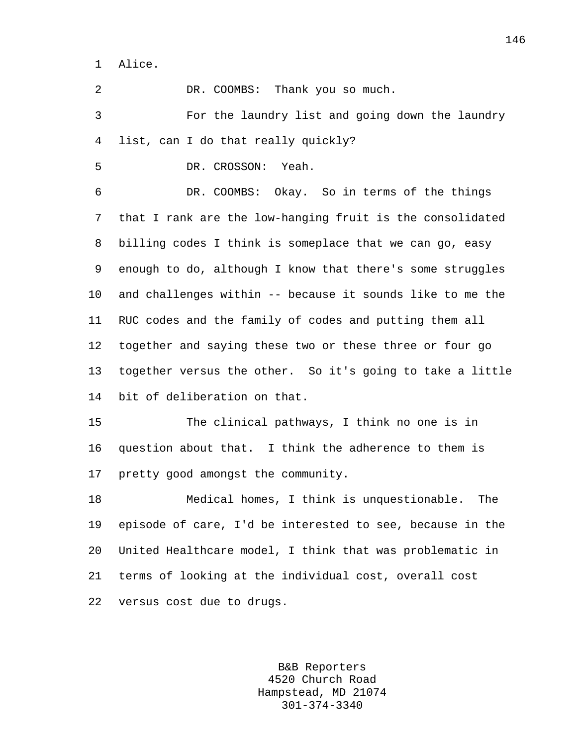Alice.

DR. COOMBS: Thank you so much.

For the laundry list and going down the laundry list, can I do that really quickly?

DR. CROSSON: Yeah.

DR. COOMBS: Okay. So in terms of the things that I rank are the low-hanging fruit is the consolidated billing codes I think is someplace that we can go, easy enough to do, although I know that there's some struggles and challenges within -- because it sounds like to me the RUC codes and the family of codes and putting them all together and saying these two or these three or four go together versus the other. So it's going to take a little bit of deliberation on that.

The clinical pathways, I think no one is in question about that. I think the adherence to them is pretty good amongst the community.

Medical homes, I think is unquestionable. The episode of care, I'd be interested to see, because in the United Healthcare model, I think that was problematic in terms of looking at the individual cost, overall cost versus cost due to drugs.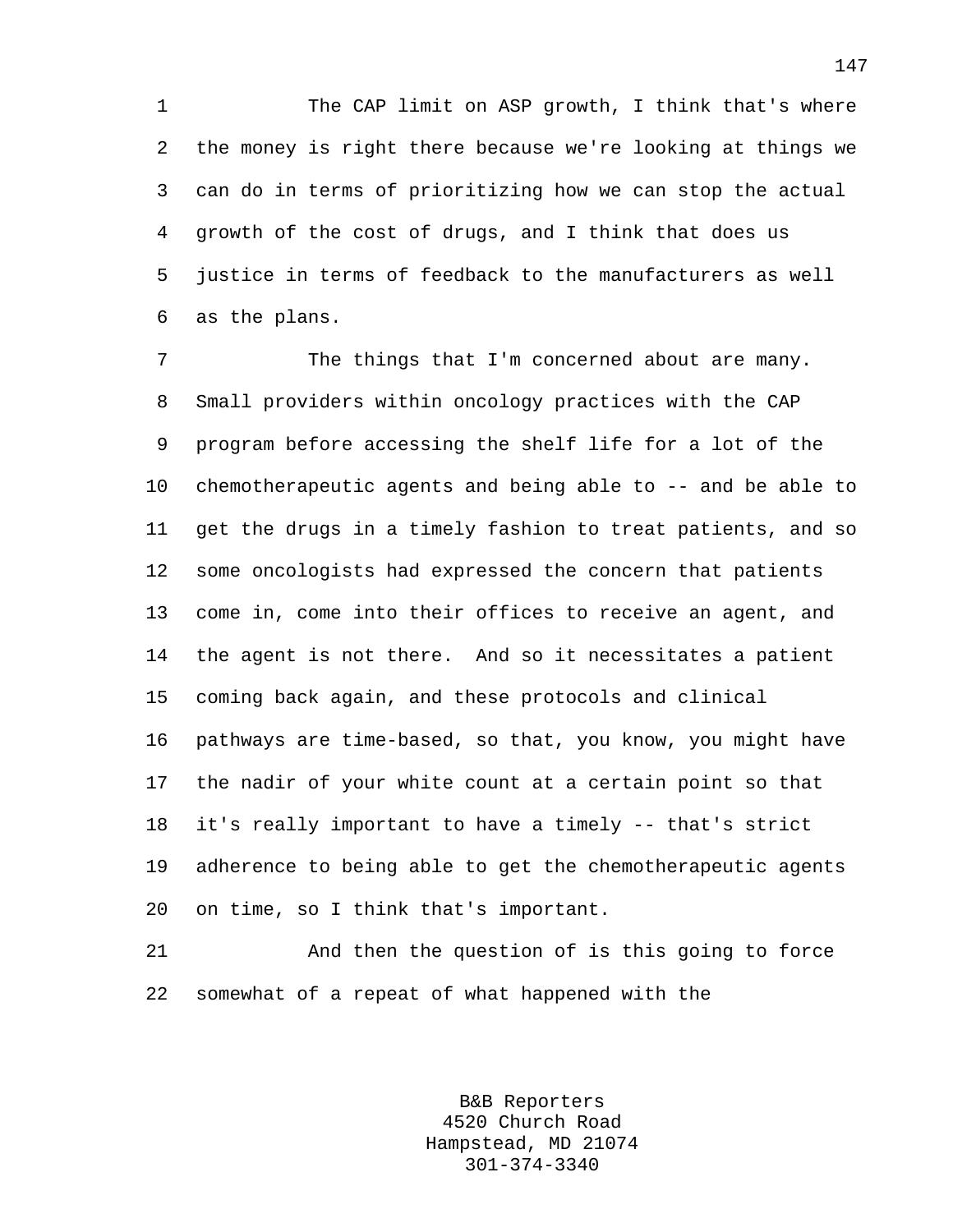The CAP limit on ASP growth, I think that's where the money is right there because we're looking at things we can do in terms of prioritizing how we can stop the actual growth of the cost of drugs, and I think that does us justice in terms of feedback to the manufacturers as well as the plans.

The things that I'm concerned about are many. Small providers within oncology practices with the CAP program before accessing the shelf life for a lot of the chemotherapeutic agents and being able to -- and be able to get the drugs in a timely fashion to treat patients, and so some oncologists had expressed the concern that patients come in, come into their offices to receive an agent, and the agent is not there. And so it necessitates a patient coming back again, and these protocols and clinical pathways are time-based, so that, you know, you might have the nadir of your white count at a certain point so that it's really important to have a timely -- that's strict adherence to being able to get the chemotherapeutic agents on time, so I think that's important.

And then the question of is this going to force somewhat of a repeat of what happened with the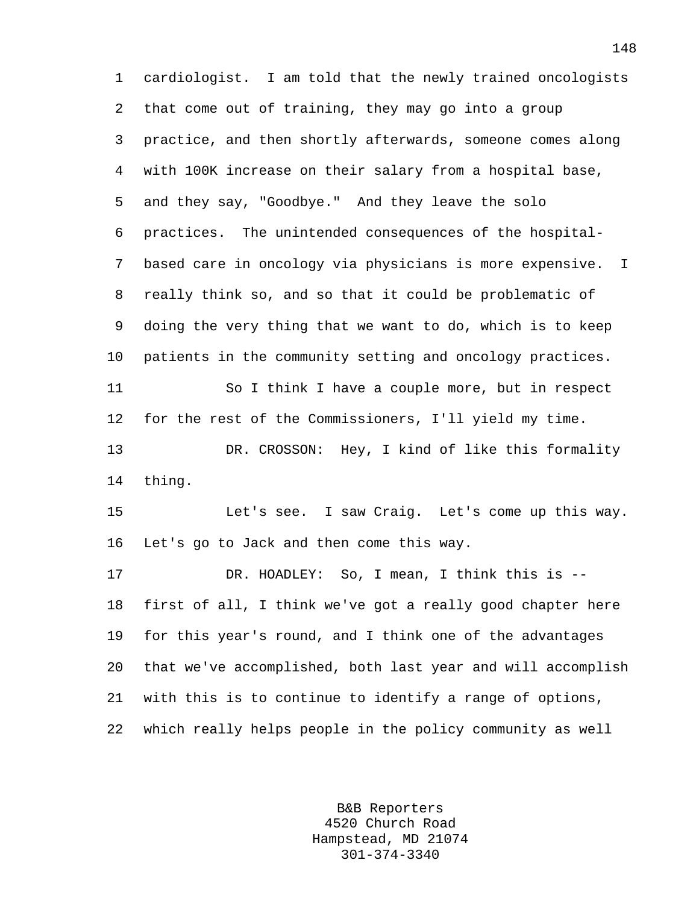cardiologist. I am told that the newly trained oncologists that come out of training, they may go into a group practice, and then shortly afterwards, someone comes along with 100K increase on their salary from a hospital base, and they say, "Goodbye." And they leave the solo practices. The unintended consequences of the hospital-based care in oncology via physicians is more expensive. I really think so, and so that it could be problematic of doing the very thing that we want to do, which is to keep patients in the community setting and oncology practices.

So I think I have a couple more, but in respect for the rest of the Commissioners, I'll yield my time.

DR. CROSSON: Hey, I kind of like this formality thing.

Let's see. I saw Craig. Let's come up this way. Let's go to Jack and then come this way.

DR. HOADLEY: So, I mean, I think this is -- first of all, I think we've got a really good chapter here for this year's round, and I think one of the advantages that we've accomplished, both last year and will accomplish with this is to continue to identify a range of options, which really helps people in the policy community as well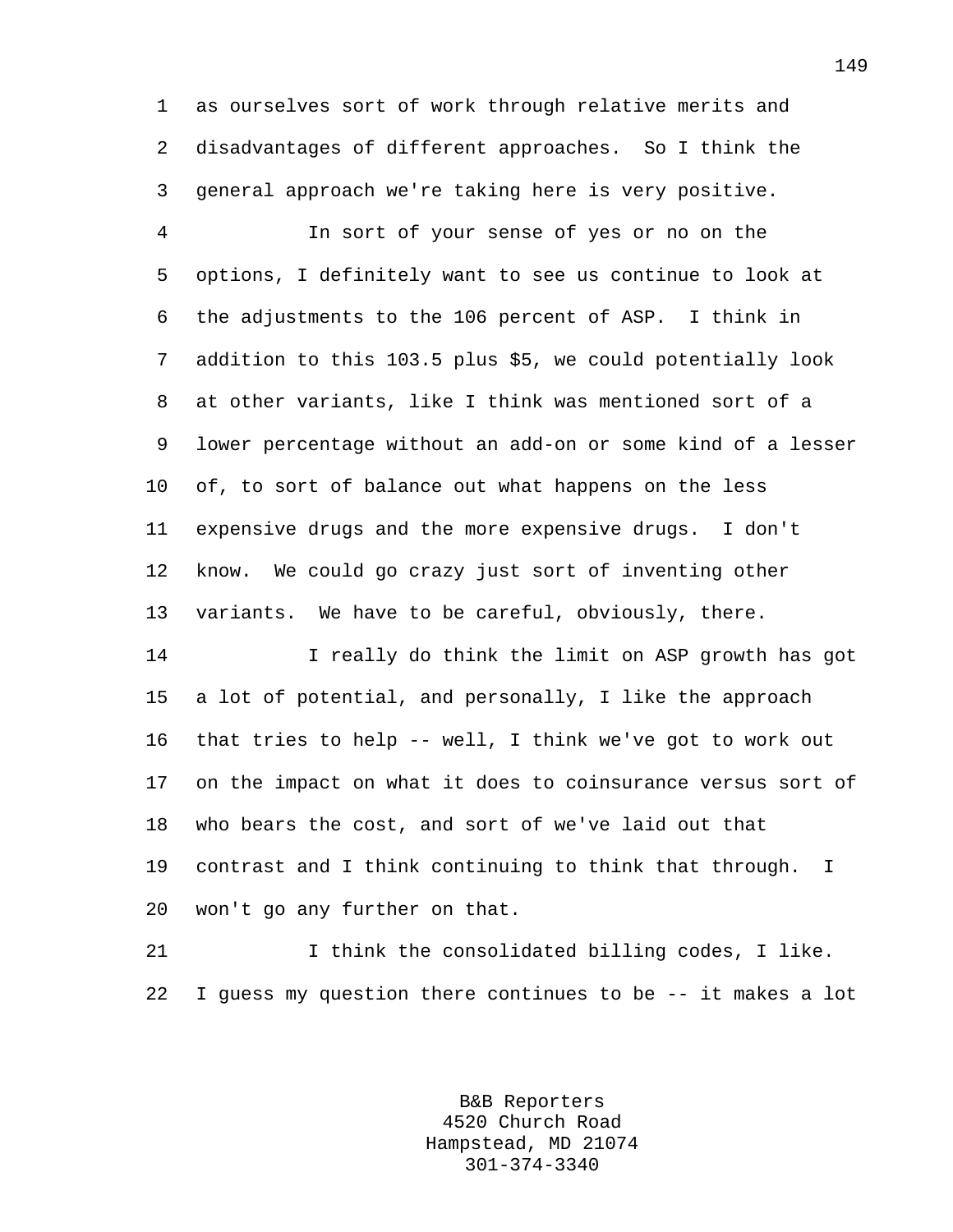as ourselves sort of work through relative merits and disadvantages of different approaches. So I think the general approach we're taking here is very positive.

In sort of your sense of yes or no on the options, I definitely want to see us continue to look at the adjustments to the 106 percent of ASP. I think in addition to this 103.5 plus $5, we could potentially look at other variants, like I think was mentioned sort of a lower percentage without an add-on or some kind of a lesser of, to sort of balance out what happens on the less expensive drugs and the more expensive drugs. I don't know. We could go crazy just sort of inventing other variants. We have to be careful, obviously, there.

I really do think the limit on ASP growth has got a lot of potential, and personally, I like the approach that tries to help -- well, I think we've got to work out on the impact on what it does to coinsurance versus sort of who bears the cost, and sort of we've laid out that contrast and I think continuing to think that through. I won't go any further on that.

I think the consolidated billing codes, I like. I guess my question there continues to be -- it makes a lot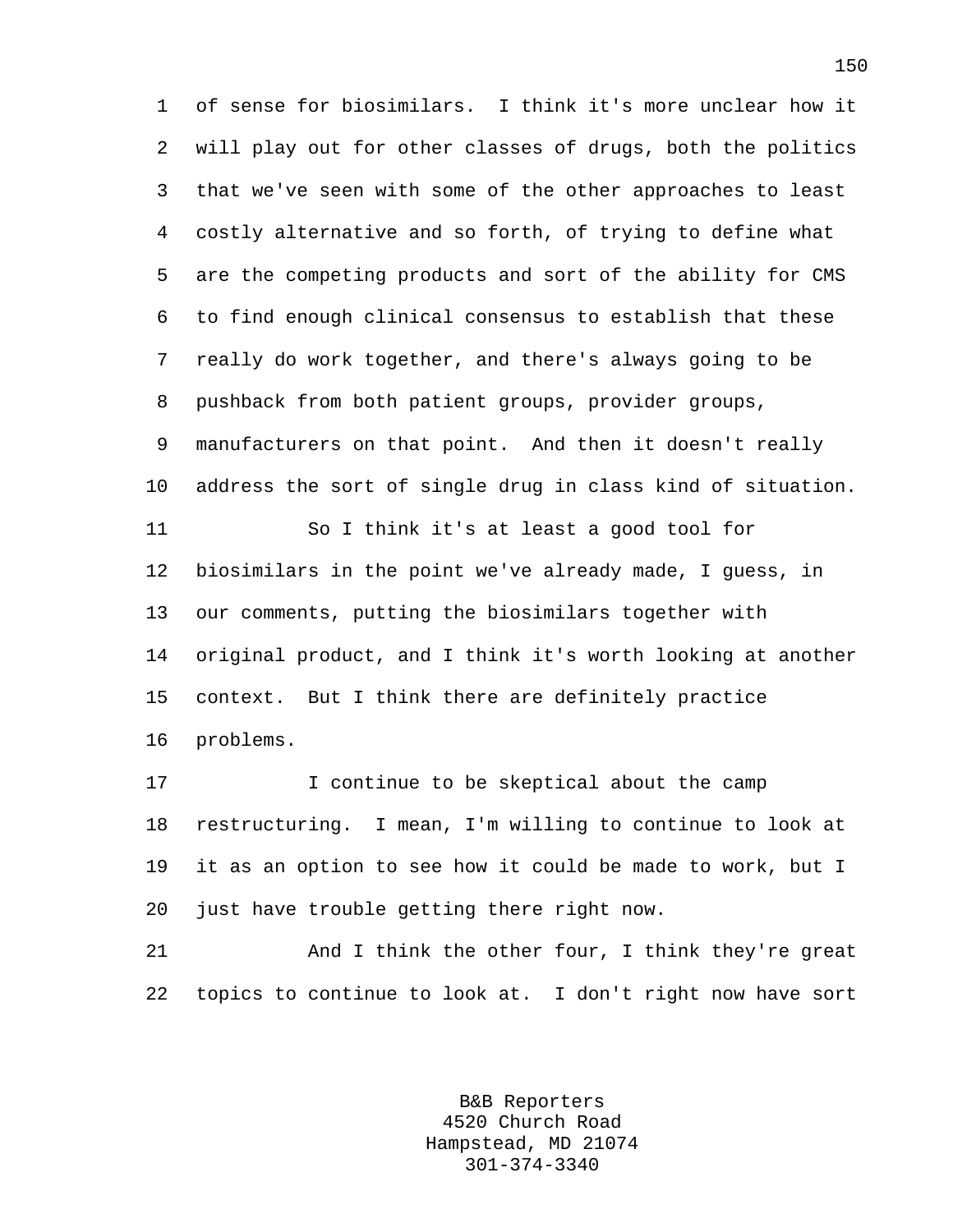of sense for biosimilars. I think it's more unclear how it will play out for other classes of drugs, both the politics that we've seen with some of the other approaches to least costly alternative and so forth, of trying to define what are the competing products and sort of the ability for CMS to find enough clinical consensus to establish that these really do work together, and there's always going to be pushback from both patient groups, provider groups, manufacturers on that point. And then it doesn't really address the sort of single drug in class kind of situation.

So I think it's at least a good tool for biosimilars in the point we've already made, I guess, in our comments, putting the biosimilars together with original product, and I think it's worth looking at another context. But I think there are definitely practice problems.

I continue to be skeptical about the camp restructuring. I mean, I'm willing to continue to look at it as an option to see how it could be made to work, but I just have trouble getting there right now.

And I think the other four, I think they're great topics to continue to look at. I don't right now have sort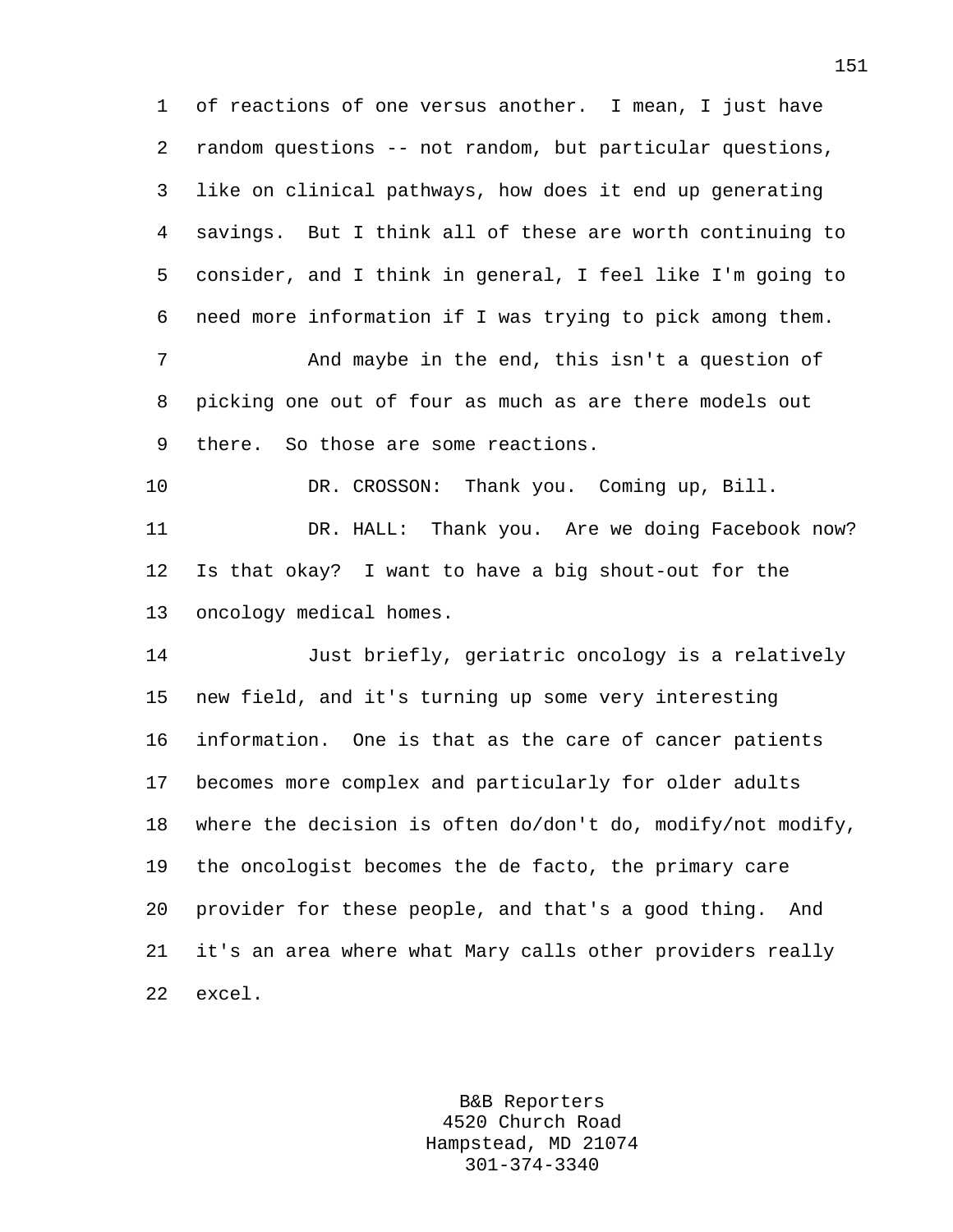of reactions of one versus another. I mean, I just have random questions -- not random, but particular questions, like on clinical pathways, how does it end up generating savings. But I think all of these are worth continuing to consider, and I think in general, I feel like I'm going to need more information if I was trying to pick among them.

And maybe in the end, this isn't a question of picking one out of four as much as are there models out there. So those are some reactions.

DR. CROSSON: Thank you. Coming up, Bill.

DR. HALL: Thank you. Are we doing Facebook now? Is that okay? I want to have a big shout-out for the oncology medical homes.

Just briefly, geriatric oncology is a relatively new field, and it's turning up some very interesting information. One is that as the care of cancer patients becomes more complex and particularly for older adults where the decision is often do/don't do, modify/not modify, the oncologist becomes the de facto, the primary care provider for these people, and that's a good thing. And it's an area where what Mary calls other providers really excel.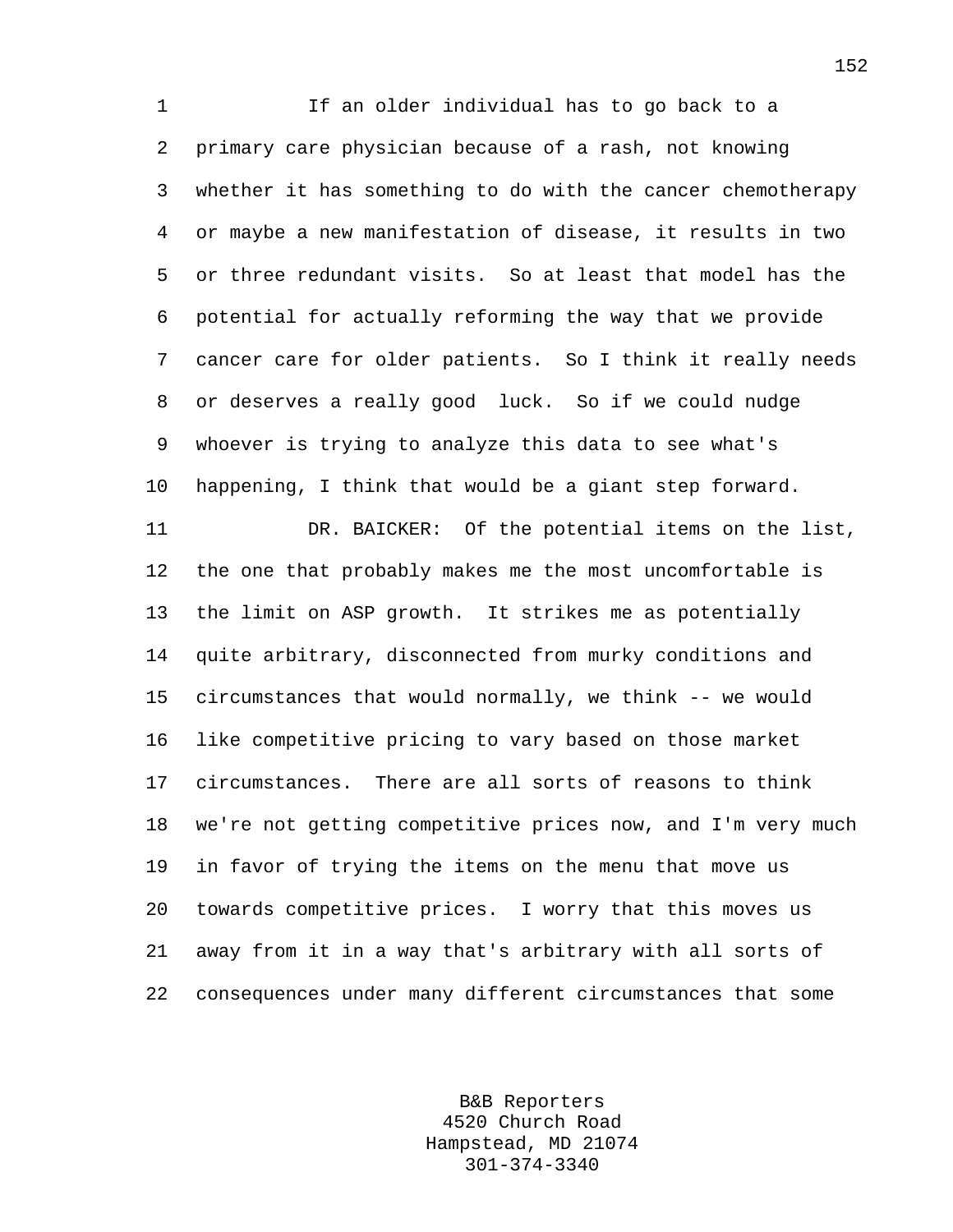If an older individual has to go back to a primary care physician because of a rash, not knowing whether it has something to do with the cancer chemotherapy or maybe a new manifestation of disease, it results in two or three redundant visits. So at least that model has the potential for actually reforming the way that we provide cancer care for older patients. So I think it really needs or deserves a really good luck. So if we could nudge whoever is trying to analyze this data to see what's happening, I think that would be a giant step forward.

DR. BAICKER: Of the potential items on the list, the one that probably makes me the most uncomfortable is the limit on ASP growth. It strikes me as potentially quite arbitrary, disconnected from murky conditions and circumstances that would normally, we think -- we would like competitive pricing to vary based on those market circumstances. There are all sorts of reasons to think we're not getting competitive prices now, and I'm very much in favor of trying the items on the menu that move us towards competitive prices. I worry that this moves us away from it in a way that's arbitrary with all sorts of consequences under many different circumstances that some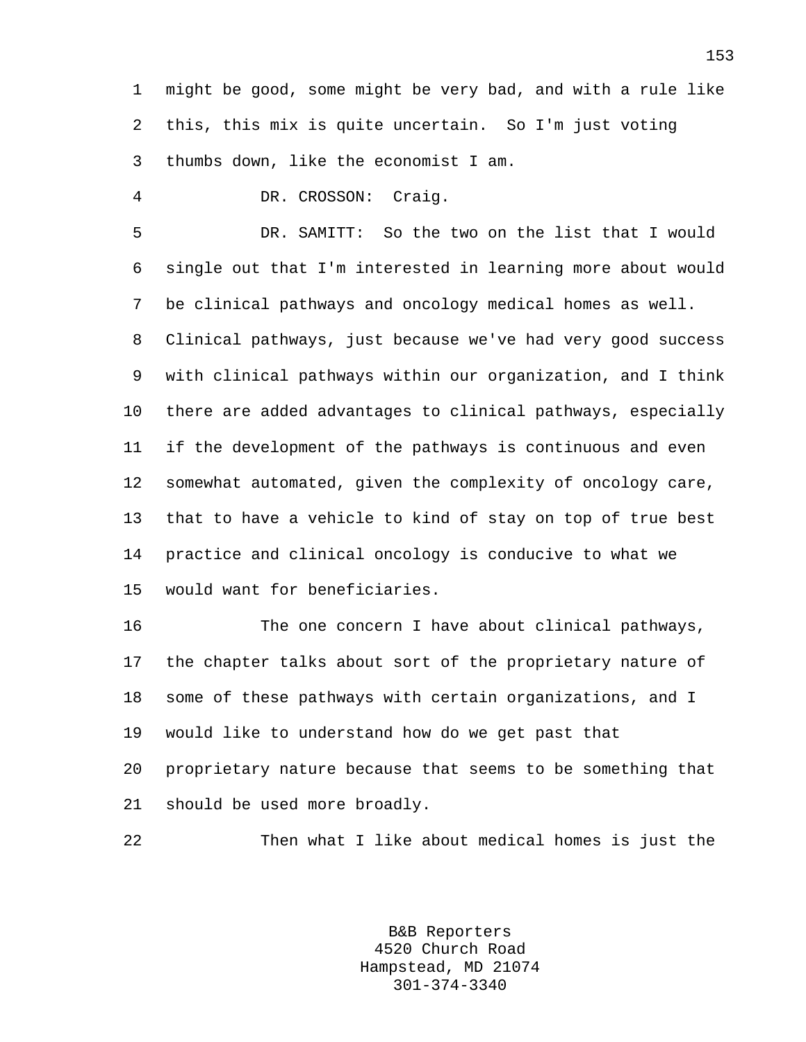might be good, some might be very bad, and with a rule like this, this mix is quite uncertain. So I'm just voting thumbs down, like the economist I am.

DR. CROSSON: Craig.

DR. SAMITT: So the two on the list that I would single out that I'm interested in learning more about would be clinical pathways and oncology medical homes as well. Clinical pathways, just because we've had very good success with clinical pathways within our organization, and I think there are added advantages to clinical pathways, especially if the development of the pathways is continuous and even somewhat automated, given the complexity of oncology care, that to have a vehicle to kind of stay on top of true best practice and clinical oncology is conducive to what we would want for beneficiaries.

The one concern I have about clinical pathways, the chapter talks about sort of the proprietary nature of some of these pathways with certain organizations, and I would like to understand how do we get past that proprietary nature because that seems to be something that should be used more broadly.

Then what I like about medical homes is just the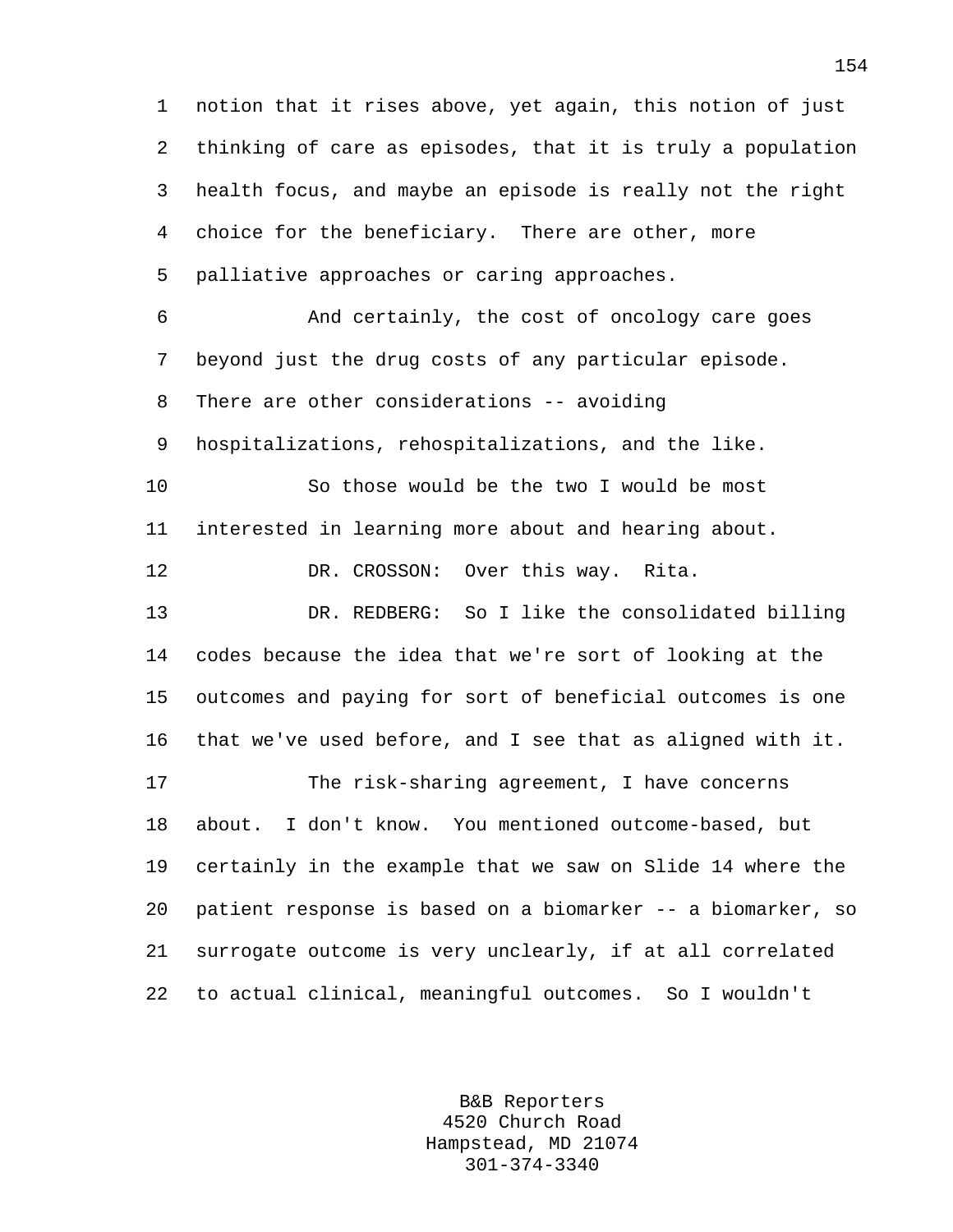notion that it rises above, yet again, this notion of just thinking of care as episodes, that it is truly a population health focus, and maybe an episode is really not the right choice for the beneficiary. There are other, more palliative approaches or caring approaches.

And certainly, the cost of oncology care goes beyond just the drug costs of any particular episode. There are other considerations -- avoiding hospitalizations, rehospitalizations, and the like.

So those would be the two I would be most interested in learning more about and hearing about.

DR. CROSSON: Over this way. Rita.

DR. REDBERG: So I like the consolidated billing codes because the idea that we're sort of looking at the outcomes and paying for sort of beneficial outcomes is one that we've used before, and I see that as aligned with it.

The risk-sharing agreement, I have concerns about. I don't know. You mentioned outcome-based, but certainly in the example that we saw on Slide 14 where the patient response is based on a biomarker -- a biomarker, so surrogate outcome is very unclearly, if at all correlated to actual clinical, meaningful outcomes. So I wouldn't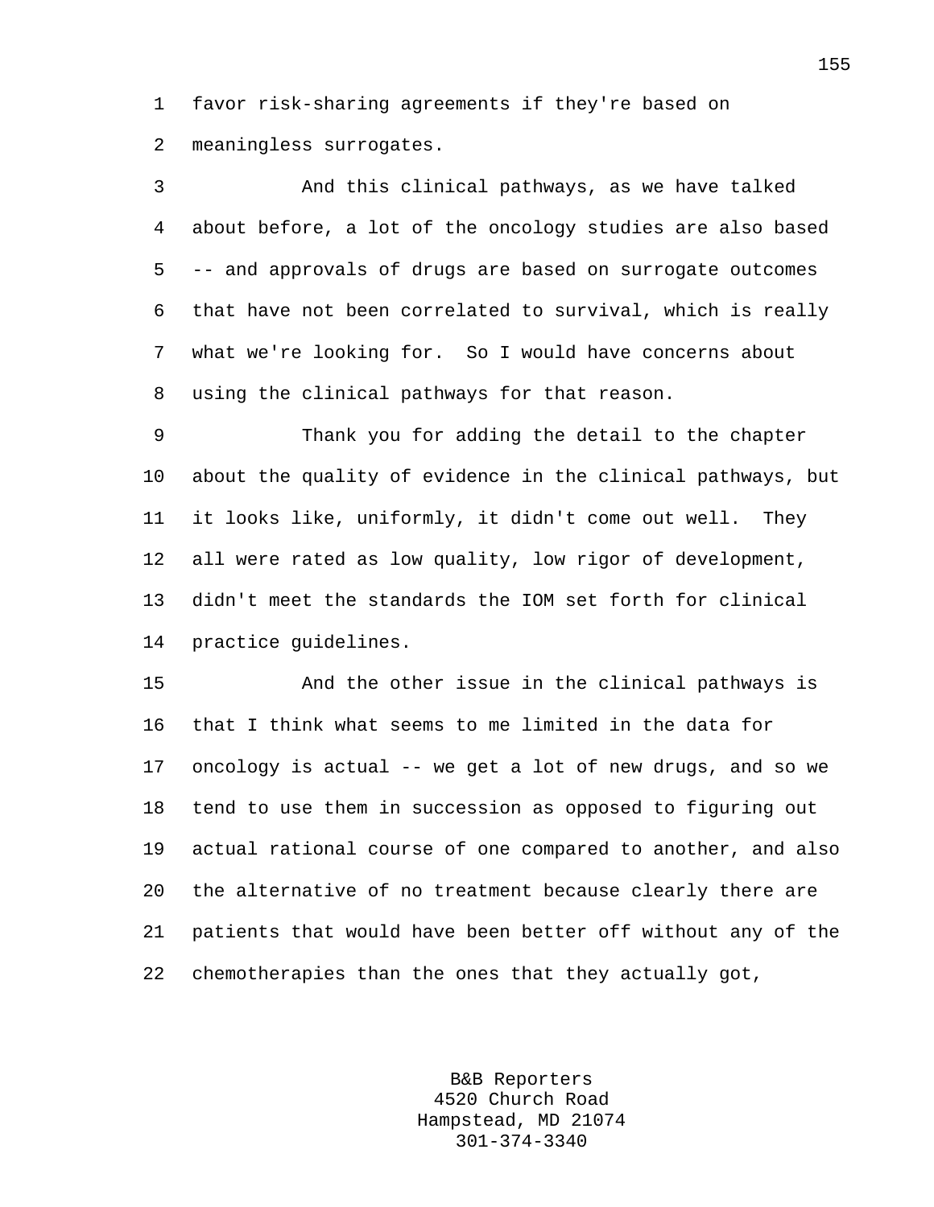favor risk-sharing agreements if they're based on meaningless surrogates.

And this clinical pathways, as we have talked about before, a lot of the oncology studies are also based -- and approvals of drugs are based on surrogate outcomes that have not been correlated to survival, which is really what we're looking for. So I would have concerns about using the clinical pathways for that reason.

Thank you for adding the detail to the chapter about the quality of evidence in the clinical pathways, but it looks like, uniformly, it didn't come out well. They all were rated as low quality, low rigor of development, didn't meet the standards the IOM set forth for clinical practice guidelines.

And the other issue in the clinical pathways is that I think what seems to me limited in the data for oncology is actual -- we get a lot of new drugs, and so we tend to use them in succession as opposed to figuring out actual rational course of one compared to another, and also the alternative of no treatment because clearly there are patients that would have been better off without any of the chemotherapies than the ones that they actually got,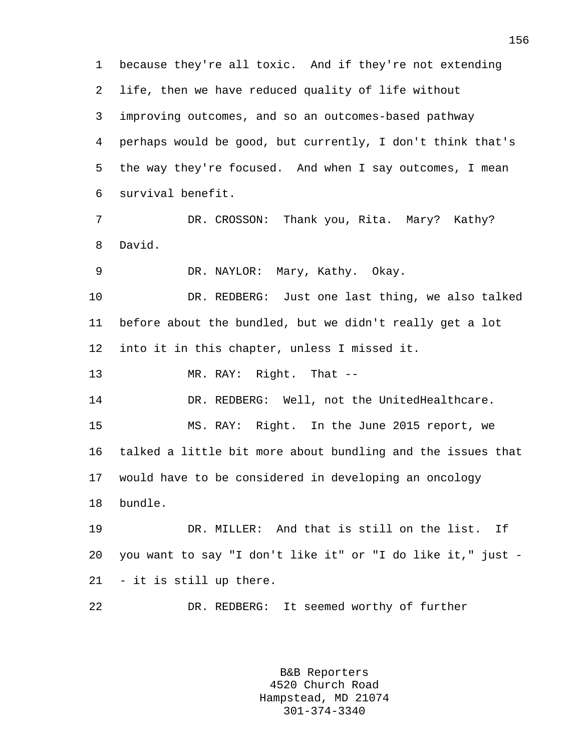because they're all toxic. And if they're not extending life, then we have reduced quality of life without improving outcomes, and so an outcomes-based pathway perhaps would be good, but currently, I don't think that's the way they're focused. And when I say outcomes, I mean survival benefit.

DR. CROSSON: Thank you, Rita. Mary? Kathy? David.

DR. NAYLOR: Mary, Kathy. Okay.

DR. REDBERG: Just one last thing, we also talked before about the bundled, but we didn't really get a lot into it in this chapter, unless I missed it.

MR. RAY: Right. That --

DR. REDBERG: Well, not the UnitedHealthcare.

MS. RAY: Right. In the June 2015 report, we talked a little bit more about bundling and the issues that would have to be considered in developing an oncology bundle.

DR. MILLER: And that is still on the list. If you want to say "I don't like it" or "I do like it," just -- it is still up there.

DR. REDBERG: It seemed worthy of further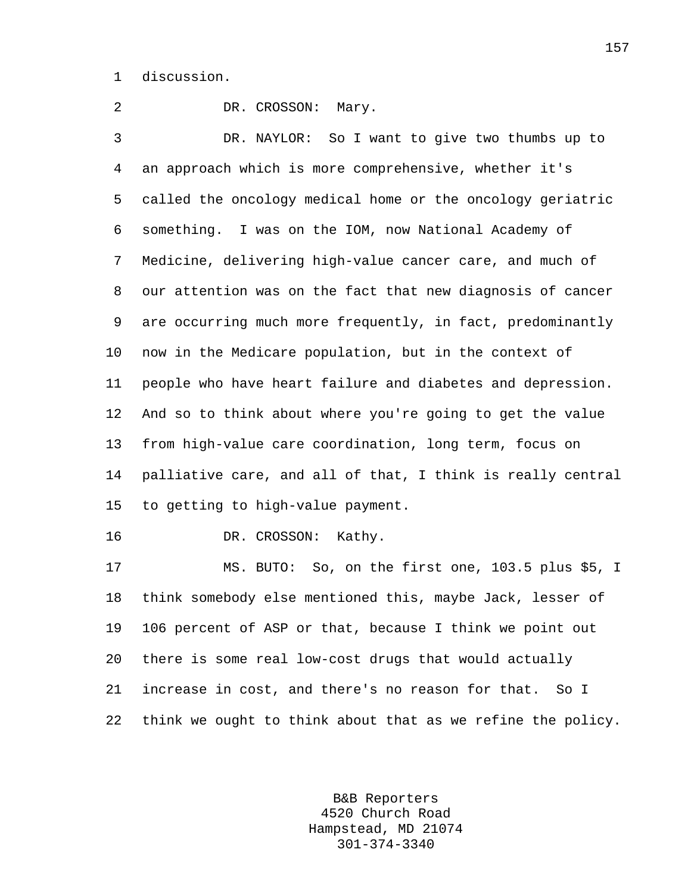discussion.

DR. CROSSON: Mary.

DR. NAYLOR: So I want to give two thumbs up to an approach which is more comprehensive, whether it's called the oncology medical home or the oncology geriatric something. I was on the IOM, now National Academy of Medicine, delivering high-value cancer care, and much of our attention was on the fact that new diagnosis of cancer are occurring much more frequently, in fact, predominantly now in the Medicare population, but in the context of people who have heart failure and diabetes and depression. And so to think about where you're going to get the value from high-value care coordination, long term, focus on palliative care, and all of that, I think is really central to getting to high-value payment.

DR. CROSSON: Kathy.

MS. BUTO: So, on the first one, 103.5 plus $5, I think somebody else mentioned this, maybe Jack, lesser of 106 percent of ASP or that, because I think we point out there is some real low-cost drugs that would actually increase in cost, and there's no reason for that. So I think we ought to think about that as we refine the policy.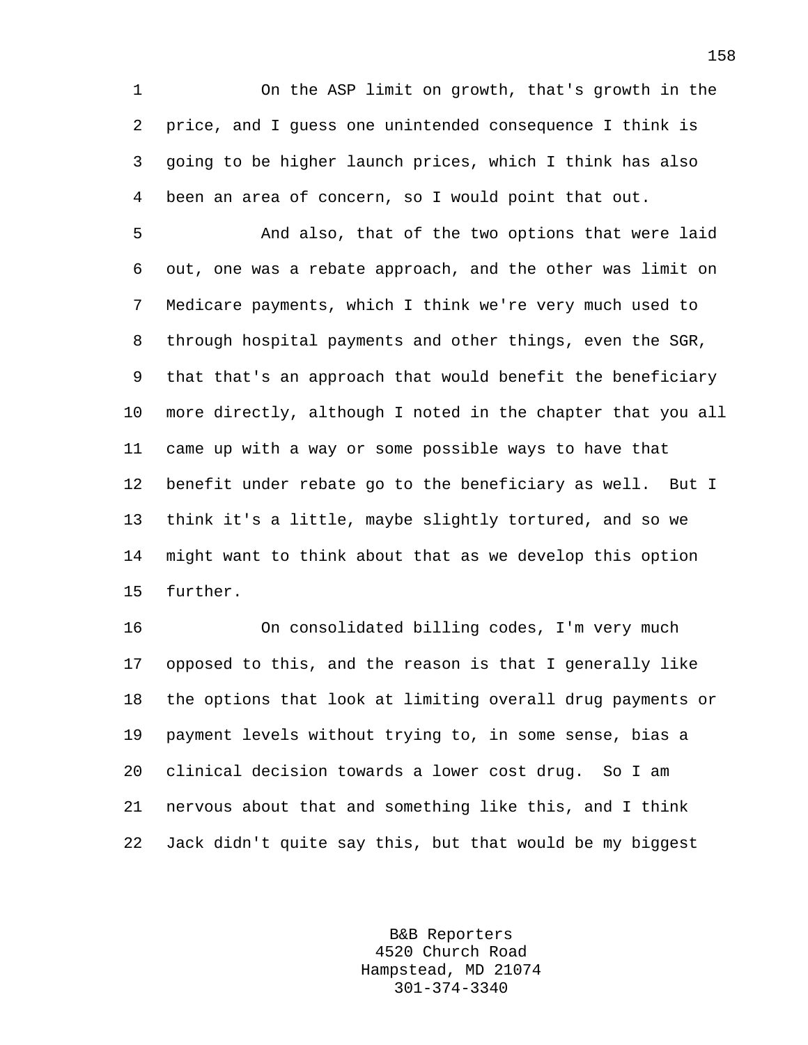On the ASP limit on growth, that's growth in the price, and I guess one unintended consequence I think is going to be higher launch prices, which I think has also been an area of concern, so I would point that out.

And also, that of the two options that were laid out, one was a rebate approach, and the other was limit on Medicare payments, which I think we're very much used to through hospital payments and other things, even the SGR, that that's an approach that would benefit the beneficiary more directly, although I noted in the chapter that you all came up with a way or some possible ways to have that benefit under rebate go to the beneficiary as well. But I think it's a little, maybe slightly tortured, and so we might want to think about that as we develop this option further.

On consolidated billing codes, I'm very much opposed to this, and the reason is that I generally like the options that look at limiting overall drug payments or payment levels without trying to, in some sense, bias a clinical decision towards a lower cost drug. So I am nervous about that and something like this, and I think Jack didn't quite say this, but that would be my biggest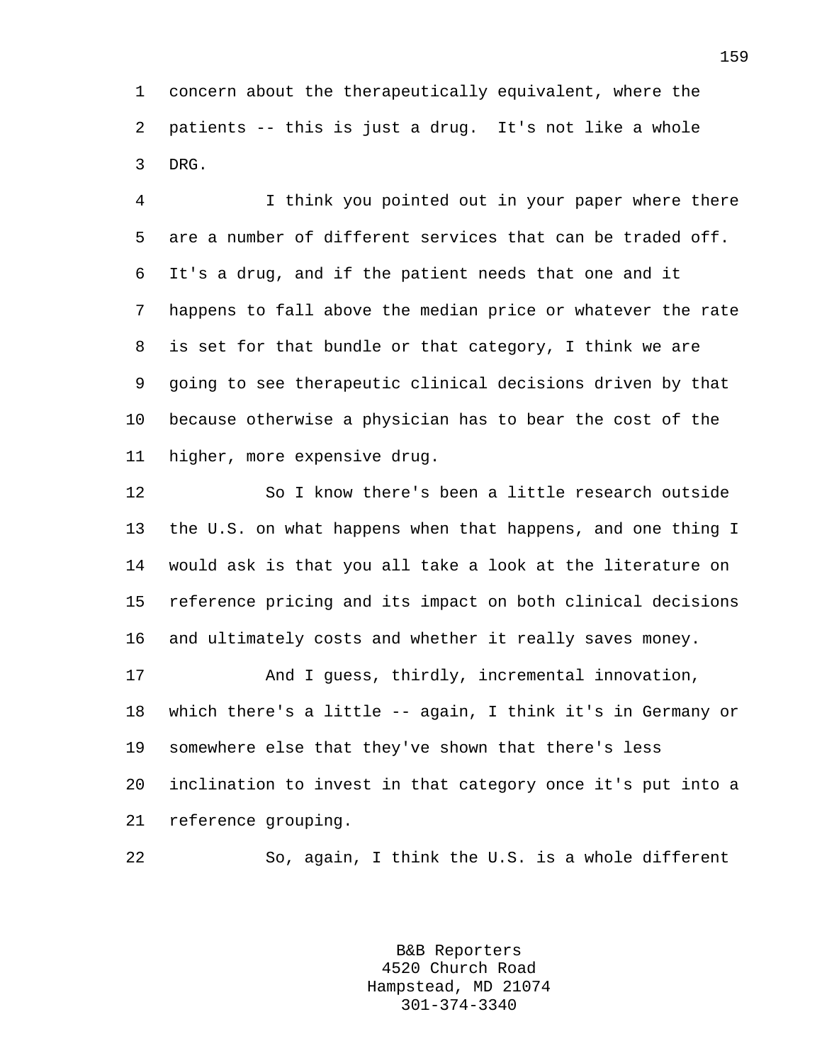concern about the therapeutically equivalent, where the patients -- this is just a drug. It's not like a whole DRG.

I think you pointed out in your paper where there are a number of different services that can be traded off. It's a drug, and if the patient needs that one and it happens to fall above the median price or whatever the rate is set for that bundle or that category, I think we are going to see therapeutic clinical decisions driven by that because otherwise a physician has to bear the cost of the higher, more expensive drug.

So I know there's been a little research outside the U.S. on what happens when that happens, and one thing I would ask is that you all take a look at the literature on reference pricing and its impact on both clinical decisions and ultimately costs and whether it really saves money.

And I guess, thirdly, incremental innovation, which there's a little -- again, I think it's in Germany or somewhere else that they've shown that there's less inclination to invest in that category once it's put into a reference grouping.

So, again, I think the U.S. is a whole different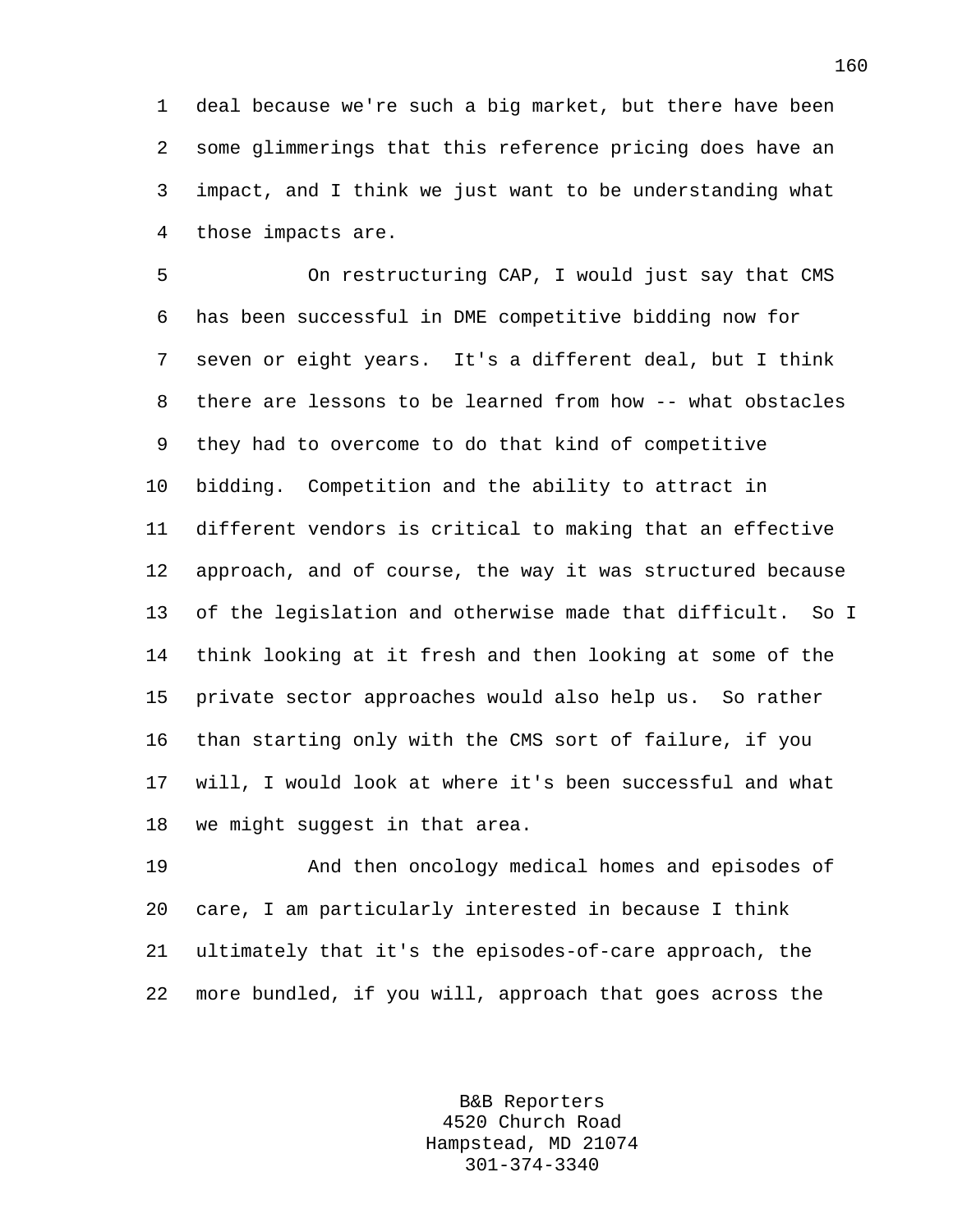deal because we're such a big market, but there have been some glimmerings that this reference pricing does have an impact, and I think we just want to be understanding what those impacts are.

On restructuring CAP, I would just say that CMS has been successful in DME competitive bidding now for seven or eight years. It's a different deal, but I think there are lessons to be learned from how -- what obstacles they had to overcome to do that kind of competitive bidding. Competition and the ability to attract in different vendors is critical to making that an effective approach, and of course, the way it was structured because of the legislation and otherwise made that difficult. So I think looking at it fresh and then looking at some of the private sector approaches would also help us. So rather than starting only with the CMS sort of failure, if you will, I would look at where it's been successful and what we might suggest in that area.

And then oncology medical homes and episodes of care, I am particularly interested in because I think ultimately that it's the episodes-of-care approach, the more bundled, if you will, approach that goes across the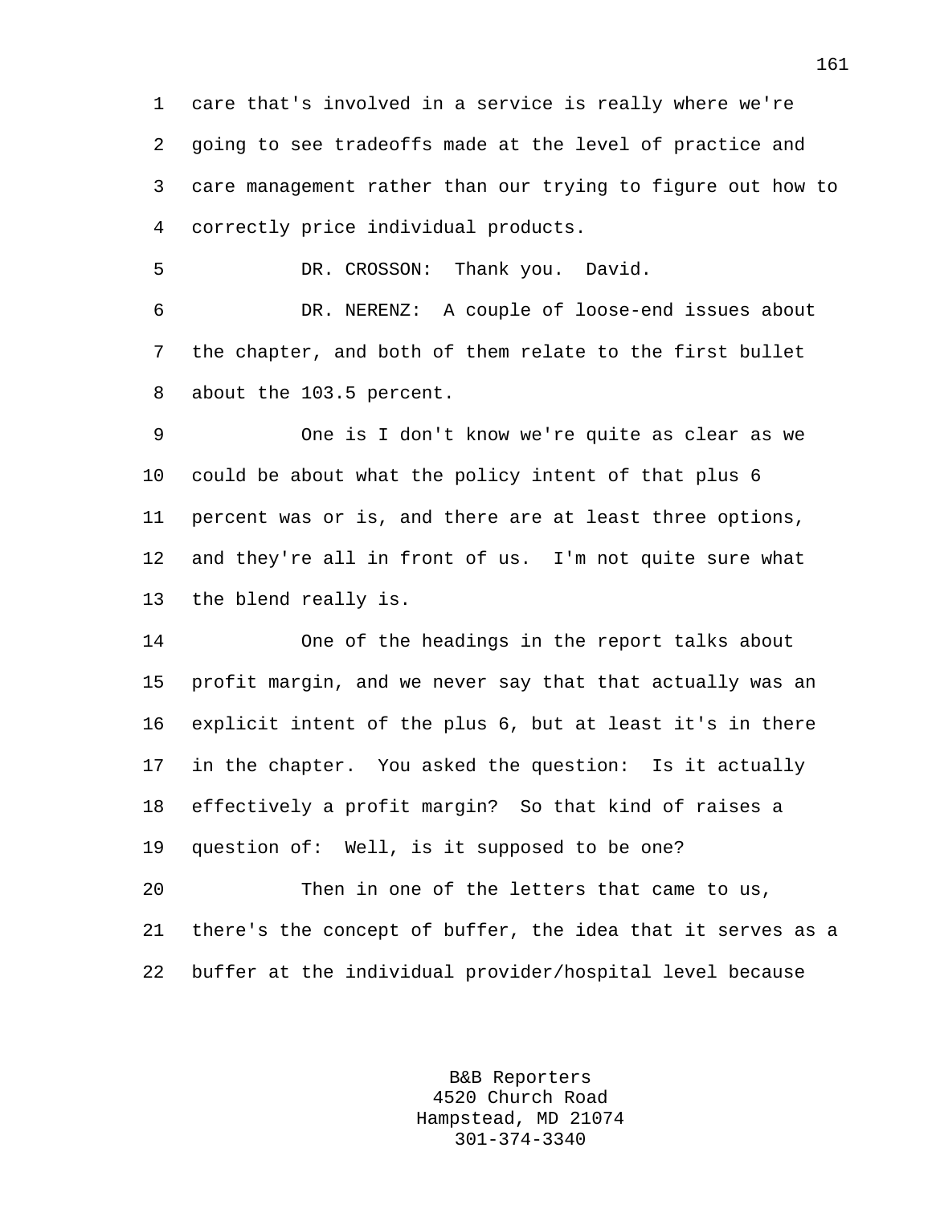care that's involved in a service is really where we're going to see tradeoffs made at the level of practice and care management rather than our trying to figure out how to correctly price individual products.

DR. CROSSON: Thank you. David.

DR. NERENZ: A couple of loose-end issues about the chapter, and both of them relate to the first bullet about the 103.5 percent.

One is I don't know we're quite as clear as we could be about what the policy intent of that plus 6 percent was or is, and there are at least three options, and they're all in front of us. I'm not quite sure what the blend really is.

One of the headings in the report talks about profit margin, and we never say that that actually was an explicit intent of the plus 6, but at least it's in there in the chapter. You asked the question: Is it actually effectively a profit margin? So that kind of raises a question of: Well, is it supposed to be one?

Then in one of the letters that came to us, there's the concept of buffer, the idea that it serves as a buffer at the individual provider/hospital level because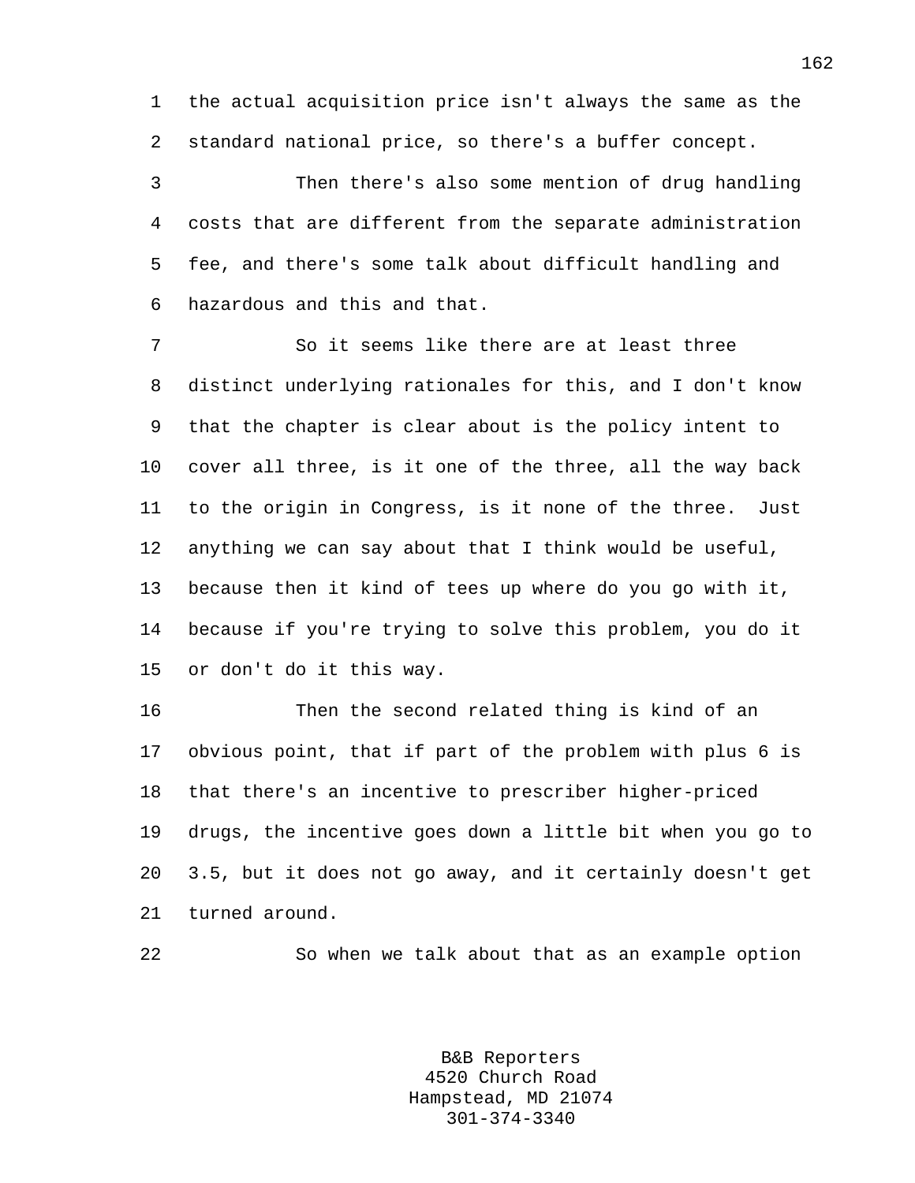the actual acquisition price isn't always the same as the standard national price, so there's a buffer concept.

Then there's also some mention of drug handling costs that are different from the separate administration fee, and there's some talk about difficult handling and hazardous and this and that.

So it seems like there are at least three distinct underlying rationales for this, and I don't know that the chapter is clear about is the policy intent to cover all three, is it one of the three, all the way back to the origin in Congress, is it none of the three. Just anything we can say about that I think would be useful, because then it kind of tees up where do you go with it, because if you're trying to solve this problem, you do it or don't do it this way.

Then the second related thing is kind of an obvious point, that if part of the problem with plus 6 is that there's an incentive to prescriber higher-priced drugs, the incentive goes down a little bit when you go to 3.5, but it does not go away, and it certainly doesn't get turned around.

So when we talk about that as an example option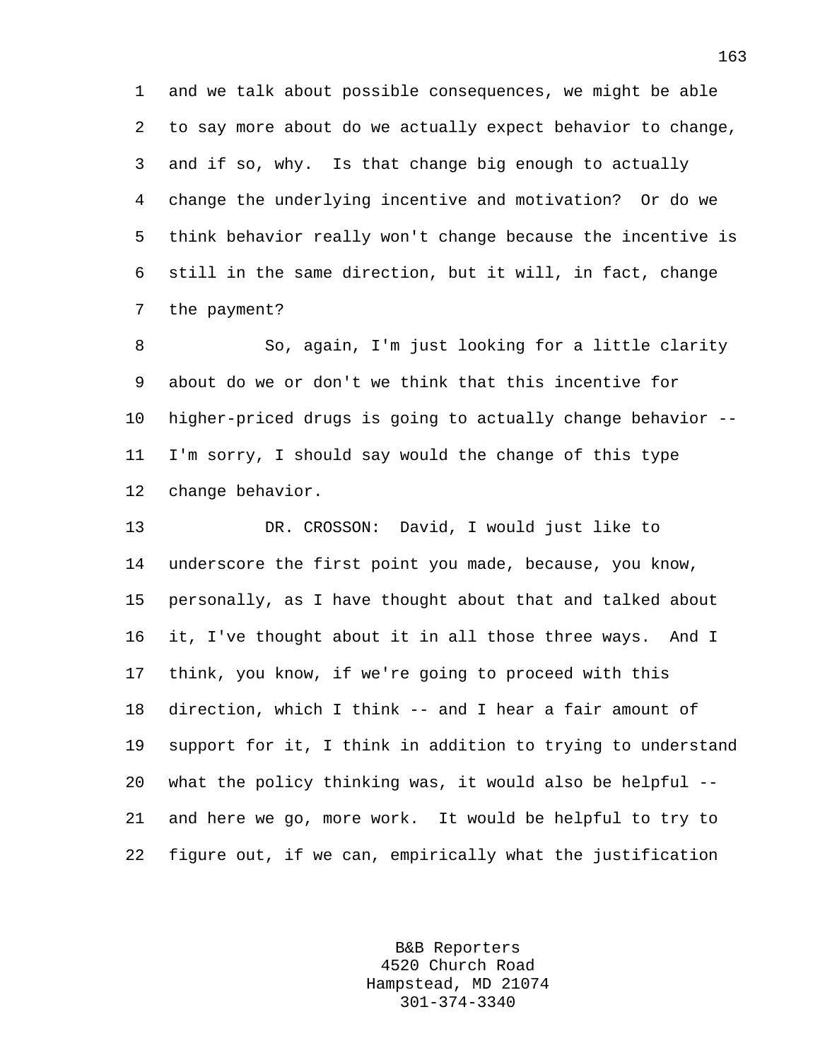and we talk about possible consequences, we might be able to say more about do we actually expect behavior to change, and if so, why. Is that change big enough to actually change the underlying incentive and motivation? Or do we think behavior really won't change because the incentive is still in the same direction, but it will, in fact, change the payment?

So, again, I'm just looking for a little clarity about do we or don't we think that this incentive for higher-priced drugs is going to actually change behavior -- I'm sorry, I should say would the change of this type change behavior.

DR. CROSSON: David, I would just like to underscore the first point you made, because, you know, personally, as I have thought about that and talked about it, I've thought about it in all those three ways. And I think, you know, if we're going to proceed with this direction, which I think -- and I hear a fair amount of support for it, I think in addition to trying to understand what the policy thinking was, it would also be helpful -- and here we go, more work. It would be helpful to try to figure out, if we can, empirically what the justification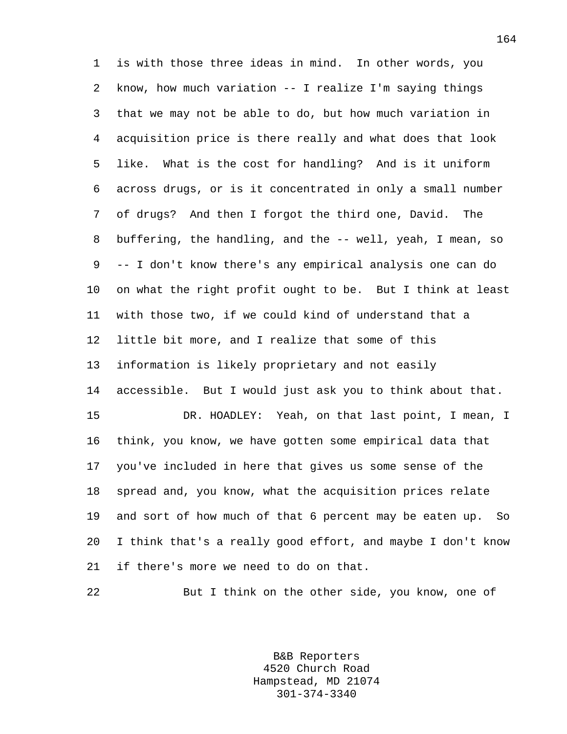is with those three ideas in mind. In other words, you know, how much variation -- I realize I'm saying things that we may not be able to do, but how much variation in acquisition price is there really and what does that look like. What is the cost for handling? And is it uniform across drugs, or is it concentrated in only a small number of drugs? And then I forgot the third one, David. The buffering, the handling, and the -- well, yeah, I mean, so -- I don't know there's any empirical analysis one can do on what the right profit ought to be. But I think at least with those two, if we could kind of understand that a little bit more, and I realize that some of this information is likely proprietary and not easily accessible. But I would just ask you to think about that.

DR. HOADLEY: Yeah, on that last point, I mean, I think, you know, we have gotten some empirical data that you've included in here that gives us some sense of the spread and, you know, what the acquisition prices relate and sort of how much of that 6 percent may be eaten up. So I think that's a really good effort, and maybe I don't know if there's more we need to do on that.

But I think on the other side, you know, one of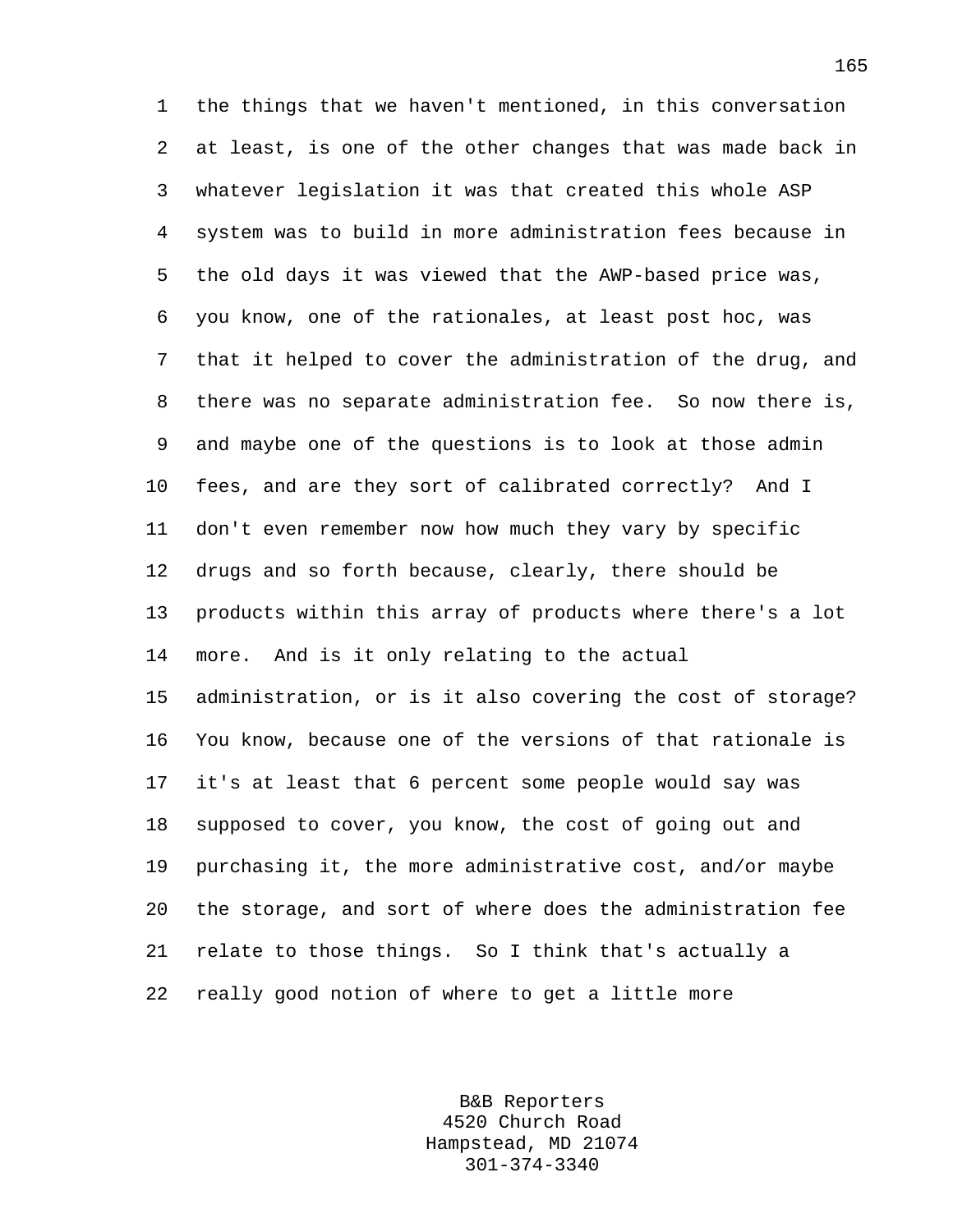the things that we haven't mentioned, in this conversation at least, is one of the other changes that was made back in whatever legislation it was that created this whole ASP system was to build in more administration fees because in the old days it was viewed that the AWP-based price was, you know, one of the rationales, at least post hoc, was that it helped to cover the administration of the drug, and there was no separate administration fee. So now there is, and maybe one of the questions is to look at those admin fees, and are they sort of calibrated correctly? And I don't even remember now how much they vary by specific drugs and so forth because, clearly, there should be products within this array of products where there's a lot more. And is it only relating to the actual administration, or is it also covering the cost of storage? You know, because one of the versions of that rationale is it's at least that 6 percent some people would say was supposed to cover, you know, the cost of going out and purchasing it, the more administrative cost, and/or maybe the storage, and sort of where does the administration fee relate to those things. So I think that's actually a really good notion of where to get a little more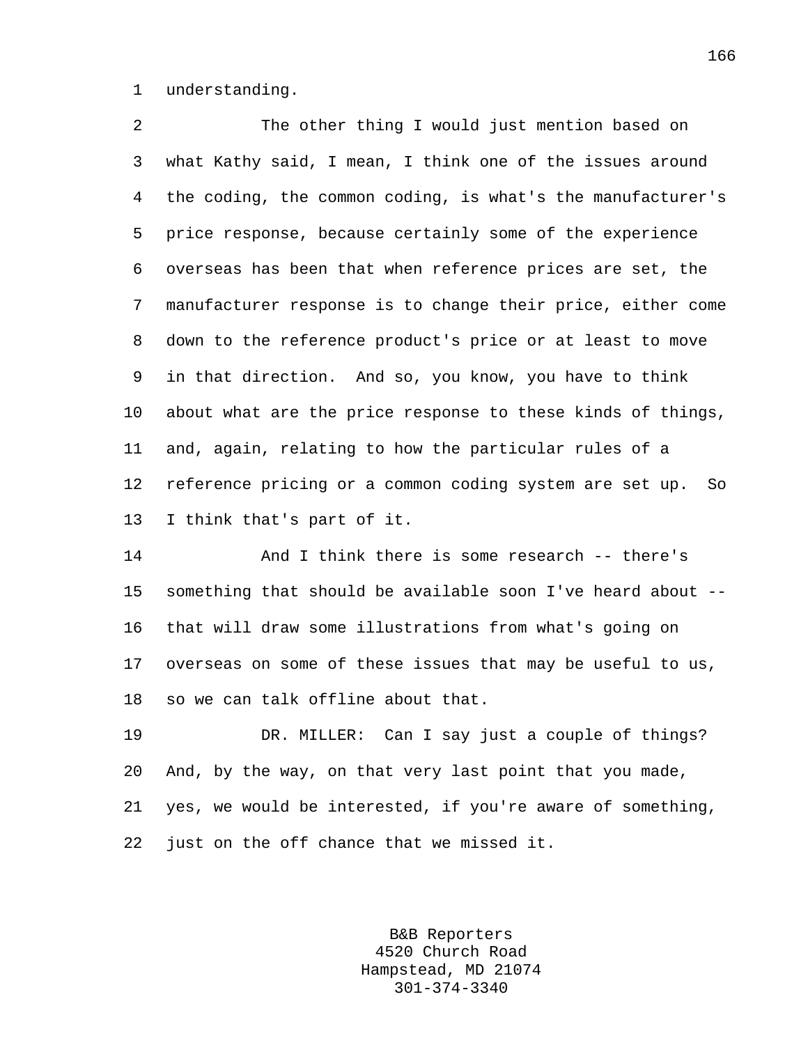understanding.

The other thing I would just mention based on what Kathy said, I mean, I think one of the issues around the coding, the common coding, is what's the manufacturer's price response, because certainly some of the experience overseas has been that when reference prices are set, the manufacturer response is to change their price, either come down to the reference product's price or at least to move in that direction. And so, you know, you have to think about what are the price response to these kinds of things, and, again, relating to how the particular rules of a reference pricing or a common coding system are set up. So I think that's part of it.

And I think there is some research -- there's something that should be available soon I've heard about -- that will draw some illustrations from what's going on overseas on some of these issues that may be useful to us, so we can talk offline about that.

DR. MILLER: Can I say just a couple of things? And, by the way, on that very last point that you made, yes, we would be interested, if you're aware of something, just on the off chance that we missed it.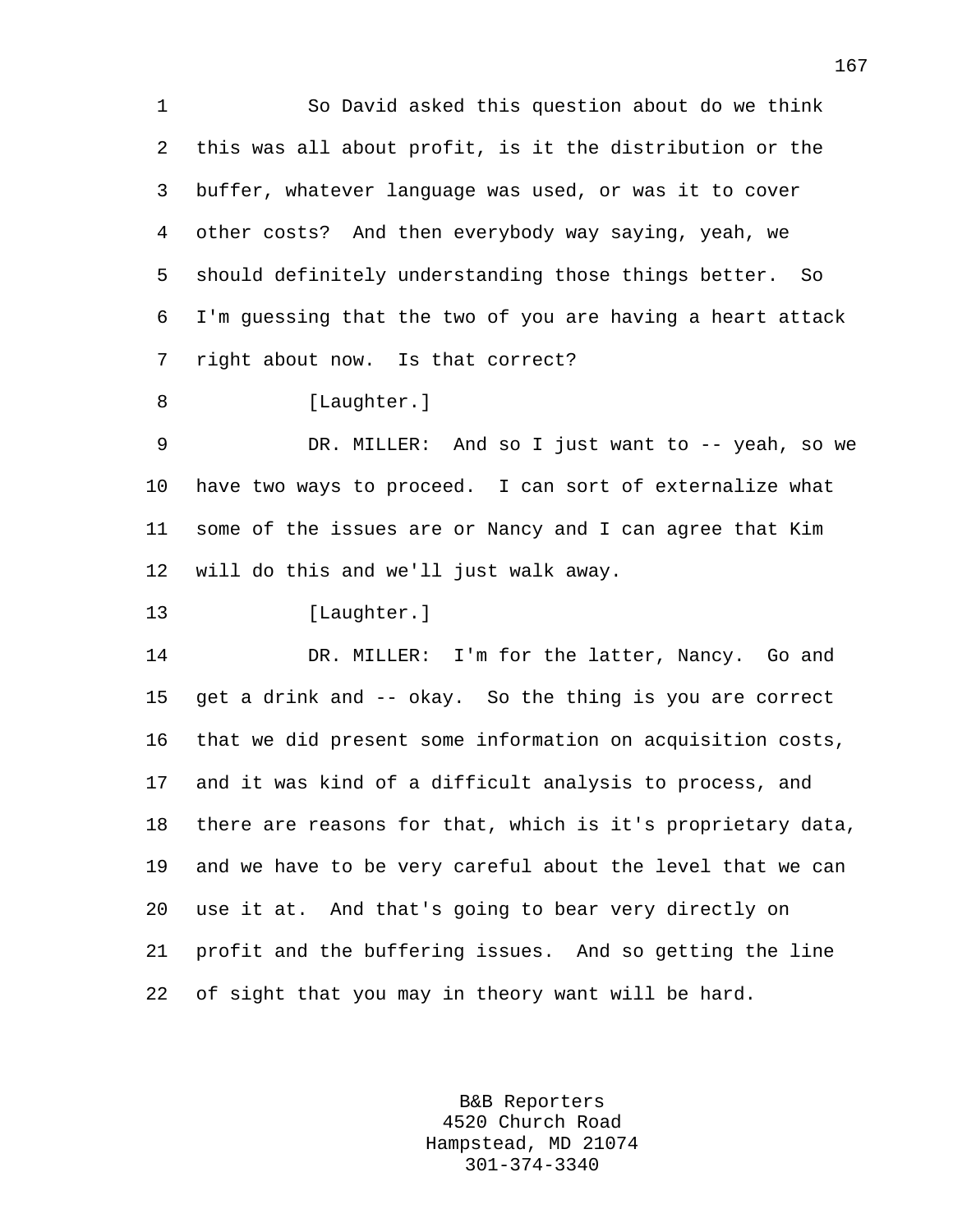So David asked this question about do we think this was all about profit, is it the distribution or the buffer, whatever language was used, or was it to cover other costs? And then everybody way saying, yeah, we should definitely understanding those things better. So I'm guessing that the two of you are having a heart attack right about now. Is that correct?

[Laughter.]

DR. MILLER: And so I just want to -- yeah, so we have two ways to proceed. I can sort of externalize what some of the issues are or Nancy and I can agree that Kim will do this and we'll just walk away.

[Laughter.]

DR. MILLER: I'm for the latter, Nancy. Go and get a drink and -- okay. So the thing is you are correct that we did present some information on acquisition costs, and it was kind of a difficult analysis to process, and there are reasons for that, which is it's proprietary data, and we have to be very careful about the level that we can use it at. And that's going to bear very directly on profit and the buffering issues. And so getting the line of sight that you may in theory want will be hard.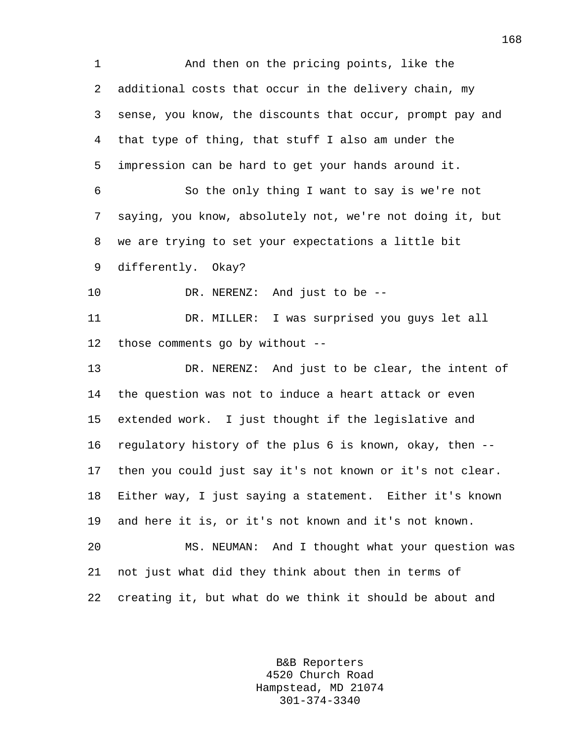And then on the pricing points, like the additional costs that occur in the delivery chain, my sense, you know, the discounts that occur, prompt pay and that type of thing, that stuff I also am under the impression can be hard to get your hands around it.

So the only thing I want to say is we're not saying, you know, absolutely not, we're not doing it, but we are trying to set your expectations a little bit differently. Okay?

DR. NERENZ: And just to be --

DR. MILLER: I was surprised you guys let all those comments go by without --

DR. NERENZ: And just to be clear, the intent of the question was not to induce a heart attack or even extended work. I just thought if the legislative and regulatory history of the plus 6 is known, okay, then -- then you could just say it's not known or it's not clear. Either way, I just saying a statement. Either it's known and here it is, or it's not known and it's not known.

MS. NEUMAN: And I thought what your question was not just what did they think about then in terms of creating it, but what do we think it should be about and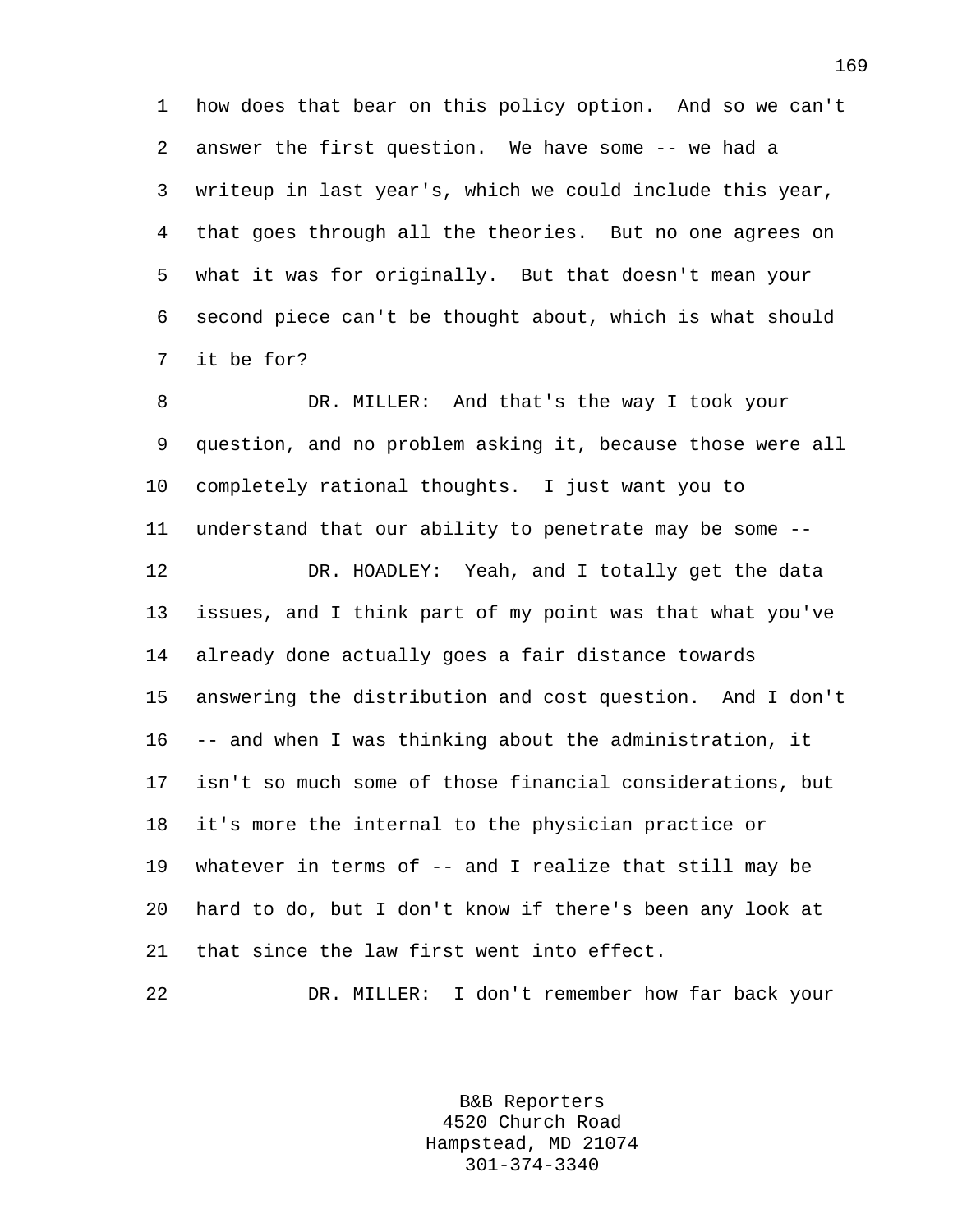how does that bear on this policy option. And so we can't answer the first question. We have some -- we had a writeup in last year's, which we could include this year, that goes through all the theories. But no one agrees on what it was for originally. But that doesn't mean your second piece can't be thought about, which is what should it be for?

DR. MILLER: And that's the way I took your question, and no problem asking it, because those were all completely rational thoughts. I just want you to understand that our ability to penetrate may be some --

DR. HOADLEY: Yeah, and I totally get the data issues, and I think part of my point was that what you've already done actually goes a fair distance towards answering the distribution and cost question. And I don't -- and when I was thinking about the administration, it isn't so much some of those financial considerations, but it's more the internal to the physician practice or whatever in terms of -- and I realize that still may be hard to do, but I don't know if there's been any look at that since the law first went into effect.

DR. MILLER: I don't remember how far back your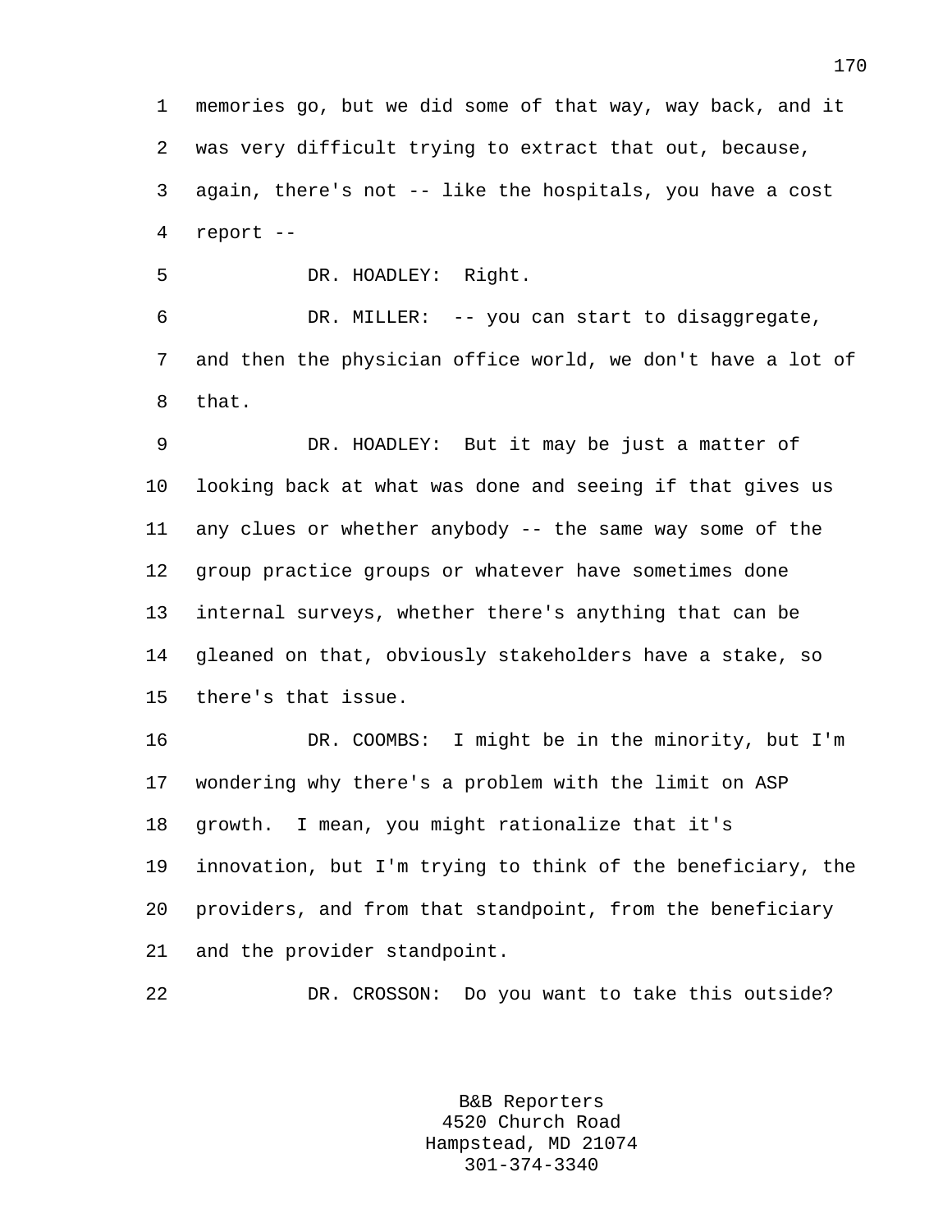memories go, but we did some of that way, way back, and it was very difficult trying to extract that out, because, again, there's not -- like the hospitals, you have a cost report --

DR. HOADLEY: Right.

DR. MILLER: -- you can start to disaggregate, and then the physician office world, we don't have a lot of that.

DR. HOADLEY: But it may be just a matter of looking back at what was done and seeing if that gives us any clues or whether anybody -- the same way some of the group practice groups or whatever have sometimes done internal surveys, whether there's anything that can be gleaned on that, obviously stakeholders have a stake, so there's that issue.

DR. COOMBS: I might be in the minority, but I'm wondering why there's a problem with the limit on ASP growth. I mean, you might rationalize that it's innovation, but I'm trying to think of the beneficiary, the providers, and from that standpoint, from the beneficiary and the provider standpoint.

DR. CROSSON: Do you want to take this outside?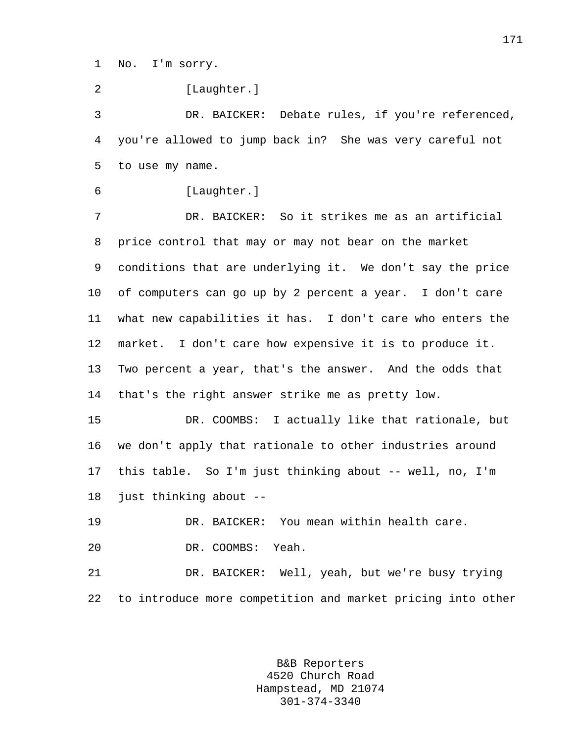1 No. I'm sorry.

2 [Laughter.]

3 DR. BAICKER: Debate rules, if you're referenced,

4 you're allowed to jump back in? She was very careful not

5 to use my name.

6 [Laughter.]

7 DR. BAICKER: So it strikes me as an artificial

8 price control that may or may not bear on the market

9 conditions that are underlying it. We don't say the price

10 of computers can go up by 2 percent a year. I don't care

11 what new capabilities it has. I don't care who enters the

12 market. I don't care how expensive it is to produce it.

13 Two percent a year, that's the answer. And the odds that

14 that's the right answer strike me as pretty low.

15 DR. COOMBS: I actually like that rationale, but

16 we don't apply that rationale to other industries around

17 this table. So I'm just thinking about -- well, no, I'm

18 just thinking about --

19 DR. BAICKER: You mean within health care.

20 DR. COOMBS: Yeah.

21 DR. BAICKER: Well, yeah, but we're busy trying

22 to introduce more competition and market pricing into other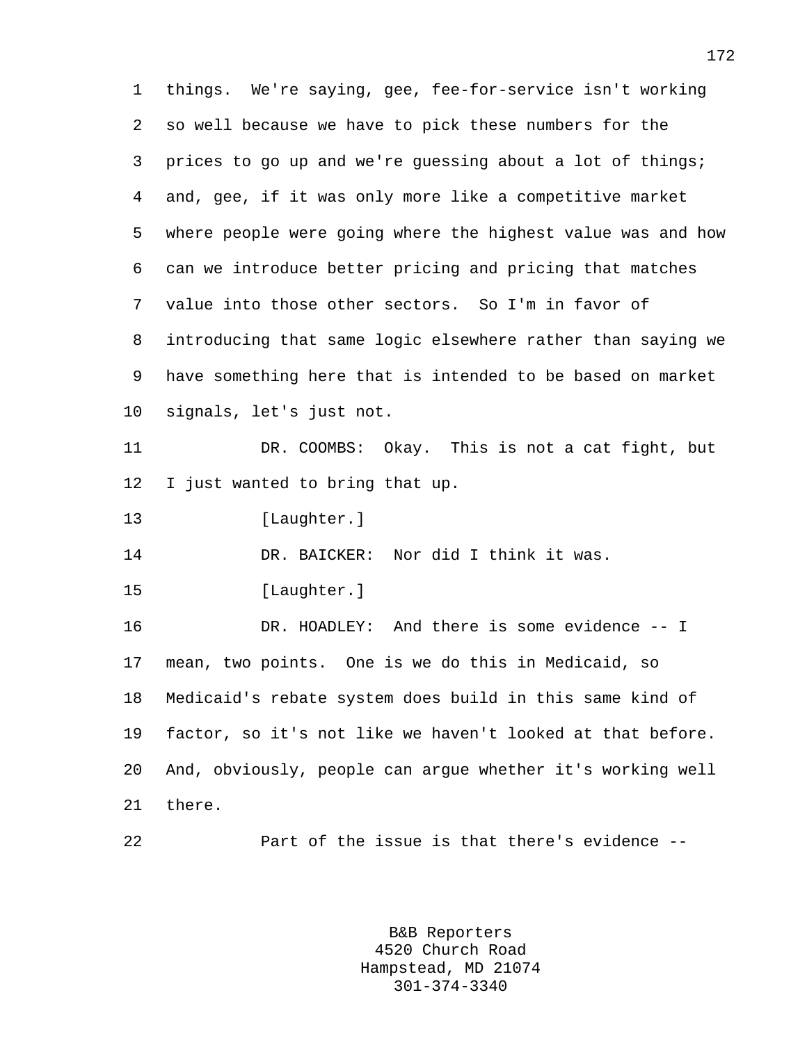things. We're saying, gee, fee-for-service isn't working so well because we have to pick these numbers for the prices to go up and we're guessing about a lot of things; and, gee, if it was only more like a competitive market where people were going where the highest value was and how can we introduce better pricing and pricing that matches value into those other sectors. So I'm in favor of introducing that same logic elsewhere rather than saying we have something here that is intended to be based on market signals, let's just not.

DR. COOMBS: Okay. This is not a cat fight, but I just wanted to bring that up.

[Laughter.]

DR. BAICKER: Nor did I think it was.

[Laughter.]

DR. HOADLEY: And there is some evidence -- I mean, two points. One is we do this in Medicaid, so Medicaid's rebate system does build in this same kind of factor, so it's not like we haven't looked at that before. And, obviously, people can argue whether it's working well there.

Part of the issue is that there's evidence --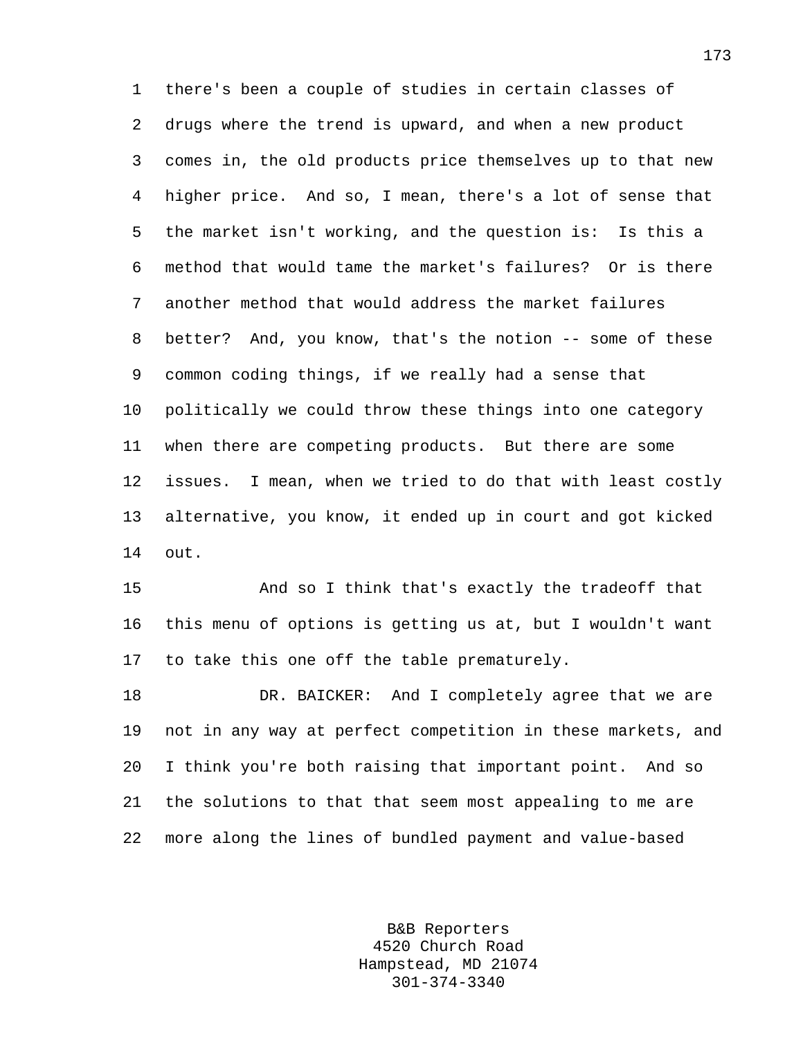there's been a couple of studies in certain classes of drugs where the trend is upward, and when a new product comes in, the old products price themselves up to that new higher price. And so, I mean, there's a lot of sense that the market isn't working, and the question is: Is this a method that would tame the market's failures? Or is there another method that would address the market failures better? And, you know, that's the notion -- some of these common coding things, if we really had a sense that politically we could throw these things into one category when there are competing products. But there are some issues. I mean, when we tried to do that with least costly alternative, you know, it ended up in court and got kicked out.

And so I think that's exactly the tradeoff that this menu of options is getting us at, but I wouldn't want to take this one off the table prematurely.

DR. BAICKER: And I completely agree that we are not in any way at perfect competition in these markets, and I think you're both raising that important point. And so the solutions to that that seem most appealing to me are more along the lines of bundled payment and value-based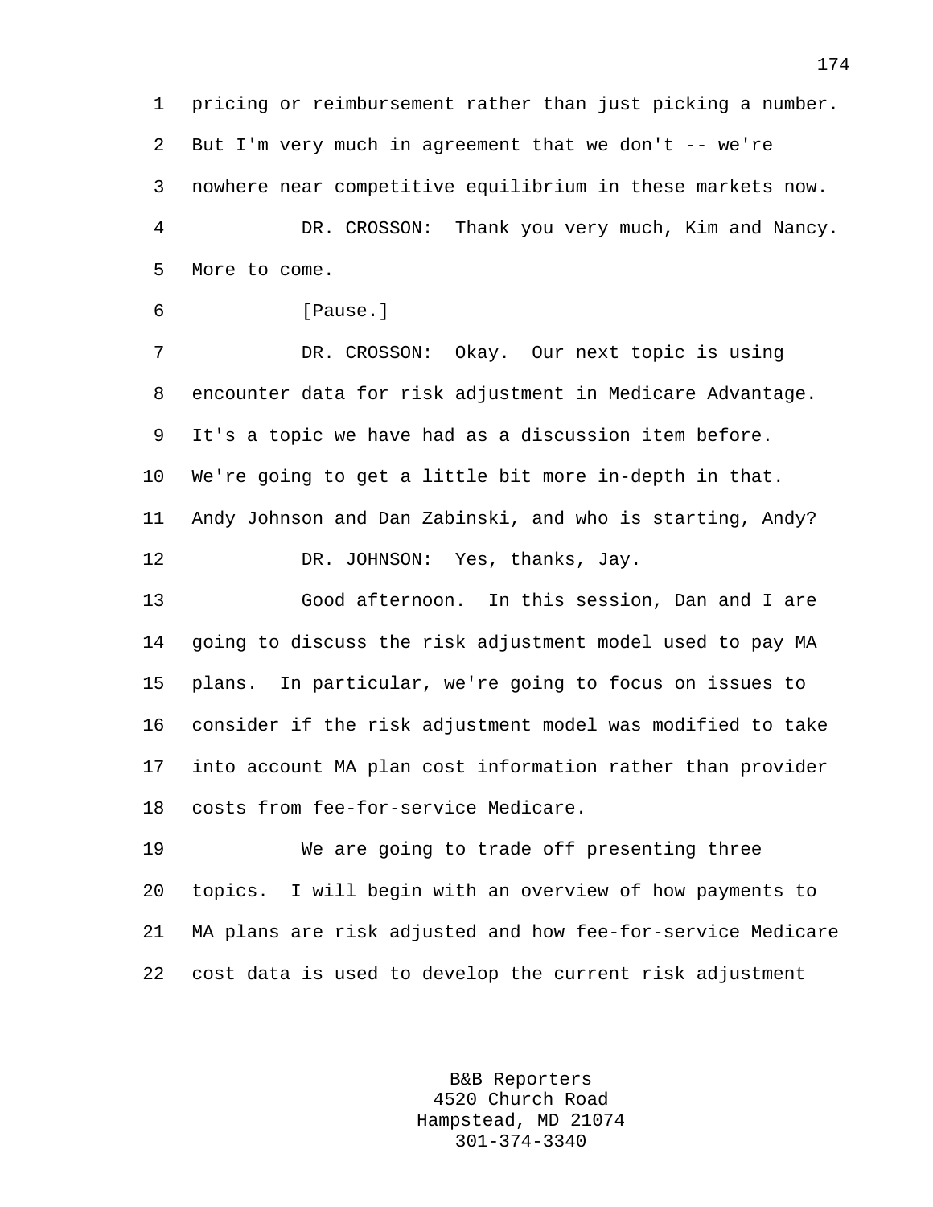pricing or reimbursement rather than just picking a number. But I'm very much in agreement that we don't -- we're nowhere near competitive equilibrium in these markets now.

DR. CROSSON: Thank you very much, Kim and Nancy. More to come.

[Pause.]

DR. CROSSON: Okay. Our next topic is using encounter data for risk adjustment in Medicare Advantage. It's a topic we have had as a discussion item before. We're going to get a little bit more in-depth in that. Andy Johnson and Dan Zabinski, and who is starting, Andy?

DR. JOHNSON: Yes, thanks, Jay.

Good afternoon. In this session, Dan and I are going to discuss the risk adjustment model used to pay MA plans. In particular, we're going to focus on issues to consider if the risk adjustment model was modified to take into account MA plan cost information rather than provider costs from fee-for-service Medicare.

We are going to trade off presenting three topics. I will begin with an overview of how payments to MA plans are risk adjusted and how fee-for-service Medicare cost data is used to develop the current risk adjustment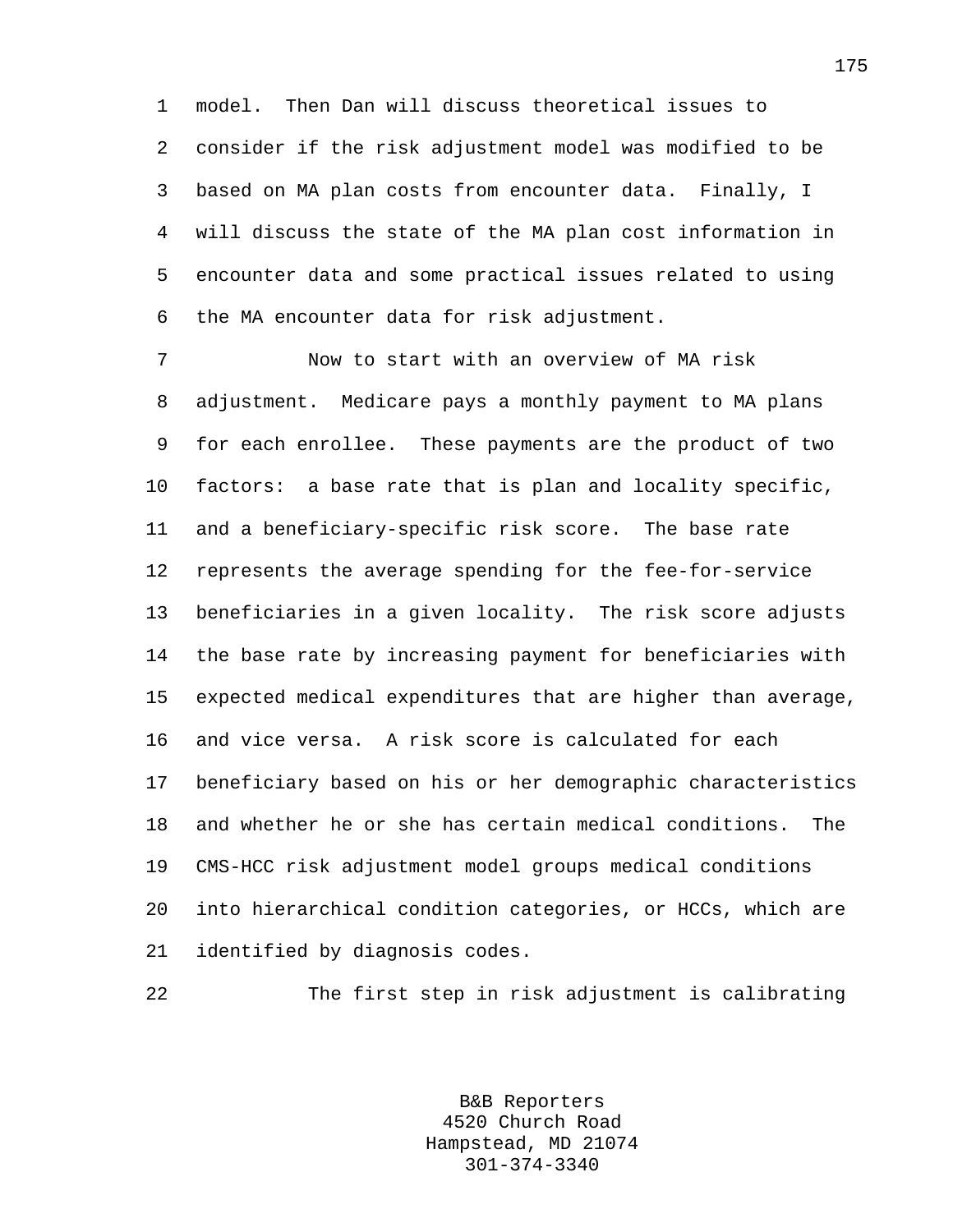model. Then Dan will discuss theoretical issues to consider if the risk adjustment model was modified to be based on MA plan costs from encounter data. Finally, I will discuss the state of the MA plan cost information in encounter data and some practical issues related to using the MA encounter data for risk adjustment.

Now to start with an overview of MA risk adjustment. Medicare pays a monthly payment to MA plans for each enrollee. These payments are the product of two factors: a base rate that is plan and locality specific, and a beneficiary-specific risk score. The base rate represents the average spending for the fee-for-service beneficiaries in a given locality. The risk score adjusts the base rate by increasing payment for beneficiaries with expected medical expenditures that are higher than average, and vice versa. A risk score is calculated for each beneficiary based on his or her demographic characteristics and whether he or she has certain medical conditions. The CMS-HCC risk adjustment model groups medical conditions into hierarchical condition categories, or HCCs, which are identified by diagnosis codes.

The first step in risk adjustment is calibrating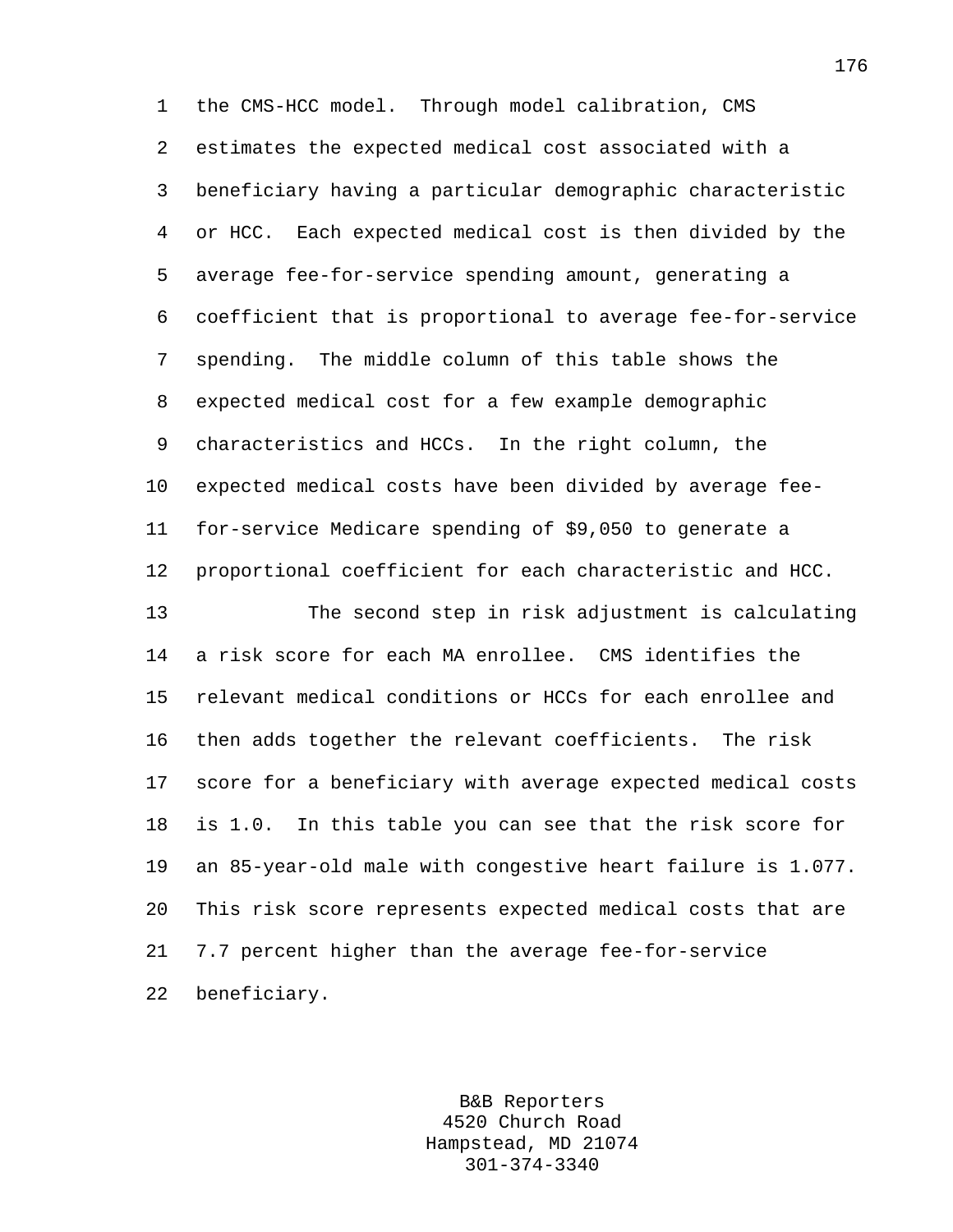the CMS-HCC model. Through model calibration, CMS estimates the expected medical cost associated with a beneficiary having a particular demographic characteristic or HCC. Each expected medical cost is then divided by the average fee-for-service spending amount, generating a coefficient that is proportional to average fee-for-service spending. The middle column of this table shows the expected medical cost for a few example demographic characteristics and HCCs. In the right column, the expected medical costs have been divided by average fee-for-service Medicare spending of $9,050 to generate a proportional coefficient for each characteristic and HCC.

The second step in risk adjustment is calculating a risk score for each MA enrollee. CMS identifies the relevant medical conditions or HCCs for each enrollee and then adds together the relevant coefficients. The risk score for a beneficiary with average expected medical costs is 1.0. In this table you can see that the risk score for an 85-year-old male with congestive heart failure is 1.077. This risk score represents expected medical costs that are 7.7 percent higher than the average fee-for-service beneficiary.

B&B Reporters
4520 Church Road
Hampstead, MD 21074
301-374-3340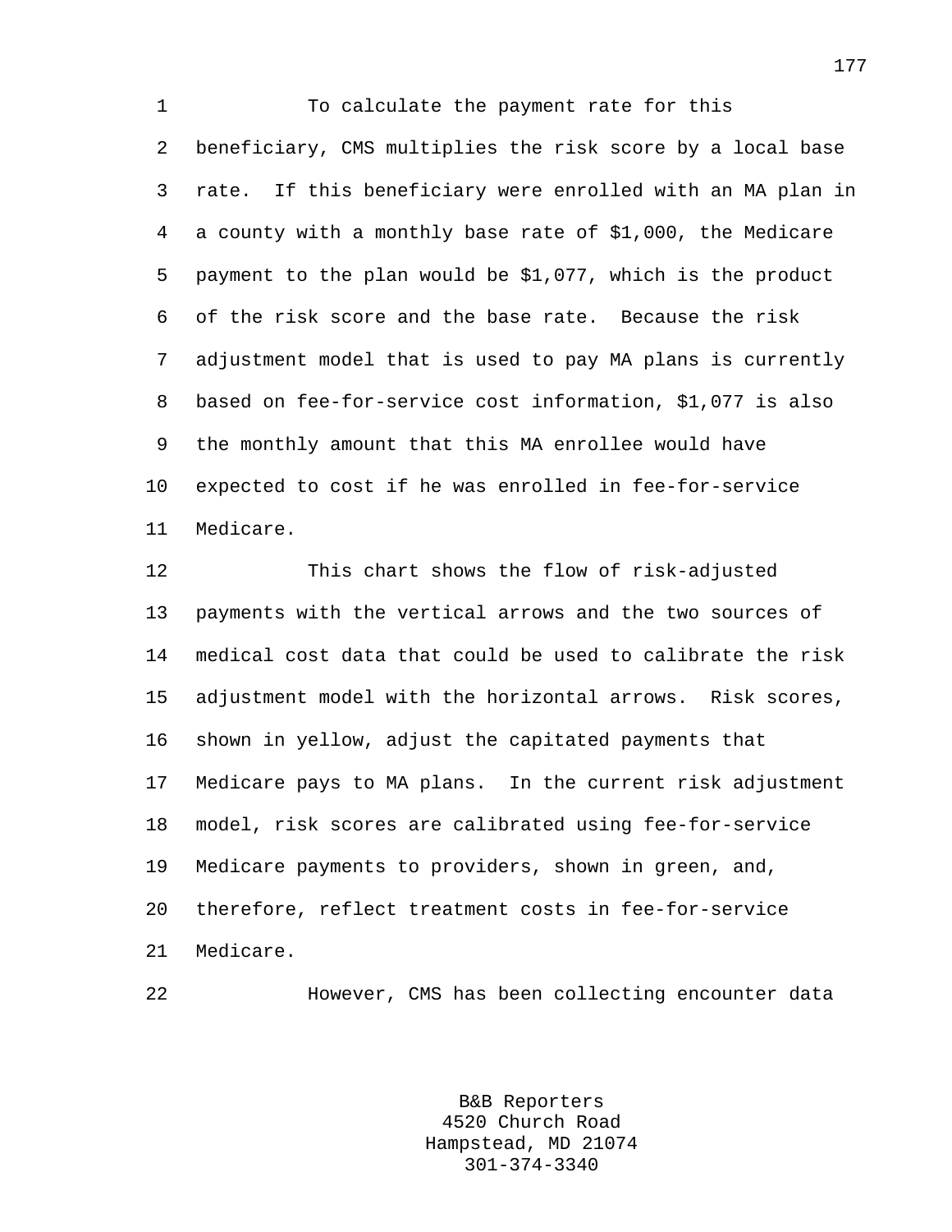To calculate the payment rate for this beneficiary, CMS multiplies the risk score by a local base rate. If this beneficiary were enrolled with an MA plan in a county with a monthly base rate of $1,000, the Medicare payment to the plan would be $1,077, which is the product of the risk score and the base rate. Because the risk adjustment model that is used to pay MA plans is currently based on fee-for-service cost information, $1,077 is also the monthly amount that this MA enrollee would have expected to cost if he was enrolled in fee-for-service Medicare.

This chart shows the flow of risk-adjusted payments with the vertical arrows and the two sources of medical cost data that could be used to calibrate the risk adjustment model with the horizontal arrows. Risk scores, shown in yellow, adjust the capitated payments that Medicare pays to MA plans. In the current risk adjustment model, risk scores are calibrated using fee-for-service Medicare payments to providers, shown in green, and, therefore, reflect treatment costs in fee-for-service Medicare.

However, CMS has been collecting encounter data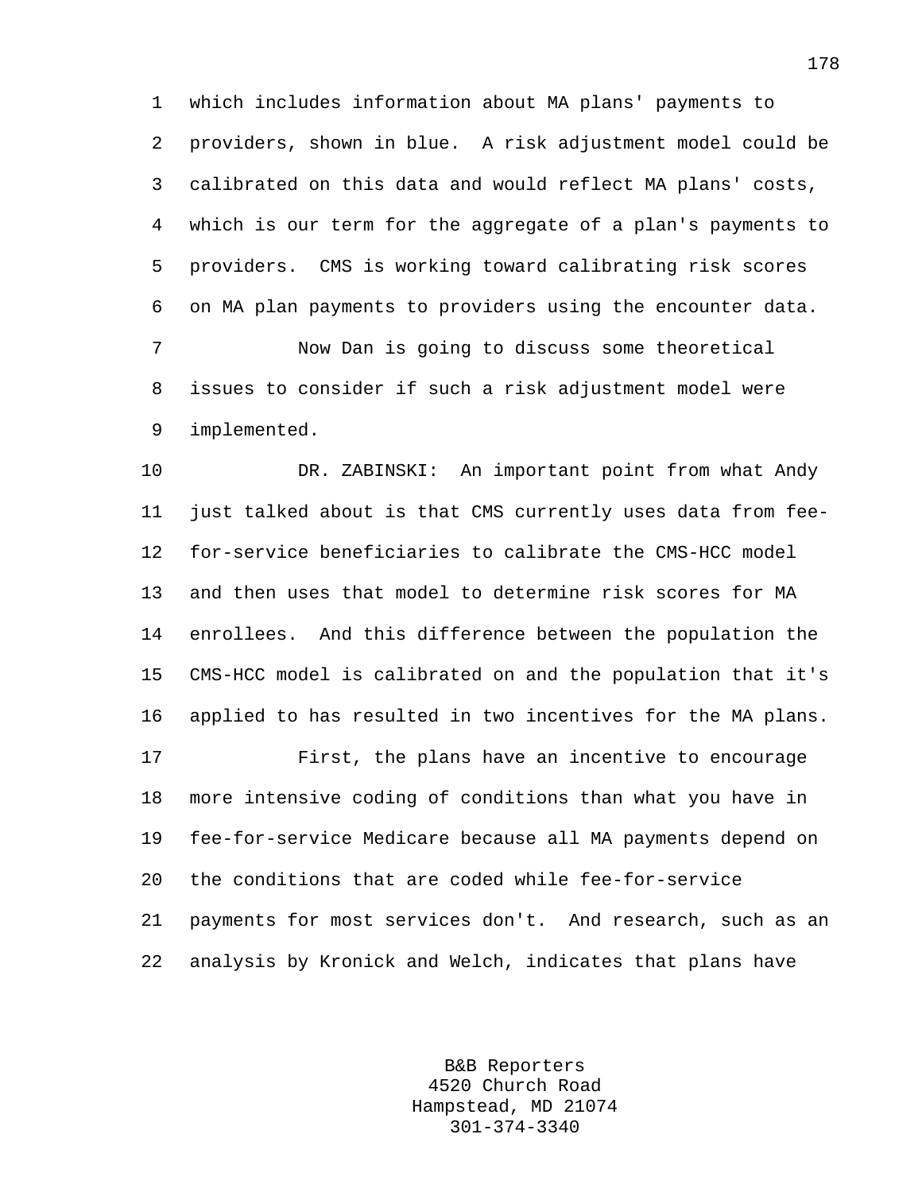which includes information about MA plans' payments to providers, shown in blue. A risk adjustment model could be calibrated on this data and would reflect MA plans' costs, which is our term for the aggregate of a plan's payments to providers. CMS is working toward calibrating risk scores on MA plan payments to providers using the encounter data.

Now Dan is going to discuss some theoretical issues to consider if such a risk adjustment model were implemented.

DR. ZABINSKI: An important point from what Andy just talked about is that CMS currently uses data from fee-for-service beneficiaries to calibrate the CMS-HCC model and then uses that model to determine risk scores for MA enrollees. And this difference between the population the CMS-HCC model is calibrated on and the population that it's applied to has resulted in two incentives for the MA plans.

First, the plans have an incentive to encourage more intensive coding of conditions than what you have in fee-for-service Medicare because all MA payments depend on the conditions that are coded while fee-for-service payments for most services don't. And research, such as an analysis by Kronick and Welch, indicates that plans have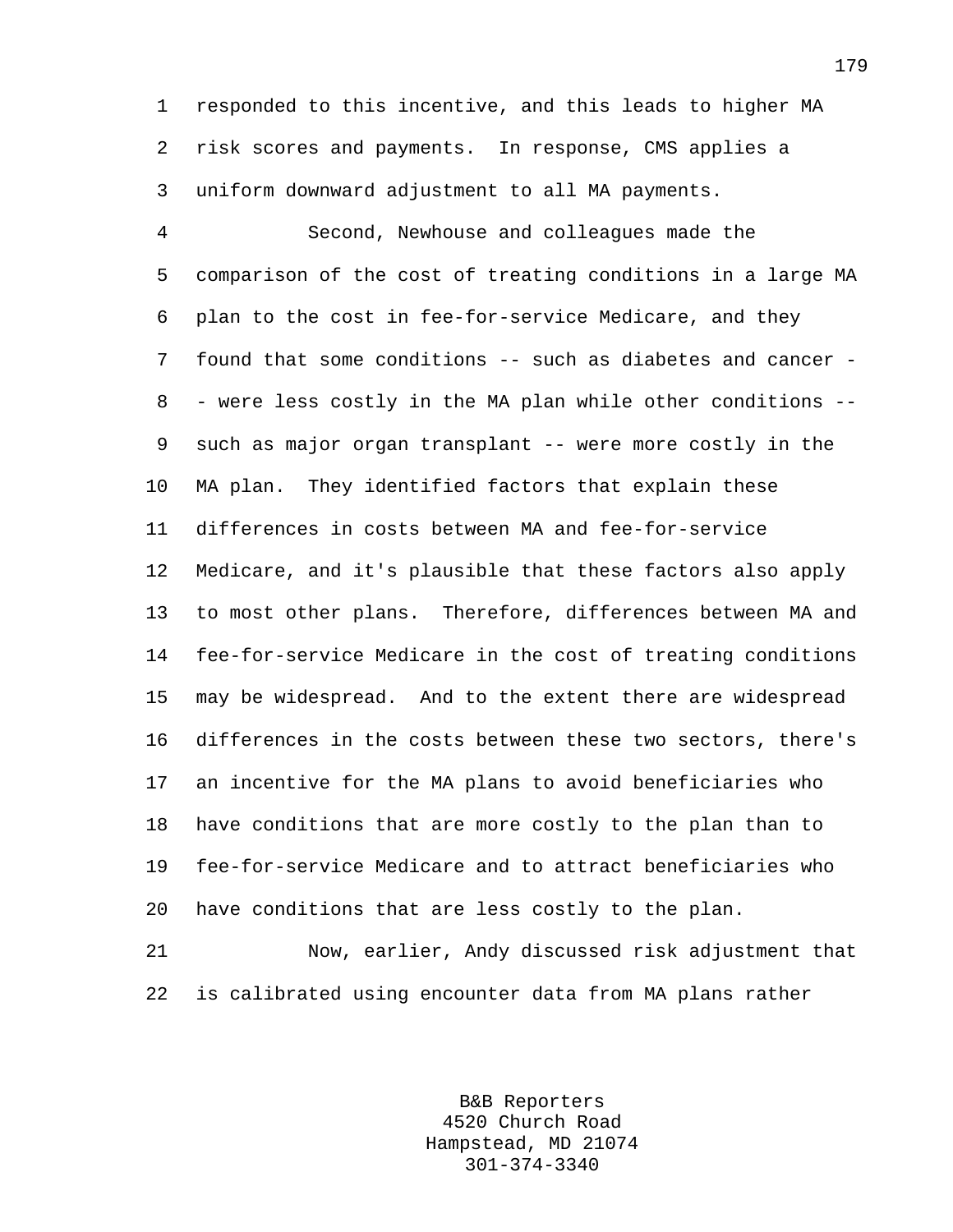responded to this incentive, and this leads to higher MA risk scores and payments. In response, CMS applies a uniform downward adjustment to all MA payments.

Second, Newhouse and colleagues made the comparison of the cost of treating conditions in a large MA plan to the cost in fee-for-service Medicare, and they found that some conditions -- such as diabetes and cancer -- were less costly in the MA plan while other conditions -- such as major organ transplant -- were more costly in the MA plan. They identified factors that explain these differences in costs between MA and fee-for-service Medicare, and it's plausible that these factors also apply to most other plans. Therefore, differences between MA and fee-for-service Medicare in the cost of treating conditions may be widespread. And to the extent there are widespread differences in the costs between these two sectors, there's an incentive for the MA plans to avoid beneficiaries who have conditions that are more costly to the plan than to fee-for-service Medicare and to attract beneficiaries who have conditions that are less costly to the plan.

Now, earlier, Andy discussed risk adjustment that is calibrated using encounter data from MA plans rather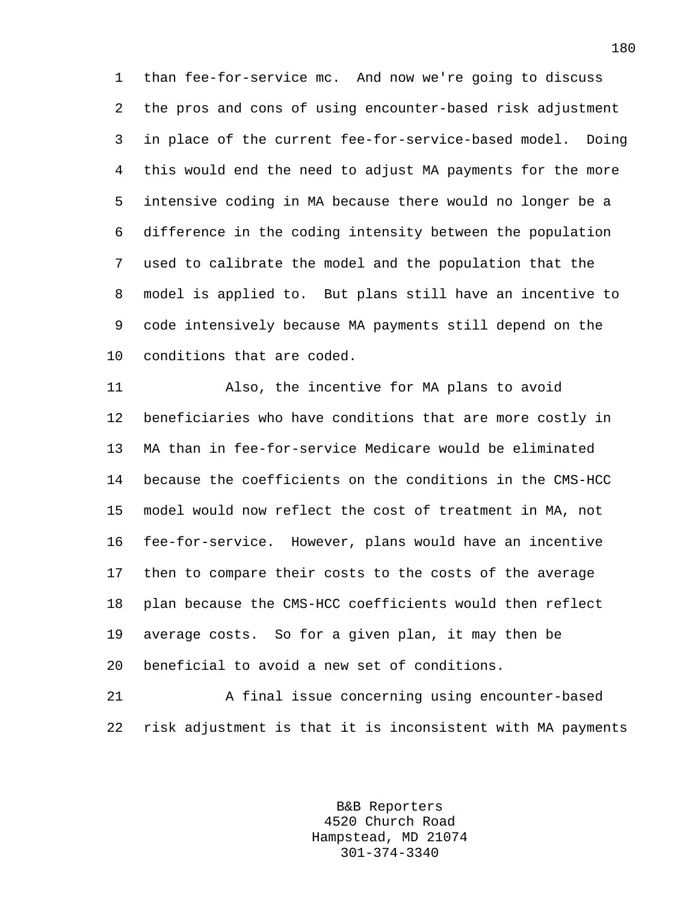than fee-for-service mc. And now we're going to discuss the pros and cons of using encounter-based risk adjustment in place of the current fee-for-service-based model. Doing this would end the need to adjust MA payments for the more intensive coding in MA because there would no longer be a difference in the coding intensity between the population used to calibrate the model and the population that the model is applied to. But plans still have an incentive to code intensively because MA payments still depend on the conditions that are coded.

Also, the incentive for MA plans to avoid beneficiaries who have conditions that are more costly in MA than in fee-for-service Medicare would be eliminated because the coefficients on the conditions in the CMS-HCC model would now reflect the cost of treatment in MA, not fee-for-service. However, plans would have an incentive then to compare their costs to the costs of the average plan because the CMS-HCC coefficients would then reflect average costs. So for a given plan, it may then be beneficial to avoid a new set of conditions.

A final issue concerning using encounter-based risk adjustment is that it is inconsistent with MA payments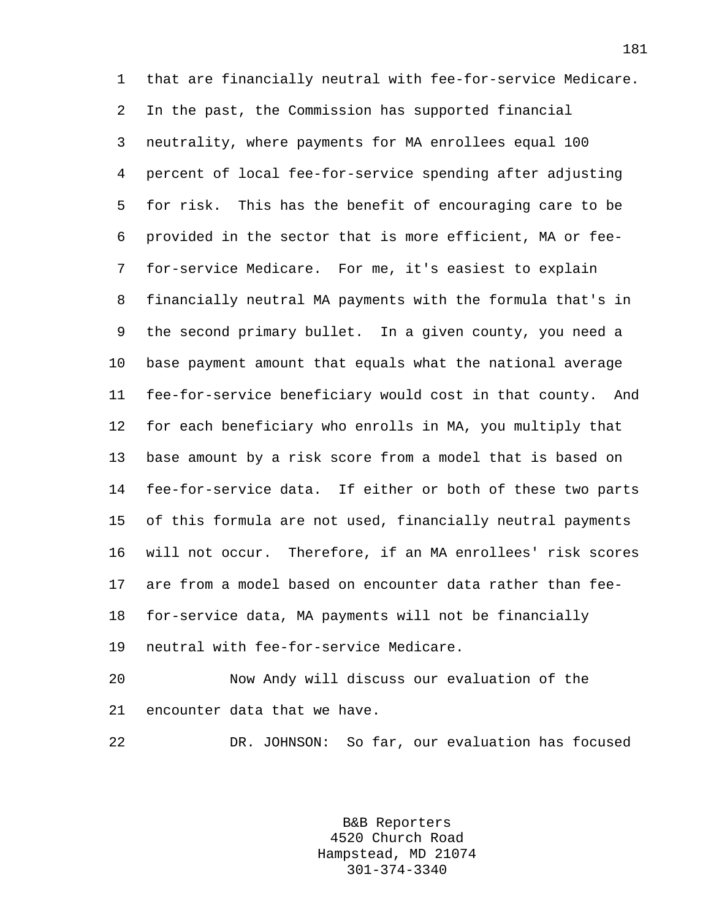that are financially neutral with fee-for-service Medicare. In the past, the Commission has supported financial neutrality, where payments for MA enrollees equal 100 percent of local fee-for-service spending after adjusting for risk. This has the benefit of encouraging care to be provided in the sector that is more efficient, MA or fee-for-service Medicare. For me, it's easiest to explain financially neutral MA payments with the formula that's in the second primary bullet. In a given county, you need a base payment amount that equals what the national average fee-for-service beneficiary would cost in that county. And for each beneficiary who enrolls in MA, you multiply that base amount by a risk score from a model that is based on fee-for-service data. If either or both of these two parts of this formula are not used, financially neutral payments will not occur. Therefore, if an MA enrollees' risk scores are from a model based on encounter data rather than fee-for-service data, MA payments will not be financially neutral with fee-for-service Medicare.

Now Andy will discuss our evaluation of the encounter data that we have.

DR. JOHNSON: So far, our evaluation has focused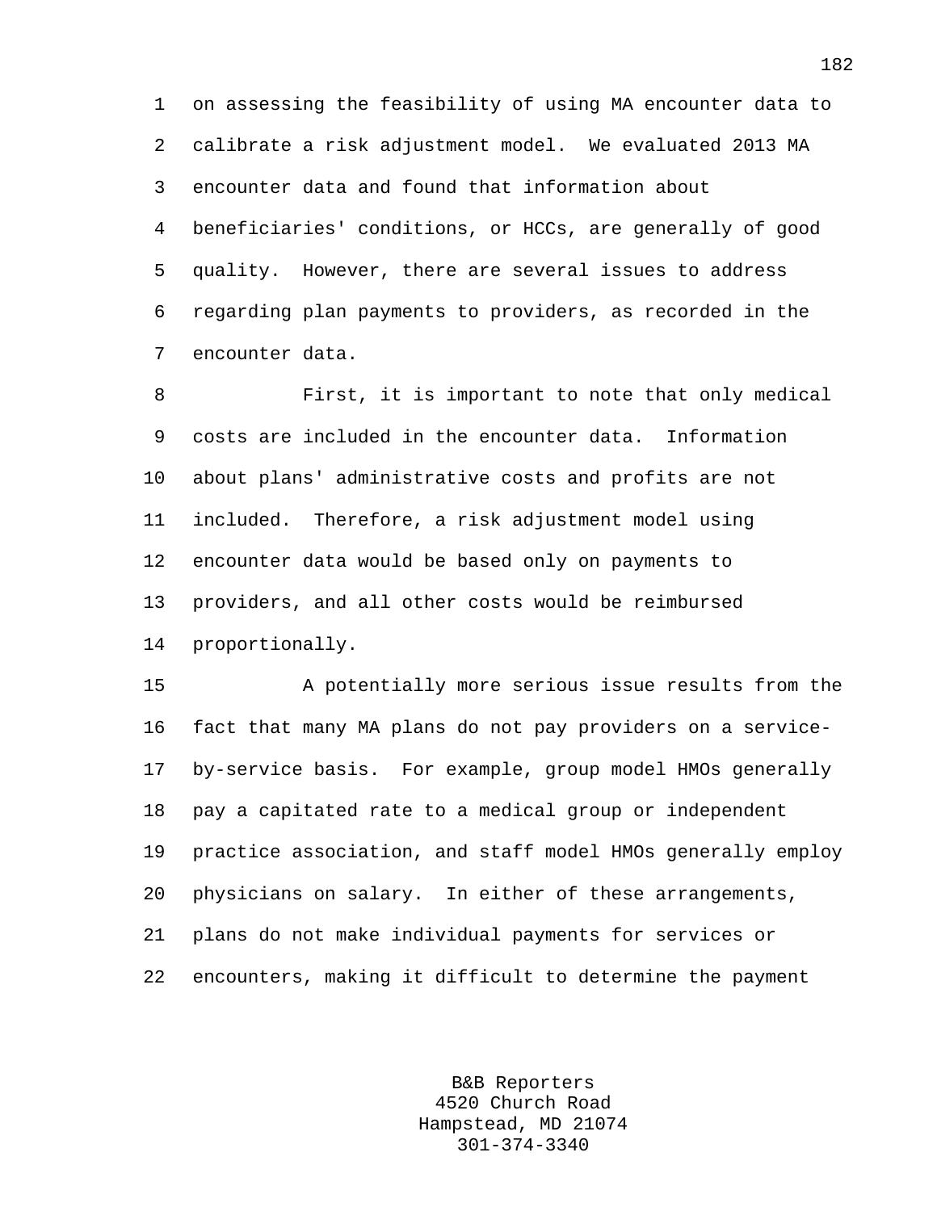on assessing the feasibility of using MA encounter data to calibrate a risk adjustment model. We evaluated 2013 MA encounter data and found that information about beneficiaries' conditions, or HCCs, are generally of good quality. However, there are several issues to address regarding plan payments to providers, as recorded in the encounter data.

First, it is important to note that only medical costs are included in the encounter data. Information about plans' administrative costs and profits are not included. Therefore, a risk adjustment model using encounter data would be based only on payments to providers, and all other costs would be reimbursed proportionally.

A potentially more serious issue results from the fact that many MA plans do not pay providers on a service-by-service basis. For example, group model HMOs generally pay a capitated rate to a medical group or independent practice association, and staff model HMOs generally employ physicians on salary. In either of these arrangements, plans do not make individual payments for services or encounters, making it difficult to determine the payment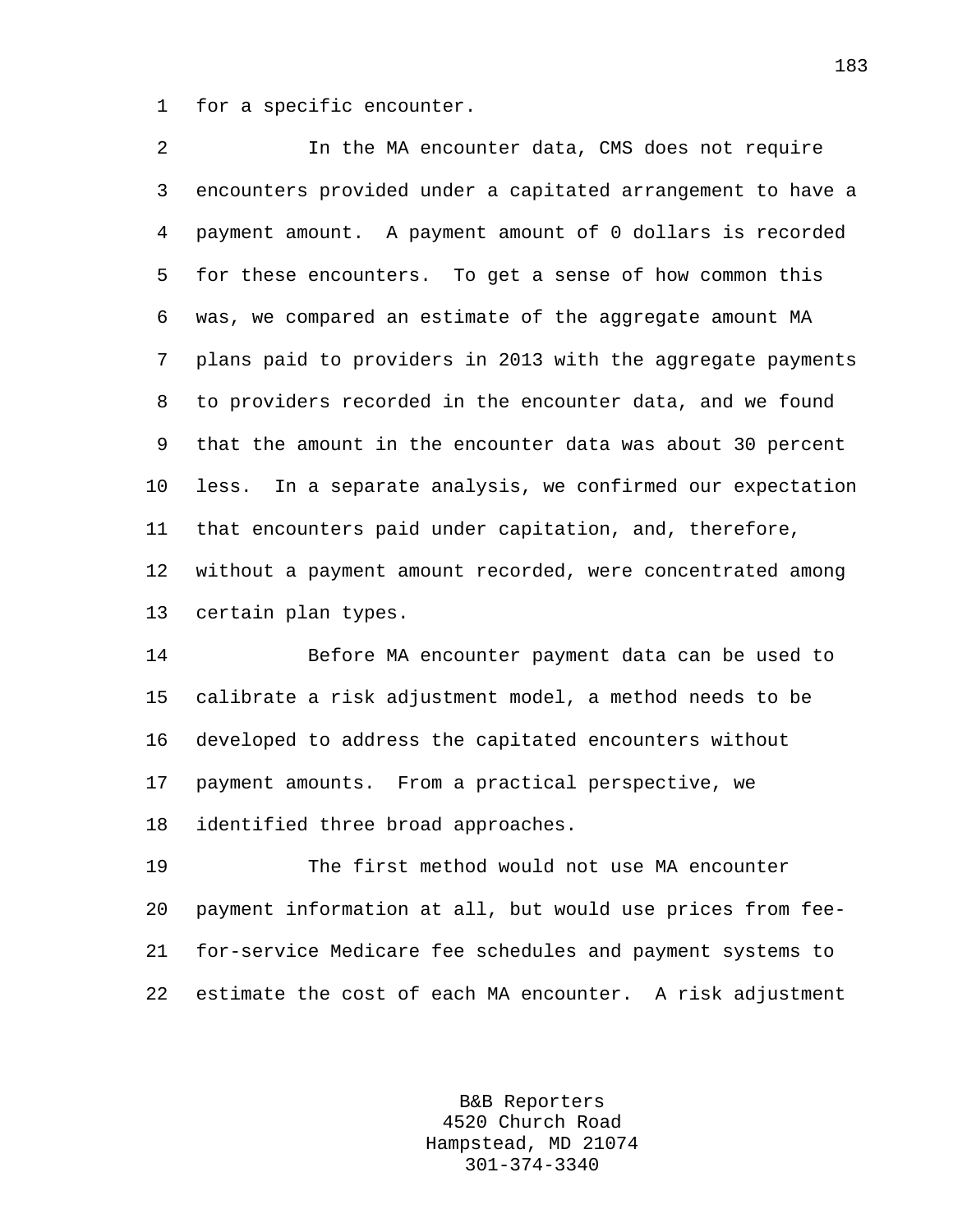for a specific encounter.

In the MA encounter data, CMS does not require encounters provided under a capitated arrangement to have a payment amount. A payment amount of 0 dollars is recorded for these encounters. To get a sense of how common this was, we compared an estimate of the aggregate amount MA plans paid to providers in 2013 with the aggregate payments to providers recorded in the encounter data, and we found that the amount in the encounter data was about 30 percent less. In a separate analysis, we confirmed our expectation that encounters paid under capitation, and, therefore, without a payment amount recorded, were concentrated among certain plan types.

Before MA encounter payment data can be used to calibrate a risk adjustment model, a method needs to be developed to address the capitated encounters without payment amounts. From a practical perspective, we identified three broad approaches.

The first method would not use MA encounter payment information at all, but would use prices from fee-for-service Medicare fee schedules and payment systems to estimate the cost of each MA encounter. A risk adjustment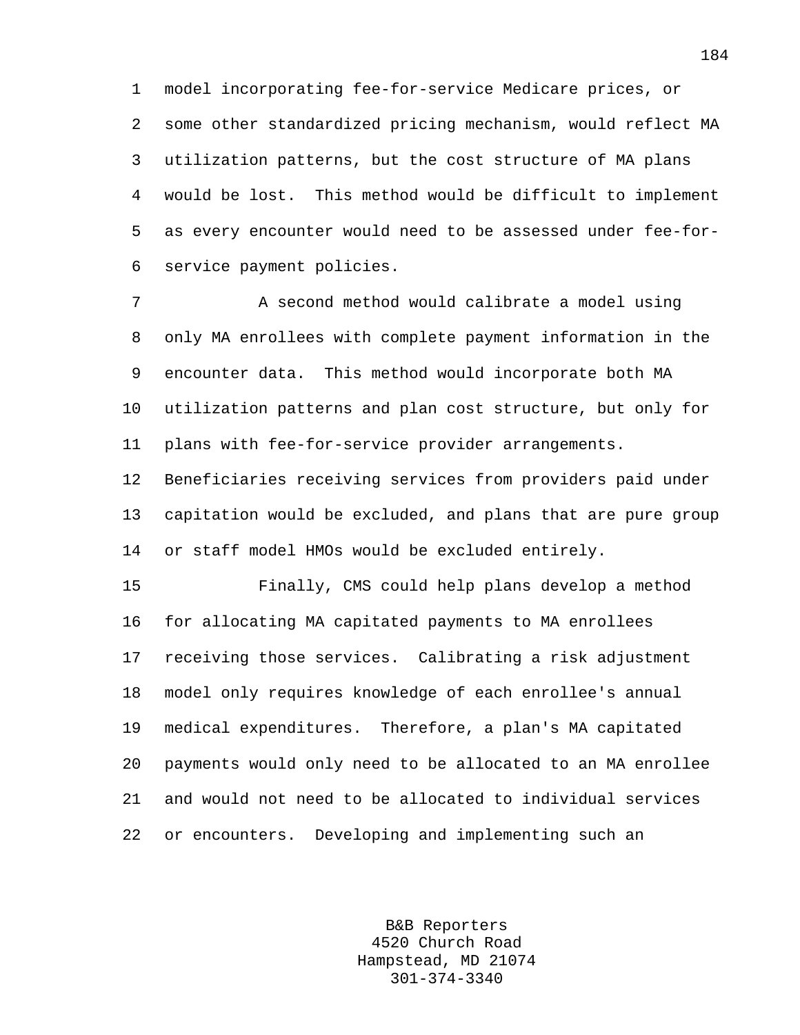model incorporating fee-for-service Medicare prices, or some other standardized pricing mechanism, would reflect MA utilization patterns, but the cost structure of MA plans would be lost. This method would be difficult to implement as every encounter would need to be assessed under fee-for-service payment policies.

A second method would calibrate a model using only MA enrollees with complete payment information in the encounter data. This method would incorporate both MA utilization patterns and plan cost structure, but only for plans with fee-for-service provider arrangements. Beneficiaries receiving services from providers paid under capitation would be excluded, and plans that are pure group or staff model HMOs would be excluded entirely.

Finally, CMS could help plans develop a method for allocating MA capitated payments to MA enrollees receiving those services. Calibrating a risk adjustment model only requires knowledge of each enrollee's annual medical expenditures. Therefore, a plan's MA capitated payments would only need to be allocated to an MA enrollee and would not need to be allocated to individual services or encounters. Developing and implementing such an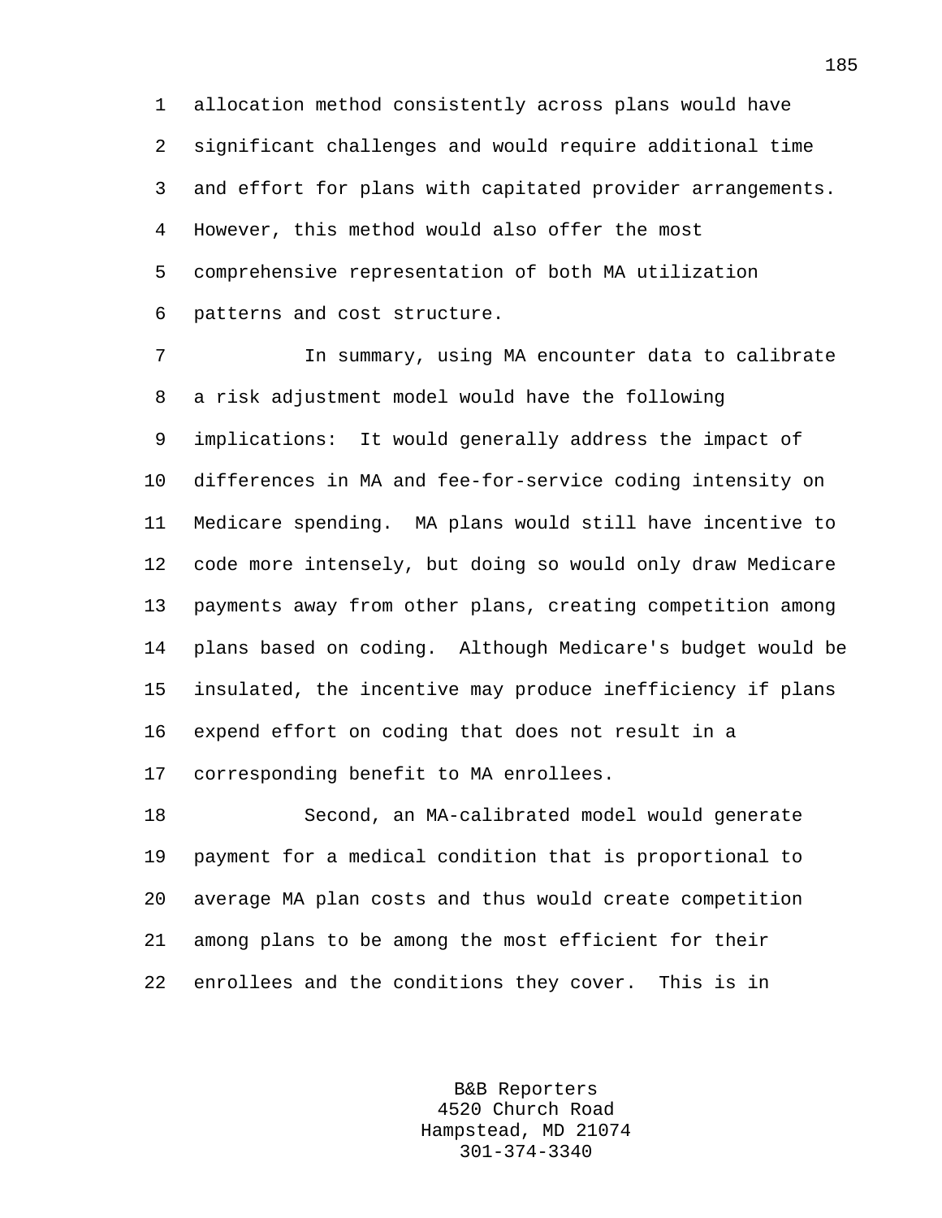allocation method consistently across plans would have significant challenges and would require additional time and effort for plans with capitated provider arrangements. However, this method would also offer the most comprehensive representation of both MA utilization patterns and cost structure.

In summary, using MA encounter data to calibrate a risk adjustment model would have the following implications: It would generally address the impact of differences in MA and fee-for-service coding intensity on Medicare spending. MA plans would still have incentive to code more intensely, but doing so would only draw Medicare payments away from other plans, creating competition among plans based on coding. Although Medicare's budget would be insulated, the incentive may produce inefficiency if plans expend effort on coding that does not result in a corresponding benefit to MA enrollees.

Second, an MA-calibrated model would generate payment for a medical condition that is proportional to average MA plan costs and thus would create competition among plans to be among the most efficient for their enrollees and the conditions they cover. This is in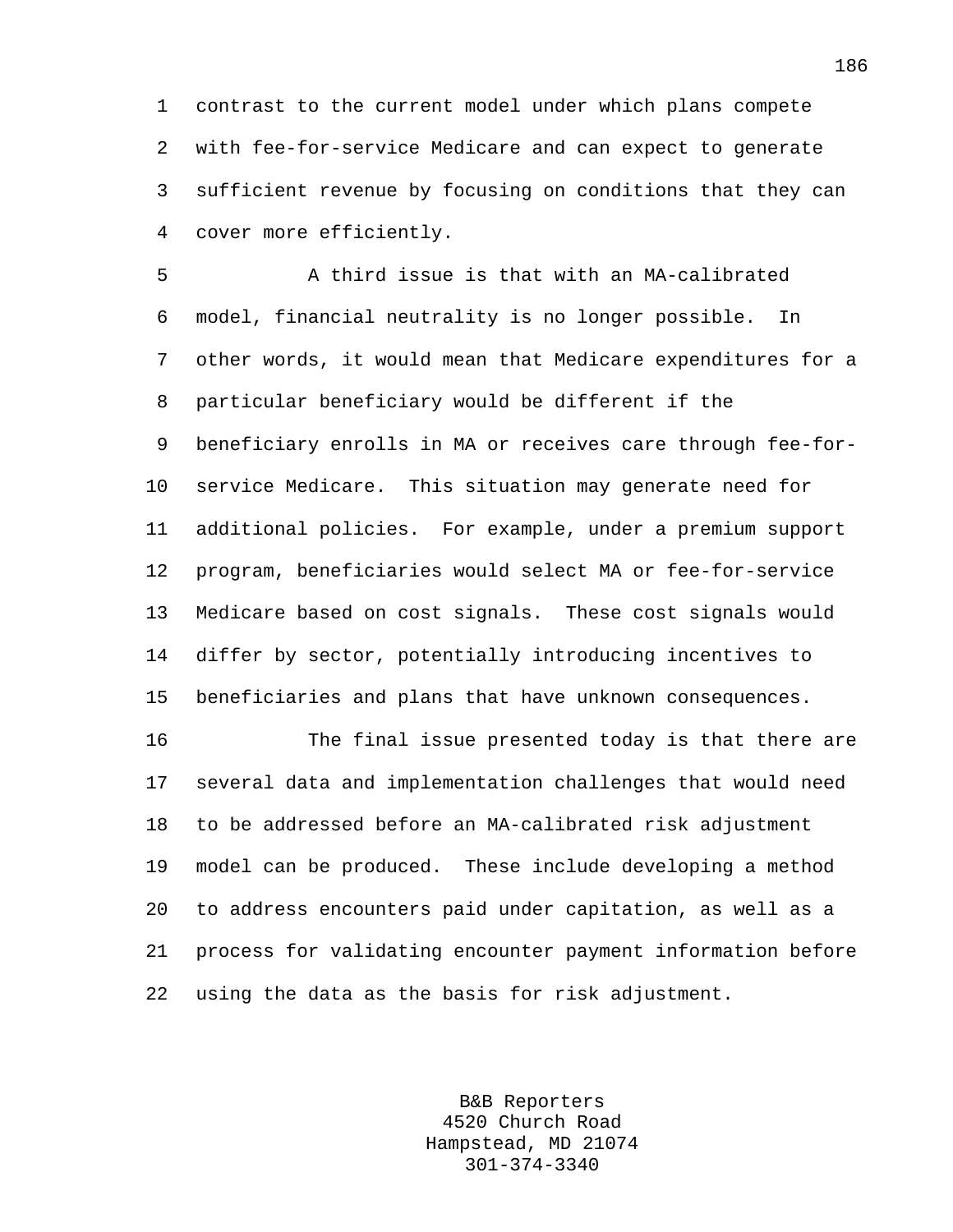contrast to the current model under which plans compete with fee-for-service Medicare and can expect to generate sufficient revenue by focusing on conditions that they can cover more efficiently.

A third issue is that with an MA-calibrated model, financial neutrality is no longer possible. In other words, it would mean that Medicare expenditures for a particular beneficiary would be different if the beneficiary enrolls in MA or receives care through fee-for-service Medicare. This situation may generate need for additional policies. For example, under a premium support program, beneficiaries would select MA or fee-for-service Medicare based on cost signals. These cost signals would differ by sector, potentially introducing incentives to beneficiaries and plans that have unknown consequences.

The final issue presented today is that there are several data and implementation challenges that would need to be addressed before an MA-calibrated risk adjustment model can be produced. These include developing a method to address encounters paid under capitation, as well as a process for validating encounter payment information before using the data as the basis for risk adjustment.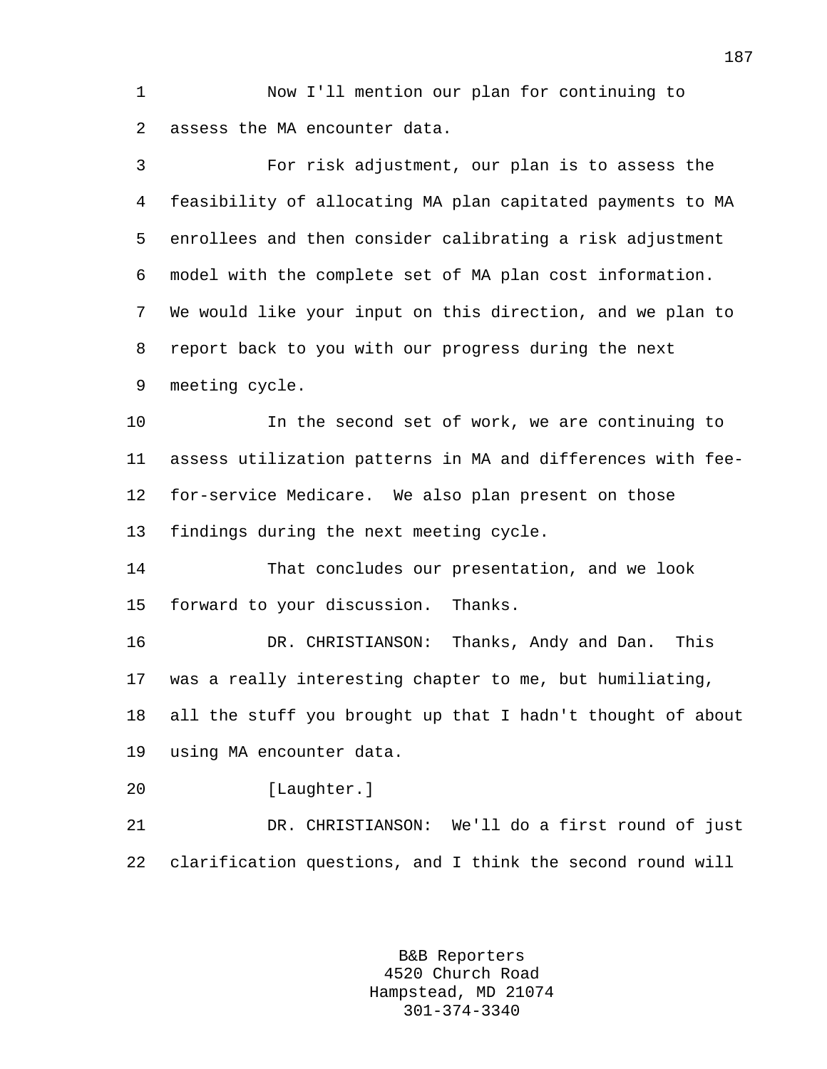Now I'll mention our plan for continuing to assess the MA encounter data.

For risk adjustment, our plan is to assess the feasibility of allocating MA plan capitated payments to MA enrollees and then consider calibrating a risk adjustment model with the complete set of MA plan cost information. We would like your input on this direction, and we plan to report back to you with our progress during the next meeting cycle.

In the second set of work, we are continuing to assess utilization patterns in MA and differences with fee-for-service Medicare. We also plan present on those findings during the next meeting cycle.

That concludes our presentation, and we look forward to your discussion. Thanks.

DR. CHRISTIANSON: Thanks, Andy and Dan. This was a really interesting chapter to me, but humiliating, all the stuff you brought up that I hadn't thought of about using MA encounter data.

[Laughter.]

DR. CHRISTIANSON: We'll do a first round of just clarification questions, and I think the second round will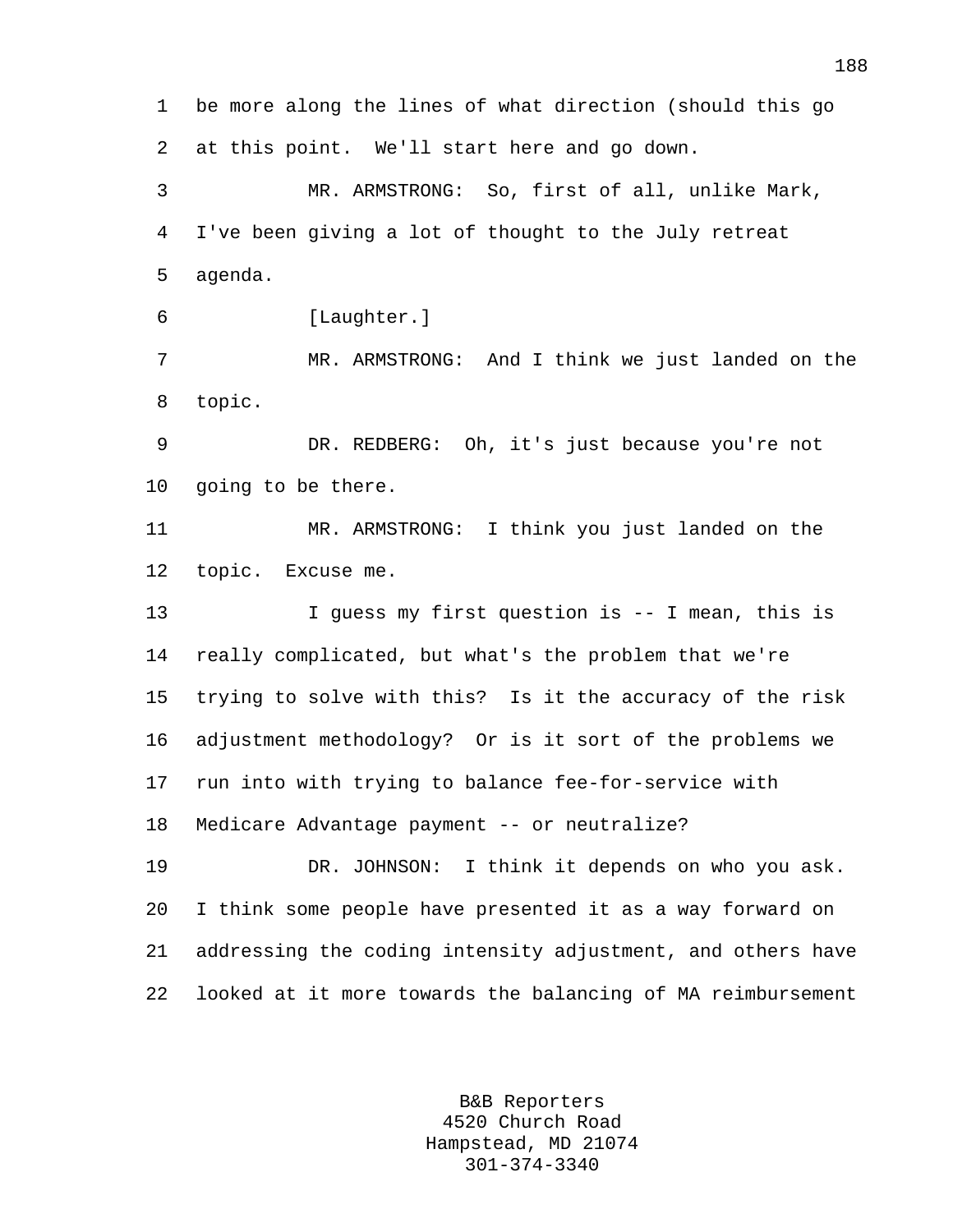be more along the lines of what direction (should this go at this point. We'll start here and go down.

MR. ARMSTRONG: So, first of all, unlike Mark, I've been giving a lot of thought to the July retreat agenda.

[Laughter.]

MR. ARMSTRONG: And I think we just landed on the topic.

DR. REDBERG: Oh, it's just because you're not going to be there.

MR. ARMSTRONG: I think you just landed on the topic. Excuse me.

I guess my first question is -- I mean, this is really complicated, but what's the problem that we're trying to solve with this? Is it the accuracy of the risk adjustment methodology? Or is it sort of the problems we run into with trying to balance fee-for-service with Medicare Advantage payment -- or neutralize?

DR. JOHNSON: I think it depends on who you ask. I think some people have presented it as a way forward on addressing the coding intensity adjustment, and others have looked at it more towards the balancing of MA reimbursement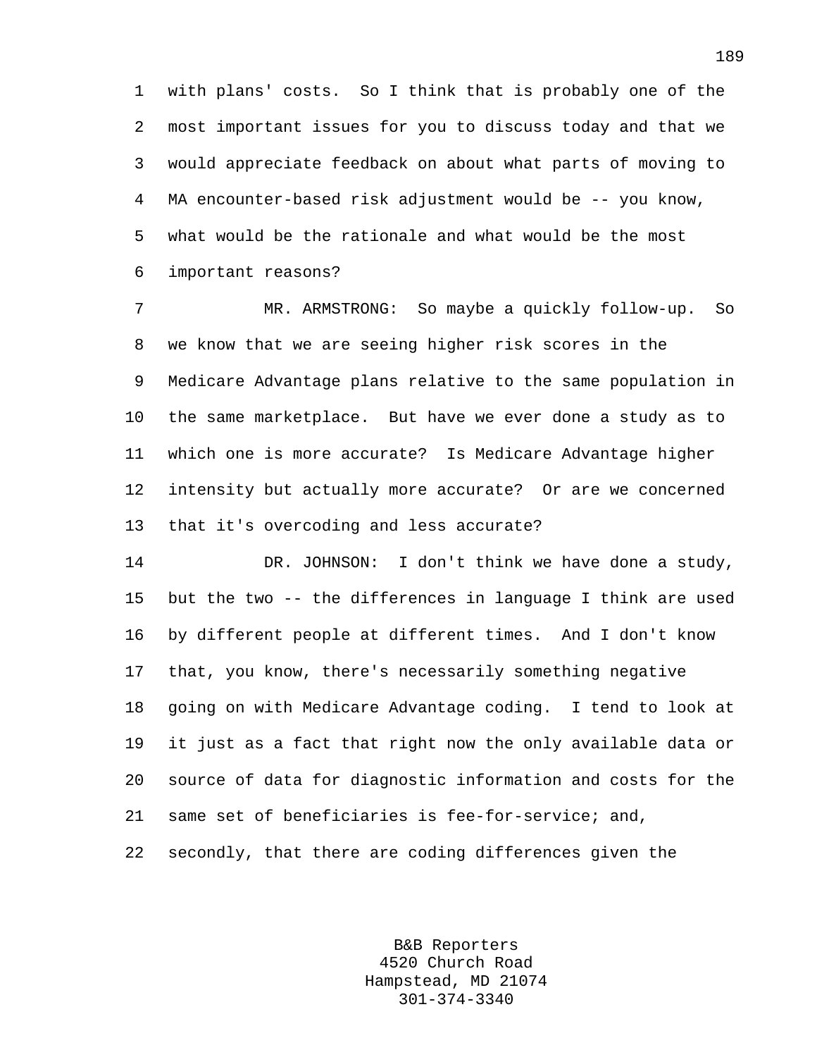with plans' costs. So I think that is probably one of the most important issues for you to discuss today and that we would appreciate feedback on about what parts of moving to MA encounter-based risk adjustment would be -- you know, what would be the rationale and what would be the most important reasons?

MR. ARMSTRONG: So maybe a quickly follow-up. So we know that we are seeing higher risk scores in the Medicare Advantage plans relative to the same population in the same marketplace. But have we ever done a study as to which one is more accurate? Is Medicare Advantage higher intensity but actually more accurate? Or are we concerned that it's overcoding and less accurate?

DR. JOHNSON: I don't think we have done a study, but the two -- the differences in language I think are used by different people at different times. And I don't know that, you know, there's necessarily something negative going on with Medicare Advantage coding. I tend to look at it just as a fact that right now the only available data or source of data for diagnostic information and costs for the same set of beneficiaries is fee-for-service; and, secondly, that there are coding differences given the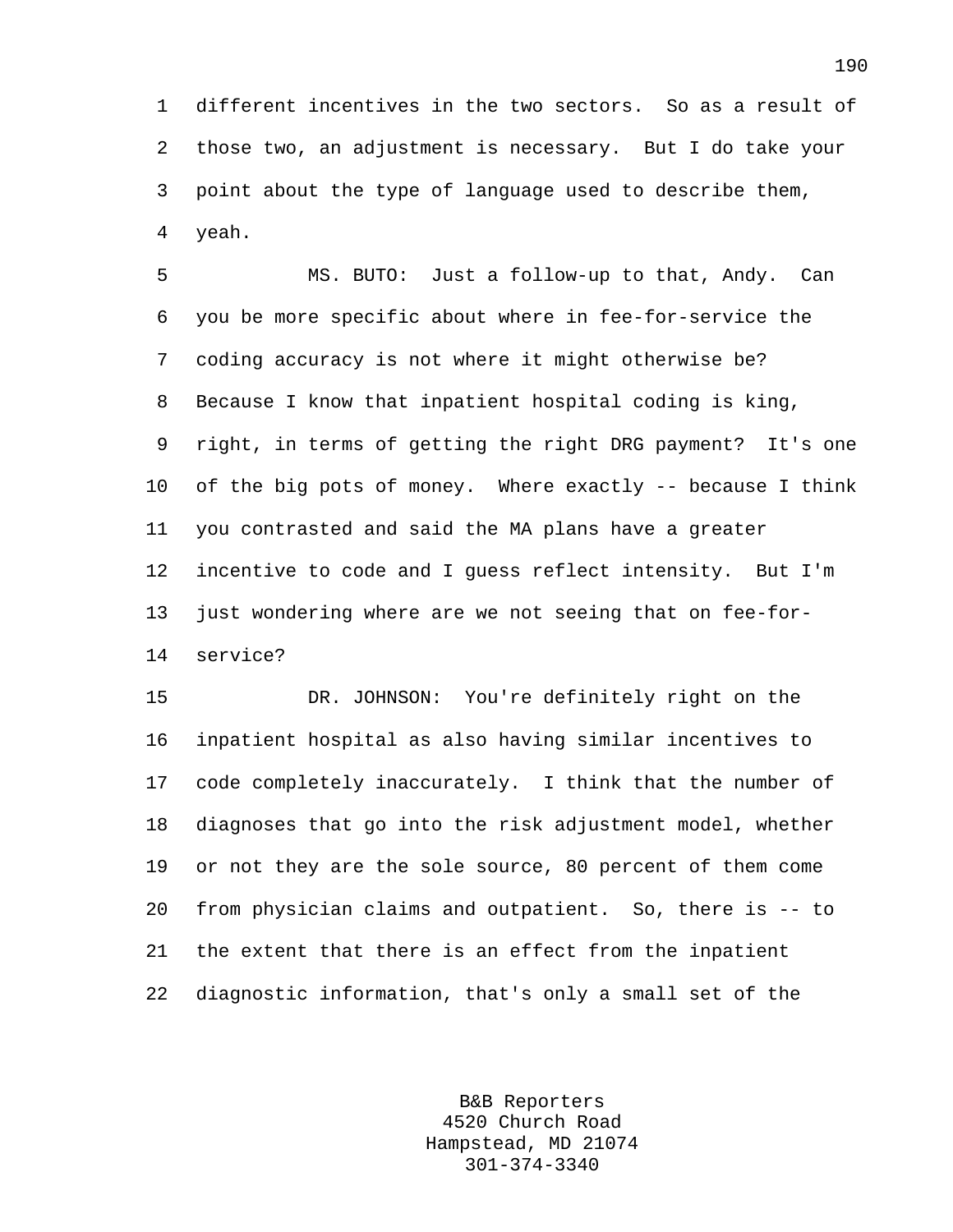different incentives in the two sectors. So as a result of those two, an adjustment is necessary. But I do take your point about the type of language used to describe them, yeah.

MS. BUTO: Just a follow-up to that, Andy. Can you be more specific about where in fee-for-service the coding accuracy is not where it might otherwise be? Because I know that inpatient hospital coding is king, right, in terms of getting the right DRG payment? It's one of the big pots of money. Where exactly -- because I think you contrasted and said the MA plans have a greater incentive to code and I guess reflect intensity. But I'm just wondering where are we not seeing that on fee-for-service?

DR. JOHNSON: You're definitely right on the inpatient hospital as also having similar incentives to code completely inaccurately. I think that the number of diagnoses that go into the risk adjustment model, whether or not they are the sole source, 80 percent of them come from physician claims and outpatient. So, there is -- to the extent that there is an effect from the inpatient diagnostic information, that's only a small set of the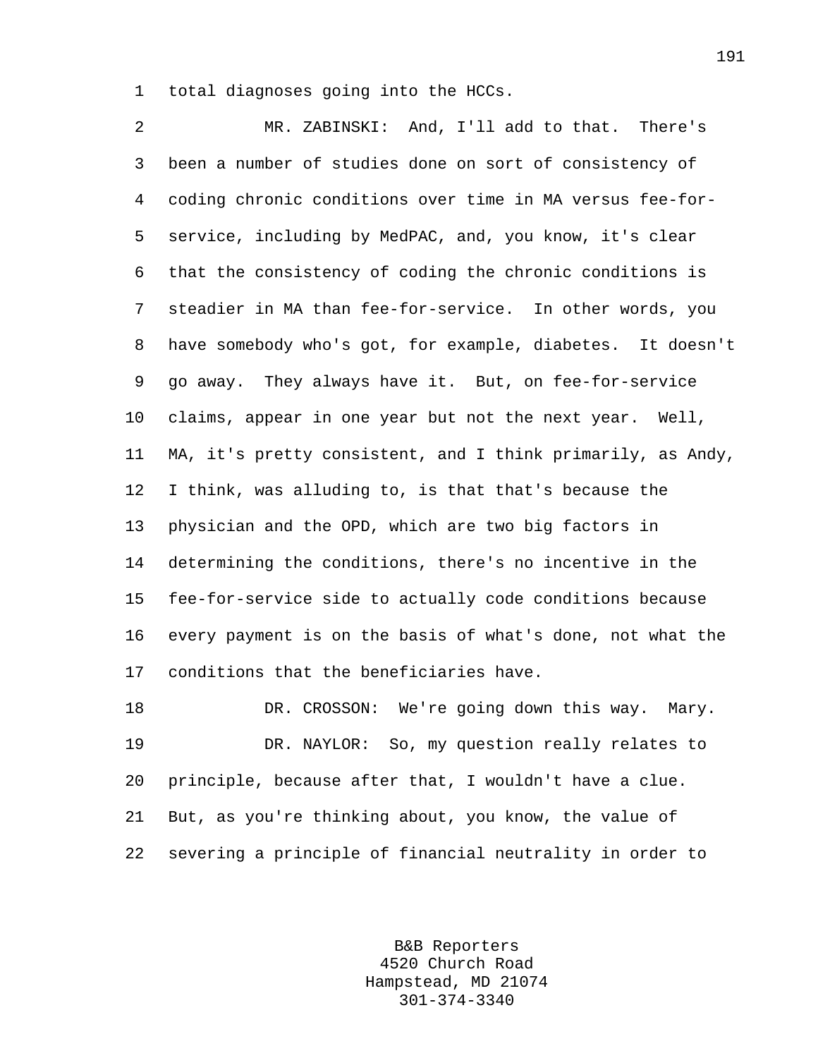total diagnoses going into the HCCs.

MR. ZABINSKI: And, I'll add to that. There's been a number of studies done on sort of consistency of coding chronic conditions over time in MA versus fee-for-service, including by MedPAC, and, you know, it's clear that the consistency of coding the chronic conditions is steadier in MA than fee-for-service. In other words, you have somebody who's got, for example, diabetes. It doesn't go away. They always have it. But, on fee-for-service claims, appear in one year but not the next year. Well, MA, it's pretty consistent, and I think primarily, as Andy, I think, was alluding to, is that that's because the physician and the OPD, which are two big factors in determining the conditions, there's no incentive in the fee-for-service side to actually code conditions because every payment is on the basis of what's done, not what the conditions that the beneficiaries have.

DR. CROSSON: We're going down this way. Mary.

DR. NAYLOR: So, my question really relates to principle, because after that, I wouldn't have a clue. But, as you're thinking about, you know, the value of severing a principle of financial neutrality in order to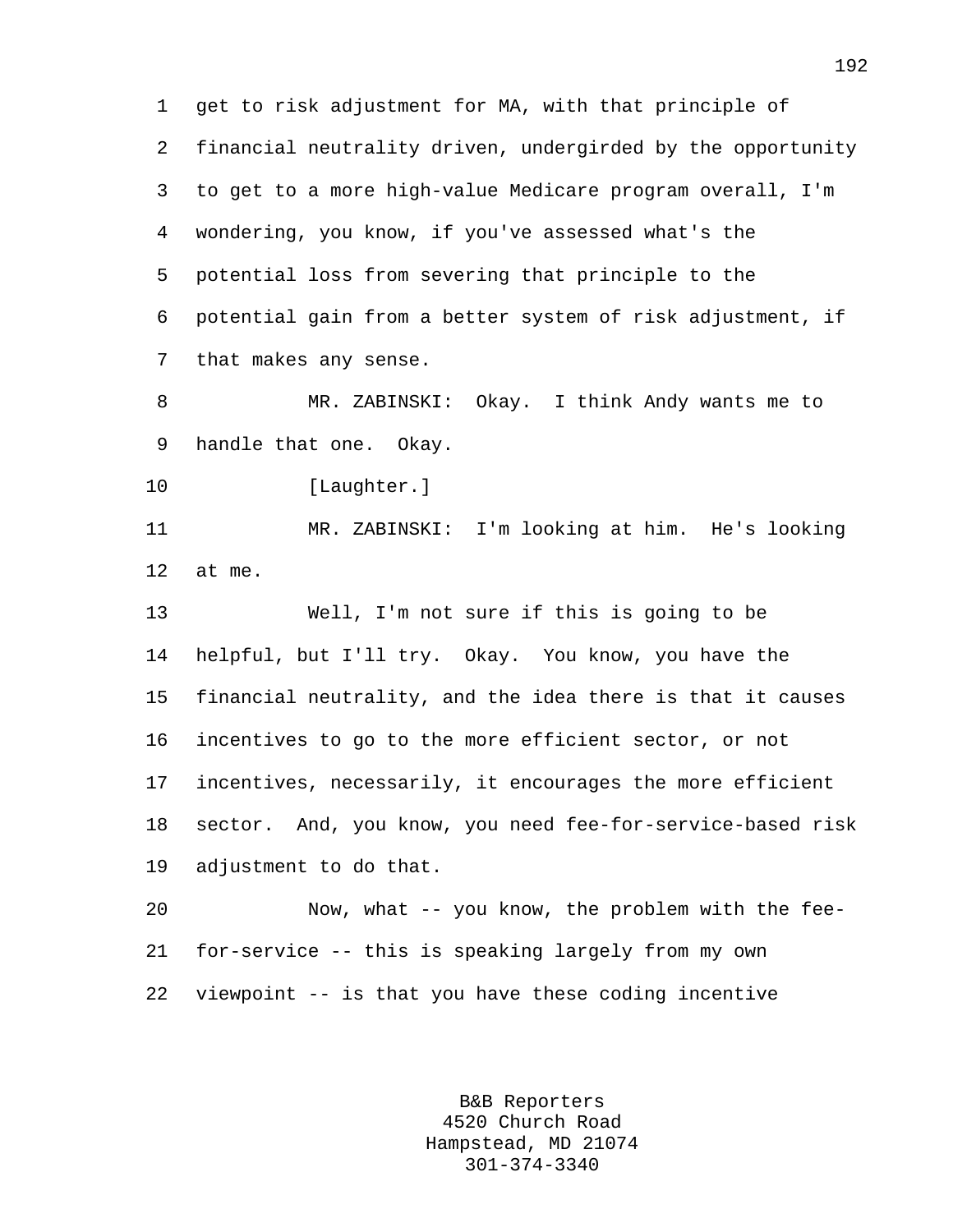get to risk adjustment for MA, with that principle of financial neutrality driven, undergirded by the opportunity to get to a more high-value Medicare program overall, I'm wondering, you know, if you've assessed what's the potential loss from severing that principle to the potential gain from a better system of risk adjustment, if that makes any sense.

MR. ZABINSKI: Okay. I think Andy wants me to handle that one. Okay.

[Laughter.]

MR. ZABINSKI: I'm looking at him. He's looking at me.

Well, I'm not sure if this is going to be helpful, but I'll try. Okay. You know, you have the financial neutrality, and the idea there is that it causes incentives to go to the more efficient sector, or not incentives, necessarily, it encourages the more efficient sector. And, you know, you need fee-for-service-based risk adjustment to do that.

Now, what -- you know, the problem with the fee-for-service -- this is speaking largely from my own viewpoint -- is that you have these coding incentive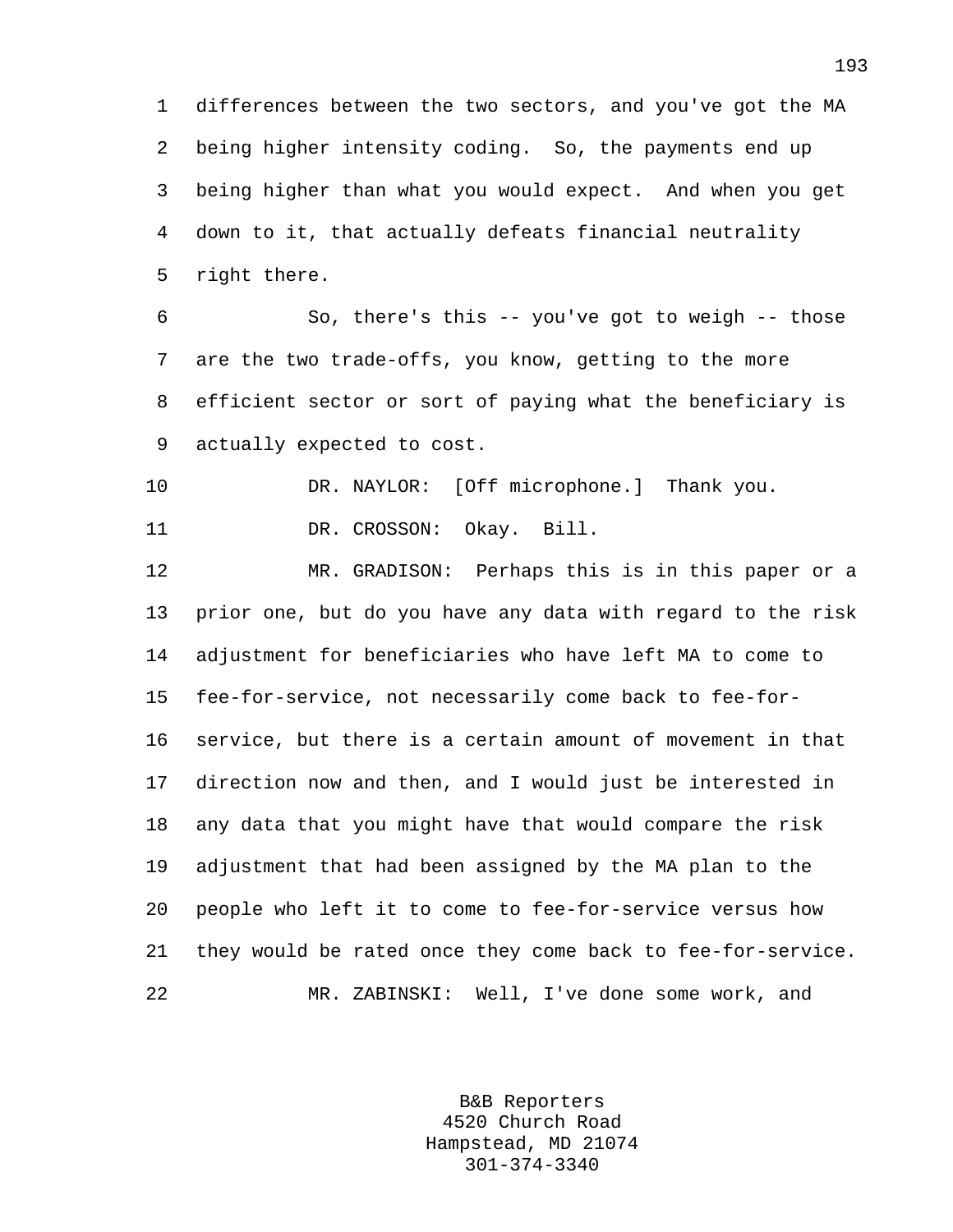differences between the two sectors, and you've got the MA being higher intensity coding. So, the payments end up being higher than what you would expect. And when you get down to it, that actually defeats financial neutrality right there.

So, there's this -- you've got to weigh -- those are the two trade-offs, you know, getting to the more efficient sector or sort of paying what the beneficiary is actually expected to cost.

DR. NAYLOR: [Off microphone.] Thank you.

DR. CROSSON: Okay. Bill.

MR. GRADISON: Perhaps this is in this paper or a prior one, but do you have any data with regard to the risk adjustment for beneficiaries who have left MA to come to fee-for-service, not necessarily come back to fee-for-service, but there is a certain amount of movement in that direction now and then, and I would just be interested in any data that you might have that would compare the risk adjustment that had been assigned by the MA plan to the people who left it to come to fee-for-service versus how they would be rated once they come back to fee-for-service.

MR. ZABINSKI: Well, I've done some work, and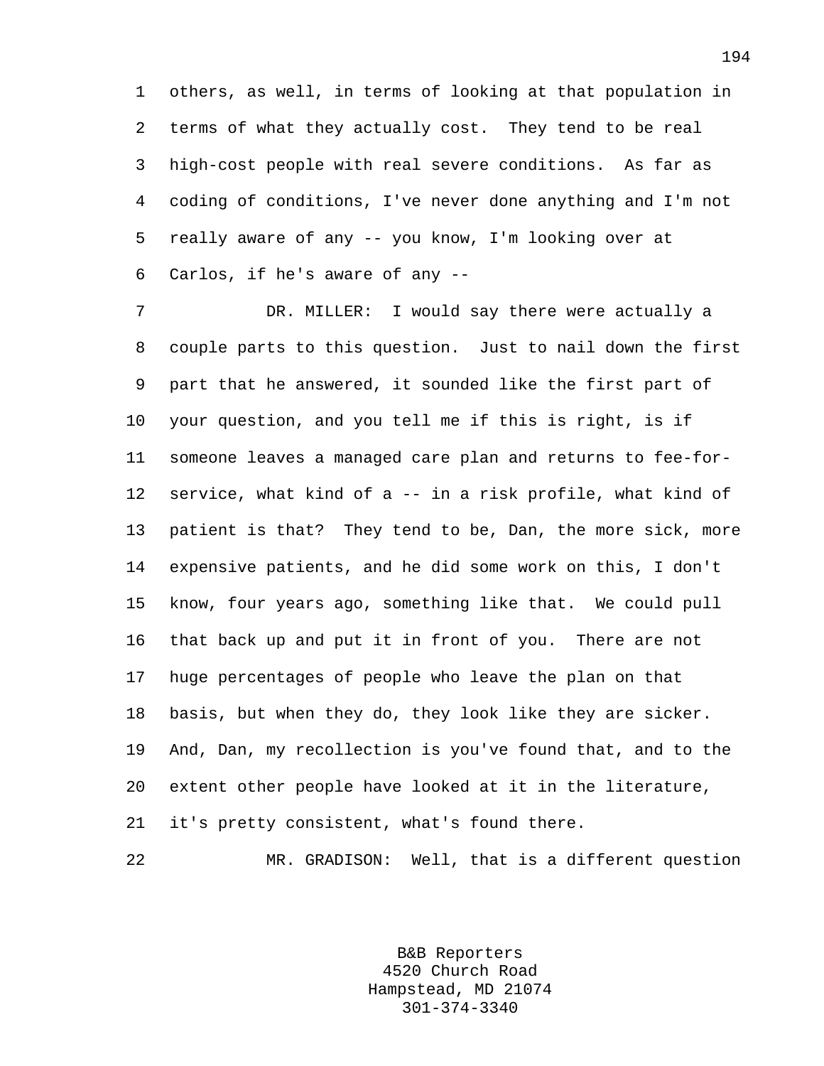others, as well, in terms of looking at that population in terms of what they actually cost. They tend to be real high-cost people with real severe conditions. As far as coding of conditions, I've never done anything and I'm not really aware of any -- you know, I'm looking over at Carlos, if he's aware of any --

DR. MILLER: I would say there were actually a couple parts to this question. Just to nail down the first part that he answered, it sounded like the first part of your question, and you tell me if this is right, is if someone leaves a managed care plan and returns to fee-for-service, what kind of a -- in a risk profile, what kind of patient is that? They tend to be, Dan, the more sick, more expensive patients, and he did some work on this, I don't know, four years ago, something like that. We could pull that back up and put it in front of you. There are not huge percentages of people who leave the plan on that basis, but when they do, they look like they are sicker. And, Dan, my recollection is you've found that, and to the extent other people have looked at it in the literature, it's pretty consistent, what's found there.

MR. GRADISON: Well, that is a different question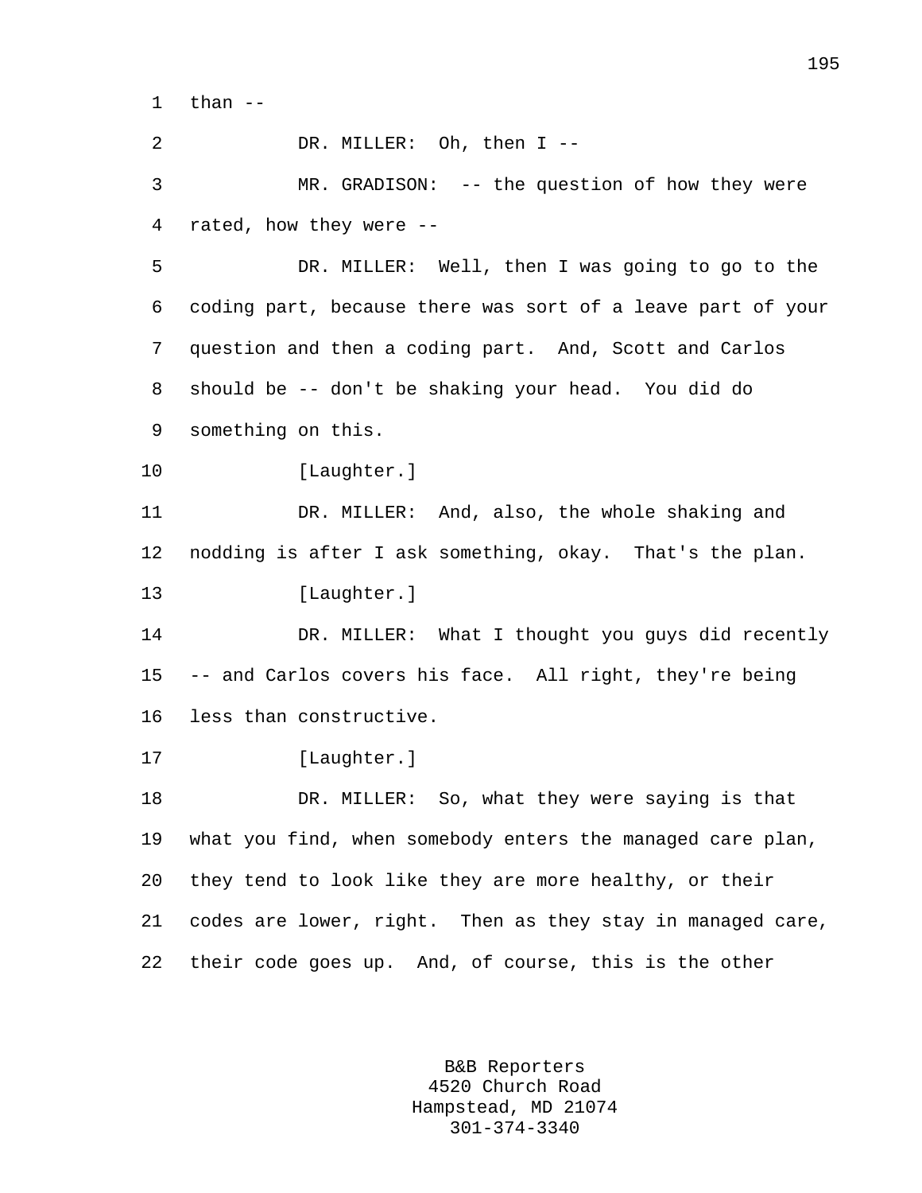than --

DR. MILLER: Oh, then I --

MR. GRADISON: -- the question of how they were rated, how they were --

DR. MILLER: Well, then I was going to go to the coding part, because there was sort of a leave part of your question and then a coding part. And, Scott and Carlos should be -- don't be shaking your head. You did do something on this.

[Laughter.]

DR. MILLER: And, also, the whole shaking and nodding is after I ask something, okay. That's the plan.

[Laughter.]

DR. MILLER: What I thought you guys did recently -- and Carlos covers his face. All right, they're being less than constructive.

[Laughter.]

DR. MILLER: So, what they were saying is that what you find, when somebody enters the managed care plan, they tend to look like they are more healthy, or their codes are lower, right. Then as they stay in managed care, their code goes up. And, of course, this is the other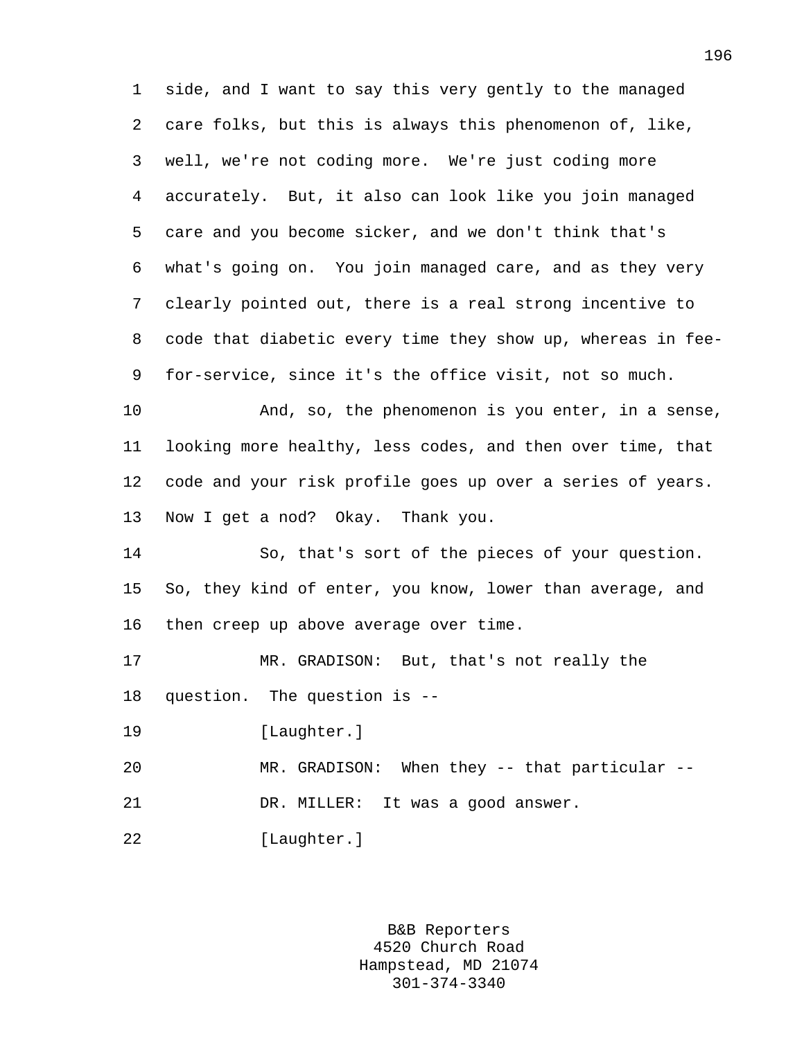side, and I want to say this very gently to the managed care folks, but this is always this phenomenon of, like, well, we're not coding more. We're just coding more accurately. But, it also can look like you join managed care and you become sicker, and we don't think that's what's going on. You join managed care, and as they very clearly pointed out, there is a real strong incentive to code that diabetic every time they show up, whereas in fee-for-service, since it's the office visit, not so much.

And, so, the phenomenon is you enter, in a sense, looking more healthy, less codes, and then over time, that code and your risk profile goes up over a series of years. Now I get a nod? Okay. Thank you.

So, that's sort of the pieces of your question. So, they kind of enter, you know, lower than average, and then creep up above average over time.

MR. GRADISON: But, that's not really the question. The question is --

[Laughter.]

MR. GRADISON: When they -- that particular --

DR. MILLER: It was a good answer.

[Laughter.]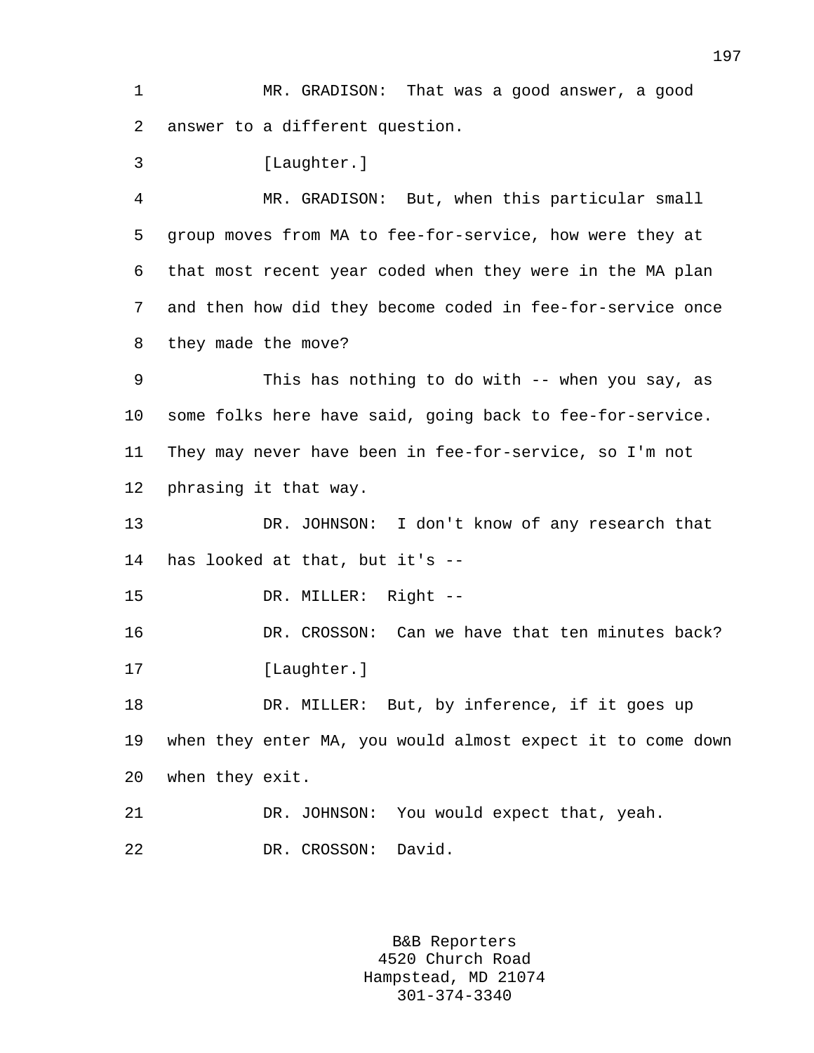MR. GRADISON: That was a good answer, a good answer to a different question.

[Laughter.]

MR. GRADISON: But, when this particular small group moves from MA to fee-for-service, how were they at that most recent year coded when they were in the MA plan and then how did they become coded in fee-for-service once they made the move?

This has nothing to do with -- when you say, as some folks here have said, going back to fee-for-service. They may never have been in fee-for-service, so I'm not phrasing it that way.

DR. JOHNSON: I don't know of any research that has looked at that, but it's --

DR. MILLER: Right --

DR. CROSSON: Can we have that ten minutes back?

[Laughter.]

DR. MILLER: But, by inference, if it goes up when they enter MA, you would almost expect it to come down when they exit.

DR. JOHNSON: You would expect that, yeah.

DR. CROSSON: David.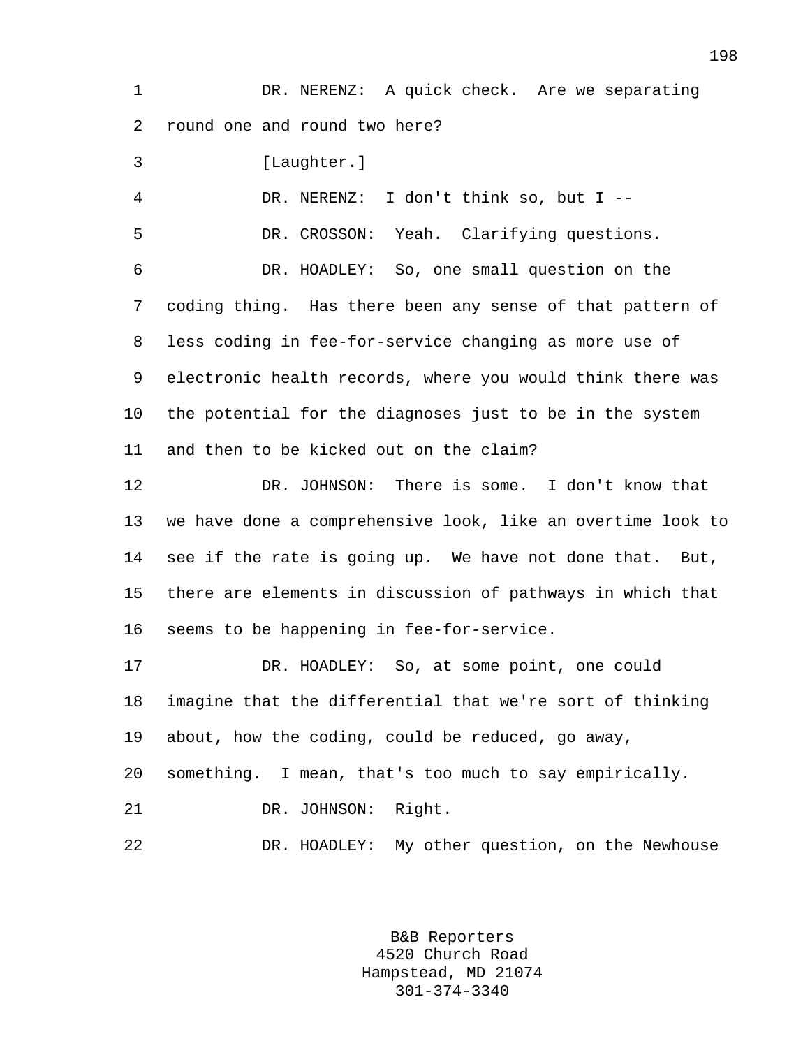DR. NERENZ: A quick check. Are we separating round one and round two here?

[Laughter.]

DR. NERENZ: I don't think so, but I --

DR. CROSSON: Yeah. Clarifying questions.

DR. HOADLEY: So, one small question on the coding thing. Has there been any sense of that pattern of less coding in fee-for-service changing as more use of electronic health records, where you would think there was the potential for the diagnoses just to be in the system and then to be kicked out on the claim?

DR. JOHNSON: There is some. I don't know that we have done a comprehensive look, like an overtime look to see if the rate is going up. We have not done that. But, there are elements in discussion of pathways in which that seems to be happening in fee-for-service.

DR. HOADLEY: So, at some point, one could imagine that the differential that we're sort of thinking about, how the coding, could be reduced, go away, something. I mean, that's too much to say empirically.

DR. JOHNSON: Right.

DR. HOADLEY: My other question, on the Newhouse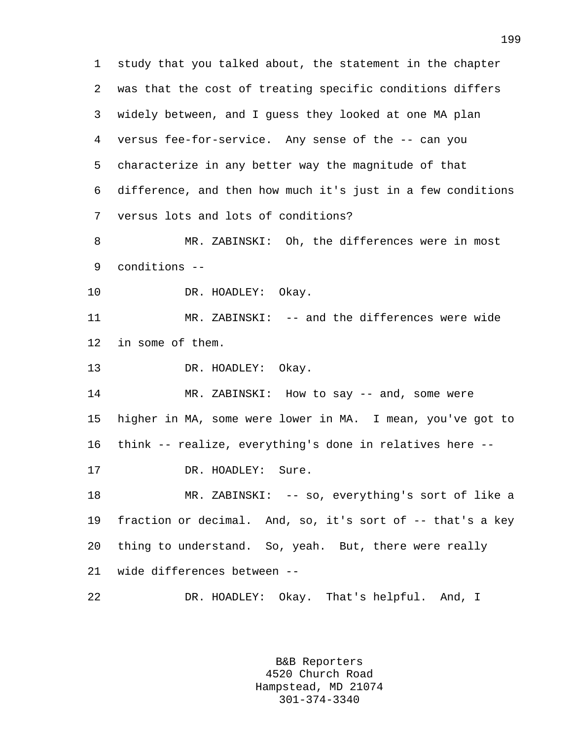study that you talked about, the statement in the chapter was that the cost of treating specific conditions differs widely between, and I guess they looked at one MA plan versus fee-for-service. Any sense of the -- can you characterize in any better way the magnitude of that difference, and then how much it's just in a few conditions versus lots and lots of conditions?

MR. ZABINSKI: Oh, the differences were in most conditions --

DR. HOADLEY: Okay.

MR. ZABINSKI: -- and the differences were wide in some of them.

DR. HOADLEY: Okay.

MR. ZABINSKI: How to say -- and, some were higher in MA, some were lower in MA. I mean, you've got to think -- realize, everything's done in relatives here --

DR. HOADLEY: Sure.

MR. ZABINSKI: -- so, everything's sort of like a fraction or decimal. And, so, it's sort of -- that's a key thing to understand. So, yeah. But, there were really wide differences between --

DR. HOADLEY: Okay. That's helpful. And, I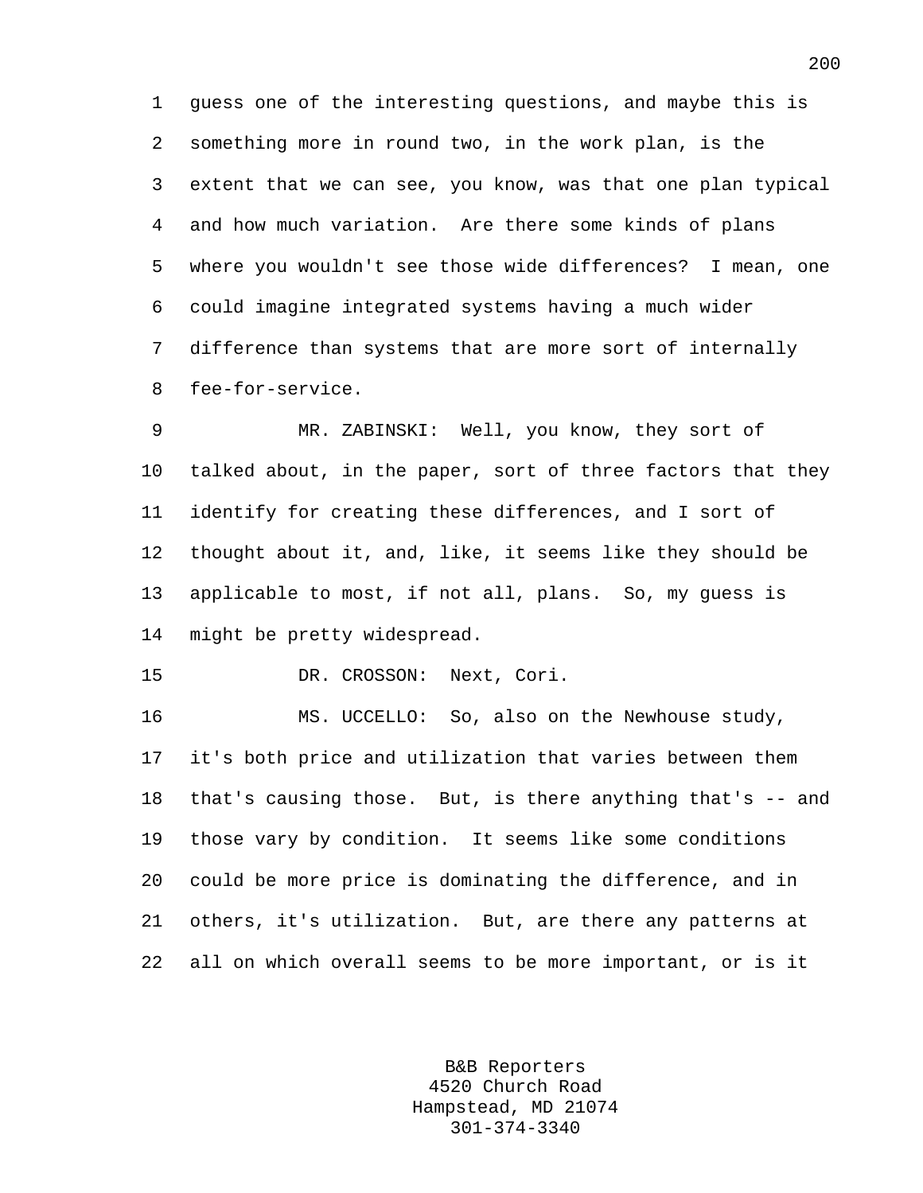guess one of the interesting questions, and maybe this is something more in round two, in the work plan, is the extent that we can see, you know, was that one plan typical and how much variation. Are there some kinds of plans where you wouldn't see those wide differences? I mean, one could imagine integrated systems having a much wider difference than systems that are more sort of internally fee-for-service.

MR. ZABINSKI: Well, you know, they sort of talked about, in the paper, sort of three factors that they identify for creating these differences, and I sort of thought about it, and, like, it seems like they should be applicable to most, if not all, plans. So, my guess is might be pretty widespread.

DR. CROSSON: Next, Cori.

MS. UCCELLO: So, also on the Newhouse study, it's both price and utilization that varies between them that's causing those. But, is there anything that's -- and those vary by condition. It seems like some conditions could be more price is dominating the difference, and in others, it's utilization. But, are there any patterns at all on which overall seems to be more important, or is it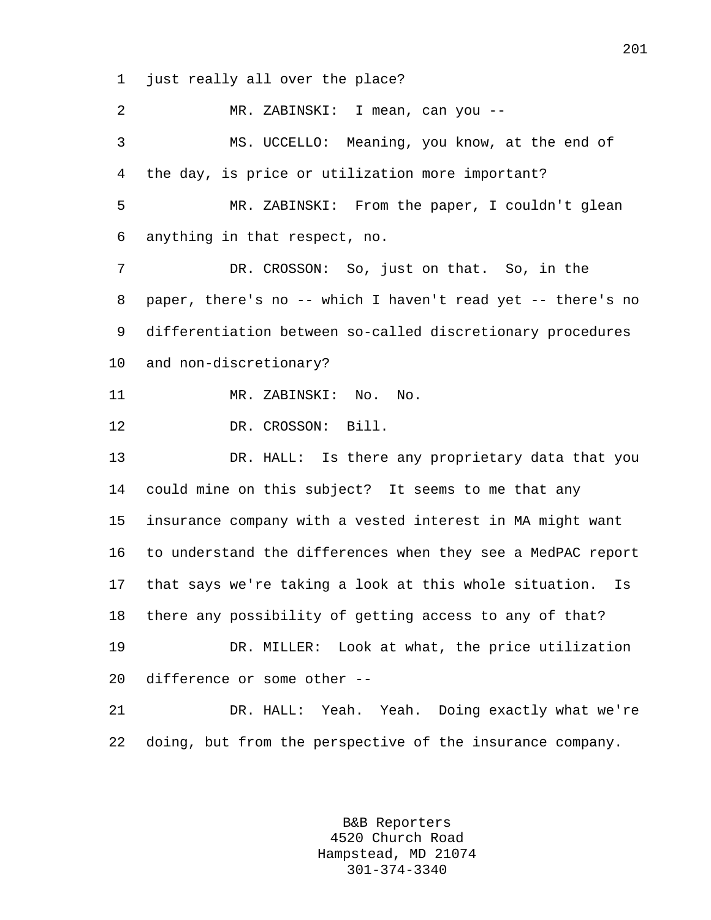just really all over the place?

MR. ZABINSKI: I mean, can you --

MS. UCCELLO: Meaning, you know, at the end of the day, is price or utilization more important?

MR. ZABINSKI: From the paper, I couldn't glean anything in that respect, no.

DR. CROSSON: So, just on that. So, in the paper, there's no -- which I haven't read yet -- there's no differentiation between so-called discretionary procedures and non-discretionary?

MR. ZABINSKI: No. No.

DR. CROSSON: Bill.

DR. HALL: Is there any proprietary data that you could mine on this subject? It seems to me that any insurance company with a vested interest in MA might want to understand the differences when they see a MedPAC report that says we're taking a look at this whole situation. Is there any possibility of getting access to any of that?

DR. MILLER: Look at what, the price utilization difference or some other --

DR. HALL: Yeah. Yeah. Doing exactly what we're doing, but from the perspective of the insurance company.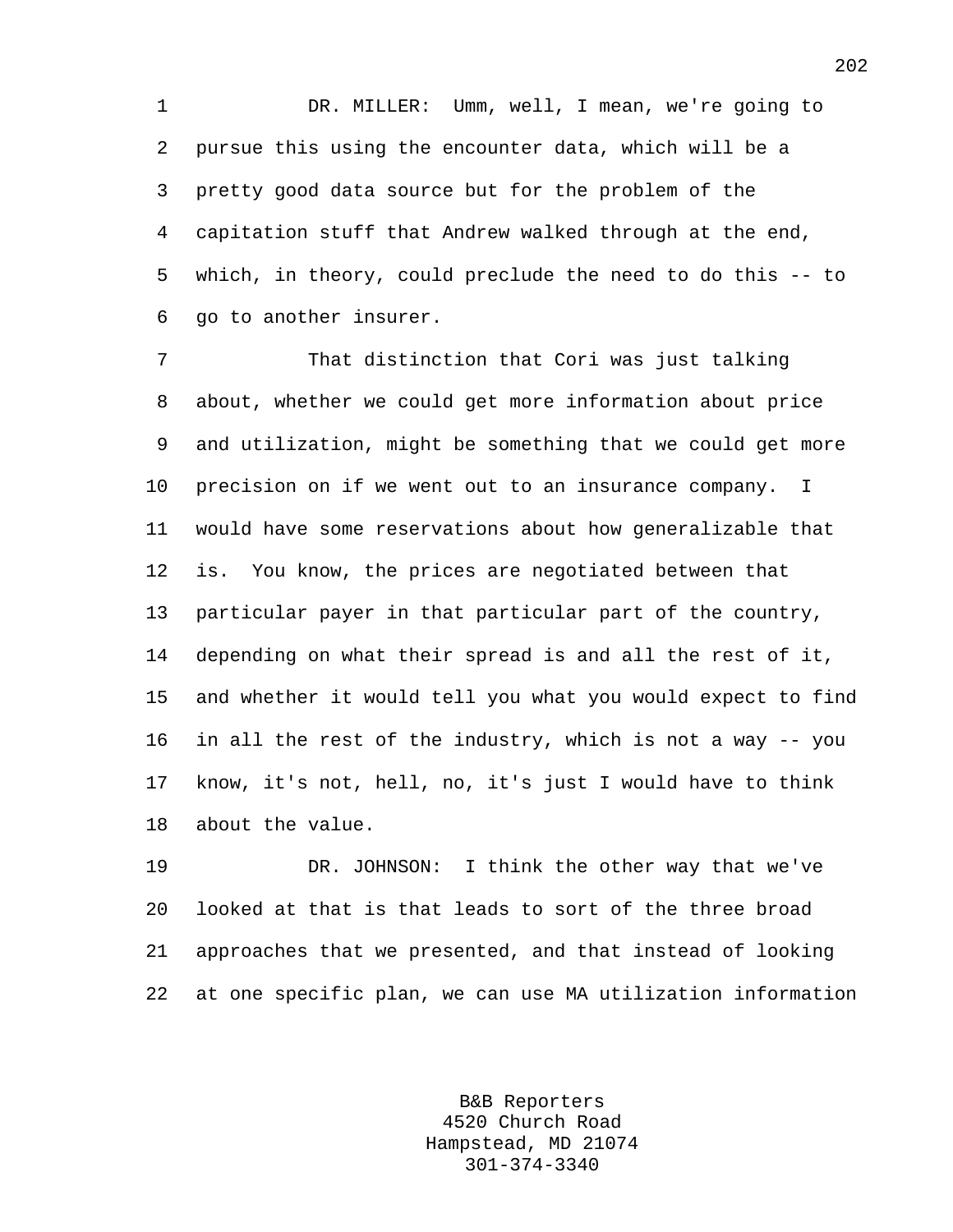DR. MILLER: Umm, well, I mean, we're going to pursue this using the encounter data, which will be a pretty good data source but for the problem of the capitation stuff that Andrew walked through at the end, which, in theory, could preclude the need to do this -- to go to another insurer.

That distinction that Cori was just talking about, whether we could get more information about price and utilization, might be something that we could get more precision on if we went out to an insurance company. I would have some reservations about how generalizable that is. You know, the prices are negotiated between that particular payer in that particular part of the country, depending on what their spread is and all the rest of it, and whether it would tell you what you would expect to find in all the rest of the industry, which is not a way -- you know, it's not, hell, no, it's just I would have to think about the value.

DR. JOHNSON: I think the other way that we've looked at that is that leads to sort of the three broad approaches that we presented, and that instead of looking at one specific plan, we can use MA utilization information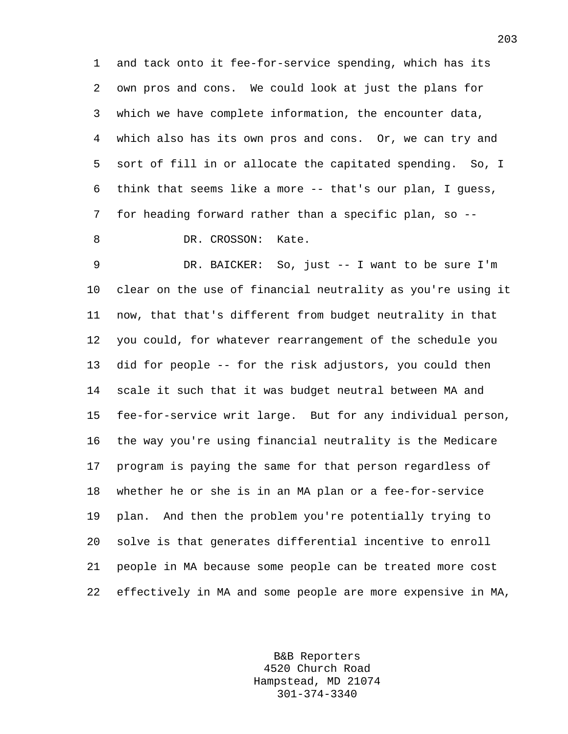and tack onto it fee-for-service spending, which has its own pros and cons. We could look at just the plans for which we have complete information, the encounter data, which also has its own pros and cons. Or, we can try and sort of fill in or allocate the capitated spending. So, I think that seems like a more -- that's our plan, I guess, for heading forward rather than a specific plan, so --

DR. CROSSON: Kate.

DR. BAICKER: So, just -- I want to be sure I'm clear on the use of financial neutrality as you're using it now, that that's different from budget neutrality in that you could, for whatever rearrangement of the schedule you did for people -- for the risk adjustors, you could then scale it such that it was budget neutral between MA and fee-for-service writ large. But for any individual person, the way you're using financial neutrality is the Medicare program is paying the same for that person regardless of whether he or she is in an MA plan or a fee-for-service plan. And then the problem you're potentially trying to solve is that generates differential incentive to enroll people in MA because some people can be treated more cost effectively in MA and some people are more expensive in MA,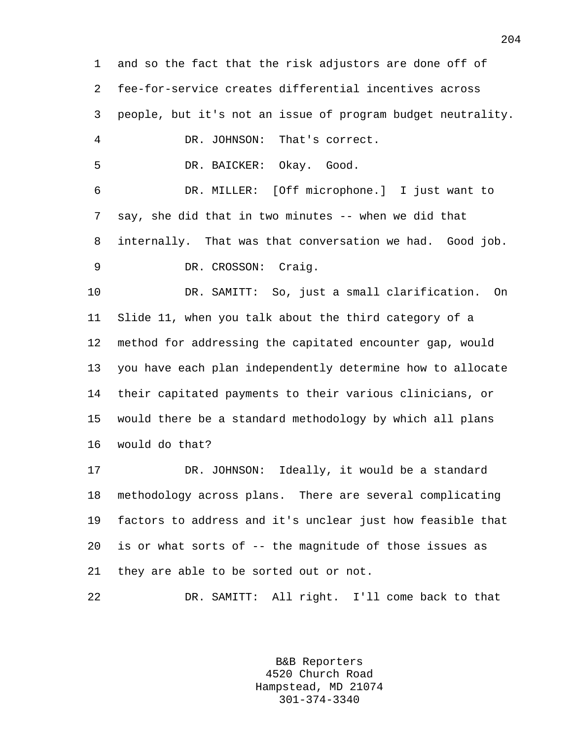and so the fact that the risk adjustors are done off of fee-for-service creates differential incentives across people, but it's not an issue of program budget neutrality.

DR. JOHNSON: That's correct.

DR. BAICKER: Okay. Good.

DR. MILLER: [Off microphone.] I just want to say, she did that in two minutes -- when we did that internally. That was that conversation we had. Good job.

DR. CROSSON: Craig.

DR. SAMITT: So, just a small clarification. On Slide 11, when you talk about the third category of a method for addressing the capitated encounter gap, would you have each plan independently determine how to allocate their capitated payments to their various clinicians, or would there be a standard methodology by which all plans would do that?

DR. JOHNSON: Ideally, it would be a standard methodology across plans. There are several complicating factors to address and it's unclear just how feasible that is or what sorts of -- the magnitude of those issues as they are able to be sorted out or not.

DR. SAMITT: All right. I'll come back to that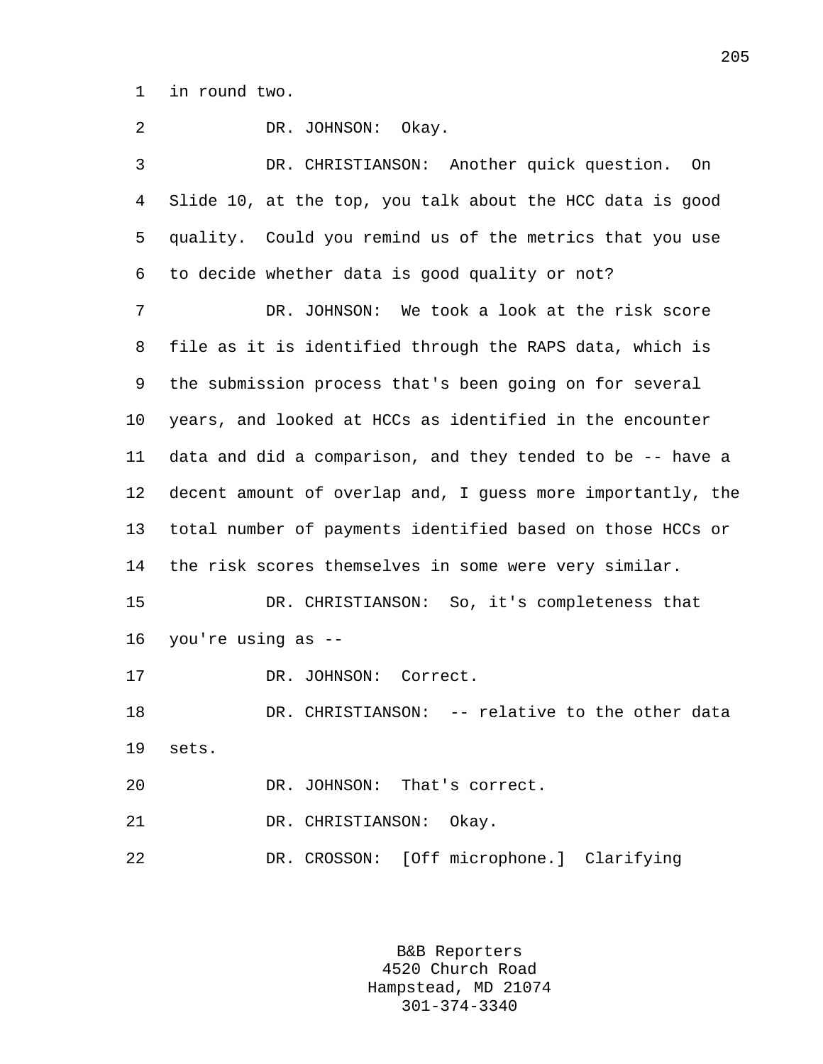in round two.

DR. JOHNSON: Okay.

DR. CHRISTIANSON: Another quick question. On Slide 10, at the top, you talk about the HCC data is good quality. Could you remind us of the metrics that you use to decide whether data is good quality or not?

DR. JOHNSON: We took a look at the risk score file as it is identified through the RAPS data, which is the submission process that's been going on for several years, and looked at HCCs as identified in the encounter data and did a comparison, and they tended to be -- have a decent amount of overlap and, I guess more importantly, the total number of payments identified based on those HCCs or the risk scores themselves in some were very similar.

DR. CHRISTIANSON: So, it's completeness that you're using as --

DR. JOHNSON: Correct.

DR. CHRISTIANSON: -- relative to the other data sets.

DR. JOHNSON: That's correct.

DR. CHRISTIANSON: Okay.

DR. CROSSON: [Off microphone.] Clarifying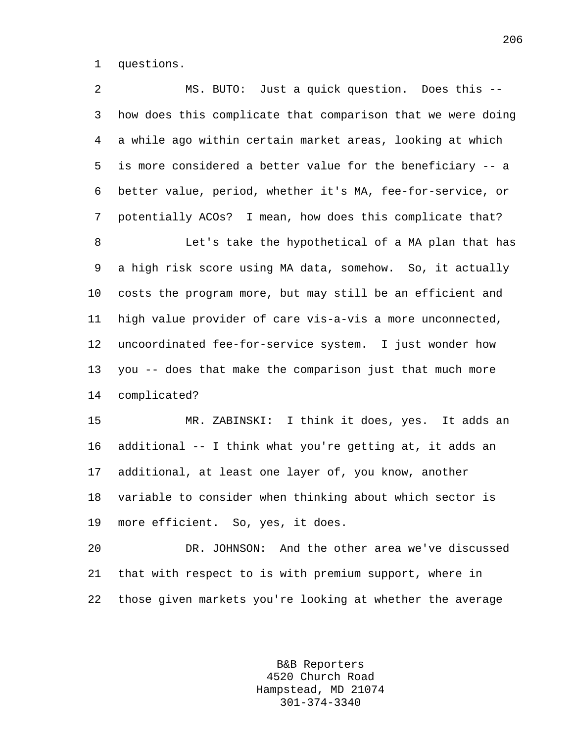questions.

MS. BUTO: Just a quick question. Does this -- how does this complicate that comparison that we were doing a while ago within certain market areas, looking at which is more considered a better value for the beneficiary -- a better value, period, whether it's MA, fee-for-service, or potentially ACOs? I mean, how does this complicate that?

Let's take the hypothetical of a MA plan that has a high risk score using MA data, somehow. So, it actually costs the program more, but may still be an efficient and high value provider of care vis-a-vis a more unconnected, uncoordinated fee-for-service system. I just wonder how you -- does that make the comparison just that much more complicated?

MR. ZABINSKI: I think it does, yes. It adds an additional -- I think what you're getting at, it adds an additional, at least one layer of, you know, another variable to consider when thinking about which sector is more efficient. So, yes, it does.

DR. JOHNSON: And the other area we've discussed that with respect to is with premium support, where in those given markets you're looking at whether the average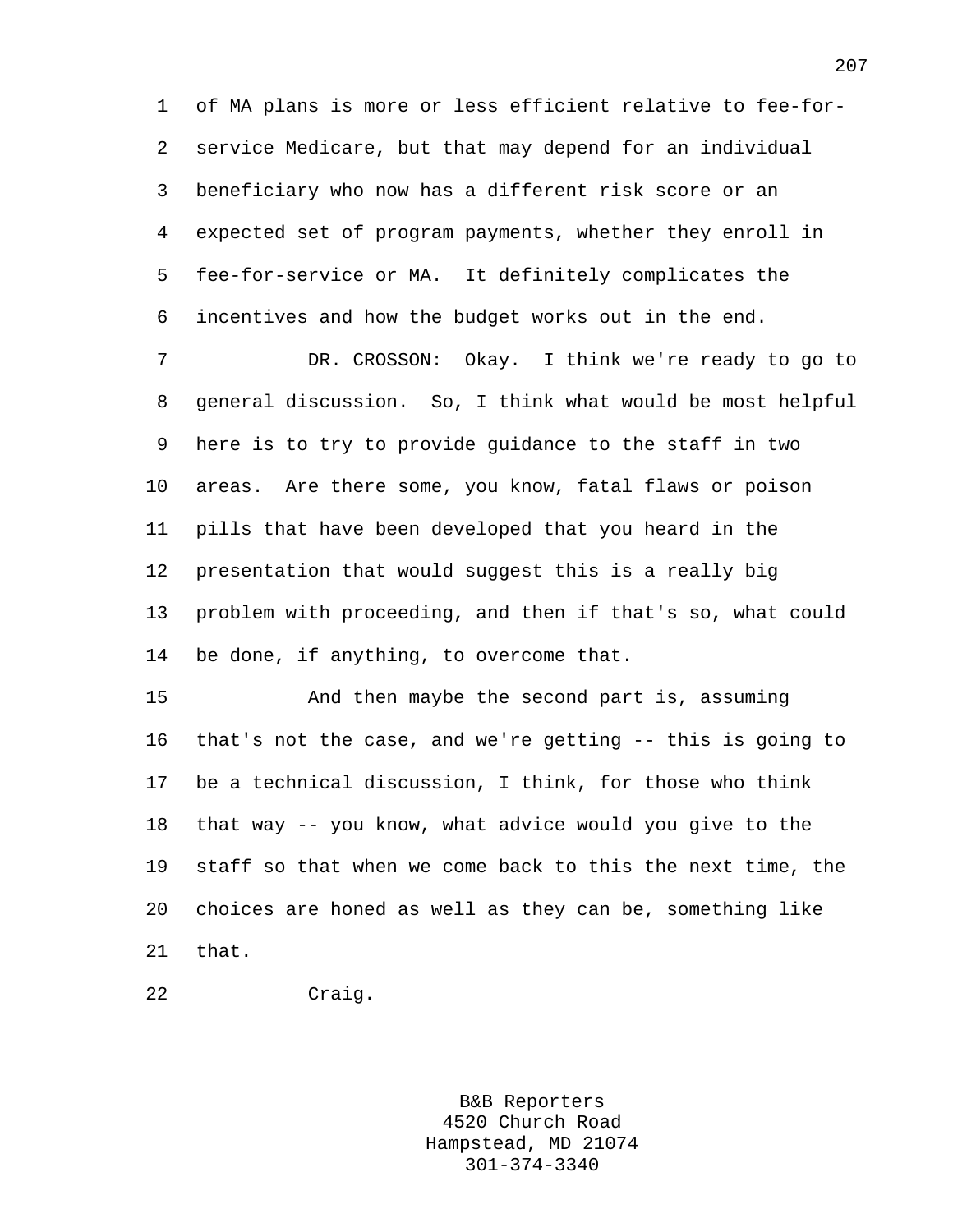of MA plans is more or less efficient relative to fee-for-service Medicare, but that may depend for an individual beneficiary who now has a different risk score or an expected set of program payments, whether they enroll in fee-for-service or MA. It definitely complicates the incentives and how the budget works out in the end.

DR. CROSSON: Okay. I think we're ready to go to general discussion. So, I think what would be most helpful here is to try to provide guidance to the staff in two areas. Are there some, you know, fatal flaws or poison pills that have been developed that you heard in the presentation that would suggest this is a really big problem with proceeding, and then if that's so, what could be done, if anything, to overcome that.

And then maybe the second part is, assuming that's not the case, and we're getting -- this is going to be a technical discussion, I think, for those who think that way -- you know, what advice would you give to the staff so that when we come back to this the next time, the choices are honed as well as they can be, something like that.

Craig.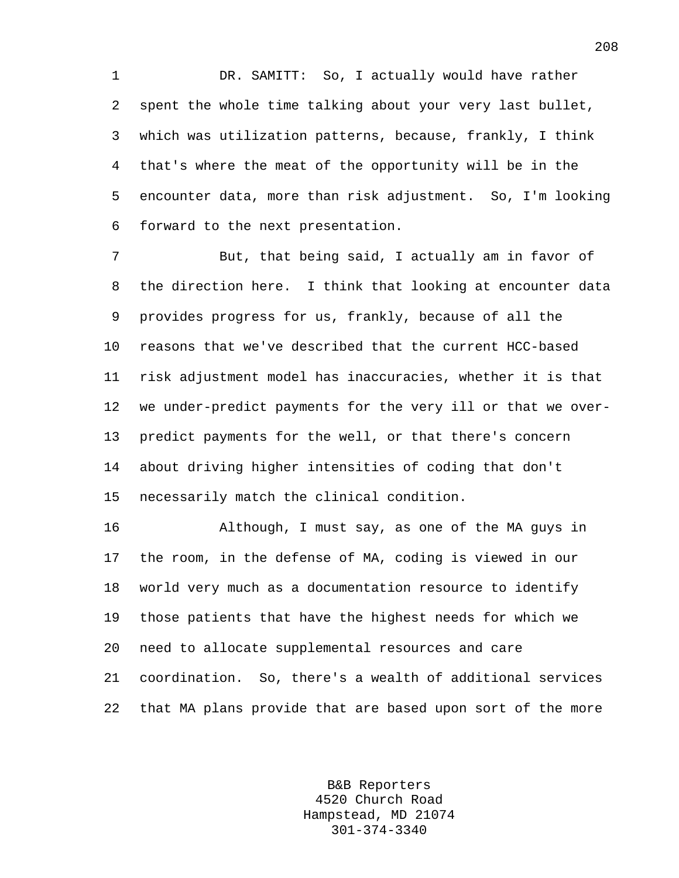DR. SAMITT: So, I actually would have rather spent the whole time talking about your very last bullet, which was utilization patterns, because, frankly, I think that's where the meat of the opportunity will be in the encounter data, more than risk adjustment. So, I'm looking forward to the next presentation.

But, that being said, I actually am in favor of the direction here. I think that looking at encounter data provides progress for us, frankly, because of all the reasons that we've described that the current HCC-based risk adjustment model has inaccuracies, whether it is that we under-predict payments for the very ill or that we over-predict payments for the well, or that there's concern about driving higher intensities of coding that don't necessarily match the clinical condition.

Although, I must say, as one of the MA guys in the room, in the defense of MA, coding is viewed in our world very much as a documentation resource to identify those patients that have the highest needs for which we need to allocate supplemental resources and care coordination. So, there's a wealth of additional services that MA plans provide that are based upon sort of the more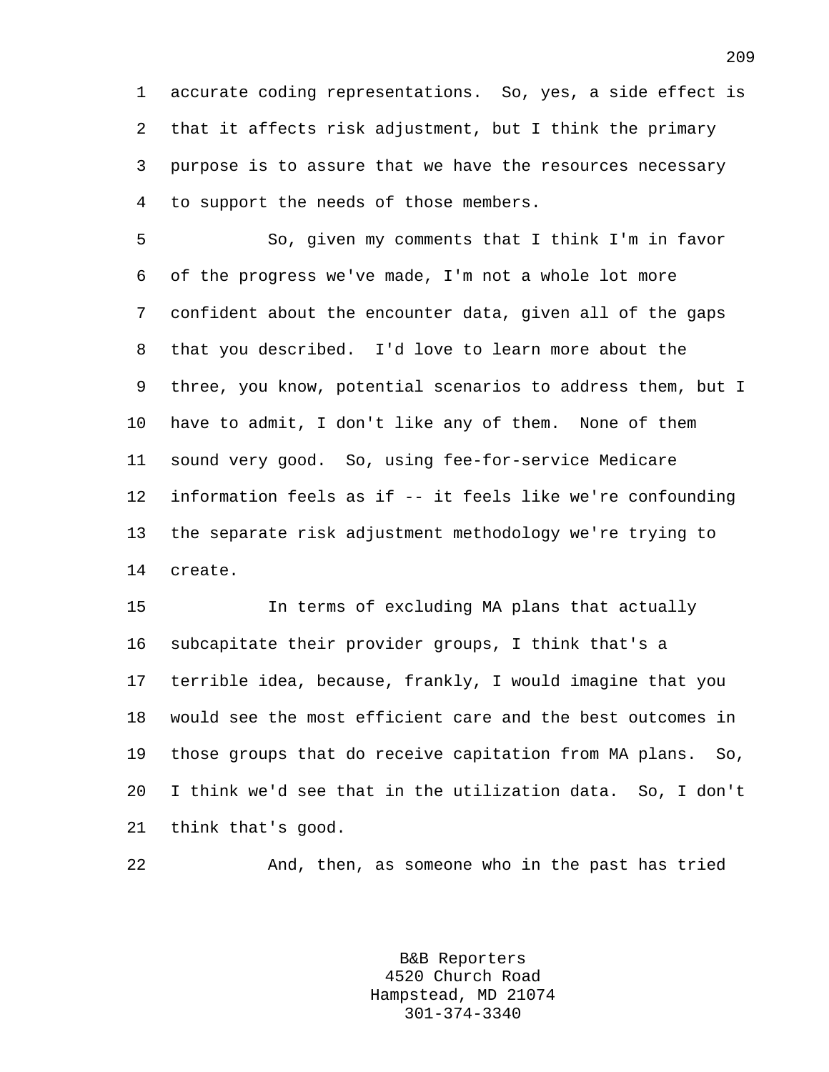accurate coding representations. So, yes, a side effect is that it affects risk adjustment, but I think the primary purpose is to assure that we have the resources necessary to support the needs of those members.

So, given my comments that I think I'm in favor of the progress we've made, I'm not a whole lot more confident about the encounter data, given all of the gaps that you described. I'd love to learn more about the three, you know, potential scenarios to address them, but I have to admit, I don't like any of them. None of them sound very good. So, using fee-for-service Medicare information feels as if -- it feels like we're confounding the separate risk adjustment methodology we're trying to create.

In terms of excluding MA plans that actually subcapitate their provider groups, I think that's a terrible idea, because, frankly, I would imagine that you would see the most efficient care and the best outcomes in those groups that do receive capitation from MA plans. So, I think we'd see that in the utilization data. So, I don't think that's good.

And, then, as someone who in the past has tried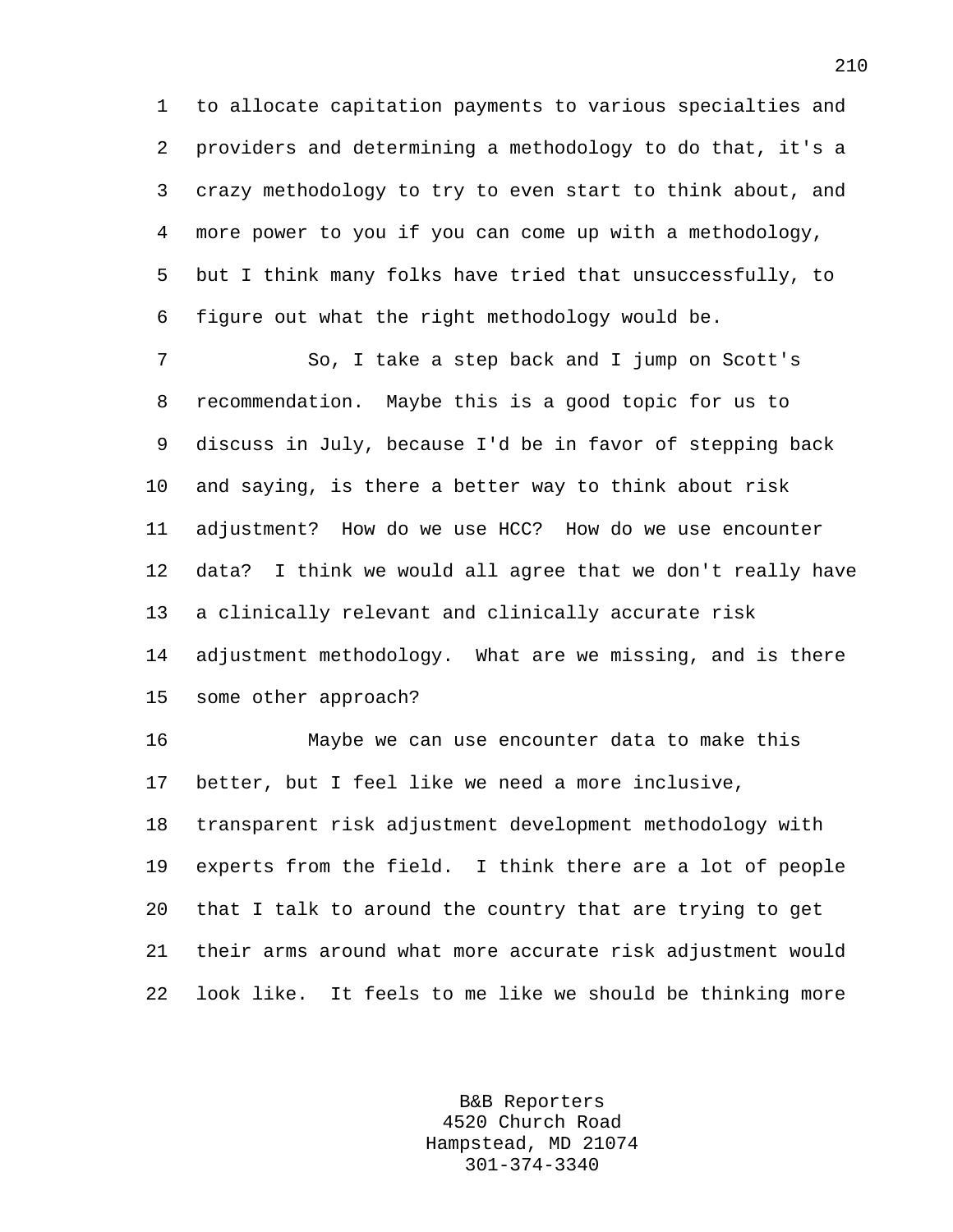to allocate capitation payments to various specialties and providers and determining a methodology to do that, it's a crazy methodology to try to even start to think about, and more power to you if you can come up with a methodology, but I think many folks have tried that unsuccessfully, to figure out what the right methodology would be.

So, I take a step back and I jump on Scott's recommendation. Maybe this is a good topic for us to discuss in July, because I'd be in favor of stepping back and saying, is there a better way to think about risk adjustment? How do we use HCC? How do we use encounter data? I think we would all agree that we don't really have a clinically relevant and clinically accurate risk adjustment methodology. What are we missing, and is there some other approach?

Maybe we can use encounter data to make this better, but I feel like we need a more inclusive, transparent risk adjustment development methodology with experts from the field. I think there are a lot of people that I talk to around the country that are trying to get their arms around what more accurate risk adjustment would look like. It feels to me like we should be thinking more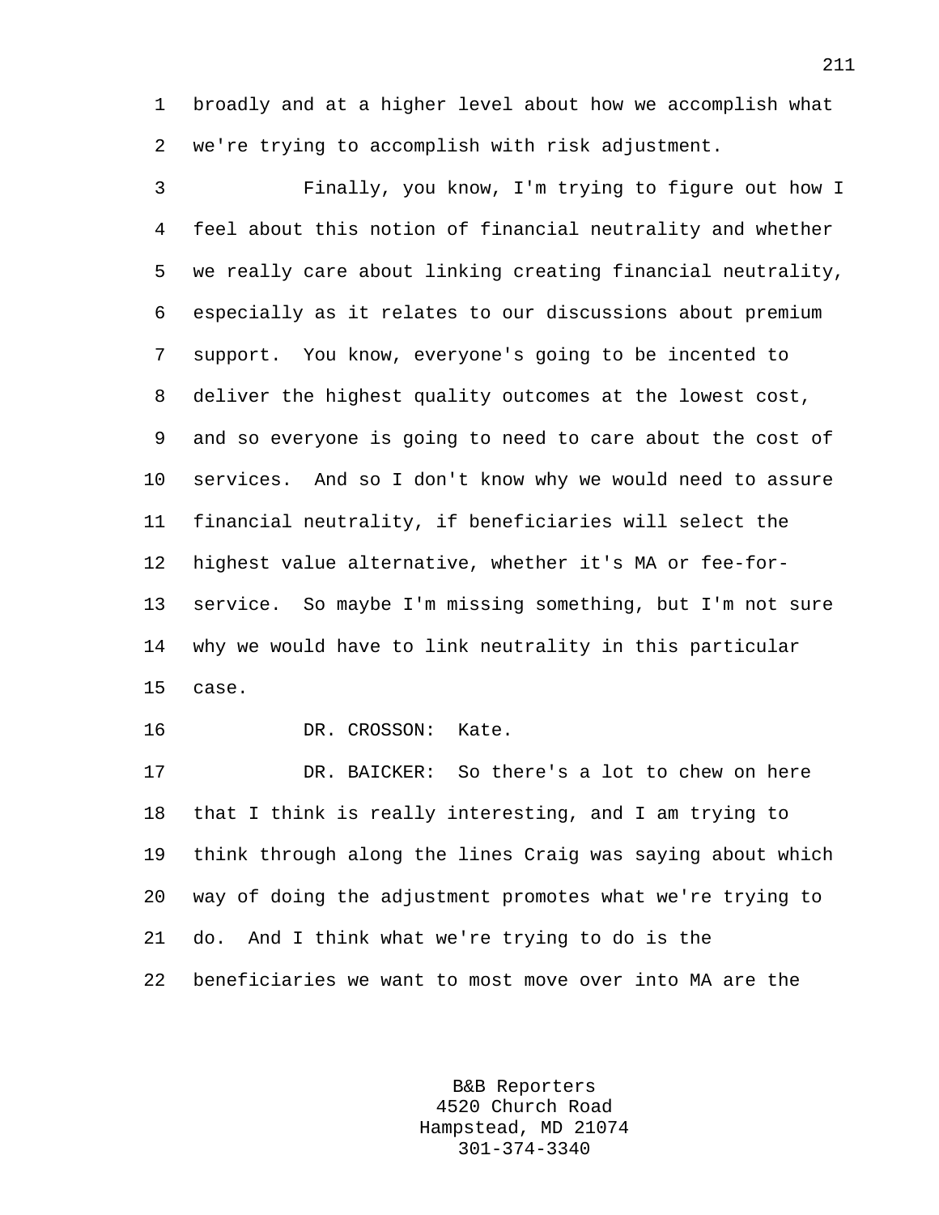broadly and at a higher level about how we accomplish what we're trying to accomplish with risk adjustment.

Finally, you know, I'm trying to figure out how I feel about this notion of financial neutrality and whether we really care about linking creating financial neutrality, especially as it relates to our discussions about premium support. You know, everyone's going to be incented to deliver the highest quality outcomes at the lowest cost, and so everyone is going to need to care about the cost of services. And so I don't know why we would need to assure financial neutrality, if beneficiaries will select the highest value alternative, whether it's MA or fee-for-service. So maybe I'm missing something, but I'm not sure why we would have to link neutrality in this particular case.

DR. CROSSON: Kate.

DR. BAICKER: So there's a lot to chew on here that I think is really interesting, and I am trying to think through along the lines Craig was saying about which way of doing the adjustment promotes what we're trying to do. And I think what we're trying to do is the beneficiaries we want to most move over into MA are the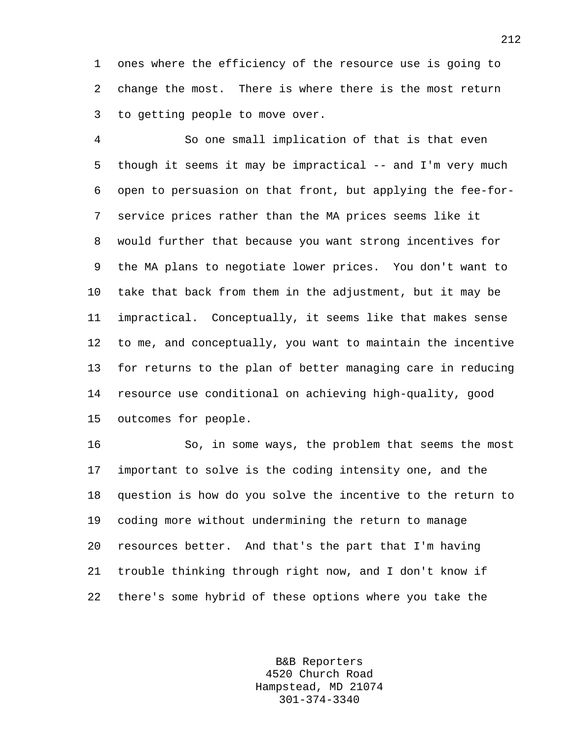ones where the efficiency of the resource use is going to change the most. There is where there is the most return to getting people to move over.

So one small implication of that is that even though it seems it may be impractical -- and I'm very much open to persuasion on that front, but applying the fee-for-service prices rather than the MA prices seems like it would further that because you want strong incentives for the MA plans to negotiate lower prices. You don't want to take that back from them in the adjustment, but it may be impractical. Conceptually, it seems like that makes sense to me, and conceptually, you want to maintain the incentive for returns to the plan of better managing care in reducing resource use conditional on achieving high-quality, good outcomes for people.

So, in some ways, the problem that seems the most important to solve is the coding intensity one, and the question is how do you solve the incentive to the return to coding more without undermining the return to manage resources better. And that's the part that I'm having trouble thinking through right now, and I don't know if there's some hybrid of these options where you take the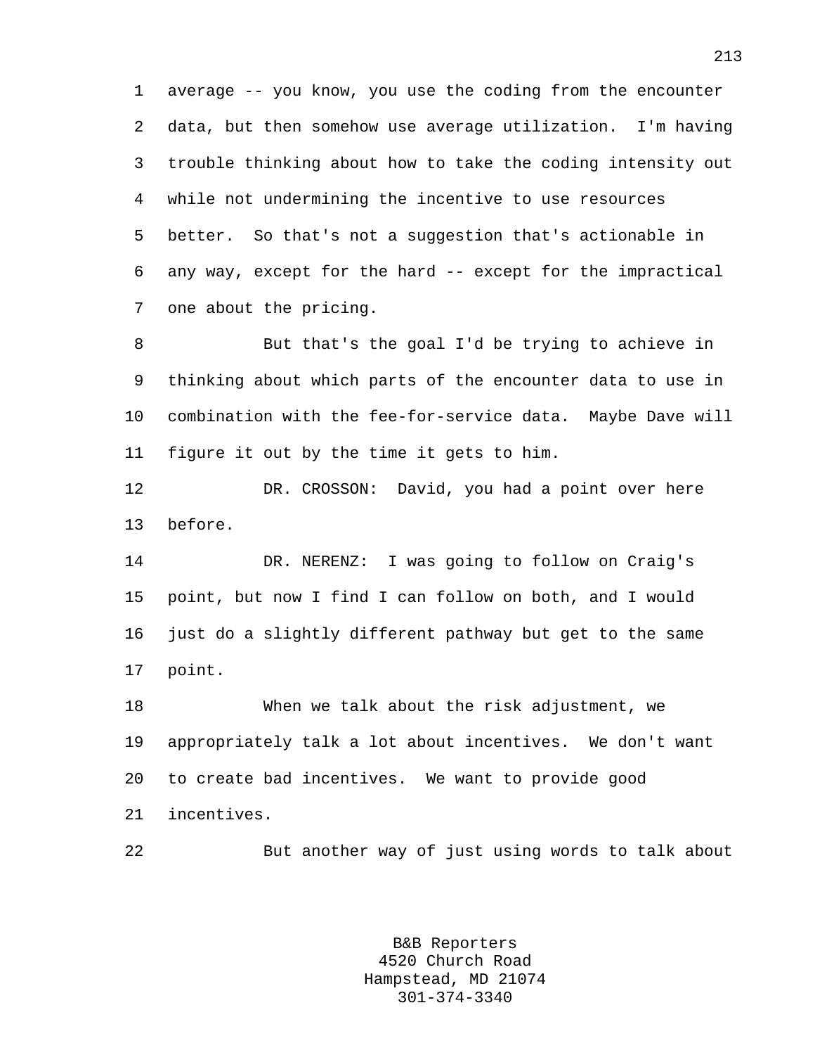average -- you know, you use the coding from the encounter data, but then somehow use average utilization. I'm having trouble thinking about how to take the coding intensity out while not undermining the incentive to use resources better. So that's not a suggestion that's actionable in any way, except for the hard -- except for the impractical one about the pricing.

But that's the goal I'd be trying to achieve in thinking about which parts of the encounter data to use in combination with the fee-for-service data. Maybe Dave will figure it out by the time it gets to him.

DR. CROSSON: David, you had a point over here before.

DR. NERENZ: I was going to follow on Craig's point, but now I find I can follow on both, and I would just do a slightly different pathway but get to the same point.

When we talk about the risk adjustment, we appropriately talk a lot about incentives. We don't want to create bad incentives. We want to provide good incentives.

But another way of just using words to talk about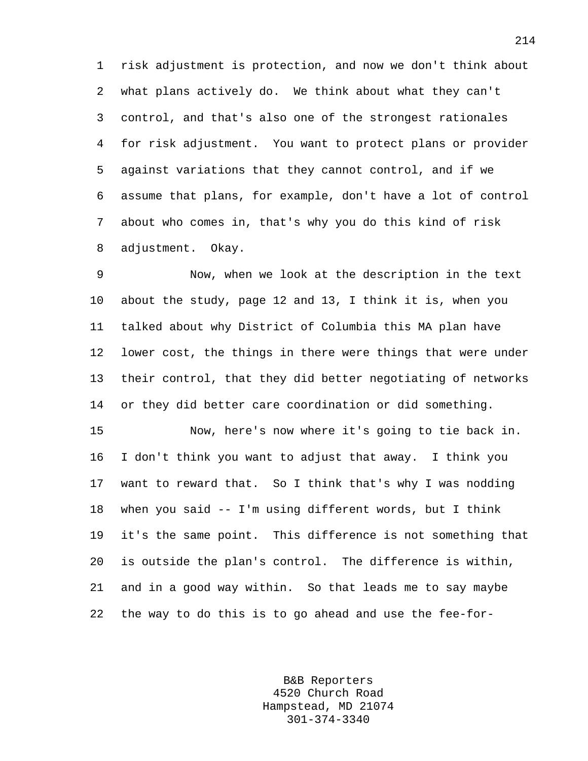risk adjustment is protection, and now we don't think about what plans actively do. We think about what they can't control, and that's also one of the strongest rationales for risk adjustment. You want to protect plans or provider against variations that they cannot control, and if we assume that plans, for example, don't have a lot of control about who comes in, that's why you do this kind of risk adjustment. Okay.

Now, when we look at the description in the text about the study, page 12 and 13, I think it is, when you talked about why District of Columbia this MA plan have lower cost, the things in there were things that were under their control, that they did better negotiating of networks or they did better care coordination or did something.

Now, here's now where it's going to tie back in. I don't think you want to adjust that away. I think you want to reward that. So I think that's why I was nodding when you said -- I'm using different words, but I think it's the same point. This difference is not something that is outside the plan's control. The difference is within, and in a good way within. So that leads me to say maybe the way to do this is to go ahead and use the fee-for-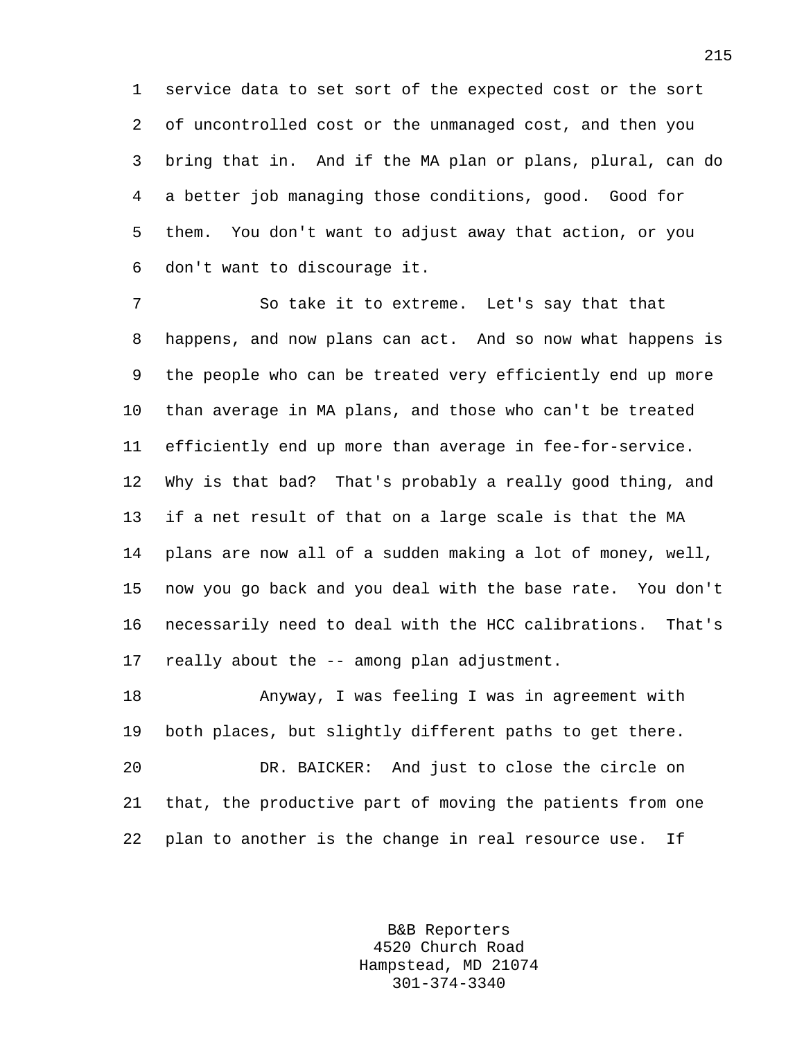service data to set sort of the expected cost or the sort of uncontrolled cost or the unmanaged cost, and then you bring that in. And if the MA plan or plans, plural, can do a better job managing those conditions, good. Good for them. You don't want to adjust away that action, or you don't want to discourage it.

So take it to extreme. Let's say that that happens, and now plans can act. And so now what happens is the people who can be treated very efficiently end up more than average in MA plans, and those who can't be treated efficiently end up more than average in fee-for-service. Why is that bad? That's probably a really good thing, and if a net result of that on a large scale is that the MA plans are now all of a sudden making a lot of money, well, now you go back and you deal with the base rate. You don't necessarily need to deal with the HCC calibrations. That's really about the -- among plan adjustment.

Anyway, I was feeling I was in agreement with both places, but slightly different paths to get there.

DR. BAICKER: And just to close the circle on that, the productive part of moving the patients from one plan to another is the change in real resource use. If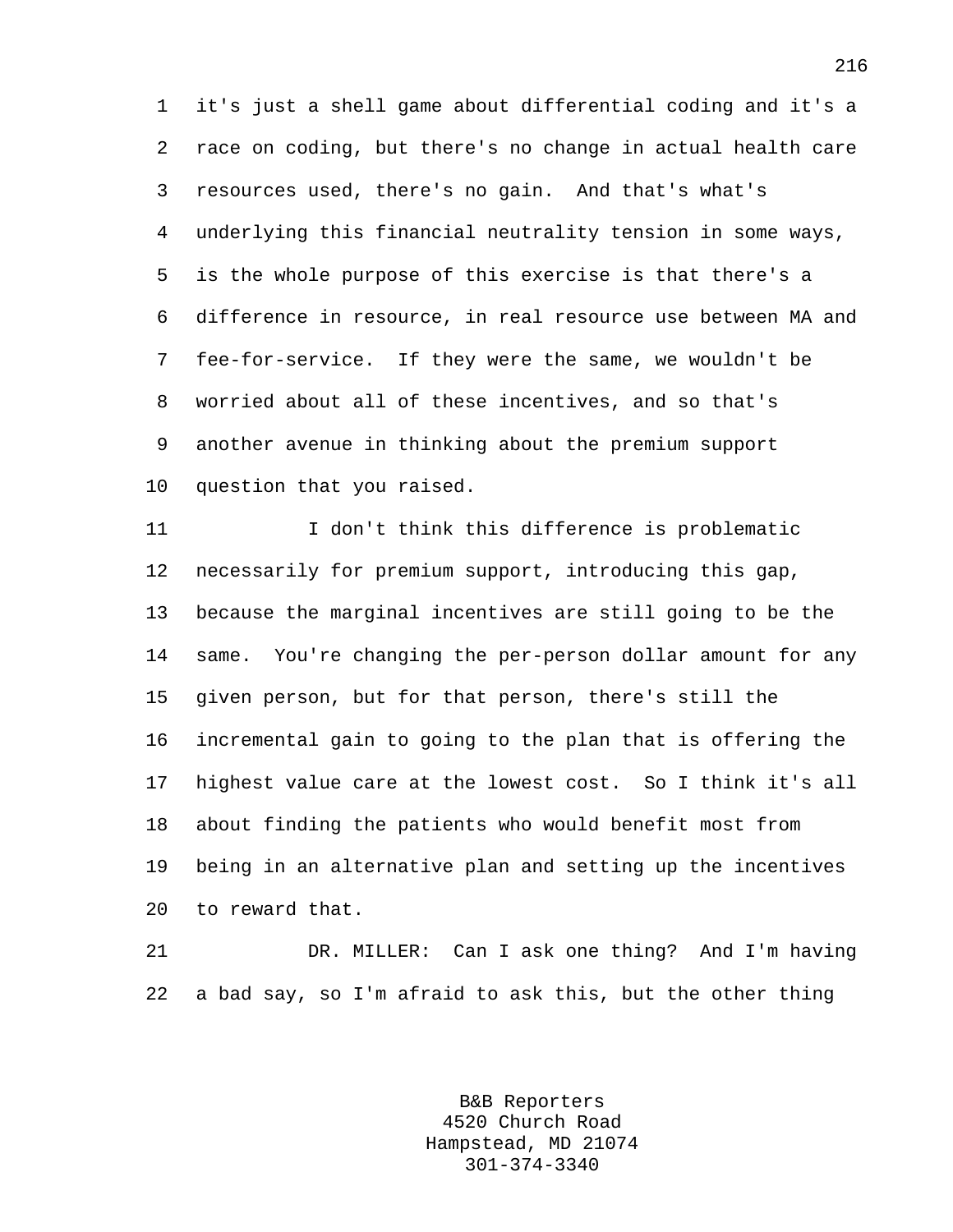it's just a shell game about differential coding and it's a race on coding, but there's no change in actual health care resources used, there's no gain. And that's what's underlying this financial neutrality tension in some ways, is the whole purpose of this exercise is that there's a difference in resource, in real resource use between MA and fee-for-service. If they were the same, we wouldn't be worried about all of these incentives, and so that's another avenue in thinking about the premium support question that you raised.

I don't think this difference is problematic necessarily for premium support, introducing this gap, because the marginal incentives are still going to be the same. You're changing the per-person dollar amount for any given person, but for that person, there's still the incremental gain to going to the plan that is offering the highest value care at the lowest cost. So I think it's all about finding the patients who would benefit most from being in an alternative plan and setting up the incentives to reward that.

DR. MILLER: Can I ask one thing? And I'm having a bad say, so I'm afraid to ask this, but the other thing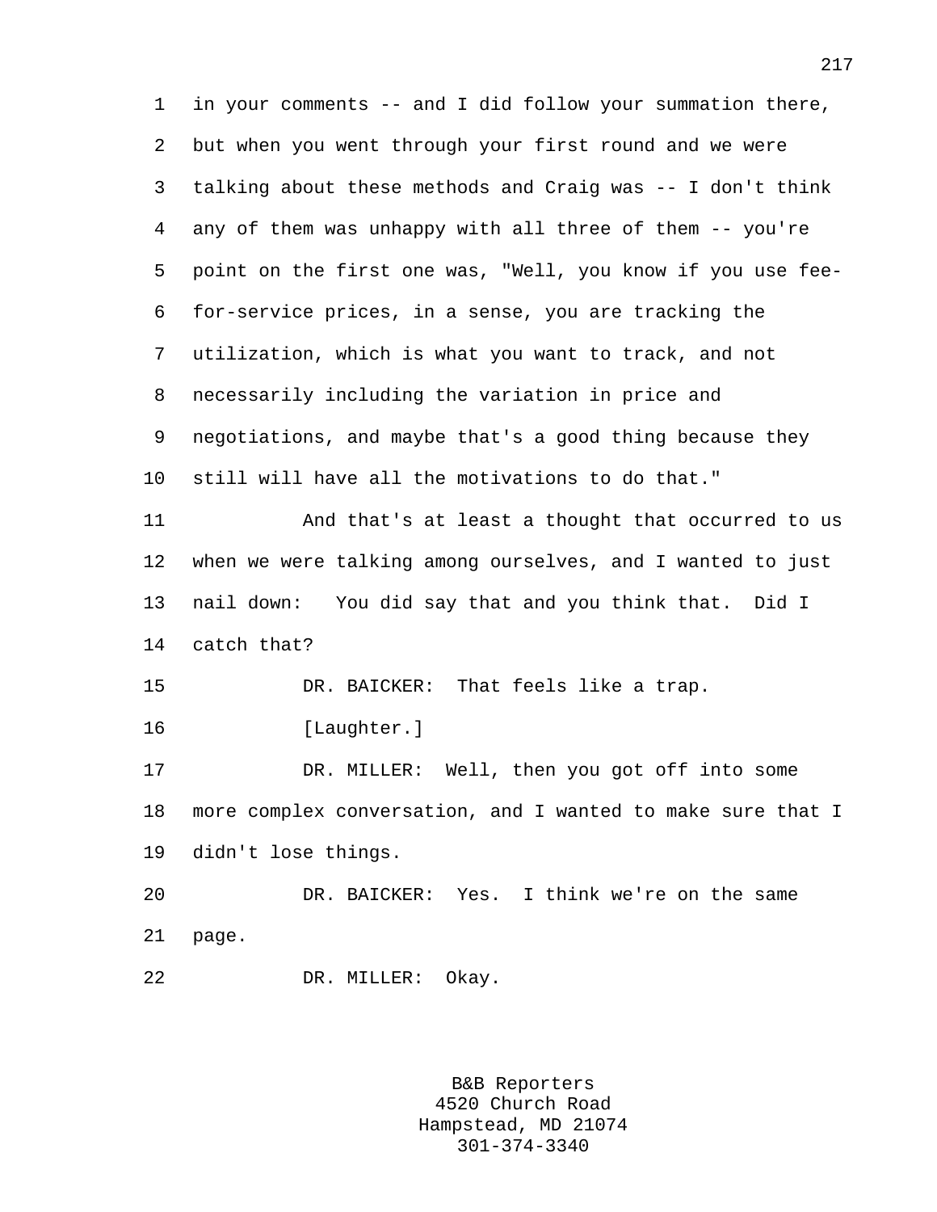in your comments -- and I did follow your summation there, but when you went through your first round and we were talking about these methods and Craig was -- I don't think any of them was unhappy with all three of them -- you're point on the first one was, "Well, you know if you use fee-for-service prices, in a sense, you are tracking the utilization, which is what you want to track, and not necessarily including the variation in price and negotiations, and maybe that's a good thing because they still will have all the motivations to do that."

And that's at least a thought that occurred to us when we were talking among ourselves, and I wanted to just nail down: You did say that and you think that. Did I catch that?

DR. BAICKER: That feels like a trap.

[Laughter.]

DR. MILLER: Well, then you got off into some more complex conversation, and I wanted to make sure that I didn't lose things.

DR. BAICKER: Yes. I think we're on the same page.

DR. MILLER: Okay.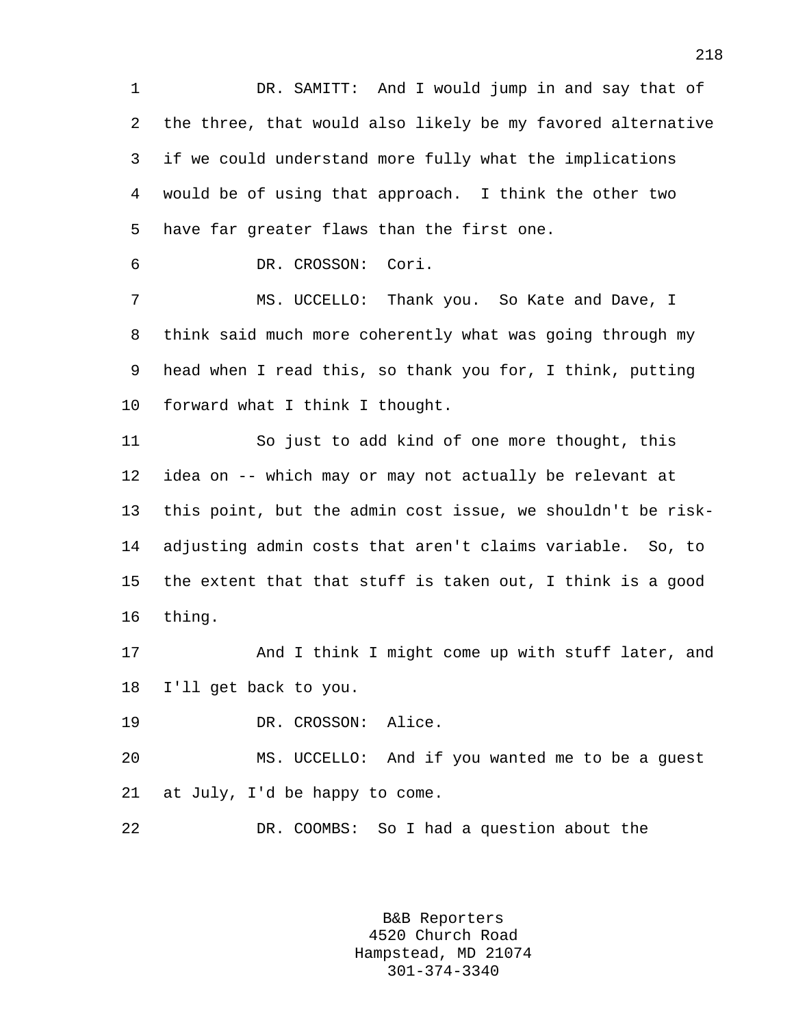DR. SAMITT: And I would jump in and say that of the three, that would also likely be my favored alternative if we could understand more fully what the implications would be of using that approach. I think the other two have far greater flaws than the first one.

DR. CROSSON: Cori.

MS. UCCELLO: Thank you. So Kate and Dave, I think said much more coherently what was going through my head when I read this, so thank you for, I think, putting forward what I think I thought.

So just to add kind of one more thought, this idea on -- which may or may not actually be relevant at this point, but the admin cost issue, we shouldn't be risk-adjusting admin costs that aren't claims variable. So, to the extent that that stuff is taken out, I think is a good thing.

And I think I might come up with stuff later, and I'll get back to you.

DR. CROSSON: Alice.

MS. UCCELLO: And if you wanted me to be a guest at July, I'd be happy to come.

DR. COOMBS: So I had a question about the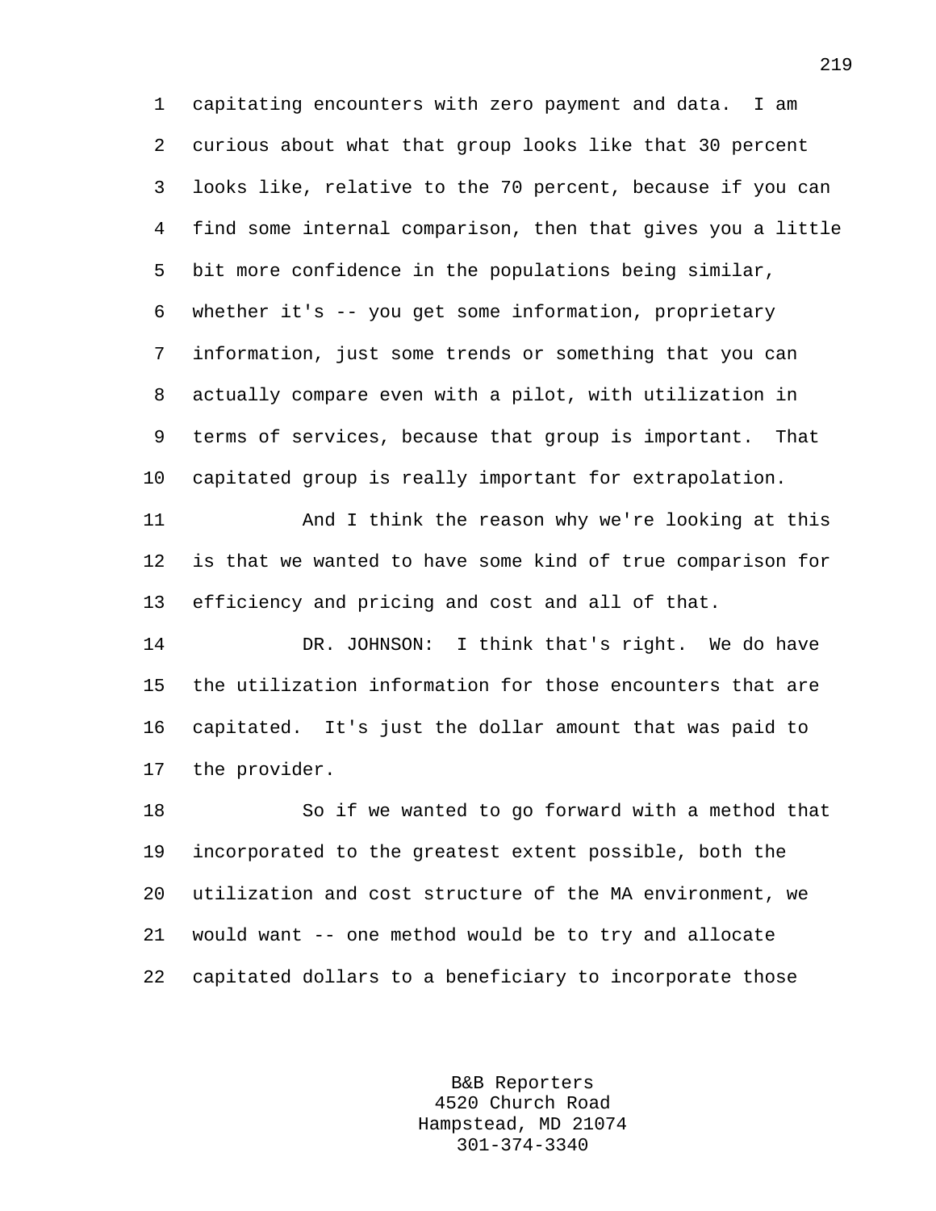capitating encounters with zero payment and data. I am curious about what that group looks like that 30 percent looks like, relative to the 70 percent, because if you can find some internal comparison, then that gives you a little bit more confidence in the populations being similar, whether it's -- you get some information, proprietary information, just some trends or something that you can actually compare even with a pilot, with utilization in terms of services, because that group is important. That capitated group is really important for extrapolation.

And I think the reason why we're looking at this is that we wanted to have some kind of true comparison for efficiency and pricing and cost and all of that.

DR. JOHNSON: I think that's right. We do have the utilization information for those encounters that are capitated. It's just the dollar amount that was paid to the provider.

So if we wanted to go forward with a method that incorporated to the greatest extent possible, both the utilization and cost structure of the MA environment, we would want -- one method would be to try and allocate capitated dollars to a beneficiary to incorporate those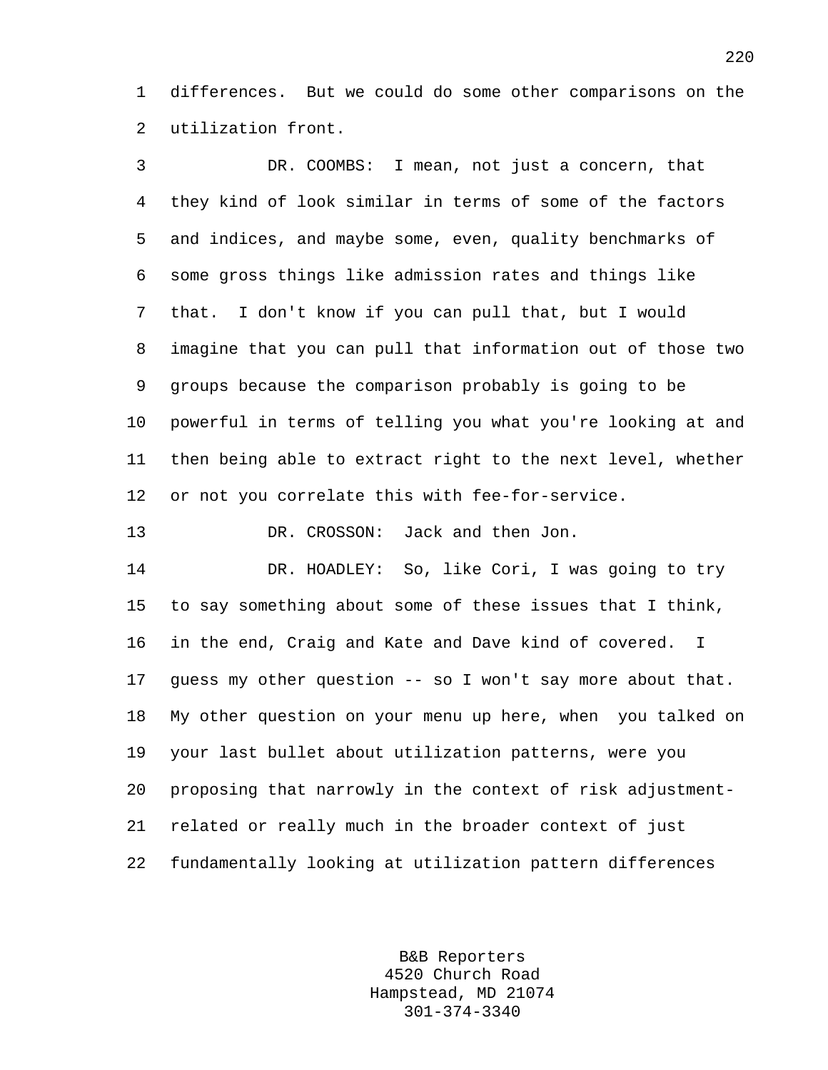differences. But we could do some other comparisons on the utilization front.

DR. COOMBS: I mean, not just a concern, that they kind of look similar in terms of some of the factors and indices, and maybe some, even, quality benchmarks of some gross things like admission rates and things like that. I don't know if you can pull that, but I would imagine that you can pull that information out of those two groups because the comparison probably is going to be powerful in terms of telling you what you're looking at and then being able to extract right to the next level, whether or not you correlate this with fee-for-service.

DR. CROSSON: Jack and then Jon.

DR. HOADLEY: So, like Cori, I was going to try to say something about some of these issues that I think, in the end, Craig and Kate and Dave kind of covered. I guess my other question -- so I won't say more about that. My other question on your menu up here, when you talked on your last bullet about utilization patterns, were you proposing that narrowly in the context of risk adjustment-related or really much in the broader context of just fundamentally looking at utilization pattern differences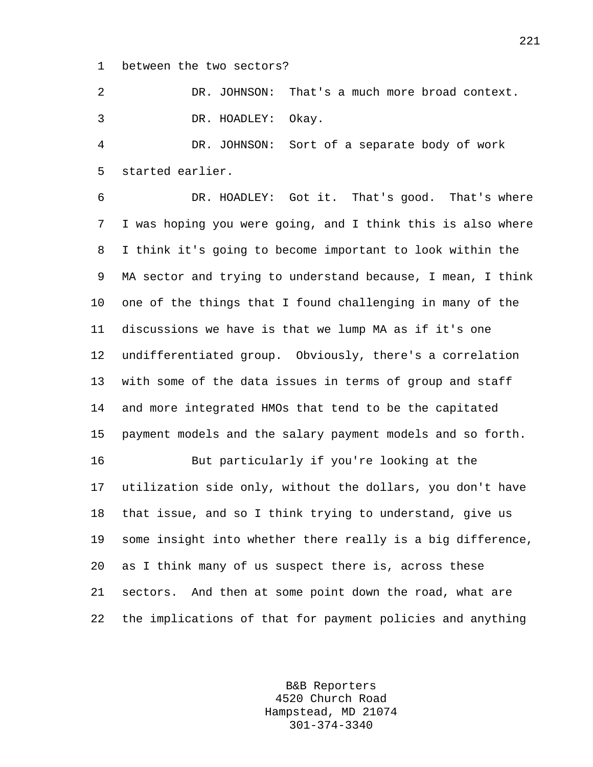between the two sectors?

DR. JOHNSON: That's a much more broad context.

DR. HOADLEY: Okay.

DR. JOHNSON: Sort of a separate body of work started earlier.

DR. HOADLEY: Got it. That's good. That's where I was hoping you were going, and I think this is also where I think it's going to become important to look within the MA sector and trying to understand because, I mean, I think one of the things that I found challenging in many of the discussions we have is that we lump MA as if it's one undifferentiated group. Obviously, there's a correlation with some of the data issues in terms of group and staff and more integrated HMOs that tend to be the capitated payment models and the salary payment models and so forth.

But particularly if you're looking at the utilization side only, without the dollars, you don't have that issue, and so I think trying to understand, give us some insight into whether there really is a big difference, as I think many of us suspect there is, across these sectors. And then at some point down the road, what are the implications of that for payment policies and anything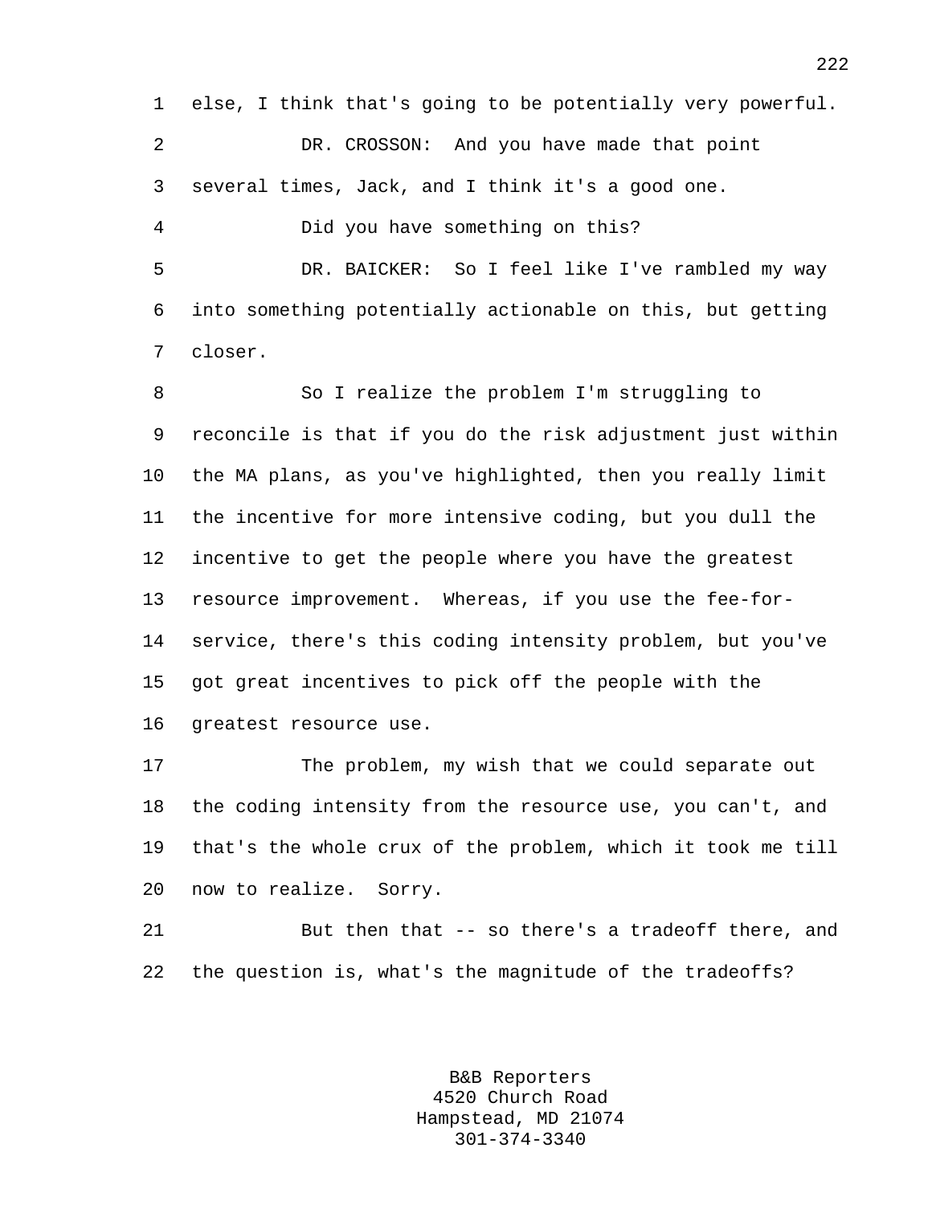else, I think that's going to be potentially very powerful.

DR. CROSSON: And you have made that point several times, Jack, and I think it's a good one.

Did you have something on this?

DR. BAICKER: So I feel like I've rambled my way into something potentially actionable on this, but getting closer.

So I realize the problem I'm struggling to reconcile is that if you do the risk adjustment just within the MA plans, as you've highlighted, then you really limit the incentive for more intensive coding, but you dull the incentive to get the people where you have the greatest resource improvement. Whereas, if you use the fee-for-service, there's this coding intensity problem, but you've got great incentives to pick off the people with the greatest resource use.

The problem, my wish that we could separate out the coding intensity from the resource use, you can't, and that's the whole crux of the problem, which it took me till now to realize. Sorry.

But then that -- so there's a tradeoff there, and the question is, what's the magnitude of the tradeoffs?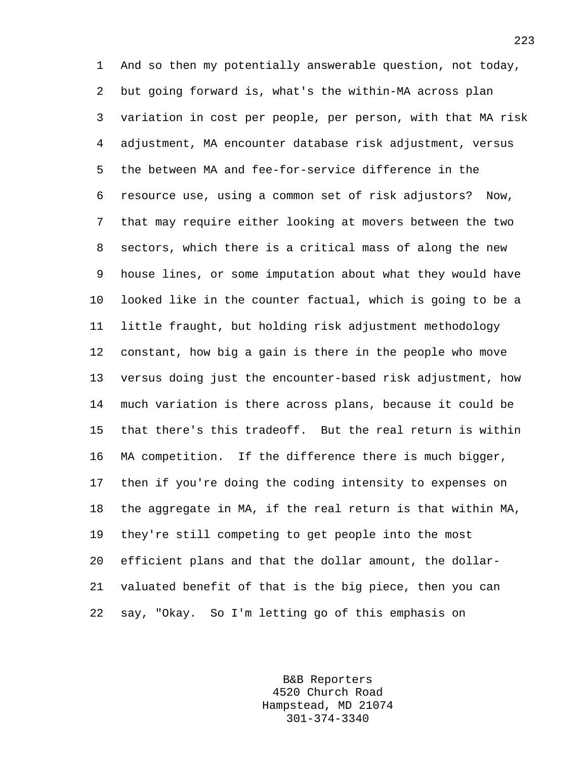And so then my potentially answerable question, not today, but going forward is, what's the within-MA across plan variation in cost per people, per person, with that MA risk adjustment, MA encounter database risk adjustment, versus the between MA and fee-for-service difference in the resource use, using a common set of risk adjustors? Now, that may require either looking at movers between the two sectors, which there is a critical mass of along the new house lines, or some imputation about what they would have looked like in the counter factual, which is going to be a little fraught, but holding risk adjustment methodology constant, how big a gain is there in the people who move versus doing just the encounter-based risk adjustment, how much variation is there across plans, because it could be that there's this tradeoff. But the real return is within MA competition. If the difference there is much bigger, then if you're doing the coding intensity to expenses on the aggregate in MA, if the real return is that within MA, they're still competing to get people into the most efficient plans and that the dollar amount, the dollar-valuated benefit of that is the big piece, then you can say, "Okay. So I'm letting go of this emphasis on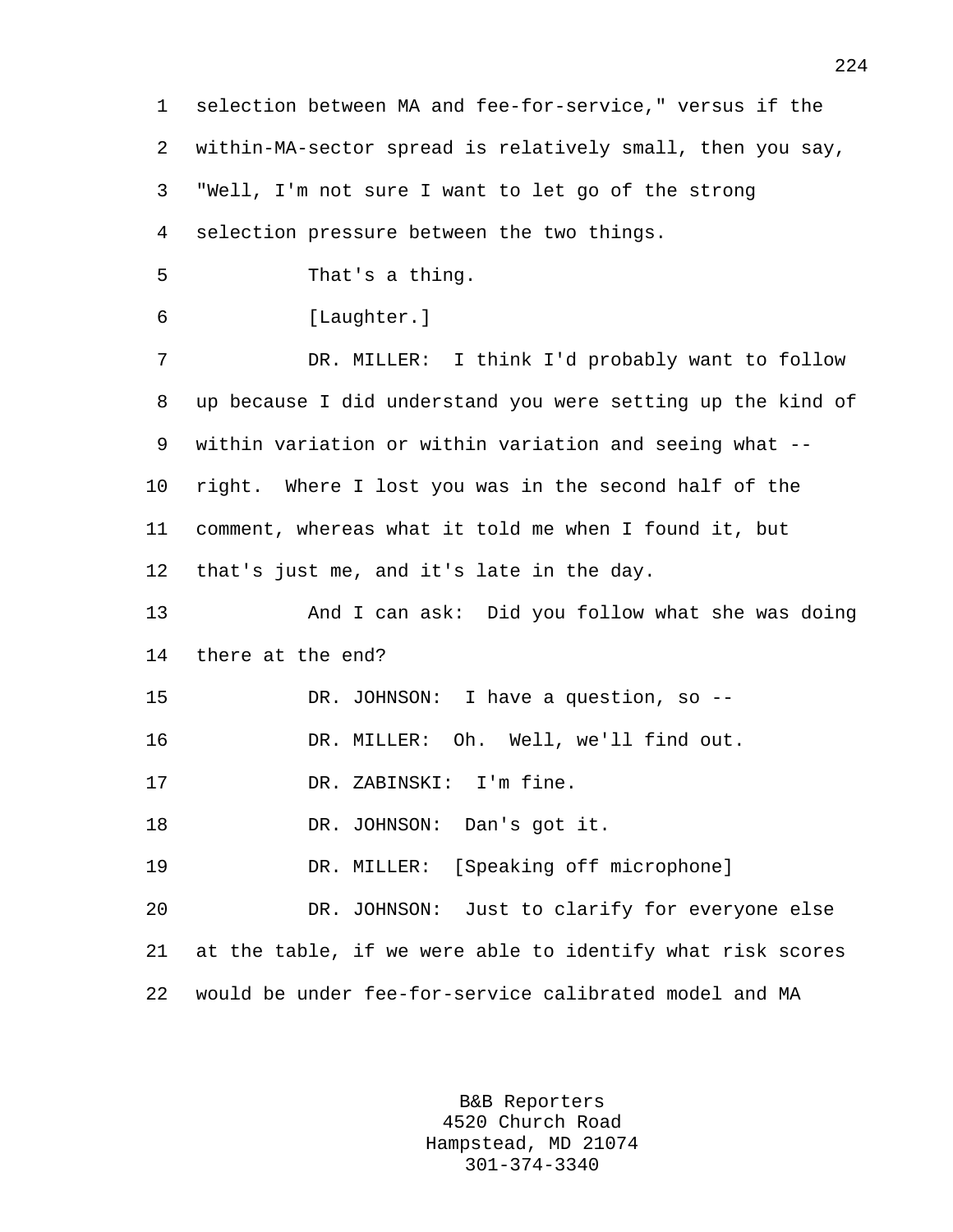selection between MA and fee-for-service," versus if the within-MA-sector spread is relatively small, then you say, "Well, I'm not sure I want to let go of the strong selection pressure between the two things.

That's a thing.

[Laughter.]

DR. MILLER: I think I'd probably want to follow up because I did understand you were setting up the kind of within variation or within variation and seeing what -- right. Where I lost you was in the second half of the comment, whereas what it told me when I found it, but that's just me, and it's late in the day.

And I can ask: Did you follow what she was doing there at the end?

DR. JOHNSON: I have a question, so --

DR. MILLER: Oh. Well, we'll find out.

DR. ZABINSKI: I'm fine.

DR. JOHNSON: Dan's got it.

DR. MILLER: [Speaking off microphone]

DR. JOHNSON: Just to clarify for everyone else at the table, if we were able to identify what risk scores would be under fee-for-service calibrated model and MA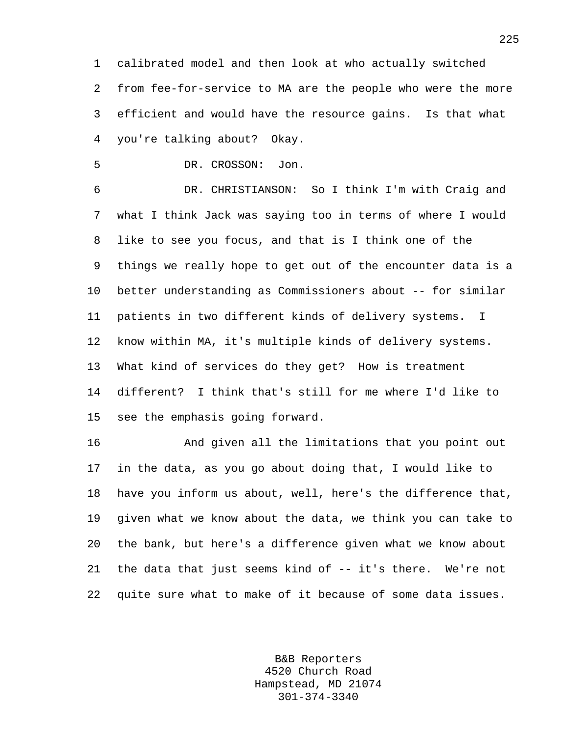calibrated model and then look at who actually switched from fee-for-service to MA are the people who were the more efficient and would have the resource gains. Is that what you're talking about? Okay.

DR. CROSSON: Jon.

DR. CHRISTIANSON: So I think I'm with Craig and what I think Jack was saying too in terms of where I would like to see you focus, and that is I think one of the things we really hope to get out of the encounter data is a better understanding as Commissioners about -- for similar patients in two different kinds of delivery systems. I know within MA, it's multiple kinds of delivery systems. What kind of services do they get? How is treatment different? I think that's still for me where I'd like to see the emphasis going forward.

And given all the limitations that you point out in the data, as you go about doing that, I would like to have you inform us about, well, here's the difference that, given what we know about the data, we think you can take to the bank, but here's a difference given what we know about the data that just seems kind of -- it's there. We're not quite sure what to make of it because of some data issues.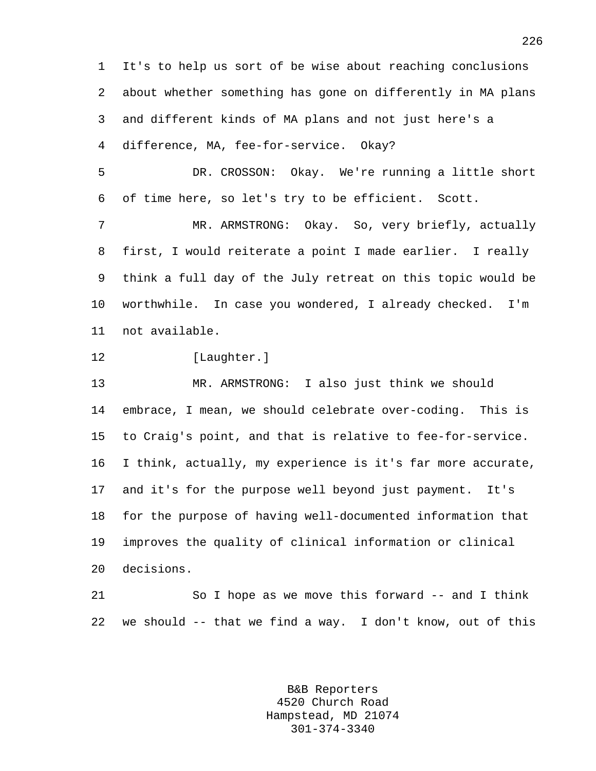It's to help us sort of be wise about reaching conclusions about whether something has gone on differently in MA plans and different kinds of MA plans and not just here's a difference, MA, fee-for-service. Okay?

DR. CROSSON: Okay. We're running a little short of time here, so let's try to be efficient. Scott.

MR. ARMSTRONG: Okay. So, very briefly, actually first, I would reiterate a point I made earlier. I really think a full day of the July retreat on this topic would be worthwhile. In case you wondered, I already checked. I'm not available.

[Laughter.]

MR. ARMSTRONG: I also just think we should embrace, I mean, we should celebrate over-coding. This is to Craig's point, and that is relative to fee-for-service. I think, actually, my experience is it's far more accurate, and it's for the purpose well beyond just payment. It's for the purpose of having well-documented information that improves the quality of clinical information or clinical decisions.

So I hope as we move this forward -- and I think we should -- that we find a way. I don't know, out of this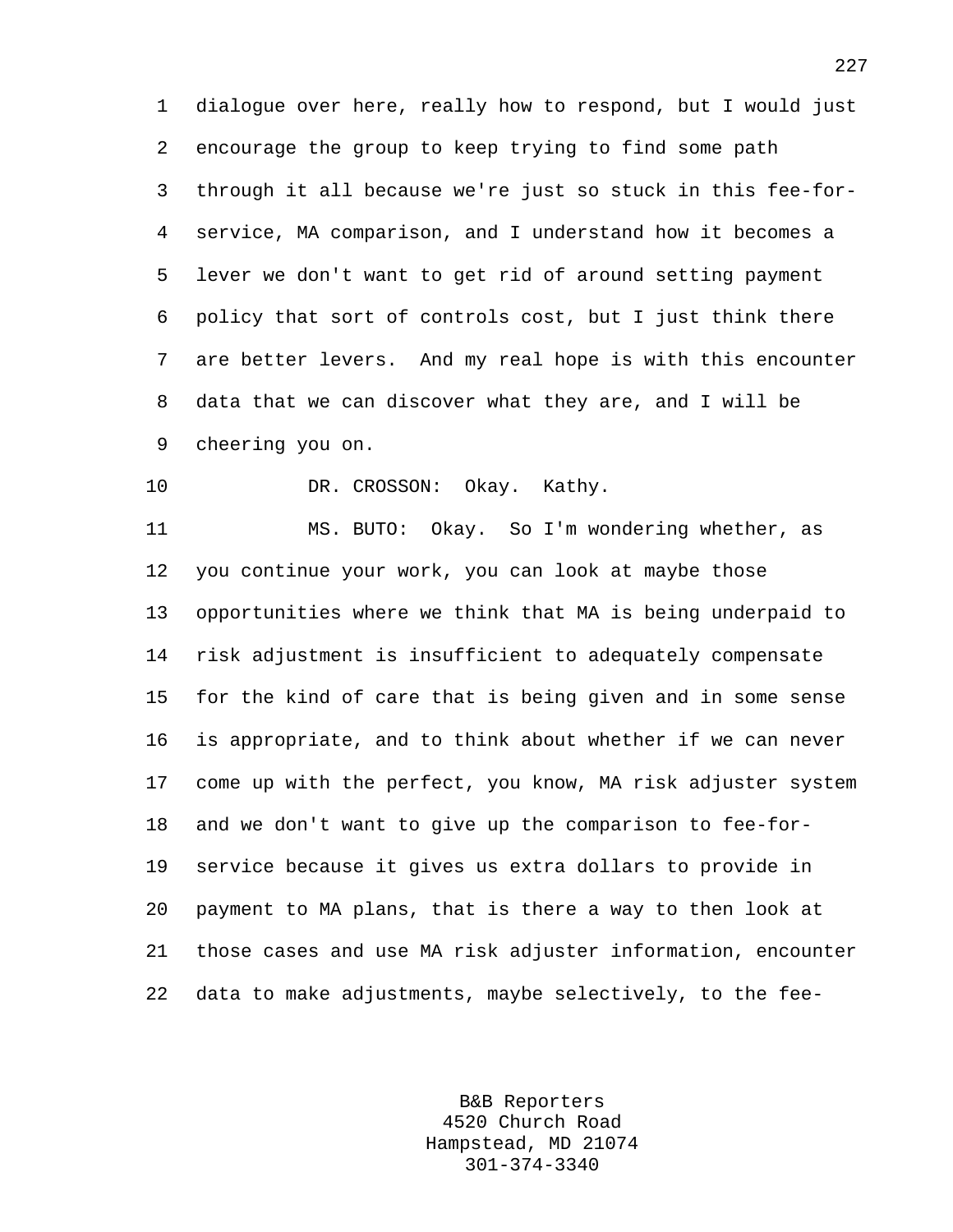dialogue over here, really how to respond, but I would just encourage the group to keep trying to find some path through it all because we're just so stuck in this fee-for-service, MA comparison, and I understand how it becomes a lever we don't want to get rid of around setting payment policy that sort of controls cost, but I just think there are better levers. And my real hope is with this encounter data that we can discover what they are, and I will be cheering you on.

DR. CROSSON: Okay. Kathy.

MS. BUTO: Okay. So I'm wondering whether, as you continue your work, you can look at maybe those opportunities where we think that MA is being underpaid to risk adjustment is insufficient to adequately compensate for the kind of care that is being given and in some sense is appropriate, and to think about whether if we can never come up with the perfect, you know, MA risk adjuster system and we don't want to give up the comparison to fee-for-service because it gives us extra dollars to provide in payment to MA plans, that is there a way to then look at those cases and use MA risk adjuster information, encounter data to make adjustments, maybe selectively, to the fee-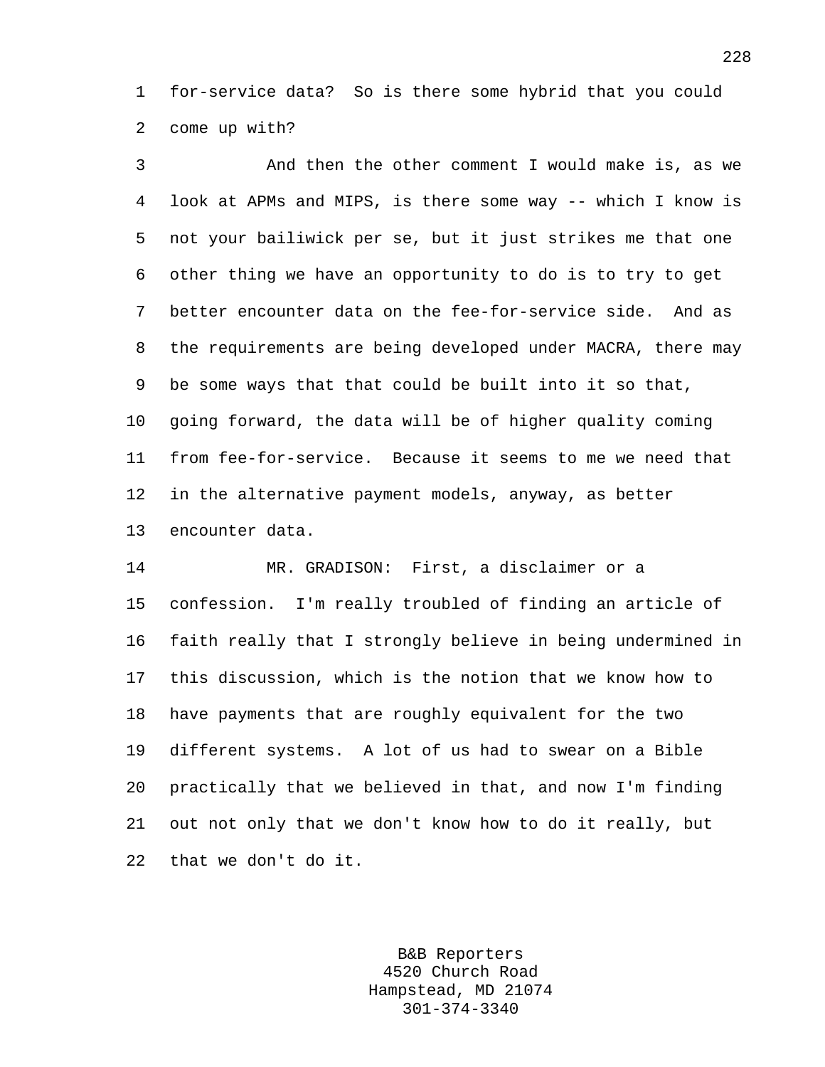for-service data? So is there some hybrid that you could come up with?

And then the other comment I would make is, as we look at APMs and MIPS, is there some way -- which I know is not your bailiwick per se, but it just strikes me that one other thing we have an opportunity to do is to try to get better encounter data on the fee-for-service side. And as the requirements are being developed under MACRA, there may be some ways that that could be built into it so that, going forward, the data will be of higher quality coming from fee-for-service. Because it seems to me we need that in the alternative payment models, anyway, as better encounter data.

MR. GRADISON: First, a disclaimer or a confession. I'm really troubled of finding an article of faith really that I strongly believe in being undermined in this discussion, which is the notion that we know how to have payments that are roughly equivalent for the two different systems. A lot of us had to swear on a Bible practically that we believed in that, and now I'm finding out not only that we don't know how to do it really, but that we don't do it.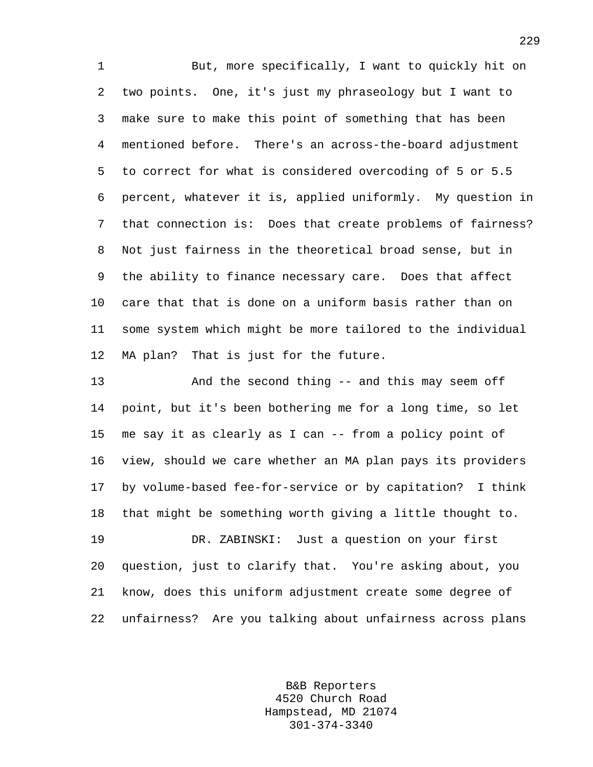But, more specifically, I want to quickly hit on two points. One, it's just my phraseology but I want to make sure to make this point of something that has been mentioned before. There's an across-the-board adjustment to correct for what is considered overcoding of 5 or 5.5 percent, whatever it is, applied uniformly. My question in that connection is: Does that create problems of fairness? Not just fairness in the theoretical broad sense, but in the ability to finance necessary care. Does that affect care that that is done on a uniform basis rather than on some system which might be more tailored to the individual MA plan? That is just for the future.

And the second thing -- and this may seem off point, but it's been bothering me for a long time, so let me say it as clearly as I can -- from a policy point of view, should we care whether an MA plan pays its providers by volume-based fee-for-service or by capitation? I think that might be something worth giving a little thought to.

DR. ZABINSKI: Just a question on your first question, just to clarify that. You're asking about, you know, does this uniform adjustment create some degree of unfairness? Are you talking about unfairness across plans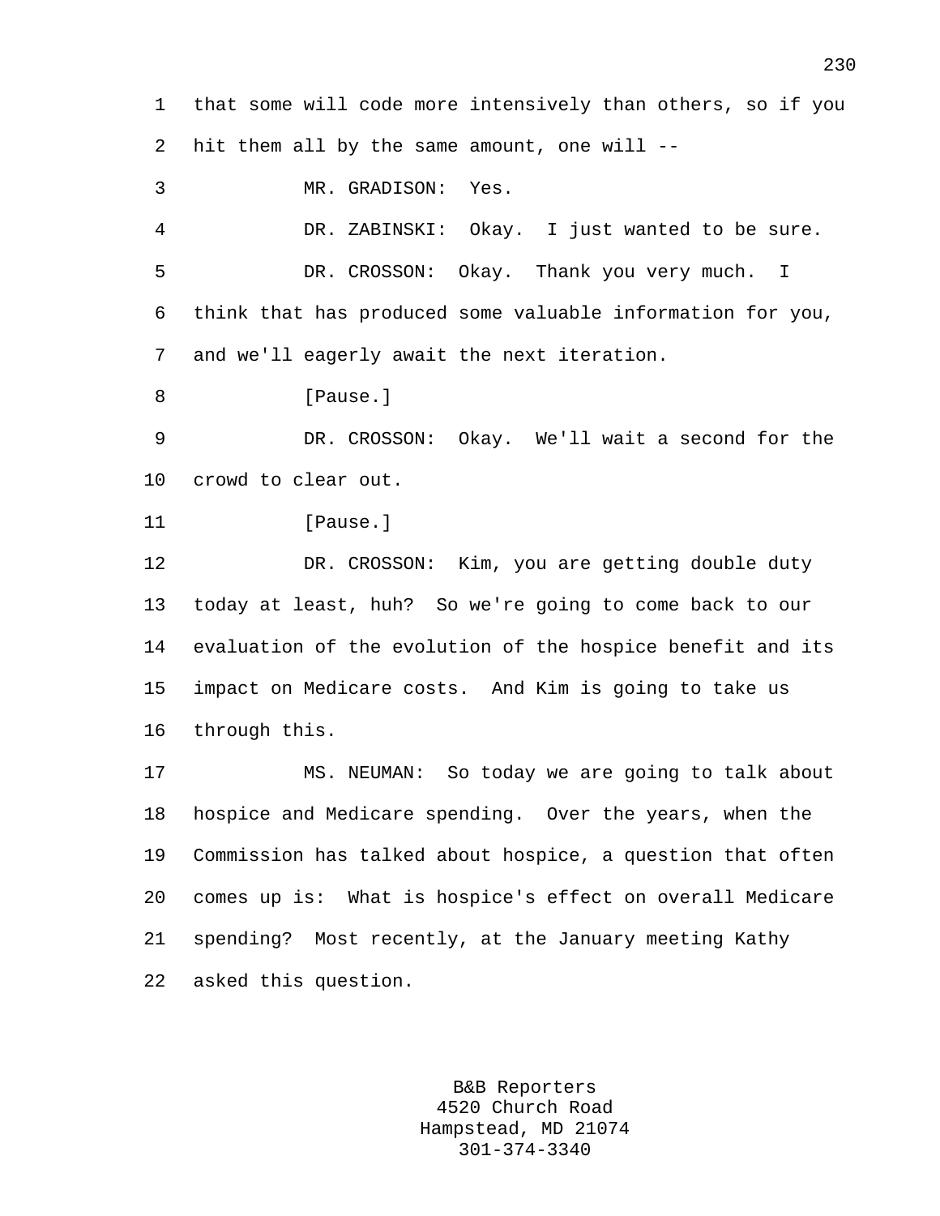that some will code more intensively than others, so if you hit them all by the same amount, one will --

MR. GRADISON: Yes.

DR. ZABINSKI: Okay. I just wanted to be sure.

DR. CROSSON: Okay. Thank you very much. I think that has produced some valuable information for you, and we'll eagerly await the next iteration.

[Pause.]

DR. CROSSON: Okay. We'll wait a second for the crowd to clear out.

[Pause.]

DR. CROSSON: Kim, you are getting double duty today at least, huh? So we're going to come back to our evaluation of the evolution of the hospice benefit and its impact on Medicare costs. And Kim is going to take us through this.

MS. NEUMAN: So today we are going to talk about hospice and Medicare spending. Over the years, when the Commission has talked about hospice, a question that often comes up is: What is hospice's effect on overall Medicare spending? Most recently, at the January meeting Kathy asked this question.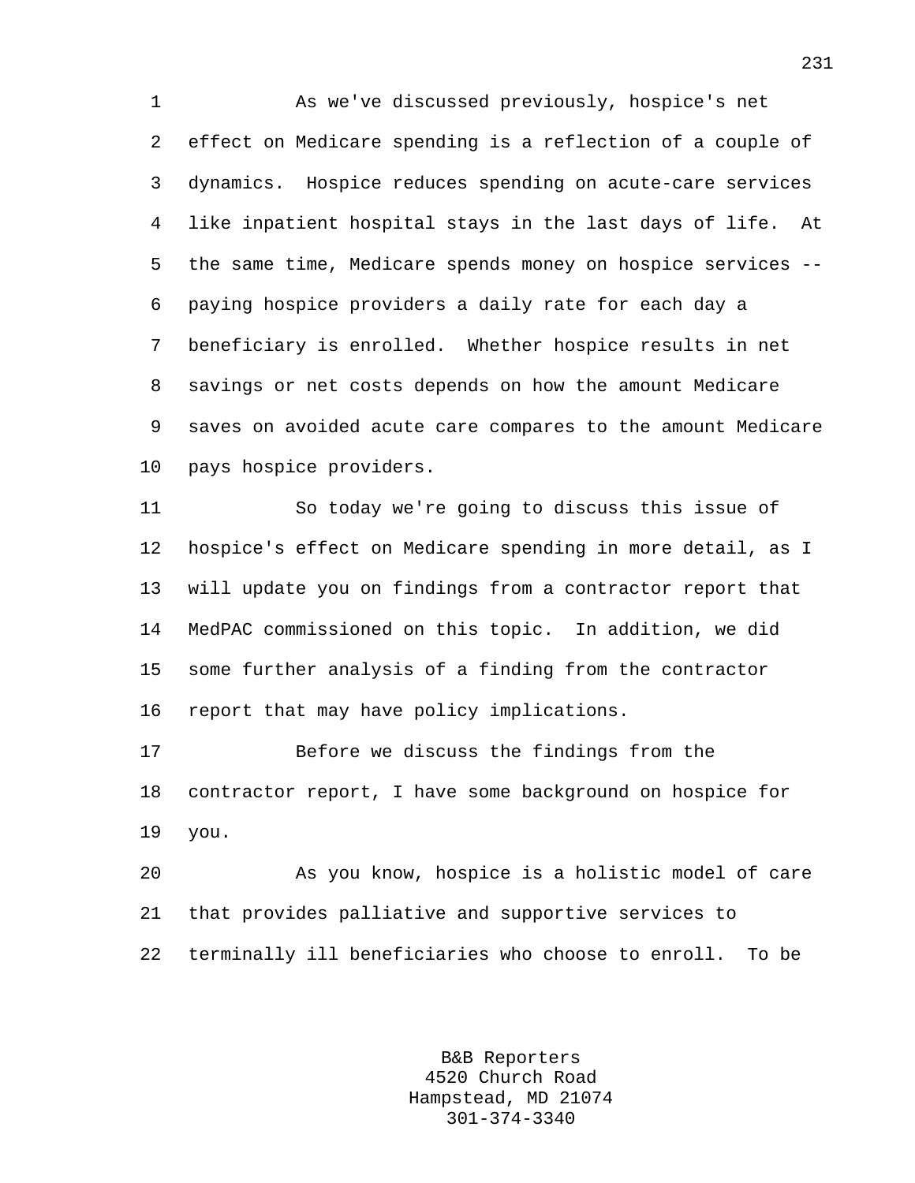As we've discussed previously, hospice's net effect on Medicare spending is a reflection of a couple of dynamics. Hospice reduces spending on acute-care services like inpatient hospital stays in the last days of life. At the same time, Medicare spends money on hospice services -- paying hospice providers a daily rate for each day a beneficiary is enrolled. Whether hospice results in net savings or net costs depends on how the amount Medicare saves on avoided acute care compares to the amount Medicare pays hospice providers.

So today we're going to discuss this issue of hospice's effect on Medicare spending in more detail, as I will update you on findings from a contractor report that MedPAC commissioned on this topic. In addition, we did some further analysis of a finding from the contractor report that may have policy implications.

Before we discuss the findings from the contractor report, I have some background on hospice for you.

As you know, hospice is a holistic model of care that provides palliative and supportive services to terminally ill beneficiaries who choose to enroll. To be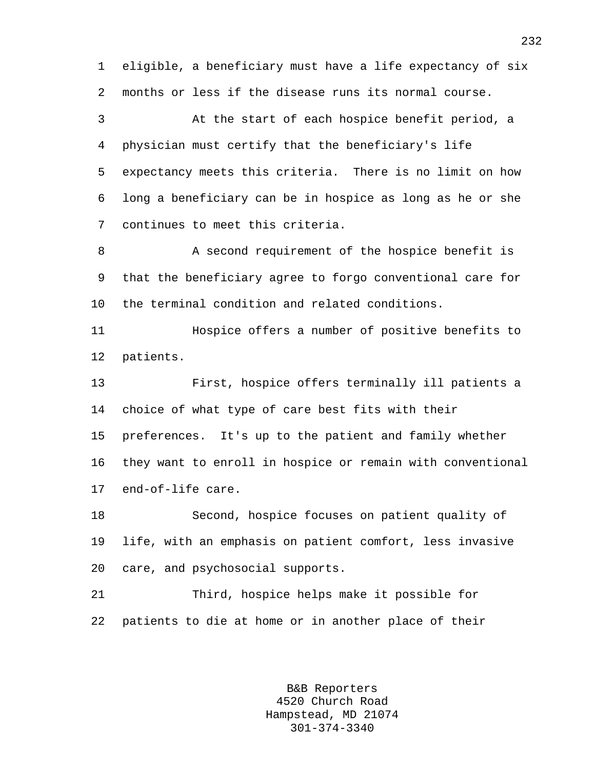eligible, a beneficiary must have a life expectancy of six months or less if the disease runs its normal course.

At the start of each hospice benefit period, a physician must certify that the beneficiary's life expectancy meets this criteria. There is no limit on how long a beneficiary can be in hospice as long as he or she continues to meet this criteria.

A second requirement of the hospice benefit is that the beneficiary agree to forgo conventional care for the terminal condition and related conditions.

Hospice offers a number of positive benefits to patients.

First, hospice offers terminally ill patients a choice of what type of care best fits with their preferences. It's up to the patient and family whether they want to enroll in hospice or remain with conventional end-of-life care.

Second, hospice focuses on patient quality of life, with an emphasis on patient comfort, less invasive care, and psychosocial supports.

Third, hospice helps make it possible for patients to die at home or in another place of their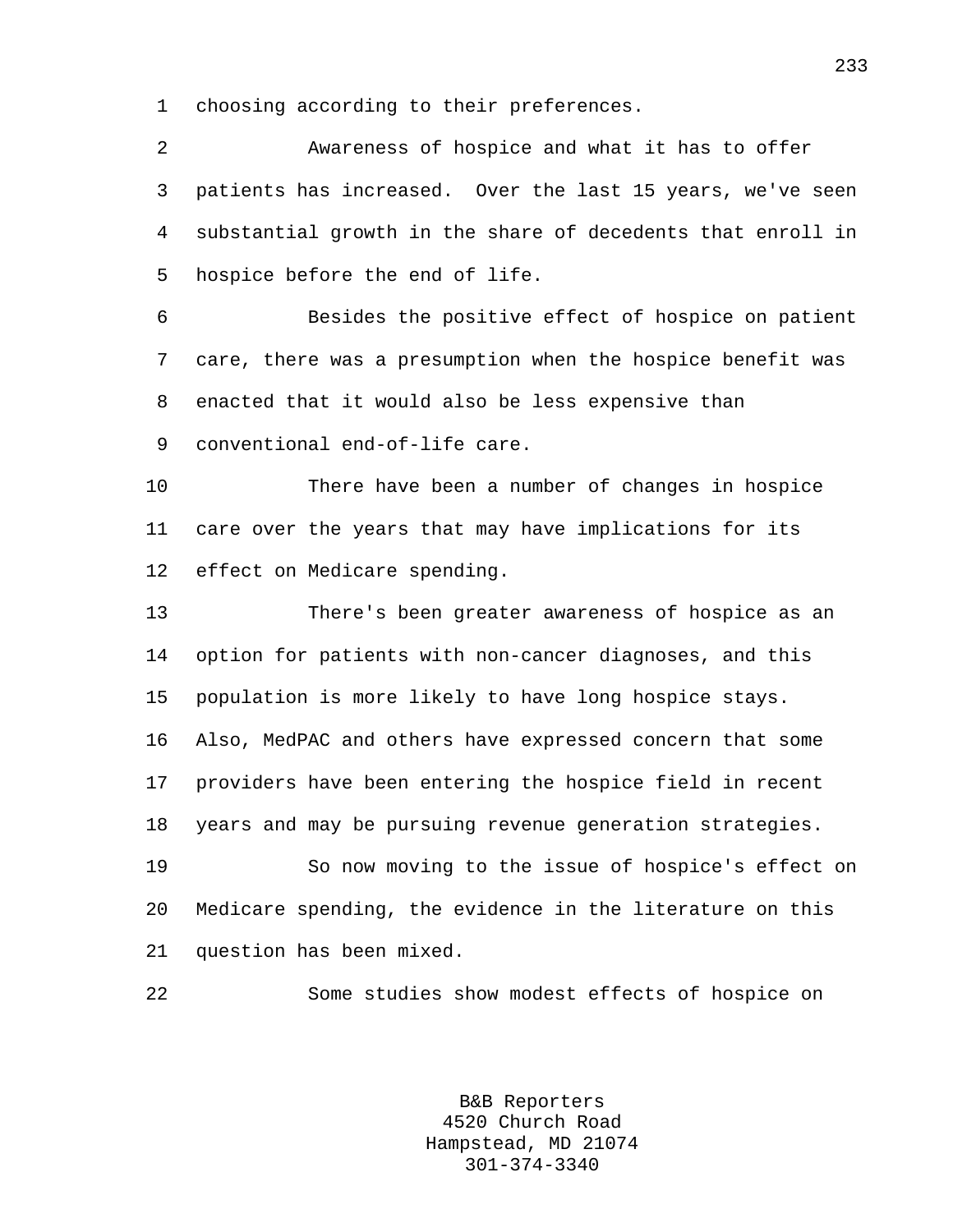choosing according to their preferences.

Awareness of hospice and what it has to offer patients has increased. Over the last 15 years, we've seen substantial growth in the share of decedents that enroll in hospice before the end of life.

Besides the positive effect of hospice on patient care, there was a presumption when the hospice benefit was enacted that it would also be less expensive than conventional end-of-life care.

There have been a number of changes in hospice care over the years that may have implications for its effect on Medicare spending.

There's been greater awareness of hospice as an option for patients with non-cancer diagnoses, and this population is more likely to have long hospice stays. Also, MedPAC and others have expressed concern that some providers have been entering the hospice field in recent years and may be pursuing revenue generation strategies.

So now moving to the issue of hospice's effect on Medicare spending, the evidence in the literature on this question has been mixed.

Some studies show modest effects of hospice on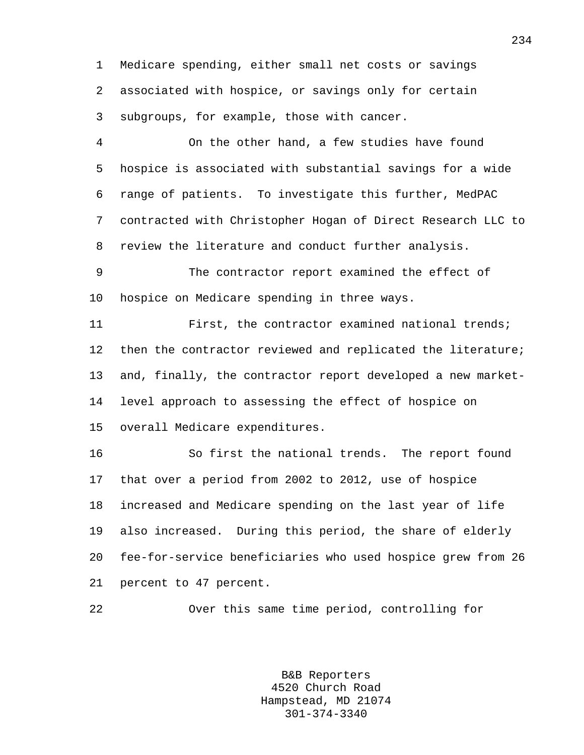Medicare spending, either small net costs or savings associated with hospice, or savings only for certain subgroups, for example, those with cancer.

On the other hand, a few studies have found hospice is associated with substantial savings for a wide range of patients. To investigate this further, MedPAC contracted with Christopher Hogan of Direct Research LLC to review the literature and conduct further analysis.

The contractor report examined the effect of hospice on Medicare spending in three ways.

First, the contractor examined national trends; then the contractor reviewed and replicated the literature; and, finally, the contractor report developed a new market-level approach to assessing the effect of hospice on overall Medicare expenditures.

So first the national trends. The report found that over a period from 2002 to 2012, use of hospice increased and Medicare spending on the last year of life also increased. During this period, the share of elderly fee-for-service beneficiaries who used hospice grew from 26 percent to 47 percent.

Over this same time period, controlling for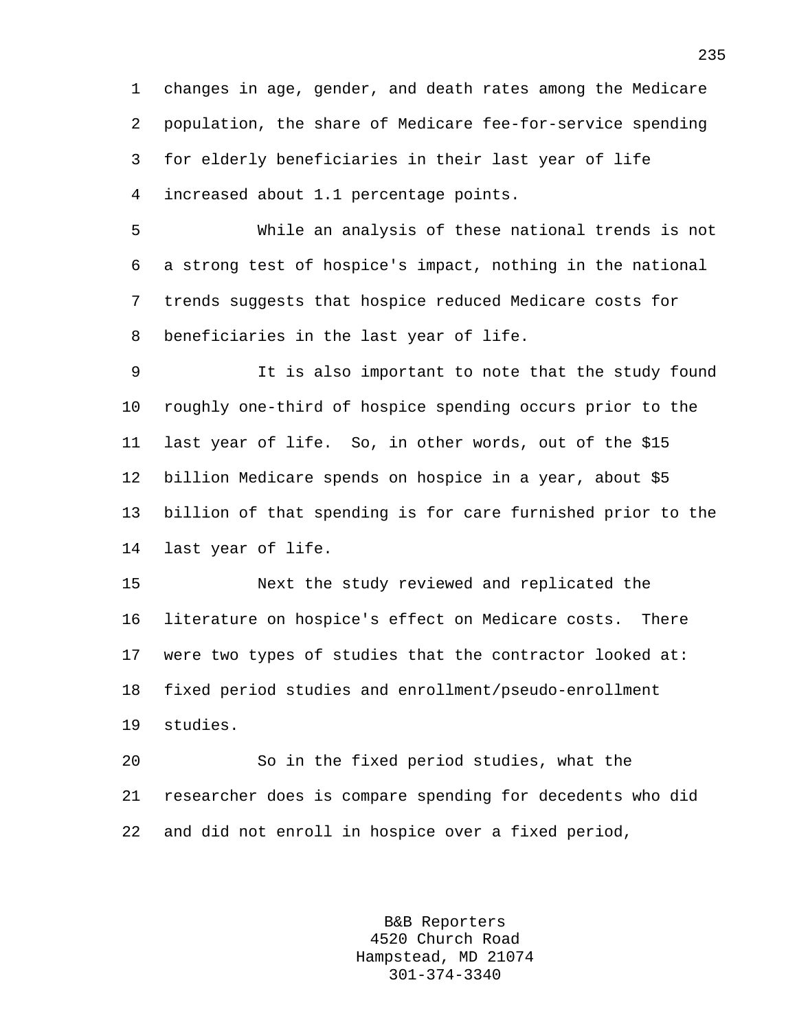changes in age, gender, and death rates among the Medicare population, the share of Medicare fee-for-service spending for elderly beneficiaries in their last year of life increased about 1.1 percentage points.

While an analysis of these national trends is not a strong test of hospice's impact, nothing in the national trends suggests that hospice reduced Medicare costs for beneficiaries in the last year of life.

It is also important to note that the study found roughly one-third of hospice spending occurs prior to the last year of life. So, in other words, out of the $15 billion Medicare spends on hospice in a year, about $5 billion of that spending is for care furnished prior to the last year of life.

Next the study reviewed and replicated the literature on hospice's effect on Medicare costs. There were two types of studies that the contractor looked at: fixed period studies and enrollment/pseudo-enrollment studies.

So in the fixed period studies, what the researcher does is compare spending for decedents who did and did not enroll in hospice over a fixed period,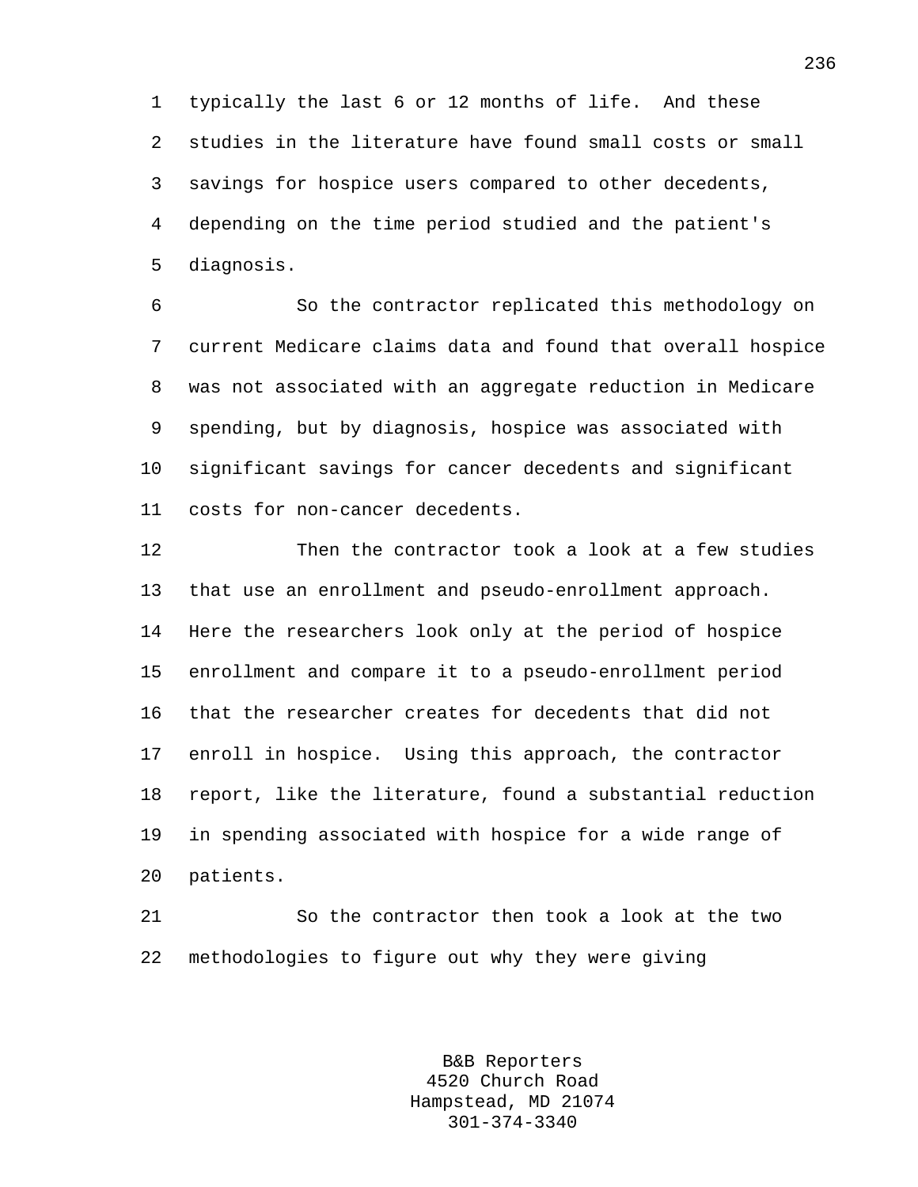typically the last 6 or 12 months of life. And these studies in the literature have found small costs or small savings for hospice users compared to other decedents, depending on the time period studied and the patient's diagnosis.

So the contractor replicated this methodology on current Medicare claims data and found that overall hospice was not associated with an aggregate reduction in Medicare spending, but by diagnosis, hospice was associated with significant savings for cancer decedents and significant costs for non-cancer decedents.

Then the contractor took a look at a few studies that use an enrollment and pseudo-enrollment approach. Here the researchers look only at the period of hospice enrollment and compare it to a pseudo-enrollment period that the researcher creates for decedents that did not enroll in hospice. Using this approach, the contractor report, like the literature, found a substantial reduction in spending associated with hospice for a wide range of patients.

So the contractor then took a look at the two methodologies to figure out why they were giving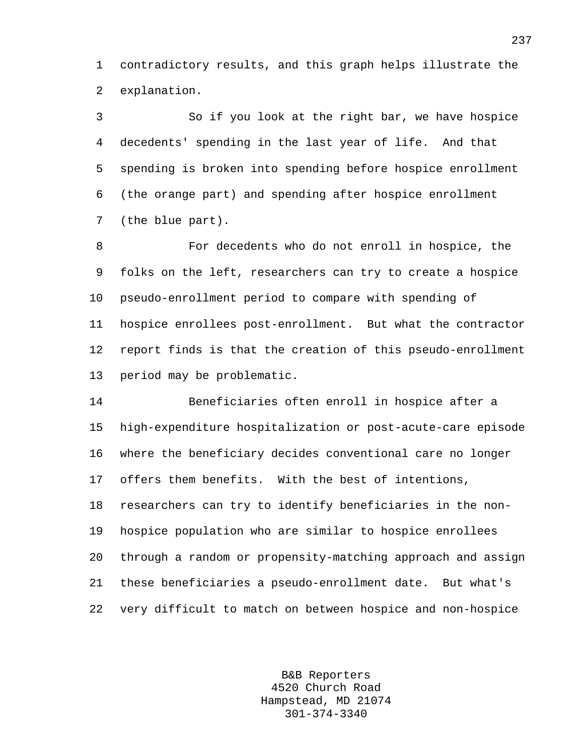contradictory results, and this graph helps illustrate the explanation.

So if you look at the right bar, we have hospice decedents' spending in the last year of life. And that spending is broken into spending before hospice enrollment (the orange part) and spending after hospice enrollment (the blue part).

For decedents who do not enroll in hospice, the folks on the left, researchers can try to create a hospice pseudo-enrollment period to compare with spending of hospice enrollees post-enrollment. But what the contractor report finds is that the creation of this pseudo-enrollment period may be problematic.

Beneficiaries often enroll in hospice after a high-expenditure hospitalization or post-acute-care episode where the beneficiary decides conventional care no longer offers them benefits. With the best of intentions, researchers can try to identify beneficiaries in the non-hospice population who are similar to hospice enrollees through a random or propensity-matching approach and assign these beneficiaries a pseudo-enrollment date. But what's very difficult to match on between hospice and non-hospice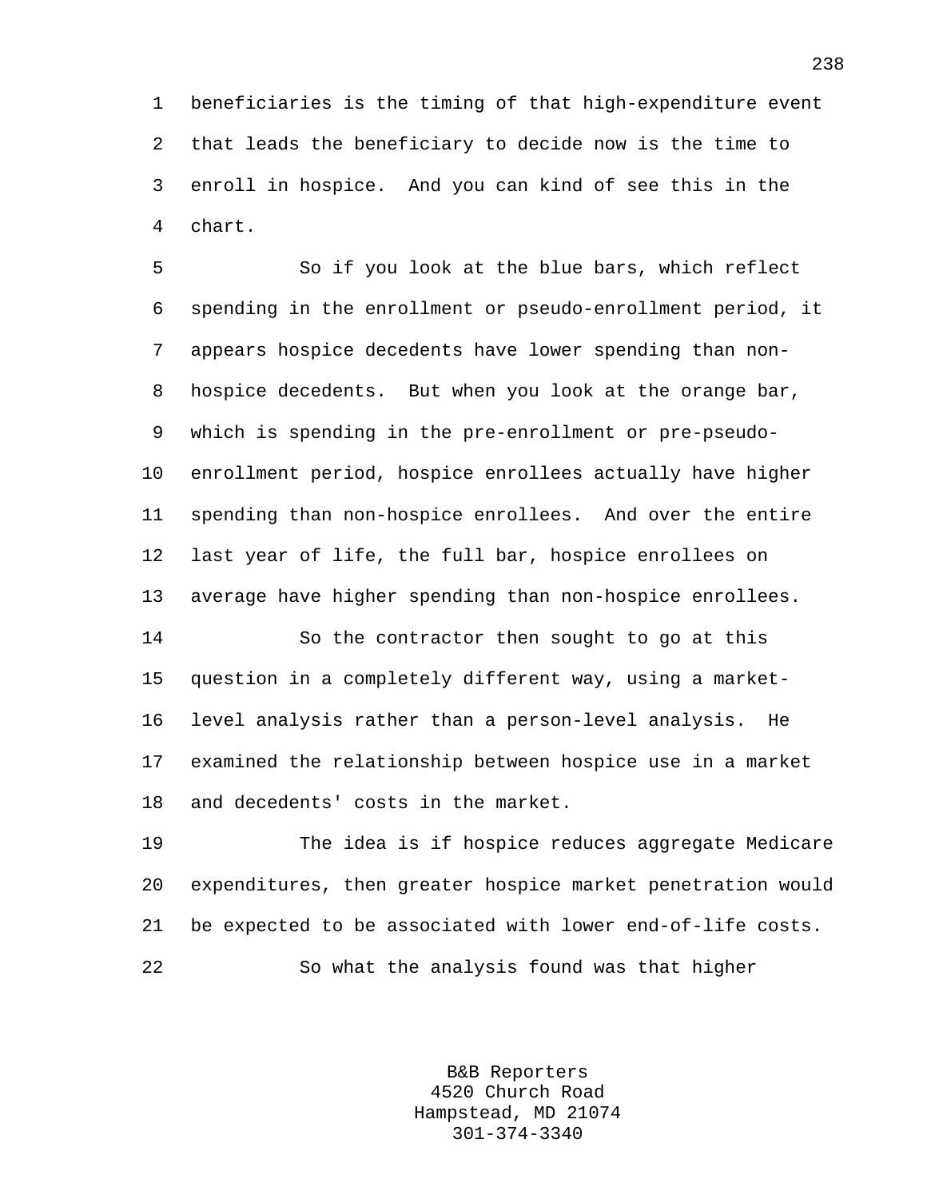beneficiaries is the timing of that high-expenditure event that leads the beneficiary to decide now is the time to enroll in hospice. And you can kind of see this in the chart.

So if you look at the blue bars, which reflect spending in the enrollment or pseudo-enrollment period, it appears hospice decedents have lower spending than non-hospice decedents. But when you look at the orange bar, which is spending in the pre-enrollment or pre-pseudo-enrollment period, hospice enrollees actually have higher spending than non-hospice enrollees. And over the entire last year of life, the full bar, hospice enrollees on average have higher spending than non-hospice enrollees.

So the contractor then sought to go at this question in a completely different way, using a market-level analysis rather than a person-level analysis. He examined the relationship between hospice use in a market and decedents' costs in the market.

The idea is if hospice reduces aggregate Medicare expenditures, then greater hospice market penetration would be expected to be associated with lower end-of-life costs.

So what the analysis found was that higher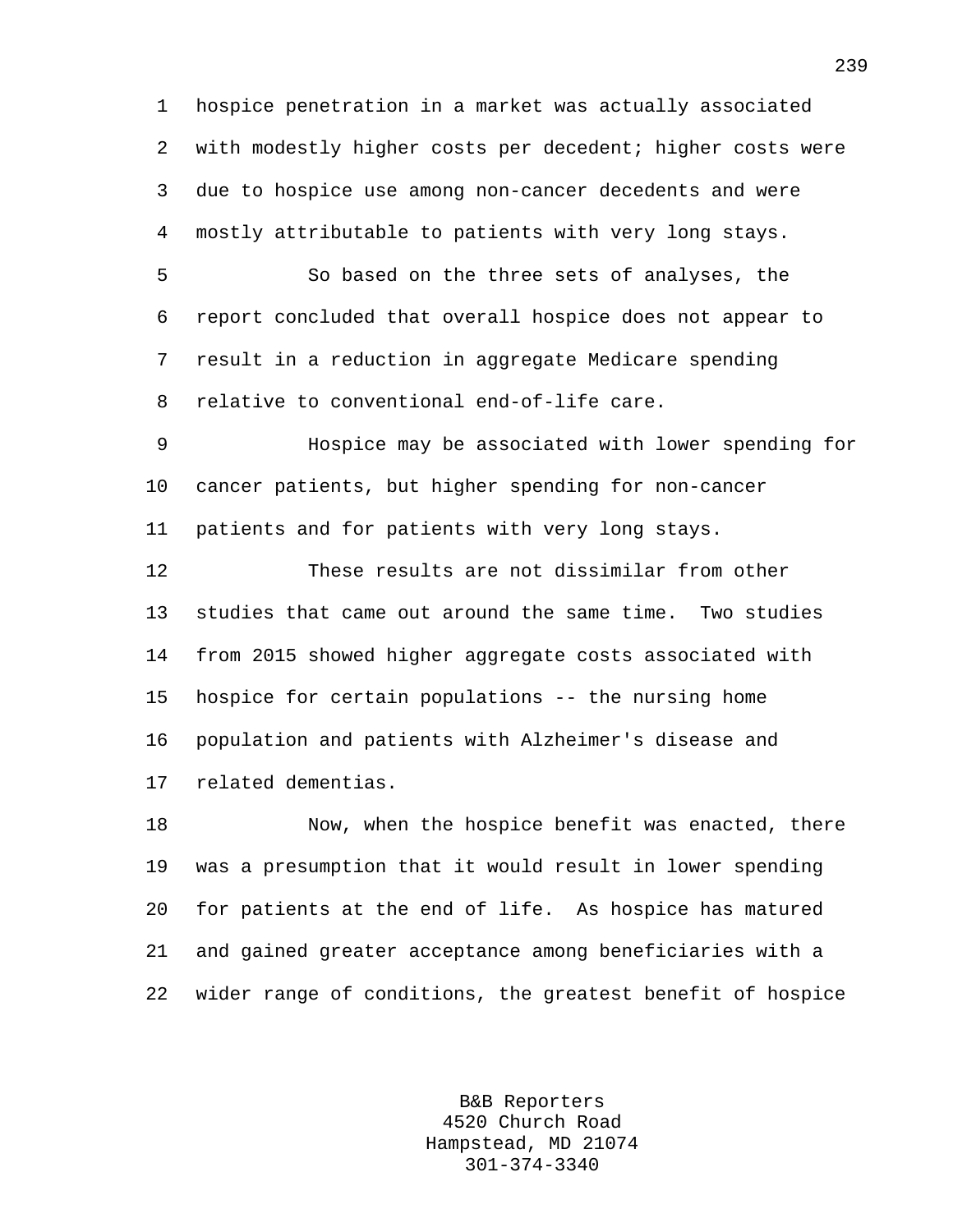hospice penetration in a market was actually associated with modestly higher costs per decedent; higher costs were due to hospice use among non-cancer decedents and were mostly attributable to patients with very long stays.

So based on the three sets of analyses, the report concluded that overall hospice does not appear to result in a reduction in aggregate Medicare spending relative to conventional end-of-life care.

Hospice may be associated with lower spending for cancer patients, but higher spending for non-cancer patients and for patients with very long stays.

These results are not dissimilar from other studies that came out around the same time. Two studies from 2015 showed higher aggregate costs associated with hospice for certain populations -- the nursing home population and patients with Alzheimer's disease and related dementias.

Now, when the hospice benefit was enacted, there was a presumption that it would result in lower spending for patients at the end of life. As hospice has matured and gained greater acceptance among beneficiaries with a wider range of conditions, the greatest benefit of hospice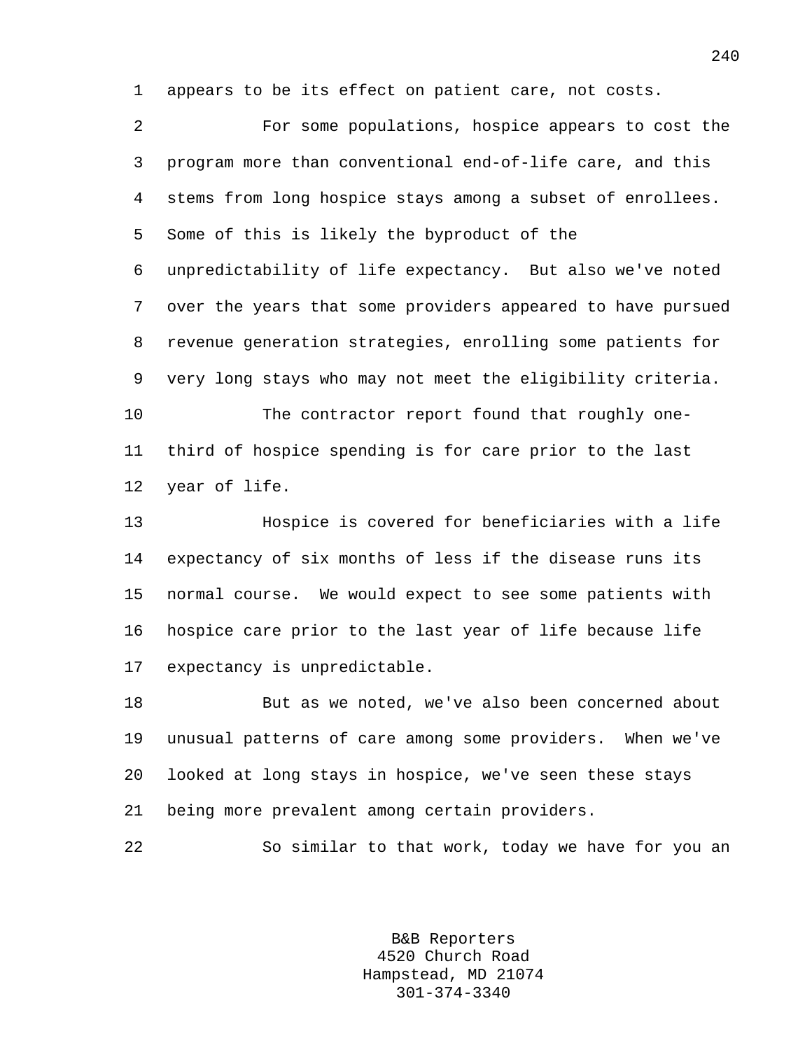appears to be its effect on patient care, not costs.

For some populations, hospice appears to cost the program more than conventional end-of-life care, and this stems from long hospice stays among a subset of enrollees. Some of this is likely the byproduct of the unpredictability of life expectancy. But also we've noted over the years that some providers appeared to have pursued revenue generation strategies, enrolling some patients for very long stays who may not meet the eligibility criteria.

The contractor report found that roughly one-third of hospice spending is for care prior to the last year of life.

Hospice is covered for beneficiaries with a life expectancy of six months of less if the disease runs its normal course. We would expect to see some patients with hospice care prior to the last year of life because life expectancy is unpredictable.

But as we noted, we've also been concerned about unusual patterns of care among some providers. When we've looked at long stays in hospice, we've seen these stays being more prevalent among certain providers.

So similar to that work, today we have for you an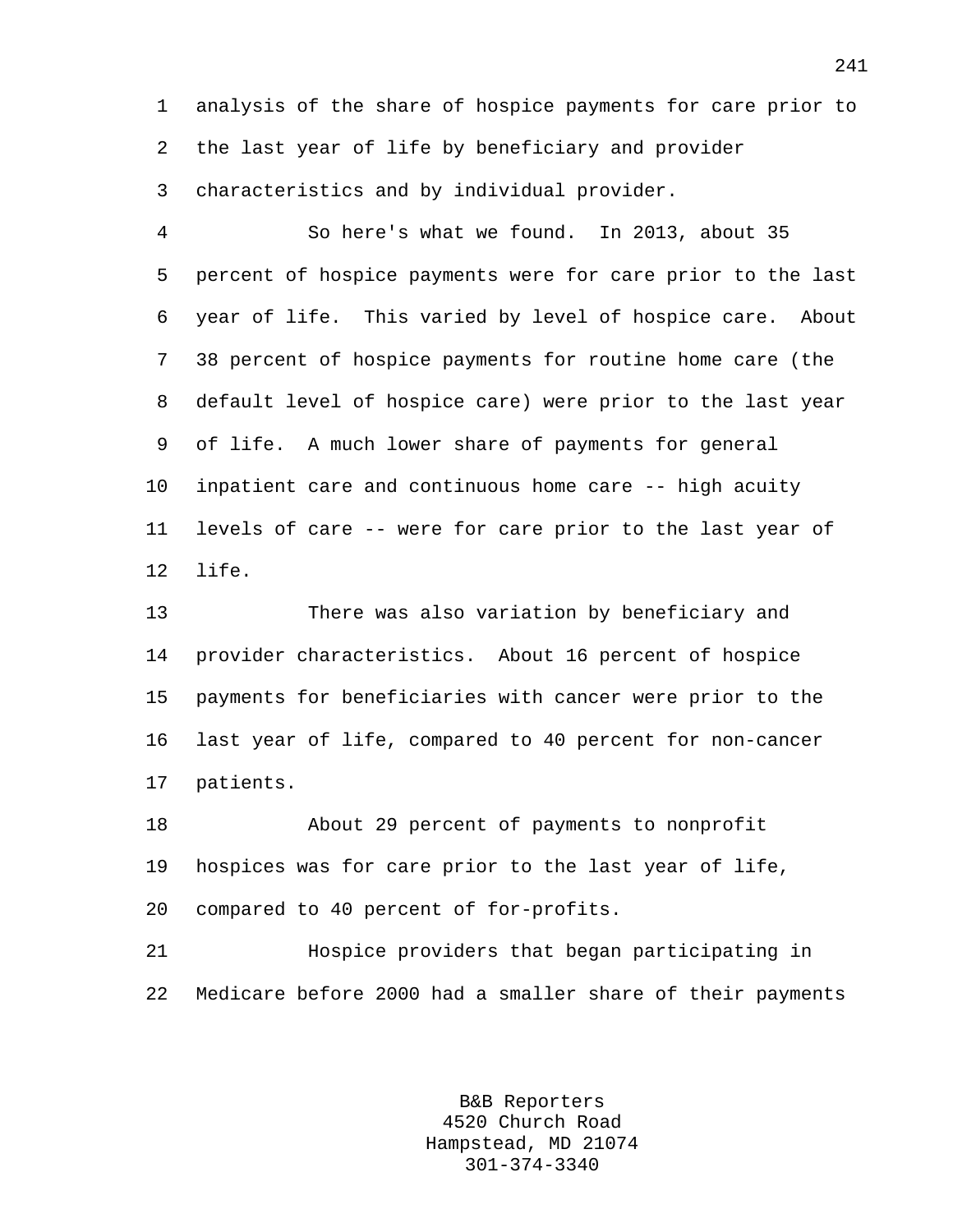analysis of the share of hospice payments for care prior to the last year of life by beneficiary and provider characteristics and by individual provider.

So here's what we found. In 2013, about 35 percent of hospice payments were for care prior to the last year of life. This varied by level of hospice care. About 38 percent of hospice payments for routine home care (the default level of hospice care) were prior to the last year of life. A much lower share of payments for general inpatient care and continuous home care -- high acuity levels of care -- were for care prior to the last year of life.

There was also variation by beneficiary and provider characteristics. About 16 percent of hospice payments for beneficiaries with cancer were prior to the last year of life, compared to 40 percent for non-cancer patients.

About 29 percent of payments to nonprofit hospices was for care prior to the last year of life, compared to 40 percent of for-profits.

Hospice providers that began participating in Medicare before 2000 had a smaller share of their payments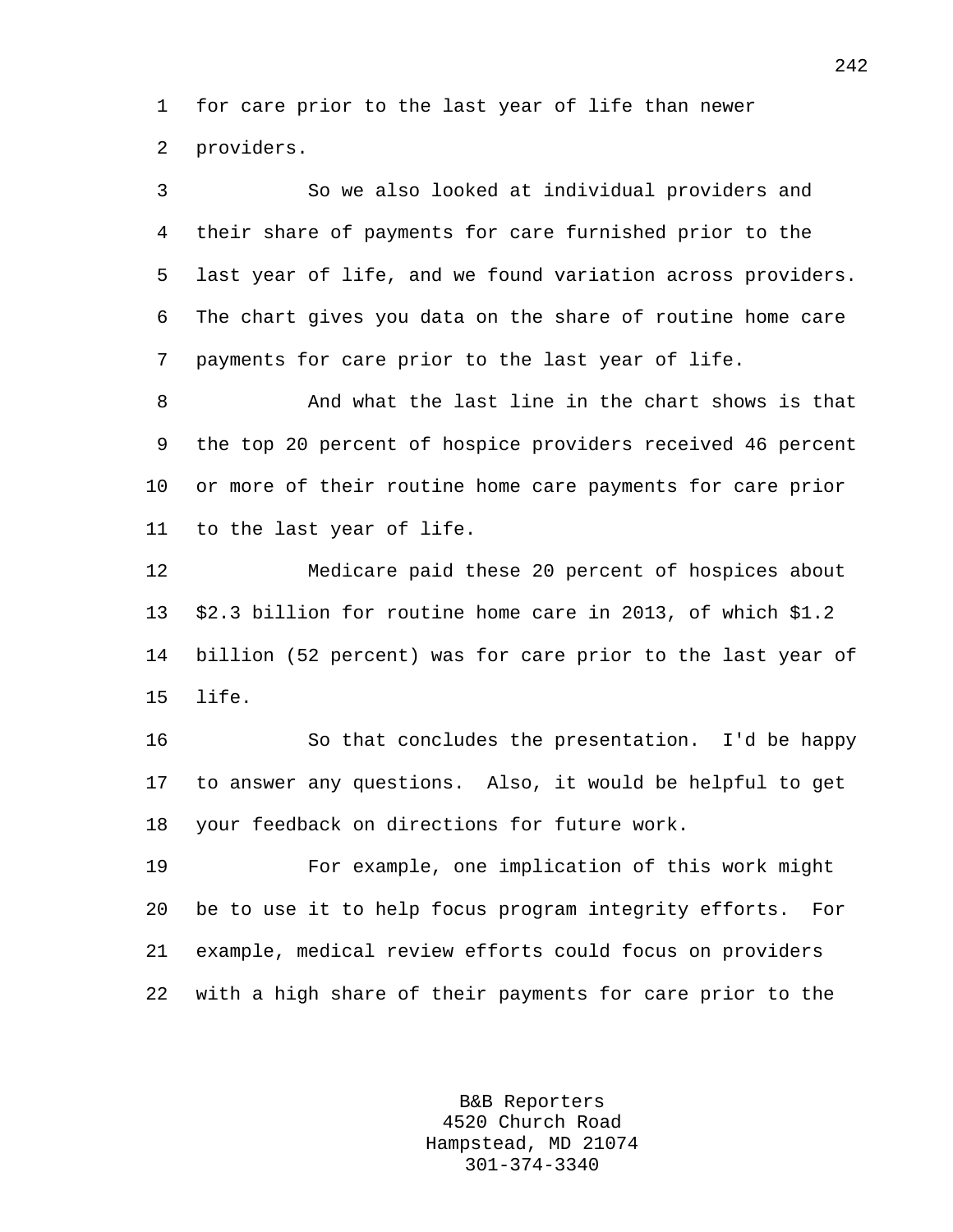for care prior to the last year of life than newer providers.

So we also looked at individual providers and their share of payments for care furnished prior to the last year of life, and we found variation across providers. The chart gives you data on the share of routine home care payments for care prior to the last year of life.

And what the last line in the chart shows is that the top 20 percent of hospice providers received 46 percent or more of their routine home care payments for care prior to the last year of life.

Medicare paid these 20 percent of hospices about $2.3 billion for routine home care in 2013, of which $1.2 billion (52 percent) was for care prior to the last year of life.

So that concludes the presentation. I'd be happy to answer any questions. Also, it would be helpful to get your feedback on directions for future work.

For example, one implication of this work might be to use it to help focus program integrity efforts. For example, medical review efforts could focus on providers with a high share of their payments for care prior to the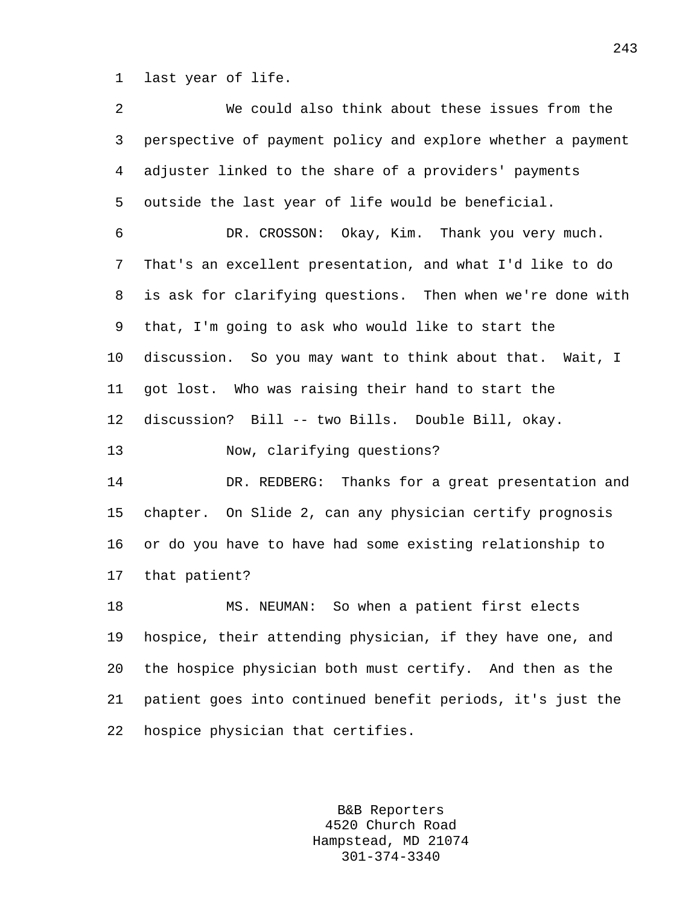last year of life.

We could also think about these issues from the perspective of payment policy and explore whether a payment adjuster linked to the share of a providers' payments outside the last year of life would be beneficial.

DR. CROSSON: Okay, Kim. Thank you very much. That's an excellent presentation, and what I'd like to do is ask for clarifying questions. Then when we're done with that, I'm going to ask who would like to start the discussion. So you may want to think about that. Wait, I got lost. Who was raising their hand to start the discussion? Bill -- two Bills. Double Bill, okay.

Now, clarifying questions?

DR. REDBERG: Thanks for a great presentation and chapter. On Slide 2, can any physician certify prognosis or do you have to have had some existing relationship to that patient?

MS. NEUMAN: So when a patient first elects hospice, their attending physician, if they have one, and the hospice physician both must certify. And then as the patient goes into continued benefit periods, it's just the hospice physician that certifies.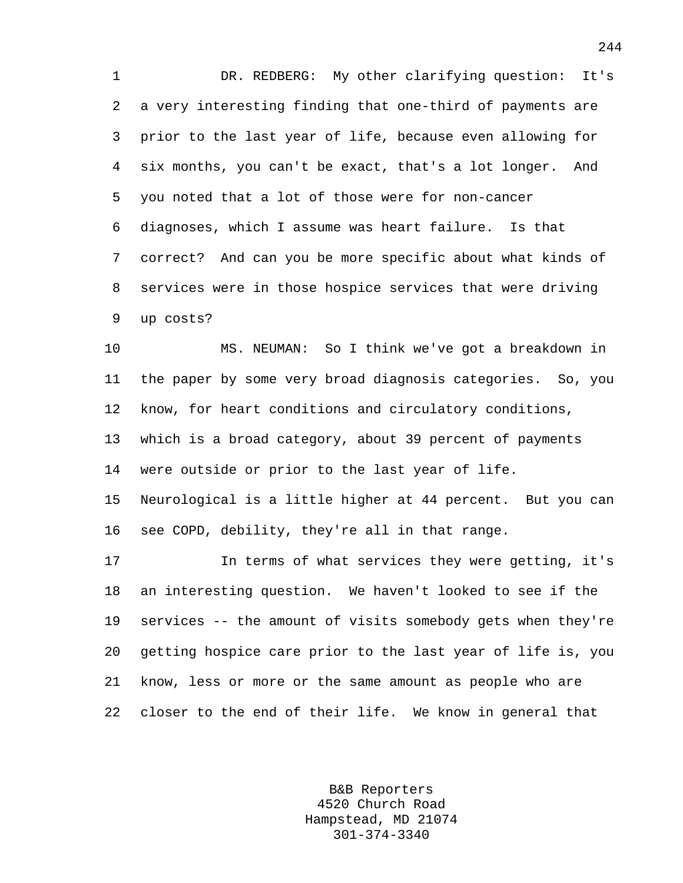DR. REDBERG: My other clarifying question: It's a very interesting finding that one-third of payments are prior to the last year of life, because even allowing for six months, you can't be exact, that's a lot longer. And you noted that a lot of those were for non-cancer diagnoses, which I assume was heart failure. Is that correct? And can you be more specific about what kinds of services were in those hospice services that were driving up costs?

MS. NEUMAN: So I think we've got a breakdown in the paper by some very broad diagnosis categories. So, you know, for heart conditions and circulatory conditions, which is a broad category, about 39 percent of payments were outside or prior to the last year of life. Neurological is a little higher at 44 percent. But you can see COPD, debility, they're all in that range.

In terms of what services they were getting, it's an interesting question. We haven't looked to see if the services -- the amount of visits somebody gets when they're getting hospice care prior to the last year of life is, you know, less or more or the same amount as people who are closer to the end of their life. We know in general that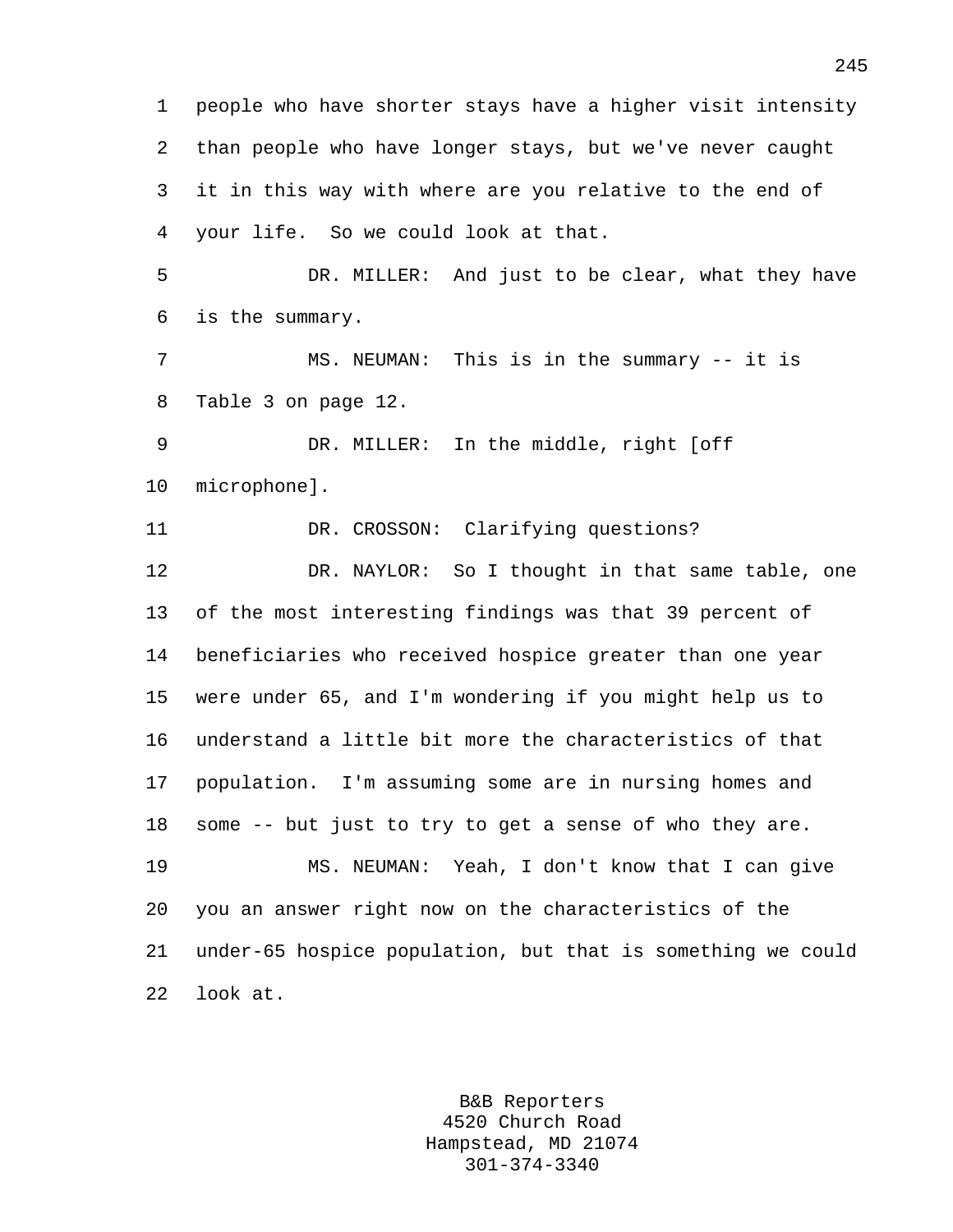people who have shorter stays have a higher visit intensity than people who have longer stays, but we've never caught it in this way with where are you relative to the end of your life. So we could look at that.

DR. MILLER: And just to be clear, what they have is the summary.

MS. NEUMAN: This is in the summary -- it is Table 3 on page 12.

DR. MILLER: In the middle, right [off microphone].

DR. CROSSON: Clarifying questions?

DR. NAYLOR: So I thought in that same table, one of the most interesting findings was that 39 percent of beneficiaries who received hospice greater than one year were under 65, and I'm wondering if you might help us to understand a little bit more the characteristics of that population. I'm assuming some are in nursing homes and some -- but just to try to get a sense of who they are.

MS. NEUMAN: Yeah, I don't know that I can give you an answer right now on the characteristics of the under-65 hospice population, but that is something we could look at.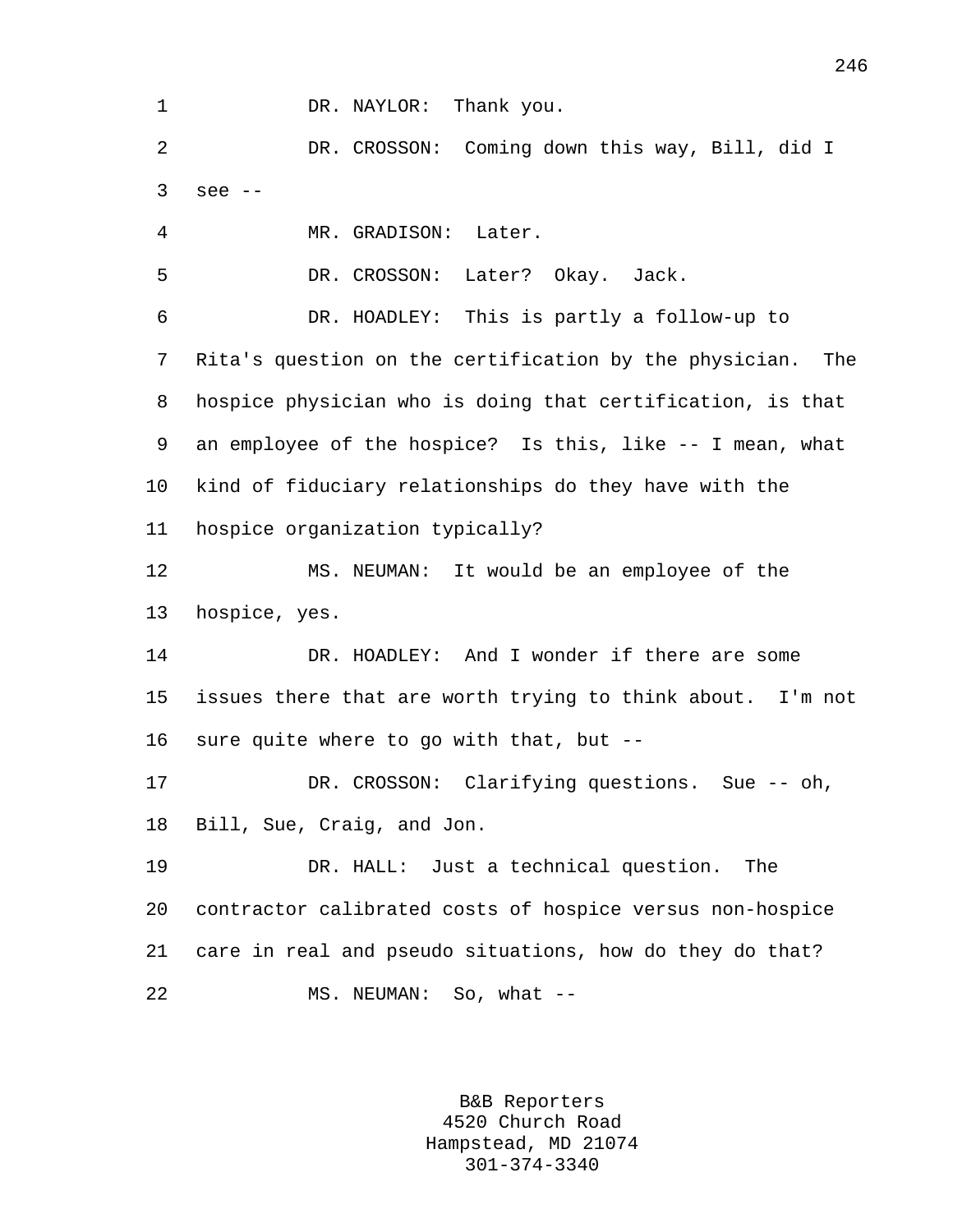DR. NAYLOR: Thank you.

DR. CROSSON: Coming down this way, Bill, did I see --

MR. GRADISON: Later.

DR. CROSSON: Later? Okay. Jack.

DR. HOADLEY: This is partly a follow-up to Rita's question on the certification by the physician. The hospice physician who is doing that certification, is that an employee of the hospice? Is this, like -- I mean, what kind of fiduciary relationships do they have with the hospice organization typically?

MS. NEUMAN: It would be an employee of the hospice, yes.

DR. HOADLEY: And I wonder if there are some issues there that are worth trying to think about. I'm not sure quite where to go with that, but --

DR. CROSSON: Clarifying questions. Sue -- oh, Bill, Sue, Craig, and Jon.

DR. HALL: Just a technical question. The contractor calibrated costs of hospice versus non-hospice care in real and pseudo situations, how do they do that?

MS. NEUMAN: So, what --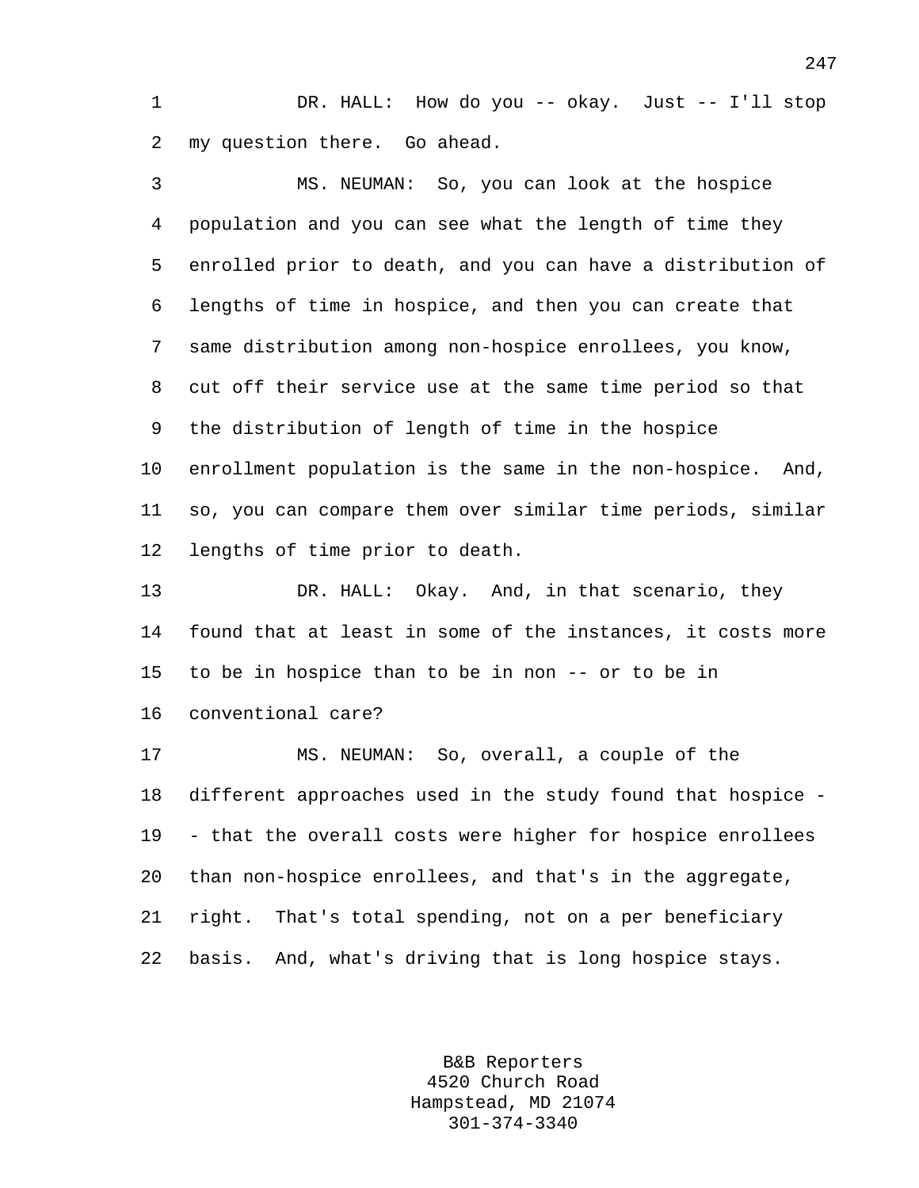1 DR. HALL: How do you -- okay. Just -- I'll stop
2 my question there. Go ahead.

3 MS. NEUMAN: So, you can look at the hospice
4 population and you can see what the length of time they
5 enrolled prior to death, and you can have a distribution of
6 lengths of time in hospice, and then you can create that
7 same distribution among non-hospice enrollees, you know,
8 cut off their service use at the same time period so that
9 the distribution of length of time in the hospice
10 enrollment population is the same in the non-hospice. And,
11 so, you can compare them over similar time periods, similar
12 lengths of time prior to death.

13 DR. HALL: Okay. And, in that scenario, they
14 found that at least in some of the instances, it costs more
15 to be in hospice than to be in non -- or to be in
16 conventional care?

17 MS. NEUMAN: So, overall, a couple of the
18 different approaches used in the study found that hospice -
19 - that the overall costs were higher for hospice enrollees
20 than non-hospice enrollees, and that's in the aggregate,
21 right. That's total spending, not on a per beneficiary
22 basis. And, what's driving that is long hospice stays.

B&B Reporters
4520 Church Road
Hampstead, MD 21074
301-374-3340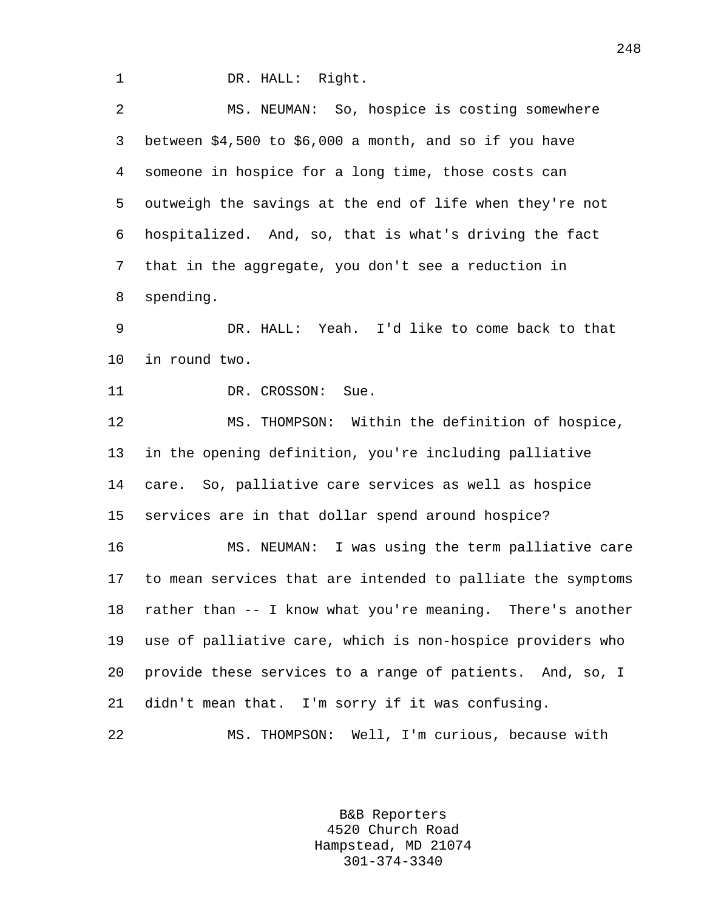DR. HALL: Right.

MS. NEUMAN: So, hospice is costing somewhere between $4,500 to $6,000 a month, and so if you have someone in hospice for a long time, those costs can outweigh the savings at the end of life when they're not hospitalized. And, so, that is what's driving the fact that in the aggregate, you don't see a reduction in spending.

DR. HALL: Yeah. I'd like to come back to that in round two.

DR. CROSSON: Sue.

MS. THOMPSON: Within the definition of hospice, in the opening definition, you're including palliative care. So, palliative care services as well as hospice services are in that dollar spend around hospice?

MS. NEUMAN: I was using the term palliative care to mean services that are intended to palliate the symptoms rather than -- I know what you're meaning. There's another use of palliative care, which is non-hospice providers who provide these services to a range of patients. And, so, I didn't mean that. I'm sorry if it was confusing.

MS. THOMPSON: Well, I'm curious, because with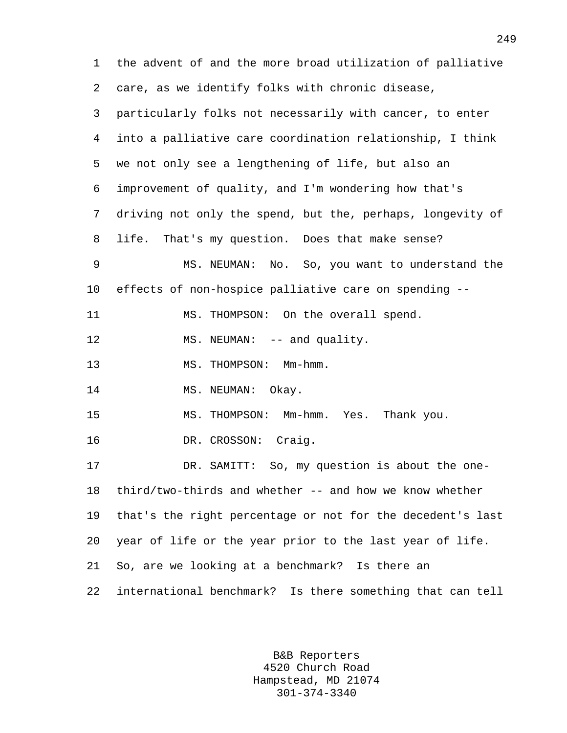the advent of and the more broad utilization of palliative care, as we identify folks with chronic disease, particularly folks not necessarily with cancer, to enter into a palliative care coordination relationship, I think we not only see a lengthening of life, but also an improvement of quality, and I'm wondering how that's driving not only the spend, but the, perhaps, longevity of life. That's my question. Does that make sense?

MS. NEUMAN: No. So, you want to understand the effects of non-hospice palliative care on spending --

MS. THOMPSON: On the overall spend.

MS. NEUMAN: -- and quality.

MS. THOMPSON: Mm-hmm.

MS. NEUMAN: Okay.

MS. THOMPSON: Mm-hmm. Yes. Thank you.

DR. CROSSON: Craig.

DR. SAMITT: So, my question is about the one-third/two-thirds and whether -- and how we know whether that's the right percentage or not for the decedent's last year of life or the year prior to the last year of life. So, are we looking at a benchmark? Is there an international benchmark? Is there something that can tell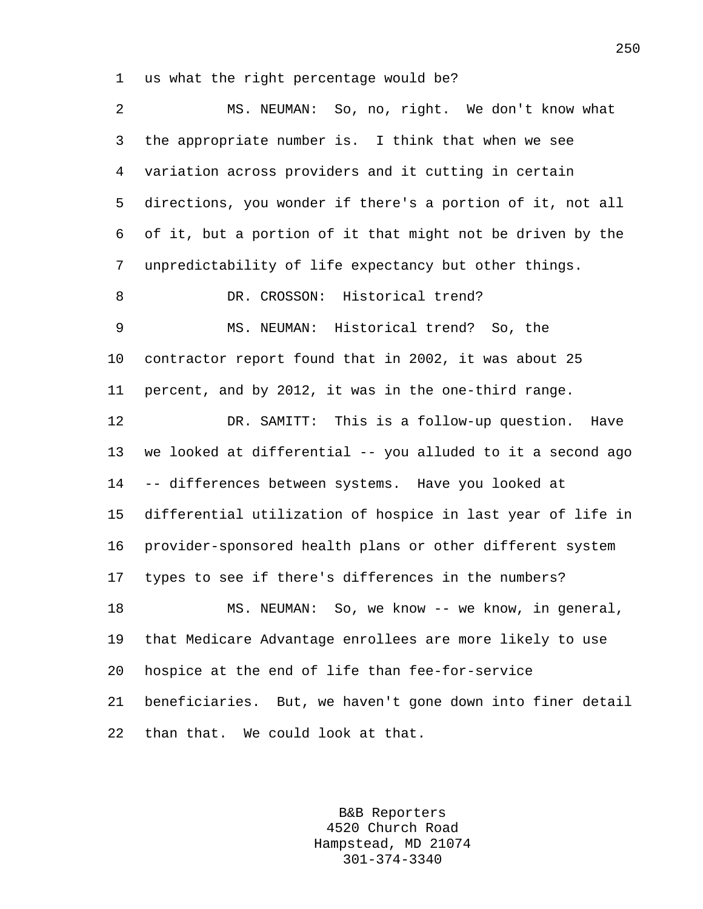us what the right percentage would be?

MS. NEUMAN: So, no, right. We don't know what the appropriate number is. I think that when we see variation across providers and it cutting in certain directions, you wonder if there's a portion of it, not all of it, but a portion of it that might not be driven by the unpredictability of life expectancy but other things.

DR. CROSSON: Historical trend?

MS. NEUMAN: Historical trend? So, the contractor report found that in 2002, it was about 25 percent, and by 2012, it was in the one-third range.

DR. SAMITT: This is a follow-up question. Have we looked at differential -- you alluded to it a second ago -- differences between systems. Have you looked at differential utilization of hospice in last year of life in provider-sponsored health plans or other different system types to see if there's differences in the numbers?

MS. NEUMAN: So, we know -- we know, in general, that Medicare Advantage enrollees are more likely to use hospice at the end of life than fee-for-service beneficiaries. But, we haven't gone down into finer detail than that. We could look at that.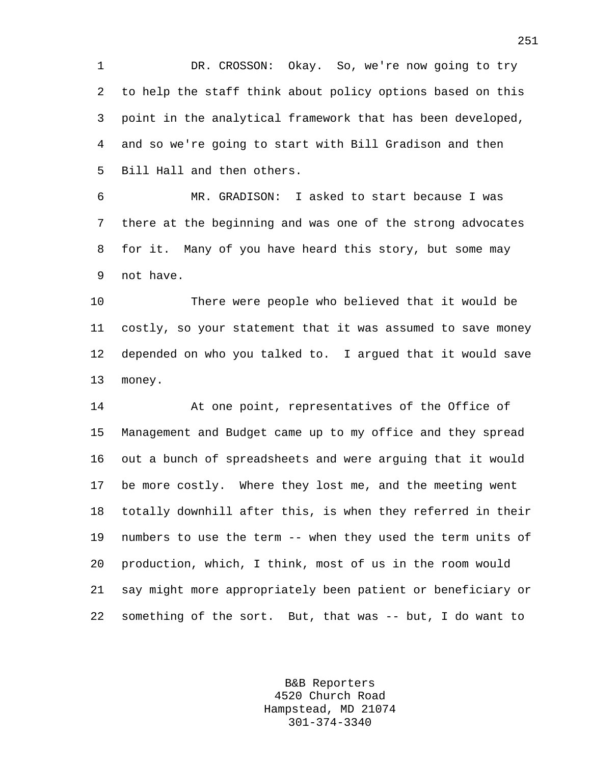DR. CROSSON: Okay. So, we're now going to try to help the staff think about policy options based on this point in the analytical framework that has been developed, and so we're going to start with Bill Gradison and then Bill Hall and then others.

MR. GRADISON: I asked to start because I was there at the beginning and was one of the strong advocates for it. Many of you have heard this story, but some may not have.

There were people who believed that it would be costly, so your statement that it was assumed to save money depended on who you talked to. I argued that it would save money.

At one point, representatives of the Office of Management and Budget came up to my office and they spread out a bunch of spreadsheets and were arguing that it would be more costly. Where they lost me, and the meeting went totally downhill after this, is when they referred in their numbers to use the term -- when they used the term units of production, which, I think, most of us in the room would say might more appropriately been patient or beneficiary or something of the sort. But, that was -- but, I do want to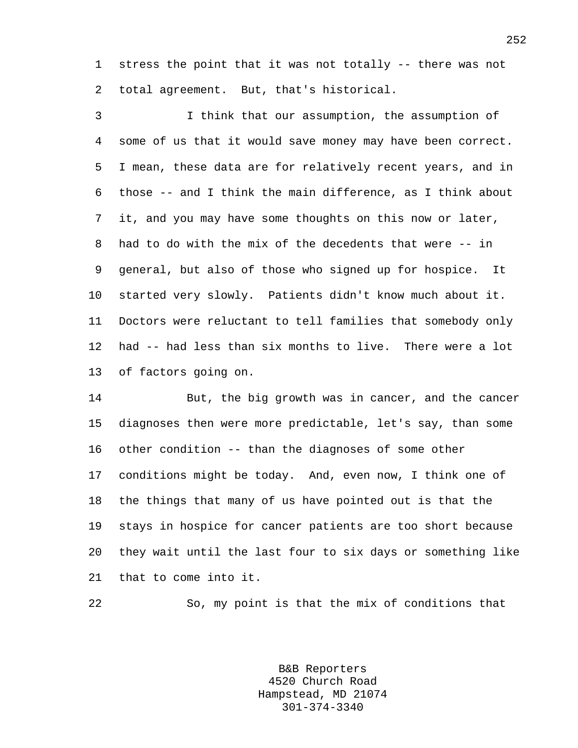stress the point that it was not totally -- there was not total agreement. But, that's historical.

I think that our assumption, the assumption of some of us that it would save money may have been correct. I mean, these data are for relatively recent years, and in those -- and I think the main difference, as I think about it, and you may have some thoughts on this now or later, had to do with the mix of the decedents that were -- in general, but also of those who signed up for hospice. It started very slowly. Patients didn't know much about it. Doctors were reluctant to tell families that somebody only had -- had less than six months to live. There were a lot of factors going on.

But, the big growth was in cancer, and the cancer diagnoses then were more predictable, let's say, than some other condition -- than the diagnoses of some other conditions might be today. And, even now, I think one of the things that many of us have pointed out is that the stays in hospice for cancer patients are too short because they wait until the last four to six days or something like that to come into it.

So, my point is that the mix of conditions that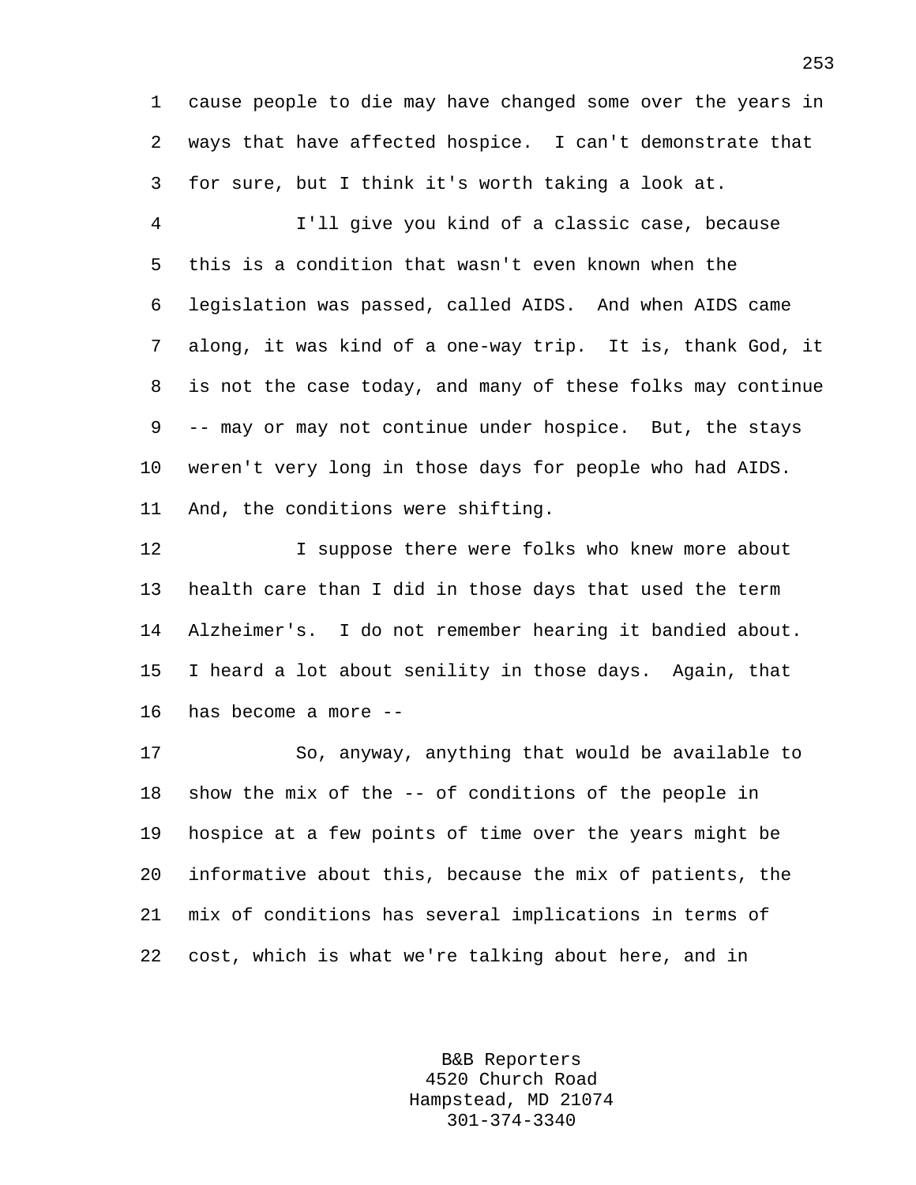cause people to die may have changed some over the years in ways that have affected hospice. I can't demonstrate that for sure, but I think it's worth taking a look at.

I'll give you kind of a classic case, because this is a condition that wasn't even known when the legislation was passed, called AIDS. And when AIDS came along, it was kind of a one-way trip. It is, thank God, it is not the case today, and many of these folks may continue -- may or may not continue under hospice. But, the stays weren't very long in those days for people who had AIDS. And, the conditions were shifting.

I suppose there were folks who knew more about health care than I did in those days that used the term Alzheimer's. I do not remember hearing it bandied about. I heard a lot about senility in those days. Again, that has become a more --

So, anyway, anything that would be available to show the mix of the -- of conditions of the people in hospice at a few points of time over the years might be informative about this, because the mix of patients, the mix of conditions has several implications in terms of cost, which is what we're talking about here, and in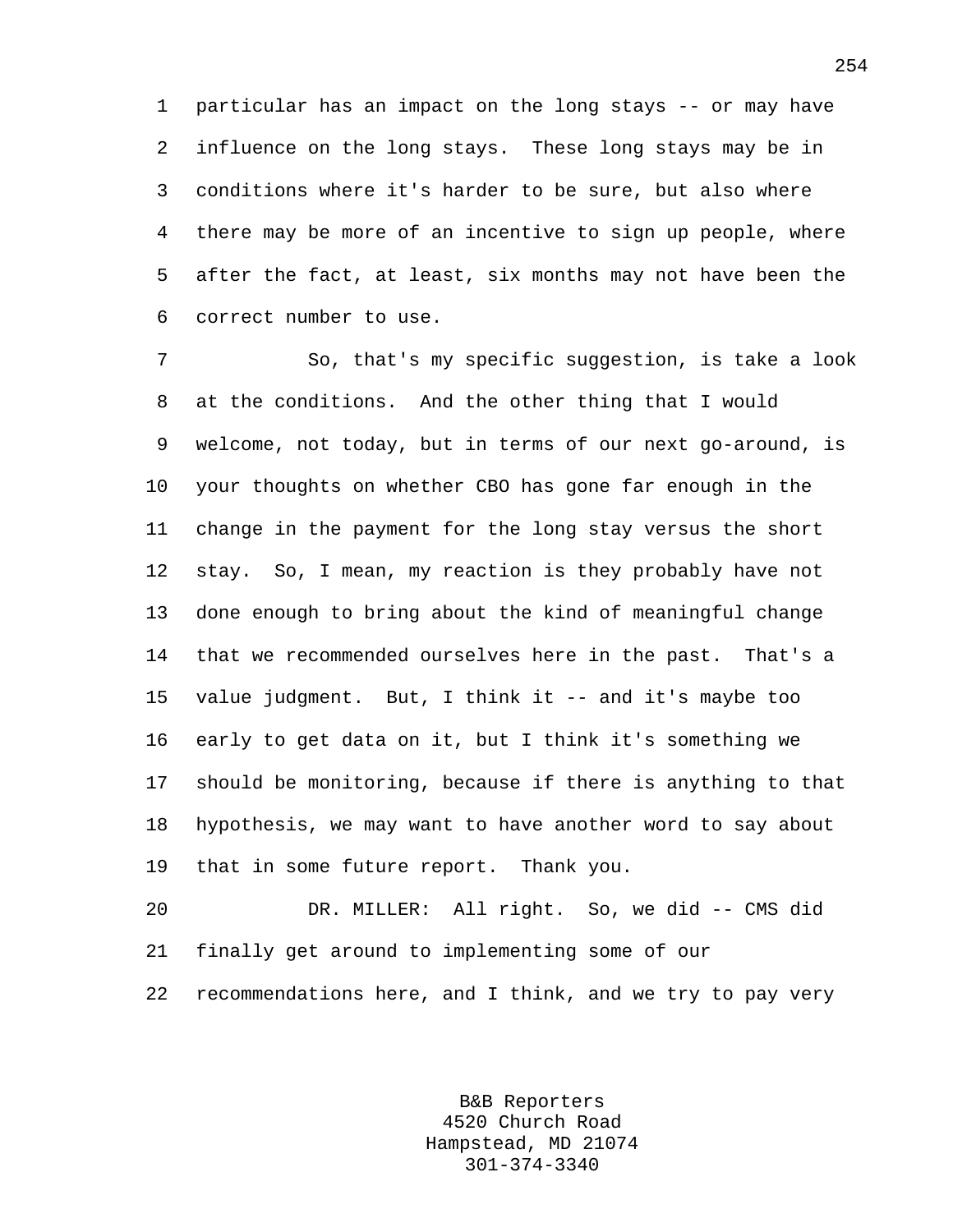particular has an impact on the long stays -- or may have influence on the long stays. These long stays may be in conditions where it's harder to be sure, but also where there may be more of an incentive to sign up people, where after the fact, at least, six months may not have been the correct number to use.

So, that's my specific suggestion, is take a look at the conditions. And the other thing that I would welcome, not today, but in terms of our next go-around, is your thoughts on whether CBO has gone far enough in the change in the payment for the long stay versus the short stay. So, I mean, my reaction is they probably have not done enough to bring about the kind of meaningful change that we recommended ourselves here in the past. That's a value judgment. But, I think it -- and it's maybe too early to get data on it, but I think it's something we should be monitoring, because if there is anything to that hypothesis, we may want to have another word to say about that in some future report. Thank you.

DR. MILLER: All right. So, we did -- CMS did finally get around to implementing some of our recommendations here, and I think, and we try to pay very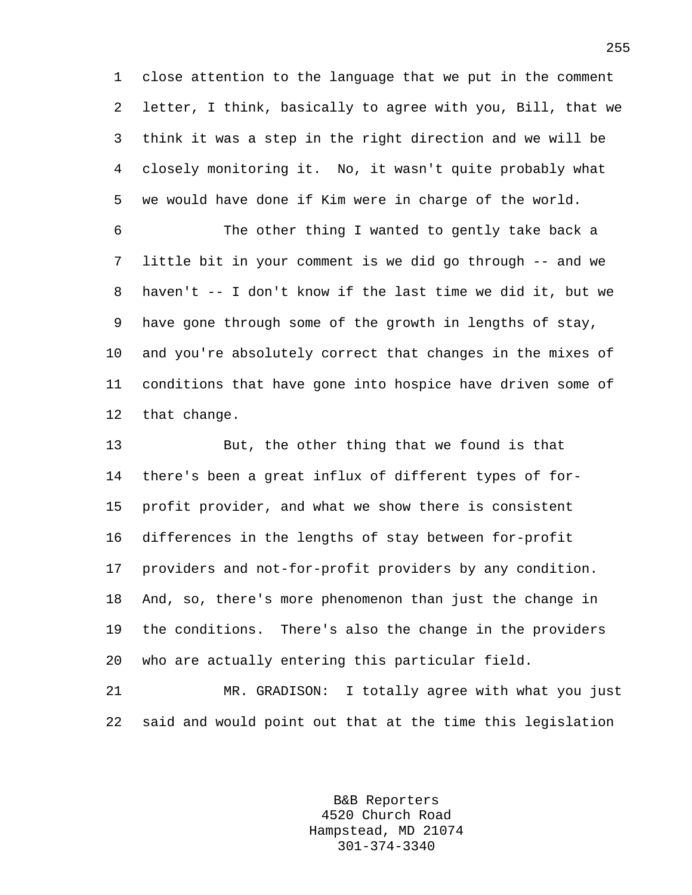close attention to the language that we put in the comment letter, I think, basically to agree with you, Bill, that we think it was a step in the right direction and we will be closely monitoring it. No, it wasn't quite probably what we would have done if Kim were in charge of the world.

The other thing I wanted to gently take back a little bit in your comment is we did go through -- and we haven't -- I don't know if the last time we did it, but we have gone through some of the growth in lengths of stay, and you're absolutely correct that changes in the mixes of conditions that have gone into hospice have driven some of that change.

But, the other thing that we found is that there's been a great influx of different types of for-profit provider, and what we show there is consistent differences in the lengths of stay between for-profit providers and not-for-profit providers by any condition. And, so, there's more phenomenon than just the change in the conditions. There's also the change in the providers who are actually entering this particular field.

MR. GRADISON: I totally agree with what you just said and would point out that at the time this legislation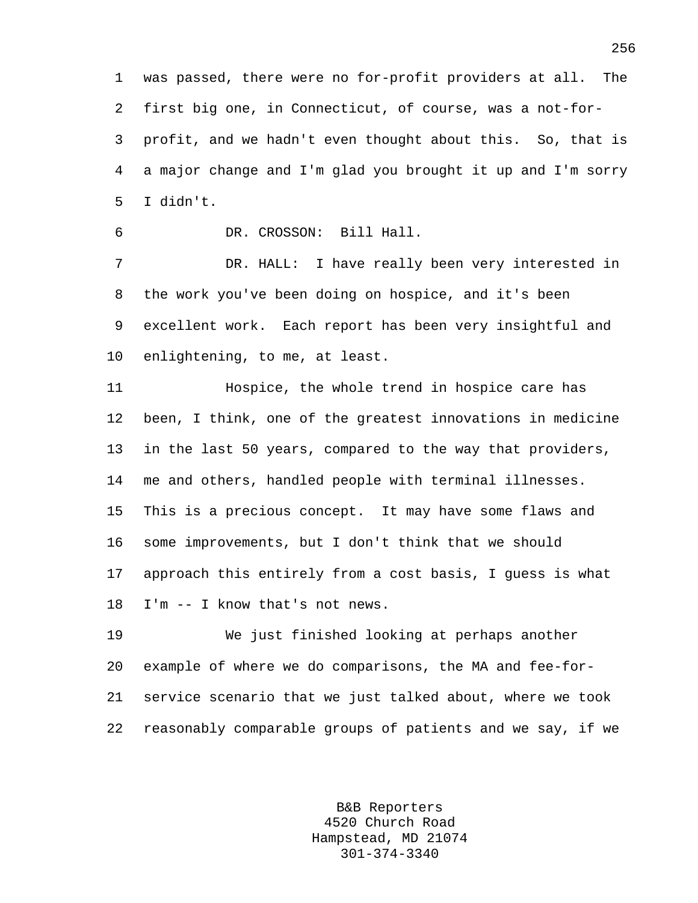was passed, there were no for-profit providers at all. The first big one, in Connecticut, of course, was a not-for-profit, and we hadn't even thought about this. So, that is a major change and I'm glad you brought it up and I'm sorry I didn't.

DR. CROSSON: Bill Hall.

DR. HALL: I have really been very interested in the work you've been doing on hospice, and it's been excellent work. Each report has been very insightful and enlightening, to me, at least.

Hospice, the whole trend in hospice care has been, I think, one of the greatest innovations in medicine in the last 50 years, compared to the way that providers, me and others, handled people with terminal illnesses. This is a precious concept. It may have some flaws and some improvements, but I don't think that we should approach this entirely from a cost basis, I guess is what I'm -- I know that's not news.

We just finished looking at perhaps another example of where we do comparisons, the MA and fee-for-service scenario that we just talked about, where we took reasonably comparable groups of patients and we say, if we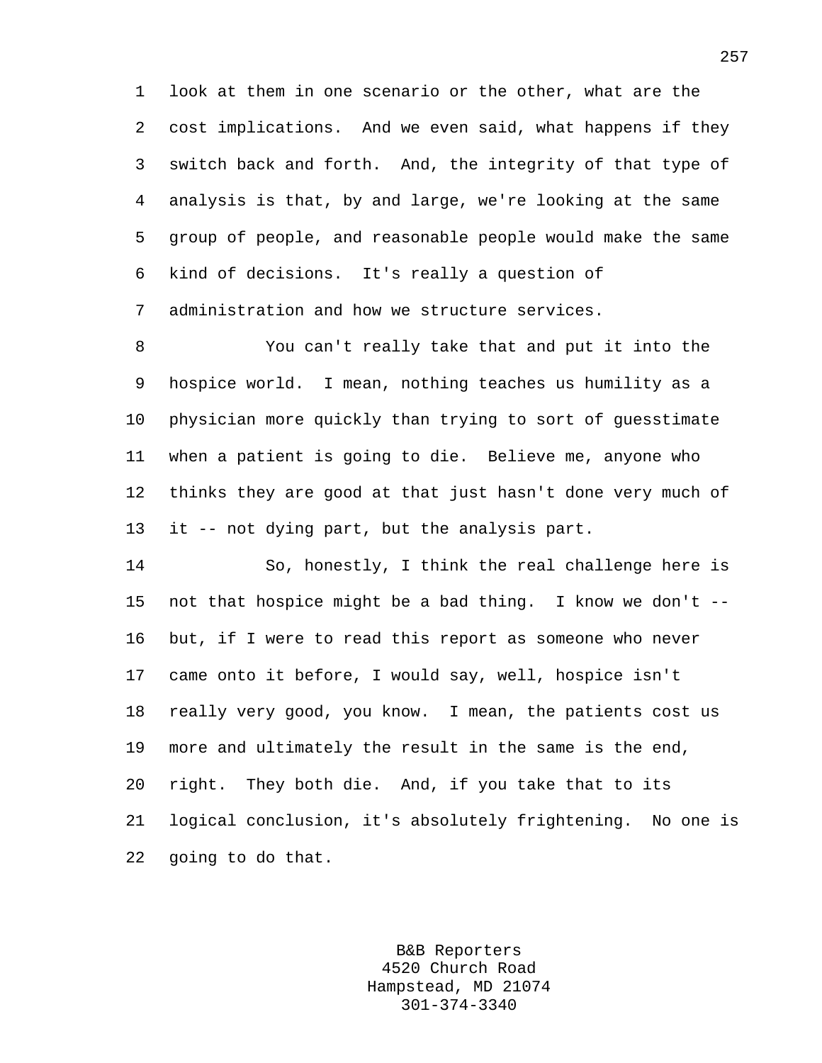look at them in one scenario or the other, what are the cost implications. And we even said, what happens if they switch back and forth. And, the integrity of that type of analysis is that, by and large, we're looking at the same group of people, and reasonable people would make the same kind of decisions. It's really a question of administration and how we structure services.

You can't really take that and put it into the hospice world. I mean, nothing teaches us humility as a physician more quickly than trying to sort of guesstimate when a patient is going to die. Believe me, anyone who thinks they are good at that just hasn't done very much of it -- not dying part, but the analysis part.

So, honestly, I think the real challenge here is not that hospice might be a bad thing. I know we don't -- but, if I were to read this report as someone who never came onto it before, I would say, well, hospice isn't really very good, you know. I mean, the patients cost us more and ultimately the result in the same is the end, right. They both die. And, if you take that to its logical conclusion, it's absolutely frightening. No one is going to do that.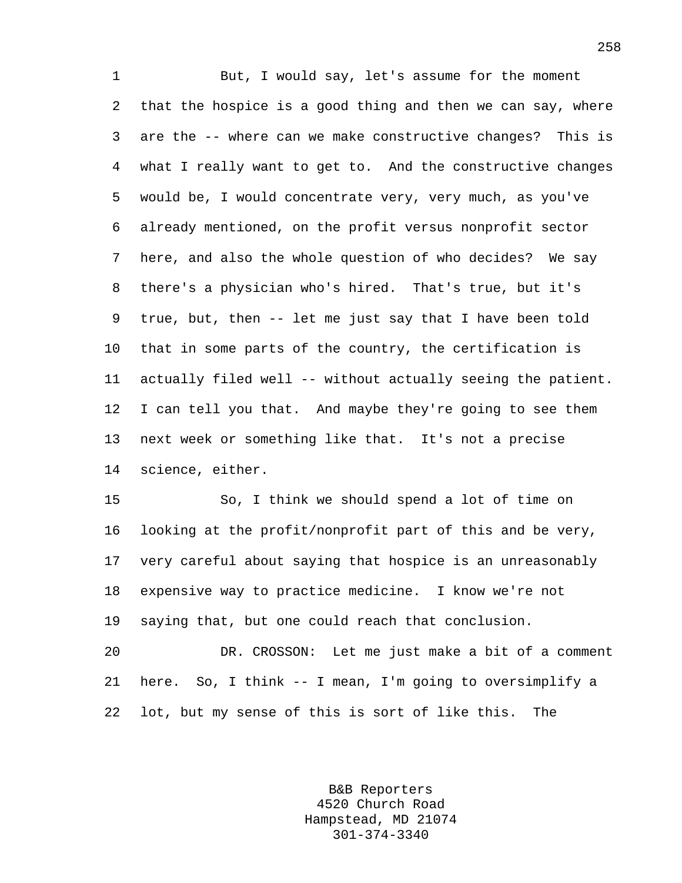But, I would say, let's assume for the moment that the hospice is a good thing and then we can say, where are the -- where can we make constructive changes? This is what I really want to get to. And the constructive changes would be, I would concentrate very, very much, as you've already mentioned, on the profit versus nonprofit sector here, and also the whole question of who decides? We say there's a physician who's hired. That's true, but it's true, but, then -- let me just say that I have been told that in some parts of the country, the certification is actually filed well -- without actually seeing the patient. I can tell you that. And maybe they're going to see them next week or something like that. It's not a precise science, either.

So, I think we should spend a lot of time on looking at the profit/nonprofit part of this and be very, very careful about saying that hospice is an unreasonably expensive way to practice medicine. I know we're not saying that, but one could reach that conclusion.

DR. CROSSON: Let me just make a bit of a comment here. So, I think -- I mean, I'm going to oversimplify a lot, but my sense of this is sort of like this. The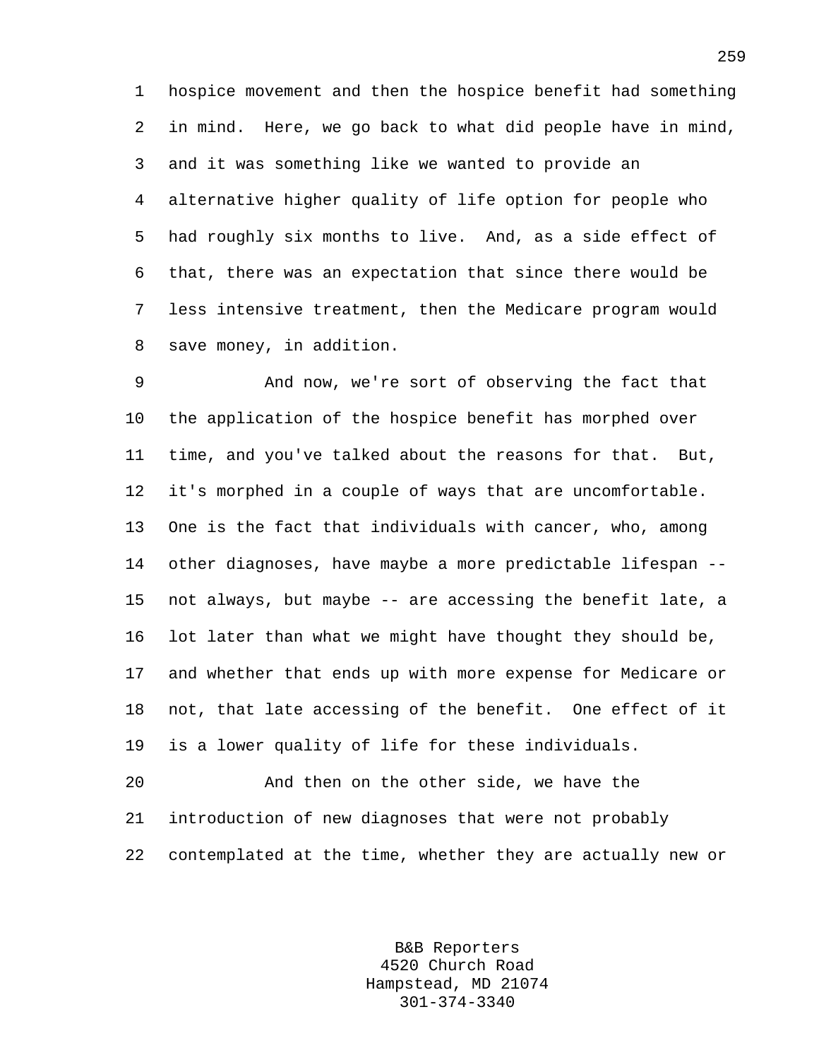hospice movement and then the hospice benefit had something in mind. Here, we go back to what did people have in mind, and it was something like we wanted to provide an alternative higher quality of life option for people who had roughly six months to live. And, as a side effect of that, there was an expectation that since there would be less intensive treatment, then the Medicare program would save money, in addition.

And now, we're sort of observing the fact that the application of the hospice benefit has morphed over time, and you've talked about the reasons for that. But, it's morphed in a couple of ways that are uncomfortable. One is the fact that individuals with cancer, who, among other diagnoses, have maybe a more predictable lifespan -- not always, but maybe -- are accessing the benefit late, a lot later than what we might have thought they should be, and whether that ends up with more expense for Medicare or not, that late accessing of the benefit. One effect of it is a lower quality of life for these individuals.

And then on the other side, we have the introduction of new diagnoses that were not probably contemplated at the time, whether they are actually new or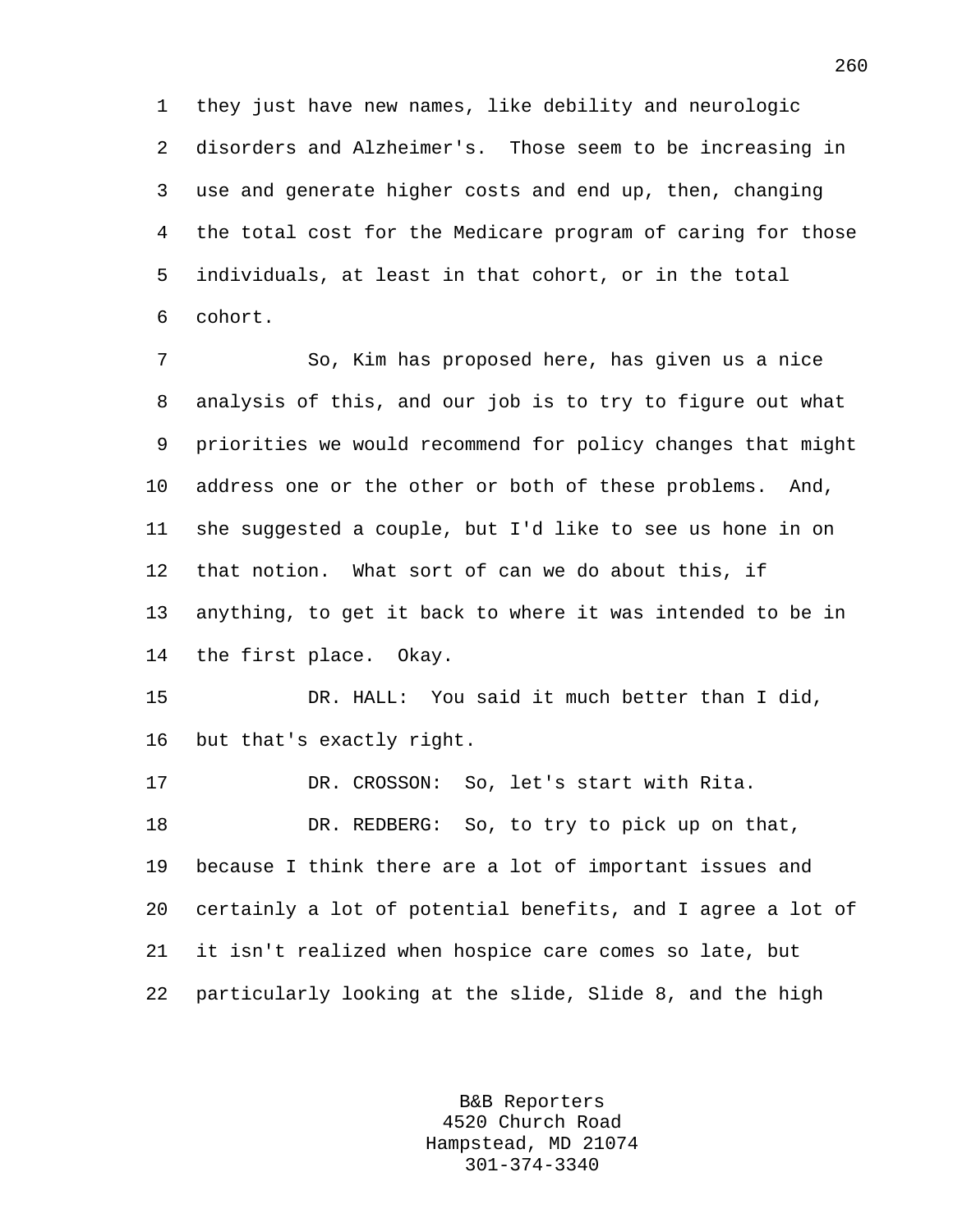they just have new names, like debility and neurologic disorders and Alzheimer's. Those seem to be increasing in use and generate higher costs and end up, then, changing the total cost for the Medicare program of caring for those individuals, at least in that cohort, or in the total cohort.

So, Kim has proposed here, has given us a nice analysis of this, and our job is to try to figure out what priorities we would recommend for policy changes that might address one or the other or both of these problems. And, she suggested a couple, but I'd like to see us hone in on that notion. What sort of can we do about this, if anything, to get it back to where it was intended to be in the first place. Okay.

DR. HALL: You said it much better than I did, but that's exactly right.

DR. CROSSON: So, let's start with Rita.

DR. REDBERG: So, to try to pick up on that, because I think there are a lot of important issues and certainly a lot of potential benefits, and I agree a lot of it isn't realized when hospice care comes so late, but particularly looking at the slide, Slide 8, and the high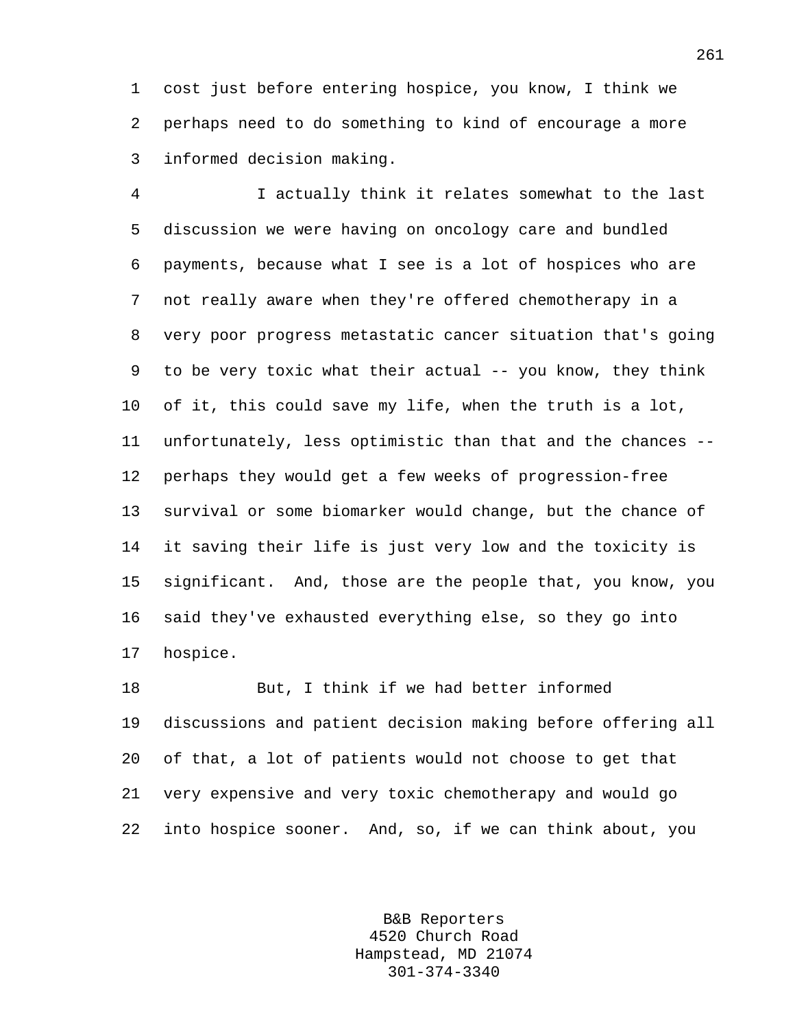cost just before entering hospice, you know, I think we perhaps need to do something to kind of encourage a more informed decision making.

I actually think it relates somewhat to the last discussion we were having on oncology care and bundled payments, because what I see is a lot of hospices who are not really aware when they're offered chemotherapy in a very poor progress metastatic cancer situation that's going to be very toxic what their actual -- you know, they think of it, this could save my life, when the truth is a lot, unfortunately, less optimistic than that and the chances -- perhaps they would get a few weeks of progression-free survival or some biomarker would change, but the chance of it saving their life is just very low and the toxicity is significant. And, those are the people that, you know, you said they've exhausted everything else, so they go into hospice.

But, I think if we had better informed discussions and patient decision making before offering all of that, a lot of patients would not choose to get that very expensive and very toxic chemotherapy and would go into hospice sooner. And, so, if we can think about, you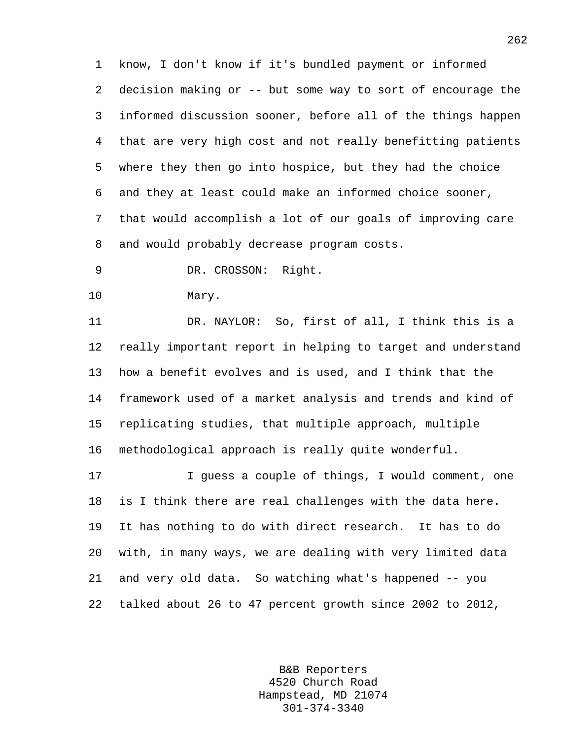know, I don't know if it's bundled payment or informed decision making or -- but some way to sort of encourage the informed discussion sooner, before all of the things happen that are very high cost and not really benefitting patients where they then go into hospice, but they had the choice and they at least could make an informed choice sooner, that would accomplish a lot of our goals of improving care and would probably decrease program costs.

DR. CROSSON: Right.

Mary.

DR. NAYLOR: So, first of all, I think this is a really important report in helping to target and understand how a benefit evolves and is used, and I think that the framework used of a market analysis and trends and kind of replicating studies, that multiple approach, multiple methodological approach is really quite wonderful.

I guess a couple of things, I would comment, one is I think there are real challenges with the data here. It has nothing to do with direct research. It has to do with, in many ways, we are dealing with very limited data and very old data. So watching what's happened -- you talked about 26 to 47 percent growth since 2002 to 2012,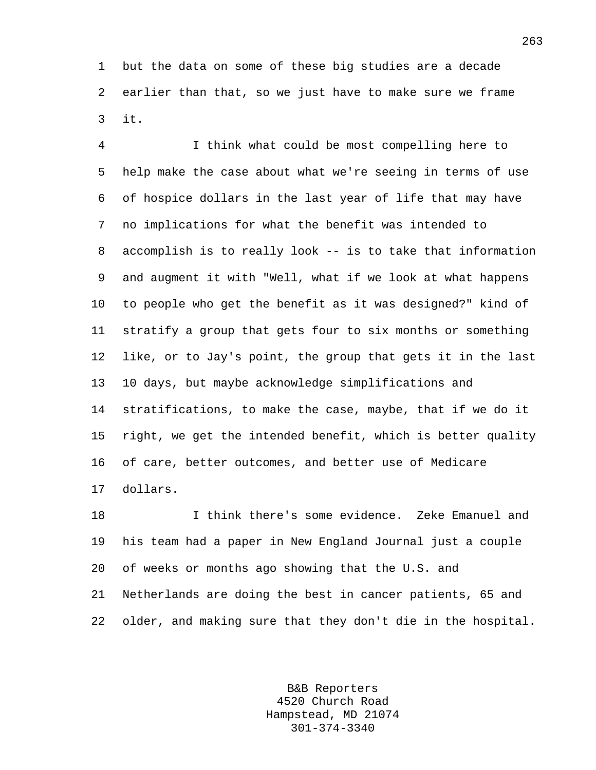but the data on some of these big studies are a decade earlier than that, so we just have to make sure we frame it.

I think what could be most compelling here to help make the case about what we're seeing in terms of use of hospice dollars in the last year of life that may have no implications for what the benefit was intended to accomplish is to really look -- is to take that information and augment it with "Well, what if we look at what happens to people who get the benefit as it was designed?" kind of stratify a group that gets four to six months or something like, or to Jay's point, the group that gets it in the last 10 days, but maybe acknowledge simplifications and stratifications, to make the case, maybe, that if we do it right, we get the intended benefit, which is better quality of care, better outcomes, and better use of Medicare dollars.

I think there's some evidence. Zeke Emanuel and his team had a paper in New England Journal just a couple of weeks or months ago showing that the U.S. and Netherlands are doing the best in cancer patients, 65 and older, and making sure that they don't die in the hospital.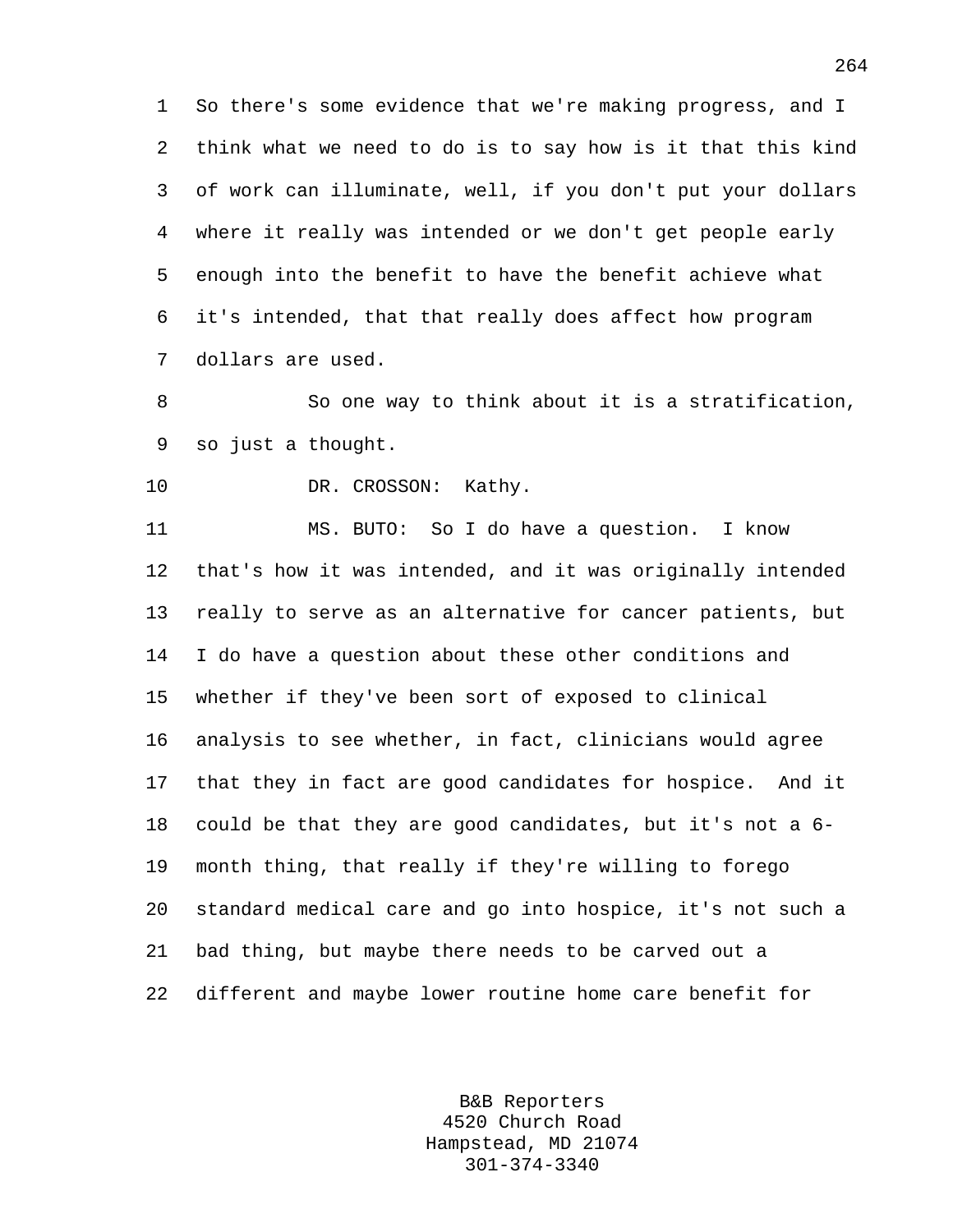So there's some evidence that we're making progress, and I think what we need to do is to say how is it that this kind of work can illuminate, well, if you don't put your dollars where it really was intended or we don't get people early enough into the benefit to have the benefit achieve what it's intended, that that really does affect how program dollars are used.

So one way to think about it is a stratification, so just a thought.

DR. CROSSON: Kathy.

MS. BUTO: So I do have a question. I know that's how it was intended, and it was originally intended really to serve as an alternative for cancer patients, but I do have a question about these other conditions and whether if they've been sort of exposed to clinical analysis to see whether, in fact, clinicians would agree that they in fact are good candidates for hospice. And it could be that they are good candidates, but it's not a 6-month thing, that really if they're willing to forego standard medical care and go into hospice, it's not such a bad thing, but maybe there needs to be carved out a different and maybe lower routine home care benefit for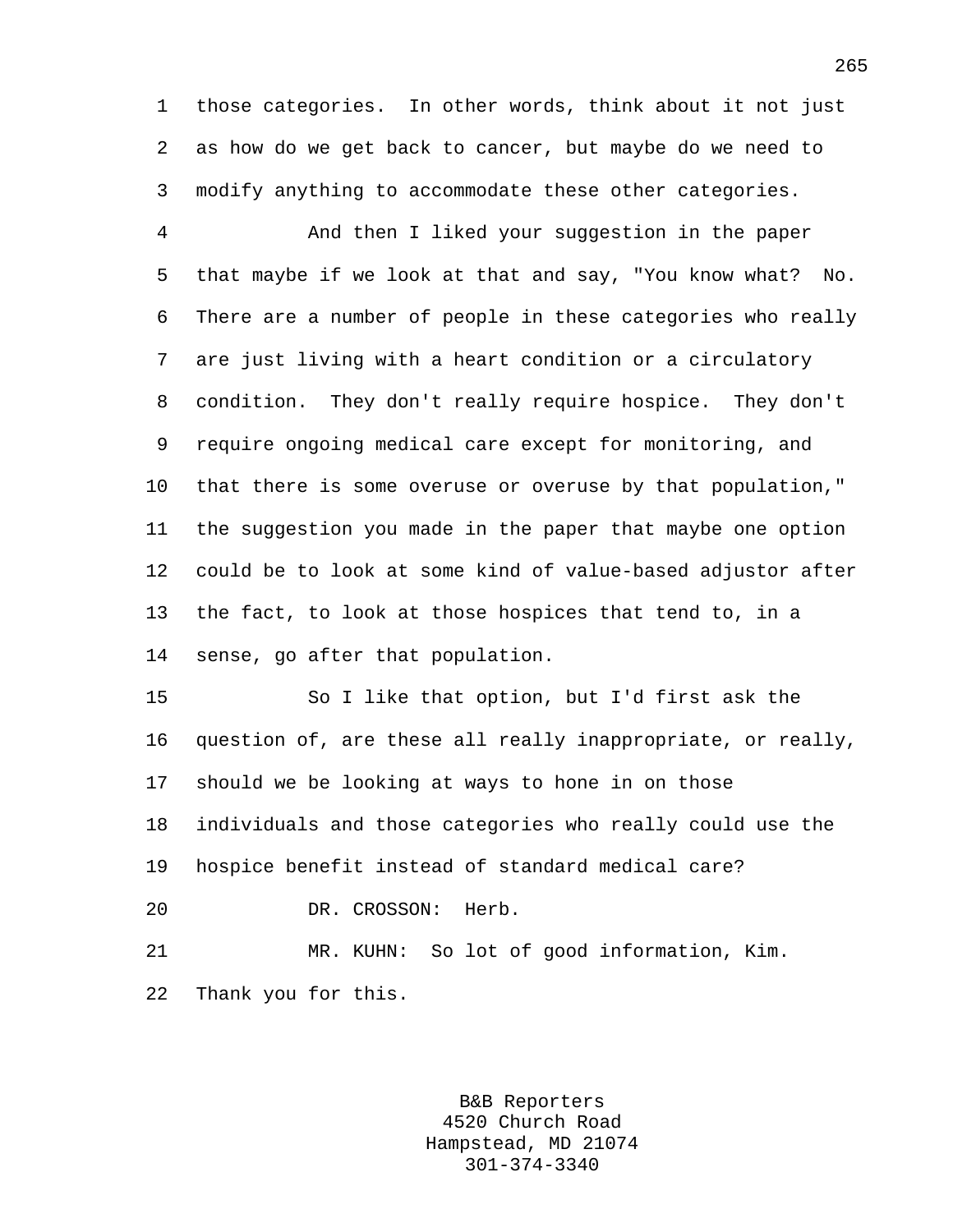those categories. In other words, think about it not just as how do we get back to cancer, but maybe do we need to modify anything to accommodate these other categories.

And then I liked your suggestion in the paper that maybe if we look at that and say, "You know what? No. There are a number of people in these categories who really are just living with a heart condition or a circulatory condition. They don't really require hospice. They don't require ongoing medical care except for monitoring, and that there is some overuse or overuse by that population," the suggestion you made in the paper that maybe one option could be to look at some kind of value-based adjustor after the fact, to look at those hospices that tend to, in a sense, go after that population.

So I like that option, but I'd first ask the question of, are these all really inappropriate, or really, should we be looking at ways to hone in on those individuals and those categories who really could use the hospice benefit instead of standard medical care?

DR. CROSSON: Herb.

MR. KUHN: So lot of good information, Kim. Thank you for this.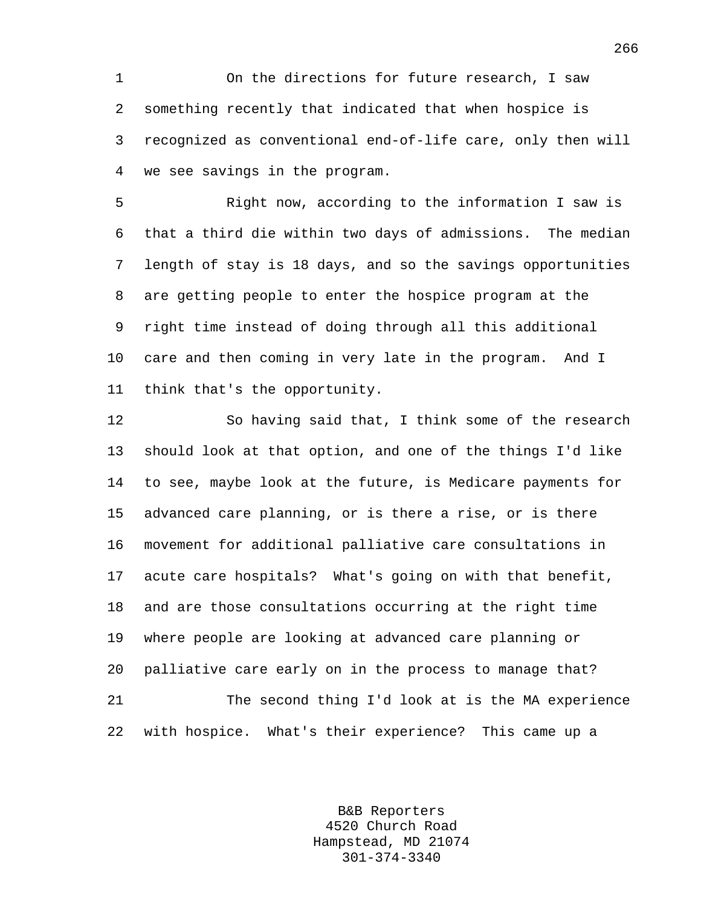On the directions for future research, I saw something recently that indicated that when hospice is recognized as conventional end-of-life care, only then will we see savings in the program.

Right now, according to the information I saw is that a third die within two days of admissions. The median length of stay is 18 days, and so the savings opportunities are getting people to enter the hospice program at the right time instead of doing through all this additional care and then coming in very late in the program. And I think that's the opportunity.

So having said that, I think some of the research should look at that option, and one of the things I'd like to see, maybe look at the future, is Medicare payments for advanced care planning, or is there a rise, or is there movement for additional palliative care consultations in acute care hospitals? What's going on with that benefit, and are those consultations occurring at the right time where people are looking at advanced care planning or palliative care early on in the process to manage that?

The second thing I'd look at is the MA experience with hospice. What's their experience? This came up a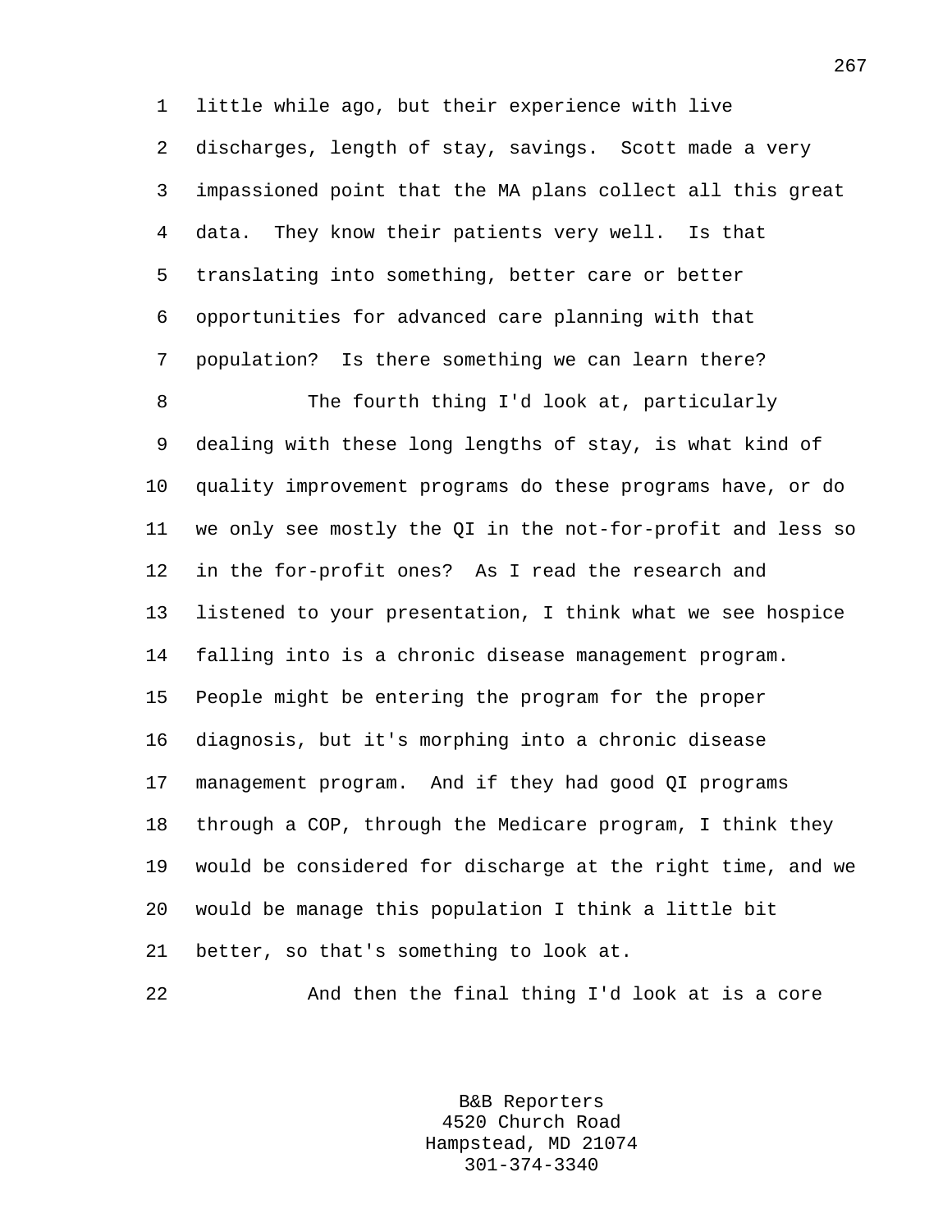little while ago, but their experience with live discharges, length of stay, savings. Scott made a very impassioned point that the MA plans collect all this great data. They know their patients very well. Is that translating into something, better care or better opportunities for advanced care planning with that population? Is there something we can learn there?

The fourth thing I'd look at, particularly dealing with these long lengths of stay, is what kind of quality improvement programs do these programs have, or do we only see mostly the QI in the not-for-profit and less so in the for-profit ones? As I read the research and listened to your presentation, I think what we see hospice falling into is a chronic disease management program. People might be entering the program for the proper diagnosis, but it's morphing into a chronic disease management program. And if they had good QI programs through a COP, through the Medicare program, I think they would be considered for discharge at the right time, and we would be manage this population I think a little bit better, so that's something to look at.

And then the final thing I'd look at is a core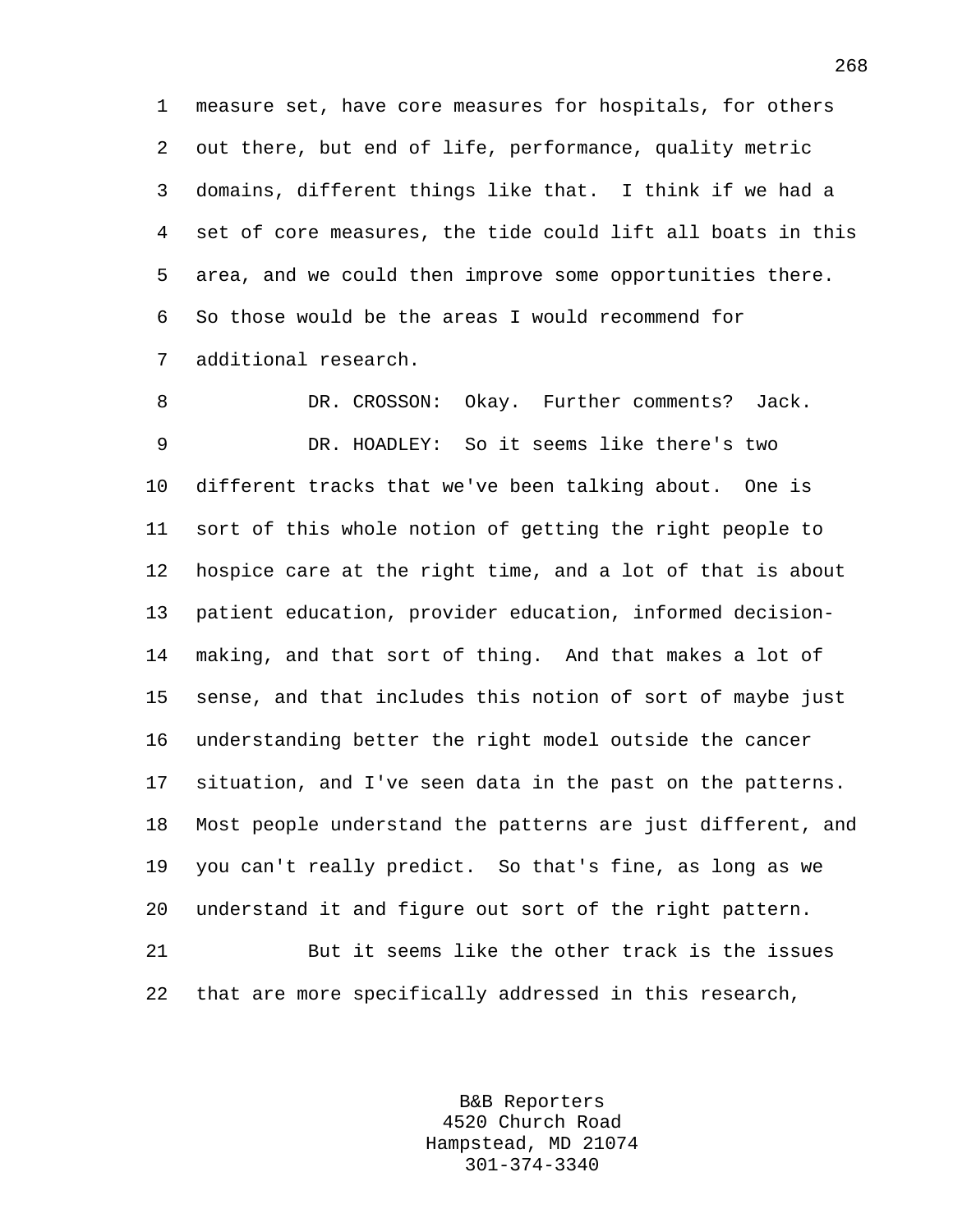measure set, have core measures for hospitals, for others out there, but end of life, performance, quality metric domains, different things like that. I think if we had a set of core measures, the tide could lift all boats in this area, and we could then improve some opportunities there. So those would be the areas I would recommend for additional research.

DR. CROSSON: Okay. Further comments? Jack.

DR. HOADLEY: So it seems like there's two different tracks that we've been talking about. One is sort of this whole notion of getting the right people to hospice care at the right time, and a lot of that is about patient education, provider education, informed decision-making, and that sort of thing. And that makes a lot of sense, and that includes this notion of sort of maybe just understanding better the right model outside the cancer situation, and I've seen data in the past on the patterns. Most people understand the patterns are just different, and you can't really predict. So that's fine, as long as we understand it and figure out sort of the right pattern.

But it seems like the other track is the issues that are more specifically addressed in this research,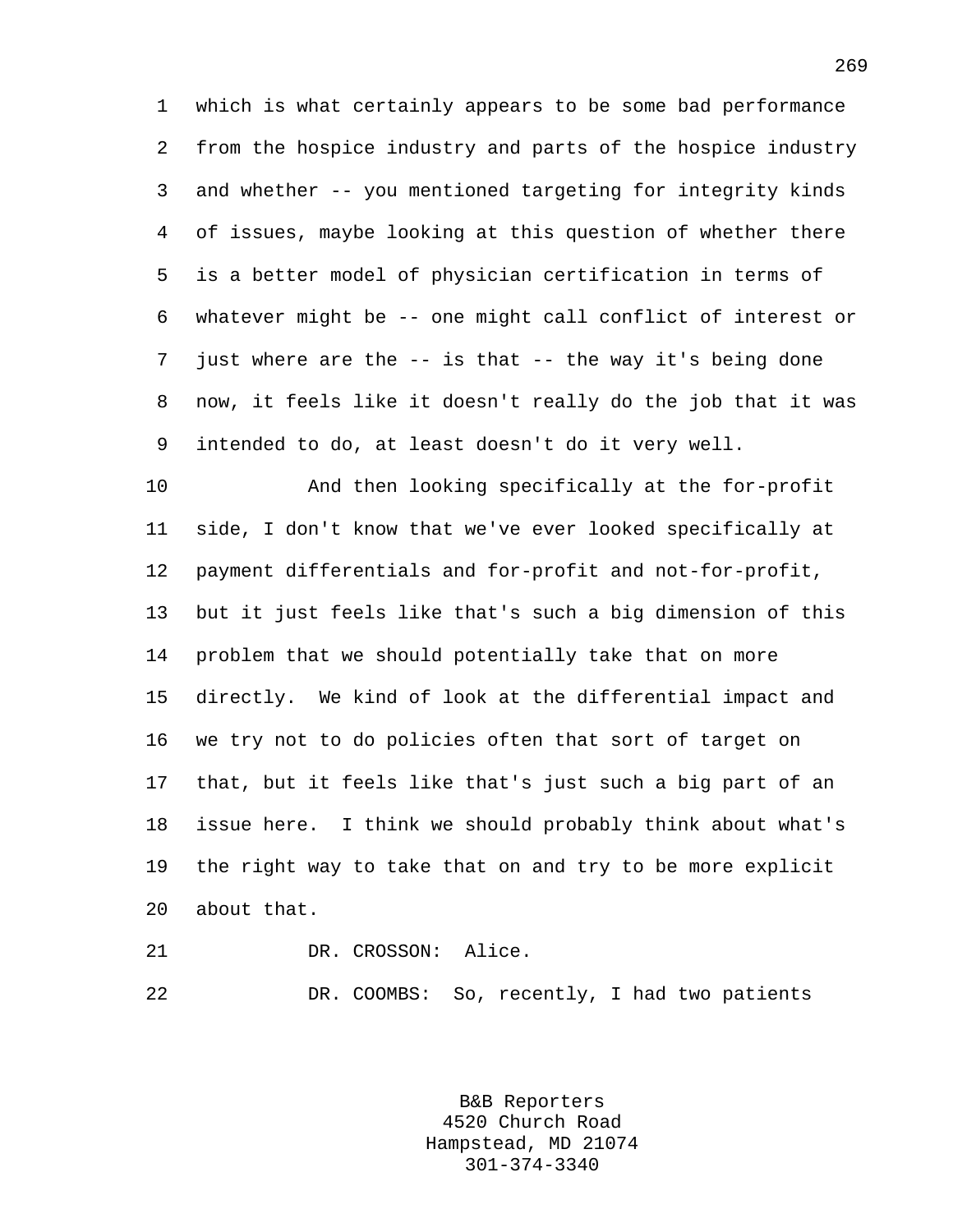which is what certainly appears to be some bad performance from the hospice industry and parts of the hospice industry and whether -- you mentioned targeting for integrity kinds of issues, maybe looking at this question of whether there is a better model of physician certification in terms of whatever might be -- one might call conflict of interest or just where are the -- is that -- the way it's being done now, it feels like it doesn't really do the job that it was intended to do, at least doesn't do it very well.

And then looking specifically at the for-profit side, I don't know that we've ever looked specifically at payment differentials and for-profit and not-for-profit, but it just feels like that's such a big dimension of this problem that we should potentially take that on more directly. We kind of look at the differential impact and we try not to do policies often that sort of target on that, but it feels like that's just such a big part of an issue here. I think we should probably think about what's the right way to take that on and try to be more explicit about that.

DR. CROSSON: Alice.

DR. COOMBS: So, recently, I had two patients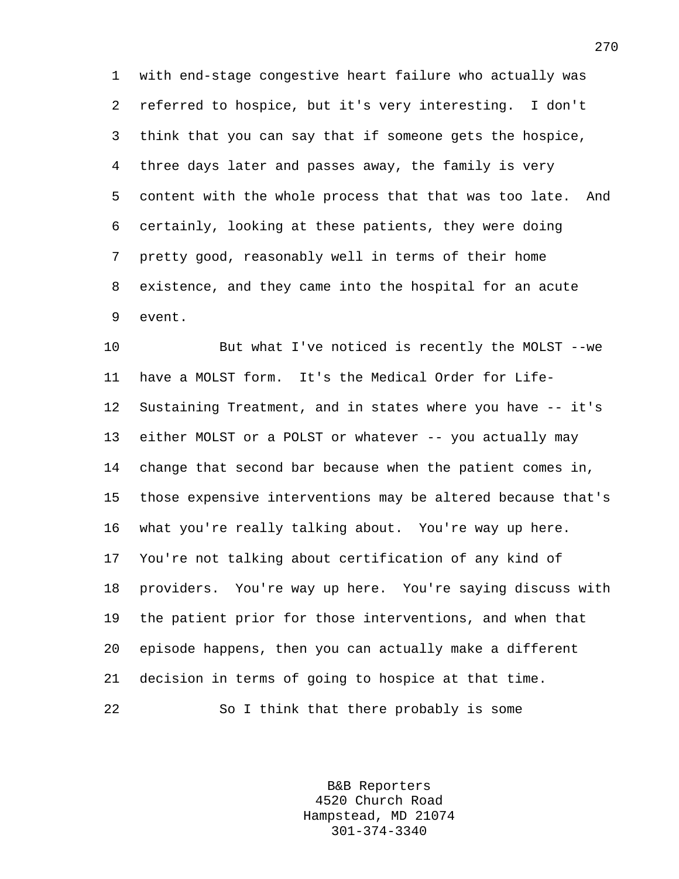with end-stage congestive heart failure who actually was referred to hospice, but it's very interesting. I don't think that you can say that if someone gets the hospice, three days later and passes away, the family is very content with the whole process that that was too late. And certainly, looking at these patients, they were doing pretty good, reasonably well in terms of their home existence, and they came into the hospital for an acute event.

But what I've noticed is recently the MOLST --we have a MOLST form. It's the Medical Order for Life-Sustaining Treatment, and in states where you have -- it's either MOLST or a POLST or whatever -- you actually may change that second bar because when the patient comes in, those expensive interventions may be altered because that's what you're really talking about. You're way up here. You're not talking about certification of any kind of providers. You're way up here. You're saying discuss with the patient prior for those interventions, and when that episode happens, then you can actually make a different decision in terms of going to hospice at that time.

So I think that there probably is some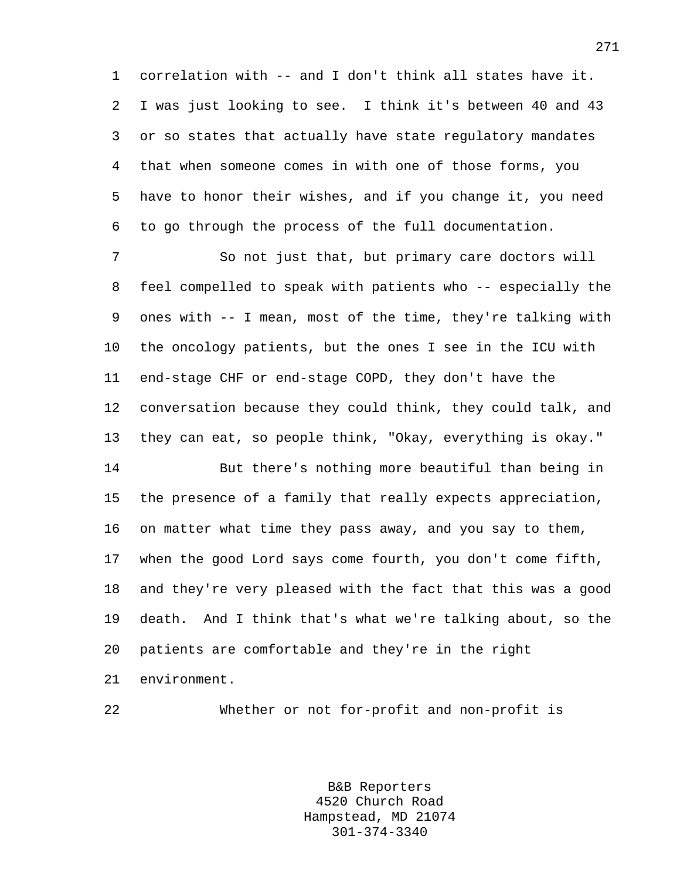correlation with -- and I don't think all states have it. I was just looking to see. I think it's between 40 and 43 or so states that actually have state regulatory mandates that when someone comes in with one of those forms, you have to honor their wishes, and if you change it, you need to go through the process of the full documentation.

So not just that, but primary care doctors will feel compelled to speak with patients who -- especially the ones with -- I mean, most of the time, they're talking with the oncology patients, but the ones I see in the ICU with end-stage CHF or end-stage COPD, they don't have the conversation because they could think, they could talk, and they can eat, so people think, "Okay, everything is okay."

But there's nothing more beautiful than being in the presence of a family that really expects appreciation, on matter what time they pass away, and you say to them, when the good Lord says come fourth, you don't come fifth, and they're very pleased with the fact that this was a good death. And I think that's what we're talking about, so the patients are comfortable and they're in the right environment.

Whether or not for-profit and non-profit is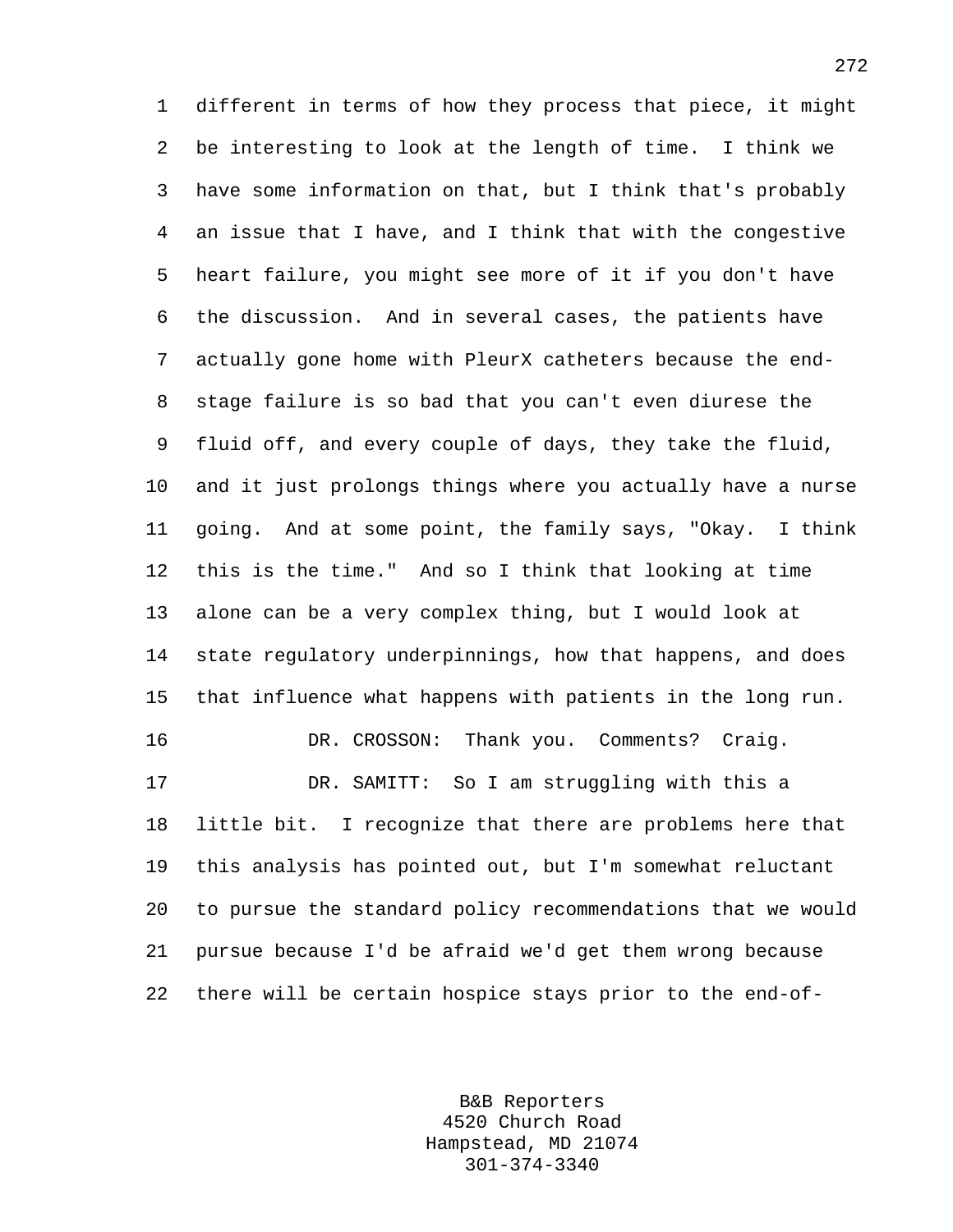different in terms of how they process that piece, it might be interesting to look at the length of time. I think we have some information on that, but I think that's probably an issue that I have, and I think that with the congestive heart failure, you might see more of it if you don't have the discussion. And in several cases, the patients have actually gone home with PleurX catheters because the end-stage failure is so bad that you can't even diurese the fluid off, and every couple of days, they take the fluid, and it just prolongs things where you actually have a nurse going. And at some point, the family says, "Okay. I think this is the time." And so I think that looking at time alone can be a very complex thing, but I would look at state regulatory underpinnings, how that happens, and does that influence what happens with patients in the long run.

DR. CROSSON: Thank you. Comments? Craig.

DR. SAMITT: So I am struggling with this a little bit. I recognize that there are problems here that this analysis has pointed out, but I'm somewhat reluctant to pursue the standard policy recommendations that we would pursue because I'd be afraid we'd get them wrong because there will be certain hospice stays prior to the end-of-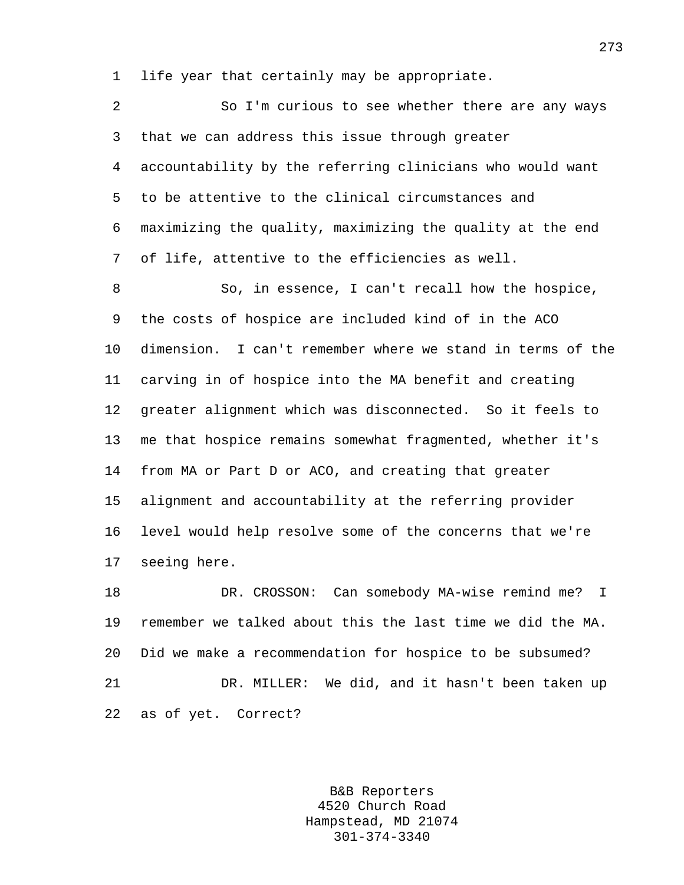life year that certainly may be appropriate.

So I'm curious to see whether there are any ways that we can address this issue through greater accountability by the referring clinicians who would want to be attentive to the clinical circumstances and maximizing the quality, maximizing the quality at the end of life, attentive to the efficiencies as well.

So, in essence, I can't recall how the hospice, the costs of hospice are included kind of in the ACO dimension. I can't remember where we stand in terms of the carving in of hospice into the MA benefit and creating greater alignment which was disconnected. So it feels to me that hospice remains somewhat fragmented, whether it's from MA or Part D or ACO, and creating that greater alignment and accountability at the referring provider level would help resolve some of the concerns that we're seeing here.

DR. CROSSON: Can somebody MA-wise remind me? I remember we talked about this the last time we did the MA. Did we make a recommendation for hospice to be subsumed?

DR. MILLER: We did, and it hasn't been taken up as of yet. Correct?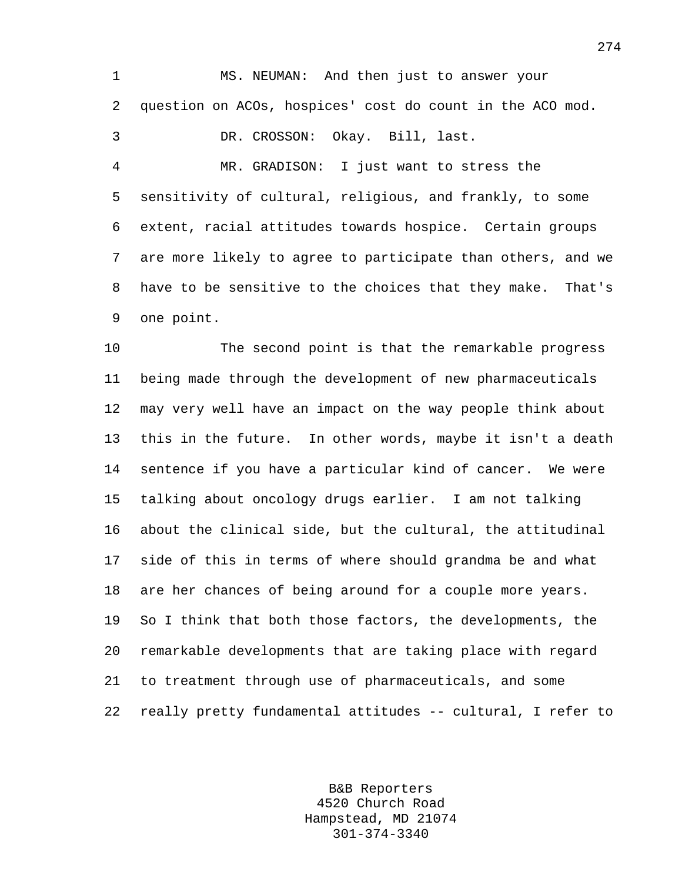MS. NEUMAN: And then just to answer your question on ACOs, hospices' cost do count in the ACO mod.

DR. CROSSON: Okay. Bill, last.

MR. GRADISON: I just want to stress the sensitivity of cultural, religious, and frankly, to some extent, racial attitudes towards hospice. Certain groups are more likely to agree to participate than others, and we have to be sensitive to the choices that they make. That's one point.

The second point is that the remarkable progress being made through the development of new pharmaceuticals may very well have an impact on the way people think about this in the future. In other words, maybe it isn't a death sentence if you have a particular kind of cancer. We were talking about oncology drugs earlier. I am not talking about the clinical side, but the cultural, the attitudinal side of this in terms of where should grandma be and what are her chances of being around for a couple more years. So I think that both those factors, the developments, the remarkable developments that are taking place with regard to treatment through use of pharmaceuticals, and some really pretty fundamental attitudes -- cultural, I refer to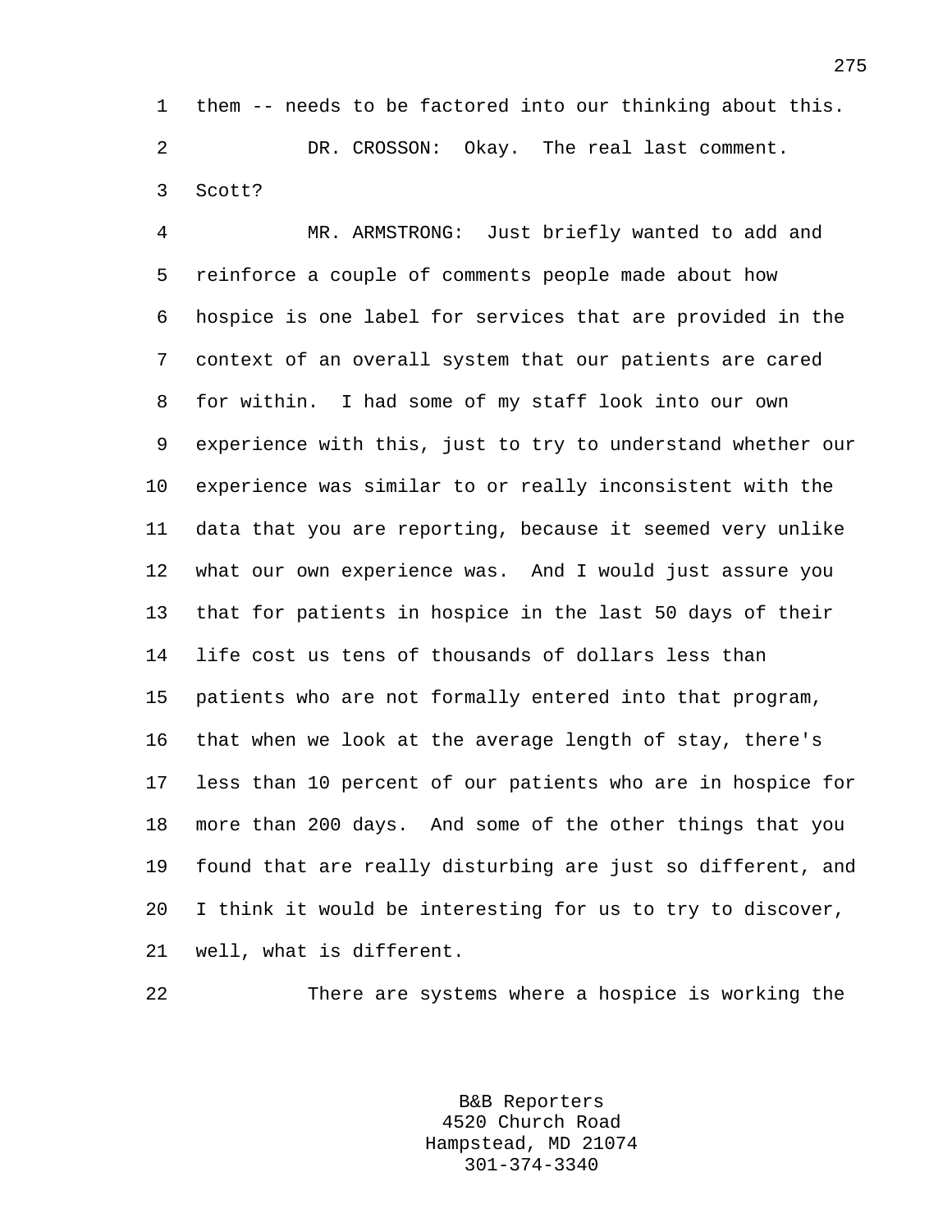them -- needs to be factored into our thinking about this.

DR. CROSSON: Okay. The real last comment. Scott?

MR. ARMSTRONG: Just briefly wanted to add and reinforce a couple of comments people made about how hospice is one label for services that are provided in the context of an overall system that our patients are cared for within. I had some of my staff look into our own experience with this, just to try to understand whether our experience was similar to or really inconsistent with the data that you are reporting, because it seemed very unlike what our own experience was. And I would just assure you that for patients in hospice in the last 50 days of their life cost us tens of thousands of dollars less than patients who are not formally entered into that program, that when we look at the average length of stay, there's less than 10 percent of our patients who are in hospice for more than 200 days. And some of the other things that you found that are really disturbing are just so different, and I think it would be interesting for us to try to discover, well, what is different.

There are systems where a hospice is working the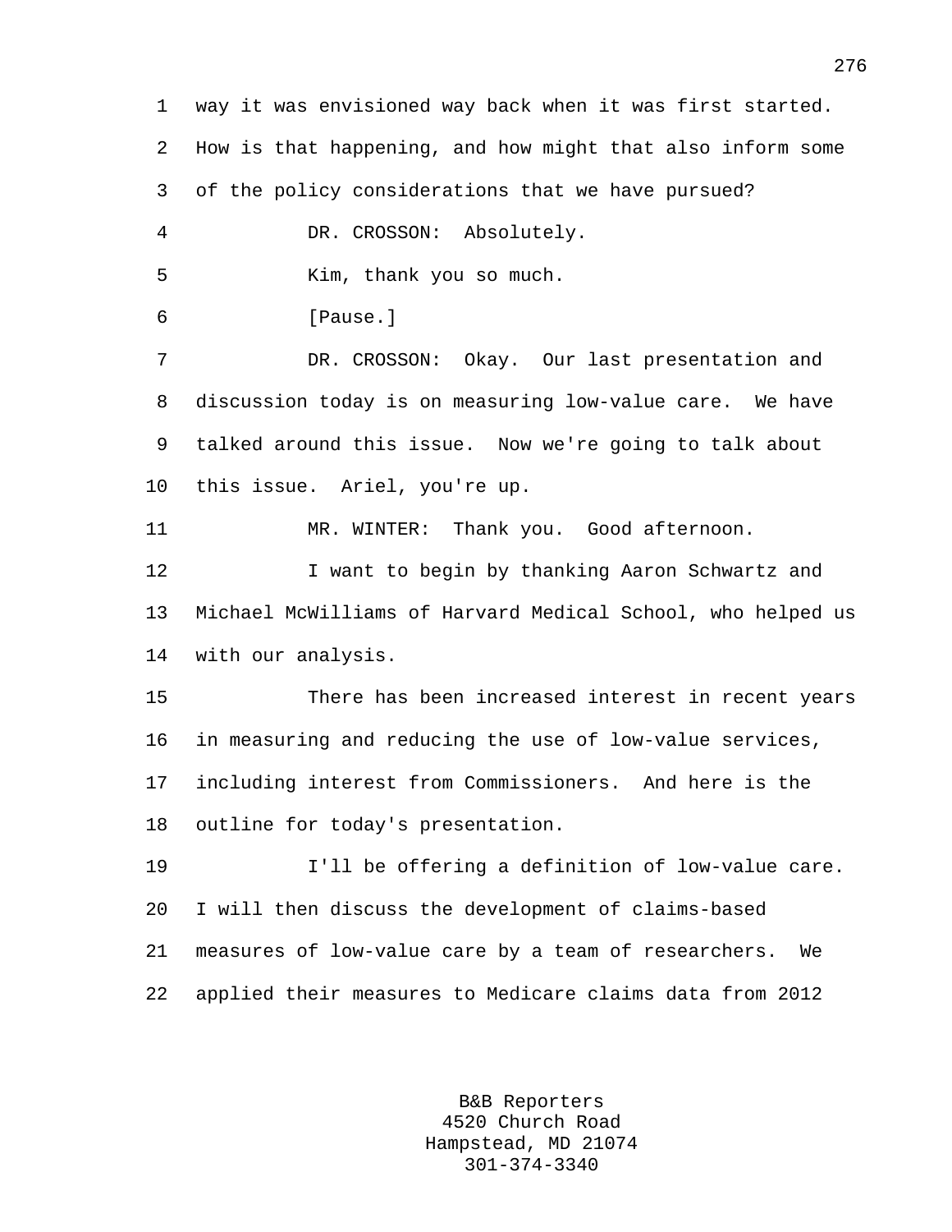way it was envisioned way back when it was first started. How is that happening, and how might that also inform some of the policy considerations that we have pursued?

DR. CROSSON: Absolutely.

Kim, thank you so much.

[Pause.]

DR. CROSSON: Okay. Our last presentation and discussion today is on measuring low-value care. We have talked around this issue. Now we're going to talk about this issue. Ariel, you're up.

MR. WINTER: Thank you. Good afternoon.

I want to begin by thanking Aaron Schwartz and Michael McWilliams of Harvard Medical School, who helped us with our analysis.

There has been increased interest in recent years in measuring and reducing the use of low-value services, including interest from Commissioners. And here is the outline for today's presentation.

I'll be offering a definition of low-value care. I will then discuss the development of claims-based measures of low-value care by a team of researchers. We applied their measures to Medicare claims data from 2012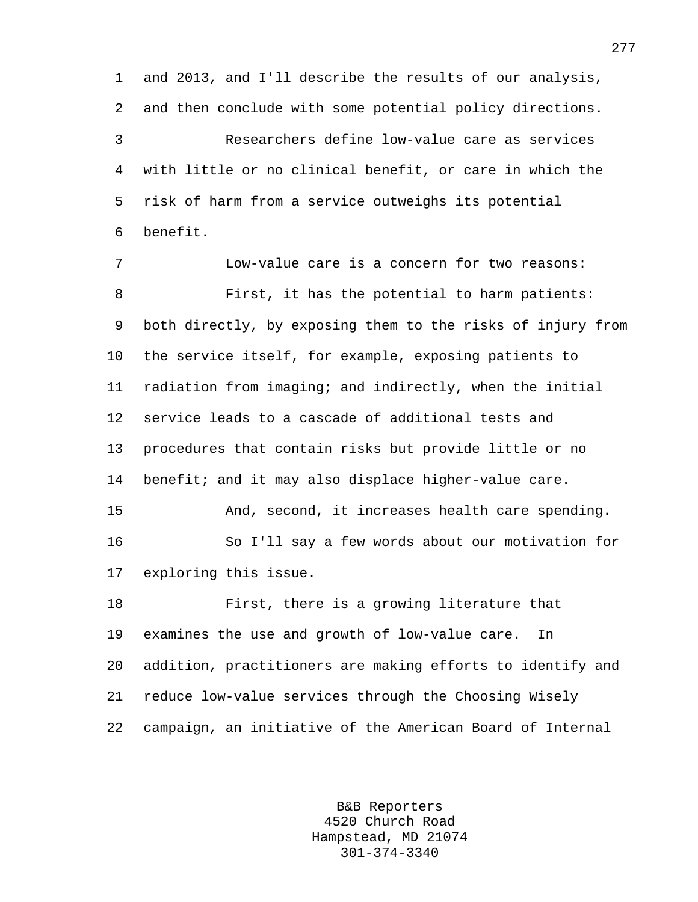and 2013, and I'll describe the results of our analysis, and then conclude with some potential policy directions.

Researchers define low-value care as services with little or no clinical benefit, or care in which the risk of harm from a service outweighs its potential benefit.

Low-value care is a concern for two reasons:

First, it has the potential to harm patients: both directly, by exposing them to the risks of injury from the service itself, for example, exposing patients to radiation from imaging; and indirectly, when the initial service leads to a cascade of additional tests and procedures that contain risks but provide little or no benefit; and it may also displace higher-value care.

And, second, it increases health care spending.

So I'll say a few words about our motivation for exploring this issue.

First, there is a growing literature that examines the use and growth of low-value care. In addition, practitioners are making efforts to identify and reduce low-value services through the Choosing Wisely campaign, an initiative of the American Board of Internal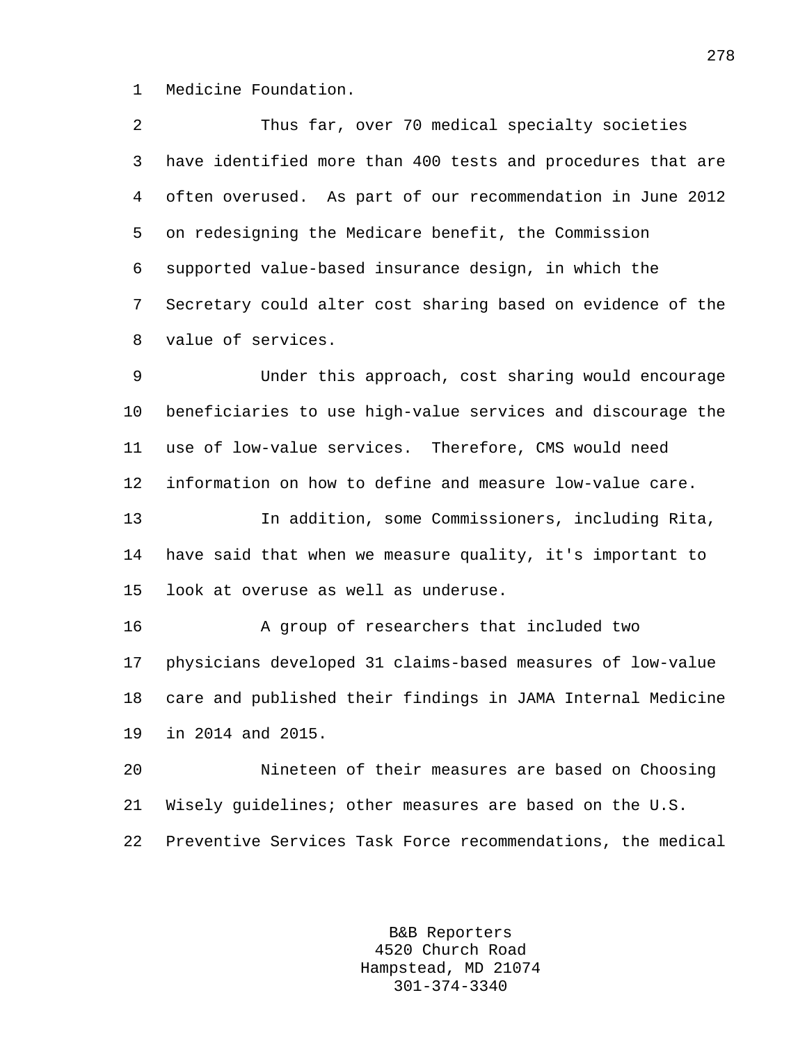Medicine Foundation.

Thus far, over 70 medical specialty societies have identified more than 400 tests and procedures that are often overused. As part of our recommendation in June 2012 on redesigning the Medicare benefit, the Commission supported value-based insurance design, in which the Secretary could alter cost sharing based on evidence of the value of services.

Under this approach, cost sharing would encourage beneficiaries to use high-value services and discourage the use of low-value services. Therefore, CMS would need information on how to define and measure low-value care.

In addition, some Commissioners, including Rita, have said that when we measure quality, it's important to look at overuse as well as underuse.

A group of researchers that included two physicians developed 31 claims-based measures of low-value care and published their findings in JAMA Internal Medicine in 2014 and 2015.

Nineteen of their measures are based on Choosing Wisely guidelines; other measures are based on the U.S. Preventive Services Task Force recommendations, the medical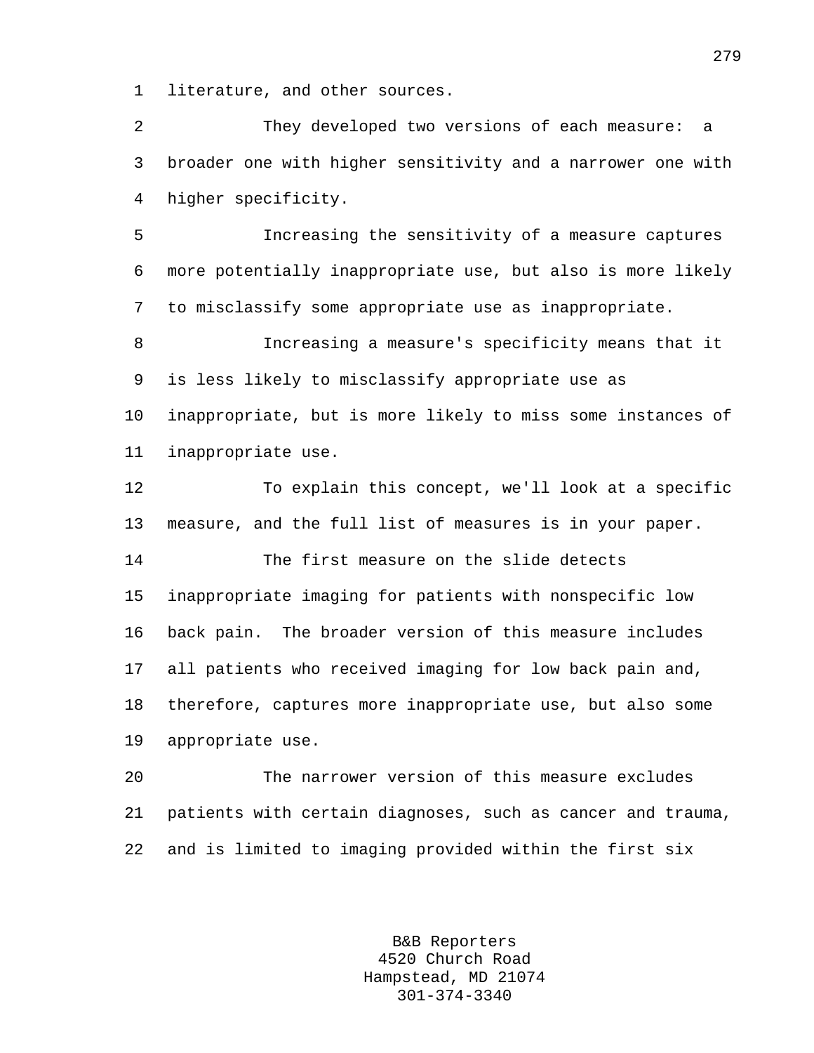literature, and other sources.

They developed two versions of each measure: a broader one with higher sensitivity and a narrower one with higher specificity.

Increasing the sensitivity of a measure captures more potentially inappropriate use, but also is more likely to misclassify some appropriate use as inappropriate.

Increasing a measure's specificity means that it is less likely to misclassify appropriate use as inappropriate, but is more likely to miss some instances of inappropriate use.

To explain this concept, we'll look at a specific measure, and the full list of measures is in your paper.

The first measure on the slide detects inappropriate imaging for patients with nonspecific low back pain. The broader version of this measure includes all patients who received imaging for low back pain and, therefore, captures more inappropriate use, but also some appropriate use.

The narrower version of this measure excludes patients with certain diagnoses, such as cancer and trauma, and is limited to imaging provided within the first six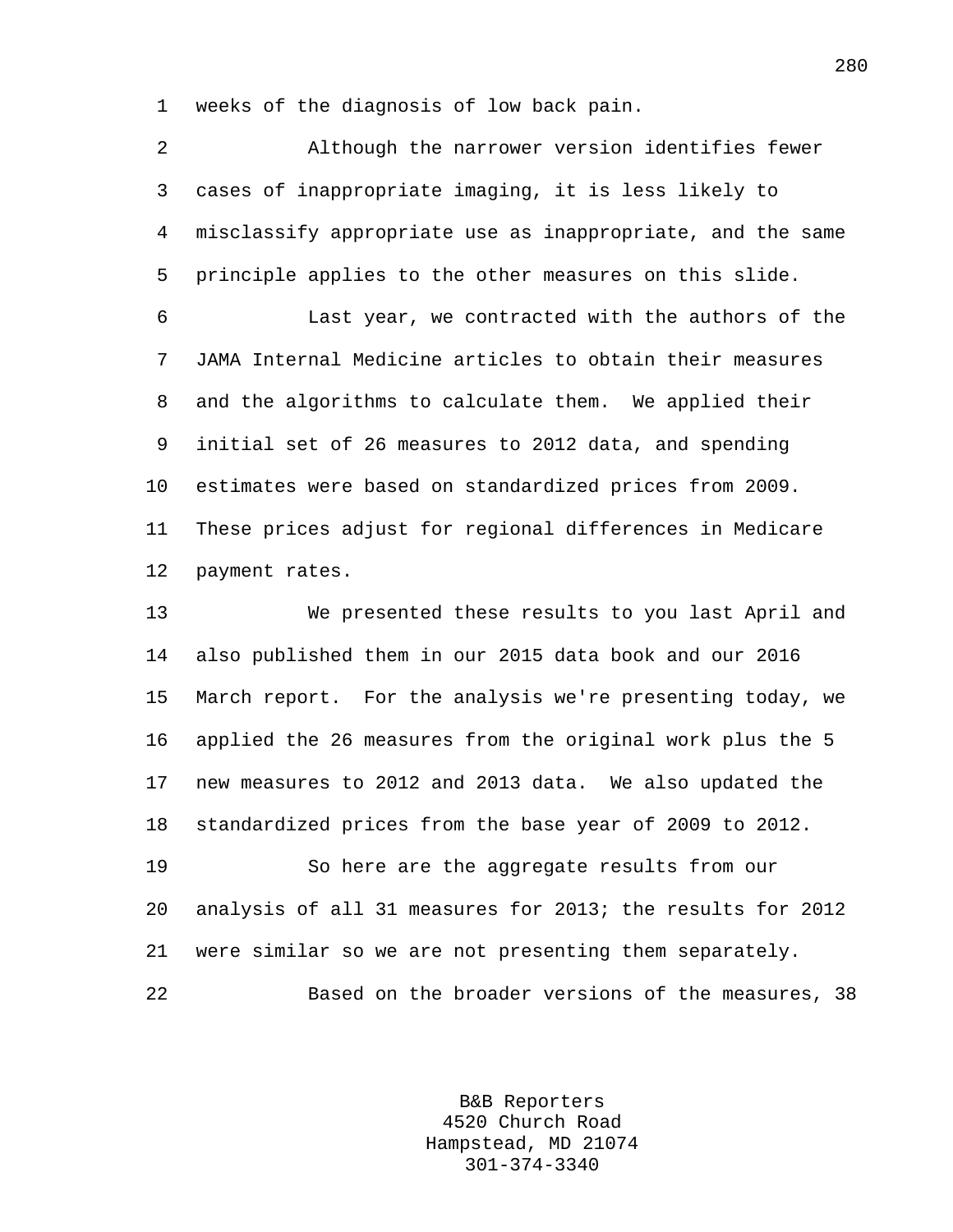weeks of the diagnosis of low back pain.

Although the narrower version identifies fewer cases of inappropriate imaging, it is less likely to misclassify appropriate use as inappropriate, and the same principle applies to the other measures on this slide.

Last year, we contracted with the authors of the JAMA Internal Medicine articles to obtain their measures and the algorithms to calculate them. We applied their initial set of 26 measures to 2012 data, and spending estimates were based on standardized prices from 2009. These prices adjust for regional differences in Medicare payment rates.

We presented these results to you last April and also published them in our 2015 data book and our 2016 March report. For the analysis we're presenting today, we applied the 26 measures from the original work plus the 5 new measures to 2012 and 2013 data. We also updated the standardized prices from the base year of 2009 to 2012.

So here are the aggregate results from our analysis of all 31 measures for 2013; the results for 2012 were similar so we are not presenting them separately.

Based on the broader versions of the measures, 38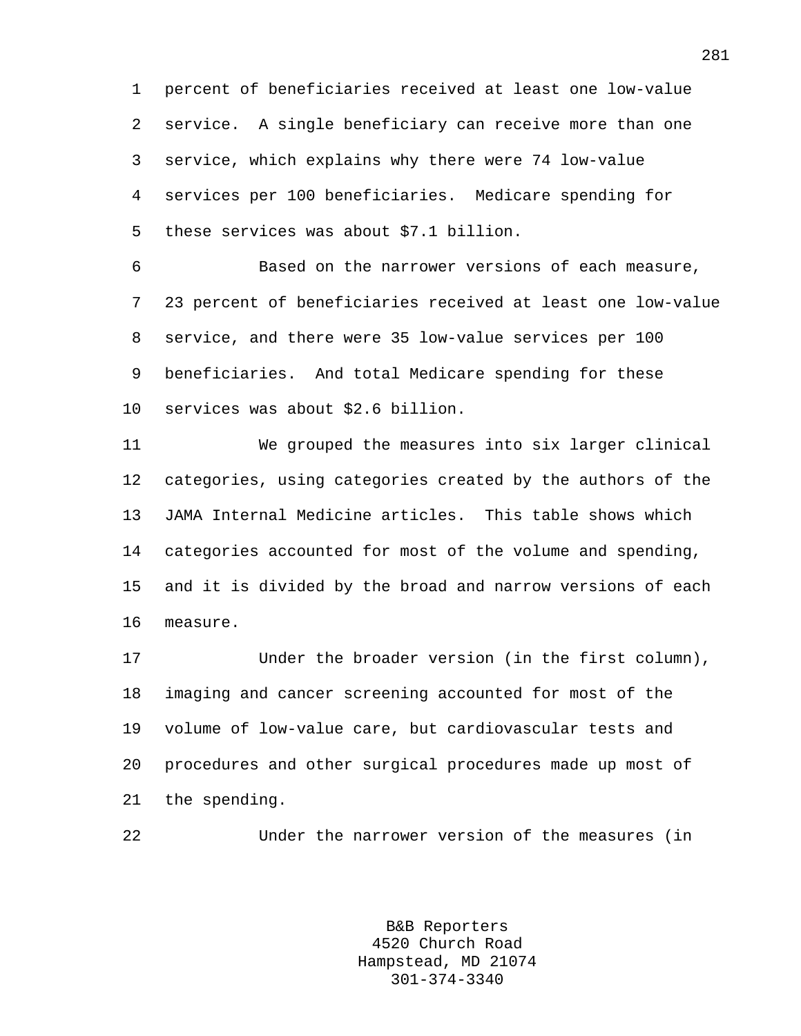percent of beneficiaries received at least one low-value service. A single beneficiary can receive more than one service, which explains why there were 74 low-value services per 100 beneficiaries. Medicare spending for these services was about $7.1 billion.

Based on the narrower versions of each measure, 23 percent of beneficiaries received at least one low-value service, and there were 35 low-value services per 100 beneficiaries. And total Medicare spending for these services was about $2.6 billion.

We grouped the measures into six larger clinical categories, using categories created by the authors of the JAMA Internal Medicine articles. This table shows which categories accounted for most of the volume and spending, and it is divided by the broad and narrow versions of each measure.

Under the broader version (in the first column), imaging and cancer screening accounted for most of the volume of low-value care, but cardiovascular tests and procedures and other surgical procedures made up most of the spending.

Under the narrower version of the measures (in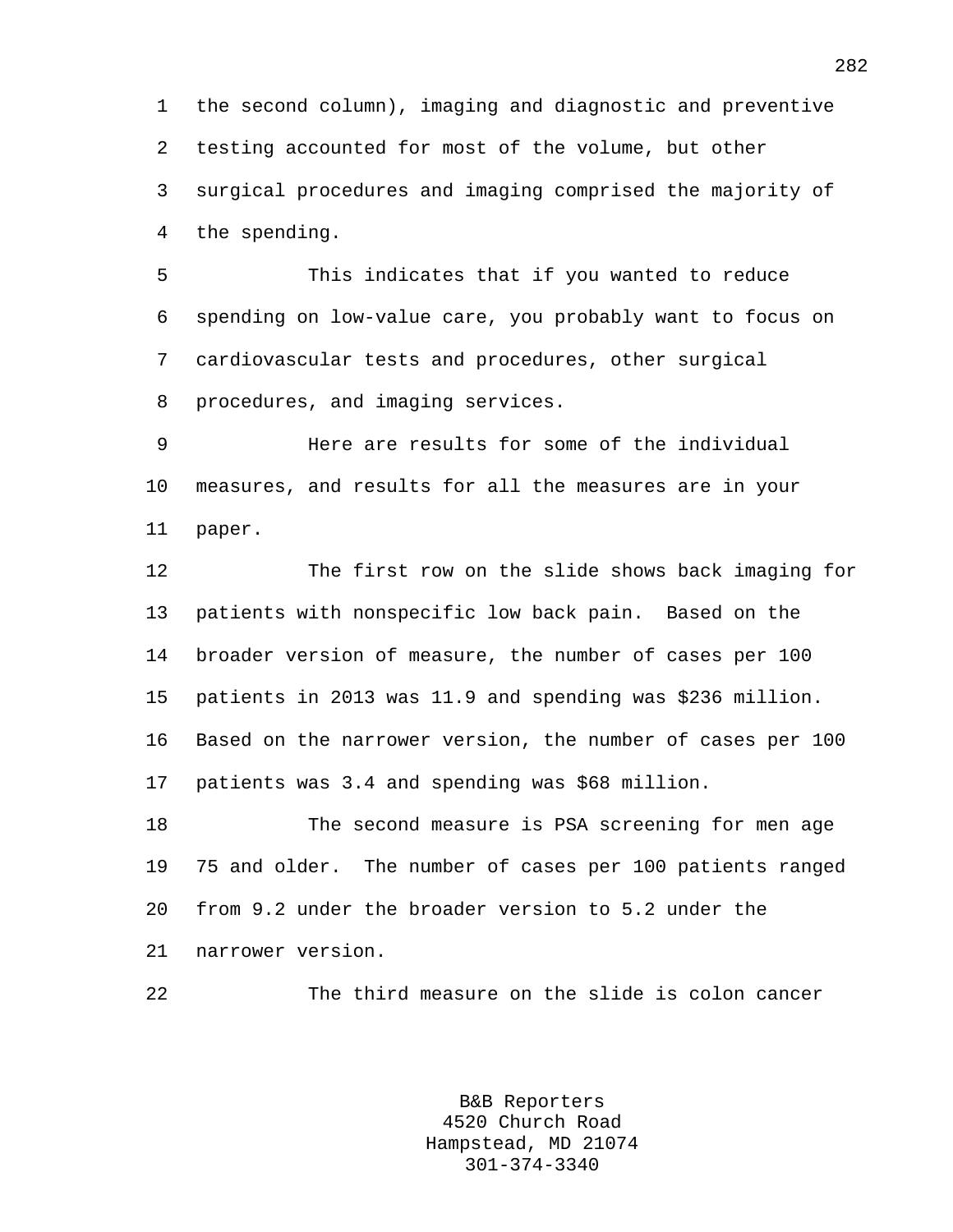the second column), imaging and diagnostic and preventive testing accounted for most of the volume, but other surgical procedures and imaging comprised the majority of the spending.

This indicates that if you wanted to reduce spending on low-value care, you probably want to focus on cardiovascular tests and procedures, other surgical procedures, and imaging services.

Here are results for some of the individual measures, and results for all the measures are in your paper.

The first row on the slide shows back imaging for patients with nonspecific low back pain. Based on the broader version of measure, the number of cases per 100 patients in 2013 was 11.9 and spending was $236 million. Based on the narrower version, the number of cases per 100 patients was 3.4 and spending was $68 million.

The second measure is PSA screening for men age 75 and older. The number of cases per 100 patients ranged from 9.2 under the broader version to 5.2 under the narrower version.

The third measure on the slide is colon cancer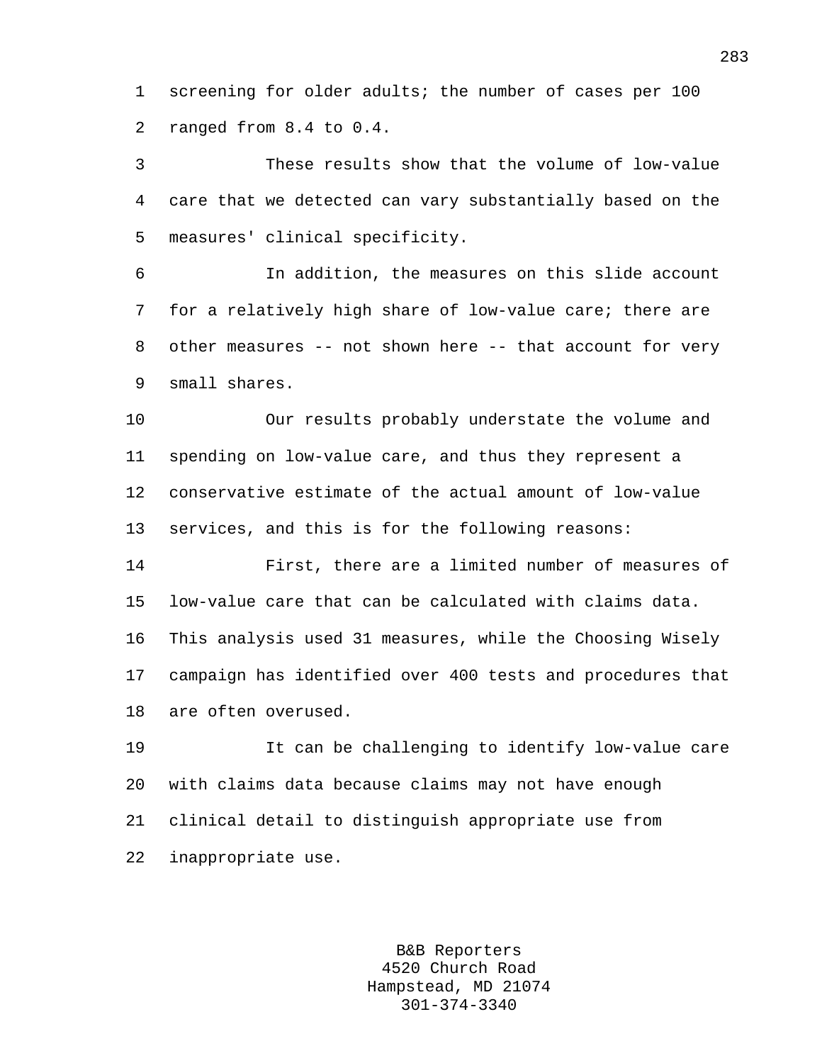screening for older adults; the number of cases per 100 ranged from 8.4 to 0.4.

These results show that the volume of low-value care that we detected can vary substantially based on the measures' clinical specificity.

In addition, the measures on this slide account for a relatively high share of low-value care; there are other measures -- not shown here -- that account for very small shares.

Our results probably understate the volume and spending on low-value care, and thus they represent a conservative estimate of the actual amount of low-value services, and this is for the following reasons:

First, there are a limited number of measures of low-value care that can be calculated with claims data. This analysis used 31 measures, while the Choosing Wisely campaign has identified over 400 tests and procedures that are often overused.

It can be challenging to identify low-value care with claims data because claims may not have enough clinical detail to distinguish appropriate use from inappropriate use.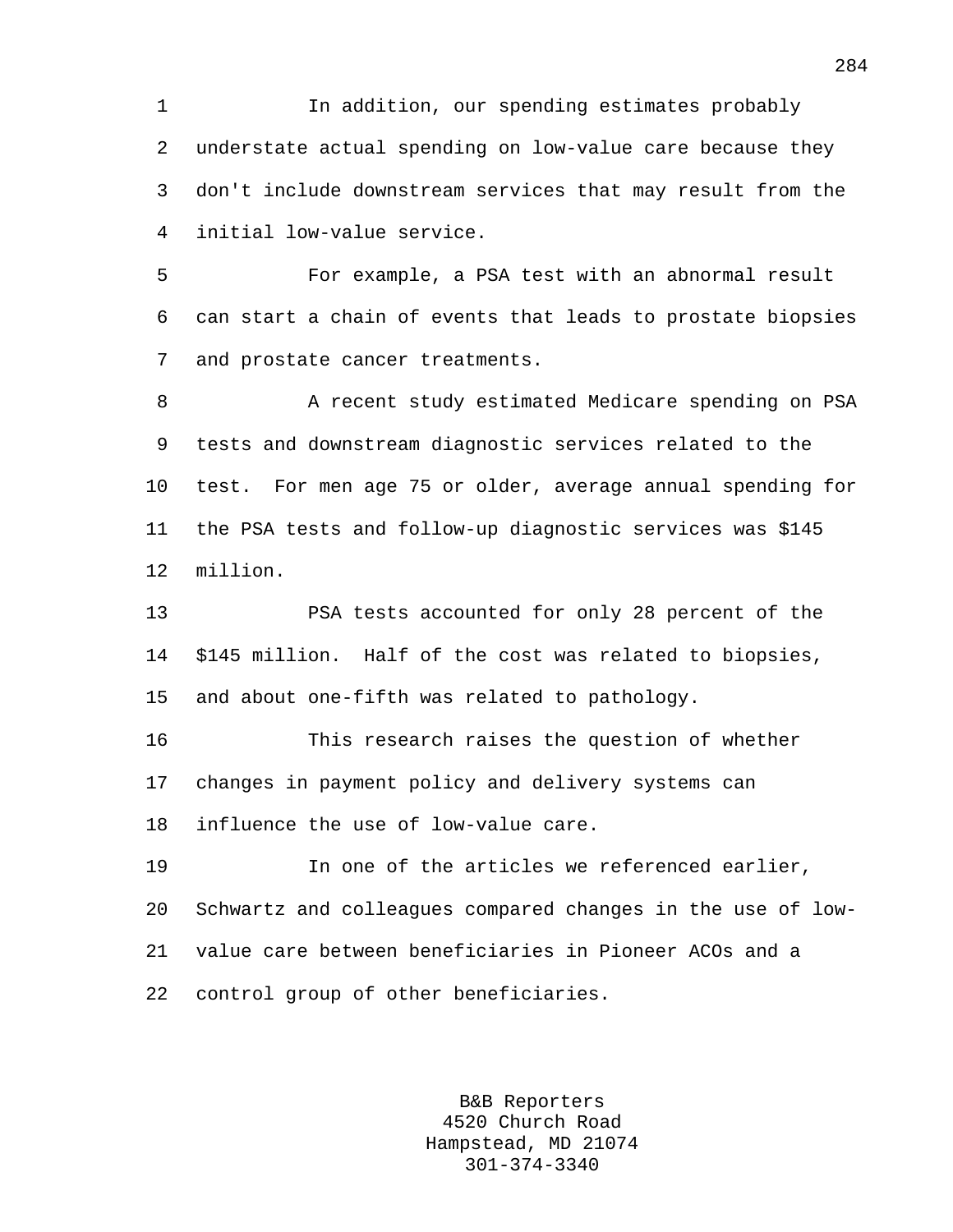In addition, our spending estimates probably understate actual spending on low-value care because they don't include downstream services that may result from the initial low-value service.

For example, a PSA test with an abnormal result can start a chain of events that leads to prostate biopsies and prostate cancer treatments.

A recent study estimated Medicare spending on PSA tests and downstream diagnostic services related to the test. For men age 75 or older, average annual spending for the PSA tests and follow-up diagnostic services was $145 million.

PSA tests accounted for only 28 percent of the $145 million. Half of the cost was related to biopsies, and about one-fifth was related to pathology.

This research raises the question of whether changes in payment policy and delivery systems can influence the use of low-value care.

In one of the articles we referenced earlier, Schwartz and colleagues compared changes in the use of low-value care between beneficiaries in Pioneer ACOs and a control group of other beneficiaries.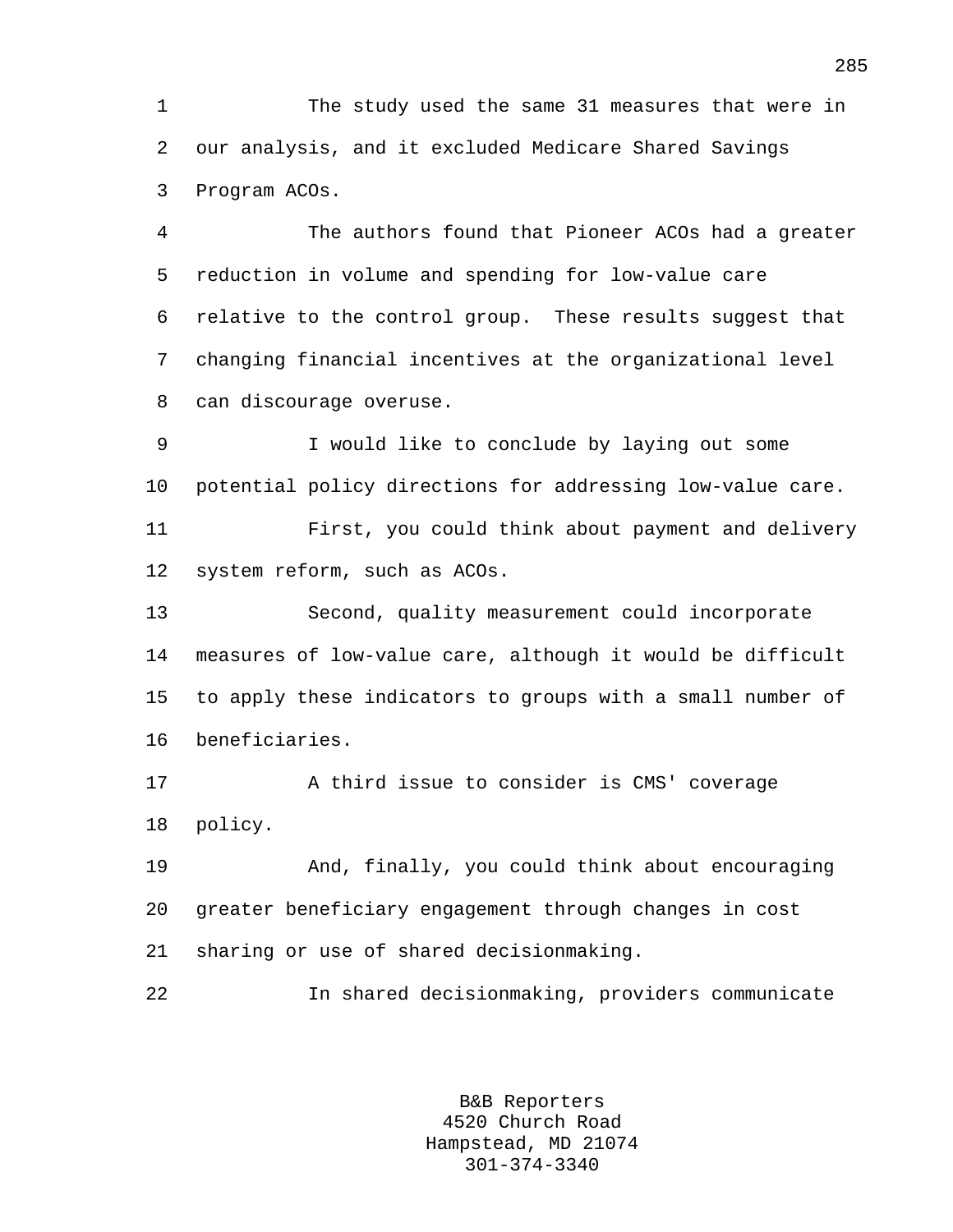The study used the same 31 measures that were in our analysis, and it excluded Medicare Shared Savings Program ACOs.

The authors found that Pioneer ACOs had a greater reduction in volume and spending for low-value care relative to the control group. These results suggest that changing financial incentives at the organizational level can discourage overuse.

I would like to conclude by laying out some potential policy directions for addressing low-value care.

First, you could think about payment and delivery system reform, such as ACOs.

Second, quality measurement could incorporate measures of low-value care, although it would be difficult to apply these indicators to groups with a small number of beneficiaries.

A third issue to consider is CMS' coverage policy.

And, finally, you could think about encouraging greater beneficiary engagement through changes in cost sharing or use of shared decisionmaking.

In shared decisionmaking, providers communicate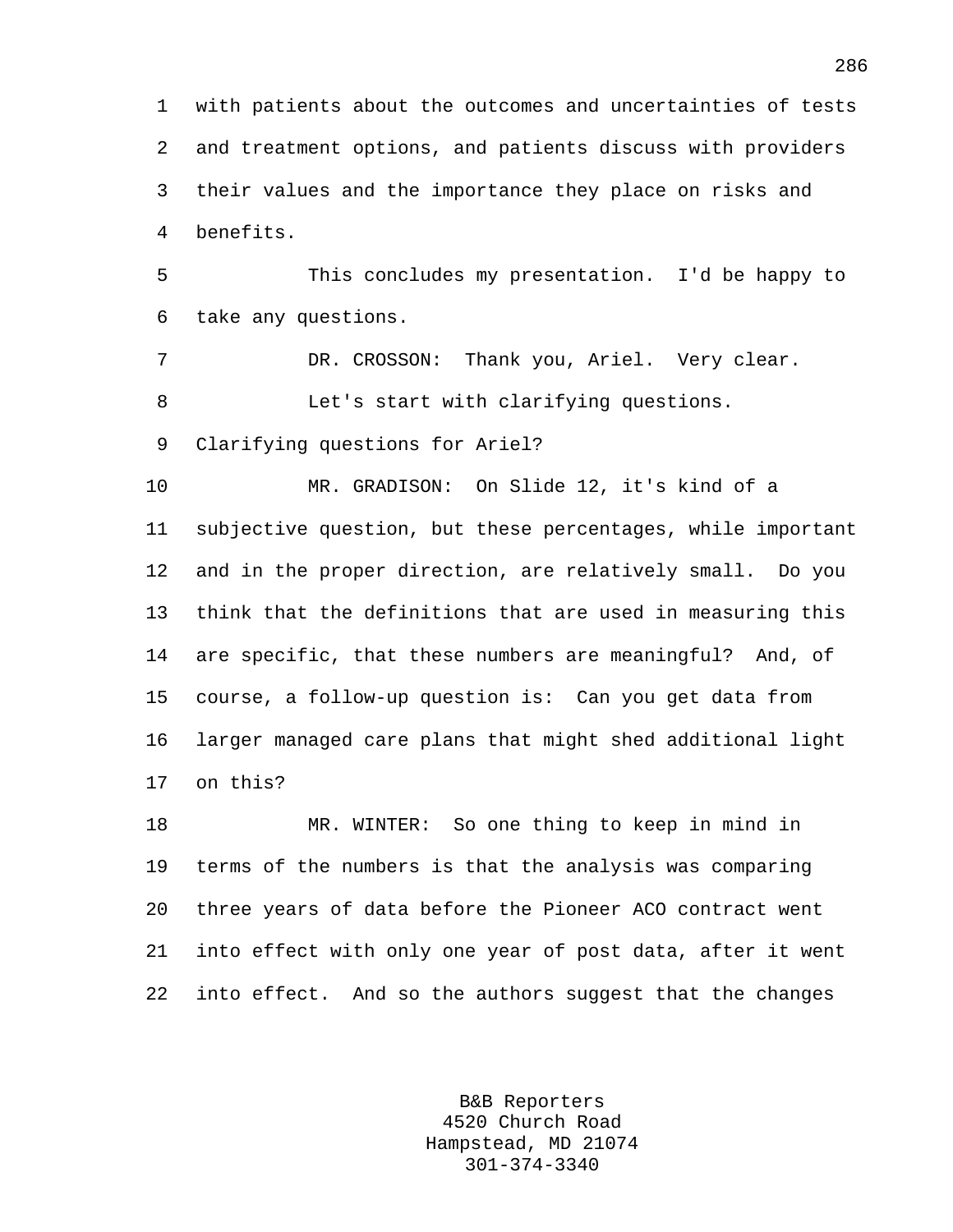with patients about the outcomes and uncertainties of tests and treatment options, and patients discuss with providers their values and the importance they place on risks and benefits.

This concludes my presentation. I'd be happy to take any questions.

DR. CROSSON: Thank you, Ariel. Very clear.

Let's start with clarifying questions. Clarifying questions for Ariel?

MR. GRADISON: On Slide 12, it's kind of a subjective question, but these percentages, while important and in the proper direction, are relatively small. Do you think that the definitions that are used in measuring this are specific, that these numbers are meaningful? And, of course, a follow-up question is: Can you get data from larger managed care plans that might shed additional light on this?

MR. WINTER: So one thing to keep in mind in terms of the numbers is that the analysis was comparing three years of data before the Pioneer ACO contract went into effect with only one year of post data, after it went into effect. And so the authors suggest that the changes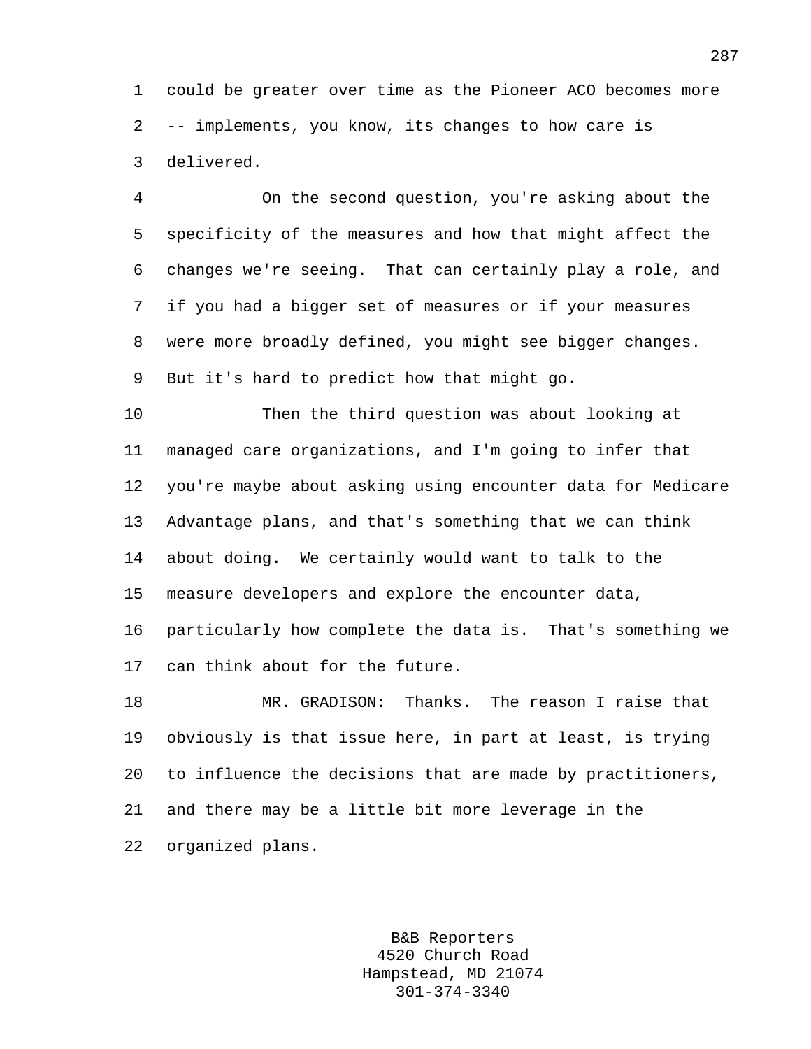could be greater over time as the Pioneer ACO becomes more -- implements, you know, its changes to how care is delivered.

On the second question, you're asking about the specificity of the measures and how that might affect the changes we're seeing. That can certainly play a role, and if you had a bigger set of measures or if your measures were more broadly defined, you might see bigger changes. But it's hard to predict how that might go.

Then the third question was about looking at managed care organizations, and I'm going to infer that you're maybe about asking using encounter data for Medicare Advantage plans, and that's something that we can think about doing. We certainly would want to talk to the measure developers and explore the encounter data, particularly how complete the data is. That's something we can think about for the future.

MR. GRADISON: Thanks. The reason I raise that obviously is that issue here, in part at least, is trying to influence the decisions that are made by practitioners, and there may be a little bit more leverage in the organized plans.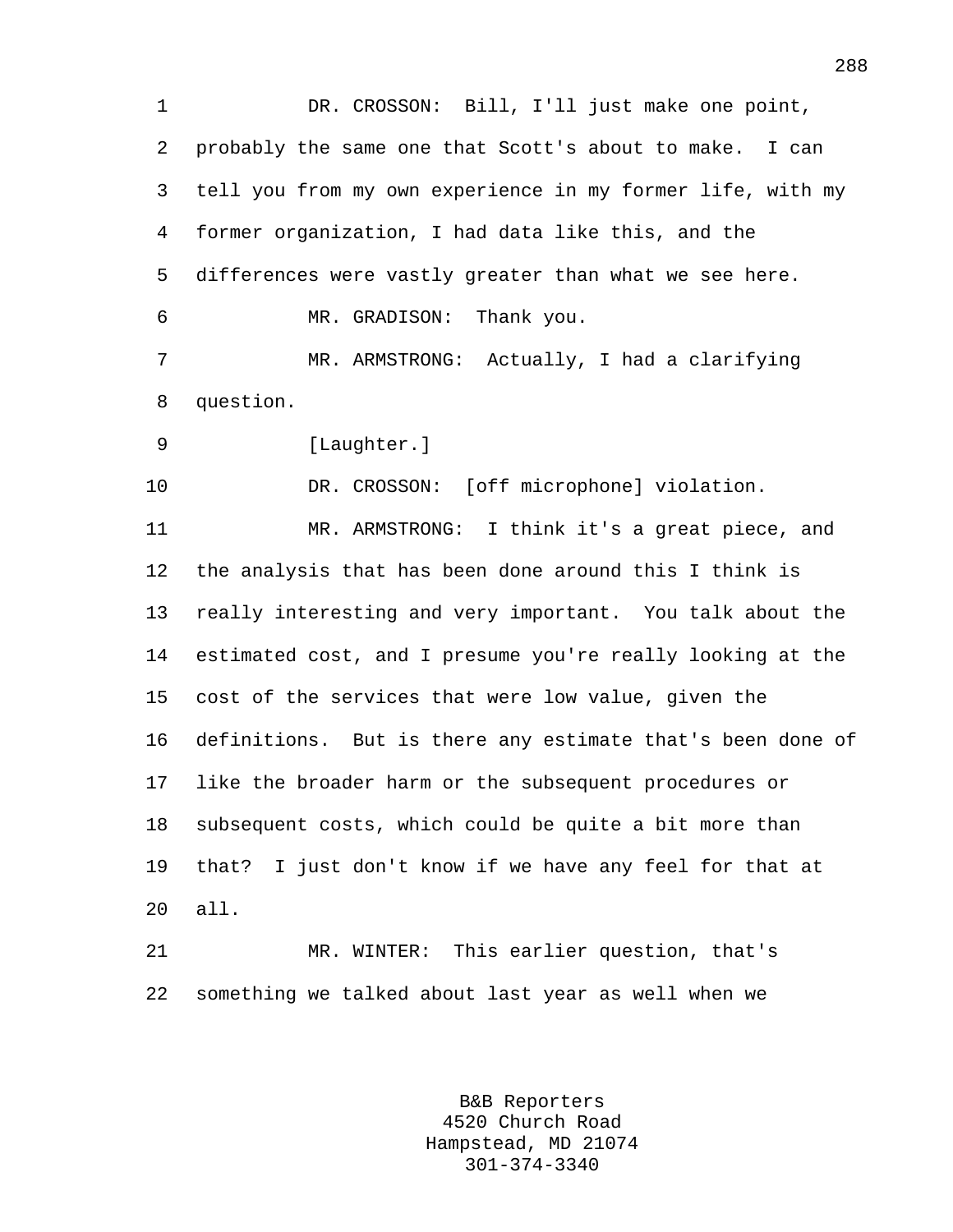DR. CROSSON: Bill, I'll just make one point, probably the same one that Scott's about to make. I can tell you from my own experience in my former life, with my former organization, I had data like this, and the differences were vastly greater than what we see here.

MR. GRADISON: Thank you.

MR. ARMSTRONG: Actually, I had a clarifying question.

[Laughter.]

DR. CROSSON: [off microphone] violation.

MR. ARMSTRONG: I think it's a great piece, and the analysis that has been done around this I think is really interesting and very important. You talk about the estimated cost, and I presume you're really looking at the cost of the services that were low value, given the definitions. But is there any estimate that's been done of like the broader harm or the subsequent procedures or subsequent costs, which could be quite a bit more than that? I just don't know if we have any feel for that at all.

MR. WINTER: This earlier question, that's something we talked about last year as well when we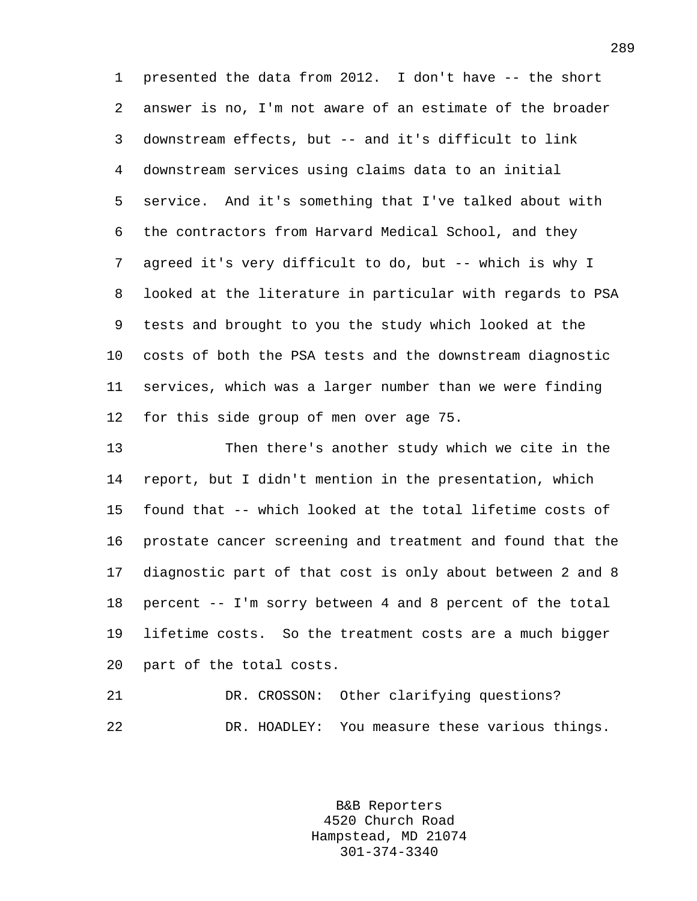presented the data from 2012. I don't have -- the short answer is no, I'm not aware of an estimate of the broader downstream effects, but -- and it's difficult to link downstream services using claims data to an initial service. And it's something that I've talked about with the contractors from Harvard Medical School, and they agreed it's very difficult to do, but -- which is why I looked at the literature in particular with regards to PSA tests and brought to you the study which looked at the costs of both the PSA tests and the downstream diagnostic services, which was a larger number than we were finding for this side group of men over age 75.

Then there's another study which we cite in the report, but I didn't mention in the presentation, which found that -- which looked at the total lifetime costs of prostate cancer screening and treatment and found that the diagnostic part of that cost is only about between 2 and 8 percent -- I'm sorry between 4 and 8 percent of the total lifetime costs. So the treatment costs are a much bigger part of the total costs.

DR. CROSSON: Other clarifying questions?

DR. HOADLEY: You measure these various things.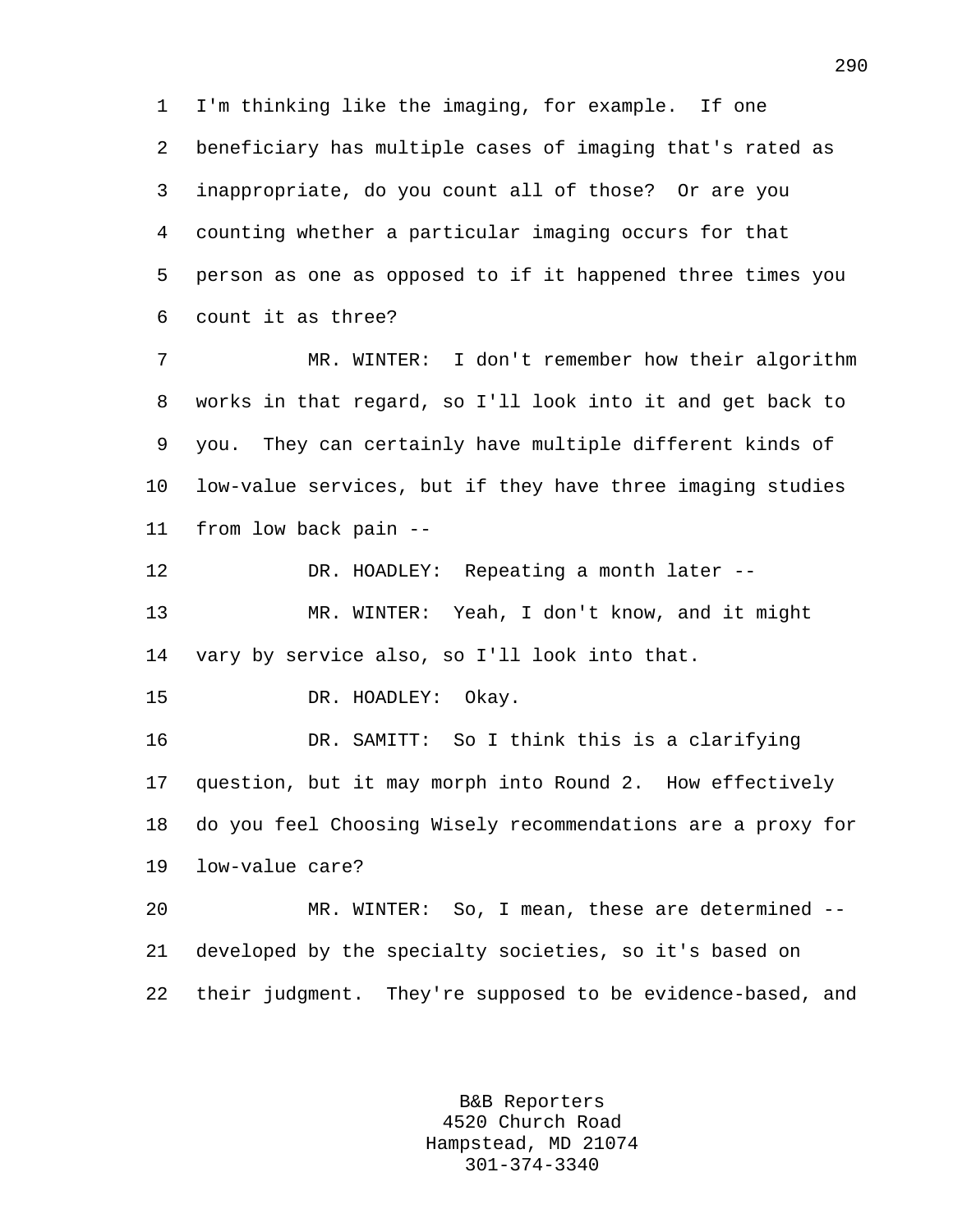1 I'm thinking like the imaging, for example. If one
2 beneficiary has multiple cases of imaging that's rated as
3 inappropriate, do you count all of those? Or are you
4 counting whether a particular imaging occurs for that
5 person as one as opposed to if it happened three times you
6 count it as three?

7 MR. WINTER: I don't remember how their algorithm
8 works in that regard, so I'll look into it and get back to
9 you. They can certainly have multiple different kinds of
10 low-value services, but if they have three imaging studies
11 from low back pain --

12 DR. HOADLEY: Repeating a month later --

13 MR. WINTER: Yeah, I don't know, and it might
14 vary by service also, so I'll look into that.

15 DR. HOADLEY: Okay.

16 DR. SAMITT: So I think this is a clarifying
17 question, but it may morph into Round 2. How effectively
18 do you feel Choosing Wisely recommendations are a proxy for
19 low-value care?

20 MR. WINTER: So, I mean, these are determined --
21 developed by the specialty societies, so it's based on
22 their judgment. They're supposed to be evidence-based, and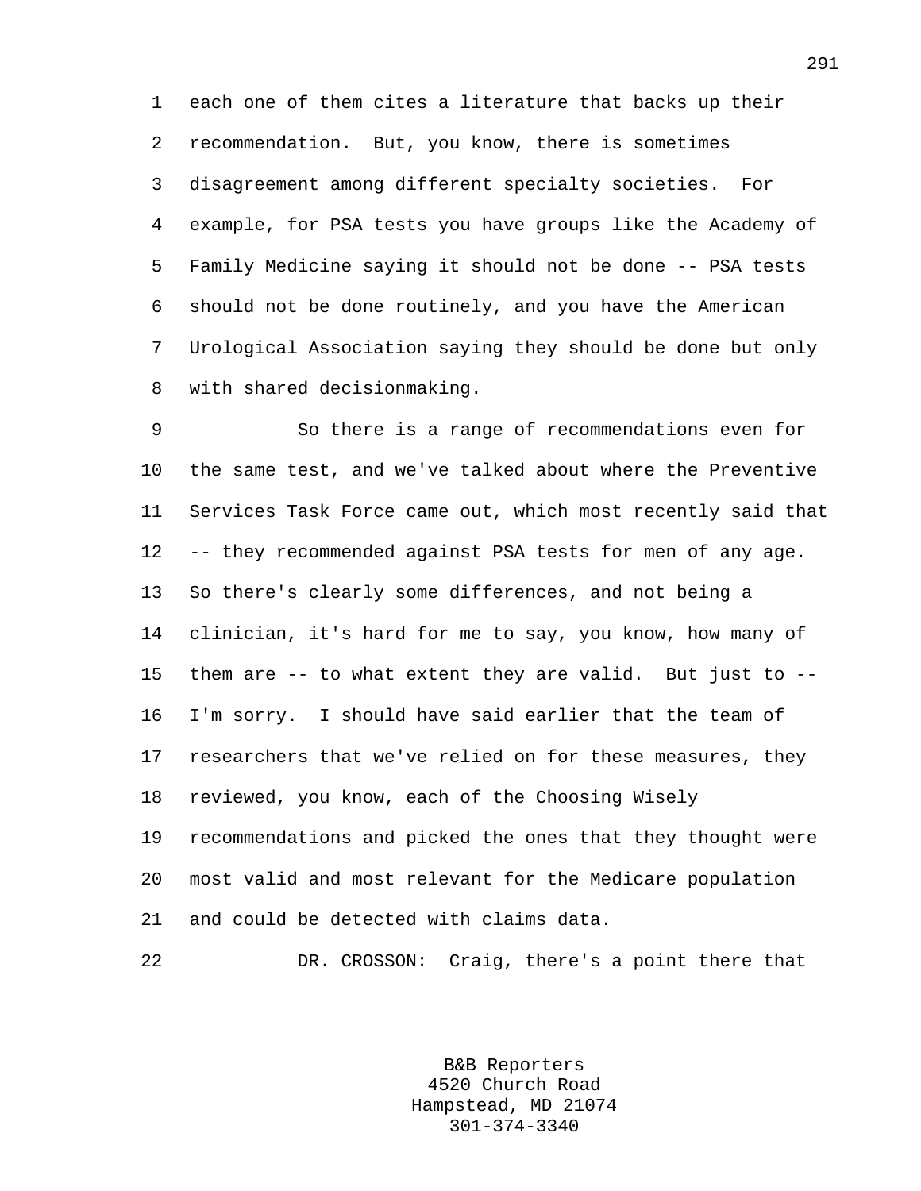each one of them cites a literature that backs up their recommendation. But, you know, there is sometimes disagreement among different specialty societies. For example, for PSA tests you have groups like the Academy of Family Medicine saying it should not be done -- PSA tests should not be done routinely, and you have the American Urological Association saying they should be done but only with shared decisionmaking.

So there is a range of recommendations even for the same test, and we've talked about where the Preventive Services Task Force came out, which most recently said that -- they recommended against PSA tests for men of any age. So there's clearly some differences, and not being a clinician, it's hard for me to say, you know, how many of them are -- to what extent they are valid. But just to -- I'm sorry. I should have said earlier that the team of researchers that we've relied on for these measures, they reviewed, you know, each of the Choosing Wisely recommendations and picked the ones that they thought were most valid and most relevant for the Medicare population and could be detected with claims data.

DR. CROSSON: Craig, there's a point there that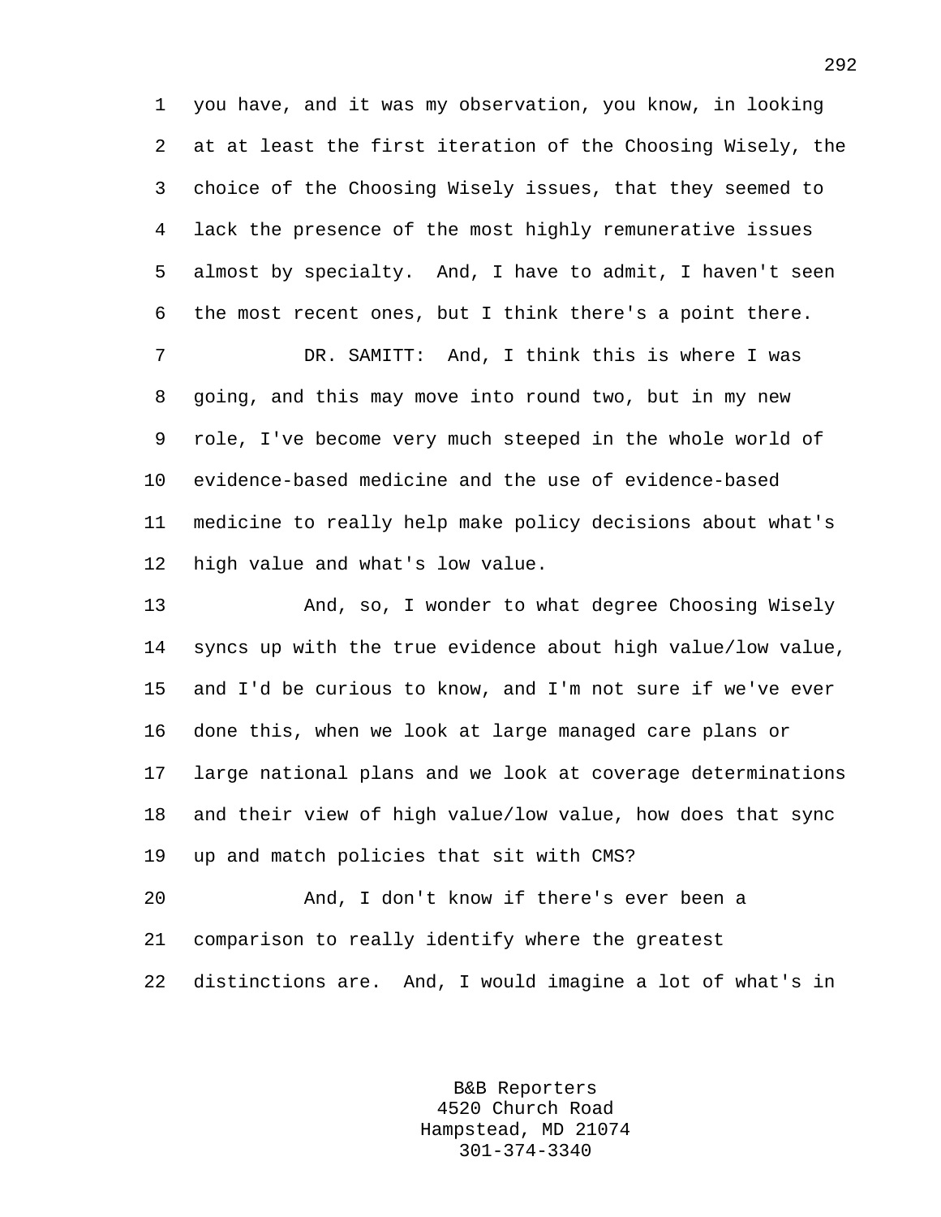you have, and it was my observation, you know, in looking at at least the first iteration of the Choosing Wisely, the choice of the Choosing Wisely issues, that they seemed to lack the presence of the most highly remunerative issues almost by specialty. And, I have to admit, I haven't seen the most recent ones, but I think there's a point there.

DR. SAMITT: And, I think this is where I was going, and this may move into round two, but in my new role, I've become very much steeped in the whole world of evidence-based medicine and the use of evidence-based medicine to really help make policy decisions about what's high value and what's low value.

And, so, I wonder to what degree Choosing Wisely syncs up with the true evidence about high value/low value, and I'd be curious to know, and I'm not sure if we've ever done this, when we look at large managed care plans or large national plans and we look at coverage determinations and their view of high value/low value, how does that sync up and match policies that sit with CMS?

And, I don't know if there's ever been a comparison to really identify where the greatest distinctions are. And, I would imagine a lot of what's in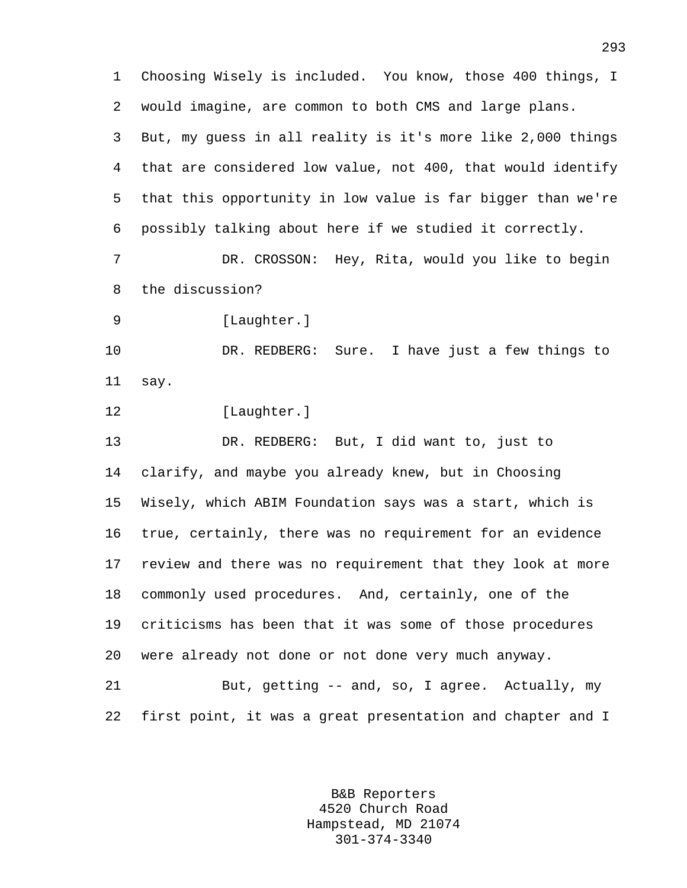Choosing Wisely is included. You know, those 400 things, I would imagine, are common to both CMS and large plans. But, my guess in all reality is it's more like 2,000 things that are considered low value, not 400, that would identify that this opportunity in low value is far bigger than we're possibly talking about here if we studied it correctly.

DR. CROSSON: Hey, Rita, would you like to begin the discussion?

[Laughter.]

DR. REDBERG: Sure. I have just a few things to say.

[Laughter.]

DR. REDBERG: But, I did want to, just to clarify, and maybe you already knew, but in Choosing Wisely, which ABIM Foundation says was a start, which is true, certainly, there was no requirement for an evidence review and there was no requirement that they look at more commonly used procedures. And, certainly, one of the criticisms has been that it was some of those procedures were already not done or not done very much anyway.

But, getting -- and, so, I agree. Actually, my first point, it was a great presentation and chapter and I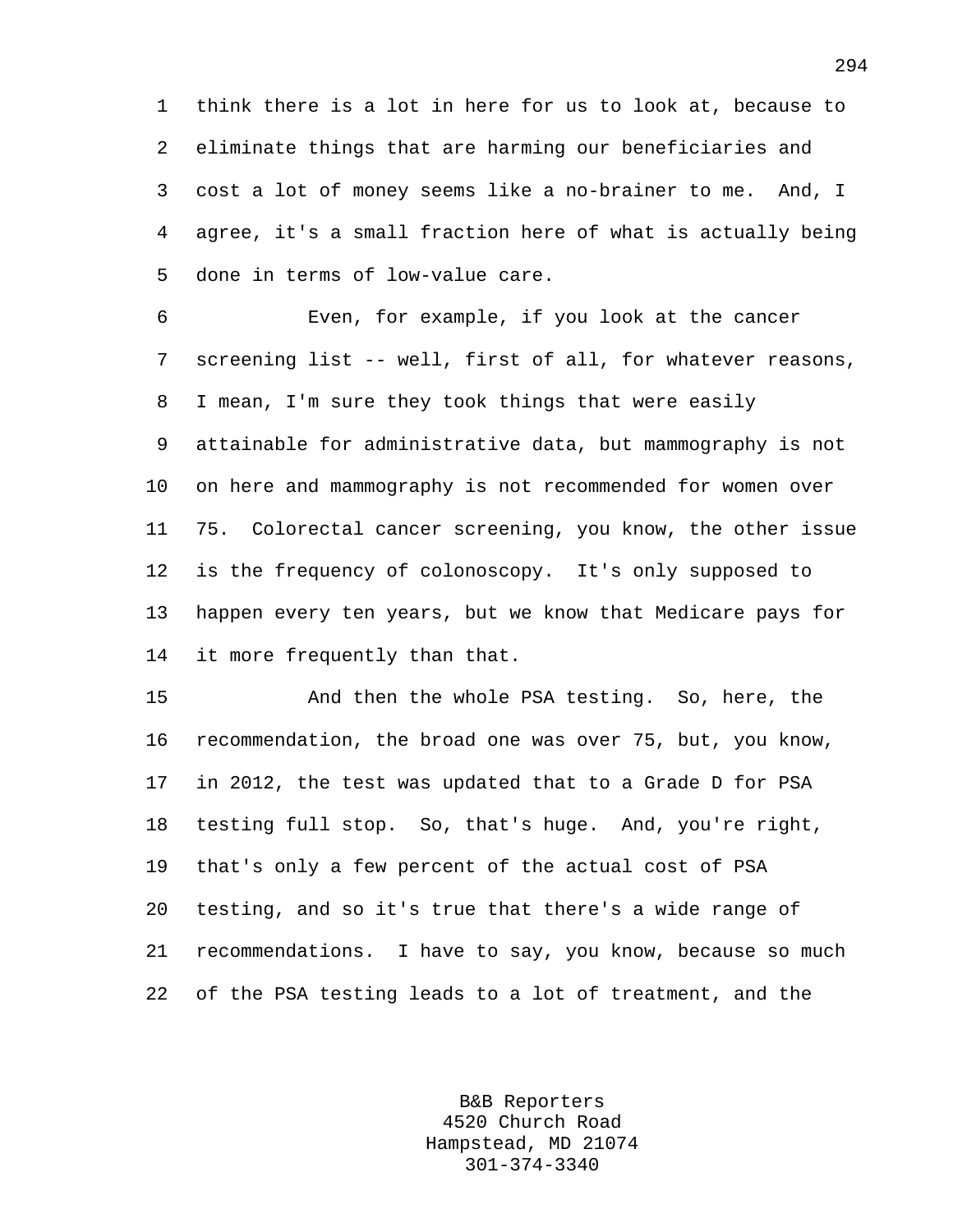think there is a lot in here for us to look at, because to eliminate things that are harming our beneficiaries and cost a lot of money seems like a no-brainer to me. And, I agree, it's a small fraction here of what is actually being done in terms of low-value care.

Even, for example, if you look at the cancer screening list -- well, first of all, for whatever reasons, I mean, I'm sure they took things that were easily attainable for administrative data, but mammography is not on here and mammography is not recommended for women over 75. Colorectal cancer screening, you know, the other issue is the frequency of colonoscopy. It's only supposed to happen every ten years, but we know that Medicare pays for it more frequently than that.

And then the whole PSA testing. So, here, the recommendation, the broad one was over 75, but, you know, in 2012, the test was updated that to a Grade D for PSA testing full stop. So, that's huge. And, you're right, that's only a few percent of the actual cost of PSA testing, and so it's true that there's a wide range of recommendations. I have to say, you know, because so much of the PSA testing leads to a lot of treatment, and the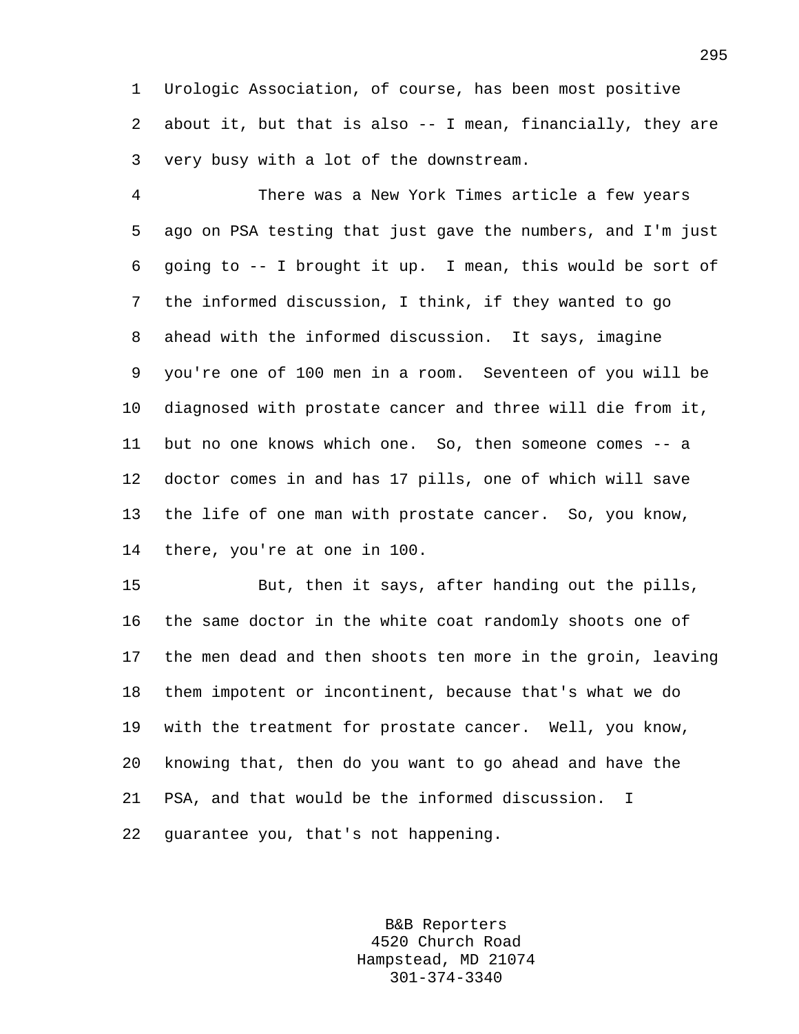Urologic Association, of course, has been most positive about it, but that is also -- I mean, financially, they are very busy with a lot of the downstream.

There was a New York Times article a few years ago on PSA testing that just gave the numbers, and I'm just going to -- I brought it up. I mean, this would be sort of the informed discussion, I think, if they wanted to go ahead with the informed discussion. It says, imagine you're one of 100 men in a room. Seventeen of you will be diagnosed with prostate cancer and three will die from it, but no one knows which one. So, then someone comes -- a doctor comes in and has 17 pills, one of which will save the life of one man with prostate cancer. So, you know, there, you're at one in 100.

But, then it says, after handing out the pills, the same doctor in the white coat randomly shoots one of the men dead and then shoots ten more in the groin, leaving them impotent or incontinent, because that's what we do with the treatment for prostate cancer. Well, you know, knowing that, then do you want to go ahead and have the PSA, and that would be the informed discussion. I guarantee you, that's not happening.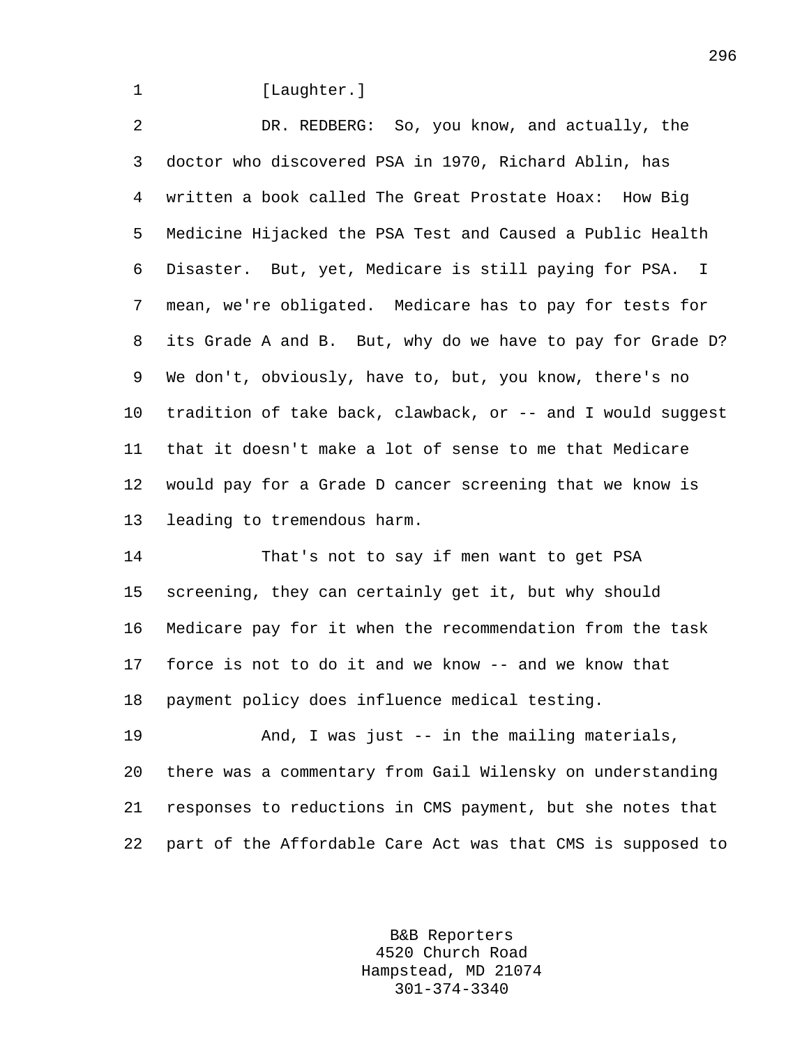[Laughter.]

DR. REDBERG: So, you know, and actually, the doctor who discovered PSA in 1970, Richard Ablin, has written a book called The Great Prostate Hoax: How Big Medicine Hijacked the PSA Test and Caused a Public Health Disaster. But, yet, Medicare is still paying for PSA. I mean, we're obligated. Medicare has to pay for tests for its Grade A and B. But, why do we have to pay for Grade D? We don't, obviously, have to, but, you know, there's no tradition of take back, clawback, or -- and I would suggest that it doesn't make a lot of sense to me that Medicare would pay for a Grade D cancer screening that we know is leading to tremendous harm.

That's not to say if men want to get PSA screening, they can certainly get it, but why should Medicare pay for it when the recommendation from the task force is not to do it and we know -- and we know that payment policy does influence medical testing.

And, I was just -- in the mailing materials, there was a commentary from Gail Wilensky on understanding responses to reductions in CMS payment, but she notes that part of the Affordable Care Act was that CMS is supposed to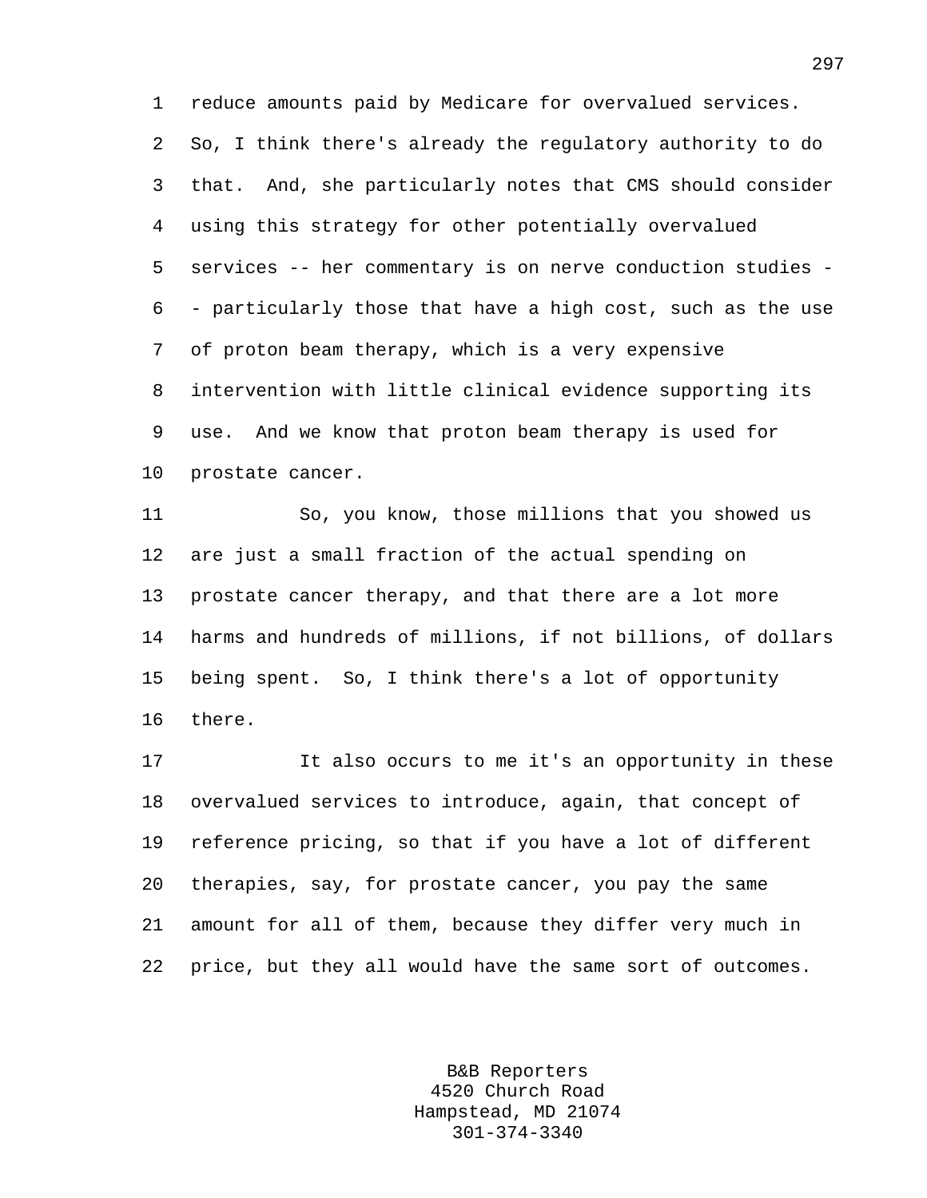reduce amounts paid by Medicare for overvalued services. So, I think there's already the regulatory authority to do that. And, she particularly notes that CMS should consider using this strategy for other potentially overvalued services -- her commentary is on nerve conduction studies -- particularly those that have a high cost, such as the use of proton beam therapy, which is a very expensive intervention with little clinical evidence supporting its use. And we know that proton beam therapy is used for prostate cancer.

So, you know, those millions that you showed us are just a small fraction of the actual spending on prostate cancer therapy, and that there are a lot more harms and hundreds of millions, if not billions, of dollars being spent. So, I think there's a lot of opportunity there.

It also occurs to me it's an opportunity in these overvalued services to introduce, again, that concept of reference pricing, so that if you have a lot of different therapies, say, for prostate cancer, you pay the same amount for all of them, because they differ very much in price, but they all would have the same sort of outcomes.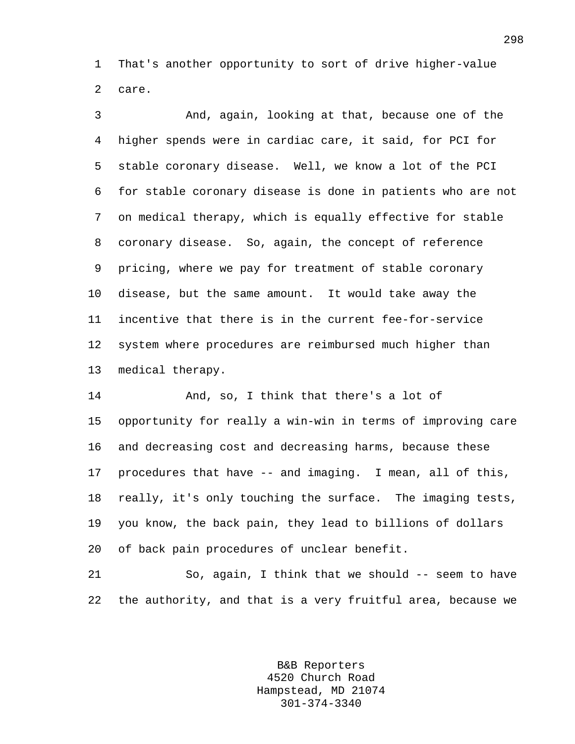That's another opportunity to sort of drive higher-value care.

And, again, looking at that, because one of the higher spends were in cardiac care, it said, for PCI for stable coronary disease. Well, we know a lot of the PCI for stable coronary disease is done in patients who are not on medical therapy, which is equally effective for stable coronary disease. So, again, the concept of reference pricing, where we pay for treatment of stable coronary disease, but the same amount. It would take away the incentive that there is in the current fee-for-service system where procedures are reimbursed much higher than medical therapy.

And, so, I think that there's a lot of opportunity for really a win-win in terms of improving care and decreasing cost and decreasing harms, because these procedures that have -- and imaging. I mean, all of this, really, it's only touching the surface. The imaging tests, you know, the back pain, they lead to billions of dollars of back pain procedures of unclear benefit.

So, again, I think that we should -- seem to have the authority, and that is a very fruitful area, because we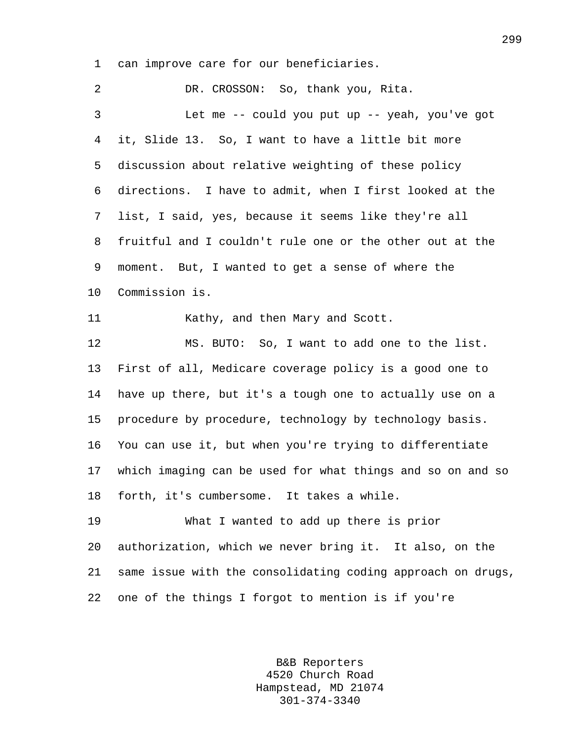can improve care for our beneficiaries.

DR. CROSSON: So, thank you, Rita.

Let me -- could you put up -- yeah, you've got it, Slide 13. So, I want to have a little bit more discussion about relative weighting of these policy directions. I have to admit, when I first looked at the list, I said, yes, because it seems like they're all fruitful and I couldn't rule one or the other out at the moment. But, I wanted to get a sense of where the Commission is.

Kathy, and then Mary and Scott.

MS. BUTO: So, I want to add one to the list. First of all, Medicare coverage policy is a good one to have up there, but it's a tough one to actually use on a procedure by procedure, technology by technology basis. You can use it, but when you're trying to differentiate which imaging can be used for what things and so on and so forth, it's cumbersome. It takes a while.

What I wanted to add up there is prior authorization, which we never bring it. It also, on the same issue with the consolidating coding approach on drugs, one of the things I forgot to mention is if you're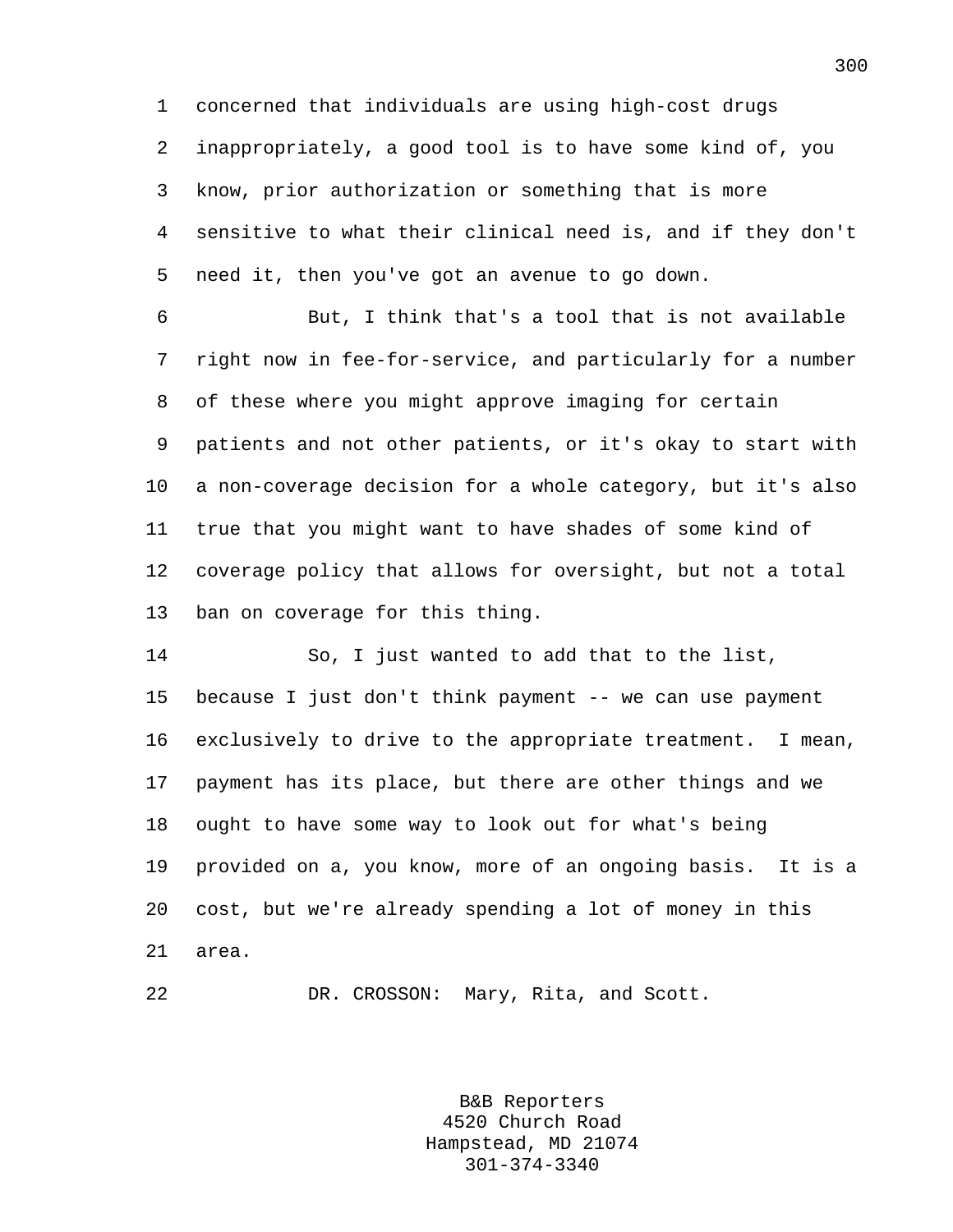concerned that individuals are using high-cost drugs inappropriately, a good tool is to have some kind of, you know, prior authorization or something that is more sensitive to what their clinical need is, and if they don't need it, then you've got an avenue to go down.

But, I think that's a tool that is not available right now in fee-for-service, and particularly for a number of these where you might approve imaging for certain patients and not other patients, or it's okay to start with a non-coverage decision for a whole category, but it's also true that you might want to have shades of some kind of coverage policy that allows for oversight, but not a total ban on coverage for this thing.

So, I just wanted to add that to the list, because I just don't think payment -- we can use payment exclusively to drive to the appropriate treatment. I mean, payment has its place, but there are other things and we ought to have some way to look out for what's being provided on a, you know, more of an ongoing basis. It is a cost, but we're already spending a lot of money in this area.

DR. CROSSON: Mary, Rita, and Scott.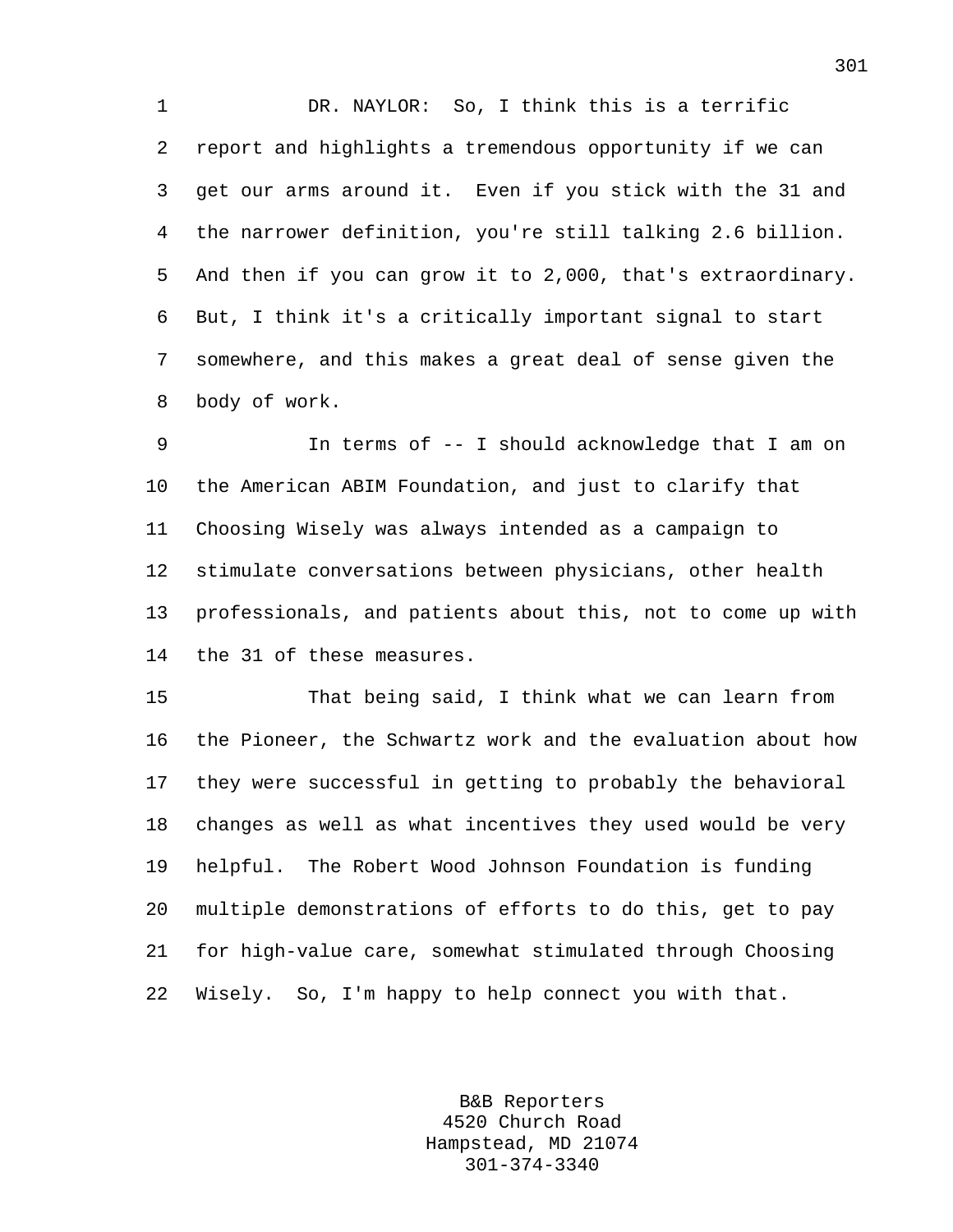DR. NAYLOR: So, I think this is a terrific report and highlights a tremendous opportunity if we can get our arms around it. Even if you stick with the 31 and the narrower definition, you're still talking 2.6 billion. And then if you can grow it to 2,000, that's extraordinary. But, I think it's a critically important signal to start somewhere, and this makes a great deal of sense given the body of work.

In terms of -- I should acknowledge that I am on the American ABIM Foundation, and just to clarify that Choosing Wisely was always intended as a campaign to stimulate conversations between physicians, other health professionals, and patients about this, not to come up with the 31 of these measures.

That being said, I think what we can learn from the Pioneer, the Schwartz work and the evaluation about how they were successful in getting to probably the behavioral changes as well as what incentives they used would be very helpful. The Robert Wood Johnson Foundation is funding multiple demonstrations of efforts to do this, get to pay for high-value care, somewhat stimulated through Choosing Wisely. So, I'm happy to help connect you with that.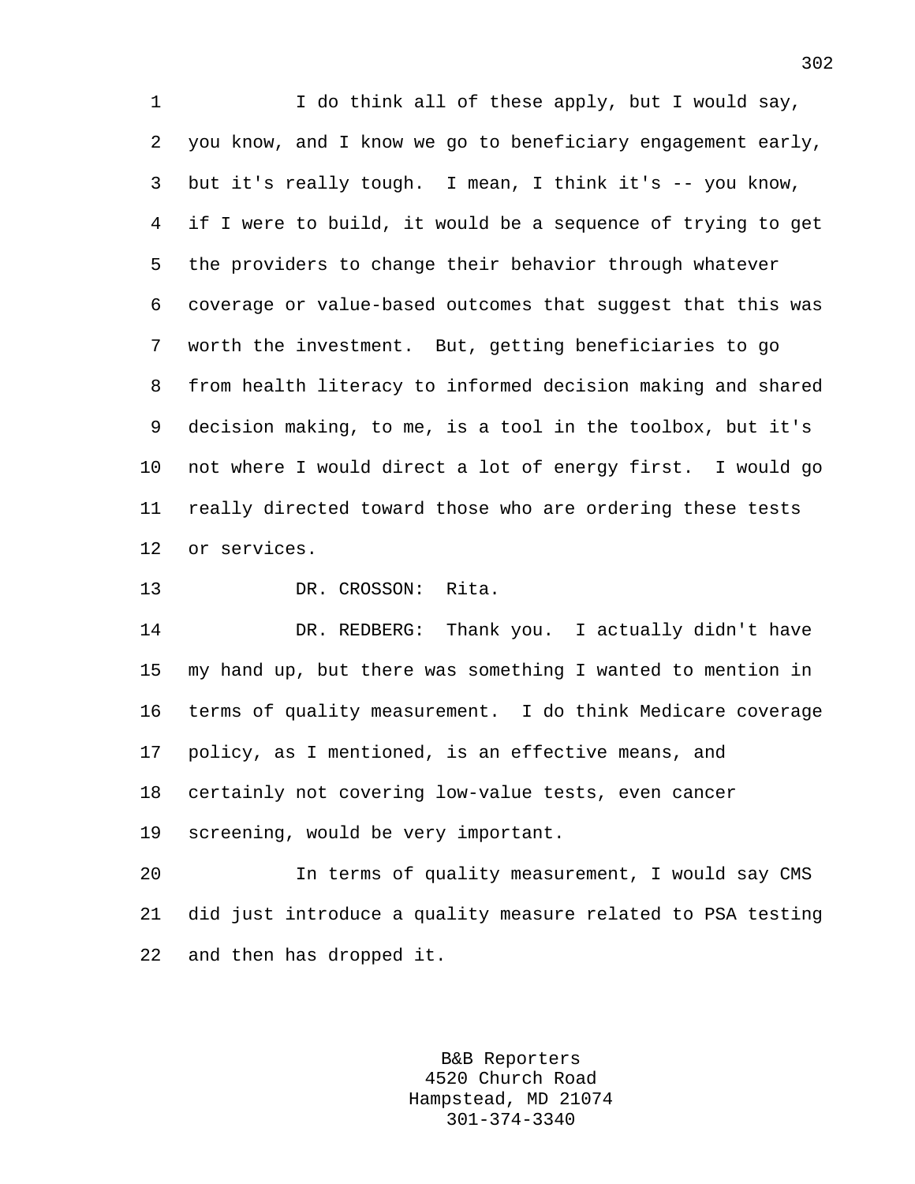I do think all of these apply, but I would say, you know, and I know we go to beneficiary engagement early, but it's really tough. I mean, I think it's -- you know, if I were to build, it would be a sequence of trying to get the providers to change their behavior through whatever coverage or value-based outcomes that suggest that this was worth the investment. But, getting beneficiaries to go from health literacy to informed decision making and shared decision making, to me, is a tool in the toolbox, but it's not where I would direct a lot of energy first. I would go really directed toward those who are ordering these tests or services.

DR. CROSSON: Rita.

DR. REDBERG: Thank you. I actually didn't have my hand up, but there was something I wanted to mention in terms of quality measurement. I do think Medicare coverage policy, as I mentioned, is an effective means, and certainly not covering low-value tests, even cancer screening, would be very important.

In terms of quality measurement, I would say CMS did just introduce a quality measure related to PSA testing and then has dropped it.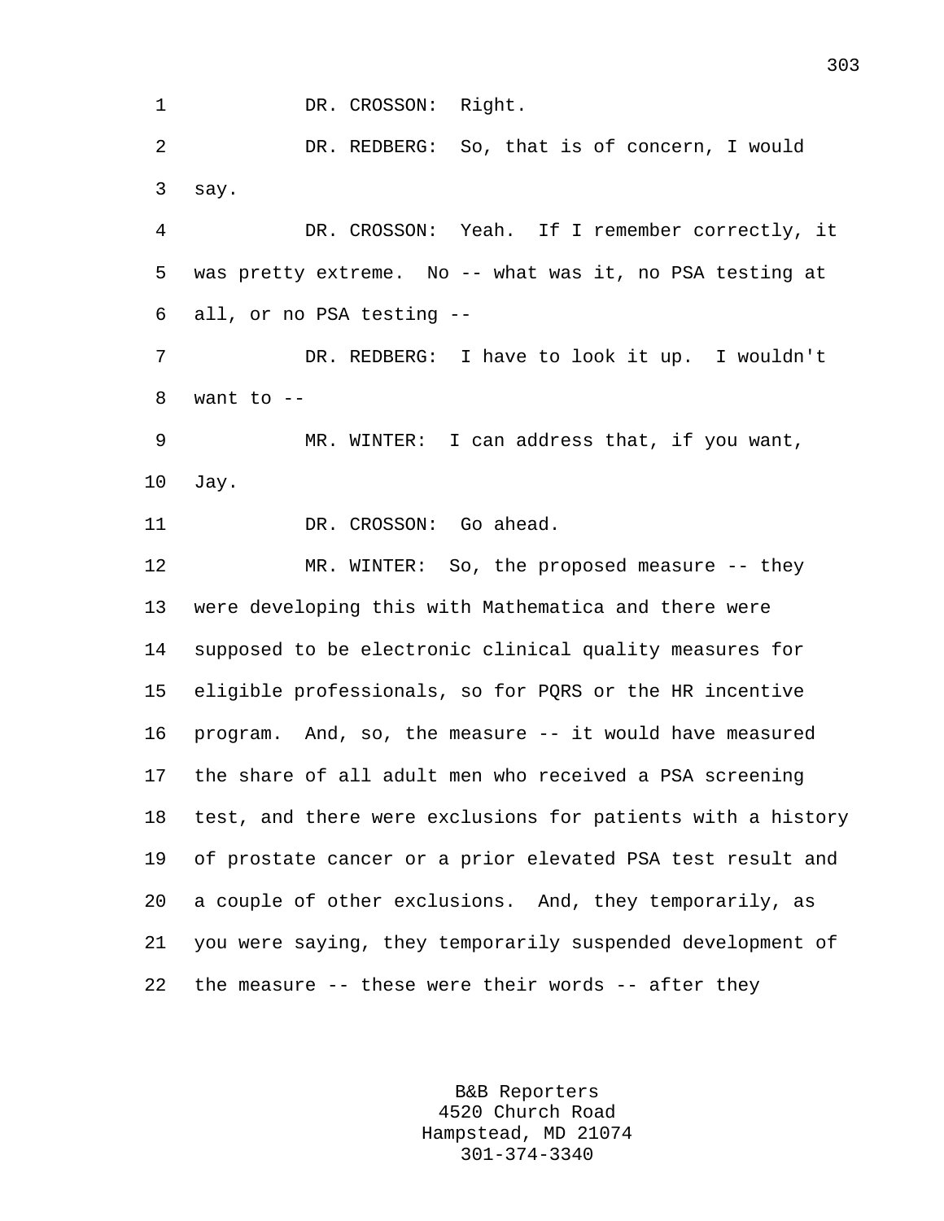DR. CROSSON: Right.

DR. REDBERG: So, that is of concern, I would say.

DR. CROSSON: Yeah. If I remember correctly, it was pretty extreme. No -- what was it, no PSA testing at all, or no PSA testing --

DR. REDBERG: I have to look it up. I wouldn't want to --

MR. WINTER: I can address that, if you want, Jay.

DR. CROSSON: Go ahead.

MR. WINTER: So, the proposed measure -- they were developing this with Mathematica and there were supposed to be electronic clinical quality measures for eligible professionals, so for PQRS or the HR incentive program. And, so, the measure -- it would have measured the share of all adult men who received a PSA screening test, and there were exclusions for patients with a history of prostate cancer or a prior elevated PSA test result and a couple of other exclusions. And, they temporarily, as you were saying, they temporarily suspended development of the measure -- these were their words -- after they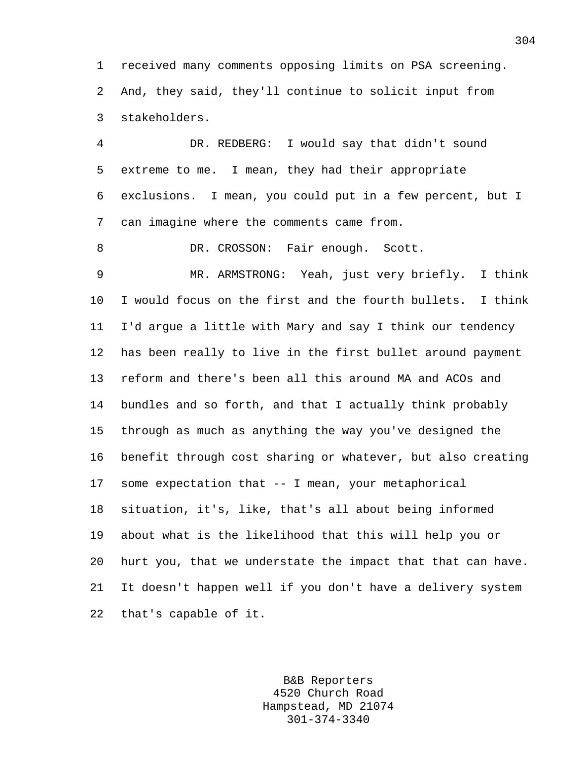received many comments opposing limits on PSA screening. And, they said, they'll continue to solicit input from stakeholders.

DR. REDBERG: I would say that didn't sound extreme to me. I mean, they had their appropriate exclusions. I mean, you could put in a few percent, but I can imagine where the comments came from.

DR. CROSSON: Fair enough. Scott.

MR. ARMSTRONG: Yeah, just very briefly. I think I would focus on the first and the fourth bullets. I think I'd argue a little with Mary and say I think our tendency has been really to live in the first bullet around payment reform and there's been all this around MA and ACOs and bundles and so forth, and that I actually think probably through as much as anything the way you've designed the benefit through cost sharing or whatever, but also creating some expectation that -- I mean, your metaphorical situation, it's, like, that's all about being informed about what is the likelihood that this will help you or hurt you, that we understate the impact that that can have. It doesn't happen well if you don't have a delivery system that's capable of it.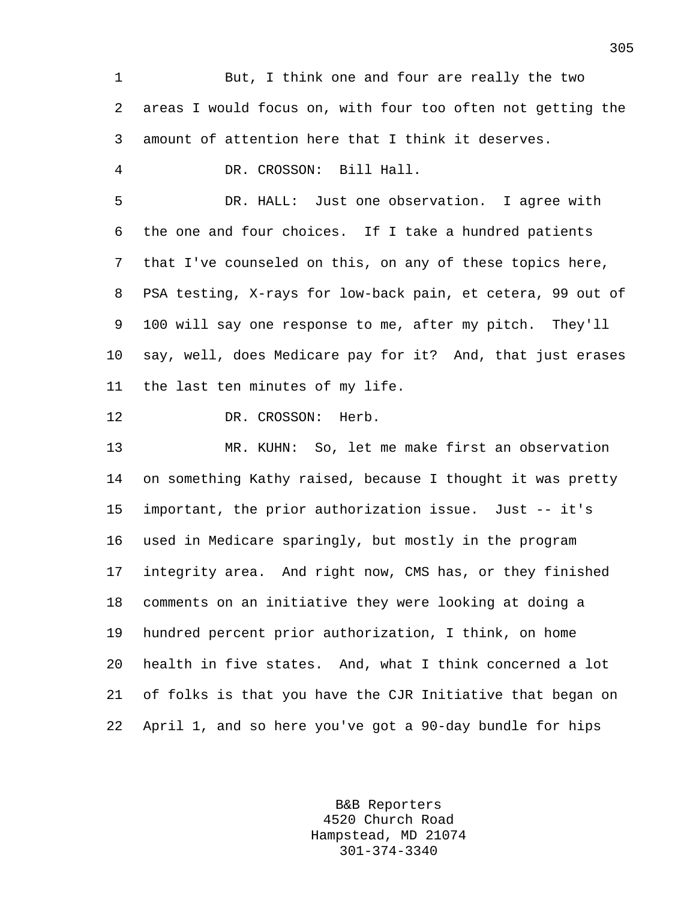But, I think one and four are really the two areas I would focus on, with four too often not getting the amount of attention here that I think it deserves.

DR. CROSSON: Bill Hall.

DR. HALL: Just one observation. I agree with the one and four choices. If I take a hundred patients that I've counseled on this, on any of these topics here, PSA testing, X-rays for low-back pain, et cetera, 99 out of 100 will say one response to me, after my pitch. They'll say, well, does Medicare pay for it? And, that just erases the last ten minutes of my life.

DR. CROSSON: Herb.

MR. KUHN: So, let me make first an observation on something Kathy raised, because I thought it was pretty important, the prior authorization issue. Just -- it's used in Medicare sparingly, but mostly in the program integrity area. And right now, CMS has, or they finished comments on an initiative they were looking at doing a hundred percent prior authorization, I think, on home health in five states. And, what I think concerned a lot of folks is that you have the CJR Initiative that began on April 1, and so here you've got a 90-day bundle for hips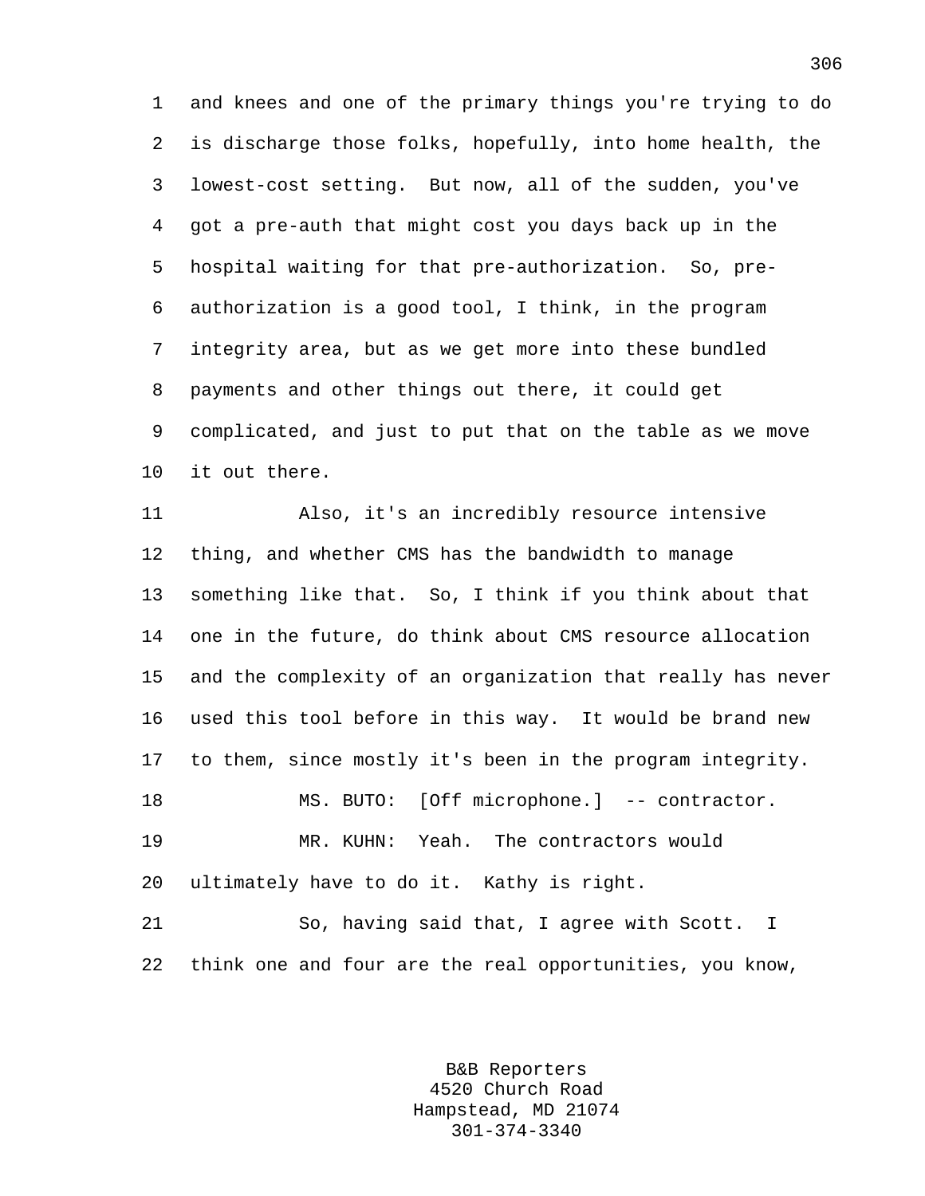and knees and one of the primary things you're trying to do is discharge those folks, hopefully, into home health, the lowest-cost setting. But now, all of the sudden, you've got a pre-auth that might cost you days back up in the hospital waiting for that pre-authorization. So, pre-authorization is a good tool, I think, in the program integrity area, but as we get more into these bundled payments and other things out there, it could get complicated, and just to put that on the table as we move it out there.

Also, it's an incredibly resource intensive thing, and whether CMS has the bandwidth to manage something like that. So, I think if you think about that one in the future, do think about CMS resource allocation and the complexity of an organization that really has never used this tool before in this way. It would be brand new to them, since mostly it's been in the program integrity.

MS. BUTO: [Off microphone.] -- contractor.

MR. KUHN: Yeah. The contractors would ultimately have to do it. Kathy is right.

So, having said that, I agree with Scott. I think one and four are the real opportunities, you know,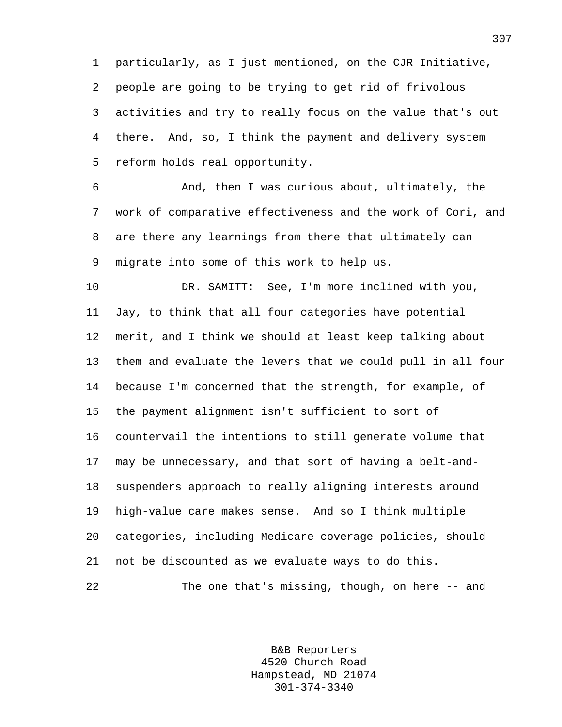particularly, as I just mentioned, on the CJR Initiative, people are going to be trying to get rid of frivolous activities and try to really focus on the value that's out there. And, so, I think the payment and delivery system reform holds real opportunity.

And, then I was curious about, ultimately, the work of comparative effectiveness and the work of Cori, and are there any learnings from there that ultimately can migrate into some of this work to help us.

DR. SAMITT: See, I'm more inclined with you, Jay, to think that all four categories have potential merit, and I think we should at least keep talking about them and evaluate the levers that we could pull in all four because I'm concerned that the strength, for example, of the payment alignment isn't sufficient to sort of countervail the intentions to still generate volume that may be unnecessary, and that sort of having a belt-and-suspenders approach to really aligning interests around high-value care makes sense. And so I think multiple categories, including Medicare coverage policies, should not be discounted as we evaluate ways to do this.

The one that's missing, though, on here -- and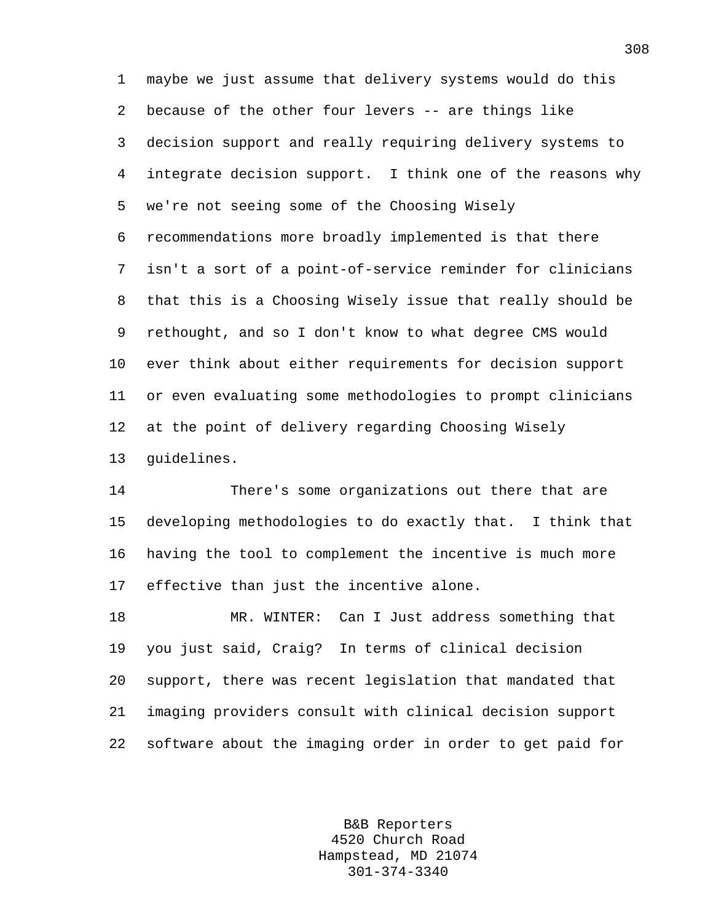maybe we just assume that delivery systems would do this because of the other four levers -- are things like decision support and really requiring delivery systems to integrate decision support. I think one of the reasons why we're not seeing some of the Choosing Wisely recommendations more broadly implemented is that there isn't a sort of a point-of-service reminder for clinicians that this is a Choosing Wisely issue that really should be rethought, and so I don't know to what degree CMS would ever think about either requirements for decision support or even evaluating some methodologies to prompt clinicians at the point of delivery regarding Choosing Wisely guidelines.

There's some organizations out there that are developing methodologies to do exactly that. I think that having the tool to complement the incentive is much more effective than just the incentive alone.

MR. WINTER: Can I Just address something that you just said, Craig? In terms of clinical decision support, there was recent legislation that mandated that imaging providers consult with clinical decision support software about the imaging order in order to get paid for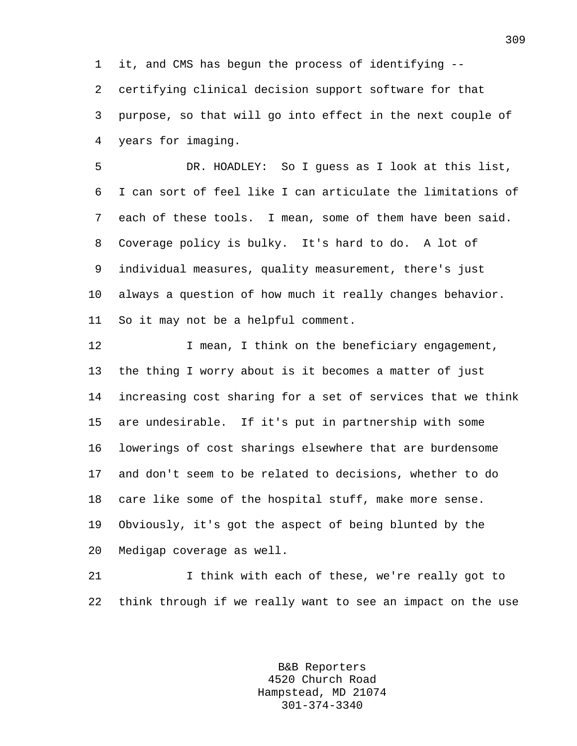it, and CMS has begun the process of identifying -- certifying clinical decision support software for that purpose, so that will go into effect in the next couple of years for imaging.

DR. HOADLEY: So I guess as I look at this list, I can sort of feel like I can articulate the limitations of each of these tools. I mean, some of them have been said. Coverage policy is bulky. It's hard to do. A lot of individual measures, quality measurement, there's just always a question of how much it really changes behavior. So it may not be a helpful comment.

I mean, I think on the beneficiary engagement, the thing I worry about is it becomes a matter of just increasing cost sharing for a set of services that we think are undesirable. If it's put in partnership with some lowerings of cost sharings elsewhere that are burdensome and don't seem to be related to decisions, whether to do care like some of the hospital stuff, make more sense. Obviously, it's got the aspect of being blunted by the Medigap coverage as well.

I think with each of these, we're really got to think through if we really want to see an impact on the use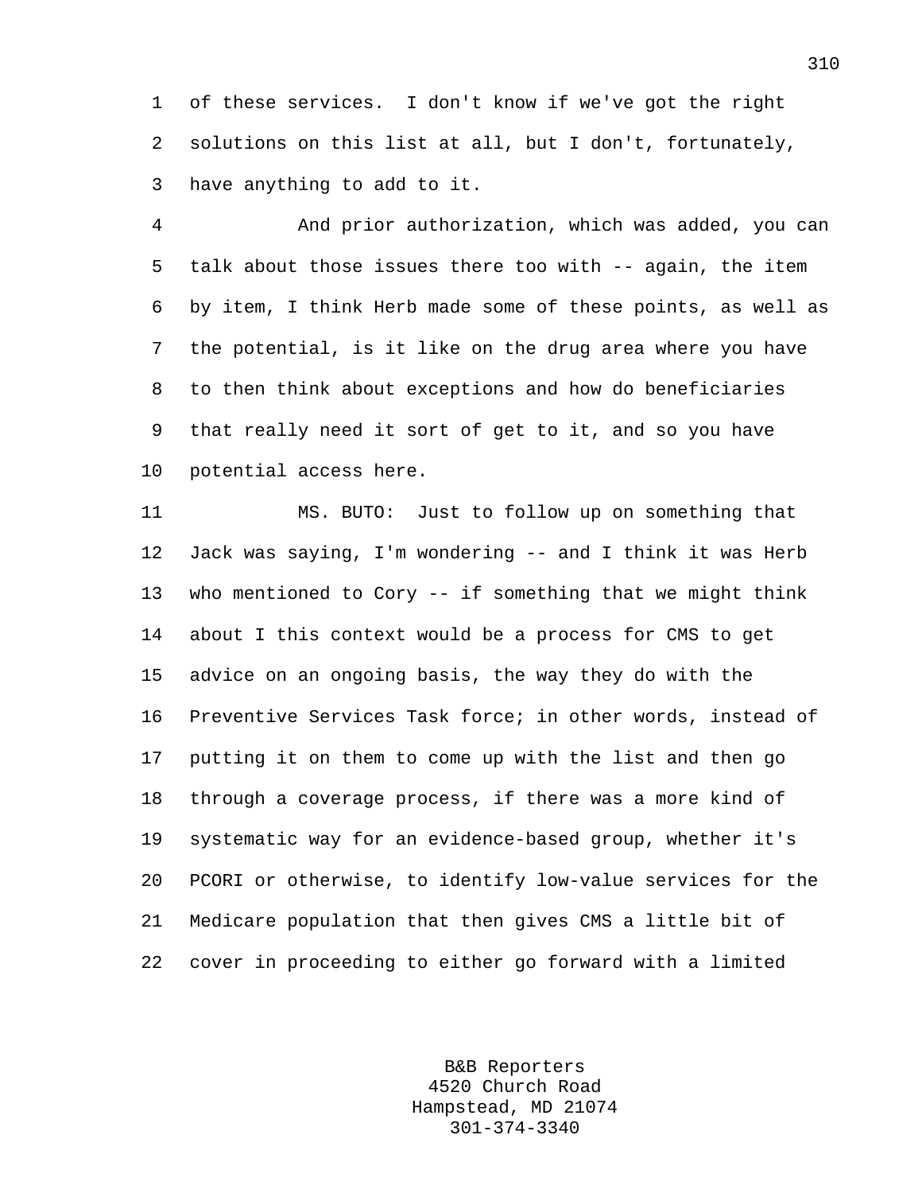of these services. I don't know if we've got the right solutions on this list at all, but I don't, fortunately, have anything to add to it.

And prior authorization, which was added, you can talk about those issues there too with -- again, the item by item, I think Herb made some of these points, as well as the potential, is it like on the drug area where you have to then think about exceptions and how do beneficiaries that really need it sort of get to it, and so you have potential access here.

MS. BUTO: Just to follow up on something that Jack was saying, I'm wondering -- and I think it was Herb who mentioned to Cory -- if something that we might think about I this context would be a process for CMS to get advice on an ongoing basis, the way they do with the Preventive Services Task force; in other words, instead of putting it on them to come up with the list and then go through a coverage process, if there was a more kind of systematic way for an evidence-based group, whether it's PCORI or otherwise, to identify low-value services for the Medicare population that then gives CMS a little bit of cover in proceeding to either go forward with a limited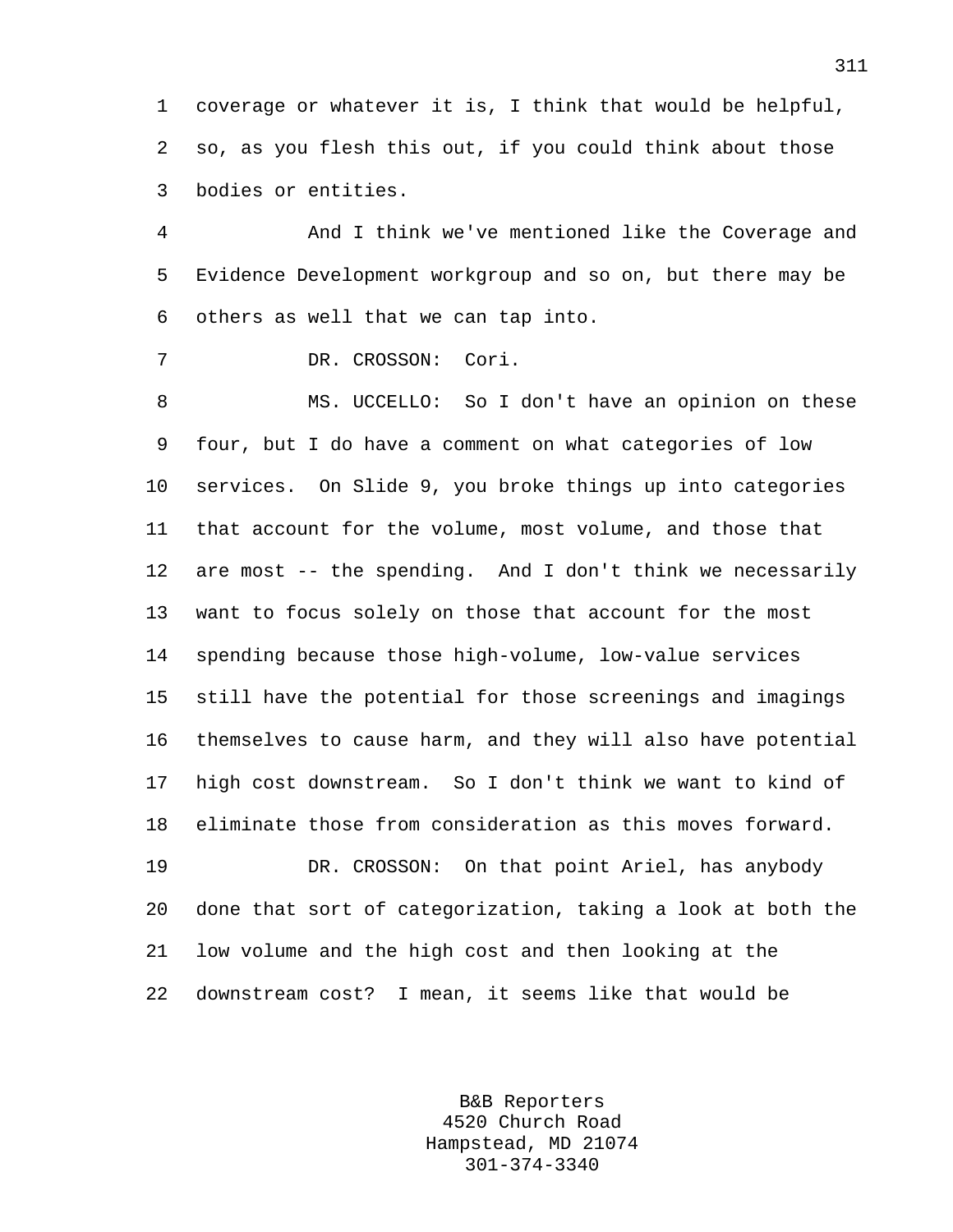coverage or whatever it is, I think that would be helpful, so, as you flesh this out, if you could think about those bodies or entities.

And I think we've mentioned like the Coverage and Evidence Development workgroup and so on, but there may be others as well that we can tap into.

DR. CROSSON: Cori.

MS. UCCELLO: So I don't have an opinion on these four, but I do have a comment on what categories of low services. On Slide 9, you broke things up into categories that account for the volume, most volume, and those that are most -- the spending. And I don't think we necessarily want to focus solely on those that account for the most spending because those high-volume, low-value services still have the potential for those screenings and imagings themselves to cause harm, and they will also have potential high cost downstream. So I don't think we want to kind of eliminate those from consideration as this moves forward.

DR. CROSSON: On that point Ariel, has anybody done that sort of categorization, taking a look at both the low volume and the high cost and then looking at the downstream cost? I mean, it seems like that would be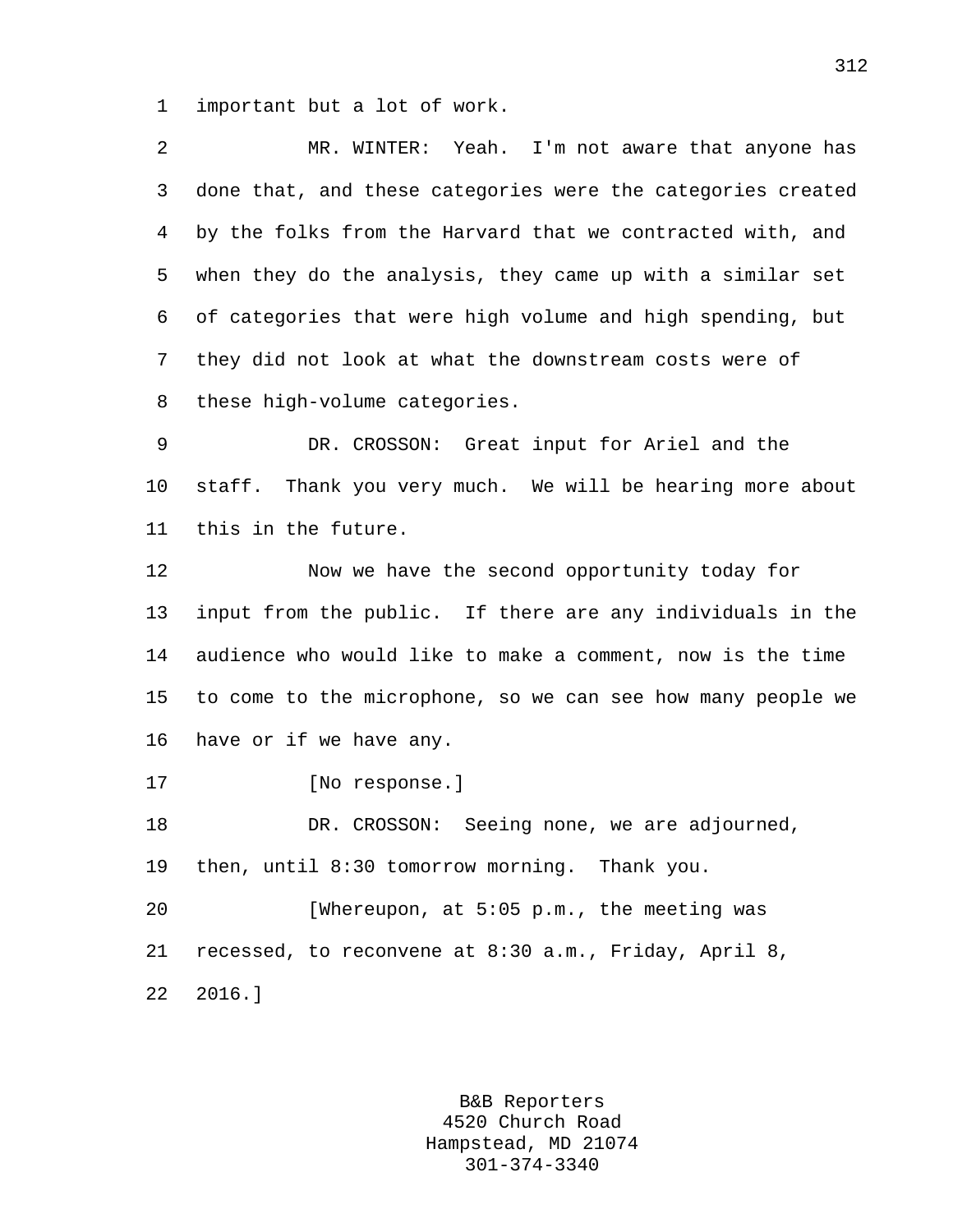important but a lot of work.

MR. WINTER: Yeah. I'm not aware that anyone has done that, and these categories were the categories created by the folks from the Harvard that we contracted with, and when they do the analysis, they came up with a similar set of categories that were high volume and high spending, but they did not look at what the downstream costs were of these high-volume categories.

DR. CROSSON: Great input for Ariel and the staff. Thank you very much. We will be hearing more about this in the future.

Now we have the second opportunity today for input from the public. If there are any individuals in the audience who would like to make a comment, now is the time to come to the microphone, so we can see how many people we have or if we have any.

[No response.]

DR. CROSSON: Seeing none, we are adjourned, then, until 8:30 tomorrow morning. Thank you.

[Whereupon, at 5:05 p.m., the meeting was recessed, to reconvene at 8:30 a.m., Friday, April 8, 2016.]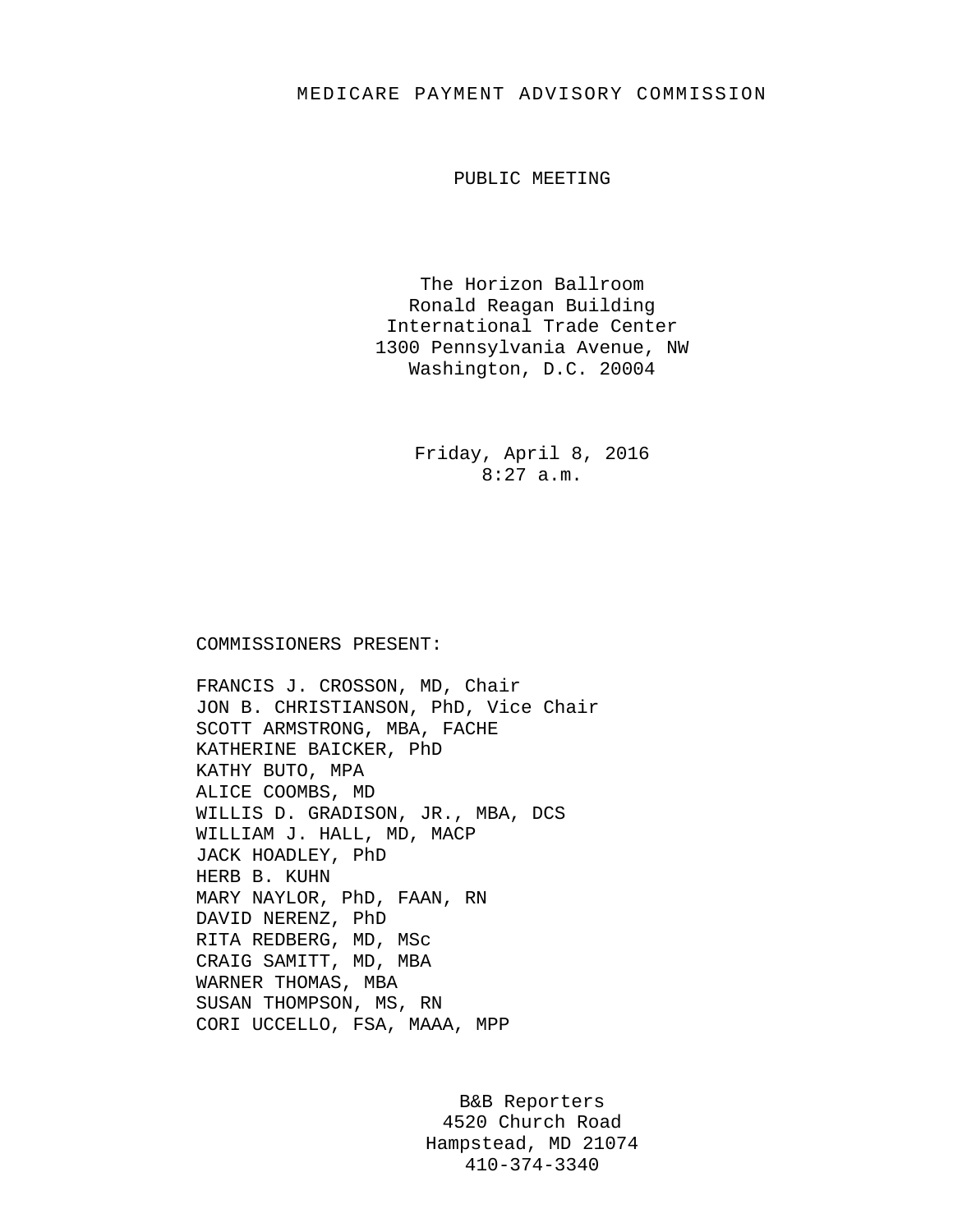# MEDICARE PAYMENT ADVISORY COMMISSION

## PUBLIC MEETING

The Horizon Ballroom
Ronald Reagan Building
International Trade Center
1300 Pennsylvania Avenue, NW
Washington, D.C. 20004

Friday, April 8, 2016
8:27 a.m.

COMMISSIONERS PRESENT:

FRANCIS J. CROSSON, MD, Chair
JON B. CHRISTIANSON, PhD, Vice Chair
SCOTT ARMSTRONG, MBA, FACHE
KATHERINE BAICKER, PhD
KATHY BUTO, MPA
ALICE COOMBS, MD
WILLIS D. GRADISON, JR., MBA, DCS
WILLIAM J. HALL, MD, MACP
JACK HOADLEY, PhD
HERB B. KUHN
MARY NAYLOR, PhD, FAAN, RN
DAVID NERENZ, PhD
RITA REDBERG, MD, MSc
CRAIG SAMITT, MD, MBA
WARNER THOMAS, MBA
SUSAN THOMPSON, MS, RN
CORI UCCELLO, FSA, MAAA, MPP

B&B Reporters
4520 Church Road
Hampstead, MD 21074
410-374-3340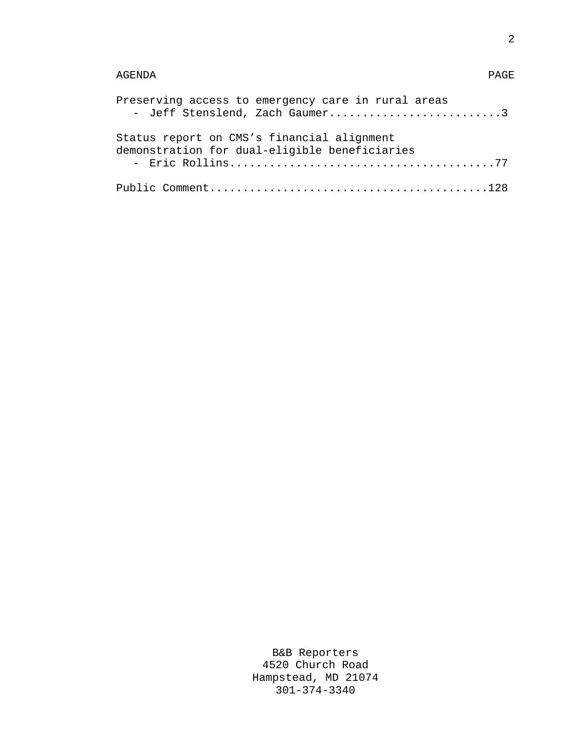AGENDA PAGE

Preserving access to emergency care in rural areas
- Jeff Stenslend, Zach Gaumer..........................3

Status report on CMS's financial alignment demonstration for dual-eligible beneficiaries
- Eric Rollins.......................................77

Public Comment..........................................128

B&B Reporters
4520 Church Road
Hampstead, MD 21074
301-374-3340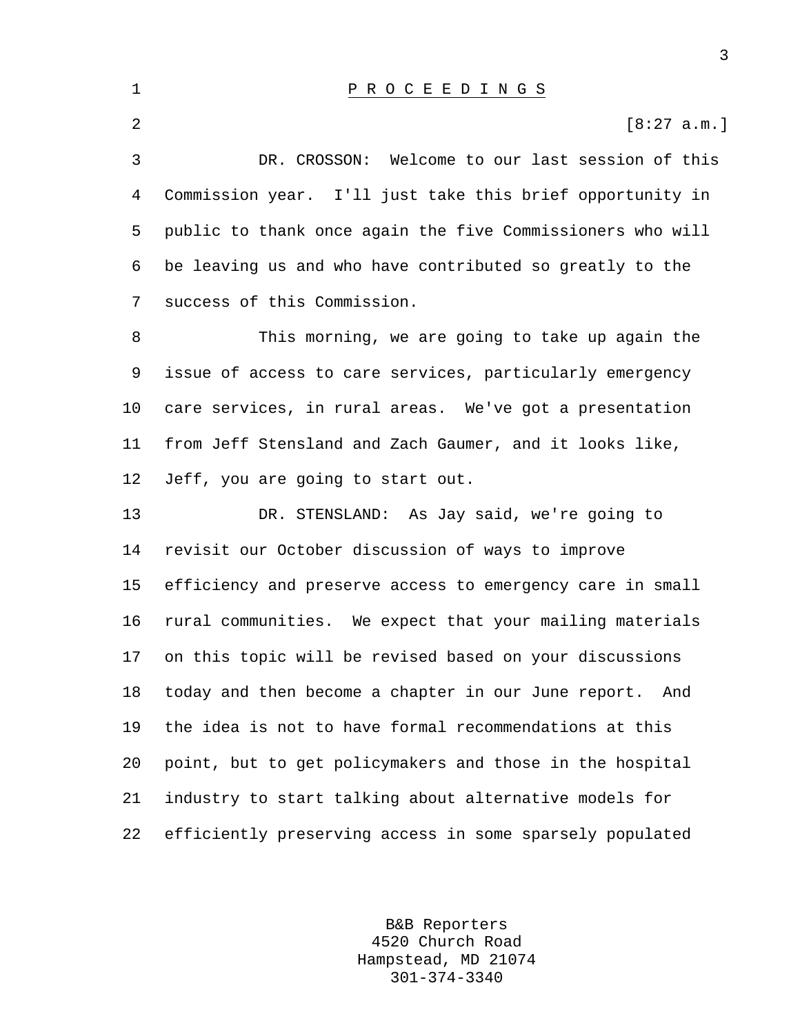# P R O C E E D I N G S

[8:27 a.m.]

DR. CROSSON: Welcome to our last session of this Commission year. I'll just take this brief opportunity in public to thank once again the five Commissioners who will be leaving us and who have contributed so greatly to the success of this Commission.

This morning, we are going to take up again the issue of access to care services, particularly emergency care services, in rural areas. We've got a presentation from Jeff Stensland and Zach Gaumer, and it looks like, Jeff, you are going to start out.

DR. STENSLAND: As Jay said, we're going to revisit our October discussion of ways to improve efficiency and preserve access to emergency care in small rural communities. We expect that your mailing materials on this topic will be revised based on your discussions today and then become a chapter in our June report. And the idea is not to have formal recommendations at this point, but to get policymakers and those in the hospital industry to start talking about alternative models for efficiently preserving access in some sparsely populated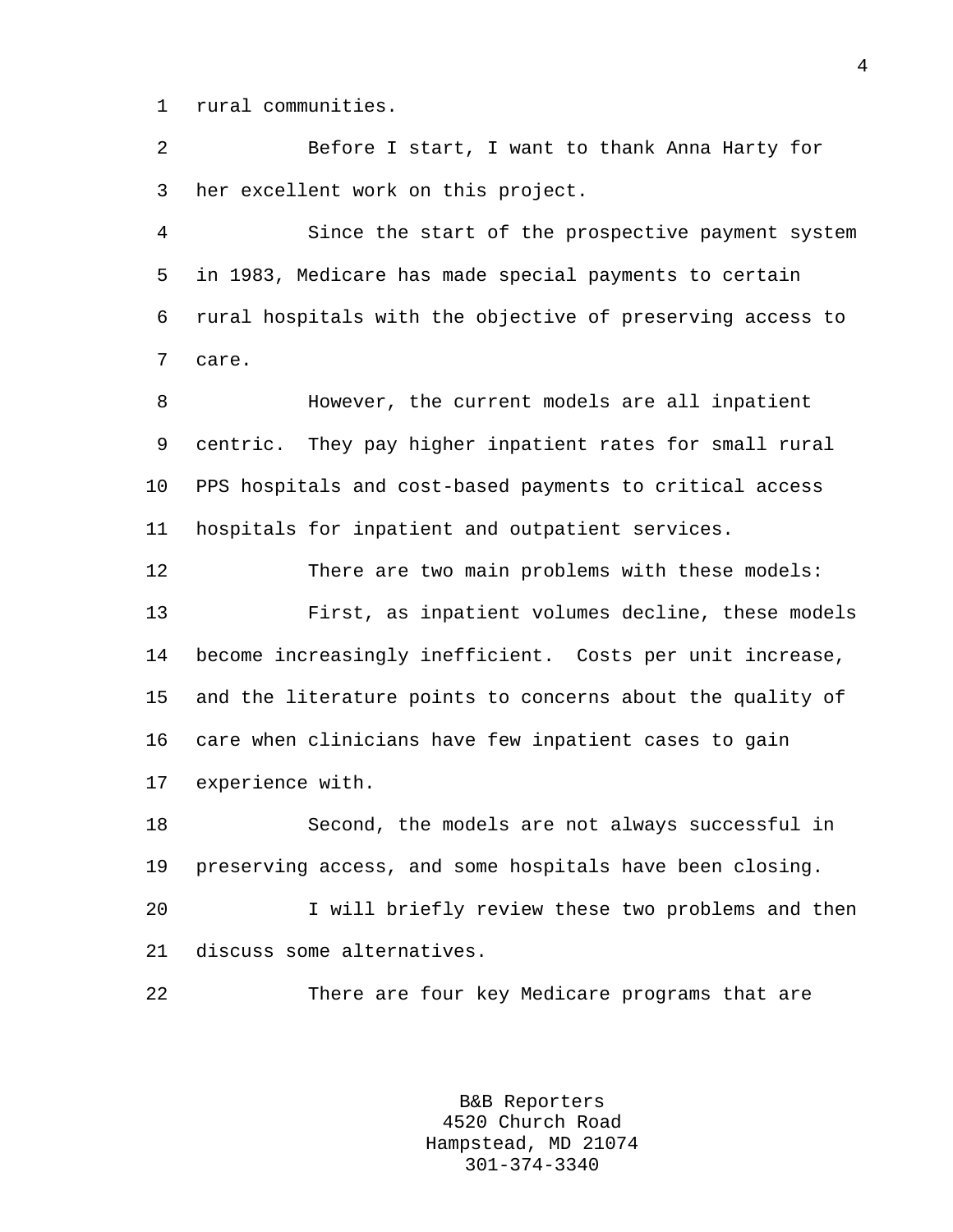rural communities.

Before I start, I want to thank Anna Harty for her excellent work on this project.

Since the start of the prospective payment system in 1983, Medicare has made special payments to certain rural hospitals with the objective of preserving access to care.

However, the current models are all inpatient centric. They pay higher inpatient rates for small rural PPS hospitals and cost-based payments to critical access hospitals for inpatient and outpatient services.

There are two main problems with these models:

First, as inpatient volumes decline, these models become increasingly inefficient. Costs per unit increase, and the literature points to concerns about the quality of care when clinicians have few inpatient cases to gain experience with.

Second, the models are not always successful in preserving access, and some hospitals have been closing.

I will briefly review these two problems and then discuss some alternatives.

There are four key Medicare programs that are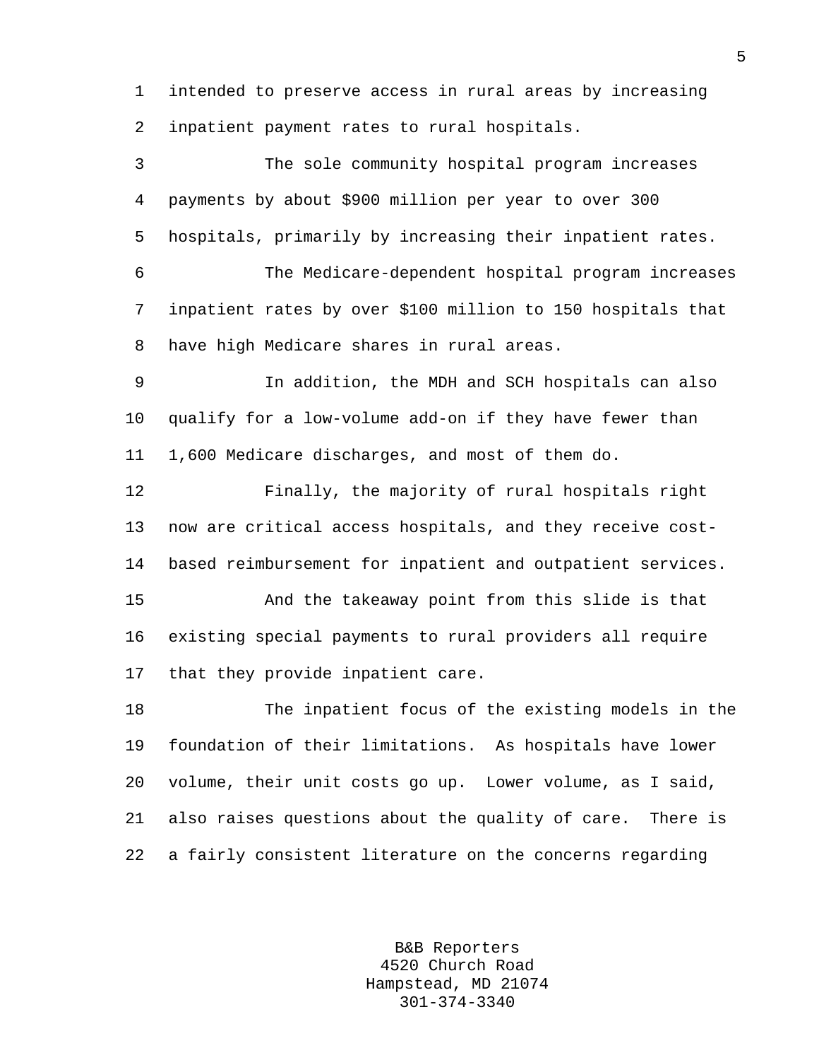intended to preserve access in rural areas by increasing inpatient payment rates to rural hospitals.

The sole community hospital program increases payments by about $900 million per year to over 300 hospitals, primarily by increasing their inpatient rates.

The Medicare-dependent hospital program increases inpatient rates by over $100 million to 150 hospitals that have high Medicare shares in rural areas.

In addition, the MDH and SCH hospitals can also qualify for a low-volume add-on if they have fewer than 1,600 Medicare discharges, and most of them do.

Finally, the majority of rural hospitals right now are critical access hospitals, and they receive cost-based reimbursement for inpatient and outpatient services.

And the takeaway point from this slide is that existing special payments to rural providers all require that they provide inpatient care.

The inpatient focus of the existing models in the foundation of their limitations. As hospitals have lower volume, their unit costs go up. Lower volume, as I said, also raises questions about the quality of care. There is a fairly consistent literature on the concerns regarding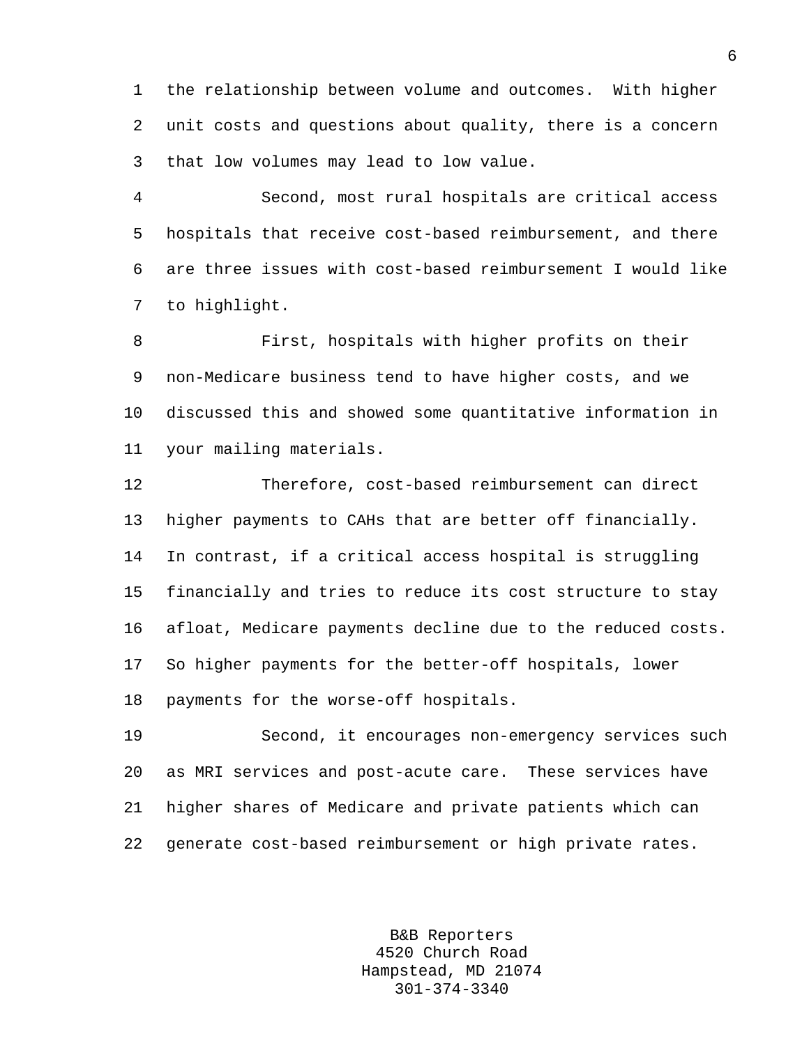the relationship between volume and outcomes. With higher unit costs and questions about quality, there is a concern that low volumes may lead to low value.

Second, most rural hospitals are critical access hospitals that receive cost-based reimbursement, and there are three issues with cost-based reimbursement I would like to highlight.

First, hospitals with higher profits on their non-Medicare business tend to have higher costs, and we discussed this and showed some quantitative information in your mailing materials.

Therefore, cost-based reimbursement can direct higher payments to CAHs that are better off financially. In contrast, if a critical access hospital is struggling financially and tries to reduce its cost structure to stay afloat, Medicare payments decline due to the reduced costs. So higher payments for the better-off hospitals, lower payments for the worse-off hospitals.

Second, it encourages non-emergency services such as MRI services and post-acute care. These services have higher shares of Medicare and private patients which can generate cost-based reimbursement or high private rates.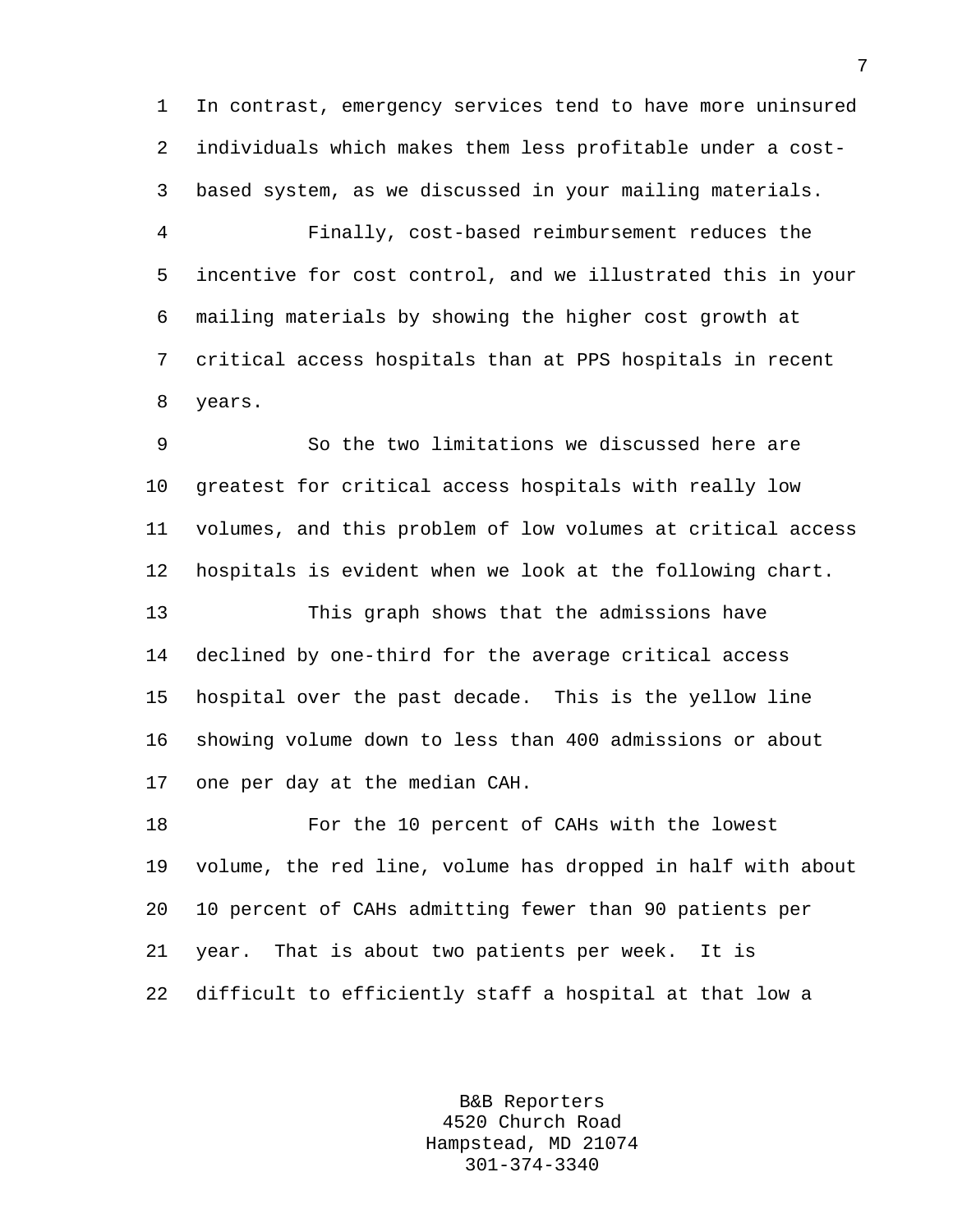In contrast, emergency services tend to have more uninsured individuals which makes them less profitable under a cost-based system, as we discussed in your mailing materials.

Finally, cost-based reimbursement reduces the incentive for cost control, and we illustrated this in your mailing materials by showing the higher cost growth at critical access hospitals than at PPS hospitals in recent years.

So the two limitations we discussed here are greatest for critical access hospitals with really low volumes, and this problem of low volumes at critical access hospitals is evident when we look at the following chart.

This graph shows that the admissions have declined by one-third for the average critical access hospital over the past decade. This is the yellow line showing volume down to less than 400 admissions or about one per day at the median CAH.

For the 10 percent of CAHs with the lowest volume, the red line, volume has dropped in half with about 10 percent of CAHs admitting fewer than 90 patients per year. That is about two patients per week. It is difficult to efficiently staff a hospital at that low a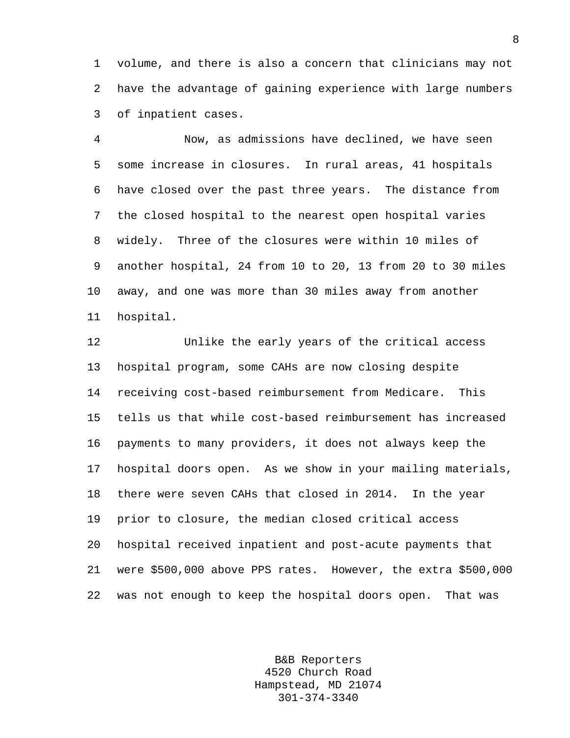volume, and there is also a concern that clinicians may not have the advantage of gaining experience with large numbers of inpatient cases.

Now, as admissions have declined, we have seen some increase in closures. In rural areas, 41 hospitals have closed over the past three years. The distance from the closed hospital to the nearest open hospital varies widely. Three of the closures were within 10 miles of another hospital, 24 from 10 to 20, 13 from 20 to 30 miles away, and one was more than 30 miles away from another hospital.

Unlike the early years of the critical access hospital program, some CAHs are now closing despite receiving cost-based reimbursement from Medicare. This tells us that while cost-based reimbursement has increased payments to many providers, it does not always keep the hospital doors open. As we show in your mailing materials, there were seven CAHs that closed in 2014. In the year prior to closure, the median closed critical access hospital received inpatient and post-acute payments that were $500,000 above PPS rates. However, the extra $500,000 was not enough to keep the hospital doors open. That was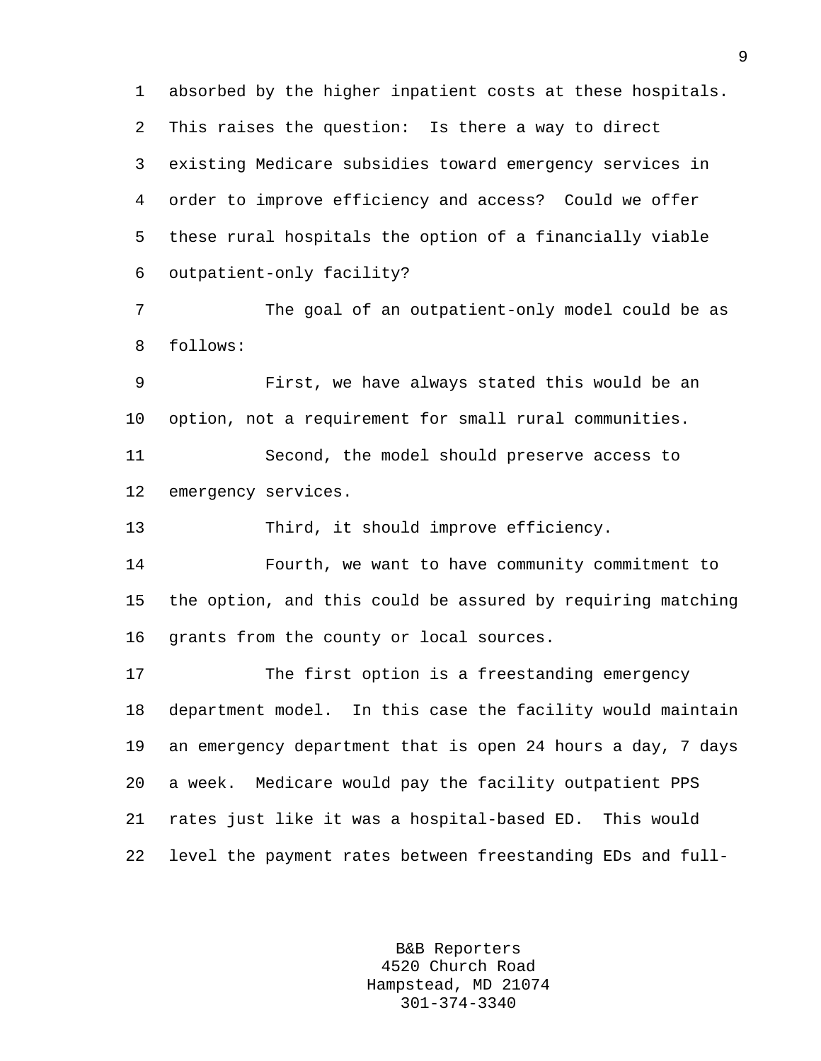absorbed by the higher inpatient costs at these hospitals. This raises the question: Is there a way to direct existing Medicare subsidies toward emergency services in order to improve efficiency and access? Could we offer these rural hospitals the option of a financially viable outpatient-only facility?

The goal of an outpatient-only model could be as follows:

First, we have always stated this would be an option, not a requirement for small rural communities.

Second, the model should preserve access to emergency services.

Third, it should improve efficiency.

Fourth, we want to have community commitment to the option, and this could be assured by requiring matching grants from the county or local sources.

The first option is a freestanding emergency department model. In this case the facility would maintain an emergency department that is open 24 hours a day, 7 days a week. Medicare would pay the facility outpatient PPS rates just like it was a hospital-based ED. This would level the payment rates between freestanding EDs and full-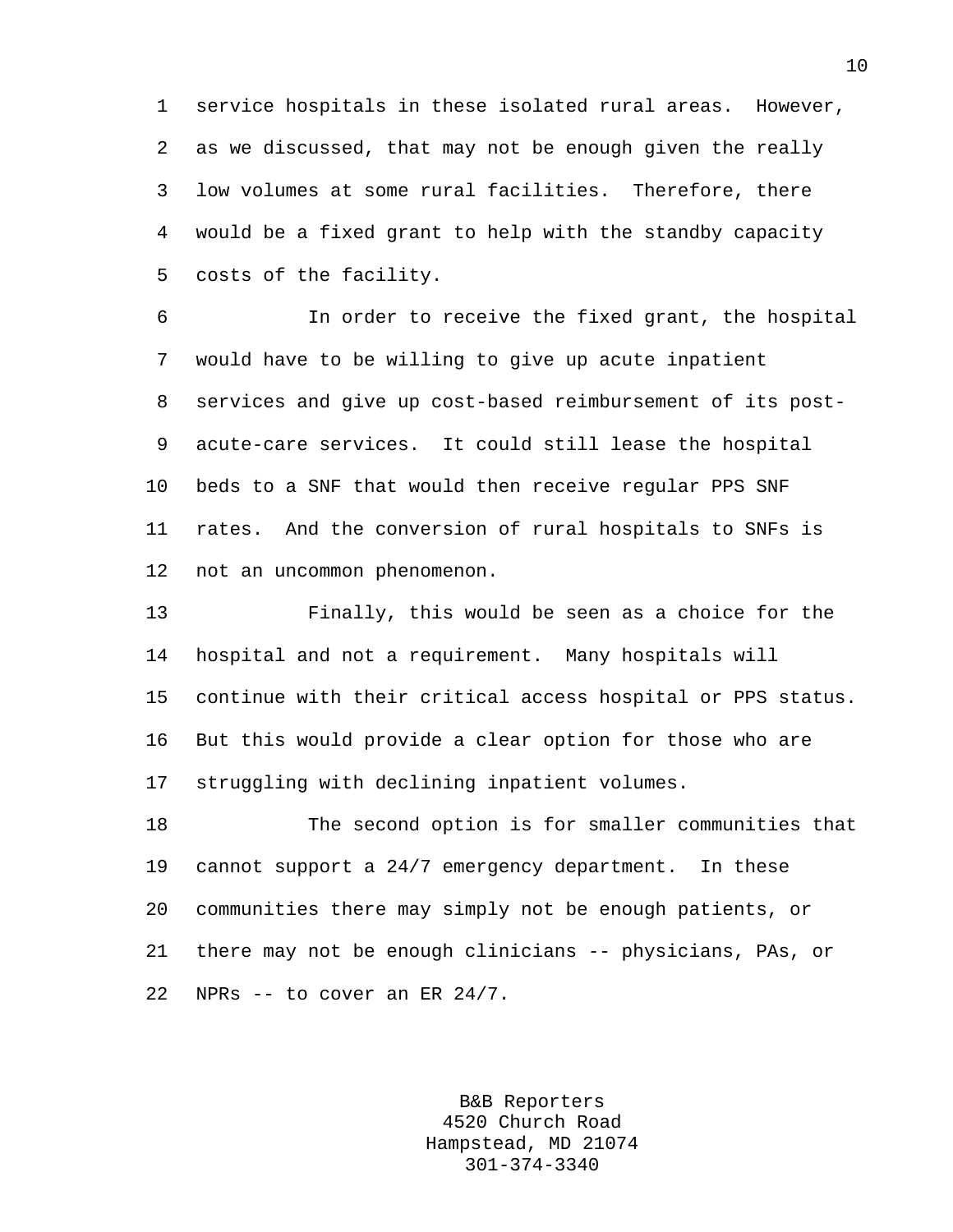service hospitals in these isolated rural areas. However, as we discussed, that may not be enough given the really low volumes at some rural facilities. Therefore, there would be a fixed grant to help with the standby capacity costs of the facility.

In order to receive the fixed grant, the hospital would have to be willing to give up acute inpatient services and give up cost-based reimbursement of its post-acute-care services. It could still lease the hospital beds to a SNF that would then receive regular PPS SNF rates. And the conversion of rural hospitals to SNFs is not an uncommon phenomenon.

Finally, this would be seen as a choice for the hospital and not a requirement. Many hospitals will continue with their critical access hospital or PPS status. But this would provide a clear option for those who are struggling with declining inpatient volumes.

The second option is for smaller communities that cannot support a 24/7 emergency department. In these communities there may simply not be enough patients, or there may not be enough clinicians -- physicians, PAs, or NPRs -- to cover an ER 24/7.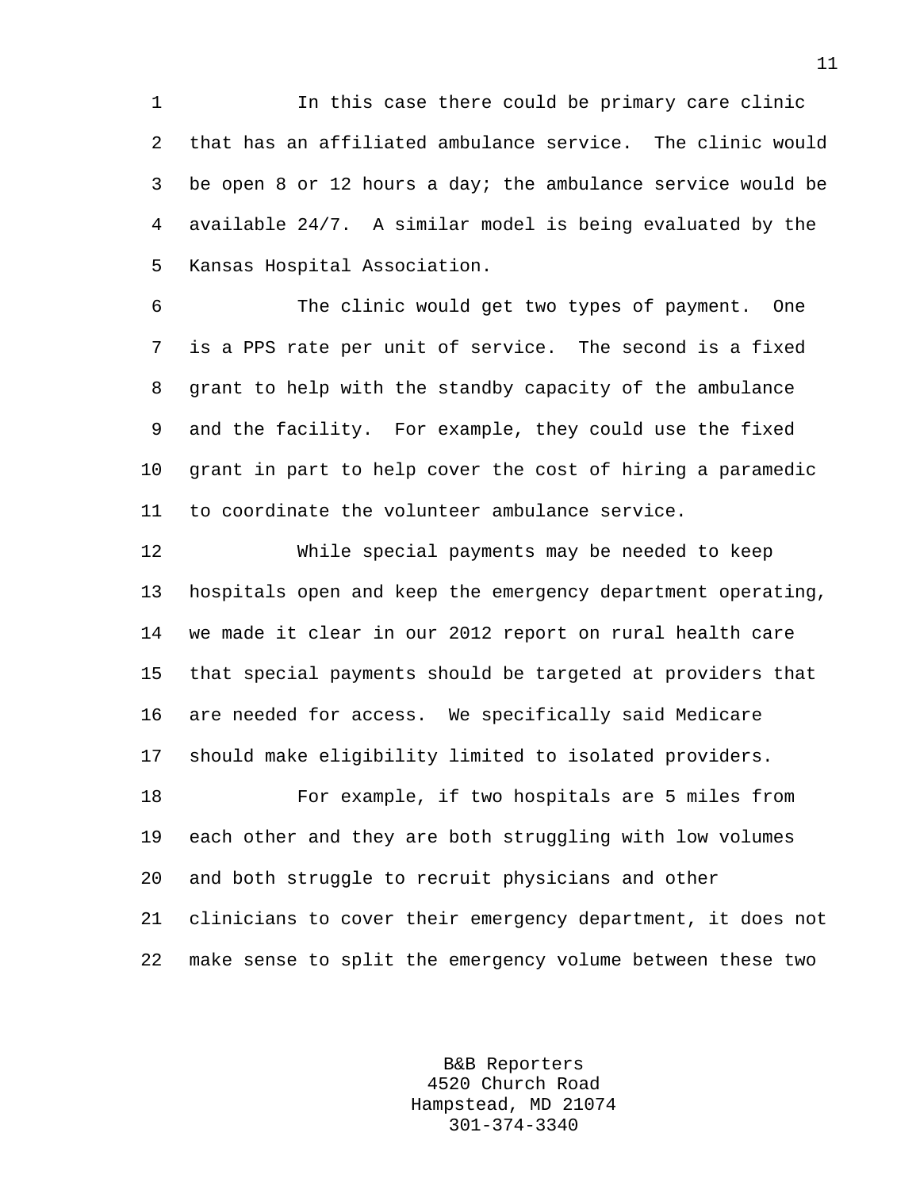In this case there could be primary care clinic that has an affiliated ambulance service. The clinic would be open 8 or 12 hours a day; the ambulance service would be available 24/7. A similar model is being evaluated by the Kansas Hospital Association.

The clinic would get two types of payment. One is a PPS rate per unit of service. The second is a fixed grant to help with the standby capacity of the ambulance and the facility. For example, they could use the fixed grant in part to help cover the cost of hiring a paramedic to coordinate the volunteer ambulance service.

While special payments may be needed to keep hospitals open and keep the emergency department operating, we made it clear in our 2012 report on rural health care that special payments should be targeted at providers that are needed for access. We specifically said Medicare should make eligibility limited to isolated providers.

For example, if two hospitals are 5 miles from each other and they are both struggling with low volumes and both struggle to recruit physicians and other clinicians to cover their emergency department, it does not make sense to split the emergency volume between these two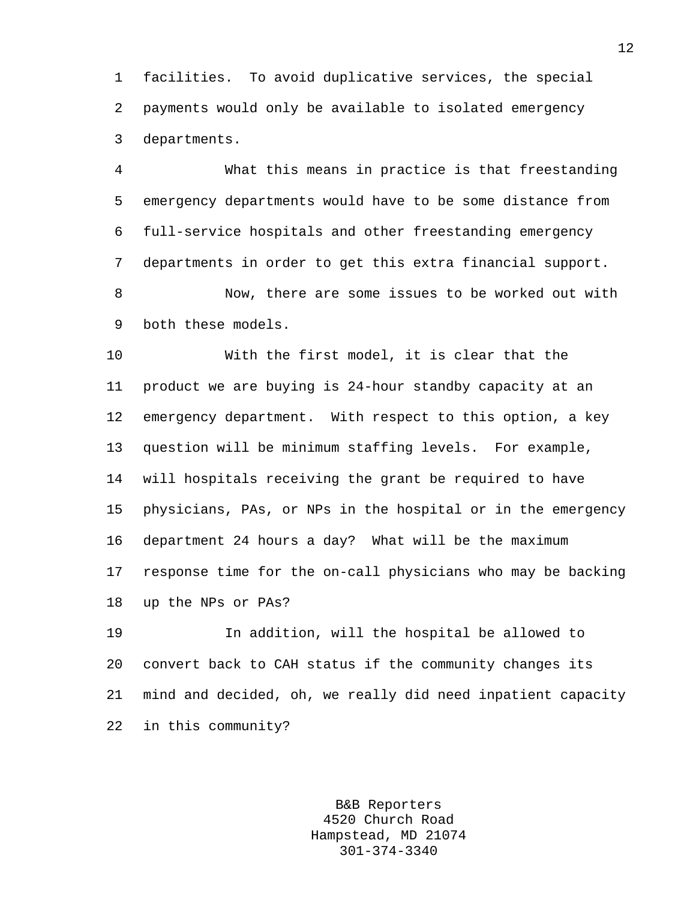facilities. To avoid duplicative services, the special payments would only be available to isolated emergency departments.

What this means in practice is that freestanding emergency departments would have to be some distance from full-service hospitals and other freestanding emergency departments in order to get this extra financial support.

Now, there are some issues to be worked out with both these models.

With the first model, it is clear that the product we are buying is 24-hour standby capacity at an emergency department. With respect to this option, a key question will be minimum staffing levels. For example, will hospitals receiving the grant be required to have physicians, PAs, or NPs in the hospital or in the emergency department 24 hours a day? What will be the maximum response time for the on-call physicians who may be backing up the NPs or PAs?

In addition, will the hospital be allowed to convert back to CAH status if the community changes its mind and decided, oh, we really did need inpatient capacity in this community?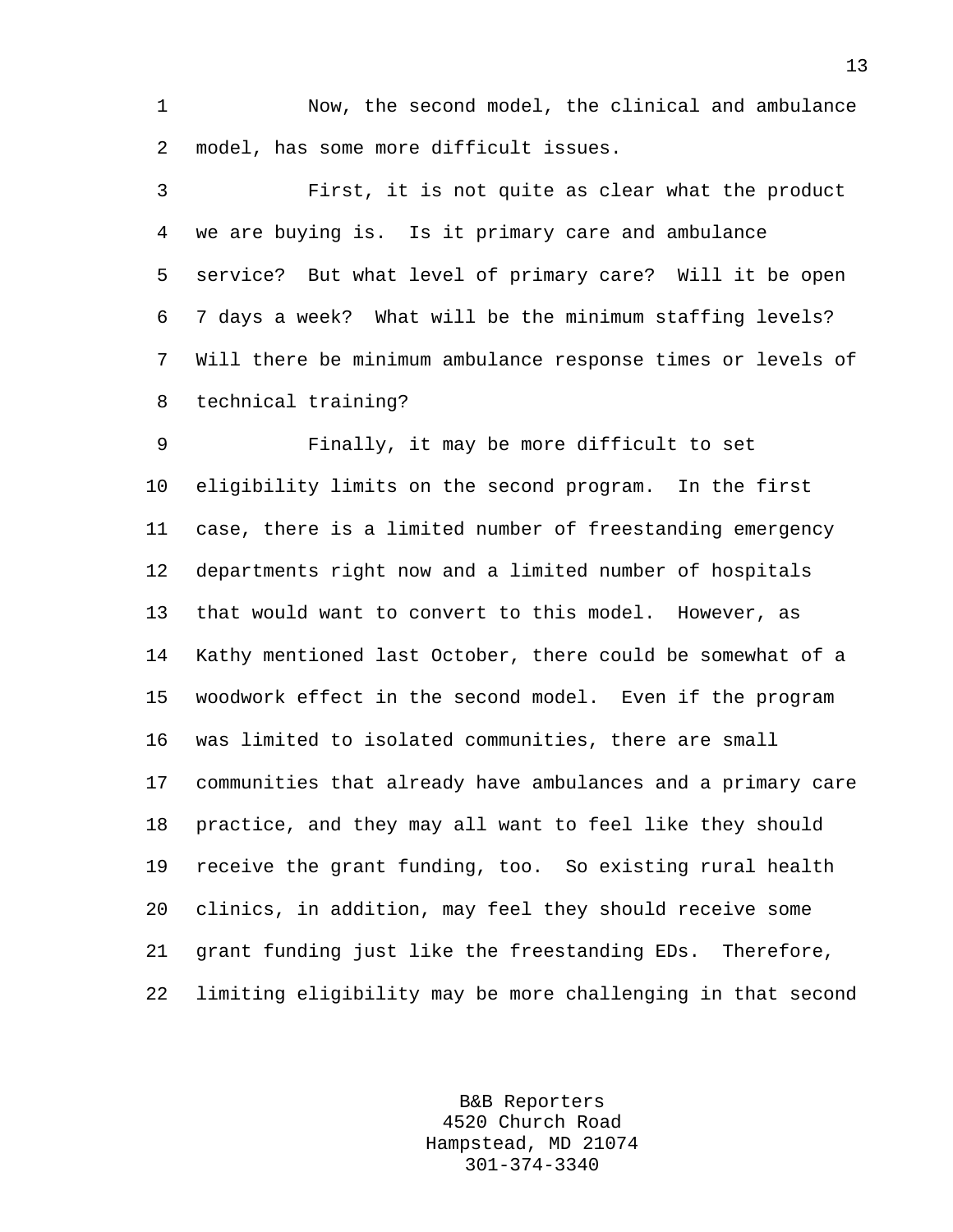Now, the second model, the clinical and ambulance model, has some more difficult issues.

First, it is not quite as clear what the product we are buying is. Is it primary care and ambulance service? But what level of primary care? Will it be open 7 days a week? What will be the minimum staffing levels? Will there be minimum ambulance response times or levels of technical training?

Finally, it may be more difficult to set eligibility limits on the second program. In the first case, there is a limited number of freestanding emergency departments right now and a limited number of hospitals that would want to convert to this model. However, as Kathy mentioned last October, there could be somewhat of a woodwork effect in the second model. Even if the program was limited to isolated communities, there are small communities that already have ambulances and a primary care practice, and they may all want to feel like they should receive the grant funding, too. So existing rural health clinics, in addition, may feel they should receive some grant funding just like the freestanding EDs. Therefore, limiting eligibility may be more challenging in that second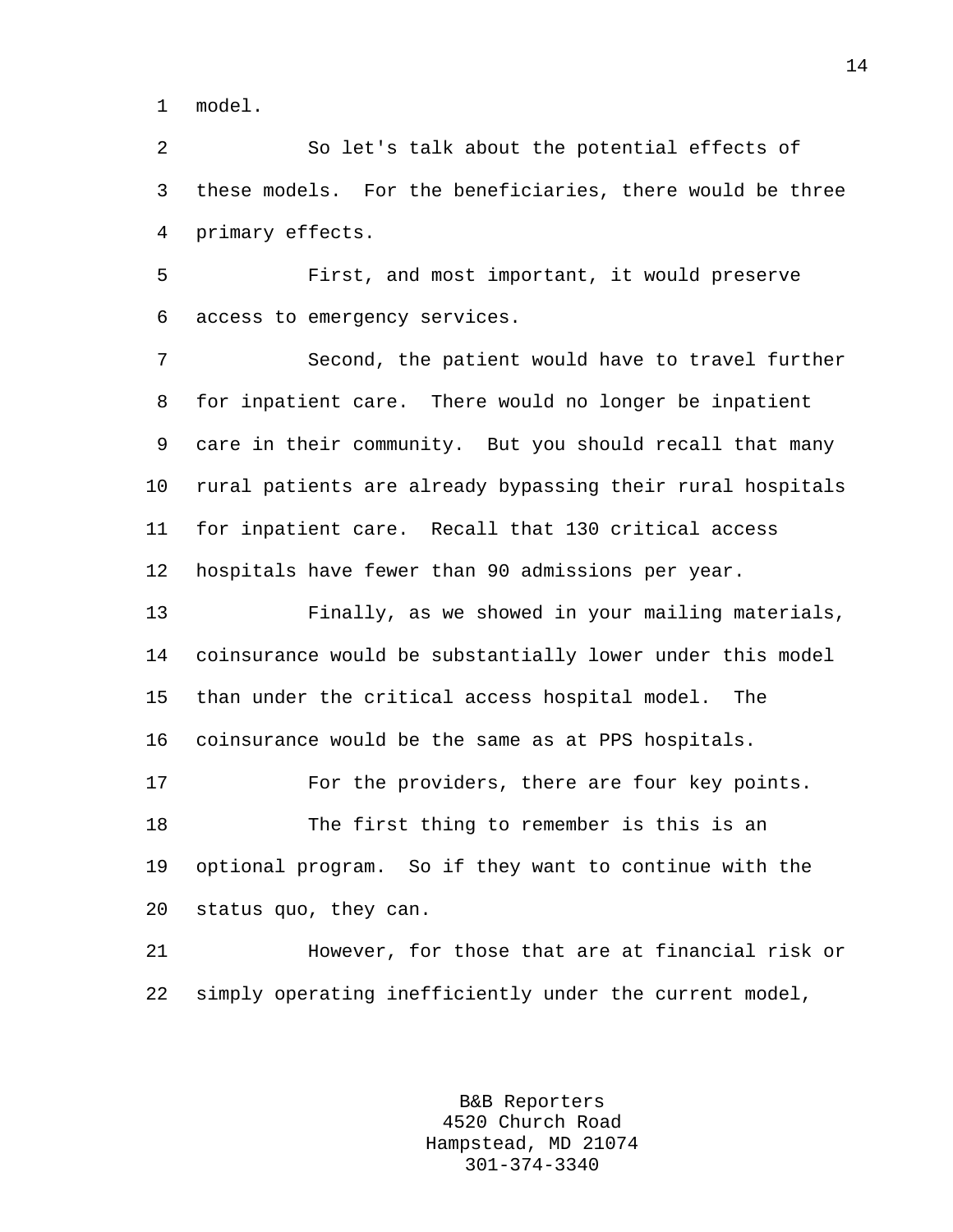model.

So let's talk about the potential effects of these models. For the beneficiaries, there would be three primary effects.

First, and most important, it would preserve access to emergency services.

Second, the patient would have to travel further for inpatient care. There would no longer be inpatient care in their community. But you should recall that many rural patients are already bypassing their rural hospitals for inpatient care. Recall that 130 critical access hospitals have fewer than 90 admissions per year.

Finally, as we showed in your mailing materials, coinsurance would be substantially lower under this model than under the critical access hospital model. The coinsurance would be the same as at PPS hospitals.

For the providers, there are four key points.

The first thing to remember is this is an optional program. So if they want to continue with the status quo, they can.

However, for those that are at financial risk or simply operating inefficiently under the current model,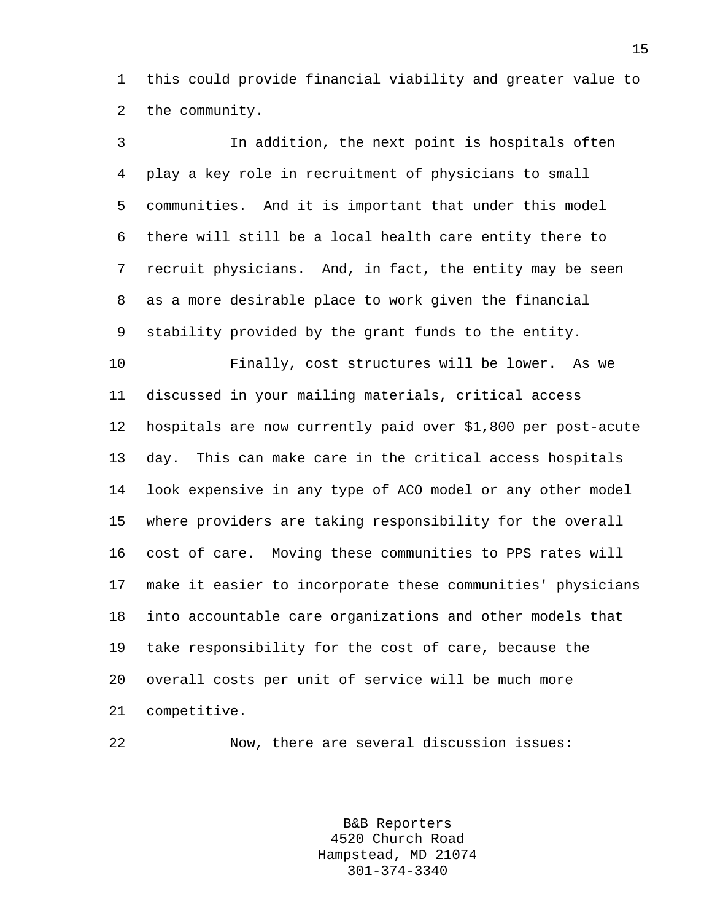this could provide financial viability and greater value to the community.

In addition, the next point is hospitals often play a key role in recruitment of physicians to small communities. And it is important that under this model there will still be a local health care entity there to recruit physicians. And, in fact, the entity may be seen as a more desirable place to work given the financial stability provided by the grant funds to the entity.

Finally, cost structures will be lower. As we discussed in your mailing materials, critical access hospitals are now currently paid over $1,800 per post-acute day. This can make care in the critical access hospitals look expensive in any type of ACO model or any other model where providers are taking responsibility for the overall cost of care. Moving these communities to PPS rates will make it easier to incorporate these communities' physicians into accountable care organizations and other models that take responsibility for the cost of care, because the overall costs per unit of service will be much more competitive.

Now, there are several discussion issues: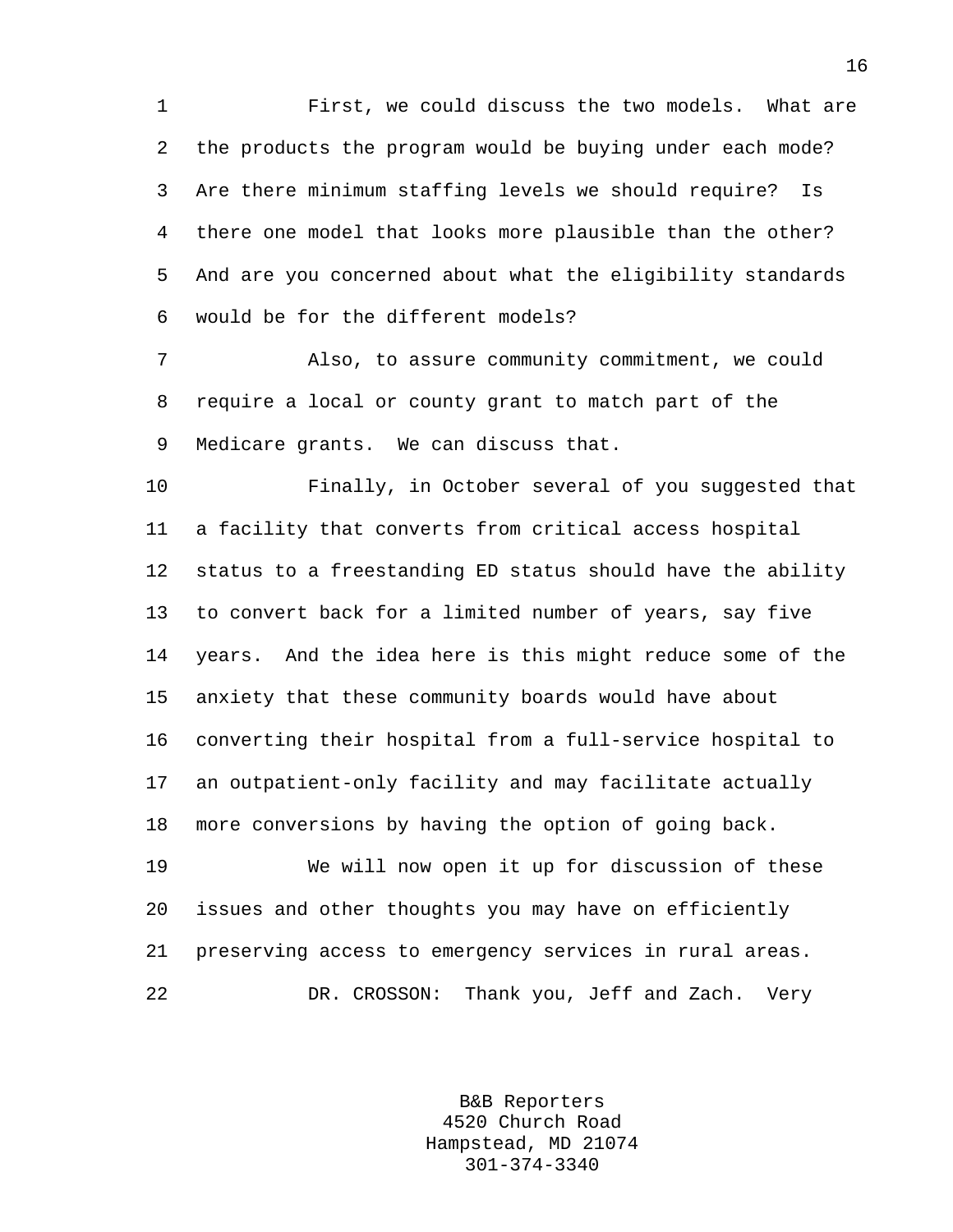First, we could discuss the two models. What are the products the program would be buying under each mode? Are there minimum staffing levels we should require? Is there one model that looks more plausible than the other? And are you concerned about what the eligibility standards would be for the different models?

Also, to assure community commitment, we could require a local or county grant to match part of the Medicare grants. We can discuss that.

Finally, in October several of you suggested that a facility that converts from critical access hospital status to a freestanding ED status should have the ability to convert back for a limited number of years, say five years. And the idea here is this might reduce some of the anxiety that these community boards would have about converting their hospital from a full-service hospital to an outpatient-only facility and may facilitate actually more conversions by having the option of going back.

We will now open it up for discussion of these issues and other thoughts you may have on efficiently preserving access to emergency services in rural areas.

DR. CROSSON: Thank you, Jeff and Zach. Very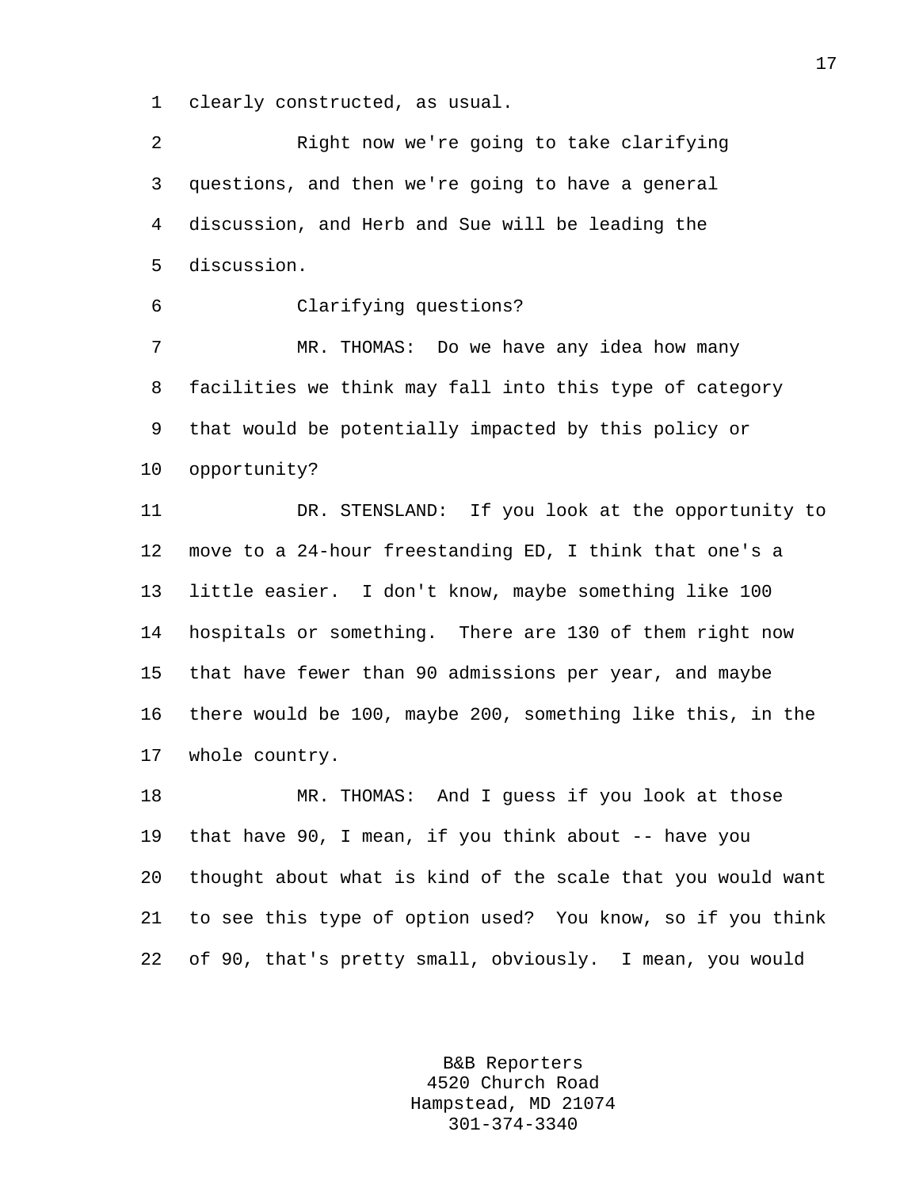clearly constructed, as usual.

Right now we're going to take clarifying questions, and then we're going to have a general discussion, and Herb and Sue will be leading the discussion.

Clarifying questions?

MR. THOMAS: Do we have any idea how many facilities we think may fall into this type of category that would be potentially impacted by this policy or opportunity?

DR. STENSLAND: If you look at the opportunity to move to a 24-hour freestanding ED, I think that one's a little easier. I don't know, maybe something like 100 hospitals or something. There are 130 of them right now that have fewer than 90 admissions per year, and maybe there would be 100, maybe 200, something like this, in the whole country.

MR. THOMAS: And I guess if you look at those that have 90, I mean, if you think about -- have you thought about what is kind of the scale that you would want to see this type of option used? You know, so if you think of 90, that's pretty small, obviously. I mean, you would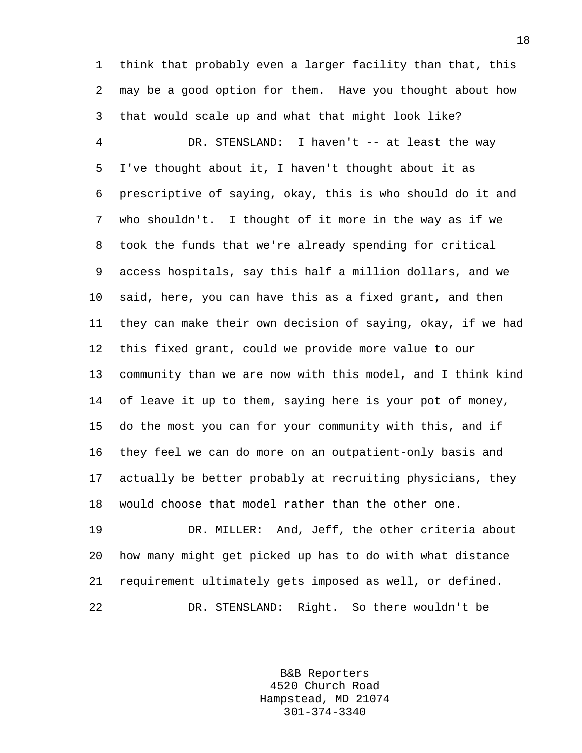think that probably even a larger facility than that, this may be a good option for them. Have you thought about how that would scale up and what that might look like?

DR. STENSLAND: I haven't -- at least the way I've thought about it, I haven't thought about it as prescriptive of saying, okay, this is who should do it and who shouldn't. I thought of it more in the way as if we took the funds that we're already spending for critical access hospitals, say this half a million dollars, and we said, here, you can have this as a fixed grant, and then they can make their own decision of saying, okay, if we had this fixed grant, could we provide more value to our community than we are now with this model, and I think kind of leave it up to them, saying here is your pot of money, do the most you can for your community with this, and if they feel we can do more on an outpatient-only basis and actually be better probably at recruiting physicians, they would choose that model rather than the other one.

DR. MILLER: And, Jeff, the other criteria about how many might get picked up has to do with what distance requirement ultimately gets imposed as well, or defined.

DR. STENSLAND: Right. So there wouldn't be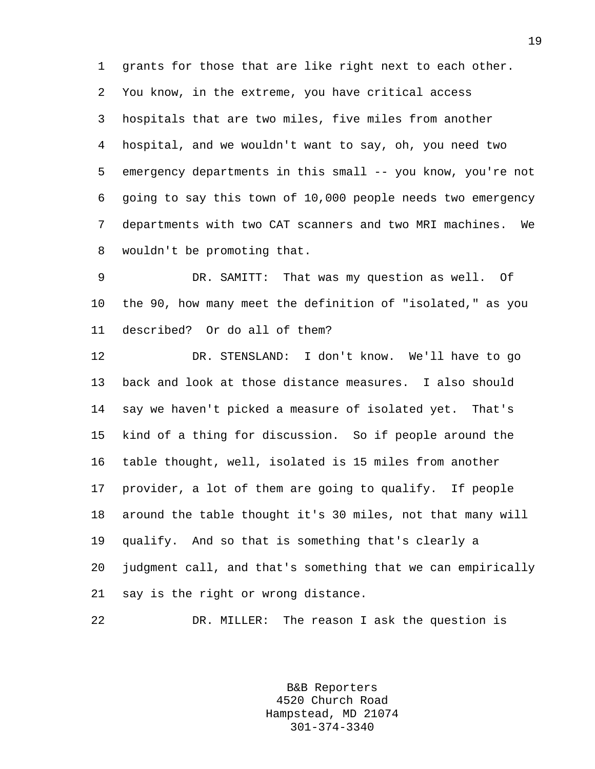grants for those that are like right next to each other. You know, in the extreme, you have critical access hospitals that are two miles, five miles from another hospital, and we wouldn't want to say, oh, you need two emergency departments in this small -- you know, you're not going to say this town of 10,000 people needs two emergency departments with two CAT scanners and two MRI machines. We wouldn't be promoting that.

DR. SAMITT: That was my question as well. Of the 90, how many meet the definition of "isolated," as you described? Or do all of them?

DR. STENSLAND: I don't know. We'll have to go back and look at those distance measures. I also should say we haven't picked a measure of isolated yet. That's kind of a thing for discussion. So if people around the table thought, well, isolated is 15 miles from another provider, a lot of them are going to qualify. If people around the table thought it's 30 miles, not that many will qualify. And so that is something that's clearly a judgment call, and that's something that we can empirically say is the right or wrong distance.

DR. MILLER: The reason I ask the question is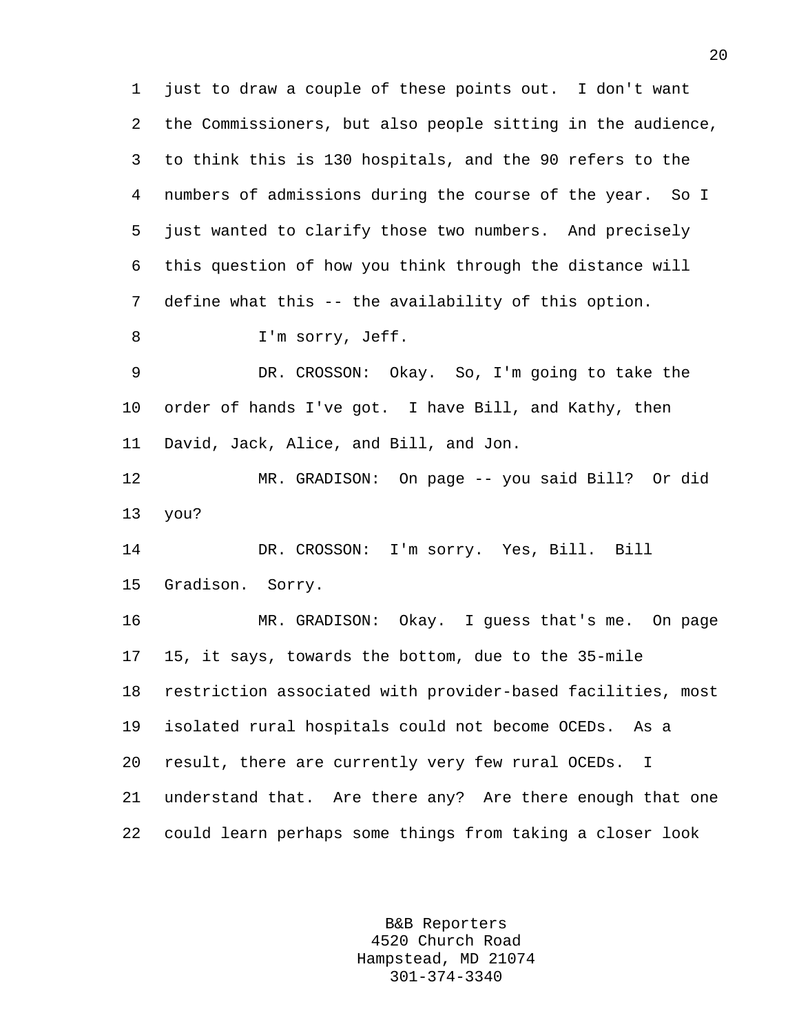just to draw a couple of these points out. I don't want the Commissioners, but also people sitting in the audience, to think this is 130 hospitals, and the 90 refers to the numbers of admissions during the course of the year. So I just wanted to clarify those two numbers. And precisely this question of how you think through the distance will define what this -- the availability of this option.

I'm sorry, Jeff.

DR. CROSSON: Okay. So, I'm going to take the order of hands I've got. I have Bill, and Kathy, then David, Jack, Alice, and Bill, and Jon.

MR. GRADISON: On page -- you said Bill? Or did you?

DR. CROSSON: I'm sorry. Yes, Bill. Bill Gradison. Sorry.

MR. GRADISON: Okay. I guess that's me. On page 15, it says, towards the bottom, due to the 35-mile restriction associated with provider-based facilities, most isolated rural hospitals could not become OCEDs. As a result, there are currently very few rural OCEDs. I understand that. Are there any? Are there enough that one could learn perhaps some things from taking a closer look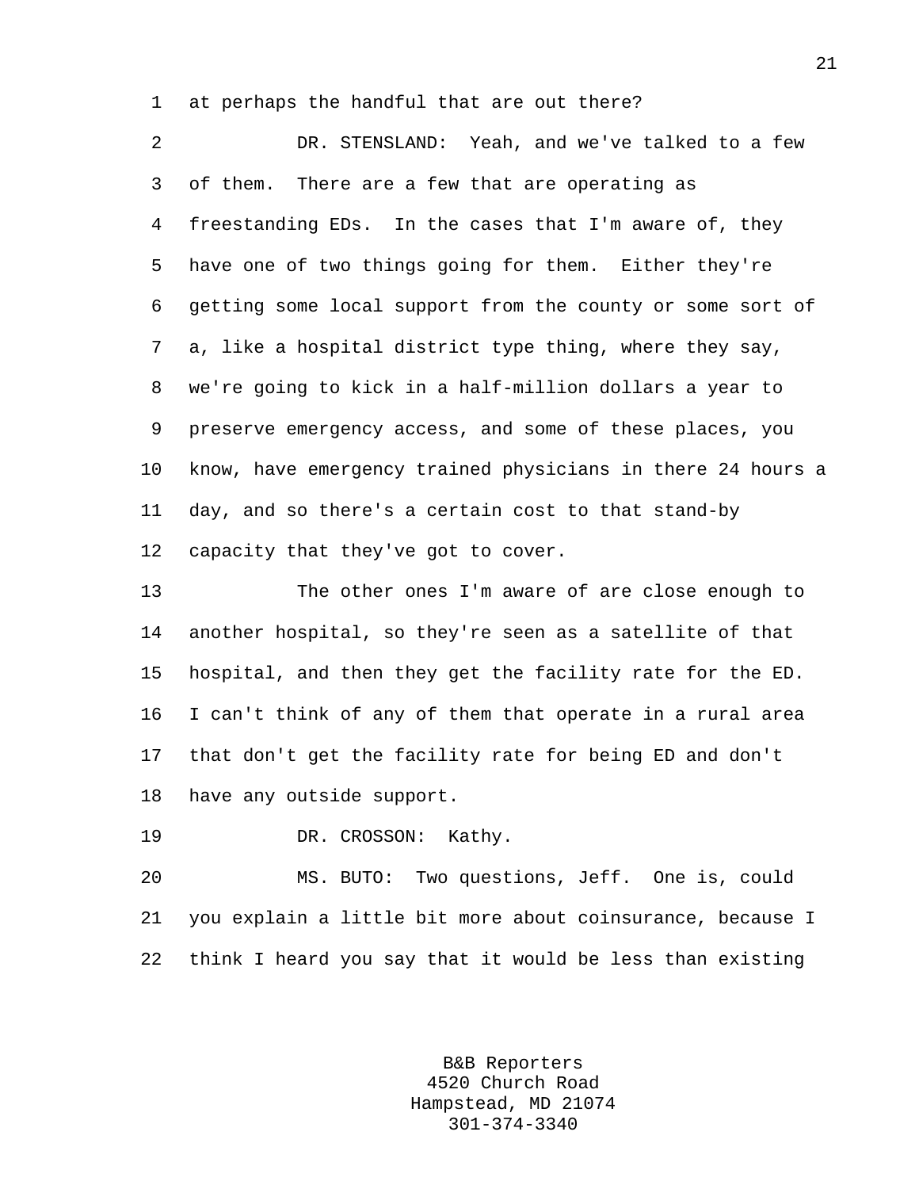at perhaps the handful that are out there?

DR. STENSLAND: Yeah, and we've talked to a few of them. There are a few that are operating as freestanding EDs. In the cases that I'm aware of, they have one of two things going for them. Either they're getting some local support from the county or some sort of a, like a hospital district type thing, where they say, we're going to kick in a half-million dollars a year to preserve emergency access, and some of these places, you know, have emergency trained physicians in there 24 hours a day, and so there's a certain cost to that stand-by capacity that they've got to cover.

The other ones I'm aware of are close enough to another hospital, so they're seen as a satellite of that hospital, and then they get the facility rate for the ED. I can't think of any of them that operate in a rural area that don't get the facility rate for being ED and don't have any outside support.

DR. CROSSON: Kathy.

MS. BUTO: Two questions, Jeff. One is, could you explain a little bit more about coinsurance, because I think I heard you say that it would be less than existing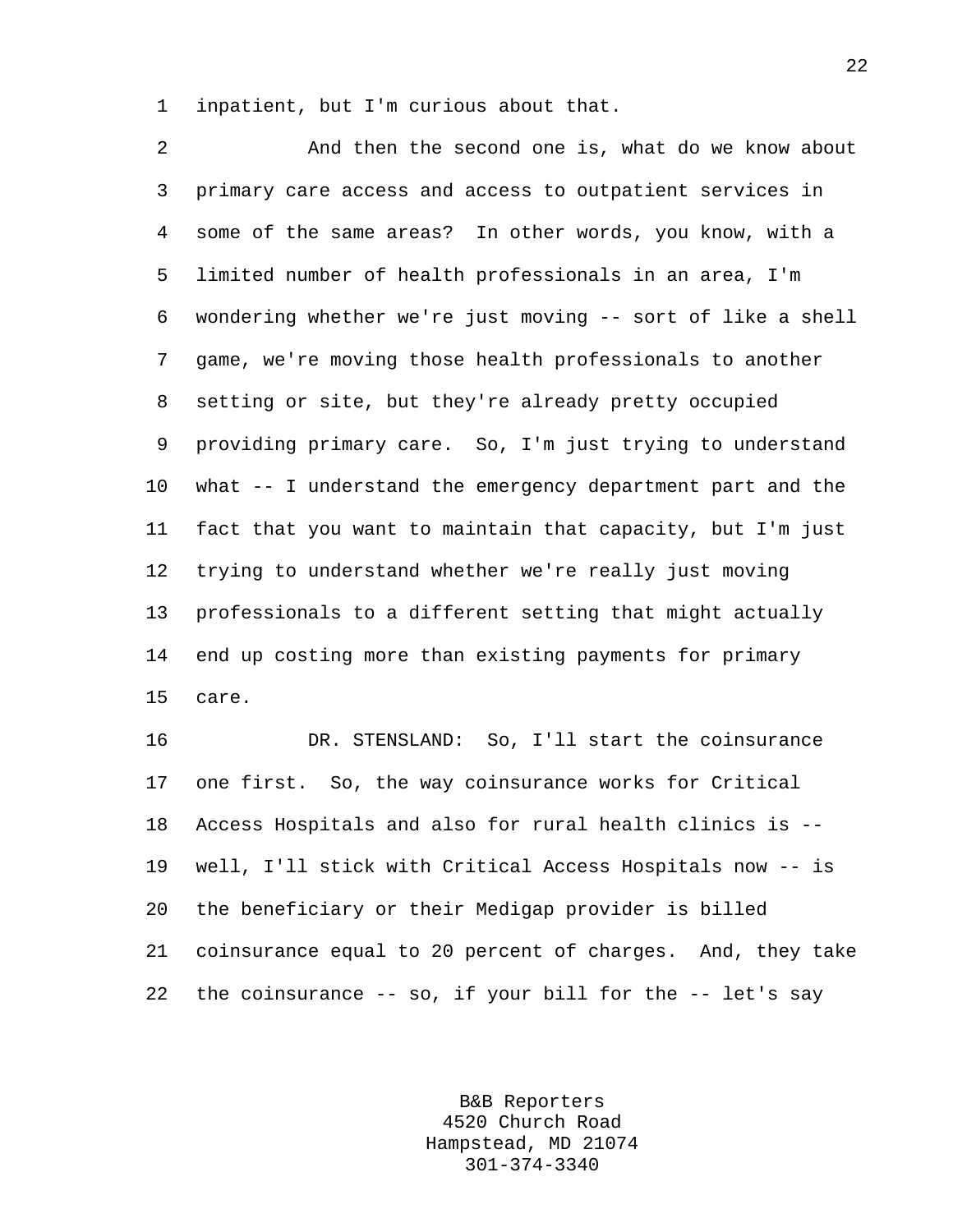inpatient, but I'm curious about that.

And then the second one is, what do we know about primary care access and access to outpatient services in some of the same areas? In other words, you know, with a limited number of health professionals in an area, I'm wondering whether we're just moving -- sort of like a shell game, we're moving those health professionals to another setting or site, but they're already pretty occupied providing primary care. So, I'm just trying to understand what -- I understand the emergency department part and the fact that you want to maintain that capacity, but I'm just trying to understand whether we're really just moving professionals to a different setting that might actually end up costing more than existing payments for primary care.

DR. STENSLAND: So, I'll start the coinsurance one first. So, the way coinsurance works for Critical Access Hospitals and also for rural health clinics is -- well, I'll stick with Critical Access Hospitals now -- is the beneficiary or their Medigap provider is billed coinsurance equal to 20 percent of charges. And, they take the coinsurance -- so, if your bill for the -- let's say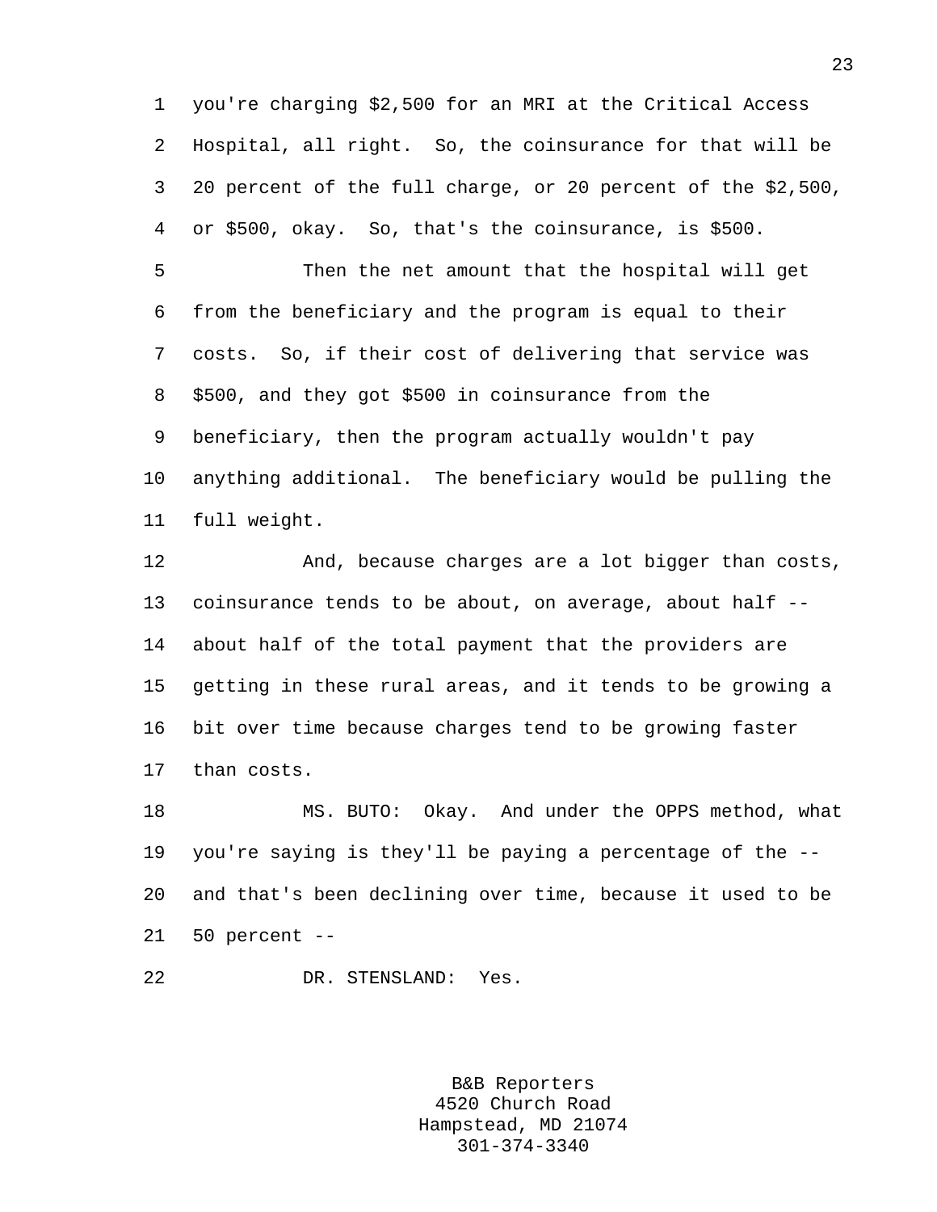you're charging $2,500 for an MRI at the Critical Access Hospital, all right. So, the coinsurance for that will be 20 percent of the full charge, or 20 percent of the $2,500, or $500, okay. So, that's the coinsurance, is $500.

Then the net amount that the hospital will get from the beneficiary and the program is equal to their costs. So, if their cost of delivering that service was $500, and they got $500 in coinsurance from the beneficiary, then the program actually wouldn't pay anything additional. The beneficiary would be pulling the full weight.

And, because charges are a lot bigger than costs, coinsurance tends to be about, on average, about half -- about half of the total payment that the providers are getting in these rural areas, and it tends to be growing a bit over time because charges tend to be growing faster than costs.

MS. BUTO: Okay. And under the OPPS method, what you're saying is they'll be paying a percentage of the -- and that's been declining over time, because it used to be 50 percent --

DR. STENSLAND: Yes.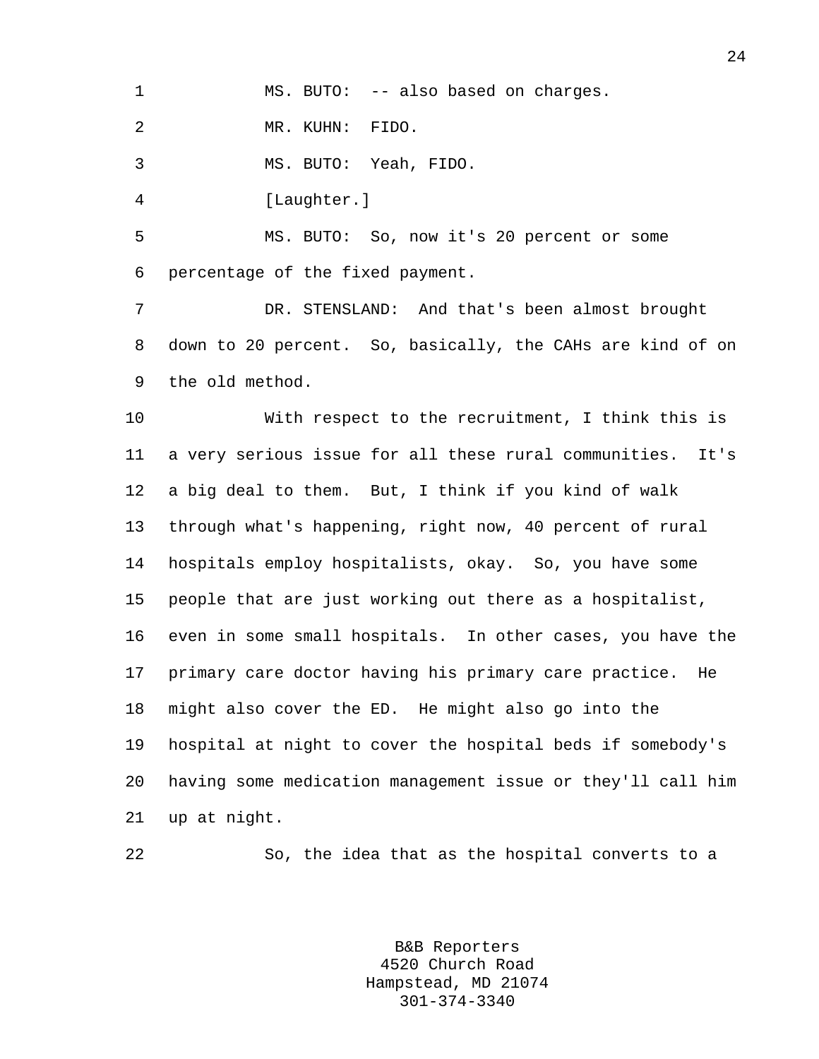MS. BUTO: -- also based on charges.

MR. KUHN: FIDO.

MS. BUTO: Yeah, FIDO.

[Laughter.]

MS. BUTO: So, now it's 20 percent or some percentage of the fixed payment.

DR. STENSLAND: And that's been almost brought down to 20 percent. So, basically, the CAHs are kind of on the old method.

With respect to the recruitment, I think this is a very serious issue for all these rural communities. It's a big deal to them. But, I think if you kind of walk through what's happening, right now, 40 percent of rural hospitals employ hospitalists, okay. So, you have some people that are just working out there as a hospitalist, even in some small hospitals. In other cases, you have the primary care doctor having his primary care practice. He might also cover the ED. He might also go into the hospital at night to cover the hospital beds if somebody's having some medication management issue or they'll call him up at night.

So, the idea that as the hospital converts to a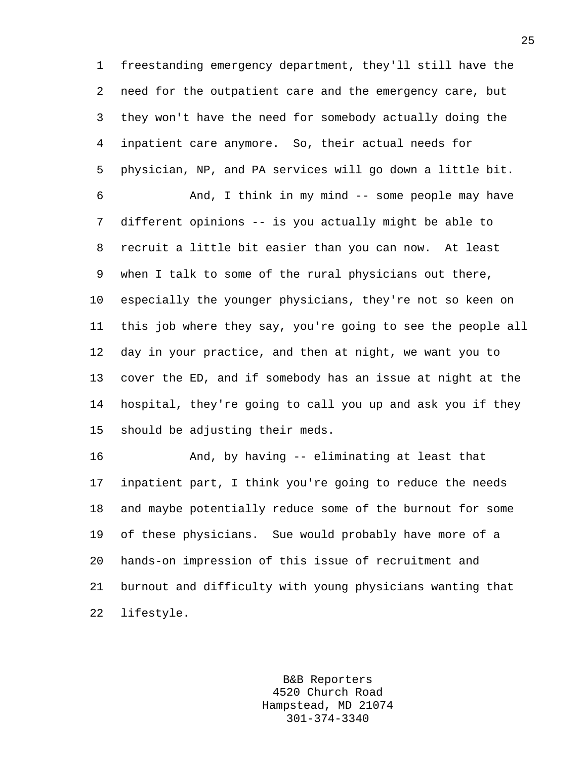freestanding emergency department, they'll still have the need for the outpatient care and the emergency care, but they won't have the need for somebody actually doing the inpatient care anymore. So, their actual needs for physician, NP, and PA services will go down a little bit.

And, I think in my mind -- some people may have different opinions -- is you actually might be able to recruit a little bit easier than you can now. At least when I talk to some of the rural physicians out there, especially the younger physicians, they're not so keen on this job where they say, you're going to see the people all day in your practice, and then at night, we want you to cover the ED, and if somebody has an issue at night at the hospital, they're going to call you up and ask you if they should be adjusting their meds.

And, by having -- eliminating at least that inpatient part, I think you're going to reduce the needs and maybe potentially reduce some of the burnout for some of these physicians. Sue would probably have more of a hands-on impression of this issue of recruitment and burnout and difficulty with young physicians wanting that lifestyle.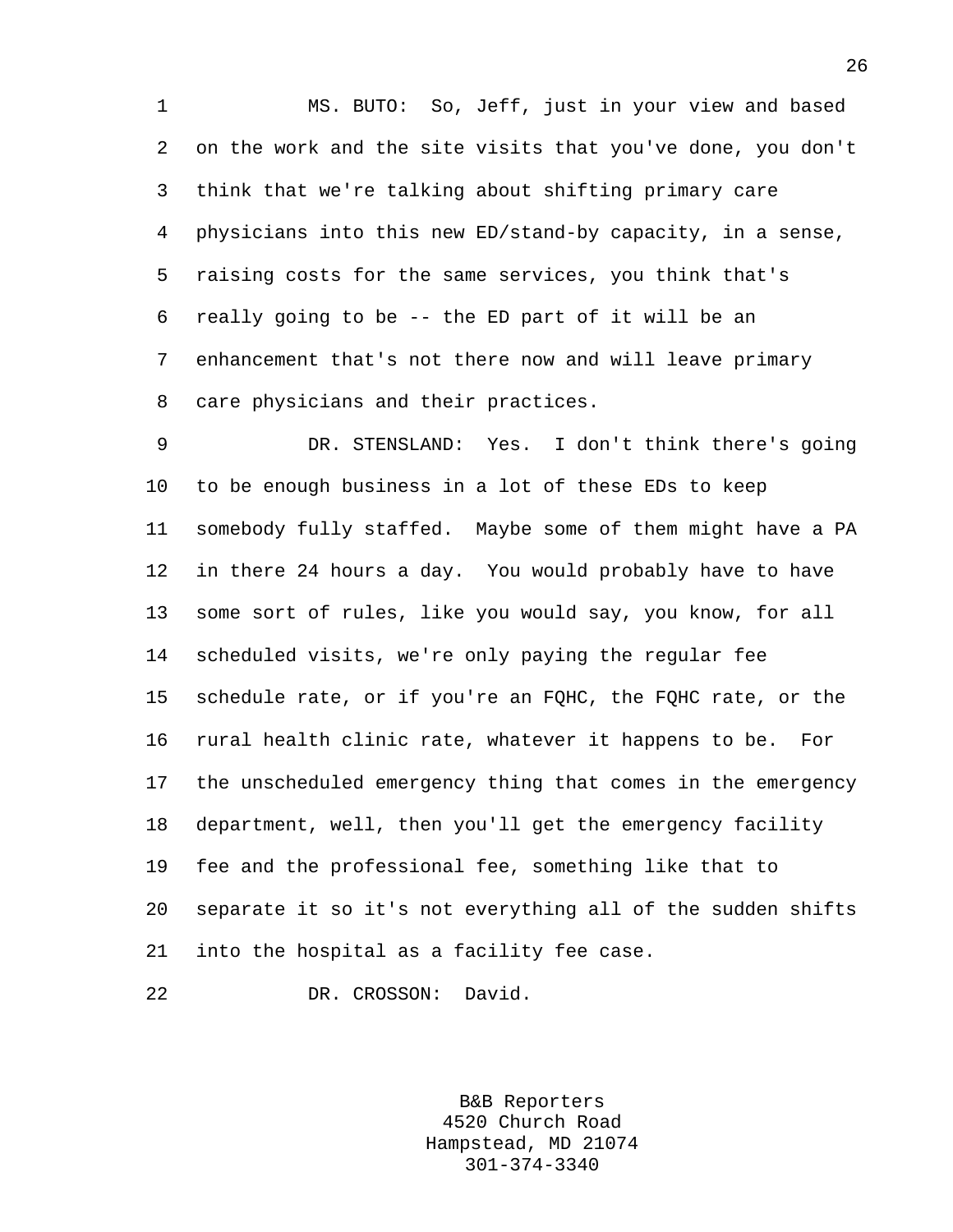MS. BUTO: So, Jeff, just in your view and based on the work and the site visits that you've done, you don't think that we're talking about shifting primary care physicians into this new ED/stand-by capacity, in a sense, raising costs for the same services, you think that's really going to be -- the ED part of it will be an enhancement that's not there now and will leave primary care physicians and their practices.

DR. STENSLAND: Yes. I don't think there's going to be enough business in a lot of these EDs to keep somebody fully staffed. Maybe some of them might have a PA in there 24 hours a day. You would probably have to have some sort of rules, like you would say, you know, for all scheduled visits, we're only paying the regular fee schedule rate, or if you're an FQHC, the FQHC rate, or the rural health clinic rate, whatever it happens to be. For the unscheduled emergency thing that comes in the emergency department, well, then you'll get the emergency facility fee and the professional fee, something like that to separate it so it's not everything all of the sudden shifts into the hospital as a facility fee case.

DR. CROSSON: David.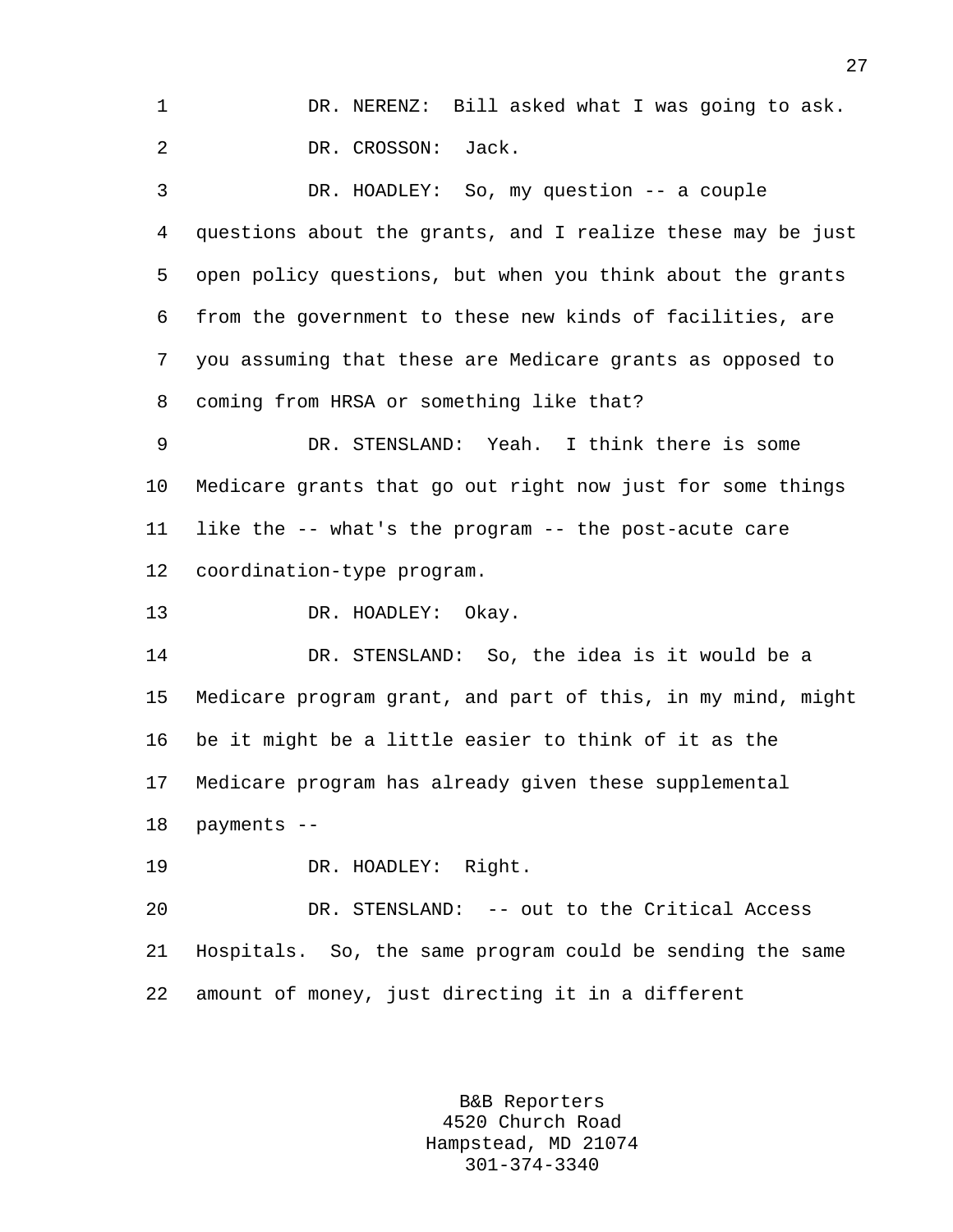DR. NERENZ: Bill asked what I was going to ask.

DR. CROSSON: Jack.

DR. HOADLEY: So, my question -- a couple questions about the grants, and I realize these may be just open policy questions, but when you think about the grants from the government to these new kinds of facilities, are you assuming that these are Medicare grants as opposed to coming from HRSA or something like that?

DR. STENSLAND: Yeah. I think there is some Medicare grants that go out right now just for some things like the -- what's the program -- the post-acute care coordination-type program.

DR. HOADLEY: Okay.

DR. STENSLAND: So, the idea is it would be a Medicare program grant, and part of this, in my mind, might be it might be a little easier to think of it as the Medicare program has already given these supplemental payments --

DR. HOADLEY: Right.

DR. STENSLAND: -- out to the Critical Access Hospitals. So, the same program could be sending the same amount of money, just directing it in a different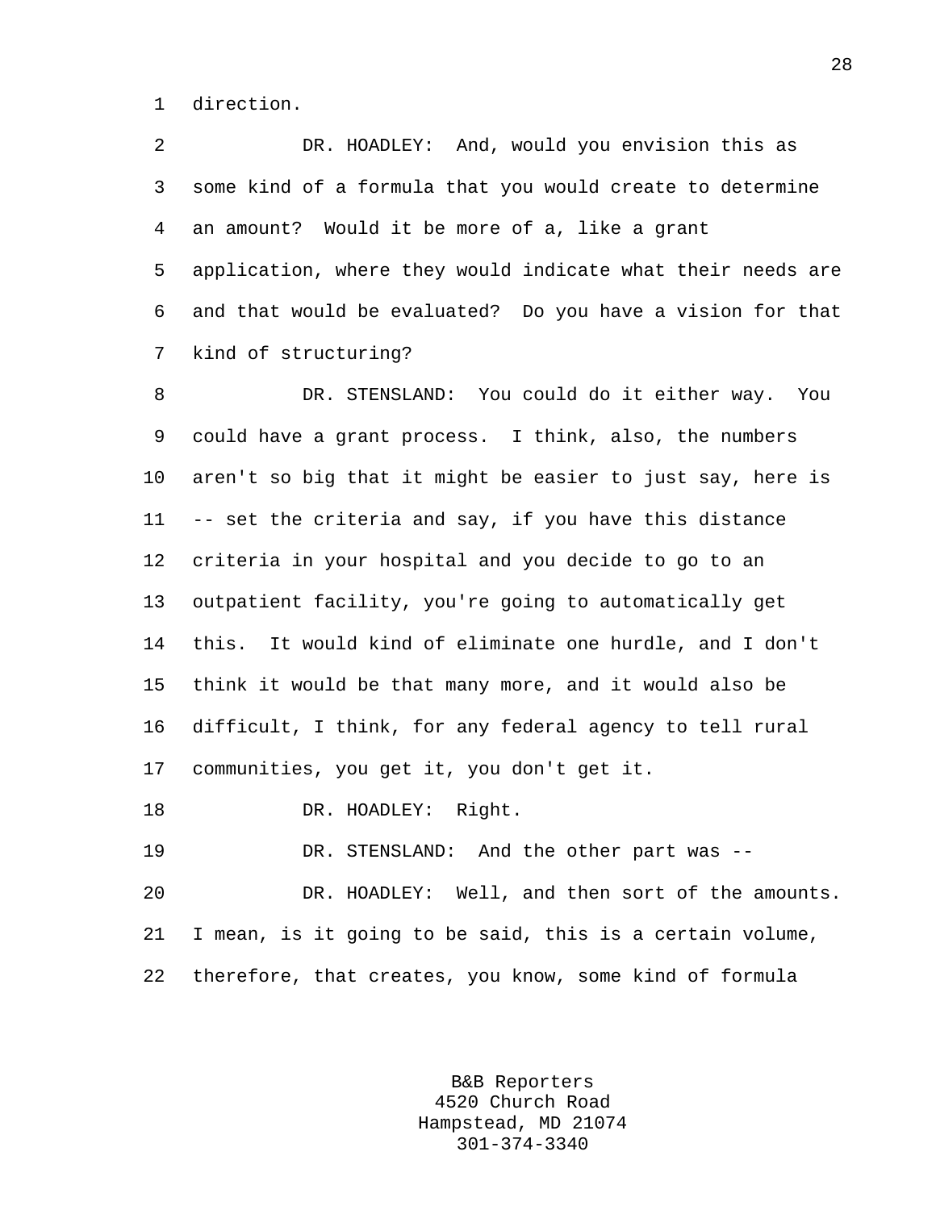direction.

DR. HOADLEY: And, would you envision this as some kind of a formula that you would create to determine an amount? Would it be more of a, like a grant application, where they would indicate what their needs are and that would be evaluated? Do you have a vision for that kind of structuring?

DR. STENSLAND: You could do it either way. You could have a grant process. I think, also, the numbers aren't so big that it might be easier to just say, here is -- set the criteria and say, if you have this distance criteria in your hospital and you decide to go to an outpatient facility, you're going to automatically get this. It would kind of eliminate one hurdle, and I don't think it would be that many more, and it would also be difficult, I think, for any federal agency to tell rural communities, you get it, you don't get it.

DR. HOADLEY: Right.

DR. STENSLAND: And the other part was --

DR. HOADLEY: Well, and then sort of the amounts. I mean, is it going to be said, this is a certain volume, therefore, that creates, you know, some kind of formula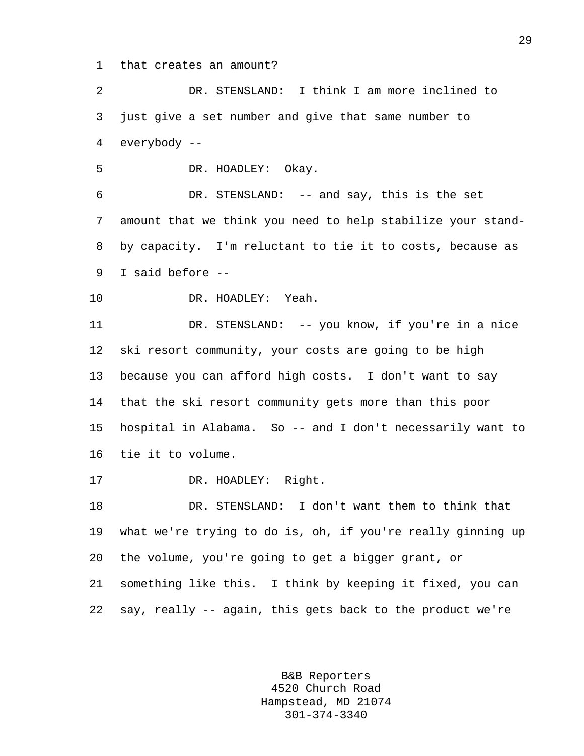that creates an amount?

DR. STENSLAND: I think I am more inclined to just give a set number and give that same number to everybody --

DR. HOADLEY: Okay.

DR. STENSLAND: -- and say, this is the set amount that we think you need to help stabilize your stand-by capacity. I'm reluctant to tie it to costs, because as I said before --

DR. HOADLEY: Yeah.

DR. STENSLAND: -- you know, if you're in a nice ski resort community, your costs are going to be high because you can afford high costs. I don't want to say that the ski resort community gets more than this poor hospital in Alabama. So -- and I don't necessarily want to tie it to volume.

DR. HOADLEY: Right.

DR. STENSLAND: I don't want them to think that what we're trying to do is, oh, if you're really ginning up the volume, you're going to get a bigger grant, or something like this. I think by keeping it fixed, you can say, really -- again, this gets back to the product we're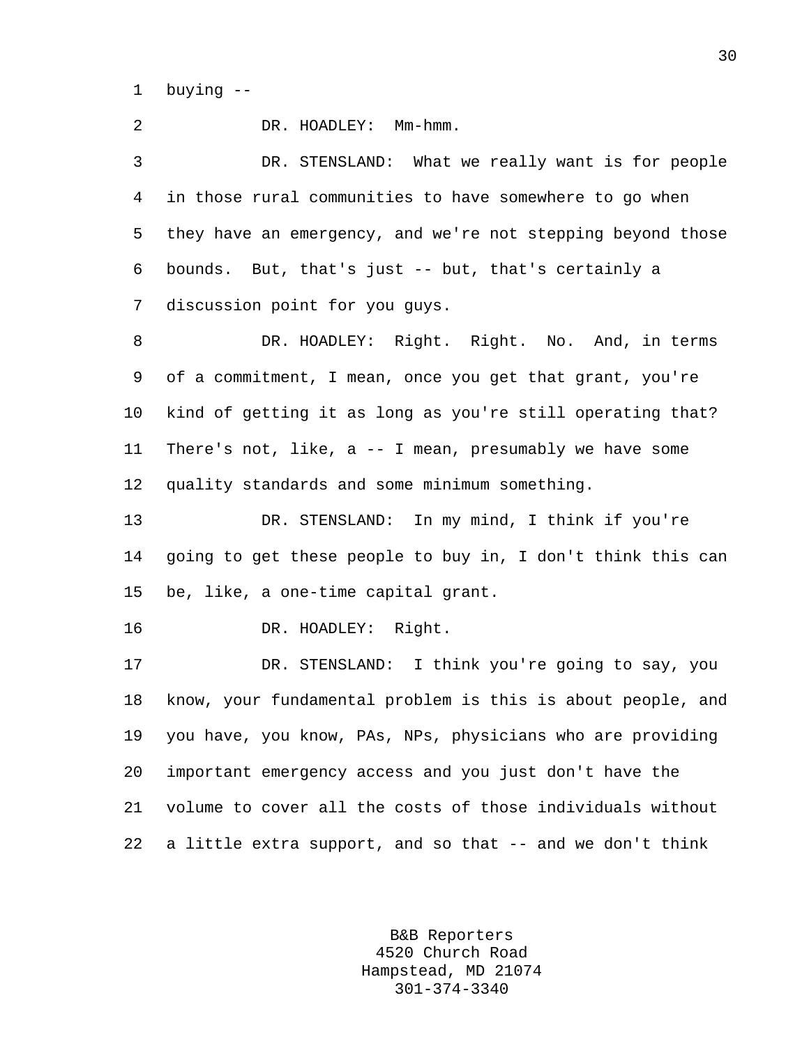buying --

DR. HOADLEY: Mm-hmm.

DR. STENSLAND: What we really want is for people in those rural communities to have somewhere to go when they have an emergency, and we're not stepping beyond those bounds. But, that's just -- but, that's certainly a discussion point for you guys.

DR. HOADLEY: Right. Right. No. And, in terms of a commitment, I mean, once you get that grant, you're kind of getting it as long as you're still operating that? There's not, like, a -- I mean, presumably we have some quality standards and some minimum something.

DR. STENSLAND: In my mind, I think if you're going to get these people to buy in, I don't think this can be, like, a one-time capital grant.

DR. HOADLEY: Right.

DR. STENSLAND: I think you're going to say, you know, your fundamental problem is this is about people, and you have, you know, PAs, NPs, physicians who are providing important emergency access and you just don't have the volume to cover all the costs of those individuals without a little extra support, and so that -- and we don't think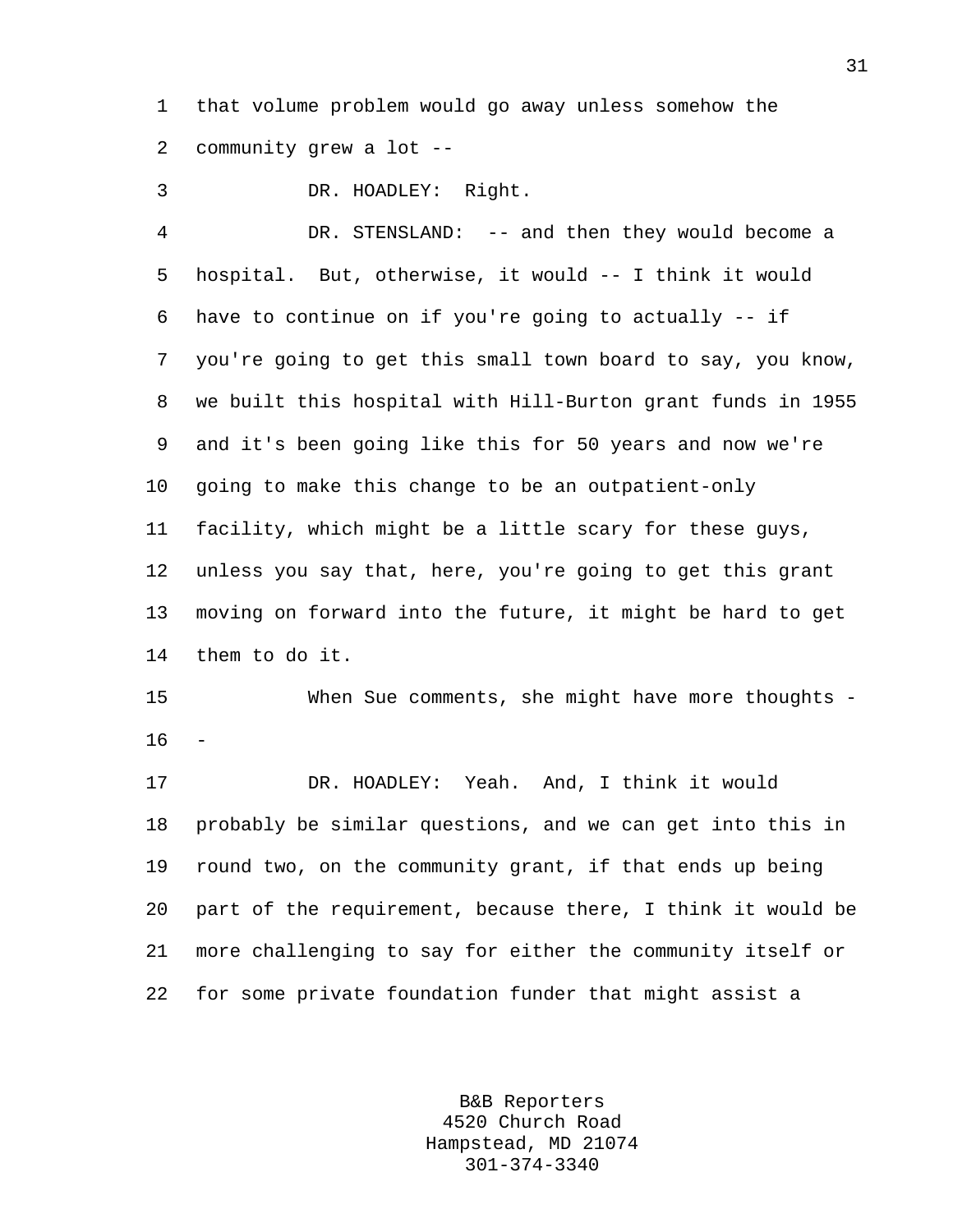that volume problem would go away unless somehow the community grew a lot --

DR. HOADLEY: Right.

DR. STENSLAND: -- and then they would become a hospital. But, otherwise, it would -- I think it would have to continue on if you're going to actually -- if you're going to get this small town board to say, you know, we built this hospital with Hill-Burton grant funds in 1955 and it's been going like this for 50 years and now we're going to make this change to be an outpatient-only facility, which might be a little scary for these guys, unless you say that, here, you're going to get this grant moving on forward into the future, it might be hard to get them to do it.

When Sue comments, she might have more thoughts --

DR. HOADLEY: Yeah. And, I think it would probably be similar questions, and we can get into this in round two, on the community grant, if that ends up being part of the requirement, because there, I think it would be more challenging to say for either the community itself or for some private foundation funder that might assist a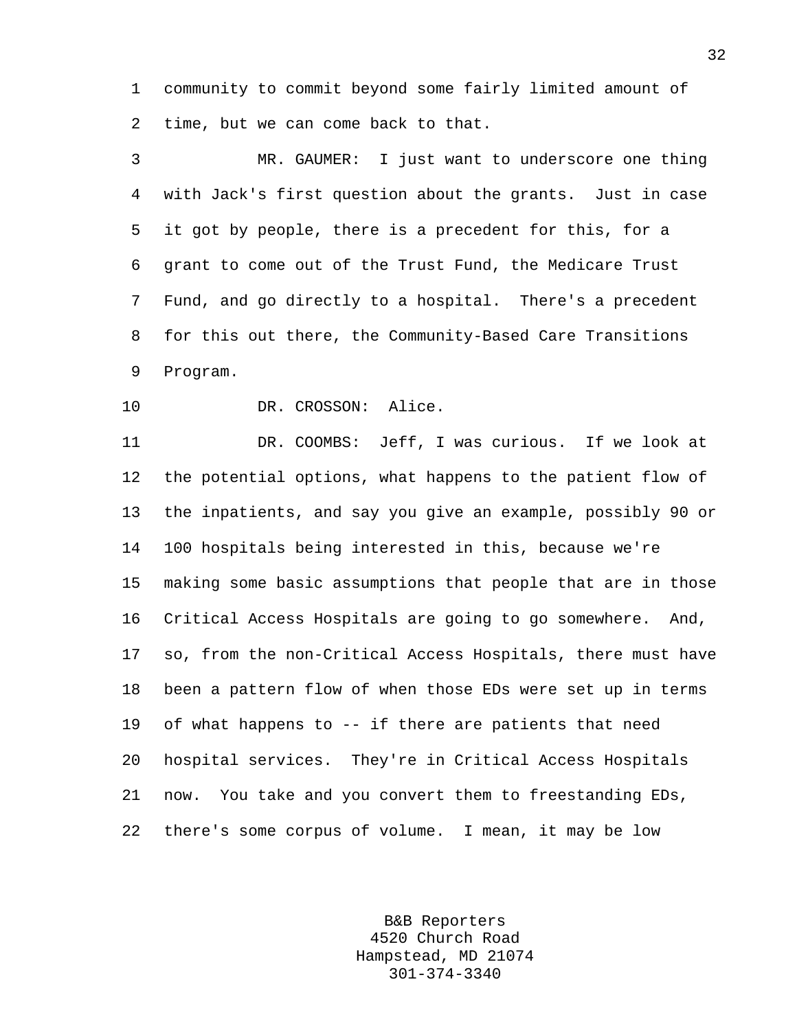community to commit beyond some fairly limited amount of time, but we can come back to that.

MR. GAUMER: I just want to underscore one thing with Jack's first question about the grants. Just in case it got by people, there is a precedent for this, for a grant to come out of the Trust Fund, the Medicare Trust Fund, and go directly to a hospital. There's a precedent for this out there, the Community-Based Care Transitions Program.

DR. CROSSON: Alice.

DR. COOMBS: Jeff, I was curious. If we look at the potential options, what happens to the patient flow of the inpatients, and say you give an example, possibly 90 or 100 hospitals being interested in this, because we're making some basic assumptions that people that are in those Critical Access Hospitals are going to go somewhere. And, so, from the non-Critical Access Hospitals, there must have been a pattern flow of when those EDs were set up in terms of what happens to -- if there are patients that need hospital services. They're in Critical Access Hospitals now. You take and you convert them to freestanding EDs, there's some corpus of volume. I mean, it may be low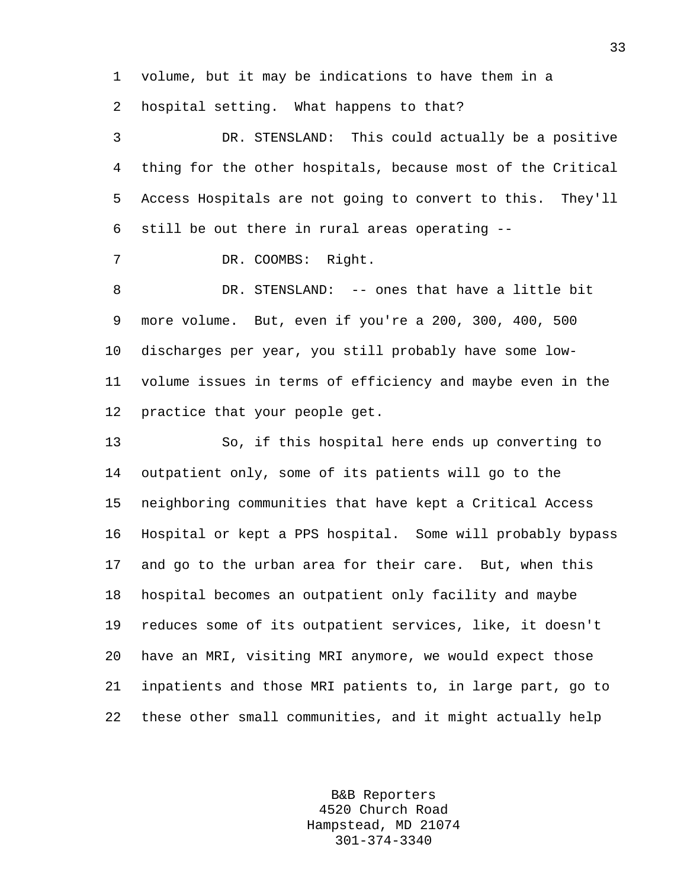volume, but it may be indications to have them in a hospital setting. What happens to that?

DR. STENSLAND: This could actually be a positive thing for the other hospitals, because most of the Critical Access Hospitals are not going to convert to this. They'll still be out there in rural areas operating --

DR. COOMBS: Right.

DR. STENSLAND: -- ones that have a little bit more volume. But, even if you're a 200, 300, 400, 500 discharges per year, you still probably have some low-volume issues in terms of efficiency and maybe even in the practice that your people get.

So, if this hospital here ends up converting to outpatient only, some of its patients will go to the neighboring communities that have kept a Critical Access Hospital or kept a PPS hospital. Some will probably bypass and go to the urban area for their care. But, when this hospital becomes an outpatient only facility and maybe reduces some of its outpatient services, like, it doesn't have an MRI, visiting MRI anymore, we would expect those inpatients and those MRI patients to, in large part, go to these other small communities, and it might actually help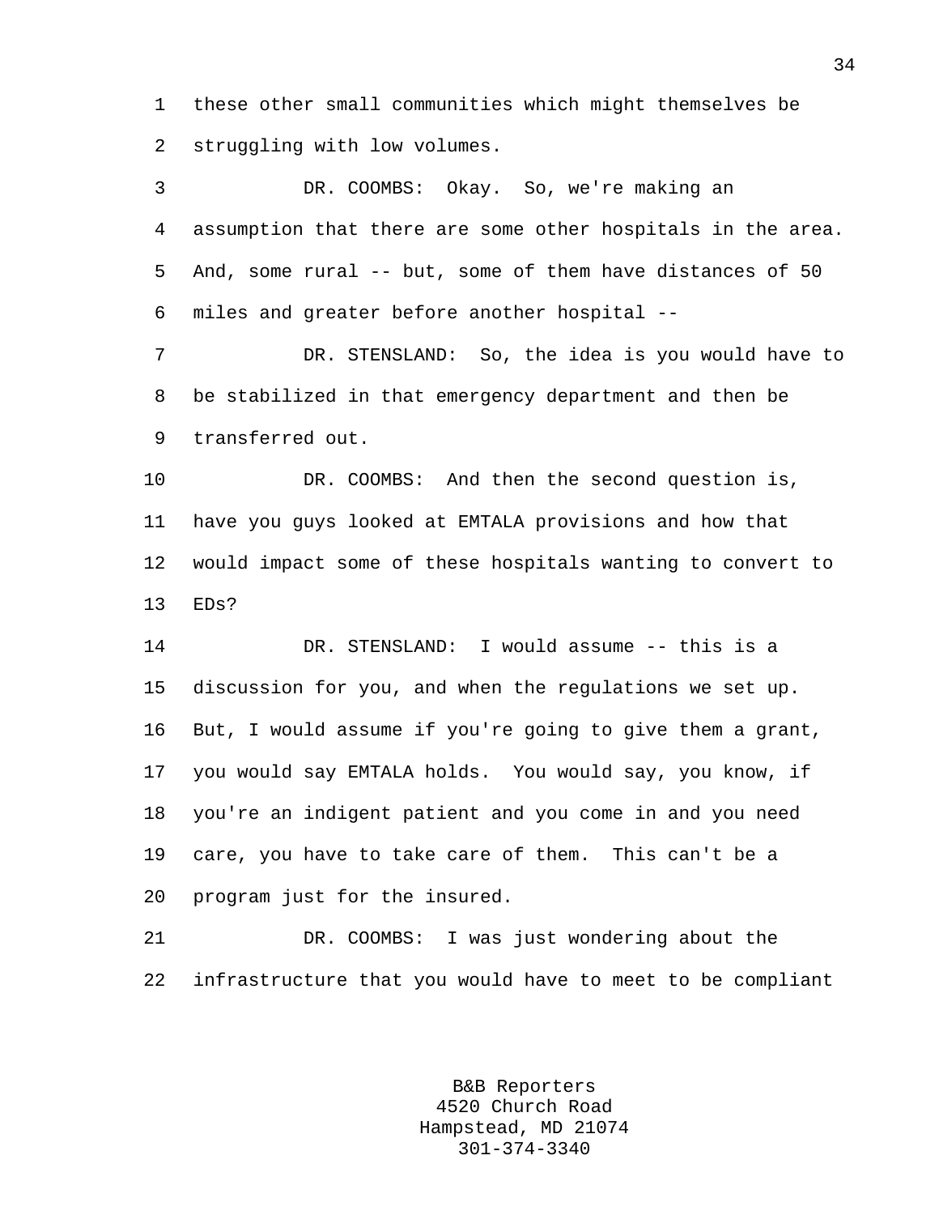these other small communities which might themselves be struggling with low volumes.

DR. COOMBS: Okay. So, we're making an assumption that there are some other hospitals in the area. And, some rural -- but, some of them have distances of 50 miles and greater before another hospital --

DR. STENSLAND: So, the idea is you would have to be stabilized in that emergency department and then be transferred out.

DR. COOMBS: And then the second question is, have you guys looked at EMTALA provisions and how that would impact some of these hospitals wanting to convert to EDs?

DR. STENSLAND: I would assume -- this is a discussion for you, and when the regulations we set up. But, I would assume if you're going to give them a grant, you would say EMTALA holds. You would say, you know, if you're an indigent patient and you come in and you need care, you have to take care of them. This can't be a program just for the insured.

DR. COOMBS: I was just wondering about the infrastructure that you would have to meet to be compliant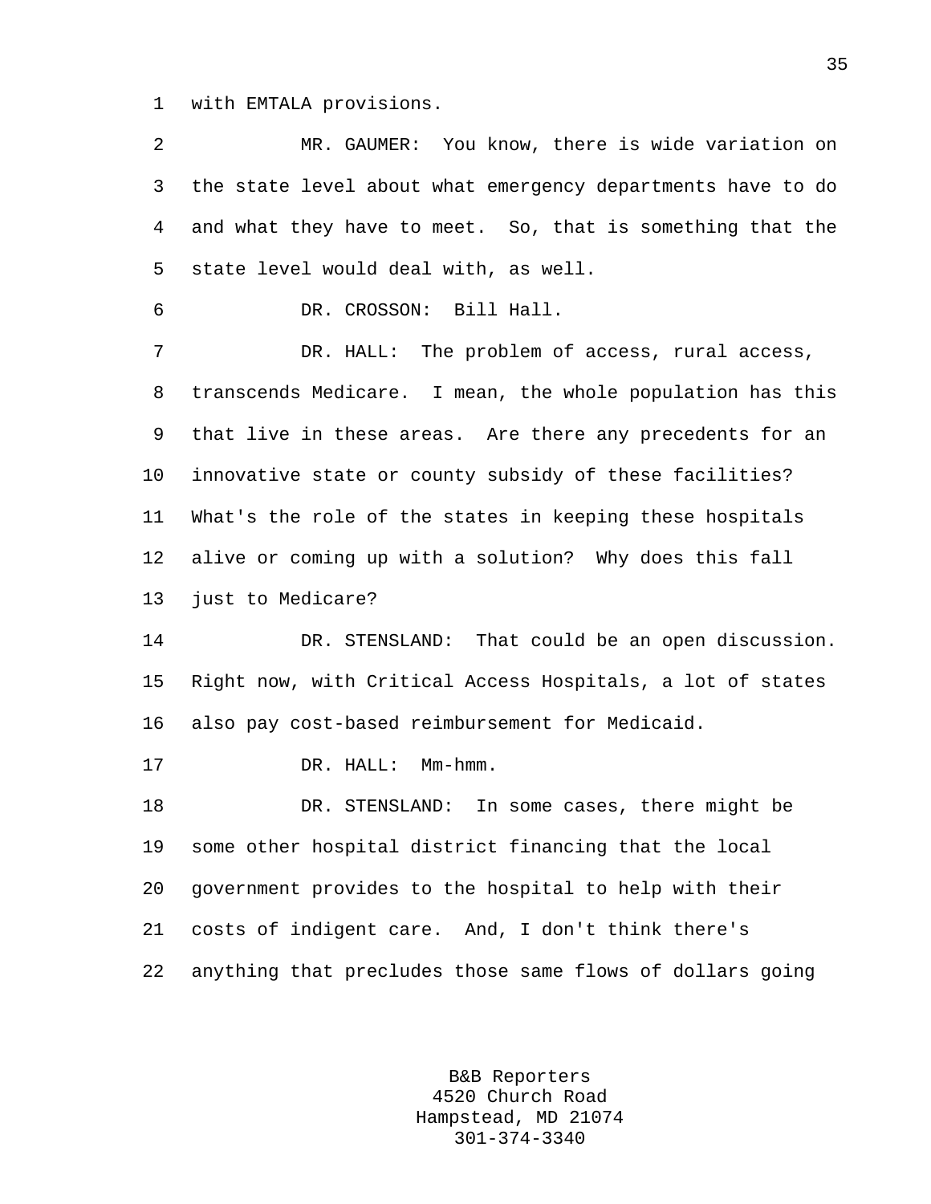with EMTALA provisions.

MR. GAUMER: You know, there is wide variation on the state level about what emergency departments have to do and what they have to meet. So, that is something that the state level would deal with, as well.

DR. CROSSON: Bill Hall.

DR. HALL: The problem of access, rural access, transcends Medicare. I mean, the whole population has this that live in these areas. Are there any precedents for an innovative state or county subsidy of these facilities? What's the role of the states in keeping these hospitals alive or coming up with a solution? Why does this fall just to Medicare?

DR. STENSLAND: That could be an open discussion. Right now, with Critical Access Hospitals, a lot of states also pay cost-based reimbursement for Medicaid.

DR. HALL: Mm-hmm.

DR. STENSLAND: In some cases, there might be some other hospital district financing that the local government provides to the hospital to help with their costs of indigent care. And, I don't think there's anything that precludes those same flows of dollars going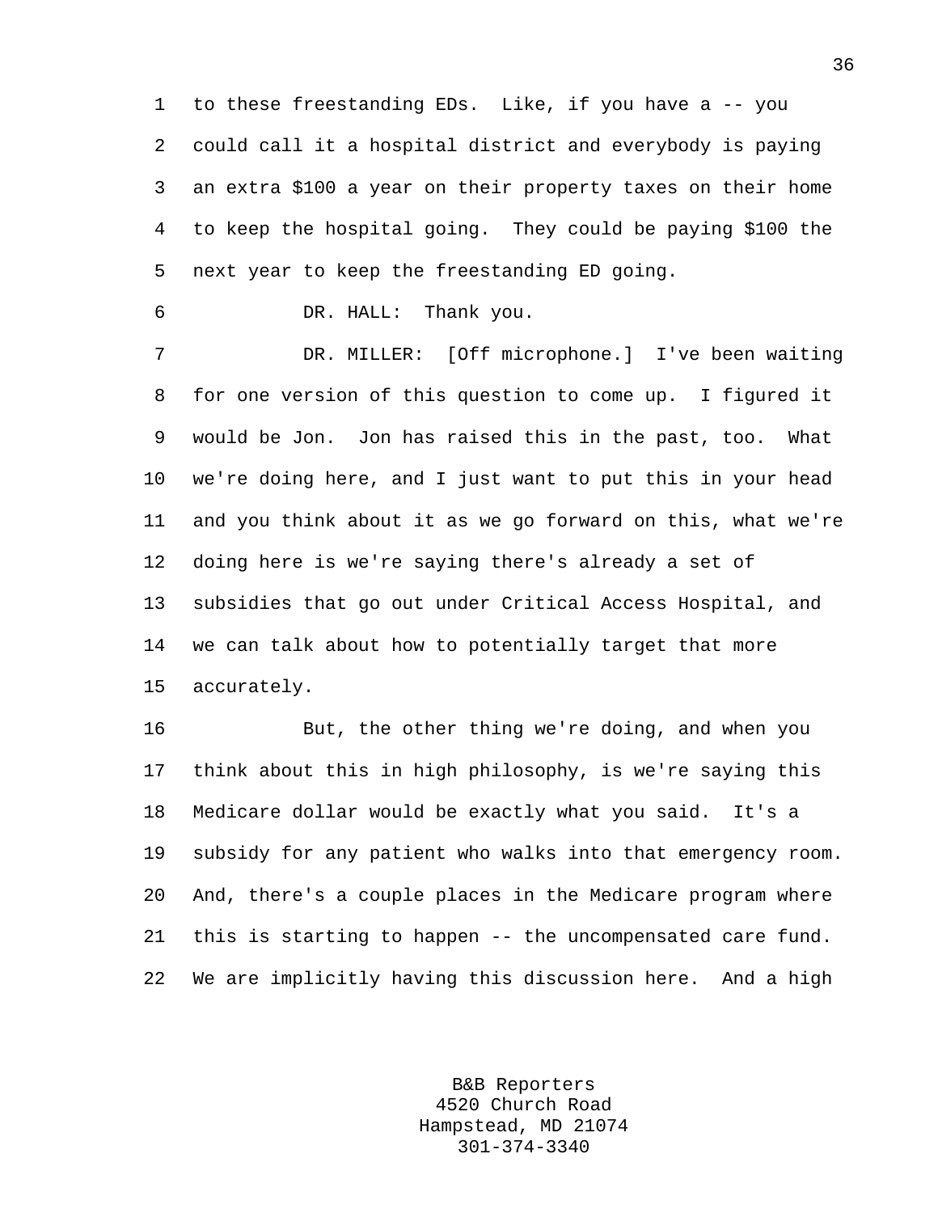to these freestanding EDs. Like, if you have a -- you could call it a hospital district and everybody is paying an extra $100 a year on their property taxes on their home to keep the hospital going. They could be paying $100 the next year to keep the freestanding ED going.

DR. HALL: Thank you.

DR. MILLER: [Off microphone.] I've been waiting for one version of this question to come up. I figured it would be Jon. Jon has raised this in the past, too. What we're doing here, and I just want to put this in your head and you think about it as we go forward on this, what we're doing here is we're saying there's already a set of subsidies that go out under Critical Access Hospital, and we can talk about how to potentially target that more accurately.

But, the other thing we're doing, and when you think about this in high philosophy, is we're saying this Medicare dollar would be exactly what you said. It's a subsidy for any patient who walks into that emergency room. And, there's a couple places in the Medicare program where this is starting to happen -- the uncompensated care fund. We are implicitly having this discussion here. And a high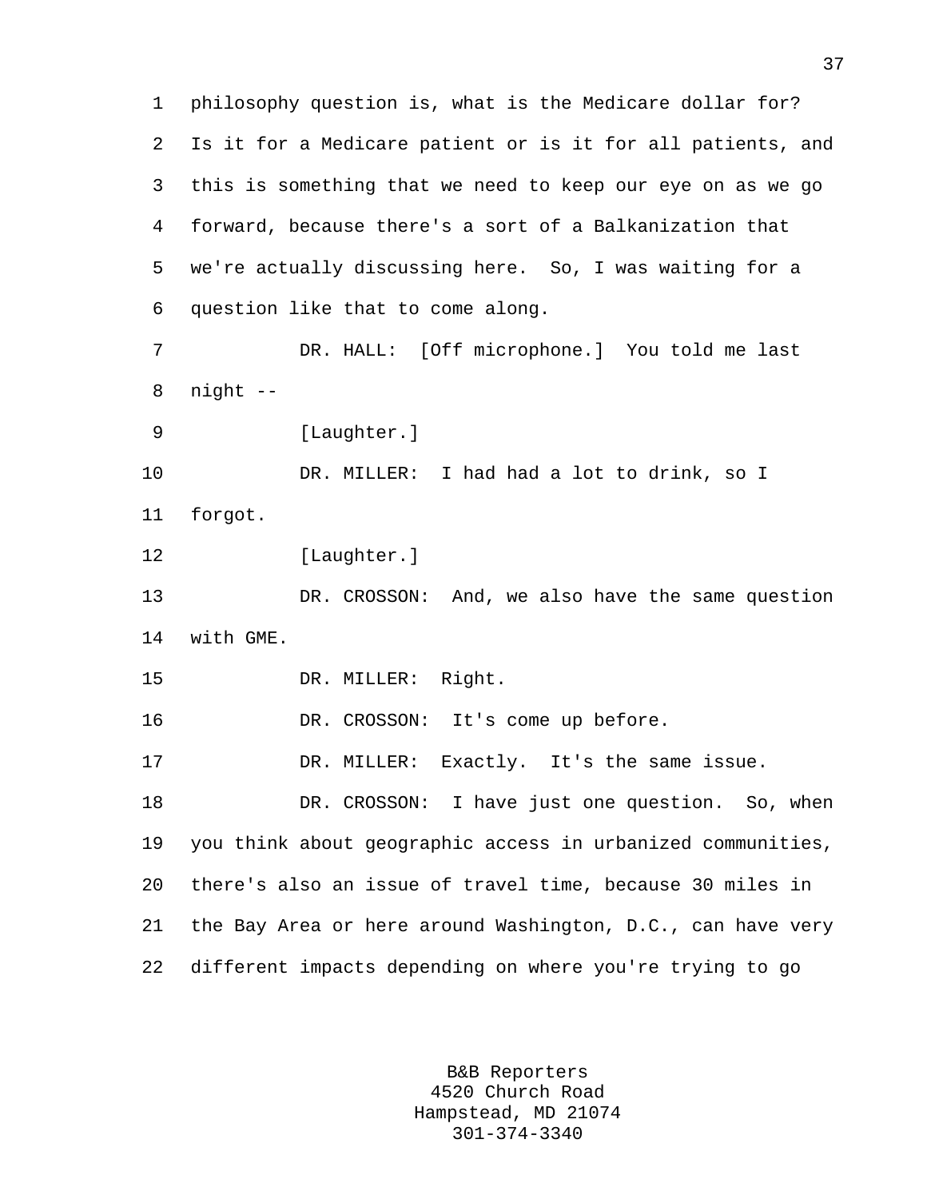philosophy question is, what is the Medicare dollar for? Is it for a Medicare patient or is it for all patients, and this is something that we need to keep our eye on as we go forward, because there's a sort of a Balkanization that we're actually discussing here. So, I was waiting for a question like that to come along.

DR. HALL: [Off microphone.] You told me last night --

[Laughter.]

DR. MILLER: I had had a lot to drink, so I forgot.

[Laughter.]

DR. CROSSON: And, we also have the same question with GME.

DR. MILLER: Right.

DR. CROSSON: It's come up before.

DR. MILLER: Exactly. It's the same issue.

DR. CROSSON: I have just one question. So, when you think about geographic access in urbanized communities, there's also an issue of travel time, because 30 miles in the Bay Area or here around Washington, D.C., can have very different impacts depending on where you're trying to go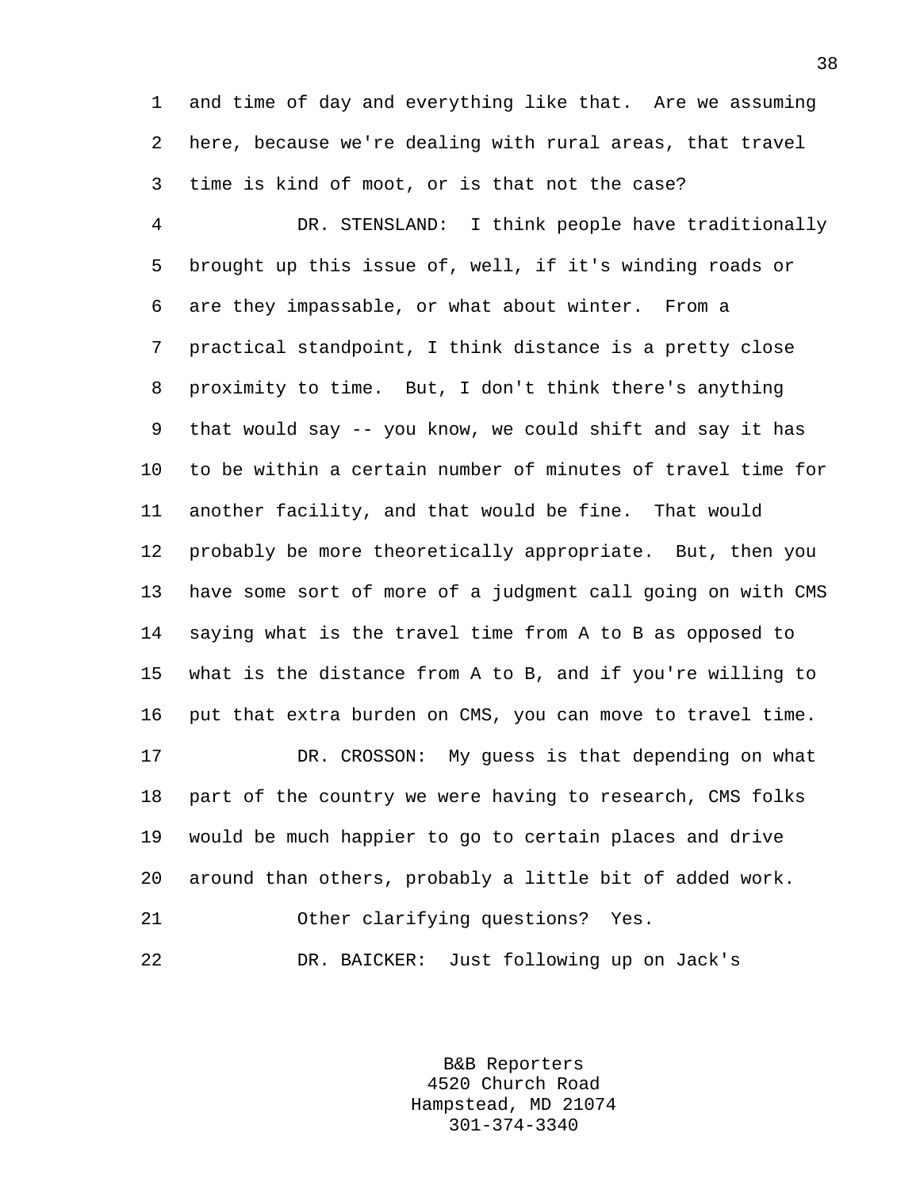and time of day and everything like that. Are we assuming here, because we're dealing with rural areas, that travel time is kind of moot, or is that not the case?

DR. STENSLAND: I think people have traditionally brought up this issue of, well, if it's winding roads or are they impassable, or what about winter. From a practical standpoint, I think distance is a pretty close proximity to time. But, I don't think there's anything that would say -- you know, we could shift and say it has to be within a certain number of minutes of travel time for another facility, and that would be fine. That would probably be more theoretically appropriate. But, then you have some sort of more of a judgment call going on with CMS saying what is the travel time from A to B as opposed to what is the distance from A to B, and if you're willing to put that extra burden on CMS, you can move to travel time.

DR. CROSSON: My guess is that depending on what part of the country we were having to research, CMS folks would be much happier to go to certain places and drive around than others, probably a little bit of added work.

Other clarifying questions? Yes.

DR. BAICKER: Just following up on Jack's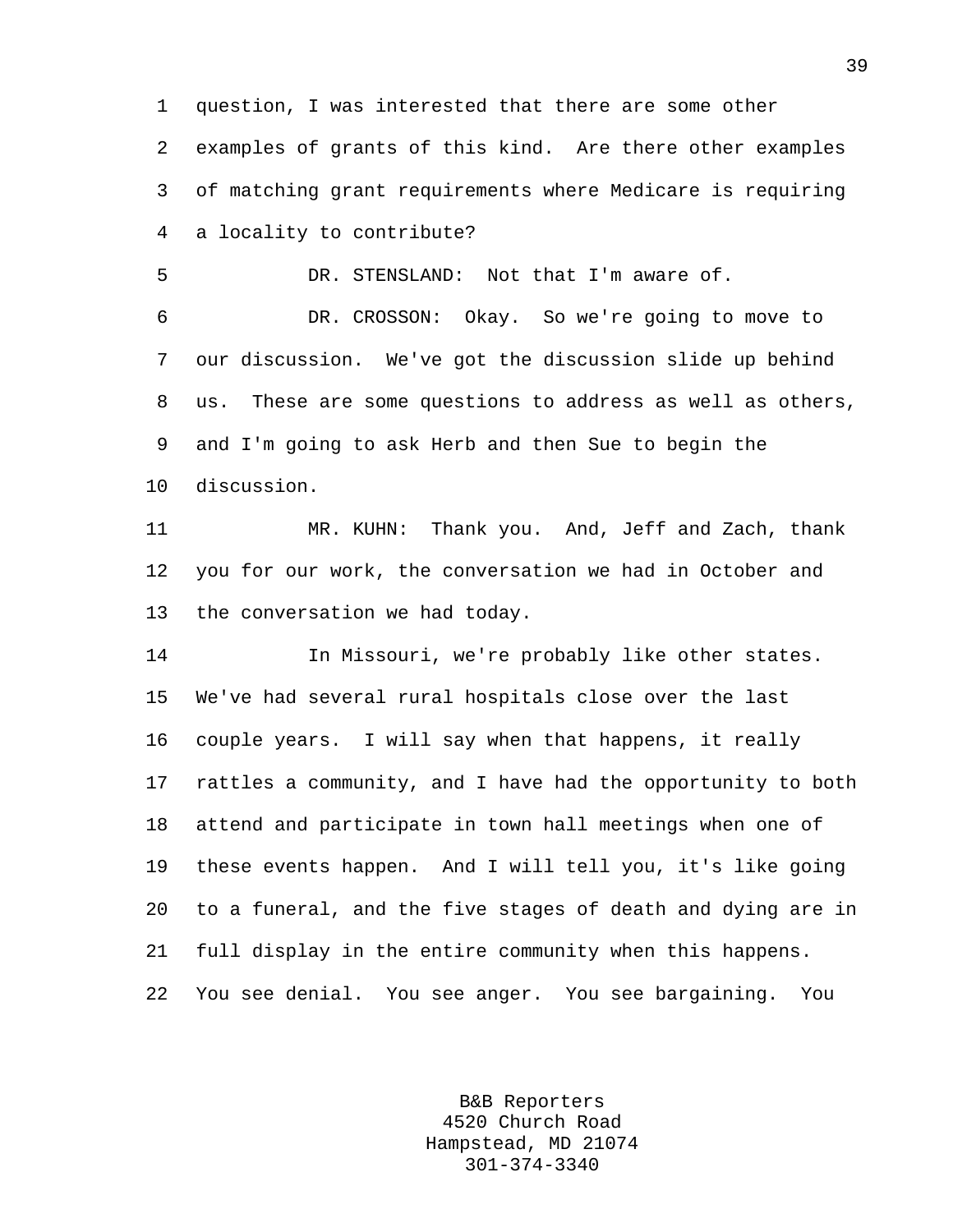question, I was interested that there are some other examples of grants of this kind. Are there other examples of matching grant requirements where Medicare is requiring a locality to contribute?

DR. STENSLAND: Not that I'm aware of.

DR. CROSSON: Okay. So we're going to move to our discussion. We've got the discussion slide up behind us. These are some questions to address as well as others, and I'm going to ask Herb and then Sue to begin the discussion.

MR. KUHN: Thank you. And, Jeff and Zach, thank you for our work, the conversation we had in October and the conversation we had today.

In Missouri, we're probably like other states. We've had several rural hospitals close over the last couple years. I will say when that happens, it really rattles a community, and I have had the opportunity to both attend and participate in town hall meetings when one of these events happen. And I will tell you, it's like going to a funeral, and the five stages of death and dying are in full display in the entire community when this happens. You see denial. You see anger. You see bargaining. You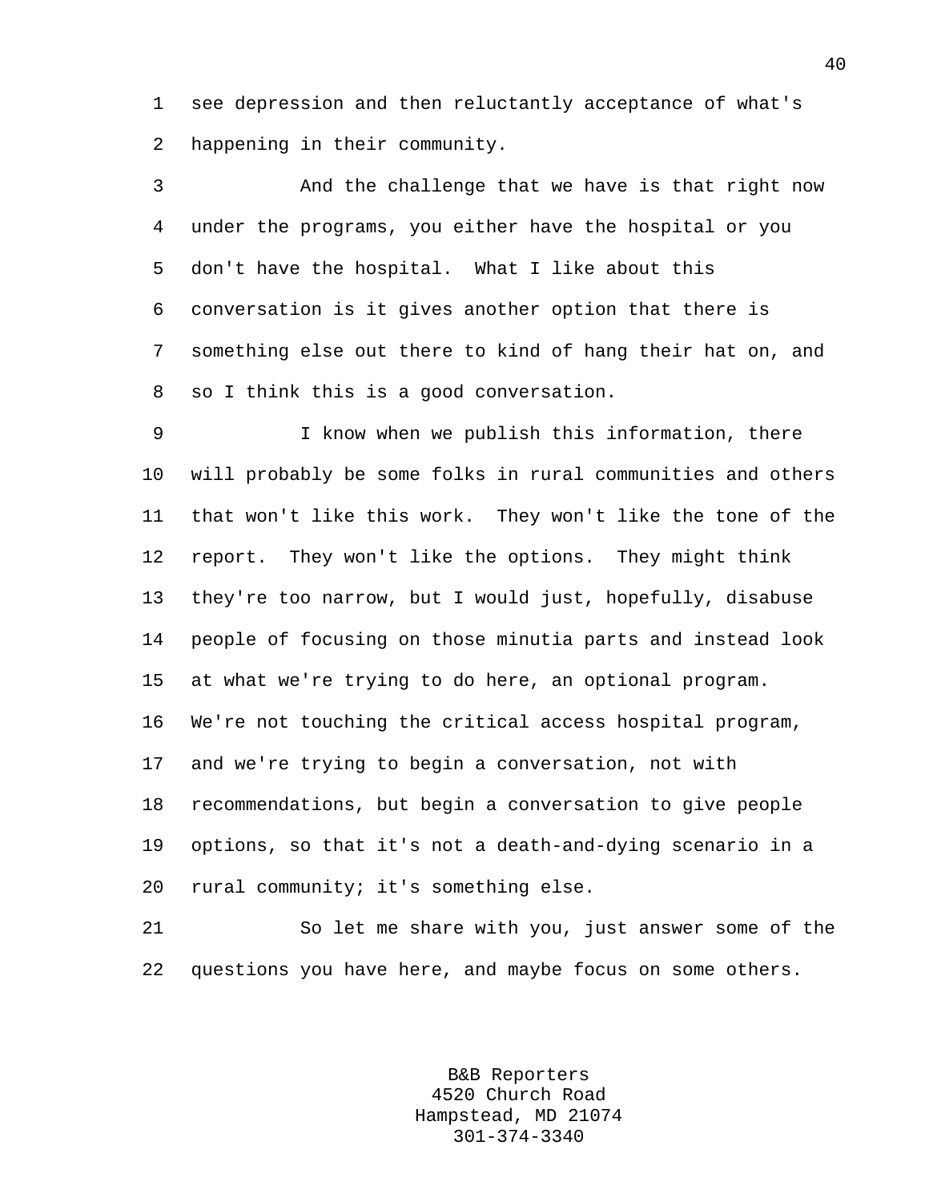see depression and then reluctantly acceptance of what's happening in their community.

And the challenge that we have is that right now under the programs, you either have the hospital or you don't have the hospital. What I like about this conversation is it gives another option that there is something else out there to kind of hang their hat on, and so I think this is a good conversation.

I know when we publish this information, there will probably be some folks in rural communities and others that won't like this work. They won't like the tone of the report. They won't like the options. They might think they're too narrow, but I would just, hopefully, disabuse people of focusing on those minutia parts and instead look at what we're trying to do here, an optional program. We're not touching the critical access hospital program, and we're trying to begin a conversation, not with recommendations, but begin a conversation to give people options, so that it's not a death-and-dying scenario in a rural community; it's something else.

So let me share with you, just answer some of the questions you have here, and maybe focus on some others.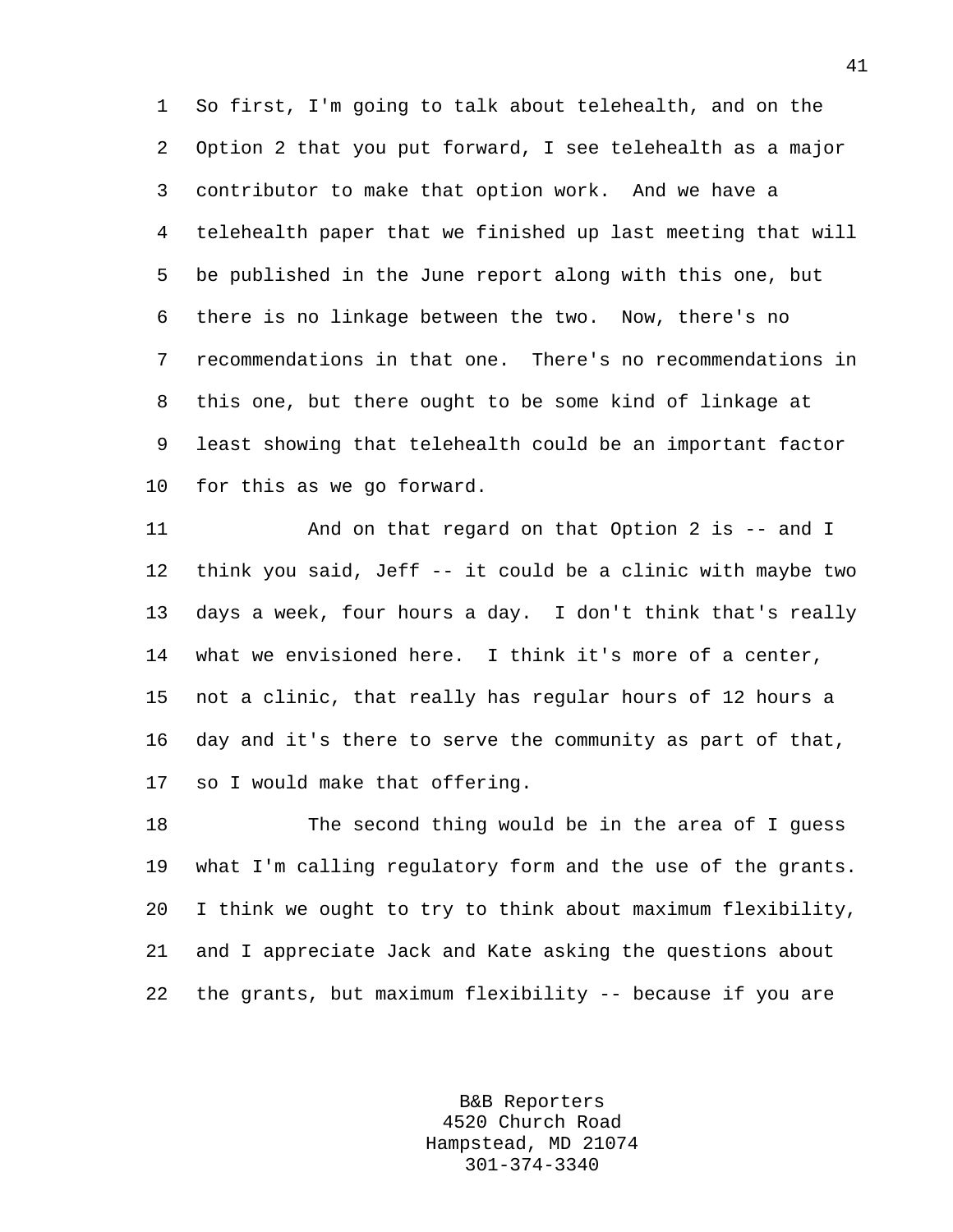So first, I'm going to talk about telehealth, and on the Option 2 that you put forward, I see telehealth as a major contributor to make that option work. And we have a telehealth paper that we finished up last meeting that will be published in the June report along with this one, but there is no linkage between the two. Now, there's no recommendations in that one. There's no recommendations in this one, but there ought to be some kind of linkage at least showing that telehealth could be an important factor for this as we go forward.

And on that regard on that Option 2 is -- and I think you said, Jeff -- it could be a clinic with maybe two days a week, four hours a day. I don't think that's really what we envisioned here. I think it's more of a center, not a clinic, that really has regular hours of 12 hours a day and it's there to serve the community as part of that, so I would make that offering.

The second thing would be in the area of I guess what I'm calling regulatory form and the use of the grants. I think we ought to try to think about maximum flexibility, and I appreciate Jack and Kate asking the questions about the grants, but maximum flexibility -- because if you are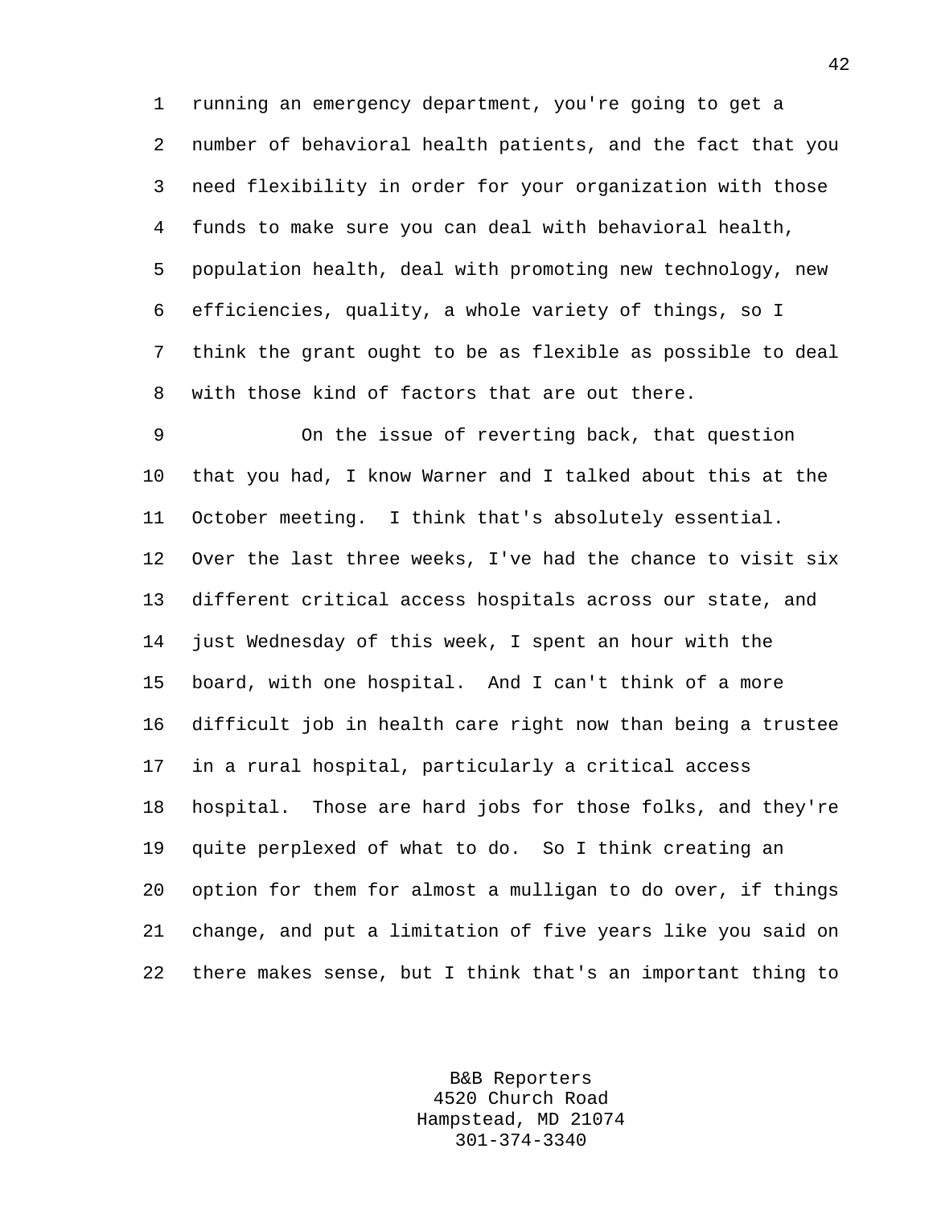running an emergency department, you're going to get a number of behavioral health patients, and the fact that you need flexibility in order for your organization with those funds to make sure you can deal with behavioral health, population health, deal with promoting new technology, new efficiencies, quality, a whole variety of things, so I think the grant ought to be as flexible as possible to deal with those kind of factors that are out there.

On the issue of reverting back, that question that you had, I know Warner and I talked about this at the October meeting. I think that's absolutely essential. Over the last three weeks, I've had the chance to visit six different critical access hospitals across our state, and just Wednesday of this week, I spent an hour with the board, with one hospital. And I can't think of a more difficult job in health care right now than being a trustee in a rural hospital, particularly a critical access hospital. Those are hard jobs for those folks, and they're quite perplexed of what to do. So I think creating an option for them for almost a mulligan to do over, if things change, and put a limitation of five years like you said on there makes sense, but I think that's an important thing to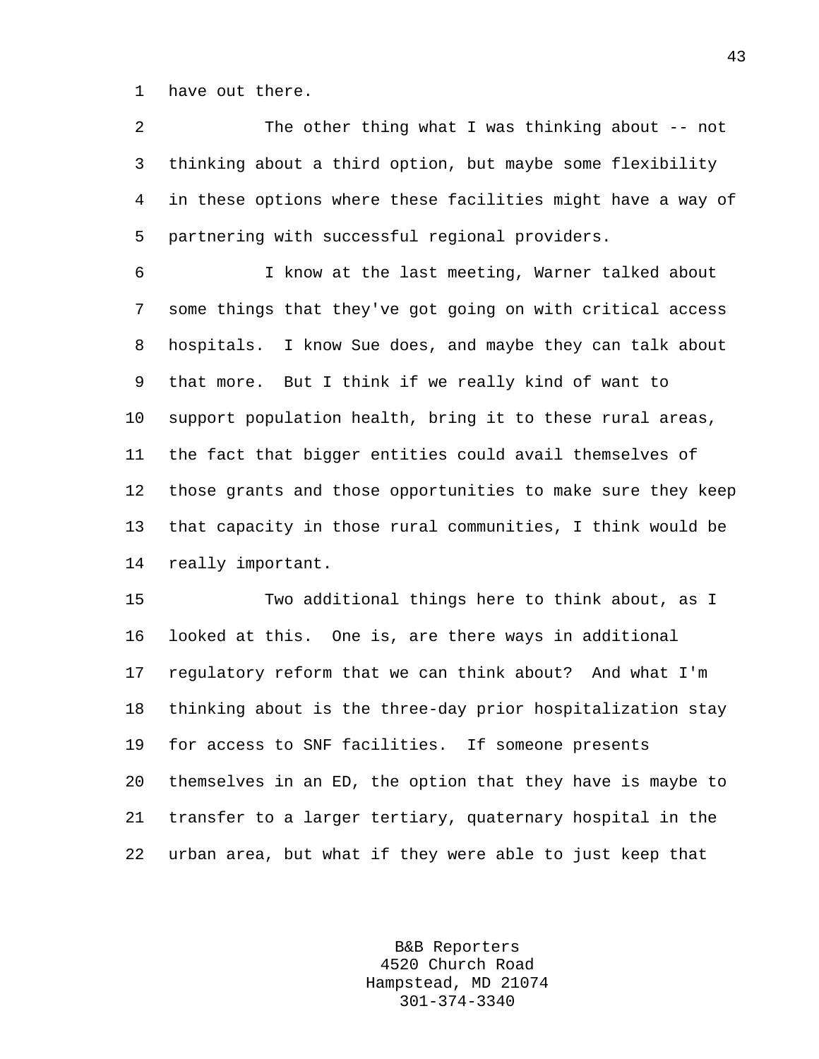have out there.

The other thing what I was thinking about -- not thinking about a third option, but maybe some flexibility in these options where these facilities might have a way of partnering with successful regional providers.

I know at the last meeting, Warner talked about some things that they've got going on with critical access hospitals. I know Sue does, and maybe they can talk about that more. But I think if we really kind of want to support population health, bring it to these rural areas, the fact that bigger entities could avail themselves of those grants and those opportunities to make sure they keep that capacity in those rural communities, I think would be really important.

Two additional things here to think about, as I looked at this. One is, are there ways in additional regulatory reform that we can think about? And what I'm thinking about is the three-day prior hospitalization stay for access to SNF facilities. If someone presents themselves in an ED, the option that they have is maybe to transfer to a larger tertiary, quaternary hospital in the urban area, but what if they were able to just keep that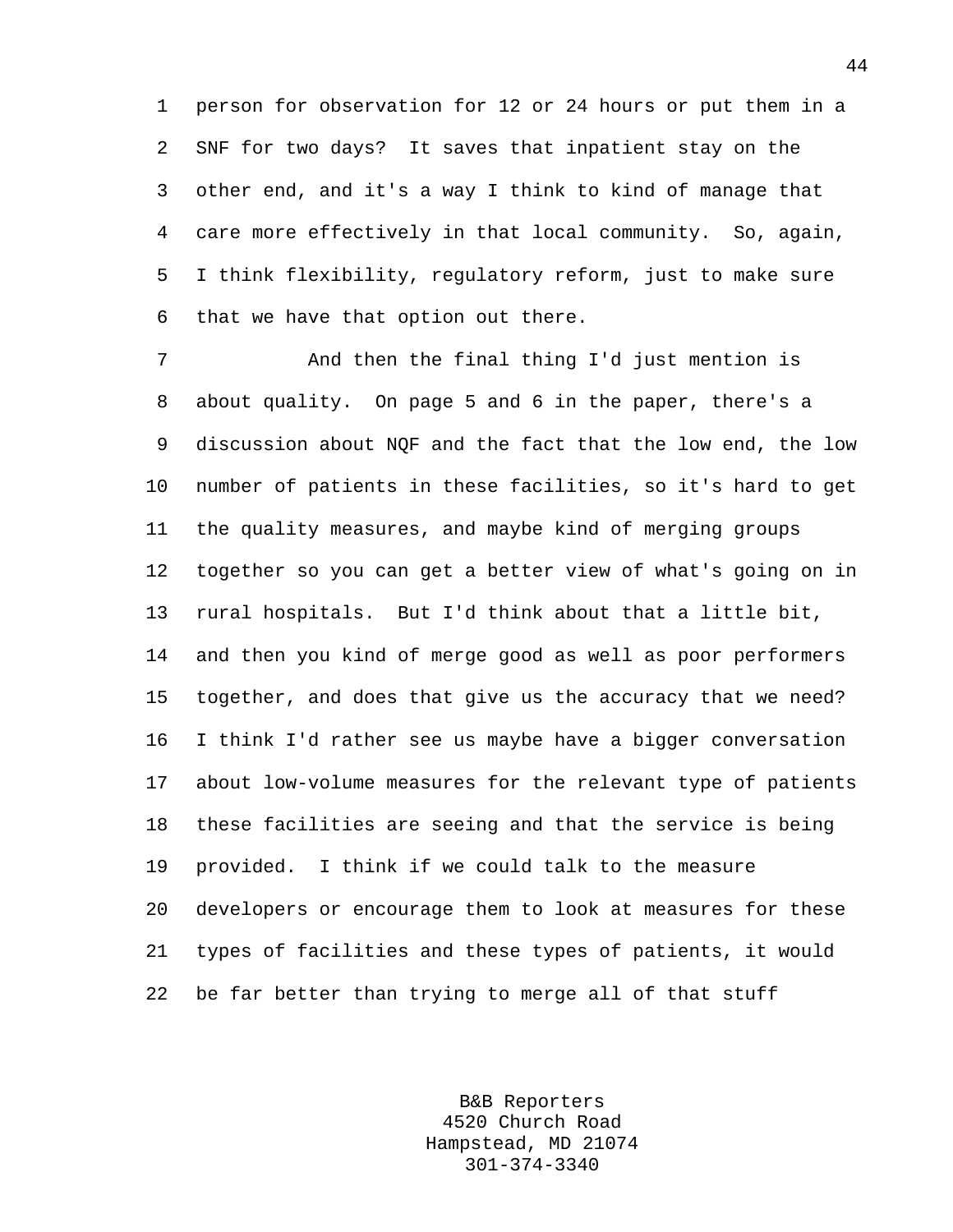person for observation for 12 or 24 hours or put them in a SNF for two days? It saves that inpatient stay on the other end, and it's a way I think to kind of manage that care more effectively in that local community. So, again, I think flexibility, regulatory reform, just to make sure that we have that option out there.

And then the final thing I'd just mention is about quality. On page 5 and 6 in the paper, there's a discussion about NQF and the fact that the low end, the low number of patients in these facilities, so it's hard to get the quality measures, and maybe kind of merging groups together so you can get a better view of what's going on in rural hospitals. But I'd think about that a little bit, and then you kind of merge good as well as poor performers together, and does that give us the accuracy that we need? I think I'd rather see us maybe have a bigger conversation about low-volume measures for the relevant type of patients these facilities are seeing and that the service is being provided. I think if we could talk to the measure developers or encourage them to look at measures for these types of facilities and these types of patients, it would be far better than trying to merge all of that stuff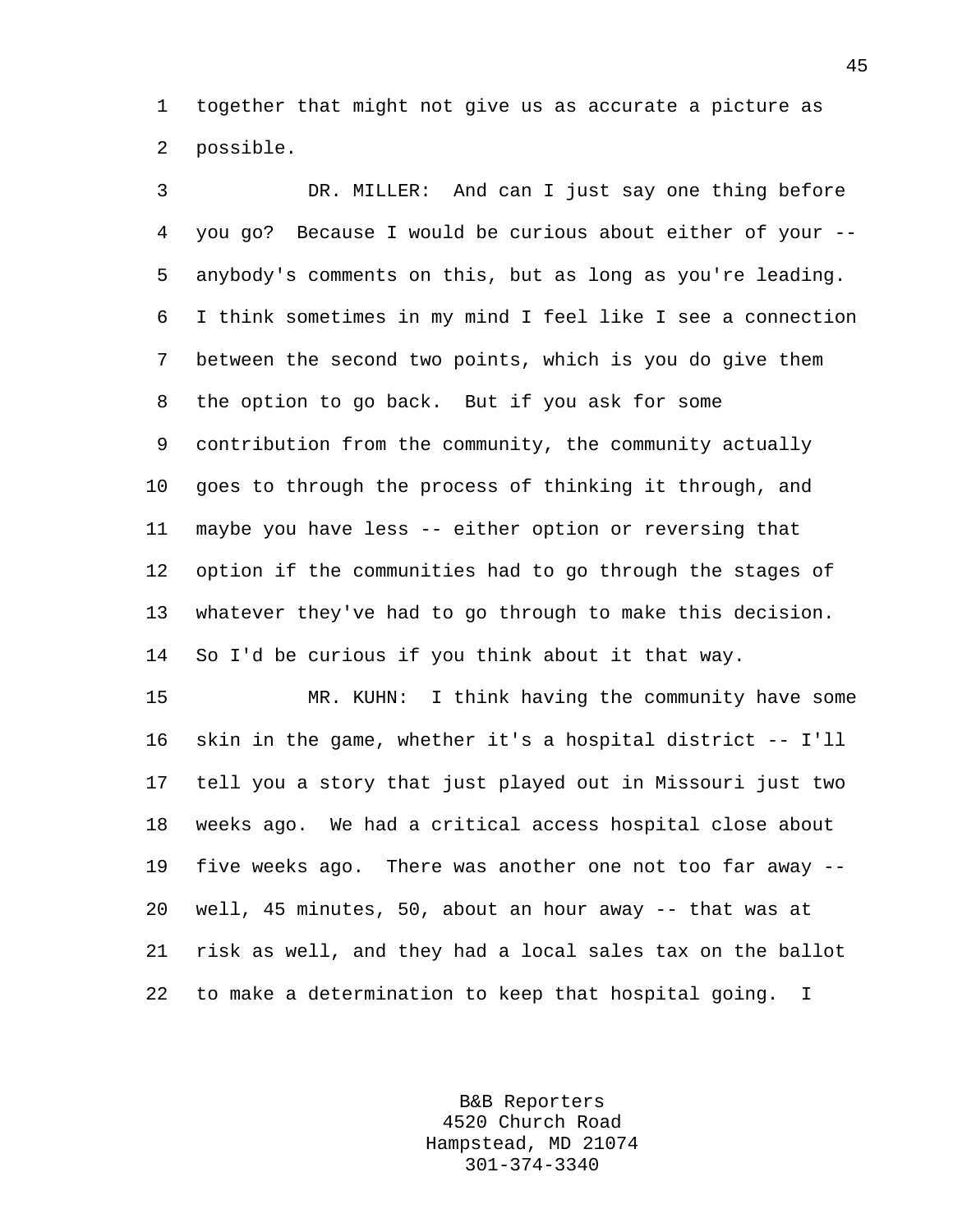together that might not give us as accurate a picture as possible.

DR. MILLER: And can I just say one thing before you go? Because I would be curious about either of your -- anybody's comments on this, but as long as you're leading. I think sometimes in my mind I feel like I see a connection between the second two points, which is you do give them the option to go back. But if you ask for some contribution from the community, the community actually goes to through the process of thinking it through, and maybe you have less -- either option or reversing that option if the communities had to go through the stages of whatever they've had to go through to make this decision. So I'd be curious if you think about it that way.

MR. KUHN: I think having the community have some skin in the game, whether it's a hospital district -- I'll tell you a story that just played out in Missouri just two weeks ago. We had a critical access hospital close about five weeks ago. There was another one not too far away -- well, 45 minutes, 50, about an hour away -- that was at risk as well, and they had a local sales tax on the ballot to make a determination to keep that hospital going. I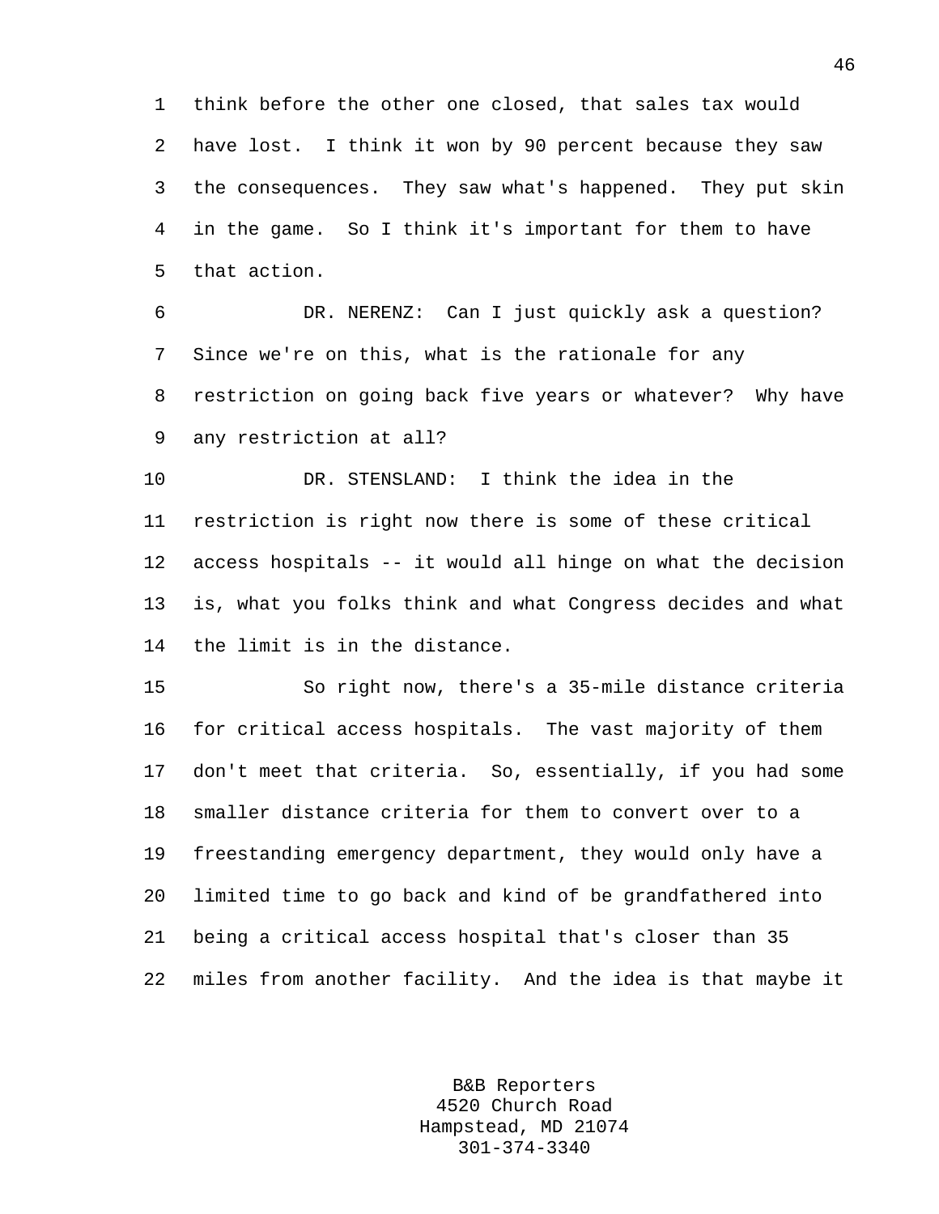think before the other one closed, that sales tax would have lost. I think it won by 90 percent because they saw the consequences. They saw what's happened. They put skin in the game. So I think it's important for them to have that action.

DR. NERENZ: Can I just quickly ask a question? Since we're on this, what is the rationale for any restriction on going back five years or whatever? Why have any restriction at all?

DR. STENSLAND: I think the idea in the restriction is right now there is some of these critical access hospitals -- it would all hinge on what the decision is, what you folks think and what Congress decides and what the limit is in the distance.

So right now, there's a 35-mile distance criteria for critical access hospitals. The vast majority of them don't meet that criteria. So, essentially, if you had some smaller distance criteria for them to convert over to a freestanding emergency department, they would only have a limited time to go back and kind of be grandfathered into being a critical access hospital that's closer than 35 miles from another facility. And the idea is that maybe it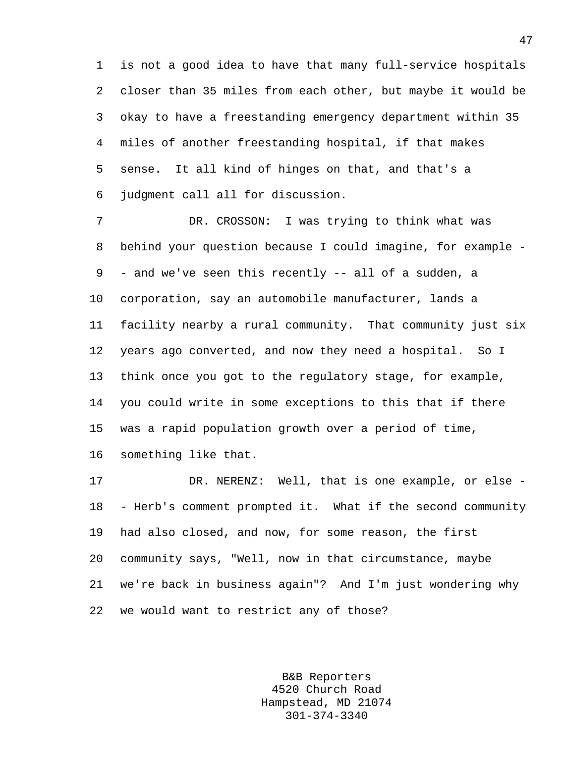is not a good idea to have that many full-service hospitals closer than 35 miles from each other, but maybe it would be okay to have a freestanding emergency department within 35 miles of another freestanding hospital, if that makes sense. It all kind of hinges on that, and that's a judgment call all for discussion.

DR. CROSSON: I was trying to think what was behind your question because I could imagine, for example -- and we've seen this recently -- all of a sudden, a corporation, say an automobile manufacturer, lands a facility nearby a rural community. That community just six years ago converted, and now they need a hospital. So I think once you got to the regulatory stage, for example, you could write in some exceptions to this that if there was a rapid population growth over a period of time, something like that.

DR. NERENZ: Well, that is one example, or else -- Herb's comment prompted it. What if the second community had also closed, and now, for some reason, the first community says, "Well, now in that circumstance, maybe we're back in business again"? And I'm just wondering why we would want to restrict any of those?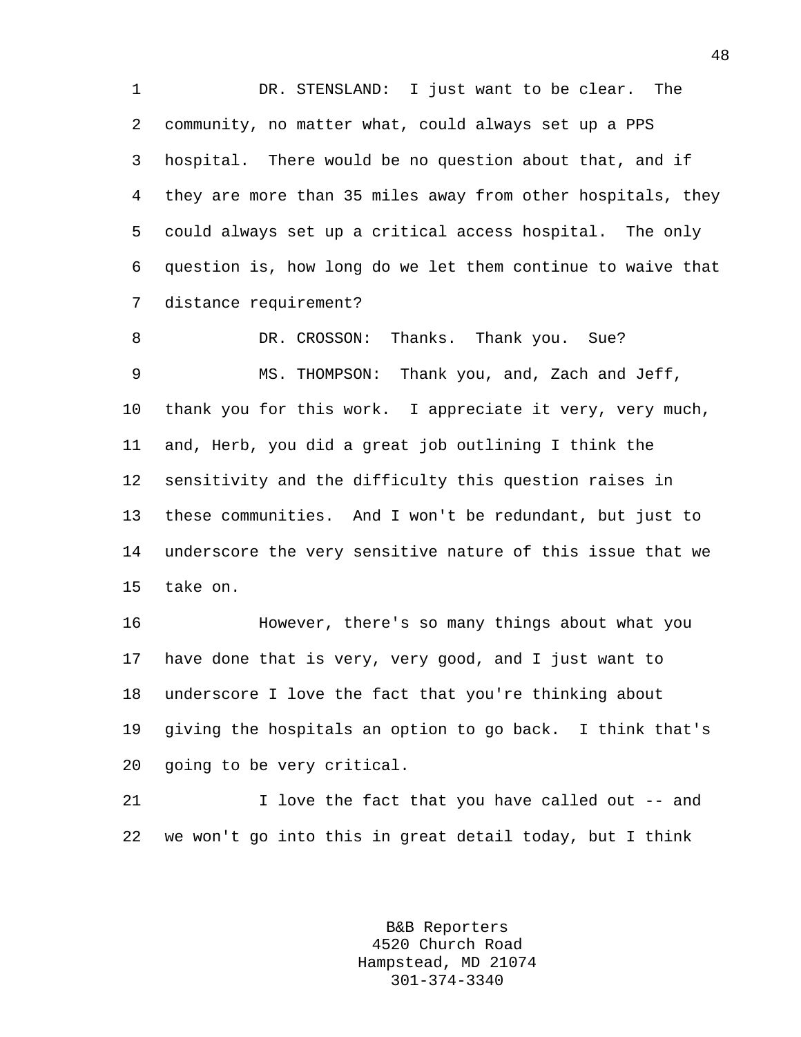DR. STENSLAND: I just want to be clear. The community, no matter what, could always set up a PPS hospital. There would be no question about that, and if they are more than 35 miles away from other hospitals, they could always set up a critical access hospital. The only question is, how long do we let them continue to waive that distance requirement?

DR. CROSSON: Thanks. Thank you. Sue?

MS. THOMPSON: Thank you, and, Zach and Jeff, thank you for this work. I appreciate it very, very much, and, Herb, you did a great job outlining I think the sensitivity and the difficulty this question raises in these communities. And I won't be redundant, but just to underscore the very sensitive nature of this issue that we take on.

However, there's so many things about what you have done that is very, very good, and I just want to underscore I love the fact that you're thinking about giving the hospitals an option to go back. I think that's going to be very critical.

I love the fact that you have called out -- and we won't go into this in great detail today, but I think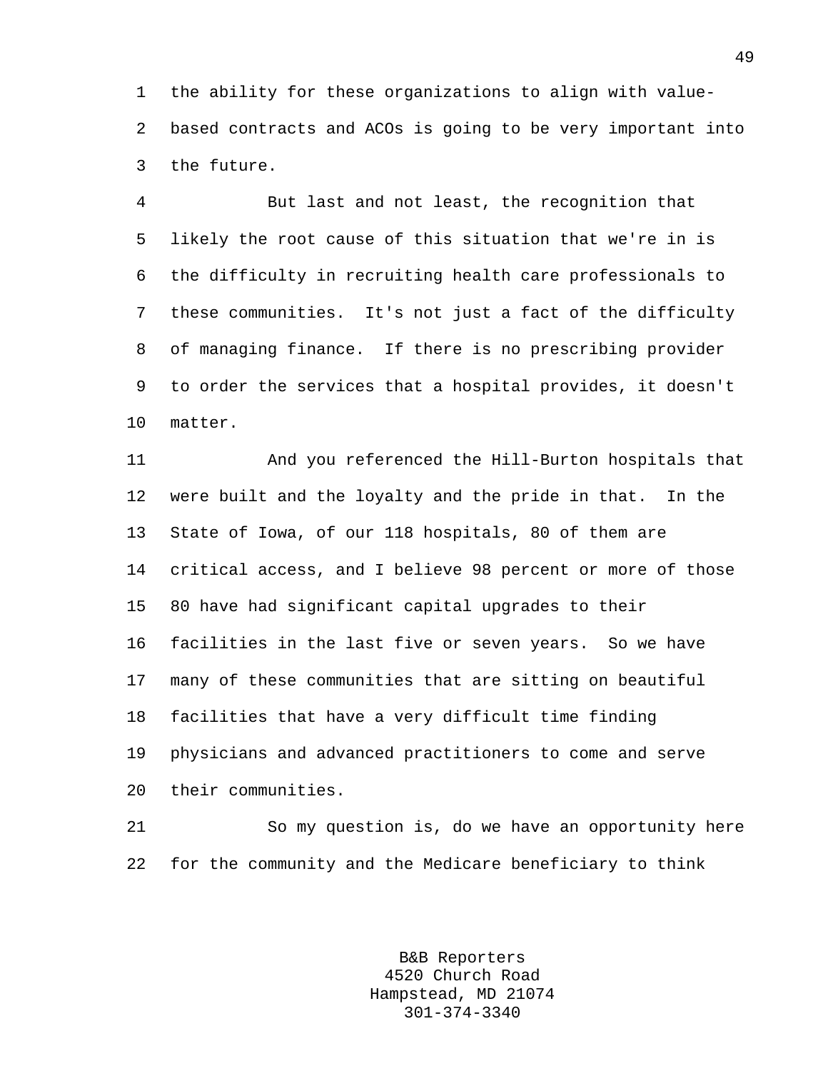the ability for these organizations to align with value-based contracts and ACOs is going to be very important into the future.

But last and not least, the recognition that likely the root cause of this situation that we're in is the difficulty in recruiting health care professionals to these communities. It's not just a fact of the difficulty of managing finance. If there is no prescribing provider to order the services that a hospital provides, it doesn't matter.

And you referenced the Hill-Burton hospitals that were built and the loyalty and the pride in that. In the State of Iowa, of our 118 hospitals, 80 of them are critical access, and I believe 98 percent or more of those 80 have had significant capital upgrades to their facilities in the last five or seven years. So we have many of these communities that are sitting on beautiful facilities that have a very difficult time finding physicians and advanced practitioners to come and serve their communities.

So my question is, do we have an opportunity here for the community and the Medicare beneficiary to think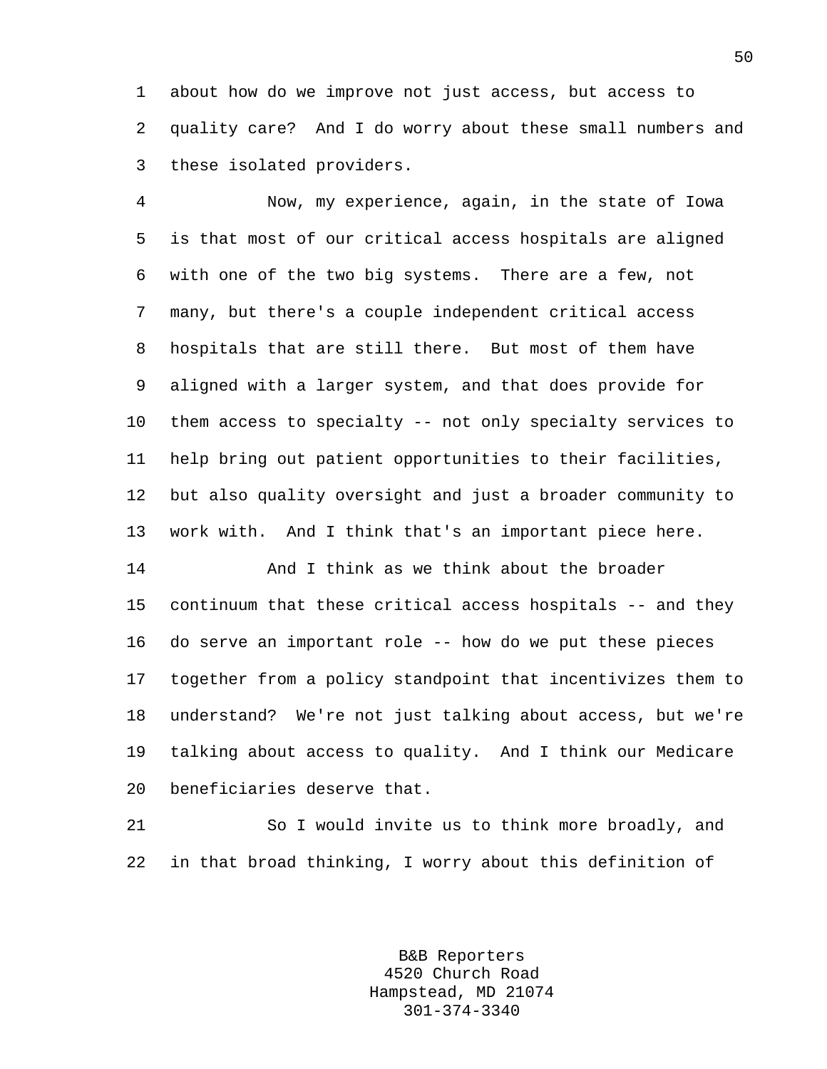about how do we improve not just access, but access to quality care? And I do worry about these small numbers and these isolated providers.

Now, my experience, again, in the state of Iowa is that most of our critical access hospitals are aligned with one of the two big systems. There are a few, not many, but there's a couple independent critical access hospitals that are still there. But most of them have aligned with a larger system, and that does provide for them access to specialty -- not only specialty services to help bring out patient opportunities to their facilities, but also quality oversight and just a broader community to work with. And I think that's an important piece here.

And I think as we think about the broader continuum that these critical access hospitals -- and they do serve an important role -- how do we put these pieces together from a policy standpoint that incentivizes them to understand? We're not just talking about access, but we're talking about access to quality. And I think our Medicare beneficiaries deserve that.

So I would invite us to think more broadly, and in that broad thinking, I worry about this definition of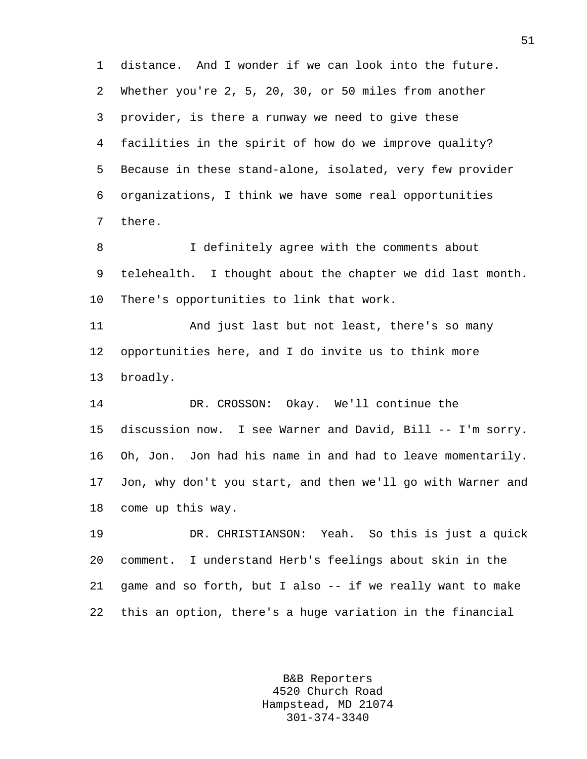distance. And I wonder if we can look into the future. Whether you're 2, 5, 20, 30, or 50 miles from another provider, is there a runway we need to give these facilities in the spirit of how do we improve quality? Because in these stand-alone, isolated, very few provider organizations, I think we have some real opportunities there.

I definitely agree with the comments about telehealth. I thought about the chapter we did last month. There's opportunities to link that work.

And just last but not least, there's so many opportunities here, and I do invite us to think more broadly.

DR. CROSSON: Okay. We'll continue the discussion now. I see Warner and David, Bill -- I'm sorry. Oh, Jon. Jon had his name in and had to leave momentarily. Jon, why don't you start, and then we'll go with Warner and come up this way.

DR. CHRISTIANSON: Yeah. So this is just a quick comment. I understand Herb's feelings about skin in the game and so forth, but I also -- if we really want to make this an option, there's a huge variation in the financial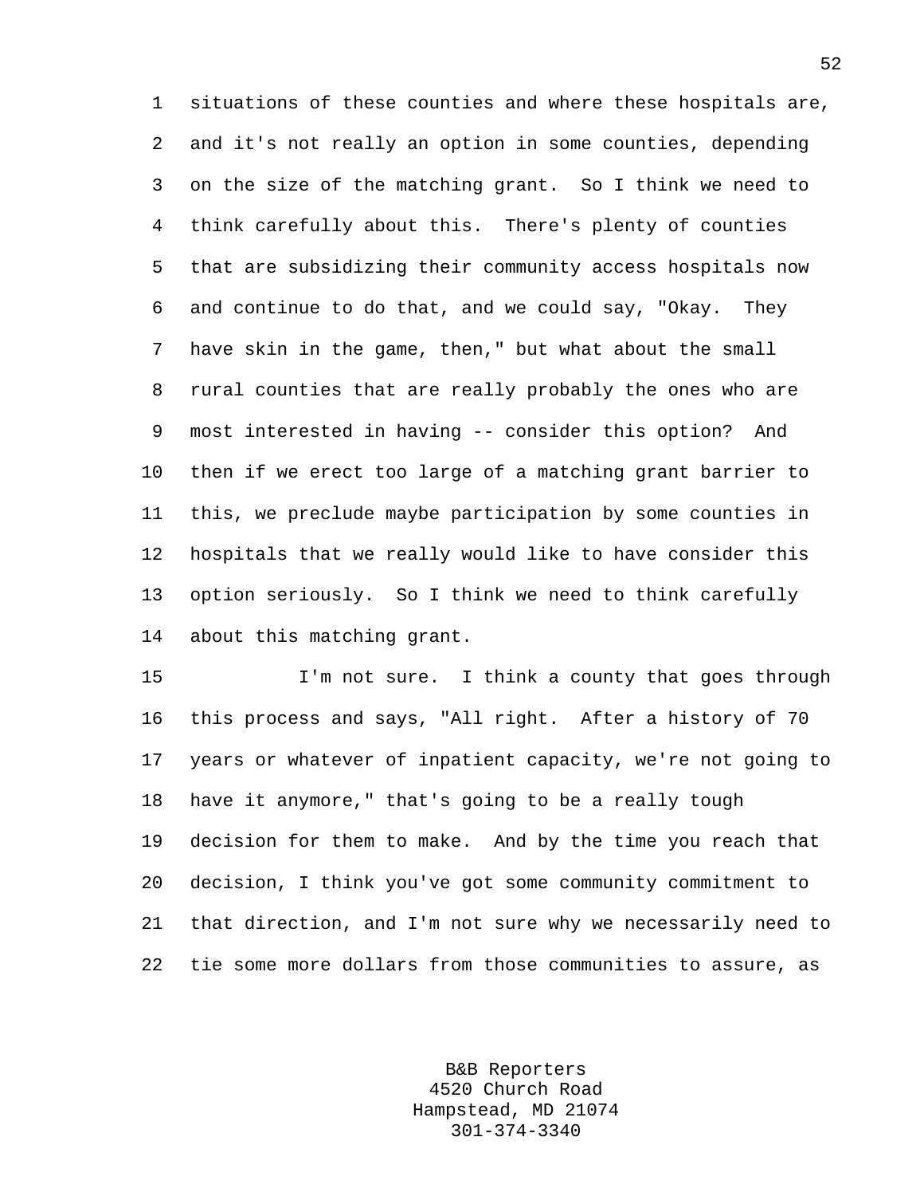situations of these counties and where these hospitals are, and it's not really an option in some counties, depending on the size of the matching grant. So I think we need to think carefully about this. There's plenty of counties that are subsidizing their community access hospitals now and continue to do that, and we could say, "Okay. They have skin in the game, then," but what about the small rural counties that are really probably the ones who are most interested in having -- consider this option? And then if we erect too large of a matching grant barrier to this, we preclude maybe participation by some counties in hospitals that we really would like to have consider this option seriously. So I think we need to think carefully about this matching grant.

I'm not sure. I think a county that goes through this process and says, "All right. After a history of 70 years or whatever of inpatient capacity, we're not going to have it anymore," that's going to be a really tough decision for them to make. And by the time you reach that decision, I think you've got some community commitment to that direction, and I'm not sure why we necessarily need to tie some more dollars from those communities to assure, as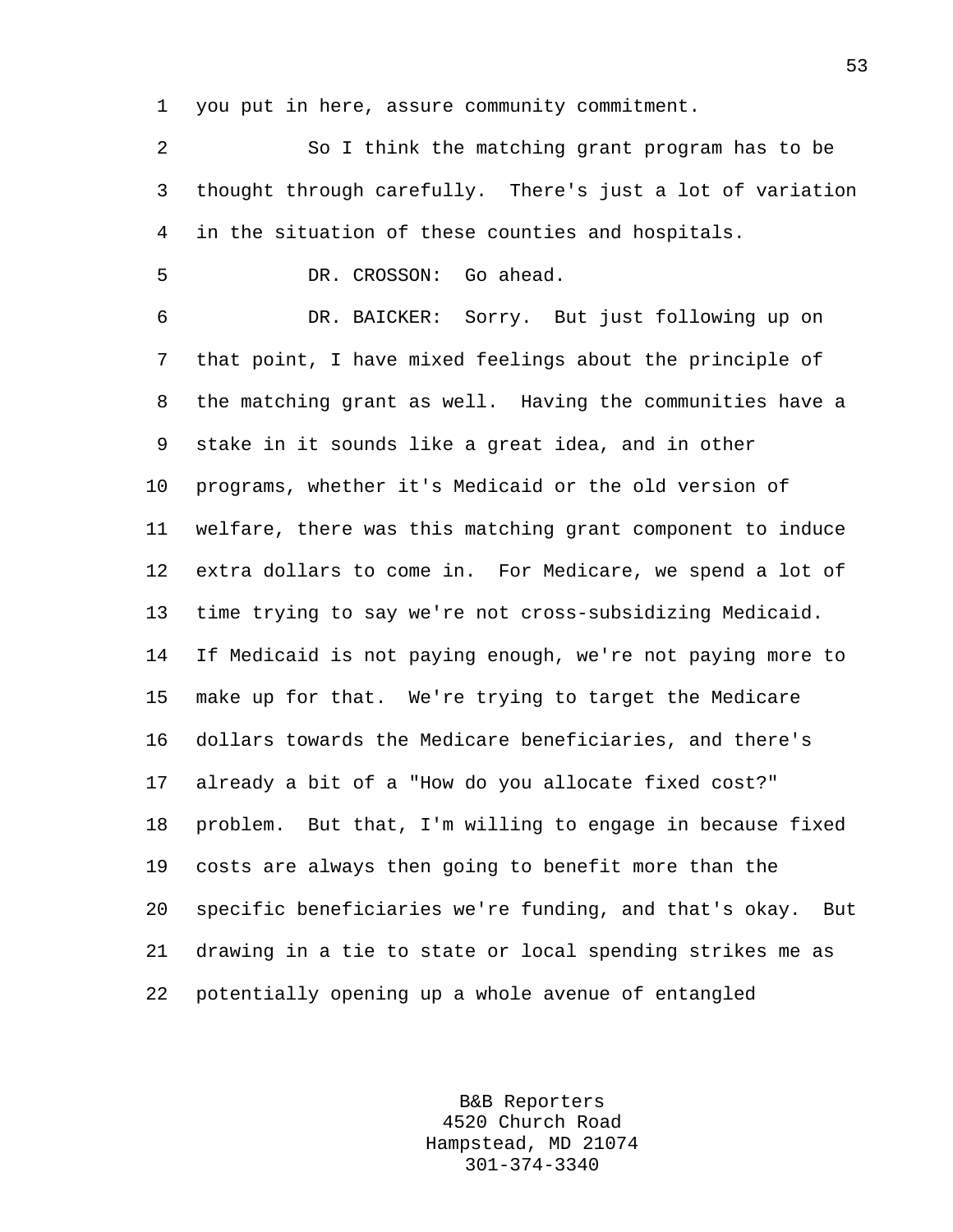you put in here, assure community commitment.

So I think the matching grant program has to be thought through carefully. There's just a lot of variation in the situation of these counties and hospitals.

DR. CROSSON: Go ahead.

DR. BAICKER: Sorry. But just following up on that point, I have mixed feelings about the principle of the matching grant as well. Having the communities have a stake in it sounds like a great idea, and in other programs, whether it's Medicaid or the old version of welfare, there was this matching grant component to induce extra dollars to come in. For Medicare, we spend a lot of time trying to say we're not cross-subsidizing Medicaid. If Medicaid is not paying enough, we're not paying more to make up for that. We're trying to target the Medicare dollars towards the Medicare beneficiaries, and there's already a bit of a "How do you allocate fixed cost?" problem. But that, I'm willing to engage in because fixed costs are always then going to benefit more than the specific beneficiaries we're funding, and that's okay. But drawing in a tie to state or local spending strikes me as potentially opening up a whole avenue of entangled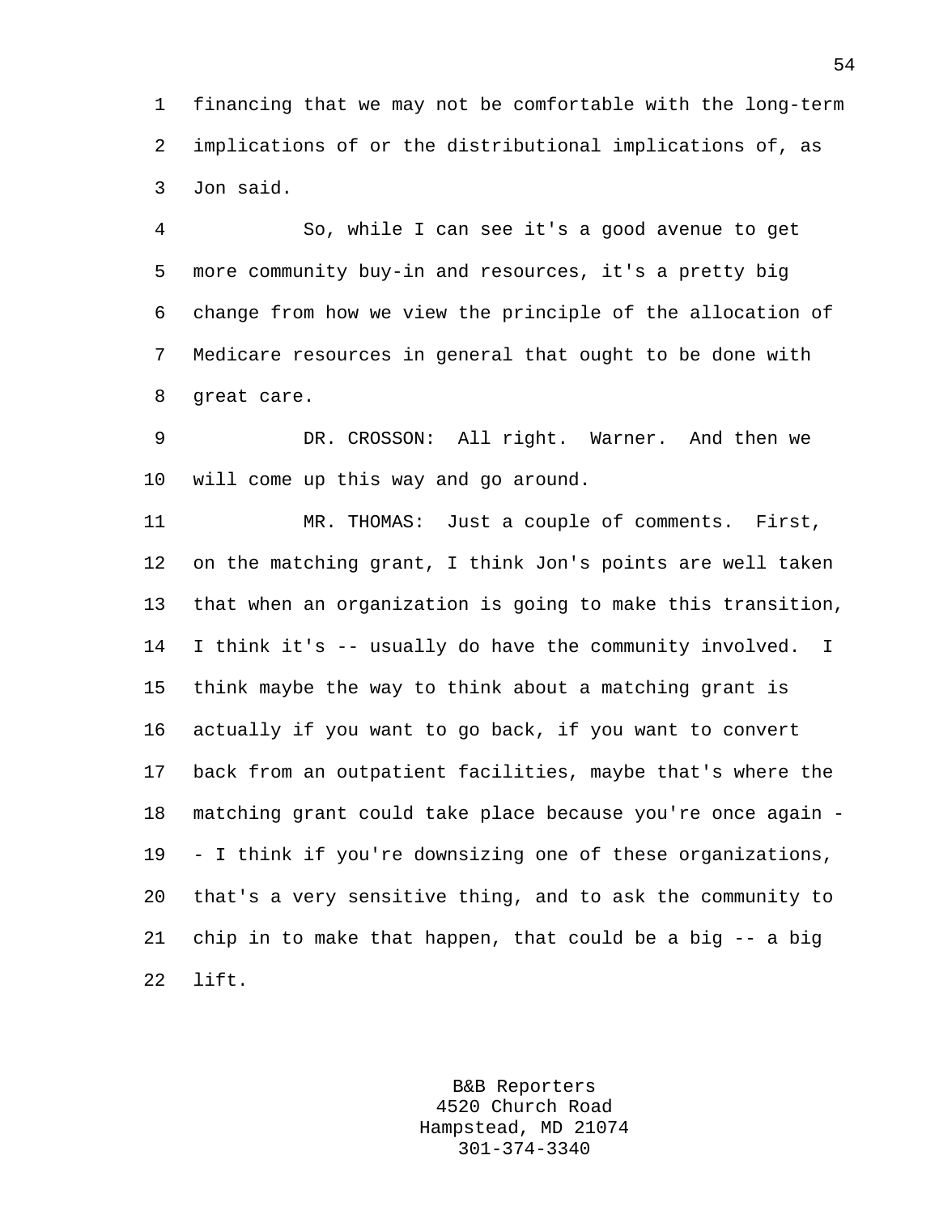financing that we may not be comfortable with the long-term implications of or the distributional implications of, as Jon said.

So, while I can see it's a good avenue to get more community buy-in and resources, it's a pretty big change from how we view the principle of the allocation of Medicare resources in general that ought to be done with great care.

DR. CROSSON: All right. Warner. And then we will come up this way and go around.

MR. THOMAS: Just a couple of comments. First, on the matching grant, I think Jon's points are well taken that when an organization is going to make this transition, I think it's -- usually do have the community involved. I think maybe the way to think about a matching grant is actually if you want to go back, if you want to convert back from an outpatient facilities, maybe that's where the matching grant could take place because you're once again -- I think if you're downsizing one of these organizations, that's a very sensitive thing, and to ask the community to chip in to make that happen, that could be a big -- a big lift.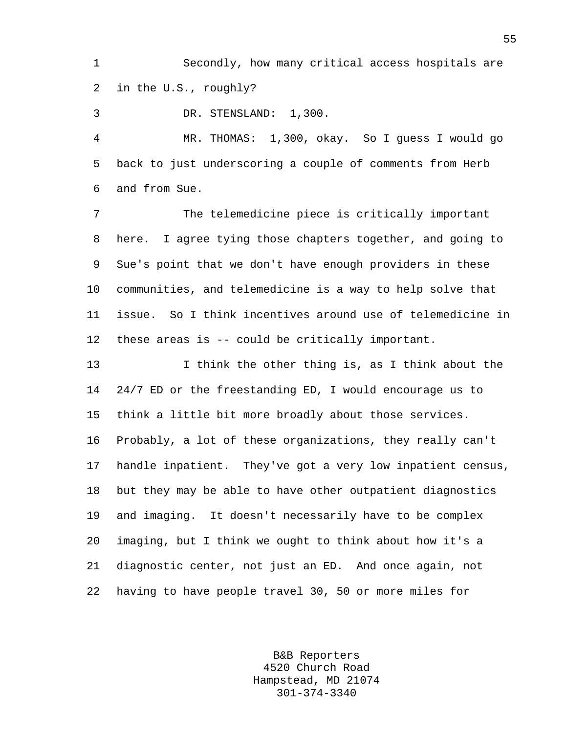Secondly, how many critical access hospitals are in the U.S., roughly?

DR. STENSLAND: 1,300.

MR. THOMAS: 1,300, okay. So I guess I would go back to just underscoring a couple of comments from Herb and from Sue.

The telemedicine piece is critically important here. I agree tying those chapters together, and going to Sue's point that we don't have enough providers in these communities, and telemedicine is a way to help solve that issue. So I think incentives around use of telemedicine in these areas is -- could be critically important.

I think the other thing is, as I think about the 24/7 ED or the freestanding ED, I would encourage us to think a little bit more broadly about those services. Probably, a lot of these organizations, they really can't handle inpatient. They've got a very low inpatient census, but they may be able to have other outpatient diagnostics and imaging. It doesn't necessarily have to be complex imaging, but I think we ought to think about how it's a diagnostic center, not just an ED. And once again, not having to have people travel 30, 50 or more miles for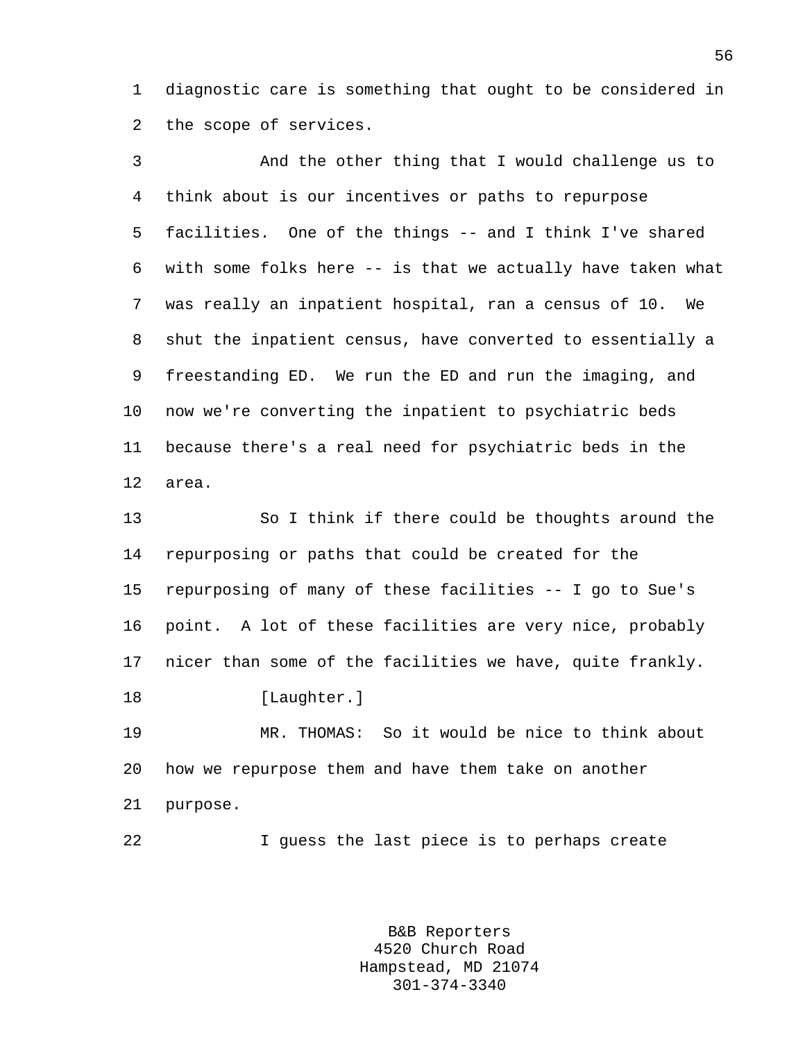diagnostic care is something that ought to be considered in the scope of services.

And the other thing that I would challenge us to think about is our incentives or paths to repurpose facilities. One of the things -- and I think I've shared with some folks here -- is that we actually have taken what was really an inpatient hospital, ran a census of 10. We shut the inpatient census, have converted to essentially a freestanding ED. We run the ED and run the imaging, and now we're converting the inpatient to psychiatric beds because there's a real need for psychiatric beds in the area.

So I think if there could be thoughts around the repurposing or paths that could be created for the repurposing of many of these facilities -- I go to Sue's point. A lot of these facilities are very nice, probably nicer than some of the facilities we have, quite frankly.

[Laughter.]

MR. THOMAS: So it would be nice to think about how we repurpose them and have them take on another purpose.

I guess the last piece is to perhaps create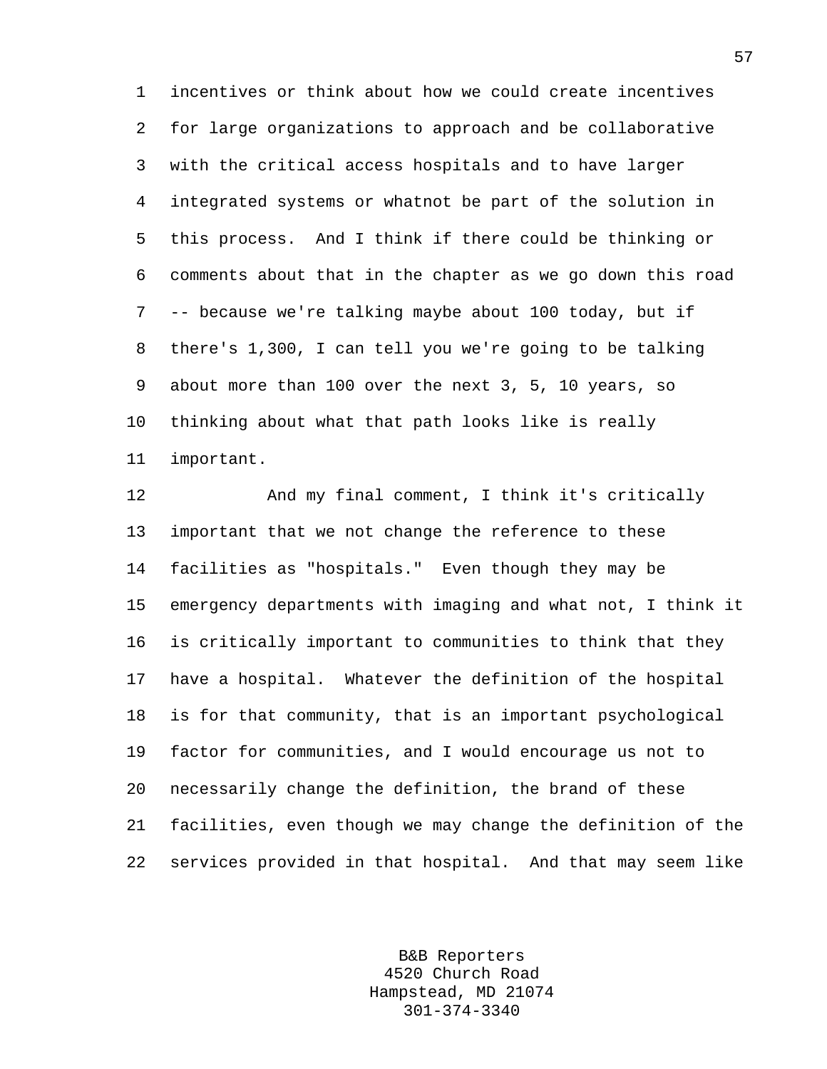incentives or think about how we could create incentives for large organizations to approach and be collaborative with the critical access hospitals and to have larger integrated systems or whatnot be part of the solution in this process. And I think if there could be thinking or comments about that in the chapter as we go down this road -- because we're talking maybe about 100 today, but if there's 1,300, I can tell you we're going to be talking about more than 100 over the next 3, 5, 10 years, so thinking about what that path looks like is really important.

And my final comment, I think it's critically important that we not change the reference to these facilities as "hospitals." Even though they may be emergency departments with imaging and what not, I think it is critically important to communities to think that they have a hospital. Whatever the definition of the hospital is for that community, that is an important psychological factor for communities, and I would encourage us not to necessarily change the definition, the brand of these facilities, even though we may change the definition of the services provided in that hospital. And that may seem like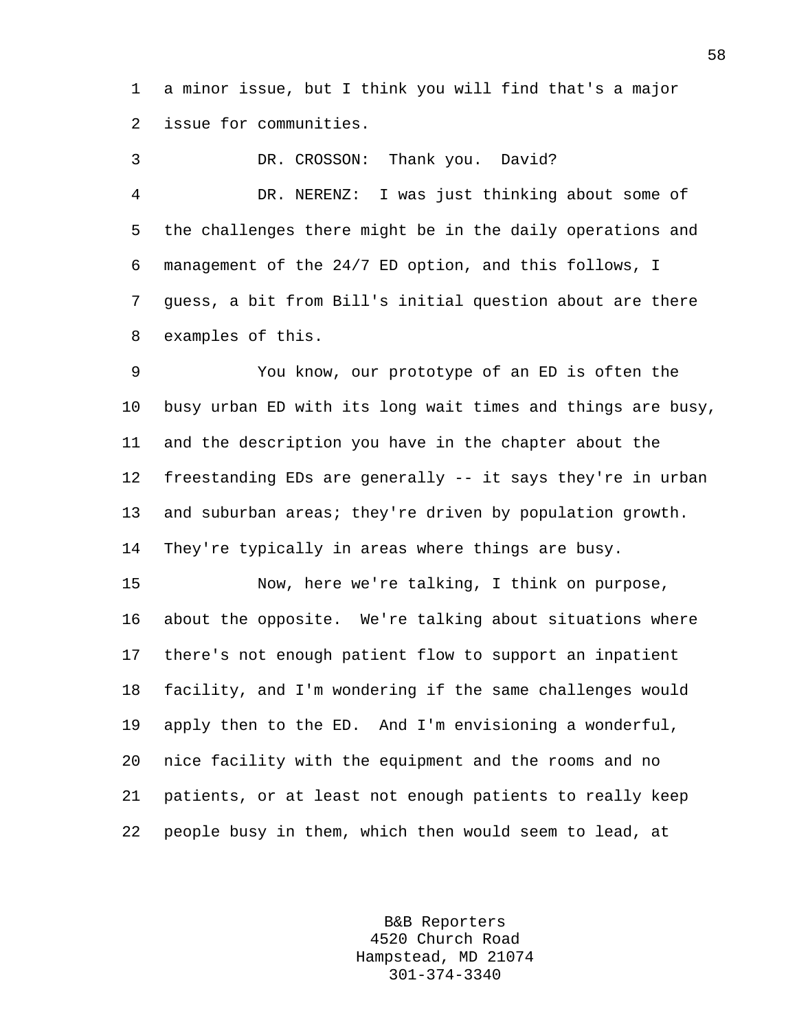a minor issue, but I think you will find that's a major issue for communities.

DR. CROSSON: Thank you. David?

DR. NERENZ: I was just thinking about some of the challenges there might be in the daily operations and management of the 24/7 ED option, and this follows, I guess, a bit from Bill's initial question about are there examples of this.

You know, our prototype of an ED is often the busy urban ED with its long wait times and things are busy, and the description you have in the chapter about the freestanding EDs are generally -- it says they're in urban and suburban areas; they're driven by population growth. They're typically in areas where things are busy.

Now, here we're talking, I think on purpose, about the opposite. We're talking about situations where there's not enough patient flow to support an inpatient facility, and I'm wondering if the same challenges would apply then to the ED. And I'm envisioning a wonderful, nice facility with the equipment and the rooms and no patients, or at least not enough patients to really keep people busy in them, which then would seem to lead, at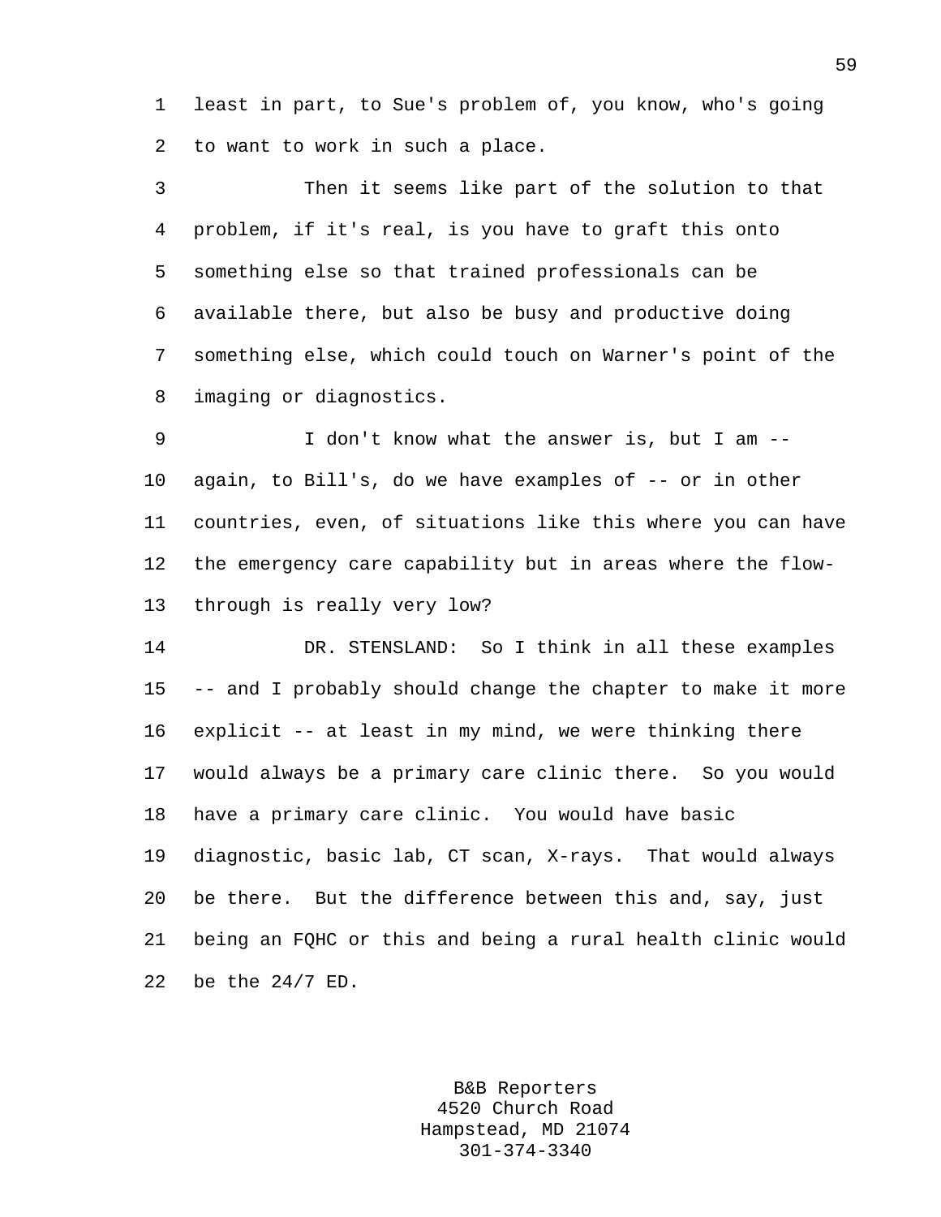least in part, to Sue's problem of, you know, who's going to want to work in such a place.

Then it seems like part of the solution to that problem, if it's real, is you have to graft this onto something else so that trained professionals can be available there, but also be busy and productive doing something else, which could touch on Warner's point of the imaging or diagnostics.

I don't know what the answer is, but I am -- again, to Bill's, do we have examples of -- or in other countries, even, of situations like this where you can have the emergency care capability but in areas where the flow-through is really very low?

DR. STENSLAND: So I think in all these examples -- and I probably should change the chapter to make it more explicit -- at least in my mind, we were thinking there would always be a primary care clinic there. So you would have a primary care clinic. You would have basic diagnostic, basic lab, CT scan, X-rays. That would always be there. But the difference between this and, say, just being an FQHC or this and being a rural health clinic would be the 24/7 ED.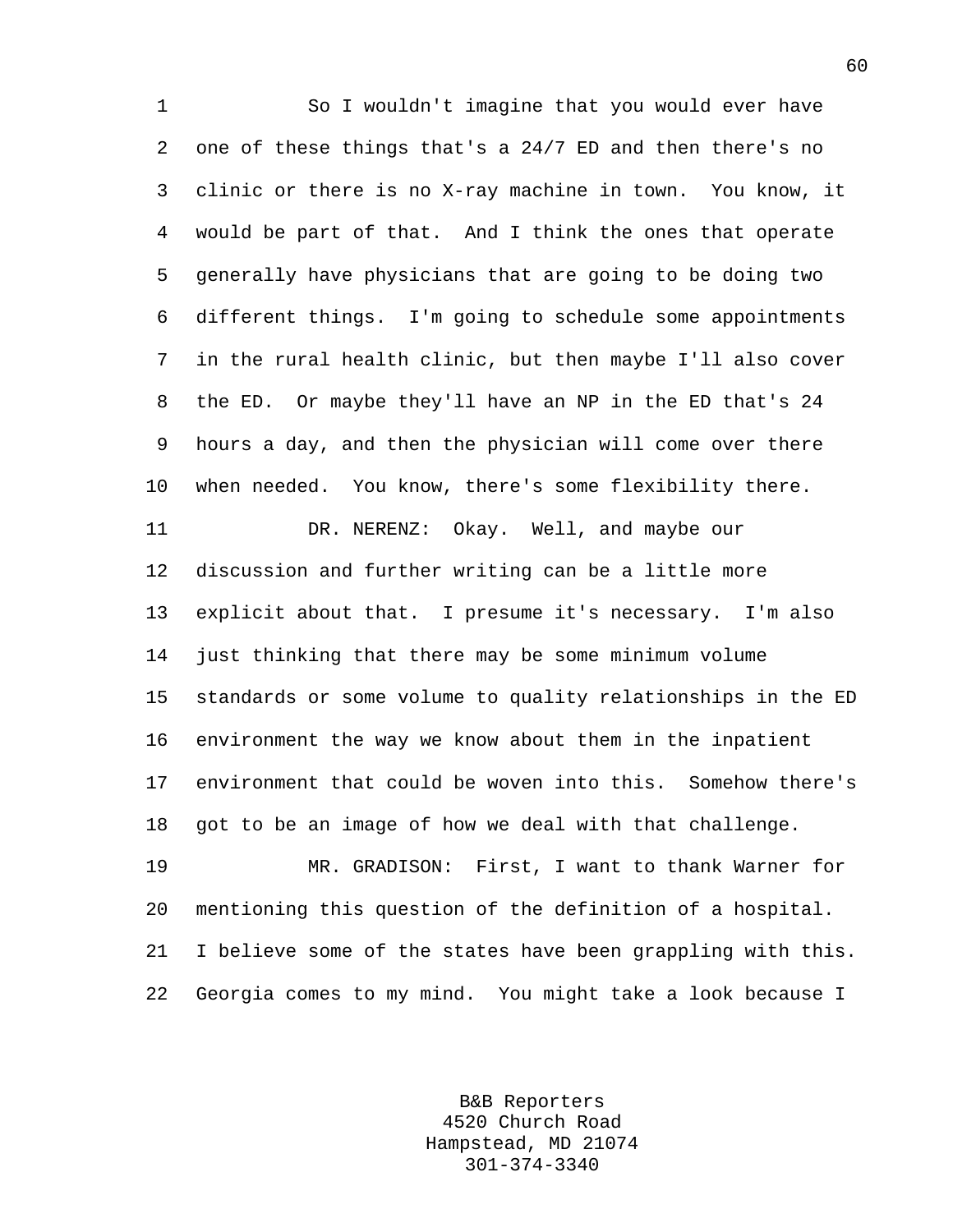So I wouldn't imagine that you would ever have one of these things that's a 24/7 ED and then there's no clinic or there is no X-ray machine in town. You know, it would be part of that. And I think the ones that operate generally have physicians that are going to be doing two different things. I'm going to schedule some appointments in the rural health clinic, but then maybe I'll also cover the ED. Or maybe they'll have an NP in the ED that's 24 hours a day, and then the physician will come over there when needed. You know, there's some flexibility there.

DR. NERENZ: Okay. Well, and maybe our discussion and further writing can be a little more explicit about that. I presume it's necessary. I'm also just thinking that there may be some minimum volume standards or some volume to quality relationships in the ED environment the way we know about them in the inpatient environment that could be woven into this. Somehow there's got to be an image of how we deal with that challenge.

MR. GRADISON: First, I want to thank Warner for mentioning this question of the definition of a hospital. I believe some of the states have been grappling with this. Georgia comes to my mind. You might take a look because I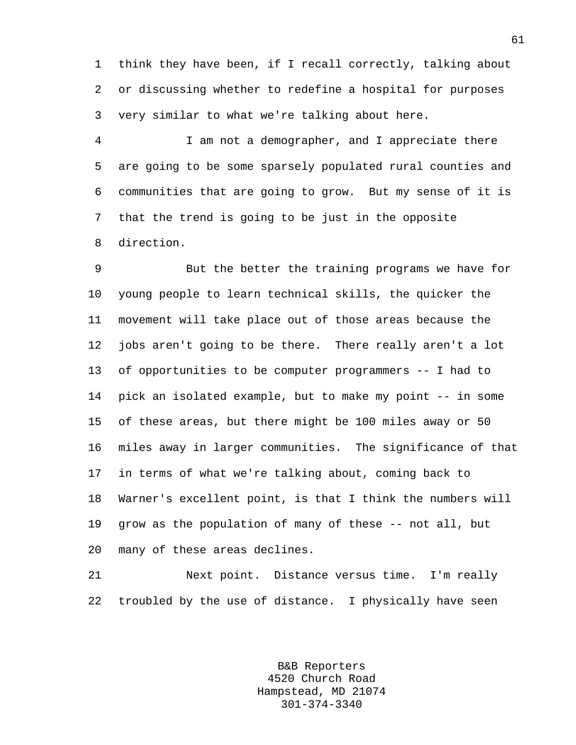think they have been, if I recall correctly, talking about or discussing whether to redefine a hospital for purposes very similar to what we're talking about here.

I am not a demographer, and I appreciate there are going to be some sparsely populated rural counties and communities that are going to grow. But my sense of it is that the trend is going to be just in the opposite direction.

But the better the training programs we have for young people to learn technical skills, the quicker the movement will take place out of those areas because the jobs aren't going to be there. There really aren't a lot of opportunities to be computer programmers -- I had to pick an isolated example, but to make my point -- in some of these areas, but there might be 100 miles away or 50 miles away in larger communities. The significance of that in terms of what we're talking about, coming back to Warner's excellent point, is that I think the numbers will grow as the population of many of these -- not all, but many of these areas declines.

Next point. Distance versus time. I'm really troubled by the use of distance. I physically have seen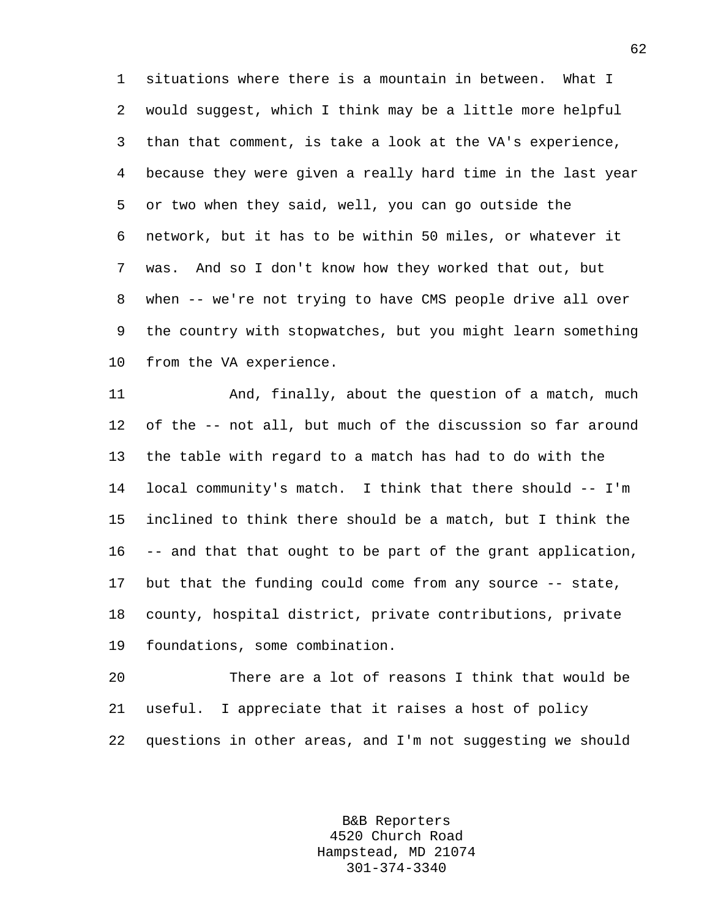situations where there is a mountain in between. What I would suggest, which I think may be a little more helpful than that comment, is take a look at the VA's experience, because they were given a really hard time in the last year or two when they said, well, you can go outside the network, but it has to be within 50 miles, or whatever it was. And so I don't know how they worked that out, but when -- we're not trying to have CMS people drive all over the country with stopwatches, but you might learn something from the VA experience.

And, finally, about the question of a match, much of the -- not all, but much of the discussion so far around the table with regard to a match has had to do with the local community's match. I think that there should -- I'm inclined to think there should be a match, but I think the -- and that that ought to be part of the grant application, but that the funding could come from any source -- state, county, hospital district, private contributions, private foundations, some combination.

There are a lot of reasons I think that would be useful. I appreciate that it raises a host of policy questions in other areas, and I'm not suggesting we should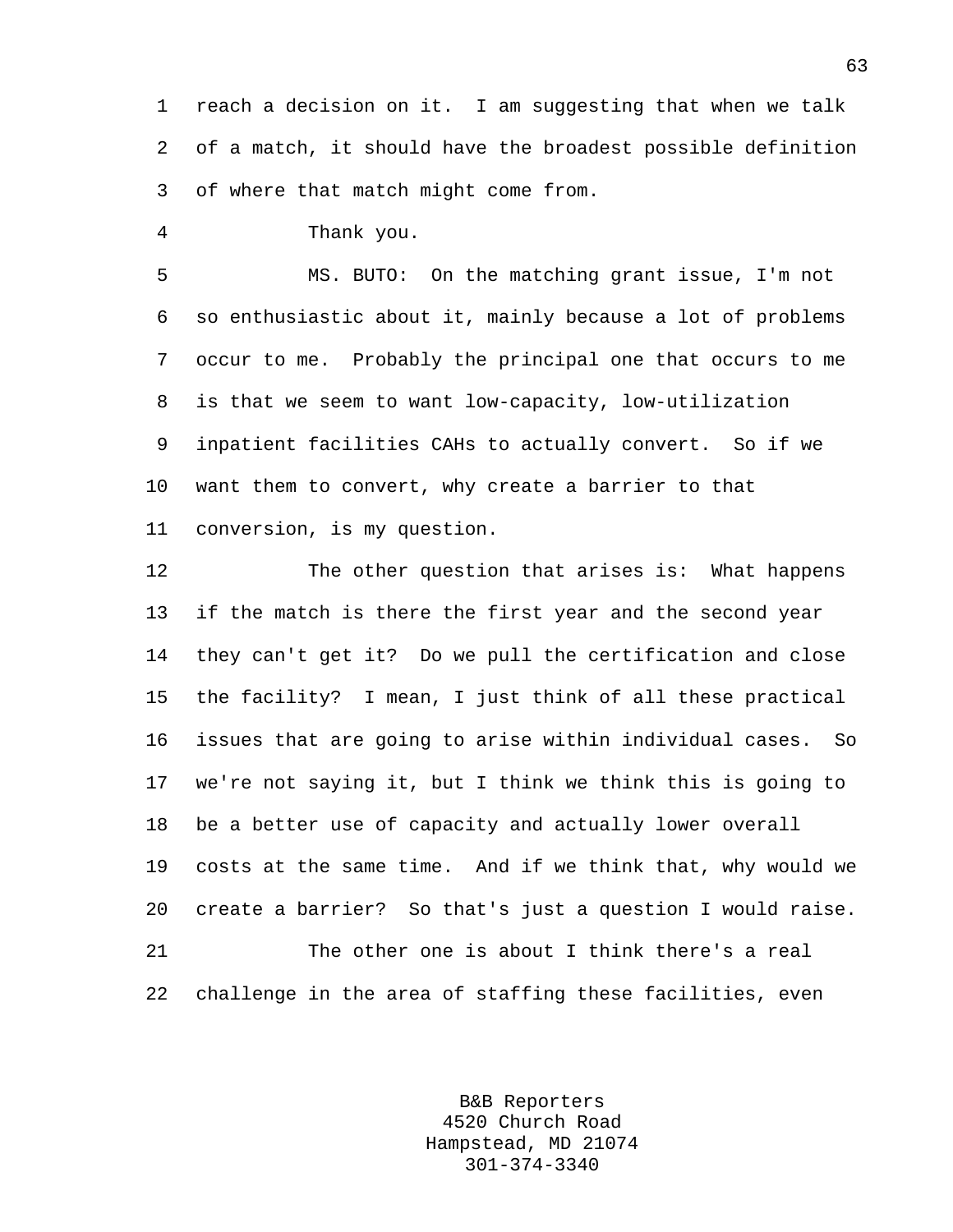reach a decision on it. I am suggesting that when we talk of a match, it should have the broadest possible definition of where that match might come from.

Thank you.

MS. BUTO: On the matching grant issue, I'm not so enthusiastic about it, mainly because a lot of problems occur to me. Probably the principal one that occurs to me is that we seem to want low-capacity, low-utilization inpatient facilities CAHs to actually convert. So if we want them to convert, why create a barrier to that conversion, is my question.

The other question that arises is: What happens if the match is there the first year and the second year they can't get it? Do we pull the certification and close the facility? I mean, I just think of all these practical issues that are going to arise within individual cases. So we're not saying it, but I think we think this is going to be a better use of capacity and actually lower overall costs at the same time. And if we think that, why would we create a barrier? So that's just a question I would raise.

The other one is about I think there's a real challenge in the area of staffing these facilities, even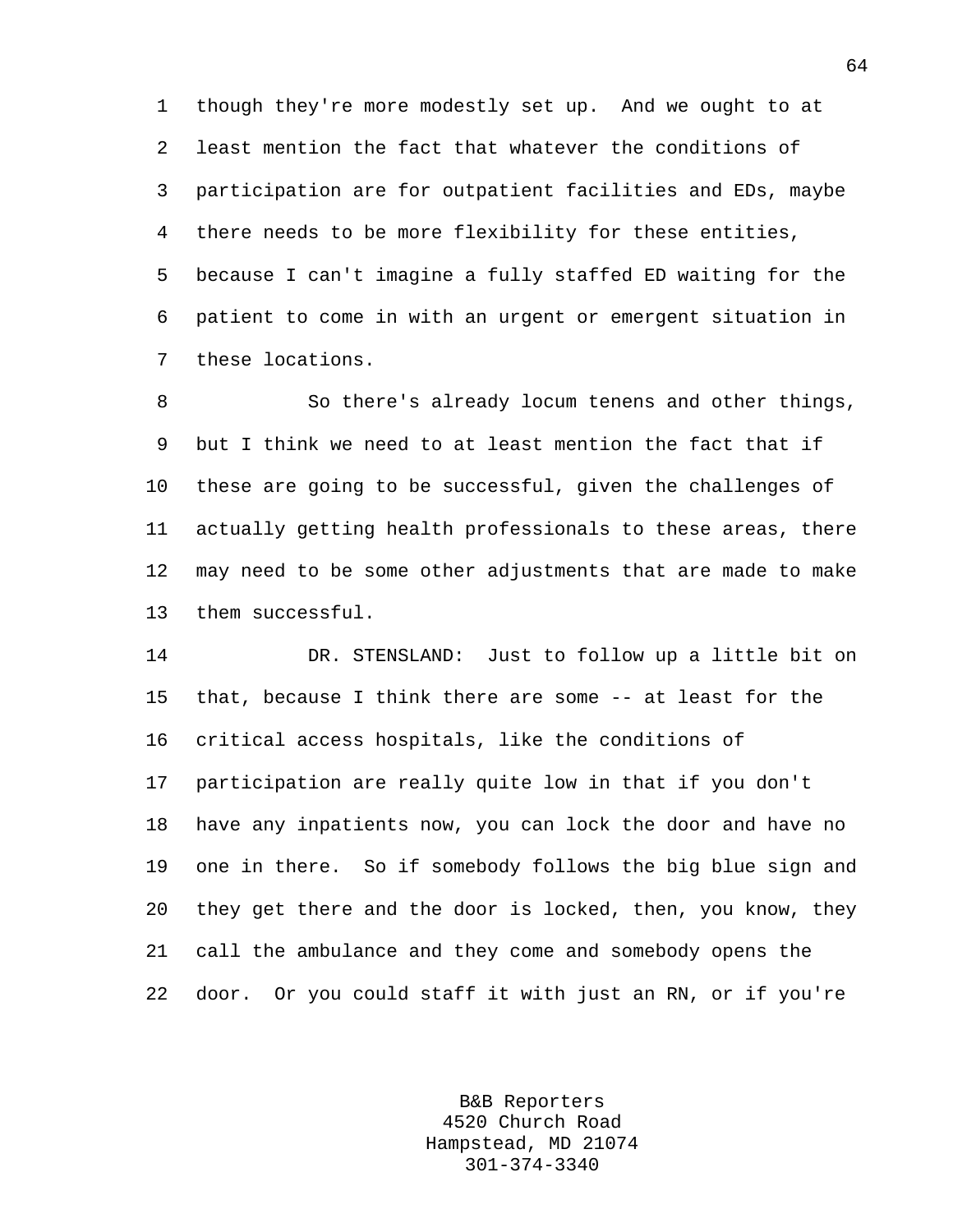though they're more modestly set up. And we ought to at least mention the fact that whatever the conditions of participation are for outpatient facilities and EDs, maybe there needs to be more flexibility for these entities, because I can't imagine a fully staffed ED waiting for the patient to come in with an urgent or emergent situation in these locations.

So there's already locum tenens and other things, but I think we need to at least mention the fact that if these are going to be successful, given the challenges of actually getting health professionals to these areas, there may need to be some other adjustments that are made to make them successful.

DR. STENSLAND: Just to follow up a little bit on that, because I think there are some -- at least for the critical access hospitals, like the conditions of participation are really quite low in that if you don't have any inpatients now, you can lock the door and have no one in there. So if somebody follows the big blue sign and they get there and the door is locked, then, you know, they call the ambulance and they come and somebody opens the door. Or you could staff it with just an RN, or if you're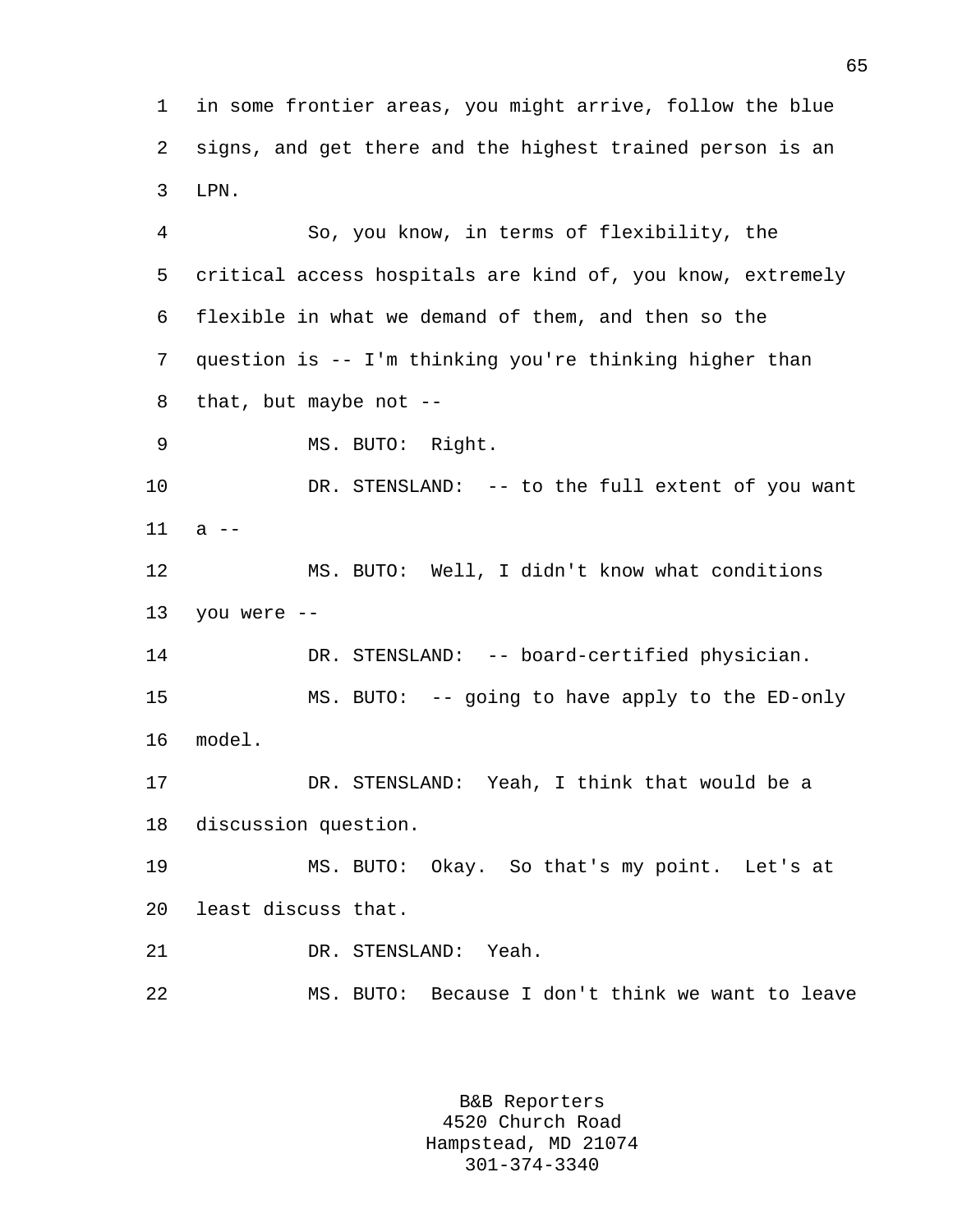in some frontier areas, you might arrive, follow the blue signs, and get there and the highest trained person is an LPN.

So, you know, in terms of flexibility, the critical access hospitals are kind of, you know, extremely flexible in what we demand of them, and then so the question is -- I'm thinking you're thinking higher than that, but maybe not --

MS. BUTO: Right.

DR. STENSLAND: -- to the full extent of you want a --

MS. BUTO: Well, I didn't know what conditions you were --

DR. STENSLAND: -- board-certified physician.

MS. BUTO: -- going to have apply to the ED-only model.

DR. STENSLAND: Yeah, I think that would be a discussion question.

MS. BUTO: Okay. So that's my point. Let's at least discuss that.

DR. STENSLAND: Yeah.

MS. BUTO: Because I don't think we want to leave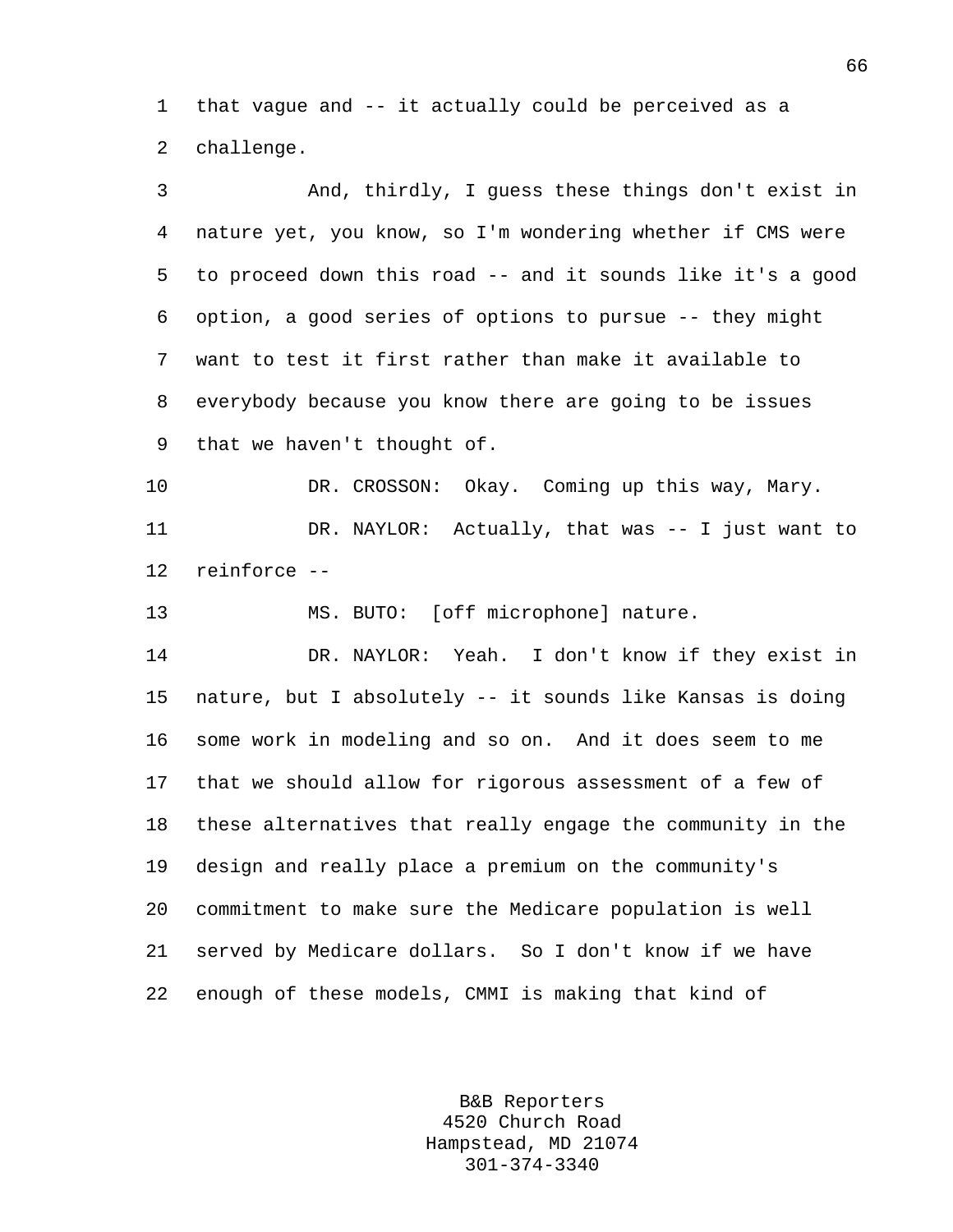that vague and -- it actually could be perceived as a challenge.

And, thirdly, I guess these things don't exist in nature yet, you know, so I'm wondering whether if CMS were to proceed down this road -- and it sounds like it's a good option, a good series of options to pursue -- they might want to test it first rather than make it available to everybody because you know there are going to be issues that we haven't thought of.

DR. CROSSON: Okay. Coming up this way, Mary.

DR. NAYLOR: Actually, that was -- I just want to reinforce --

MS. BUTO: [off microphone] nature.

DR. NAYLOR: Yeah. I don't know if they exist in nature, but I absolutely -- it sounds like Kansas is doing some work in modeling and so on. And it does seem to me that we should allow for rigorous assessment of a few of these alternatives that really engage the community in the design and really place a premium on the community's commitment to make sure the Medicare population is well served by Medicare dollars. So I don't know if we have enough of these models, CMMI is making that kind of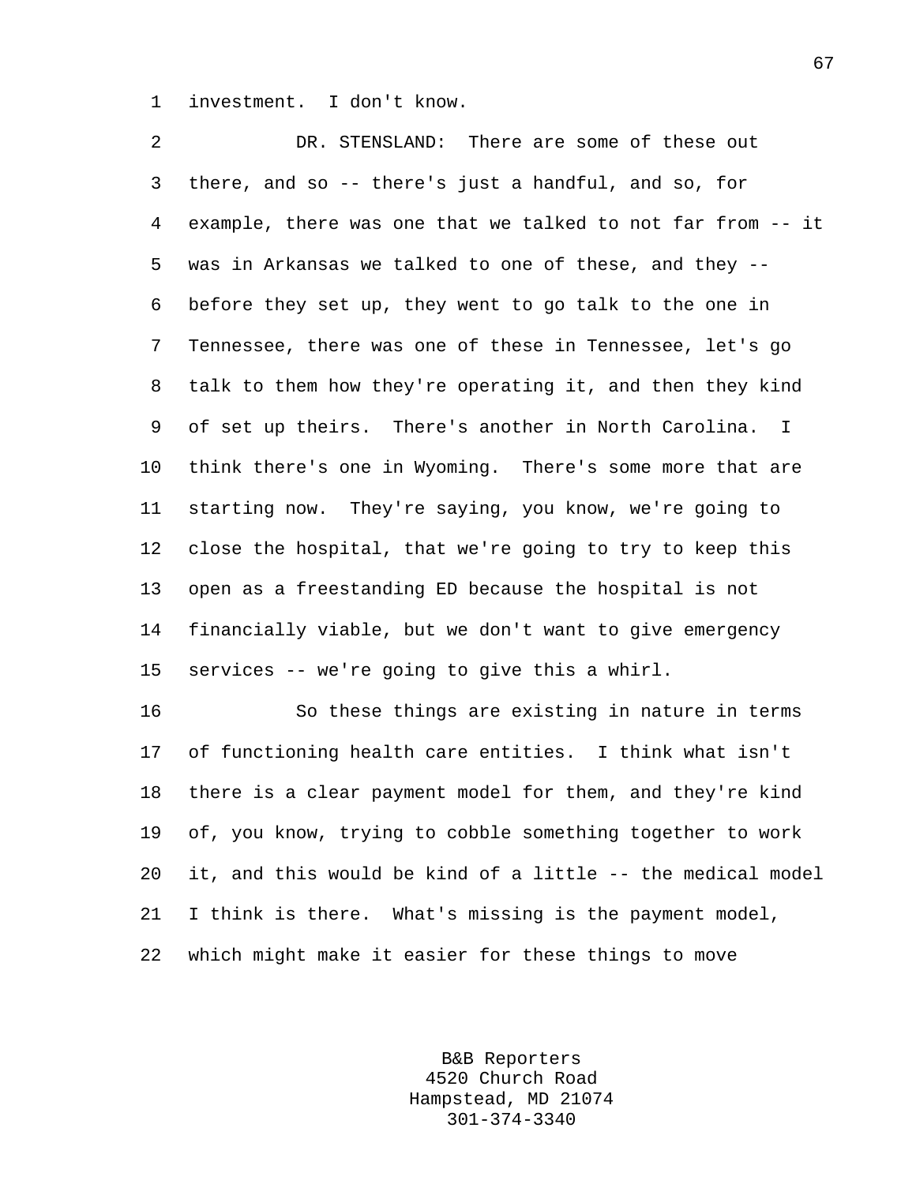investment. I don't know.

DR. STENSLAND: There are some of these out there, and so -- there's just a handful, and so, for example, there was one that we talked to not far from -- it was in Arkansas we talked to one of these, and they -- before they set up, they went to go talk to the one in Tennessee, there was one of these in Tennessee, let's go talk to them how they're operating it, and then they kind of set up theirs. There's another in North Carolina. I think there's one in Wyoming. There's some more that are starting now. They're saying, you know, we're going to close the hospital, that we're going to try to keep this open as a freestanding ED because the hospital is not financially viable, but we don't want to give emergency services -- we're going to give this a whirl.

So these things are existing in nature in terms of functioning health care entities. I think what isn't there is a clear payment model for them, and they're kind of, you know, trying to cobble something together to work it, and this would be kind of a little -- the medical model I think is there. What's missing is the payment model, which might make it easier for these things to move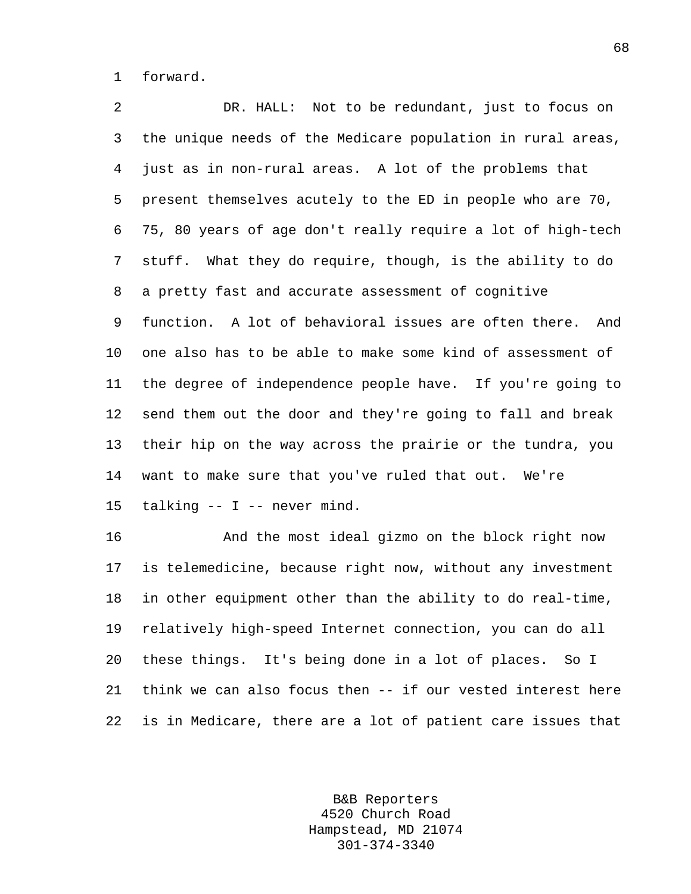forward.

DR. HALL: Not to be redundant, just to focus on the unique needs of the Medicare population in rural areas, just as in non-rural areas. A lot of the problems that present themselves acutely to the ED in people who are 70, 75, 80 years of age don't really require a lot of high-tech stuff. What they do require, though, is the ability to do a pretty fast and accurate assessment of cognitive function. A lot of behavioral issues are often there. And one also has to be able to make some kind of assessment of the degree of independence people have. If you're going to send them out the door and they're going to fall and break their hip on the way across the prairie or the tundra, you want to make sure that you've ruled that out. We're talking -- I -- never mind.

And the most ideal gizmo on the block right now is telemedicine, because right now, without any investment in other equipment other than the ability to do real-time, relatively high-speed Internet connection, you can do all these things. It's being done in a lot of places. So I think we can also focus then -- if our vested interest here is in Medicare, there are a lot of patient care issues that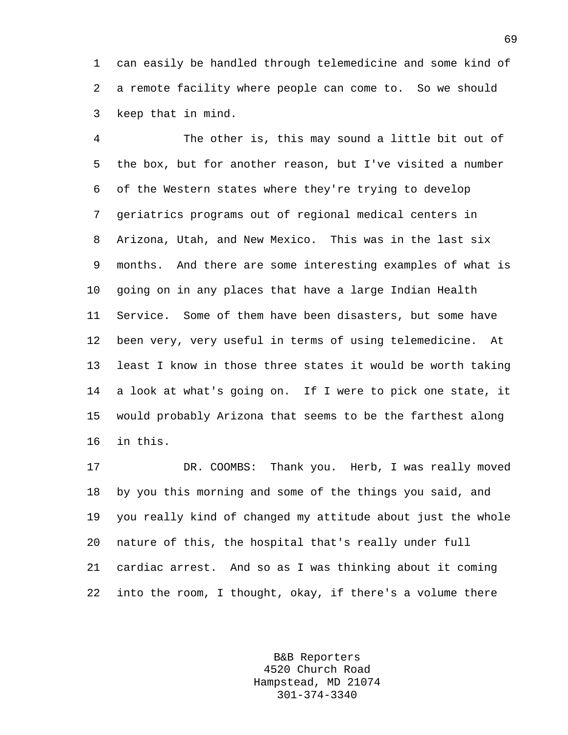can easily be handled through telemedicine and some kind of a remote facility where people can come to. So we should keep that in mind.

The other is, this may sound a little bit out of the box, but for another reason, but I've visited a number of the Western states where they're trying to develop geriatrics programs out of regional medical centers in Arizona, Utah, and New Mexico. This was in the last six months. And there are some interesting examples of what is going on in any places that have a large Indian Health Service. Some of them have been disasters, but some have been very, very useful in terms of using telemedicine. At least I know in those three states it would be worth taking a look at what's going on. If I were to pick one state, it would probably Arizona that seems to be the farthest along in this.

DR. COOMBS: Thank you. Herb, I was really moved by you this morning and some of the things you said, and you really kind of changed my attitude about just the whole nature of this, the hospital that's really under full cardiac arrest. And so as I was thinking about it coming into the room, I thought, okay, if there's a volume there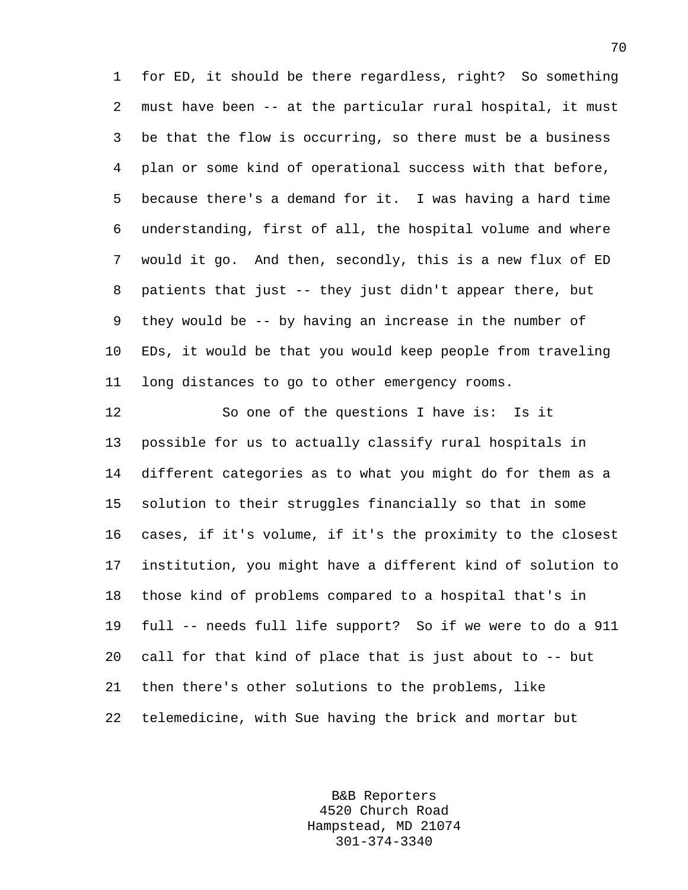for ED, it should be there regardless, right? So something must have been -- at the particular rural hospital, it must be that the flow is occurring, so there must be a business plan or some kind of operational success with that before, because there's a demand for it. I was having a hard time understanding, first of all, the hospital volume and where would it go. And then, secondly, this is a new flux of ED patients that just -- they just didn't appear there, but they would be -- by having an increase in the number of EDs, it would be that you would keep people from traveling long distances to go to other emergency rooms.

So one of the questions I have is: Is it possible for us to actually classify rural hospitals in different categories as to what you might do for them as a solution to their struggles financially so that in some cases, if it's volume, if it's the proximity to the closest institution, you might have a different kind of solution to those kind of problems compared to a hospital that's in full -- needs full life support? So if we were to do a 911 call for that kind of place that is just about to -- but then there's other solutions to the problems, like telemedicine, with Sue having the brick and mortar but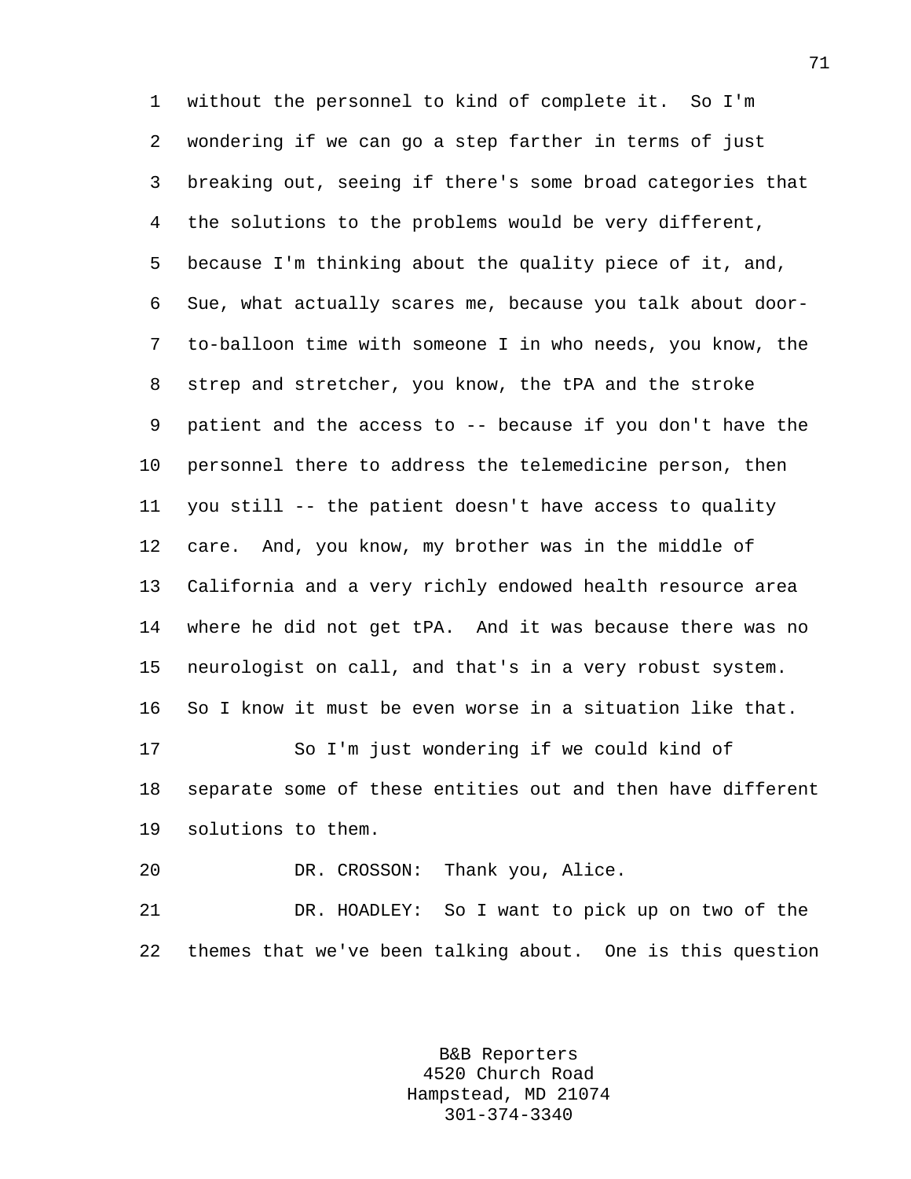without the personnel to kind of complete it. So I'm wondering if we can go a step farther in terms of just breaking out, seeing if there's some broad categories that the solutions to the problems would be very different, because I'm thinking about the quality piece of it, and, Sue, what actually scares me, because you talk about door-to-balloon time with someone I in who needs, you know, the strep and stretcher, you know, the tPA and the stroke patient and the access to -- because if you don't have the personnel there to address the telemedicine person, then you still -- the patient doesn't have access to quality care. And, you know, my brother was in the middle of California and a very richly endowed health resource area where he did not get tPA. And it was because there was no neurologist on call, and that's in a very robust system. So I know it must be even worse in a situation like that.

So I'm just wondering if we could kind of separate some of these entities out and then have different solutions to them.

DR. CROSSON: Thank you, Alice.

DR. HOADLEY: So I want to pick up on two of the themes that we've been talking about. One is this question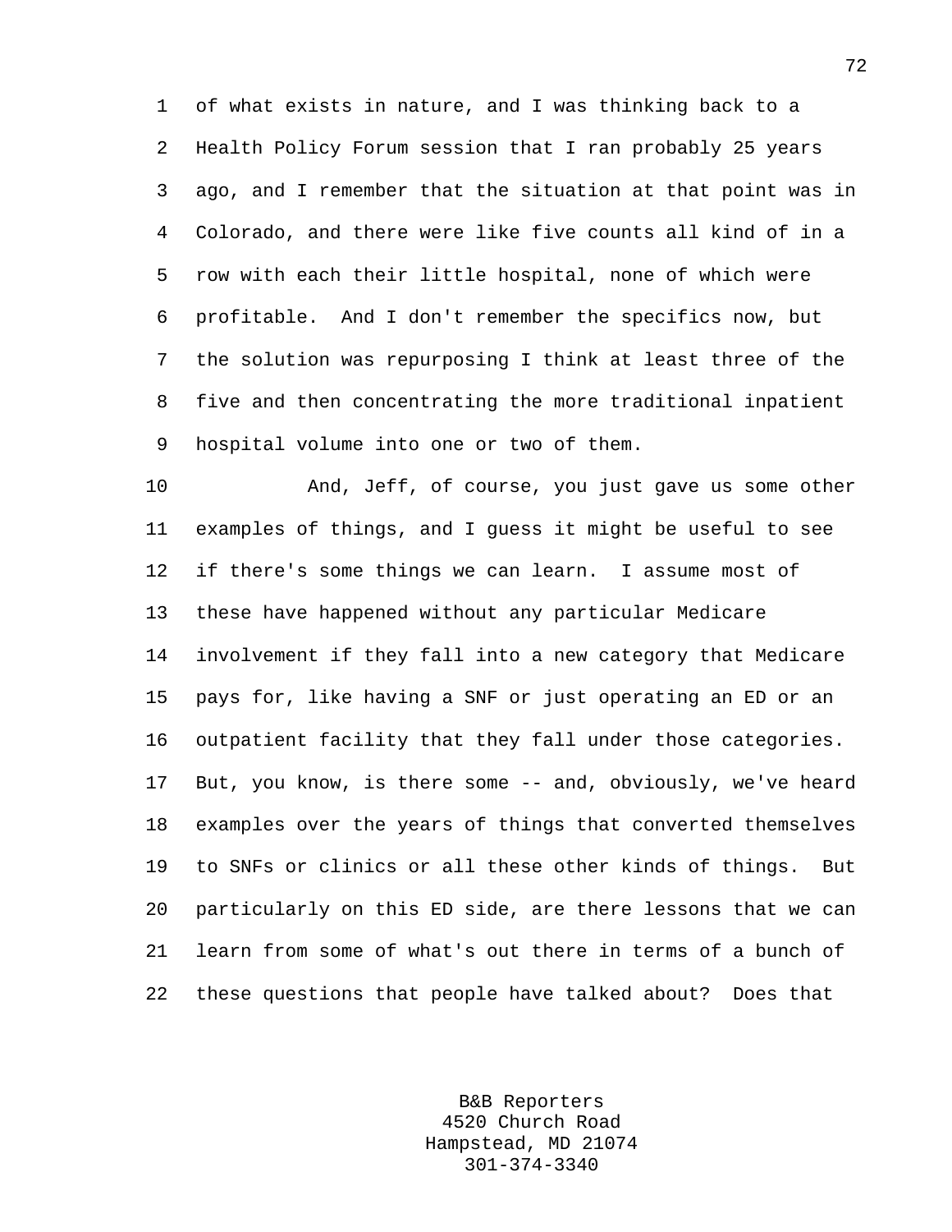of what exists in nature, and I was thinking back to a Health Policy Forum session that I ran probably 25 years ago, and I remember that the situation at that point was in Colorado, and there were like five counts all kind of in a row with each their little hospital, none of which were profitable. And I don't remember the specifics now, but the solution was repurposing I think at least three of the five and then concentrating the more traditional inpatient hospital volume into one or two of them.

And, Jeff, of course, you just gave us some other examples of things, and I guess it might be useful to see if there's some things we can learn. I assume most of these have happened without any particular Medicare involvement if they fall into a new category that Medicare pays for, like having a SNF or just operating an ED or an outpatient facility that they fall under those categories. But, you know, is there some -- and, obviously, we've heard examples over the years of things that converted themselves to SNFs or clinics or all these other kinds of things. But particularly on this ED side, are there lessons that we can learn from some of what's out there in terms of a bunch of these questions that people have talked about? Does that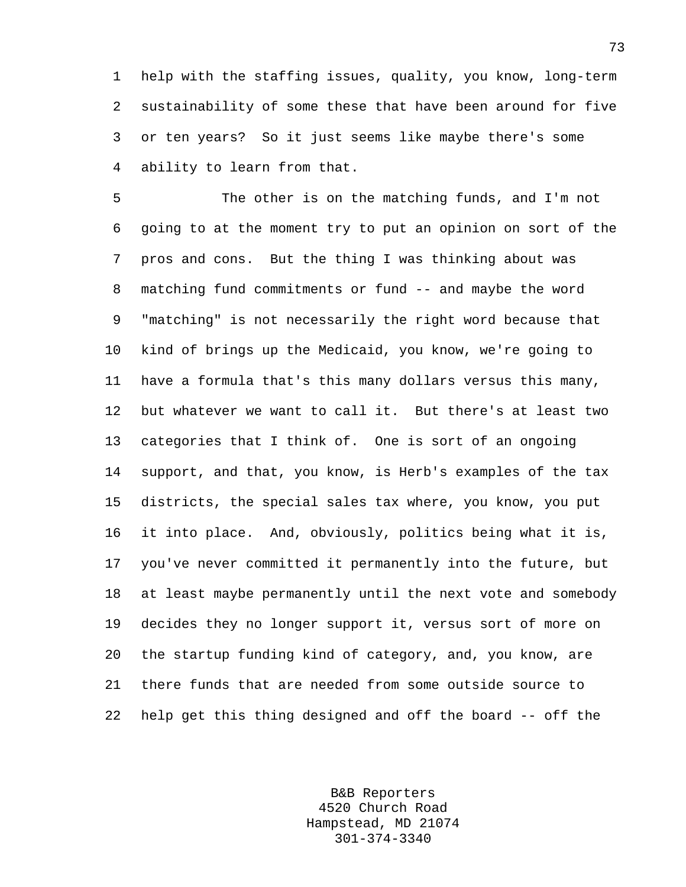help with the staffing issues, quality, you know, long-term sustainability of some these that have been around for five or ten years? So it just seems like maybe there's some ability to learn from that.

The other is on the matching funds, and I'm not going to at the moment try to put an opinion on sort of the pros and cons. But the thing I was thinking about was matching fund commitments or fund -- and maybe the word "matching" is not necessarily the right word because that kind of brings up the Medicaid, you know, we're going to have a formula that's this many dollars versus this many, but whatever we want to call it. But there's at least two categories that I think of. One is sort of an ongoing support, and that, you know, is Herb's examples of the tax districts, the special sales tax where, you know, you put it into place. And, obviously, politics being what it is, you've never committed it permanently into the future, but at least maybe permanently until the next vote and somebody decides they no longer support it, versus sort of more on the startup funding kind of category, and, you know, are there funds that are needed from some outside source to help get this thing designed and off the board -- off the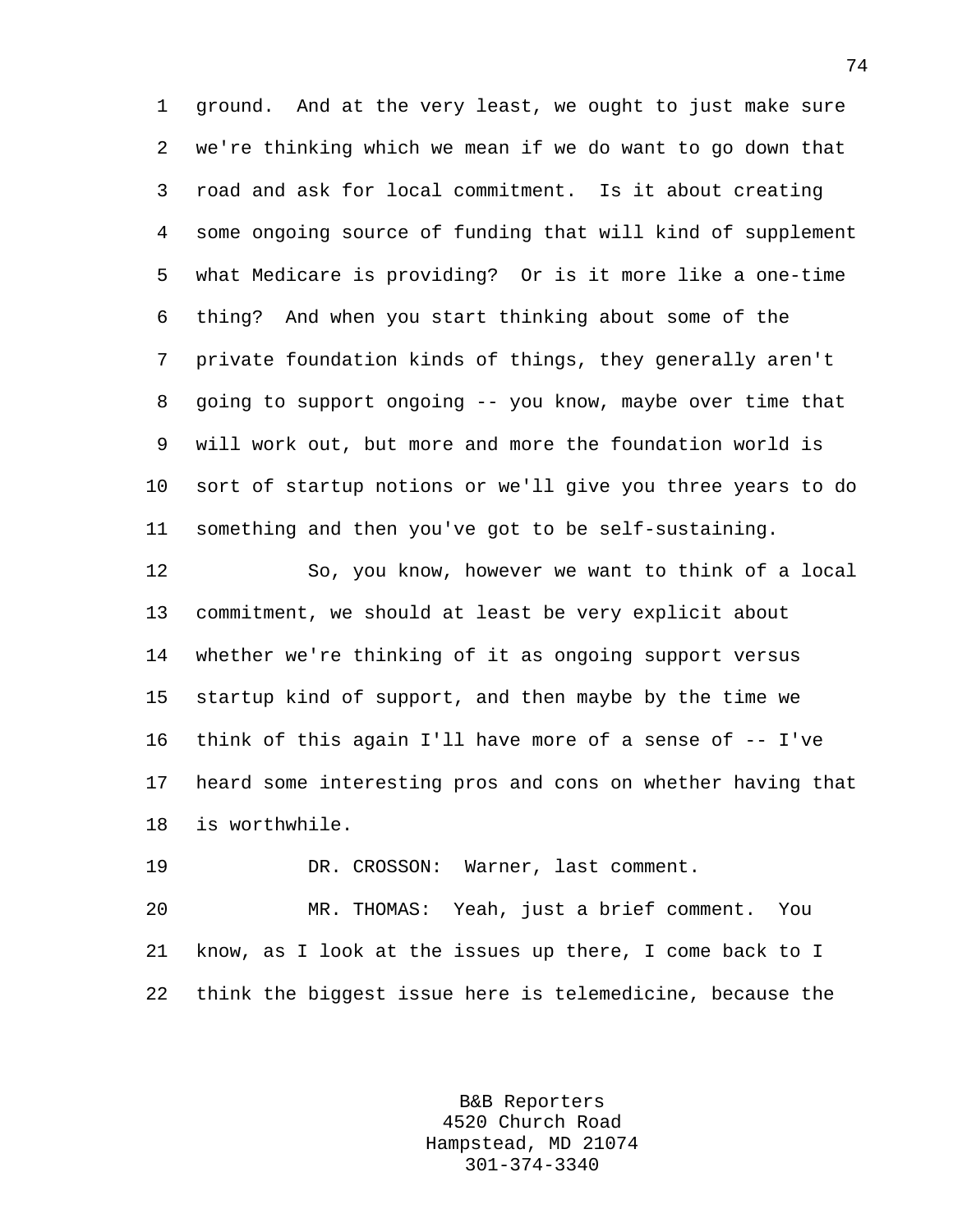ground. And at the very least, we ought to just make sure we're thinking which we mean if we do want to go down that road and ask for local commitment. Is it about creating some ongoing source of funding that will kind of supplement what Medicare is providing? Or is it more like a one-time thing? And when you start thinking about some of the private foundation kinds of things, they generally aren't going to support ongoing -- you know, maybe over time that will work out, but more and more the foundation world is sort of startup notions or we'll give you three years to do something and then you've got to be self-sustaining.

So, you know, however we want to think of a local commitment, we should at least be very explicit about whether we're thinking of it as ongoing support versus startup kind of support, and then maybe by the time we think of this again I'll have more of a sense of -- I've heard some interesting pros and cons on whether having that is worthwhile.

DR. CROSSON: Warner, last comment.

MR. THOMAS: Yeah, just a brief comment. You know, as I look at the issues up there, I come back to I think the biggest issue here is telemedicine, because the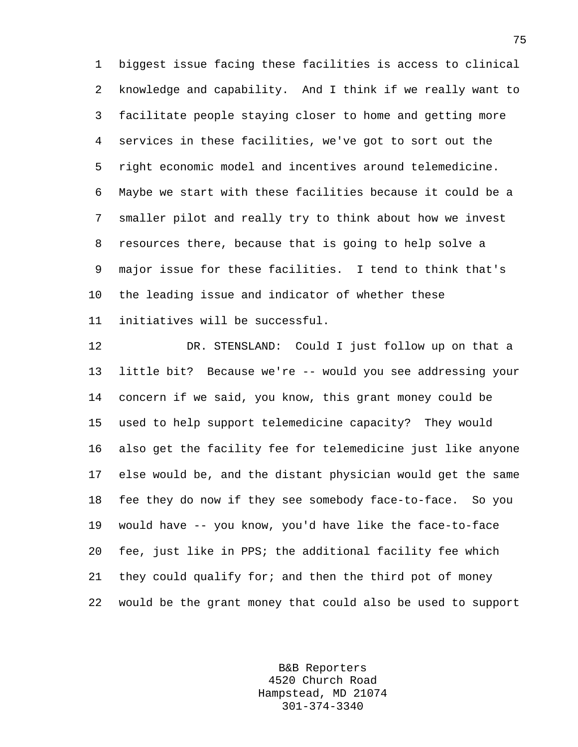biggest issue facing these facilities is access to clinical knowledge and capability. And I think if we really want to facilitate people staying closer to home and getting more services in these facilities, we've got to sort out the right economic model and incentives around telemedicine. Maybe we start with these facilities because it could be a smaller pilot and really try to think about how we invest resources there, because that is going to help solve a major issue for these facilities. I tend to think that's the leading issue and indicator of whether these initiatives will be successful.

DR. STENSLAND: Could I just follow up on that a little bit? Because we're -- would you see addressing your concern if we said, you know, this grant money could be used to help support telemedicine capacity? They would also get the facility fee for telemedicine just like anyone else would be, and the distant physician would get the same fee they do now if they see somebody face-to-face. So you would have -- you know, you'd have like the face-to-face fee, just like in PPS; the additional facility fee which they could qualify for; and then the third pot of money would be the grant money that could also be used to support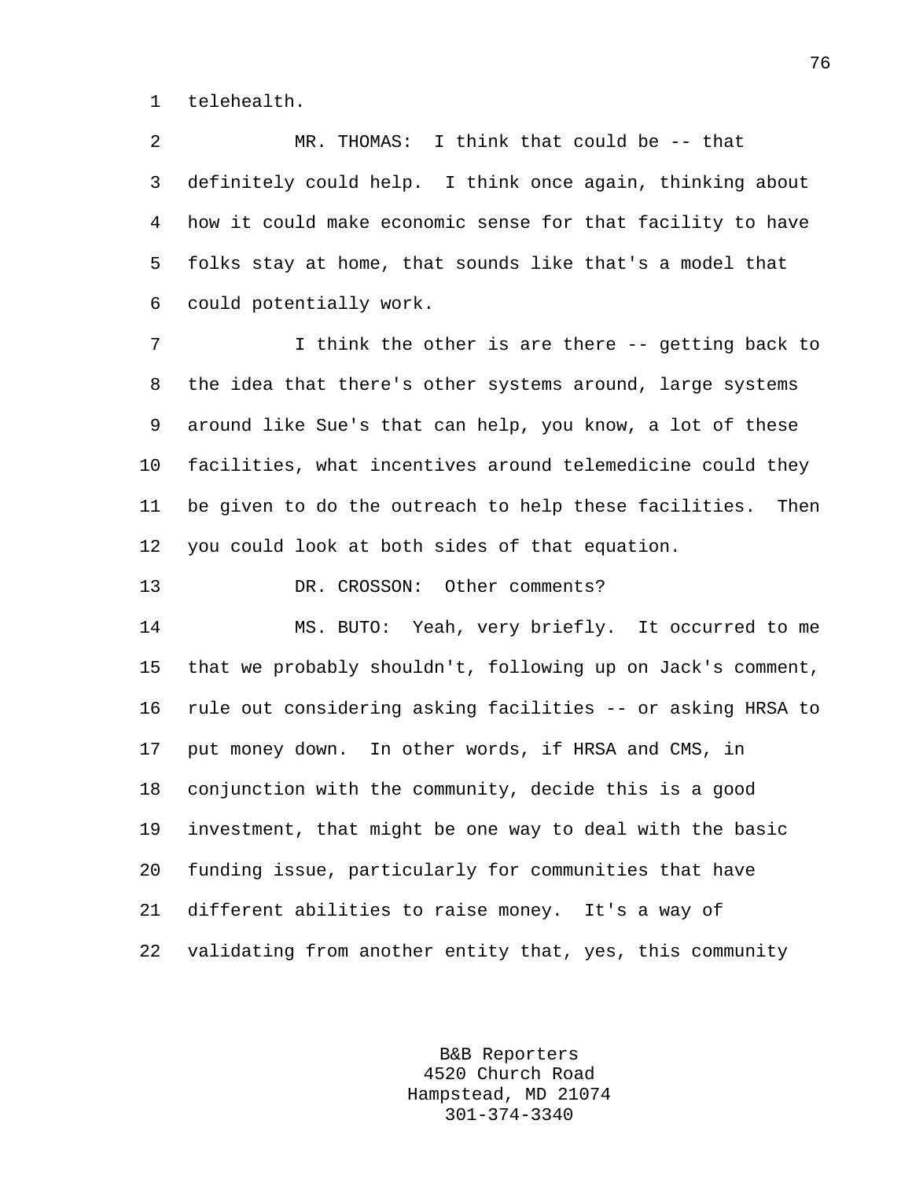telehealth.

MR. THOMAS: I think that could be -- that definitely could help. I think once again, thinking about how it could make economic sense for that facility to have folks stay at home, that sounds like that's a model that could potentially work.

I think the other is are there -- getting back to the idea that there's other systems around, large systems around like Sue's that can help, you know, a lot of these facilities, what incentives around telemedicine could they be given to do the outreach to help these facilities. Then you could look at both sides of that equation.

DR. CROSSON: Other comments?

MS. BUTO: Yeah, very briefly. It occurred to me that we probably shouldn't, following up on Jack's comment, rule out considering asking facilities -- or asking HRSA to put money down. In other words, if HRSA and CMS, in conjunction with the community, decide this is a good investment, that might be one way to deal with the basic funding issue, particularly for communities that have different abilities to raise money. It's a way of validating from another entity that, yes, this community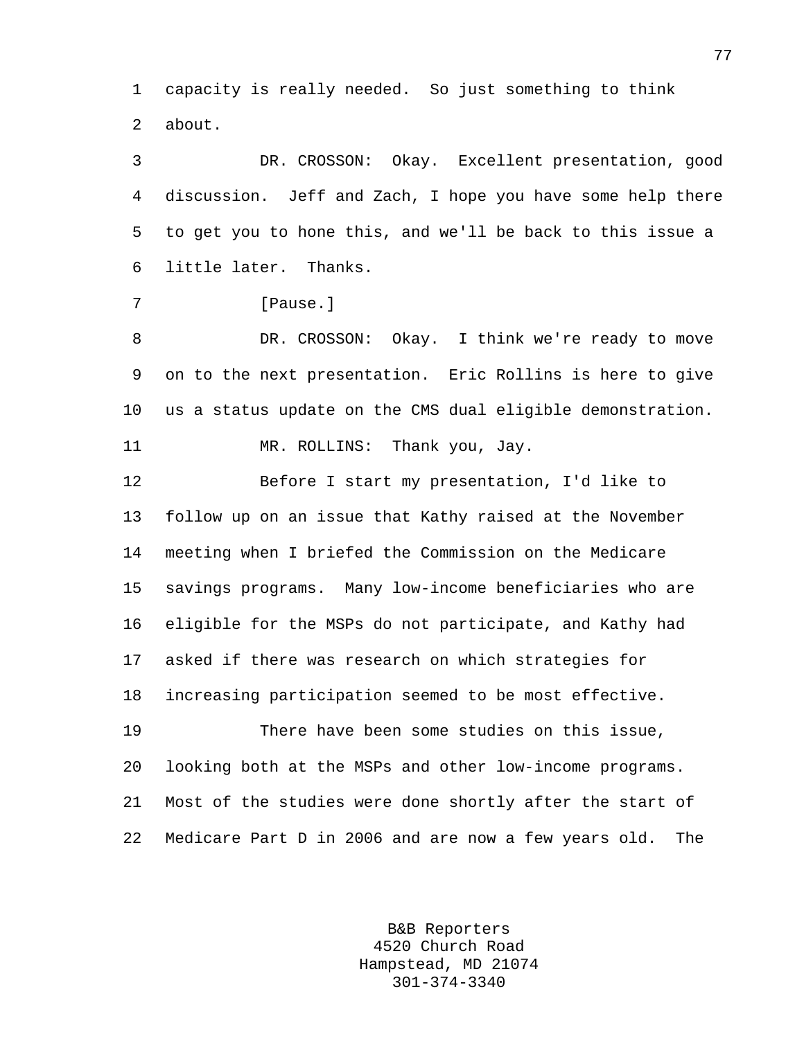capacity is really needed. So just something to think about.

DR. CROSSON: Okay. Excellent presentation, good discussion. Jeff and Zach, I hope you have some help there to get you to hone this, and we'll be back to this issue a little later. Thanks.

[Pause.]

DR. CROSSON: Okay. I think we're ready to move on to the next presentation. Eric Rollins is here to give us a status update on the CMS dual eligible demonstration.

MR. ROLLINS: Thank you, Jay.

Before I start my presentation, I'd like to follow up on an issue that Kathy raised at the November meeting when I briefed the Commission on the Medicare savings programs. Many low-income beneficiaries who are eligible for the MSPs do not participate, and Kathy had asked if there was research on which strategies for increasing participation seemed to be most effective.

There have been some studies on this issue, looking both at the MSPs and other low-income programs. Most of the studies were done shortly after the start of Medicare Part D in 2006 and are now a few years old. The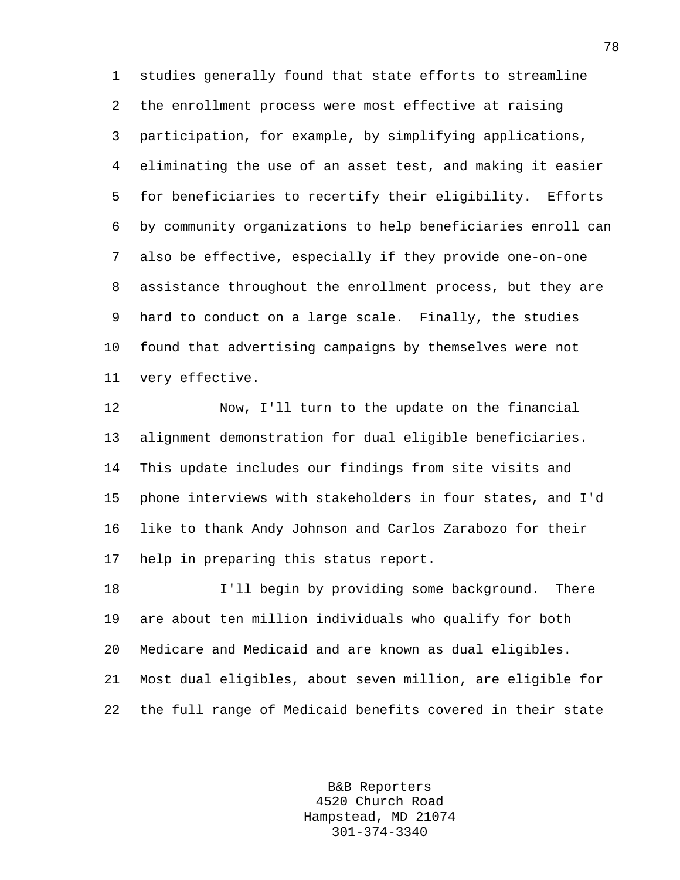studies generally found that state efforts to streamline the enrollment process were most effective at raising participation, for example, by simplifying applications, eliminating the use of an asset test, and making it easier for beneficiaries to recertify their eligibility. Efforts by community organizations to help beneficiaries enroll can also be effective, especially if they provide one-on-one assistance throughout the enrollment process, but they are hard to conduct on a large scale. Finally, the studies found that advertising campaigns by themselves were not very effective.

Now, I'll turn to the update on the financial alignment demonstration for dual eligible beneficiaries. This update includes our findings from site visits and phone interviews with stakeholders in four states, and I'd like to thank Andy Johnson and Carlos Zarabozo for their help in preparing this status report.

I'll begin by providing some background. There are about ten million individuals who qualify for both Medicare and Medicaid and are known as dual eligibles. Most dual eligibles, about seven million, are eligible for the full range of Medicaid benefits covered in their state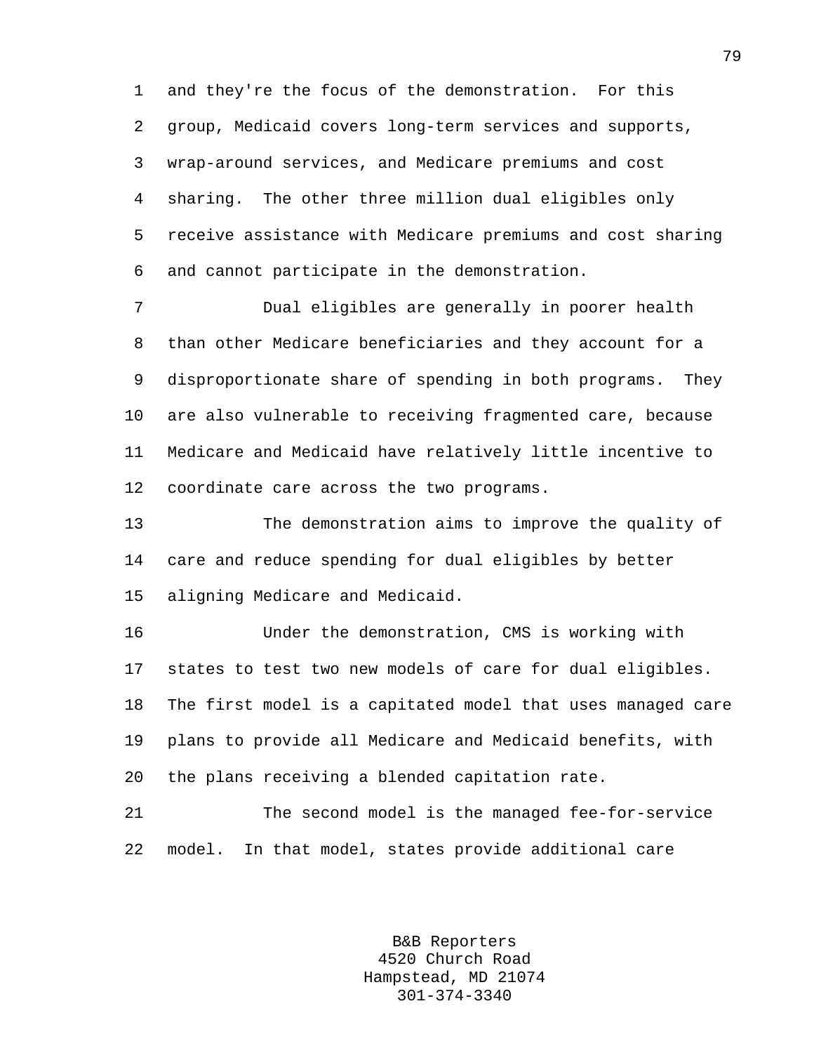and they're the focus of the demonstration. For this group, Medicaid covers long-term services and supports, wrap-around services, and Medicare premiums and cost sharing. The other three million dual eligibles only receive assistance with Medicare premiums and cost sharing and cannot participate in the demonstration.

Dual eligibles are generally in poorer health than other Medicare beneficiaries and they account for a disproportionate share of spending in both programs. They are also vulnerable to receiving fragmented care, because Medicare and Medicaid have relatively little incentive to coordinate care across the two programs.

The demonstration aims to improve the quality of care and reduce spending for dual eligibles by better aligning Medicare and Medicaid.

Under the demonstration, CMS is working with states to test two new models of care for dual eligibles. The first model is a capitated model that uses managed care plans to provide all Medicare and Medicaid benefits, with the plans receiving a blended capitation rate.

The second model is the managed fee-for-service model. In that model, states provide additional care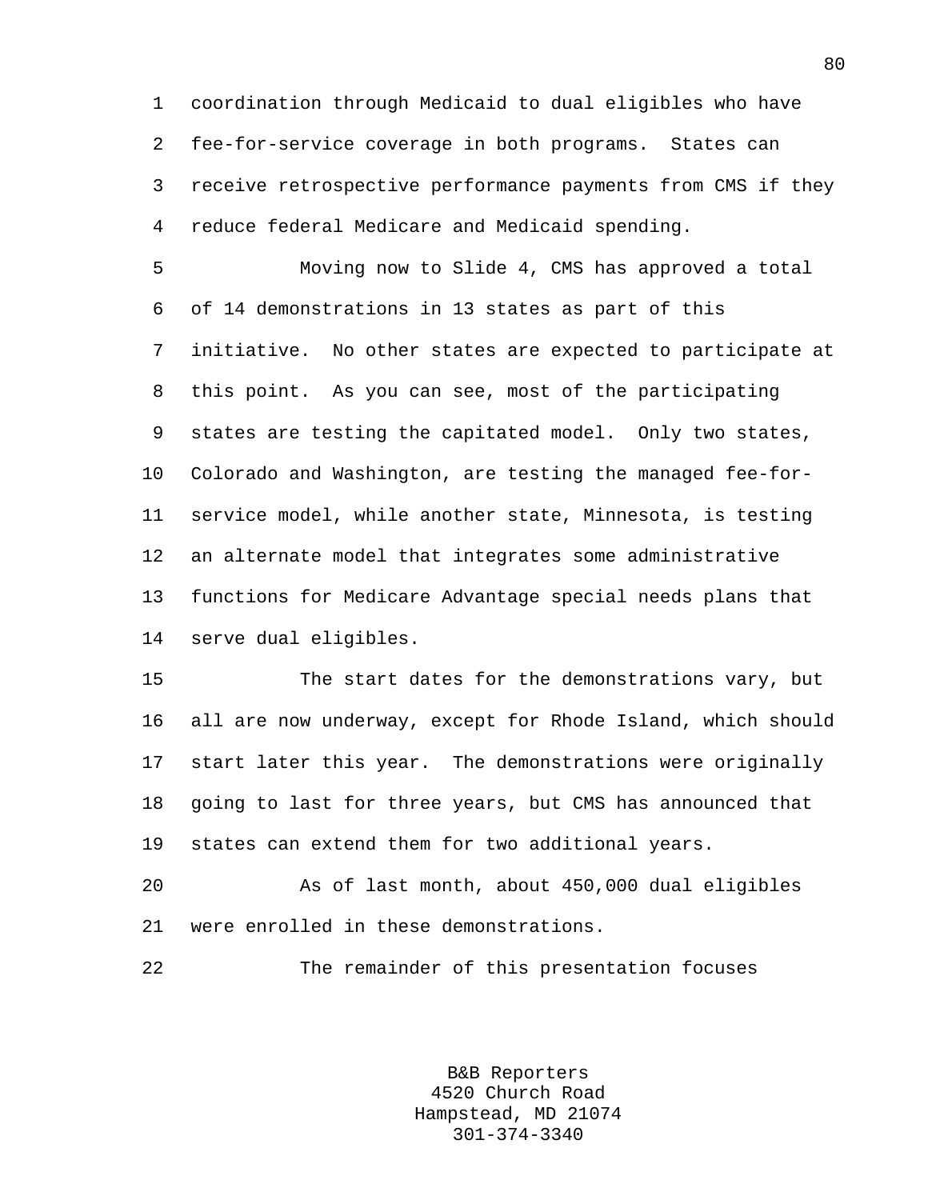coordination through Medicaid to dual eligibles who have fee-for-service coverage in both programs. States can receive retrospective performance payments from CMS if they reduce federal Medicare and Medicaid spending.

Moving now to Slide 4, CMS has approved a total of 14 demonstrations in 13 states as part of this initiative. No other states are expected to participate at this point. As you can see, most of the participating states are testing the capitated model. Only two states, Colorado and Washington, are testing the managed fee-for-service model, while another state, Minnesota, is testing an alternate model that integrates some administrative functions for Medicare Advantage special needs plans that serve dual eligibles.

The start dates for the demonstrations vary, but all are now underway, except for Rhode Island, which should start later this year. The demonstrations were originally going to last for three years, but CMS has announced that states can extend them for two additional years.

As of last month, about 450,000 dual eligibles were enrolled in these demonstrations.

The remainder of this presentation focuses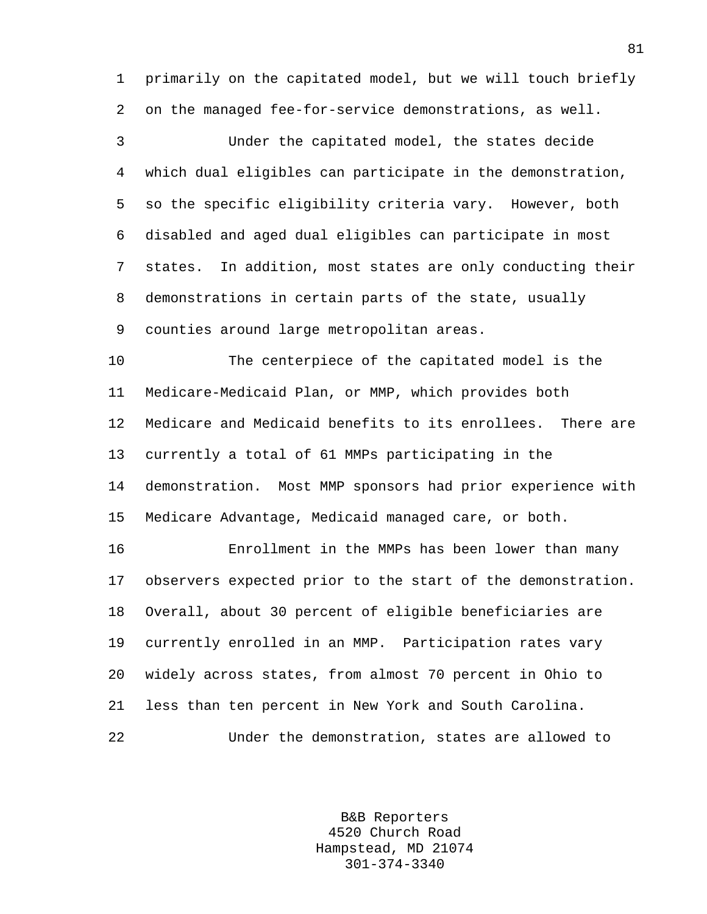primarily on the capitated model, but we will touch briefly on the managed fee-for-service demonstrations, as well.

Under the capitated model, the states decide which dual eligibles can participate in the demonstration, so the specific eligibility criteria vary. However, both disabled and aged dual eligibles can participate in most states. In addition, most states are only conducting their demonstrations in certain parts of the state, usually counties around large metropolitan areas.

The centerpiece of the capitated model is the Medicare-Medicaid Plan, or MMP, which provides both Medicare and Medicaid benefits to its enrollees. There are currently a total of 61 MMPs participating in the demonstration. Most MMP sponsors had prior experience with Medicare Advantage, Medicaid managed care, or both.

Enrollment in the MMPs has been lower than many observers expected prior to the start of the demonstration. Overall, about 30 percent of eligible beneficiaries are currently enrolled in an MMP. Participation rates vary widely across states, from almost 70 percent in Ohio to less than ten percent in New York and South Carolina.

Under the demonstration, states are allowed to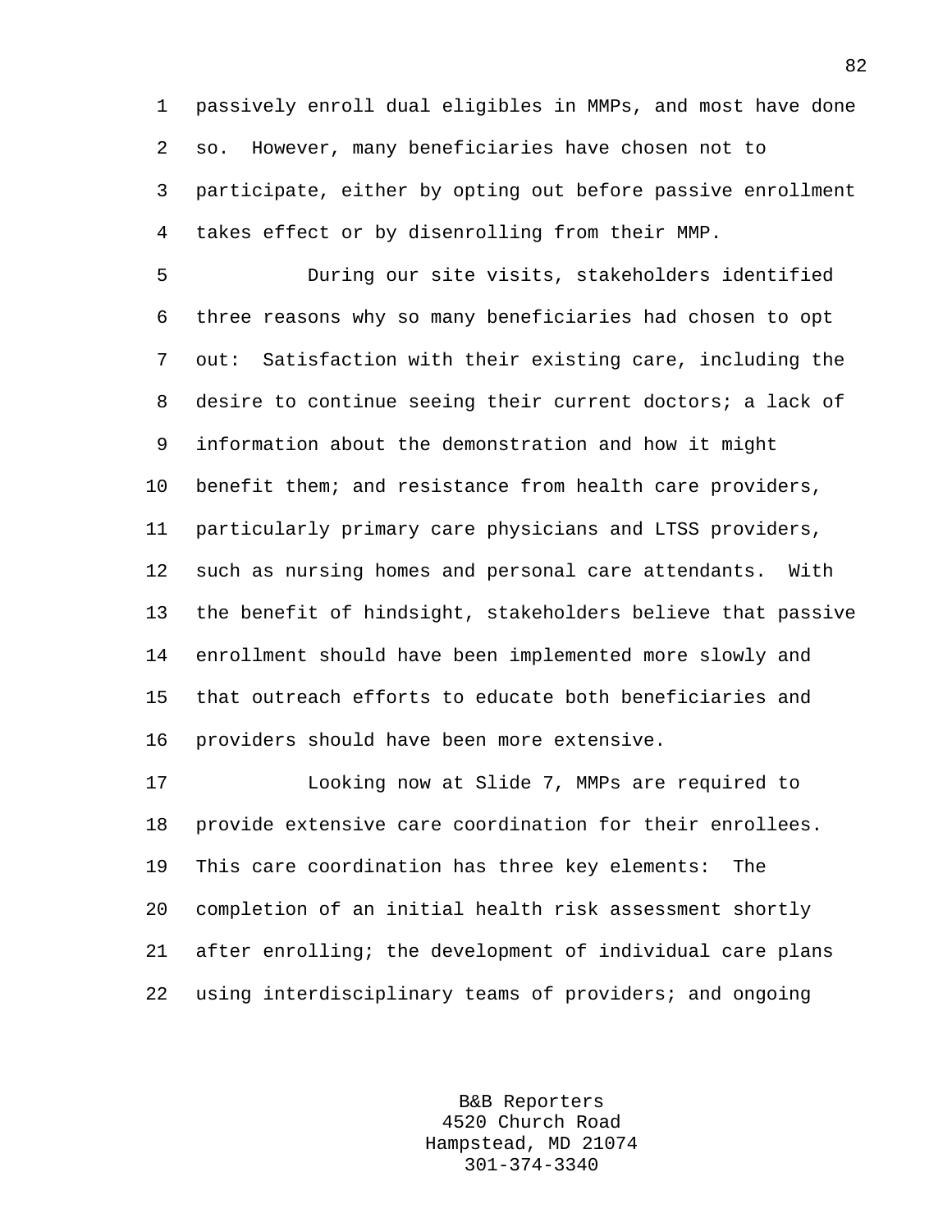passively enroll dual eligibles in MMPs, and most have done so. However, many beneficiaries have chosen not to participate, either by opting out before passive enrollment takes effect or by disenrolling from their MMP.

During our site visits, stakeholders identified three reasons why so many beneficiaries had chosen to opt out: Satisfaction with their existing care, including the desire to continue seeing their current doctors; a lack of information about the demonstration and how it might benefit them; and resistance from health care providers, particularly primary care physicians and LTSS providers, such as nursing homes and personal care attendants. With the benefit of hindsight, stakeholders believe that passive enrollment should have been implemented more slowly and that outreach efforts to educate both beneficiaries and providers should have been more extensive.

Looking now at Slide 7, MMPs are required to provide extensive care coordination for their enrollees. This care coordination has three key elements: The completion of an initial health risk assessment shortly after enrolling; the development of individual care plans using interdisciplinary teams of providers; and ongoing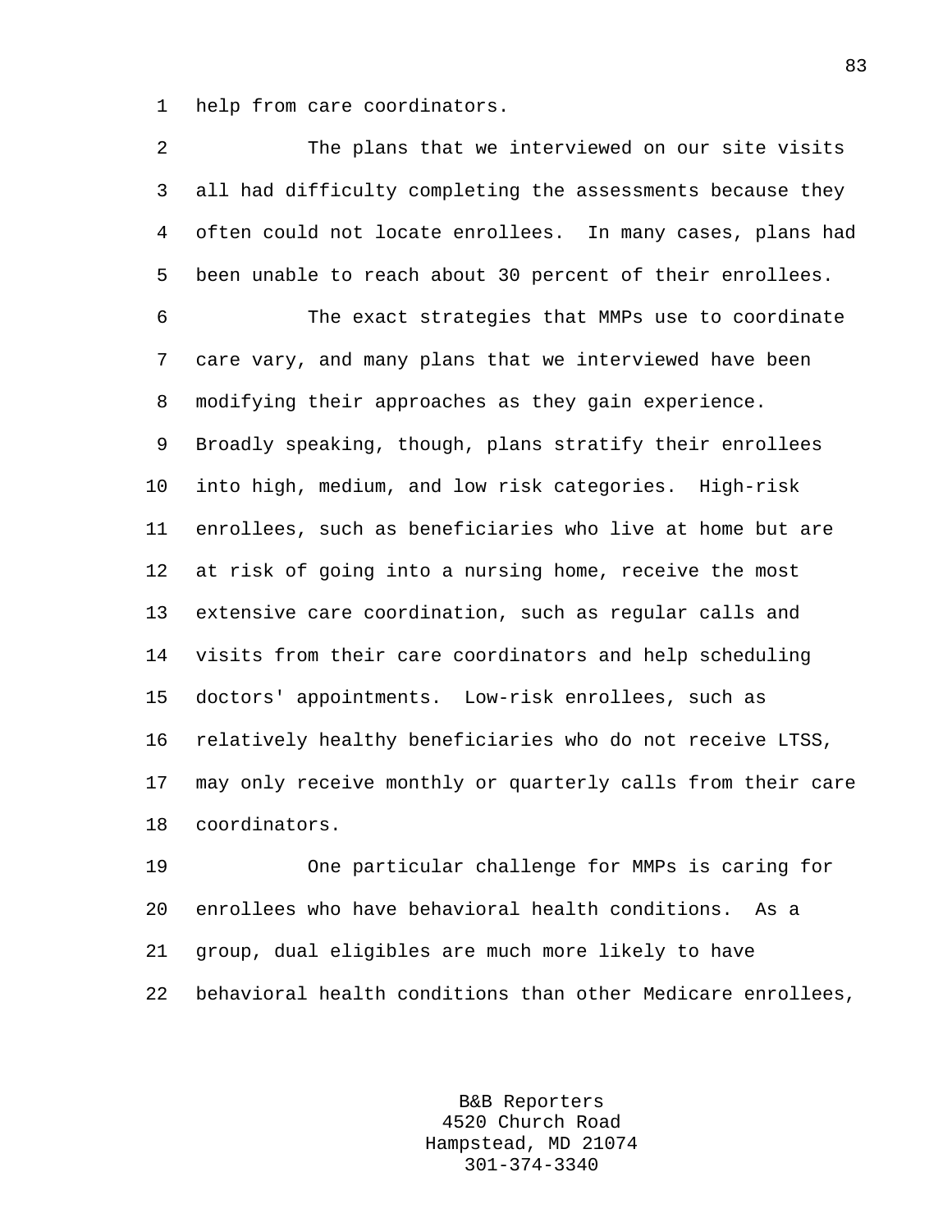help from care coordinators.

The plans that we interviewed on our site visits all had difficulty completing the assessments because they often could not locate enrollees. In many cases, plans had been unable to reach about 30 percent of their enrollees.

The exact strategies that MMPs use to coordinate care vary, and many plans that we interviewed have been modifying their approaches as they gain experience. Broadly speaking, though, plans stratify their enrollees into high, medium, and low risk categories. High-risk enrollees, such as beneficiaries who live at home but are at risk of going into a nursing home, receive the most extensive care coordination, such as regular calls and visits from their care coordinators and help scheduling doctors' appointments. Low-risk enrollees, such as relatively healthy beneficiaries who do not receive LTSS, may only receive monthly or quarterly calls from their care coordinators.

One particular challenge for MMPs is caring for enrollees who have behavioral health conditions. As a group, dual eligibles are much more likely to have behavioral health conditions than other Medicare enrollees,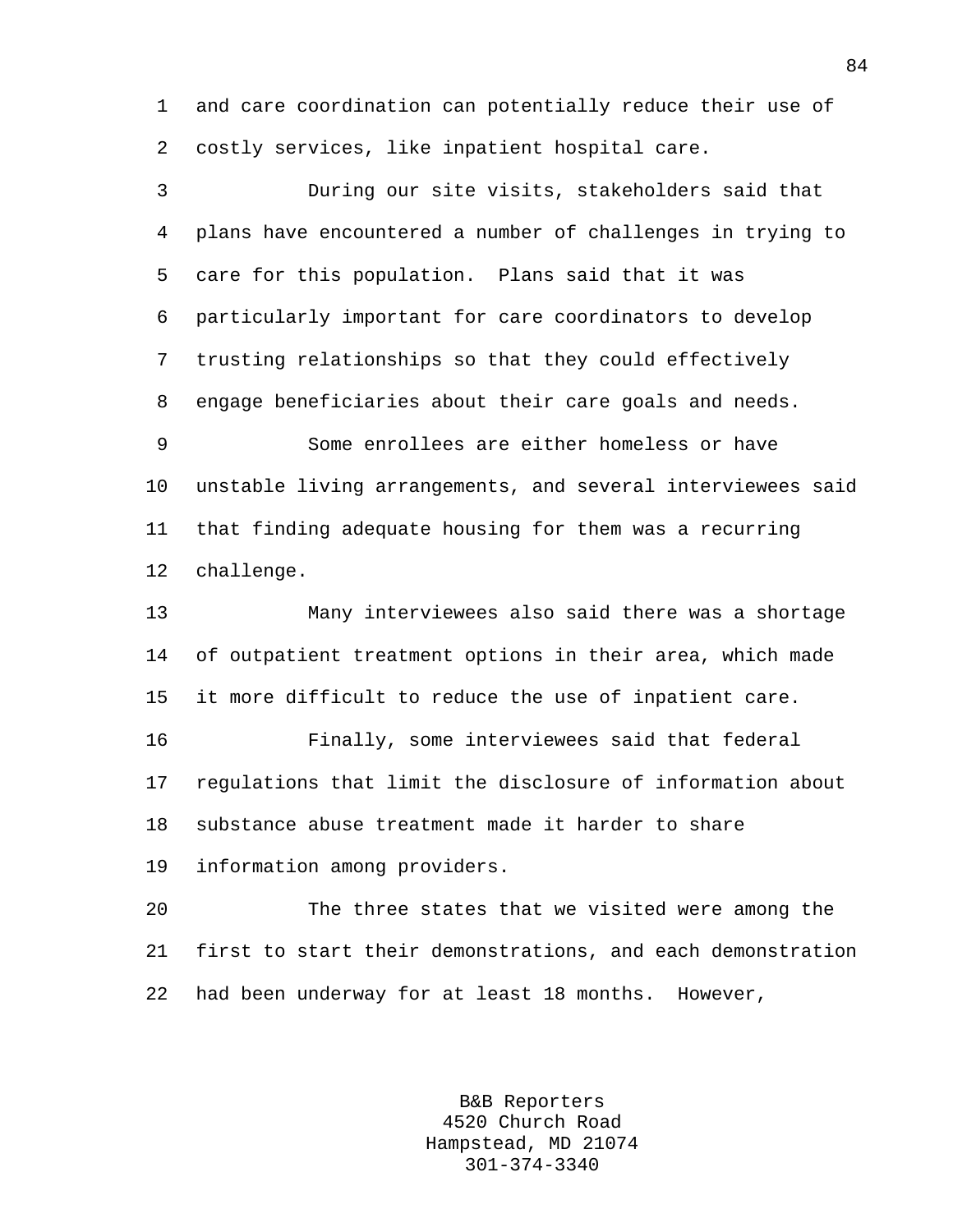and care coordination can potentially reduce their use of costly services, like inpatient hospital care.

During our site visits, stakeholders said that plans have encountered a number of challenges in trying to care for this population. Plans said that it was particularly important for care coordinators to develop trusting relationships so that they could effectively engage beneficiaries about their care goals and needs.

Some enrollees are either homeless or have unstable living arrangements, and several interviewees said that finding adequate housing for them was a recurring challenge.

Many interviewees also said there was a shortage of outpatient treatment options in their area, which made it more difficult to reduce the use of inpatient care.

Finally, some interviewees said that federal regulations that limit the disclosure of information about substance abuse treatment made it harder to share information among providers.

The three states that we visited were among the first to start their demonstrations, and each demonstration had been underway for at least 18 months. However,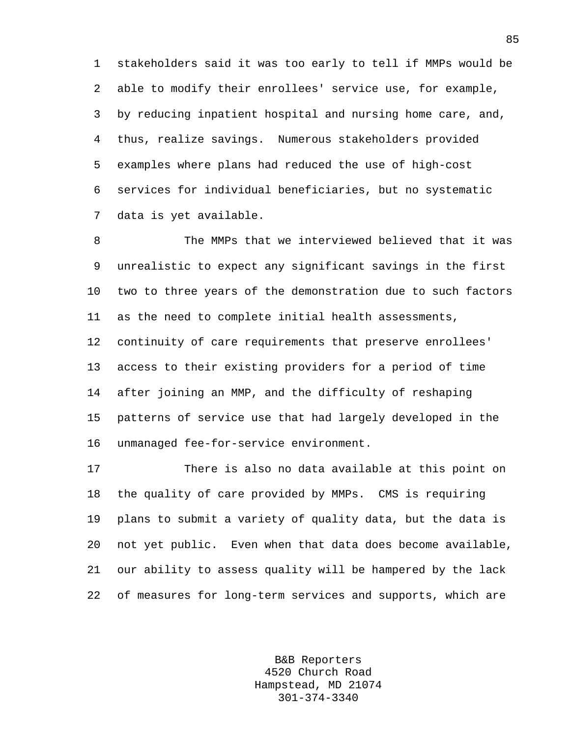stakeholders said it was too early to tell if MMPs would be able to modify their enrollees' service use, for example, by reducing inpatient hospital and nursing home care, and, thus, realize savings. Numerous stakeholders provided examples where plans had reduced the use of high-cost services for individual beneficiaries, but no systematic data is yet available.

The MMPs that we interviewed believed that it was unrealistic to expect any significant savings in the first two to three years of the demonstration due to such factors as the need to complete initial health assessments, continuity of care requirements that preserve enrollees' access to their existing providers for a period of time after joining an MMP, and the difficulty of reshaping patterns of service use that had largely developed in the unmanaged fee-for-service environment.

There is also no data available at this point on the quality of care provided by MMPs. CMS is requiring plans to submit a variety of quality data, but the data is not yet public. Even when that data does become available, our ability to assess quality will be hampered by the lack of measures for long-term services and supports, which are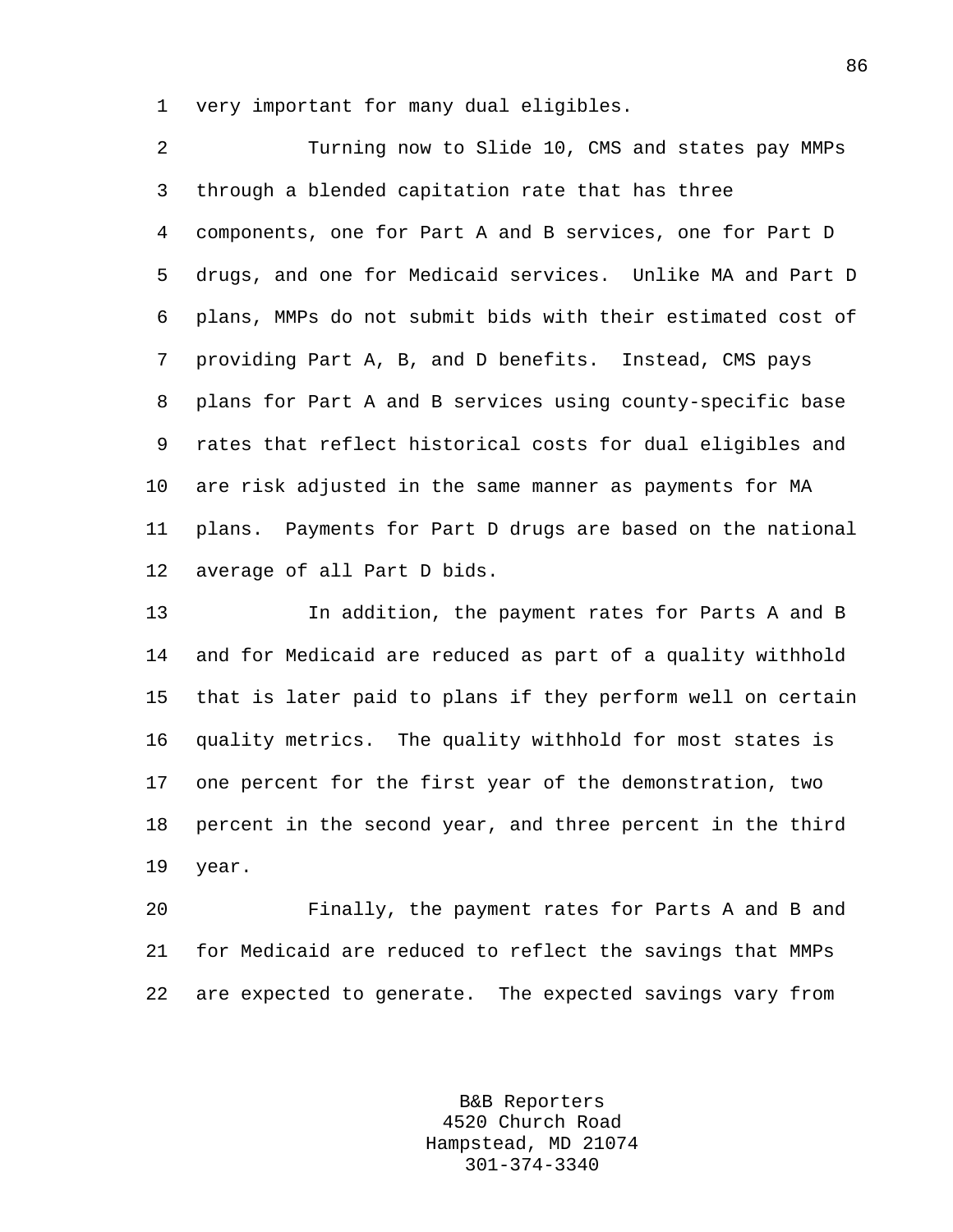very important for many dual eligibles.

Turning now to Slide 10, CMS and states pay MMPs through a blended capitation rate that has three components, one for Part A and B services, one for Part D drugs, and one for Medicaid services. Unlike MA and Part D plans, MMPs do not submit bids with their estimated cost of providing Part A, B, and D benefits. Instead, CMS pays plans for Part A and B services using county-specific base rates that reflect historical costs for dual eligibles and are risk adjusted in the same manner as payments for MA plans. Payments for Part D drugs are based on the national average of all Part D bids.

In addition, the payment rates for Parts A and B and for Medicaid are reduced as part of a quality withhold that is later paid to plans if they perform well on certain quality metrics. The quality withhold for most states is one percent for the first year of the demonstration, two percent in the second year, and three percent in the third year.

Finally, the payment rates for Parts A and B and for Medicaid are reduced to reflect the savings that MMPs are expected to generate. The expected savings vary from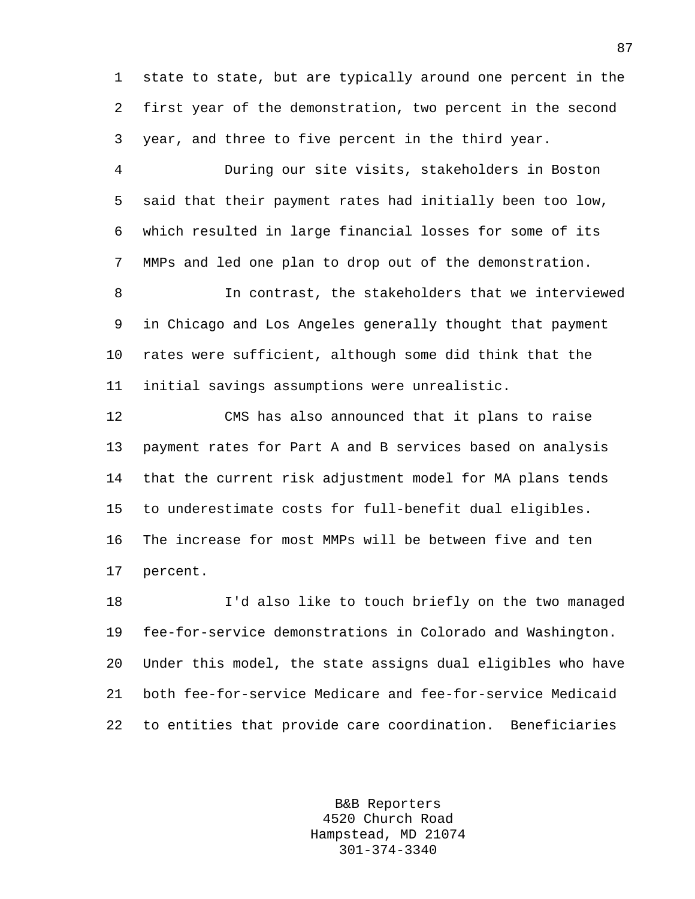state to state, but are typically around one percent in the first year of the demonstration, two percent in the second year, and three to five percent in the third year.

During our site visits, stakeholders in Boston said that their payment rates had initially been too low, which resulted in large financial losses for some of its MMPs and led one plan to drop out of the demonstration.

In contrast, the stakeholders that we interviewed in Chicago and Los Angeles generally thought that payment rates were sufficient, although some did think that the initial savings assumptions were unrealistic.

CMS has also announced that it plans to raise payment rates for Part A and B services based on analysis that the current risk adjustment model for MA plans tends to underestimate costs for full-benefit dual eligibles. The increase for most MMPs will be between five and ten percent.

I'd also like to touch briefly on the two managed fee-for-service demonstrations in Colorado and Washington. Under this model, the state assigns dual eligibles who have both fee-for-service Medicare and fee-for-service Medicaid to entities that provide care coordination. Beneficiaries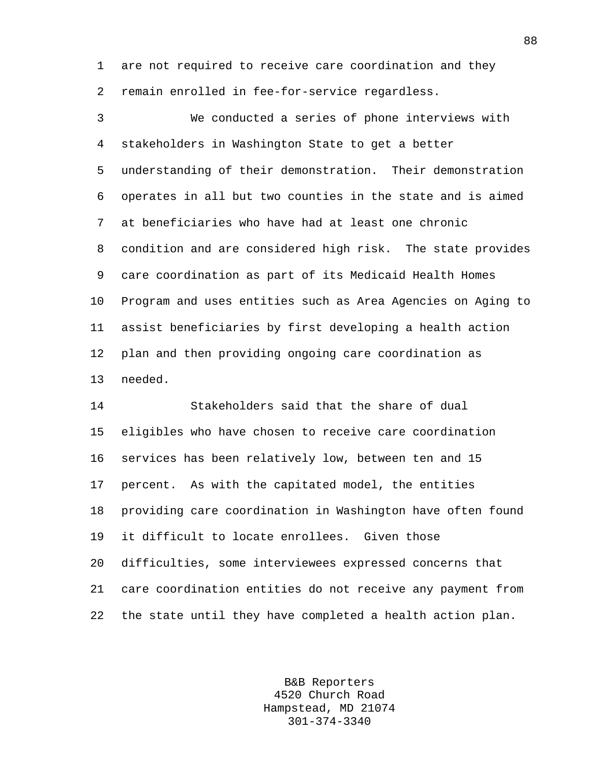are not required to receive care coordination and they remain enrolled in fee-for-service regardless.

We conducted a series of phone interviews with stakeholders in Washington State to get a better understanding of their demonstration. Their demonstration operates in all but two counties in the state and is aimed at beneficiaries who have had at least one chronic condition and are considered high risk. The state provides care coordination as part of its Medicaid Health Homes Program and uses entities such as Area Agencies on Aging to assist beneficiaries by first developing a health action plan and then providing ongoing care coordination as needed.

Stakeholders said that the share of dual eligibles who have chosen to receive care coordination services has been relatively low, between ten and 15 percent. As with the capitated model, the entities providing care coordination in Washington have often found it difficult to locate enrollees. Given those difficulties, some interviewees expressed concerns that care coordination entities do not receive any payment from the state until they have completed a health action plan.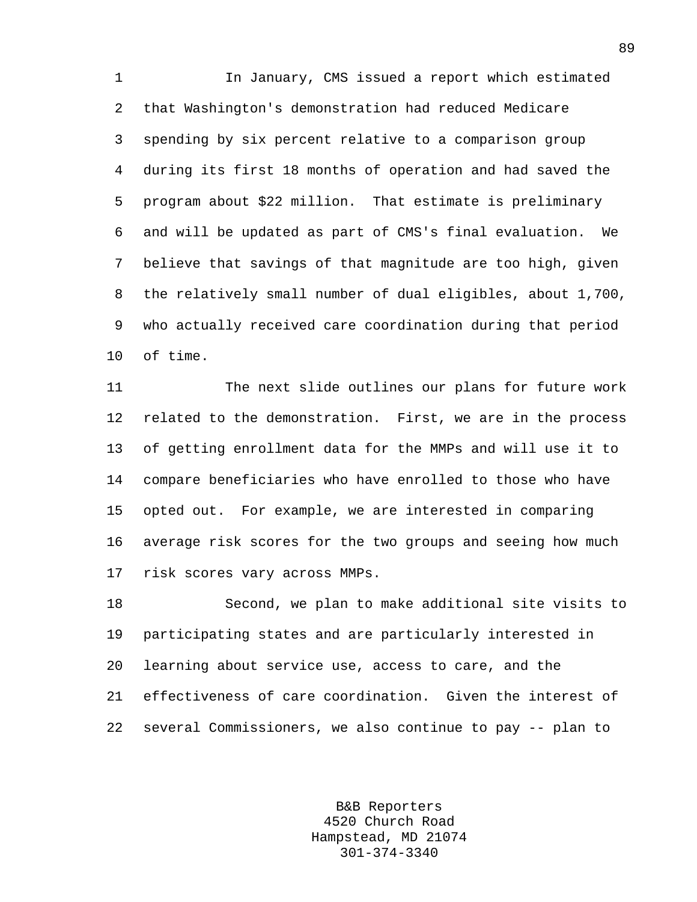In January, CMS issued a report which estimated that Washington's demonstration had reduced Medicare spending by six percent relative to a comparison group during its first 18 months of operation and had saved the program about $22 million. That estimate is preliminary and will be updated as part of CMS's final evaluation. We believe that savings of that magnitude are too high, given the relatively small number of dual eligibles, about 1,700, who actually received care coordination during that period of time.

The next slide outlines our plans for future work related to the demonstration. First, we are in the process of getting enrollment data for the MMPs and will use it to compare beneficiaries who have enrolled to those who have opted out. For example, we are interested in comparing average risk scores for the two groups and seeing how much risk scores vary across MMPs.

Second, we plan to make additional site visits to participating states and are particularly interested in learning about service use, access to care, and the effectiveness of care coordination. Given the interest of several Commissioners, we also continue to pay -- plan to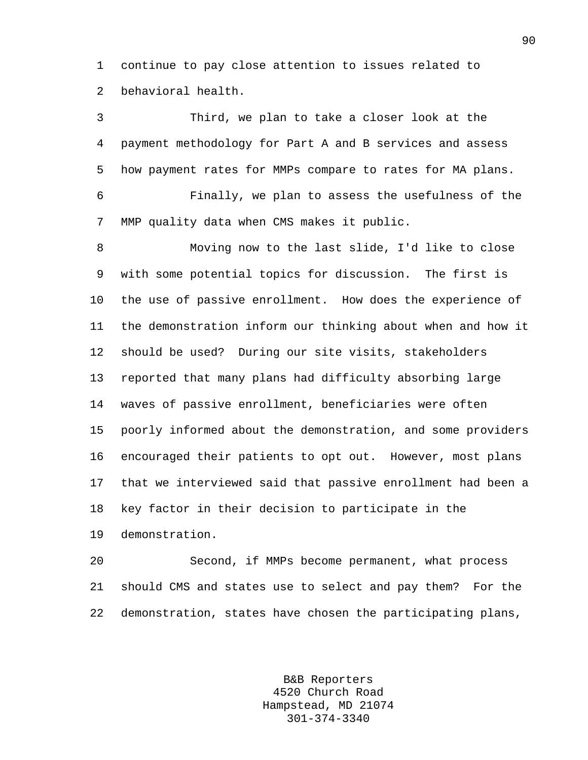continue to pay close attention to issues related to behavioral health.

Third, we plan to take a closer look at the payment methodology for Part A and B services and assess how payment rates for MMPs compare to rates for MA plans.

Finally, we plan to assess the usefulness of the MMP quality data when CMS makes it public.

Moving now to the last slide, I'd like to close with some potential topics for discussion. The first is the use of passive enrollment. How does the experience of the demonstration inform our thinking about when and how it should be used? During our site visits, stakeholders reported that many plans had difficulty absorbing large waves of passive enrollment, beneficiaries were often poorly informed about the demonstration, and some providers encouraged their patients to opt out. However, most plans that we interviewed said that passive enrollment had been a key factor in their decision to participate in the demonstration.

Second, if MMPs become permanent, what process should CMS and states use to select and pay them? For the demonstration, states have chosen the participating plans,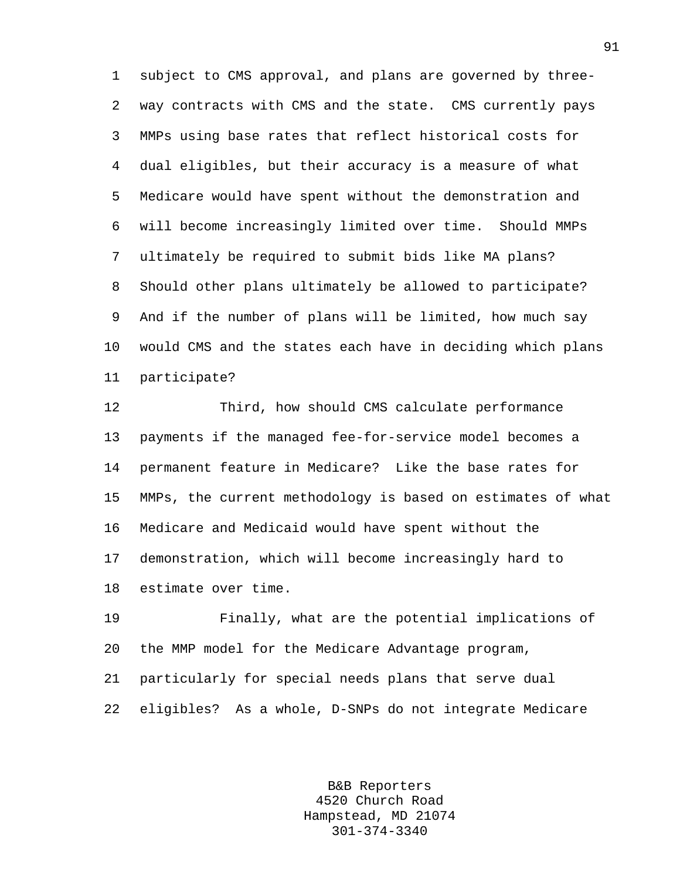subject to CMS approval, and plans are governed by three-way contracts with CMS and the state. CMS currently pays MMPs using base rates that reflect historical costs for dual eligibles, but their accuracy is a measure of what Medicare would have spent without the demonstration and will become increasingly limited over time. Should MMPs ultimately be required to submit bids like MA plans? Should other plans ultimately be allowed to participate? And if the number of plans will be limited, how much say would CMS and the states each have in deciding which plans participate?

Third, how should CMS calculate performance payments if the managed fee-for-service model becomes a permanent feature in Medicare? Like the base rates for MMPs, the current methodology is based on estimates of what Medicare and Medicaid would have spent without the demonstration, which will become increasingly hard to estimate over time.

Finally, what are the potential implications of the MMP model for the Medicare Advantage program, particularly for special needs plans that serve dual eligibles? As a whole, D-SNPs do not integrate Medicare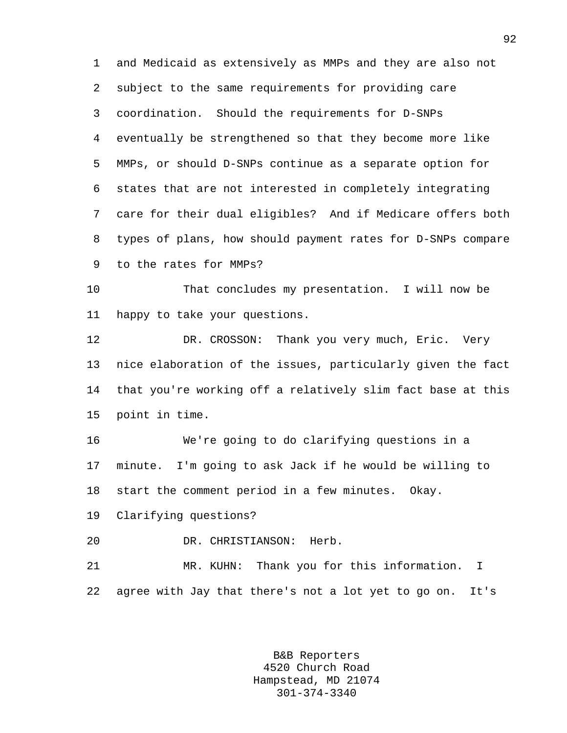and Medicaid as extensively as MMPs and they are also not subject to the same requirements for providing care coordination. Should the requirements for D-SNPs eventually be strengthened so that they become more like MMPs, or should D-SNPs continue as a separate option for states that are not interested in completely integrating care for their dual eligibles? And if Medicare offers both types of plans, how should payment rates for D-SNPs compare to the rates for MMPs?

That concludes my presentation. I will now be happy to take your questions.

DR. CROSSON: Thank you very much, Eric. Very nice elaboration of the issues, particularly given the fact that you're working off a relatively slim fact base at this point in time.

We're going to do clarifying questions in a minute. I'm going to ask Jack if he would be willing to start the comment period in a few minutes. Okay. Clarifying questions?

DR. CHRISTIANSON: Herb.

MR. KUHN: Thank you for this information. I agree with Jay that there's not a lot yet to go on. It's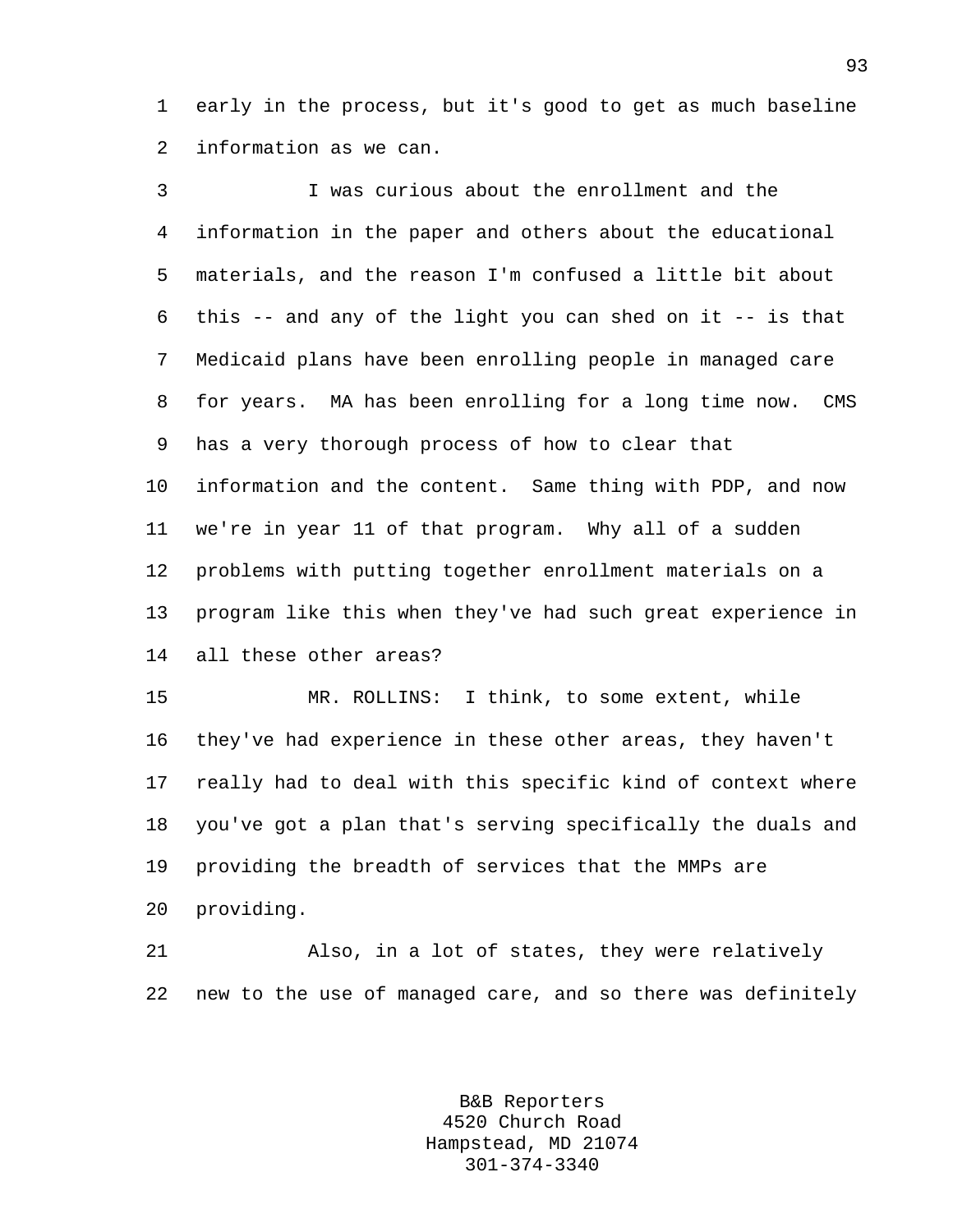early in the process, but it's good to get as much baseline information as we can.

I was curious about the enrollment and the information in the paper and others about the educational materials, and the reason I'm confused a little bit about this -- and any of the light you can shed on it -- is that Medicaid plans have been enrolling people in managed care for years. MA has been enrolling for a long time now. CMS has a very thorough process of how to clear that information and the content. Same thing with PDP, and now we're in year 11 of that program. Why all of a sudden problems with putting together enrollment materials on a program like this when they've had such great experience in all these other areas?

MR. ROLLINS: I think, to some extent, while they've had experience in these other areas, they haven't really had to deal with this specific kind of context where you've got a plan that's serving specifically the duals and providing the breadth of services that the MMPs are providing.

Also, in a lot of states, they were relatively new to the use of managed care, and so there was definitely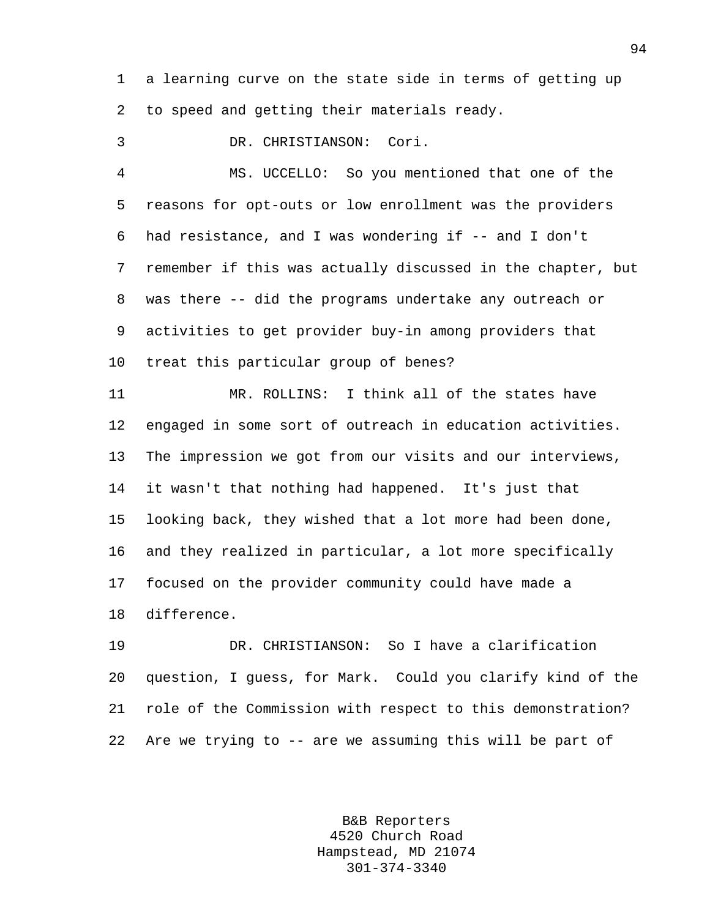a learning curve on the state side in terms of getting up to speed and getting their materials ready.

DR. CHRISTIANSON: Cori.

MS. UCCELLO: So you mentioned that one of the reasons for opt-outs or low enrollment was the providers had resistance, and I was wondering if -- and I don't remember if this was actually discussed in the chapter, but was there -- did the programs undertake any outreach or activities to get provider buy-in among providers that treat this particular group of benes?

MR. ROLLINS: I think all of the states have engaged in some sort of outreach in education activities. The impression we got from our visits and our interviews, it wasn't that nothing had happened. It's just that looking back, they wished that a lot more had been done, and they realized in particular, a lot more specifically focused on the provider community could have made a difference.

DR. CHRISTIANSON: So I have a clarification question, I guess, for Mark. Could you clarify kind of the role of the Commission with respect to this demonstration? Are we trying to -- are we assuming this will be part of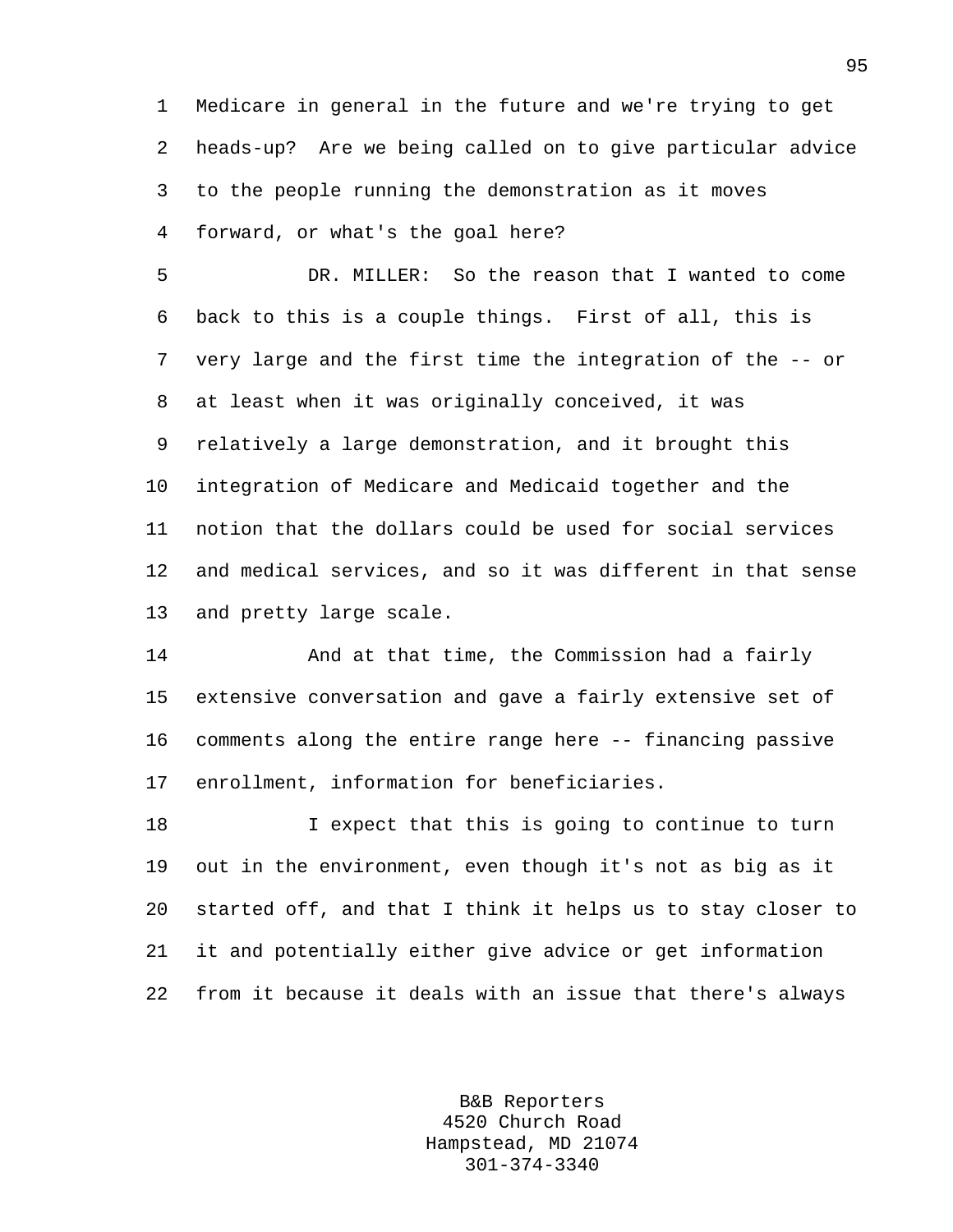Medicare in general in the future and we're trying to get heads-up? Are we being called on to give particular advice to the people running the demonstration as it moves forward, or what's the goal here?

DR. MILLER: So the reason that I wanted to come back to this is a couple things. First of all, this is very large and the first time the integration of the -- or at least when it was originally conceived, it was relatively a large demonstration, and it brought this integration of Medicare and Medicaid together and the notion that the dollars could be used for social services and medical services, and so it was different in that sense and pretty large scale.

And at that time, the Commission had a fairly extensive conversation and gave a fairly extensive set of comments along the entire range here -- financing passive enrollment, information for beneficiaries.

I expect that this is going to continue to turn out in the environment, even though it's not as big as it started off, and that I think it helps us to stay closer to it and potentially either give advice or get information from it because it deals with an issue that there's always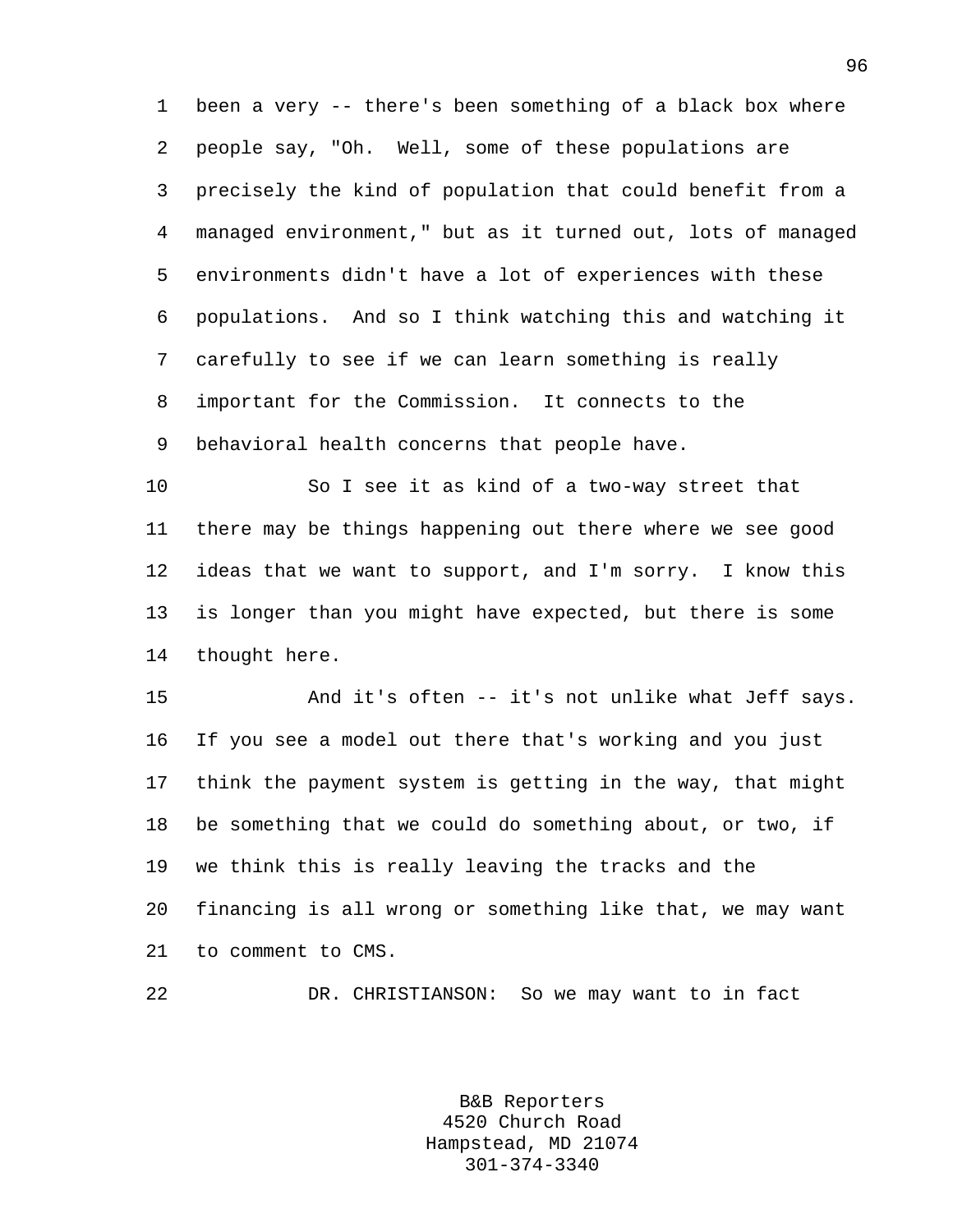been a very -- there's been something of a black box where people say, "Oh. Well, some of these populations are precisely the kind of population that could benefit from a managed environment," but as it turned out, lots of managed environments didn't have a lot of experiences with these populations. And so I think watching this and watching it carefully to see if we can learn something is really important for the Commission. It connects to the behavioral health concerns that people have.

So I see it as kind of a two-way street that there may be things happening out there where we see good ideas that we want to support, and I'm sorry. I know this is longer than you might have expected, but there is some thought here.

And it's often -- it's not unlike what Jeff says. If you see a model out there that's working and you just think the payment system is getting in the way, that might be something that we could do something about, or two, if we think this is really leaving the tracks and the financing is all wrong or something like that, we may want to comment to CMS.

DR. CHRISTIANSON: So we may want to in fact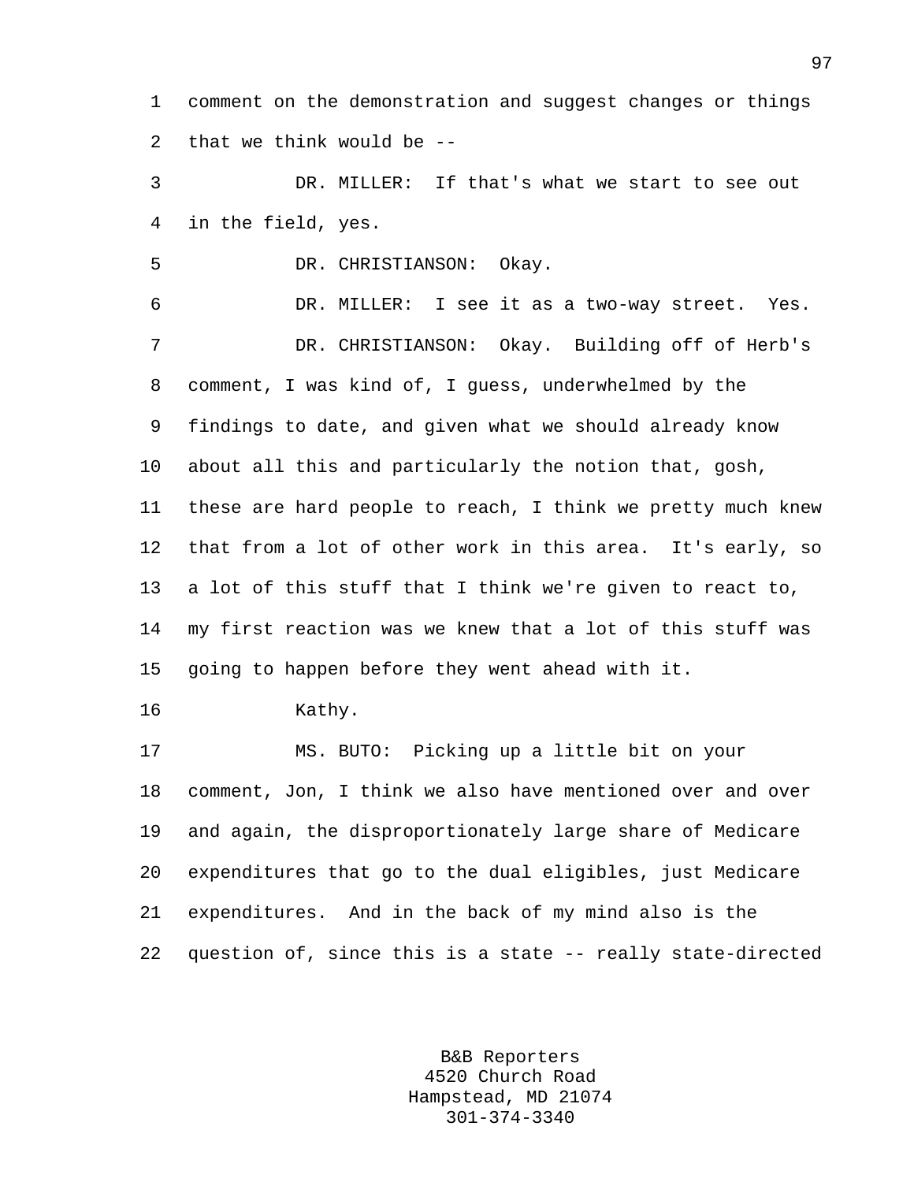comment on the demonstration and suggest changes or things that we think would be --

DR. MILLER: If that's what we start to see out in the field, yes.

DR. CHRISTIANSON: Okay.

DR. MILLER: I see it as a two-way street. Yes.

DR. CHRISTIANSON: Okay. Building off of Herb's comment, I was kind of, I guess, underwhelmed by the findings to date, and given what we should already know about all this and particularly the notion that, gosh, these are hard people to reach, I think we pretty much knew that from a lot of other work in this area. It's early, so a lot of this stuff that I think we're given to react to, my first reaction was we knew that a lot of this stuff was going to happen before they went ahead with it.

Kathy.

MS. BUTO: Picking up a little bit on your comment, Jon, I think we also have mentioned over and over and again, the disproportionately large share of Medicare expenditures that go to the dual eligibles, just Medicare expenditures. And in the back of my mind also is the question of, since this is a state -- really state-directed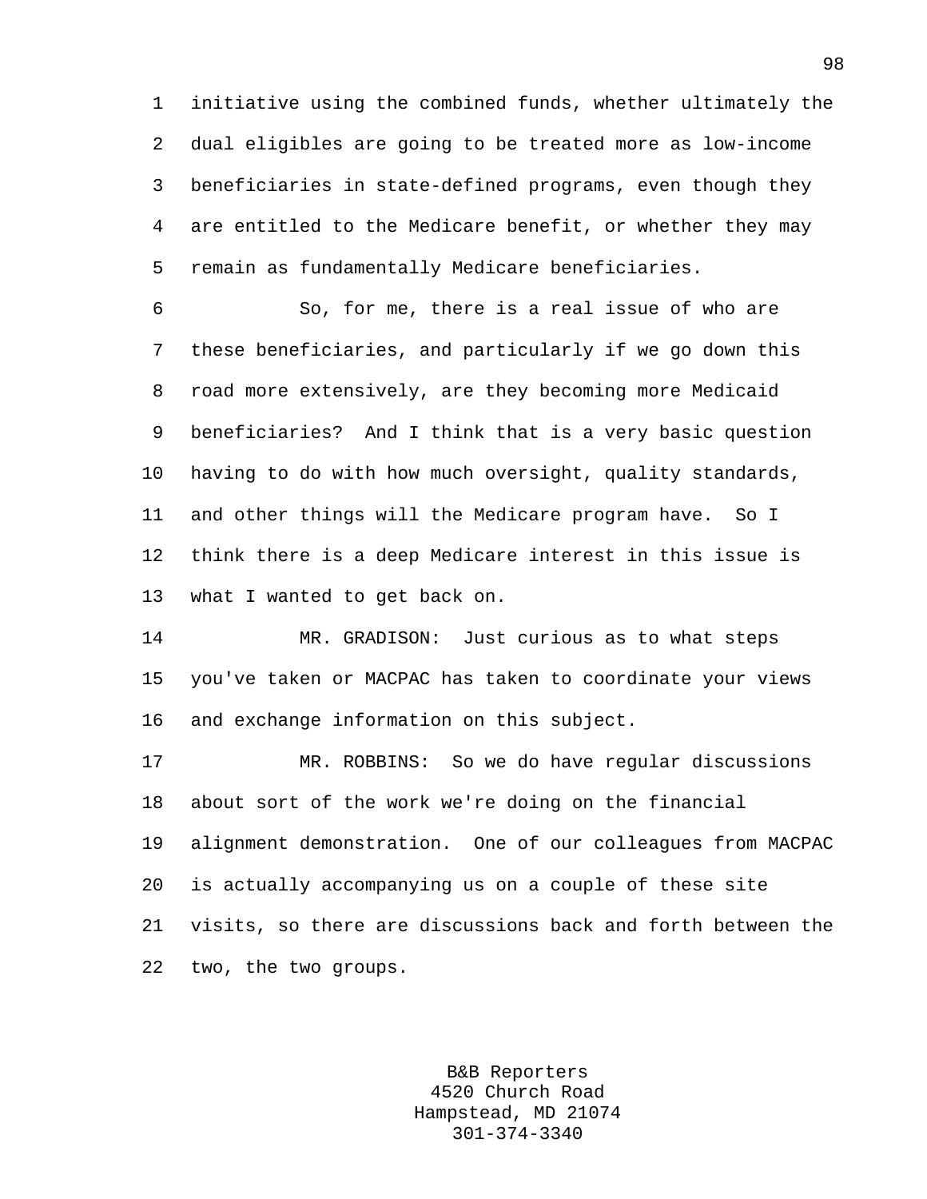initiative using the combined funds, whether ultimately the dual eligibles are going to be treated more as low-income beneficiaries in state-defined programs, even though they are entitled to the Medicare benefit, or whether they may remain as fundamentally Medicare beneficiaries.

So, for me, there is a real issue of who are these beneficiaries, and particularly if we go down this road more extensively, are they becoming more Medicaid beneficiaries? And I think that is a very basic question having to do with how much oversight, quality standards, and other things will the Medicare program have. So I think there is a deep Medicare interest in this issue is what I wanted to get back on.

MR. GRADISON: Just curious as to what steps you've taken or MACPAC has taken to coordinate your views and exchange information on this subject.

MR. ROBBINS: So we do have regular discussions about sort of the work we're doing on the financial alignment demonstration. One of our colleagues from MACPAC is actually accompanying us on a couple of these site visits, so there are discussions back and forth between the two, the two groups.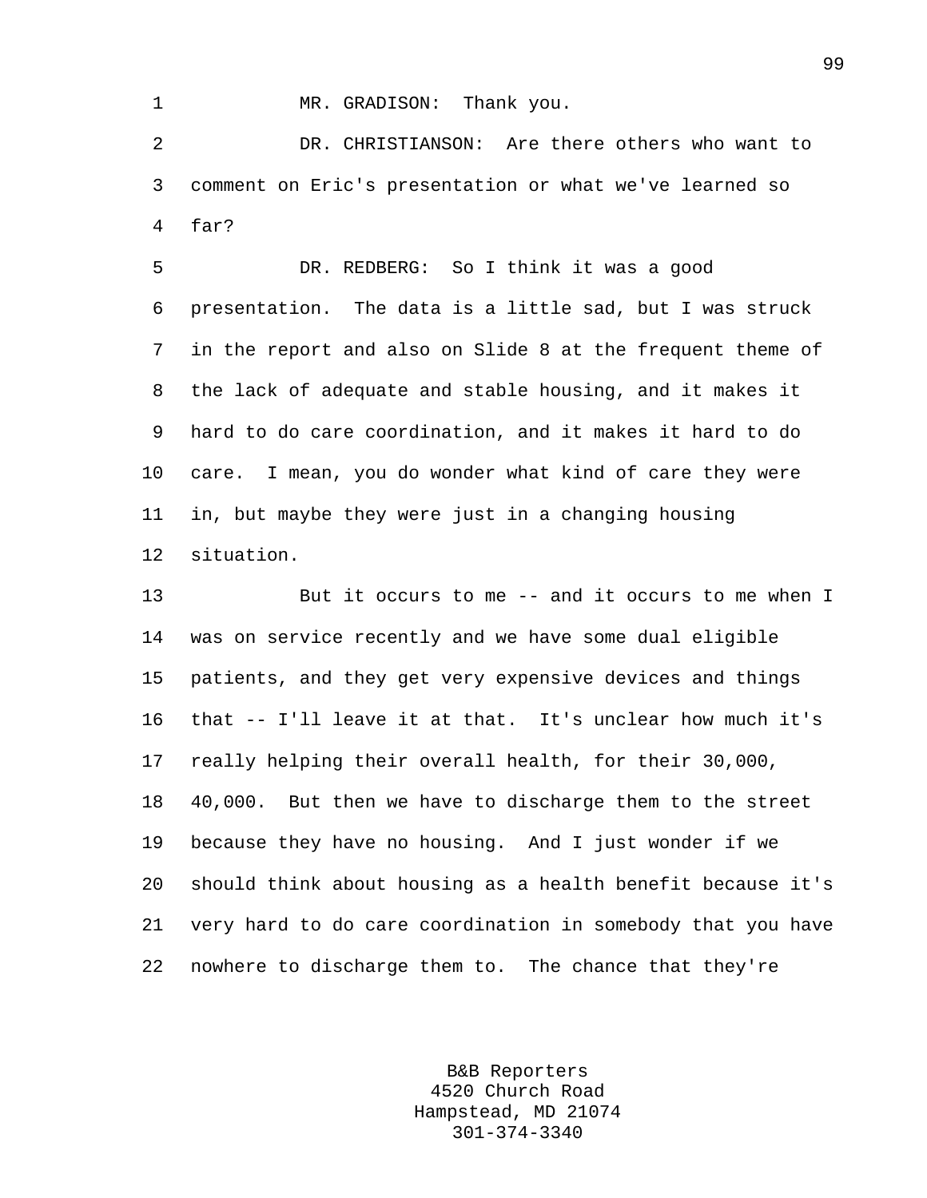MR. GRADISON: Thank you.

DR. CHRISTIANSON: Are there others who want to comment on Eric's presentation or what we've learned so far?

DR. REDBERG: So I think it was a good presentation. The data is a little sad, but I was struck in the report and also on Slide 8 at the frequent theme of the lack of adequate and stable housing, and it makes it hard to do care coordination, and it makes it hard to do care. I mean, you do wonder what kind of care they were in, but maybe they were just in a changing housing situation.

But it occurs to me -- and it occurs to me when I was on service recently and we have some dual eligible patients, and they get very expensive devices and things that -- I'll leave it at that. It's unclear how much it's really helping their overall health, for their 30,000, 40,000. But then we have to discharge them to the street because they have no housing. And I just wonder if we should think about housing as a health benefit because it's very hard to do care coordination in somebody that you have nowhere to discharge them to. The chance that they're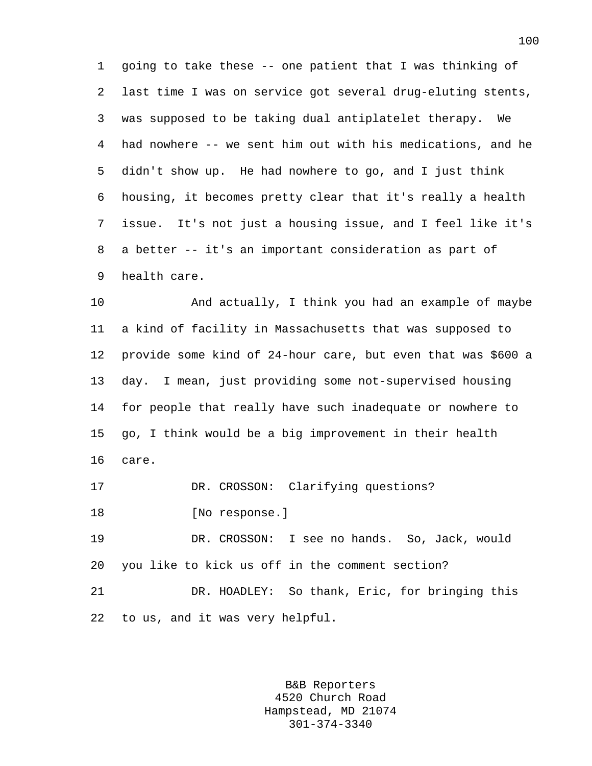going to take these -- one patient that I was thinking of last time I was on service got several drug-eluting stents, was supposed to be taking dual antiplatelet therapy. We had nowhere -- we sent him out with his medications, and he didn't show up. He had nowhere to go, and I just think housing, it becomes pretty clear that it's really a health issue. It's not just a housing issue, and I feel like it's a better -- it's an important consideration as part of health care.

And actually, I think you had an example of maybe a kind of facility in Massachusetts that was supposed to provide some kind of 24-hour care, but even that was $600 a day. I mean, just providing some not-supervised housing for people that really have such inadequate or nowhere to go, I think would be a big improvement in their health care.

DR. CROSSON: Clarifying questions?

[No response.]

DR. CROSSON: I see no hands. So, Jack, would you like to kick us off in the comment section?

DR. HOADLEY: So thank, Eric, for bringing this to us, and it was very helpful.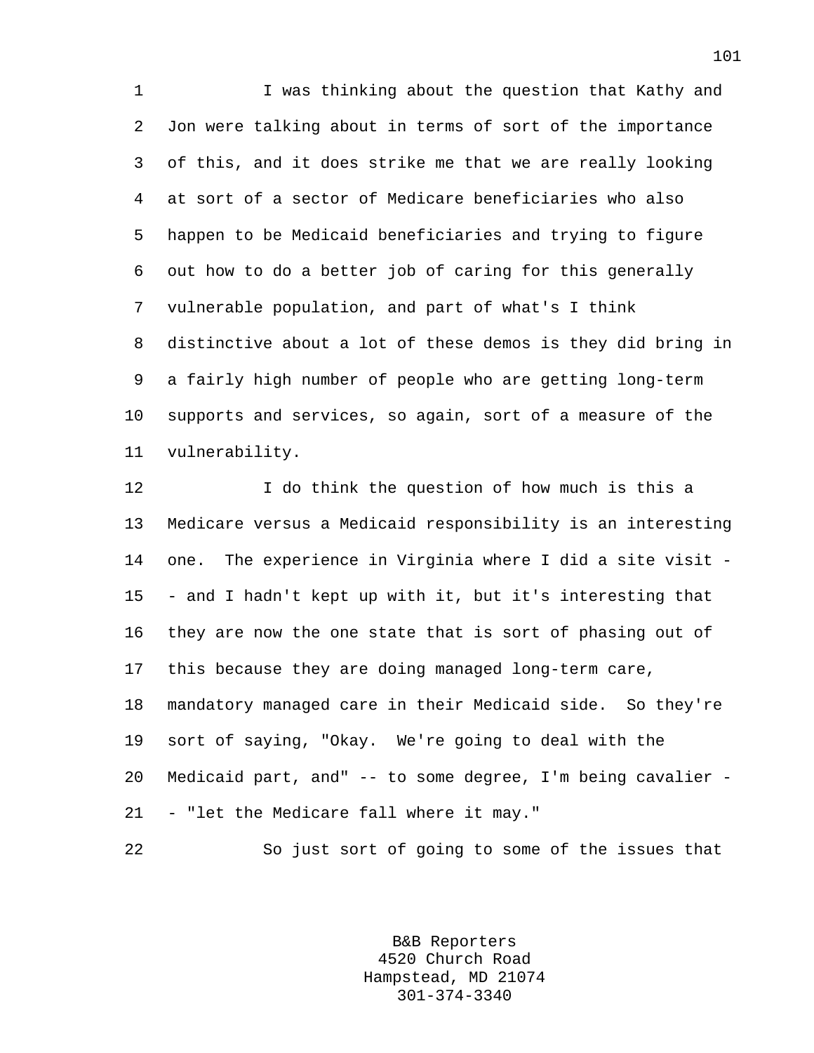I was thinking about the question that Kathy and Jon were talking about in terms of sort of the importance of this, and it does strike me that we are really looking at sort of a sector of Medicare beneficiaries who also happen to be Medicaid beneficiaries and trying to figure out how to do a better job of caring for this generally vulnerable population, and part of what's I think distinctive about a lot of these demos is they did bring in a fairly high number of people who are getting long-term supports and services, so again, sort of a measure of the vulnerability.

I do think the question of how much is this a Medicare versus a Medicaid responsibility is an interesting one. The experience in Virginia where I did a site visit -- and I hadn't kept up with it, but it's interesting that they are now the one state that is sort of phasing out of this because they are doing managed long-term care, mandatory managed care in their Medicaid side. So they're sort of saying, "Okay. We're going to deal with the Medicaid part, and" -- to some degree, I'm being cavalier -- "let the Medicare fall where it may."

So just sort of going to some of the issues that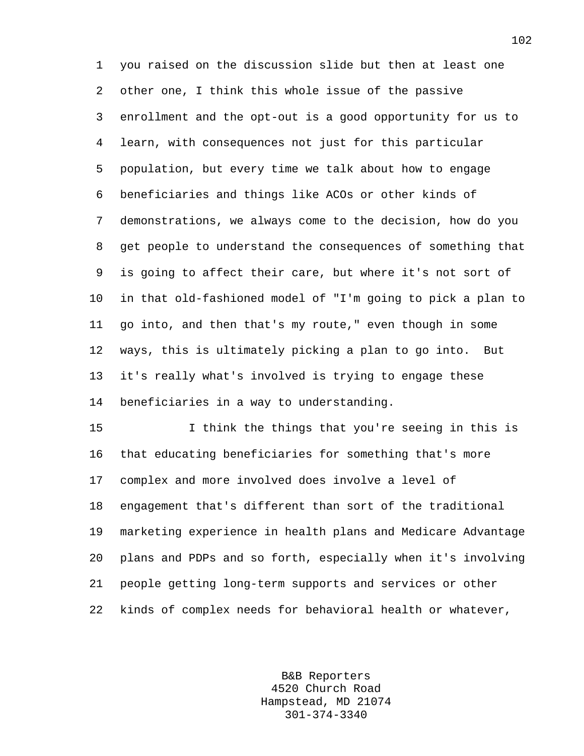you raised on the discussion slide but then at least one other one, I think this whole issue of the passive enrollment and the opt-out is a good opportunity for us to learn, with consequences not just for this particular population, but every time we talk about how to engage beneficiaries and things like ACOs or other kinds of demonstrations, we always come to the decision, how do you get people to understand the consequences of something that is going to affect their care, but where it's not sort of in that old-fashioned model of "I'm going to pick a plan to go into, and then that's my route," even though in some ways, this is ultimately picking a plan to go into. But it's really what's involved is trying to engage these beneficiaries in a way to understanding.

I think the things that you're seeing in this is that educating beneficiaries for something that's more complex and more involved does involve a level of engagement that's different than sort of the traditional marketing experience in health plans and Medicare Advantage plans and PDPs and so forth, especially when it's involving people getting long-term supports and services or other kinds of complex needs for behavioral health or whatever,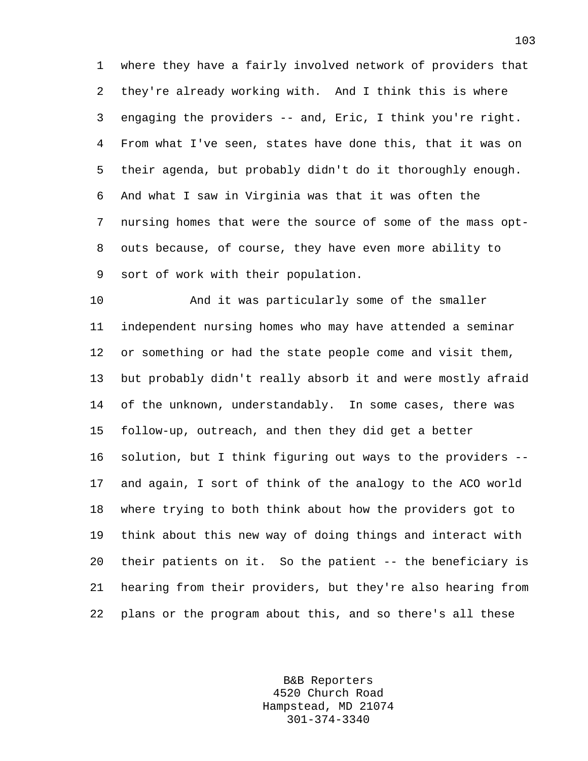where they have a fairly involved network of providers that they're already working with. And I think this is where engaging the providers -- and, Eric, I think you're right. From what I've seen, states have done this, that it was on their agenda, but probably didn't do it thoroughly enough. And what I saw in Virginia was that it was often the nursing homes that were the source of some of the mass opt-outs because, of course, they have even more ability to sort of work with their population.

And it was particularly some of the smaller independent nursing homes who may have attended a seminar or something or had the state people come and visit them, but probably didn't really absorb it and were mostly afraid of the unknown, understandably. In some cases, there was follow-up, outreach, and then they did get a better solution, but I think figuring out ways to the providers -- and again, I sort of think of the analogy to the ACO world where trying to both think about how the providers got to think about this new way of doing things and interact with their patients on it. So the patient -- the beneficiary is hearing from their providers, but they're also hearing from plans or the program about this, and so there's all these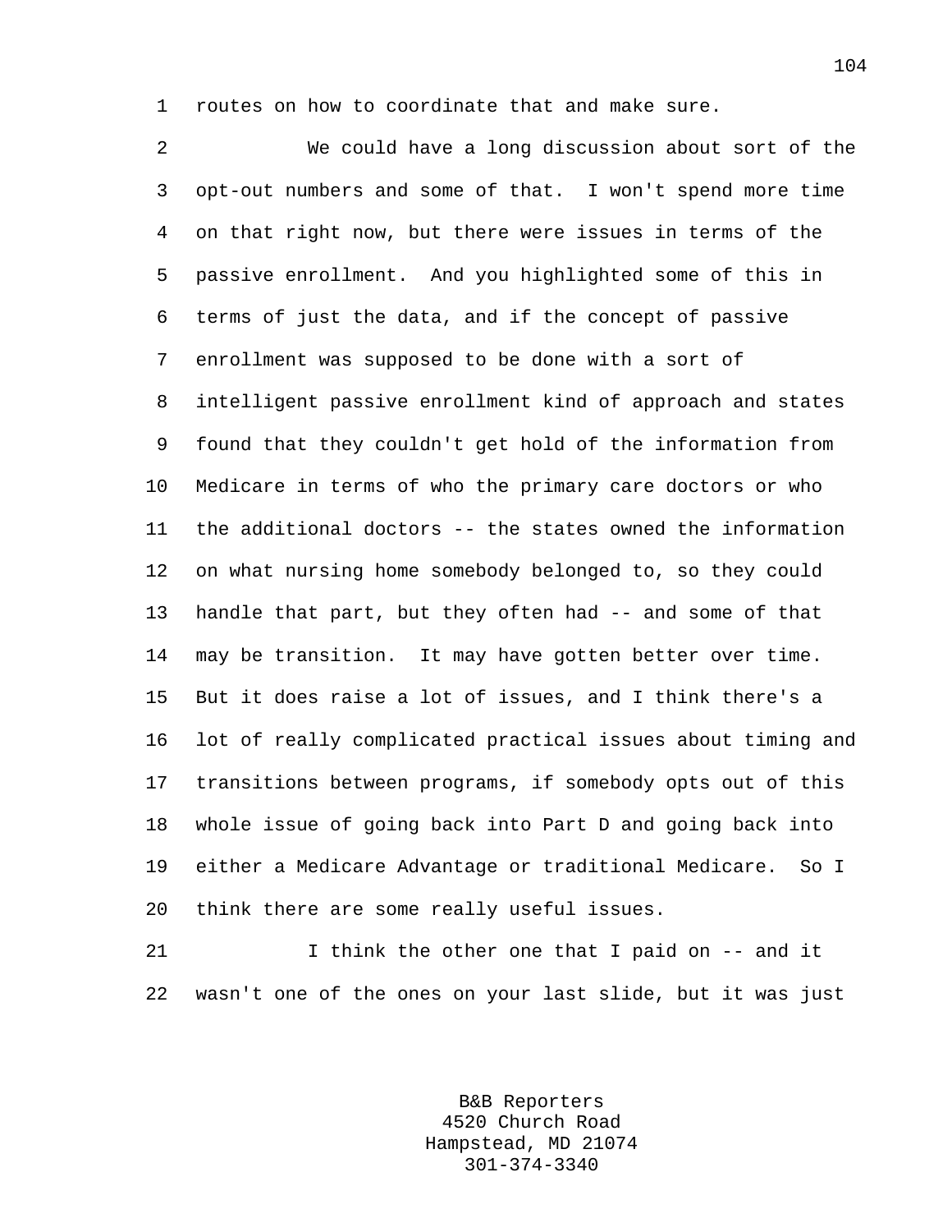routes on how to coordinate that and make sure.

We could have a long discussion about sort of the opt-out numbers and some of that. I won't spend more time on that right now, but there were issues in terms of the passive enrollment. And you highlighted some of this in terms of just the data, and if the concept of passive enrollment was supposed to be done with a sort of intelligent passive enrollment kind of approach and states found that they couldn't get hold of the information from Medicare in terms of who the primary care doctors or who the additional doctors -- the states owned the information on what nursing home somebody belonged to, so they could handle that part, but they often had -- and some of that may be transition. It may have gotten better over time. But it does raise a lot of issues, and I think there's a lot of really complicated practical issues about timing and transitions between programs, if somebody opts out of this whole issue of going back into Part D and going back into either a Medicare Advantage or traditional Medicare. So I think there are some really useful issues.

I think the other one that I paid on -- and it wasn't one of the ones on your last slide, but it was just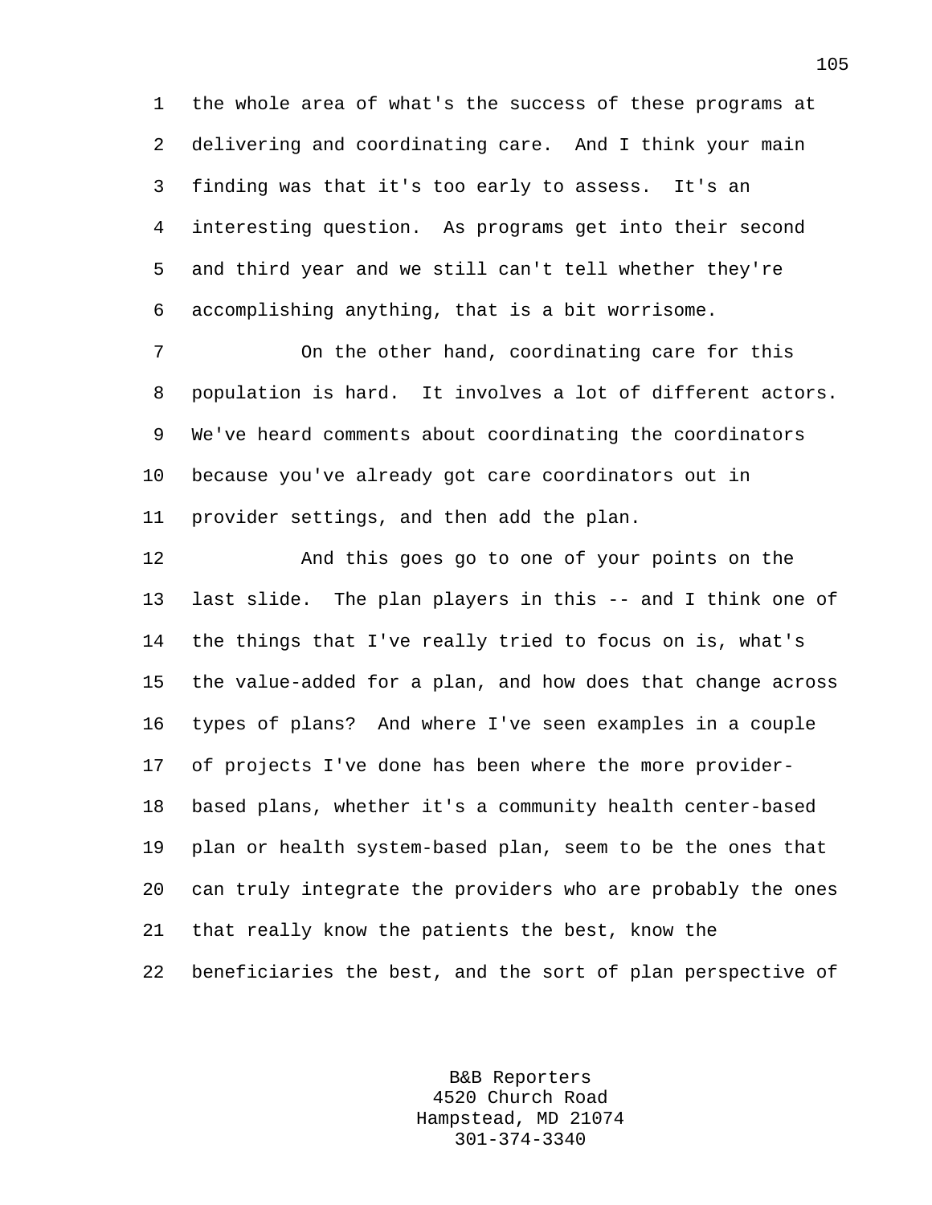the whole area of what's the success of these programs at delivering and coordinating care. And I think your main finding was that it's too early to assess. It's an interesting question. As programs get into their second and third year and we still can't tell whether they're accomplishing anything, that is a bit worrisome.

On the other hand, coordinating care for this population is hard. It involves a lot of different actors. We've heard comments about coordinating the coordinators because you've already got care coordinators out in provider settings, and then add the plan.

And this goes go to one of your points on the last slide. The plan players in this -- and I think one of the things that I've really tried to focus on is, what's the value-added for a plan, and how does that change across types of plans? And where I've seen examples in a couple of projects I've done has been where the more provider-based plans, whether it's a community health center-based plan or health system-based plan, seem to be the ones that can truly integrate the providers who are probably the ones that really know the patients the best, know the beneficiaries the best, and the sort of plan perspective of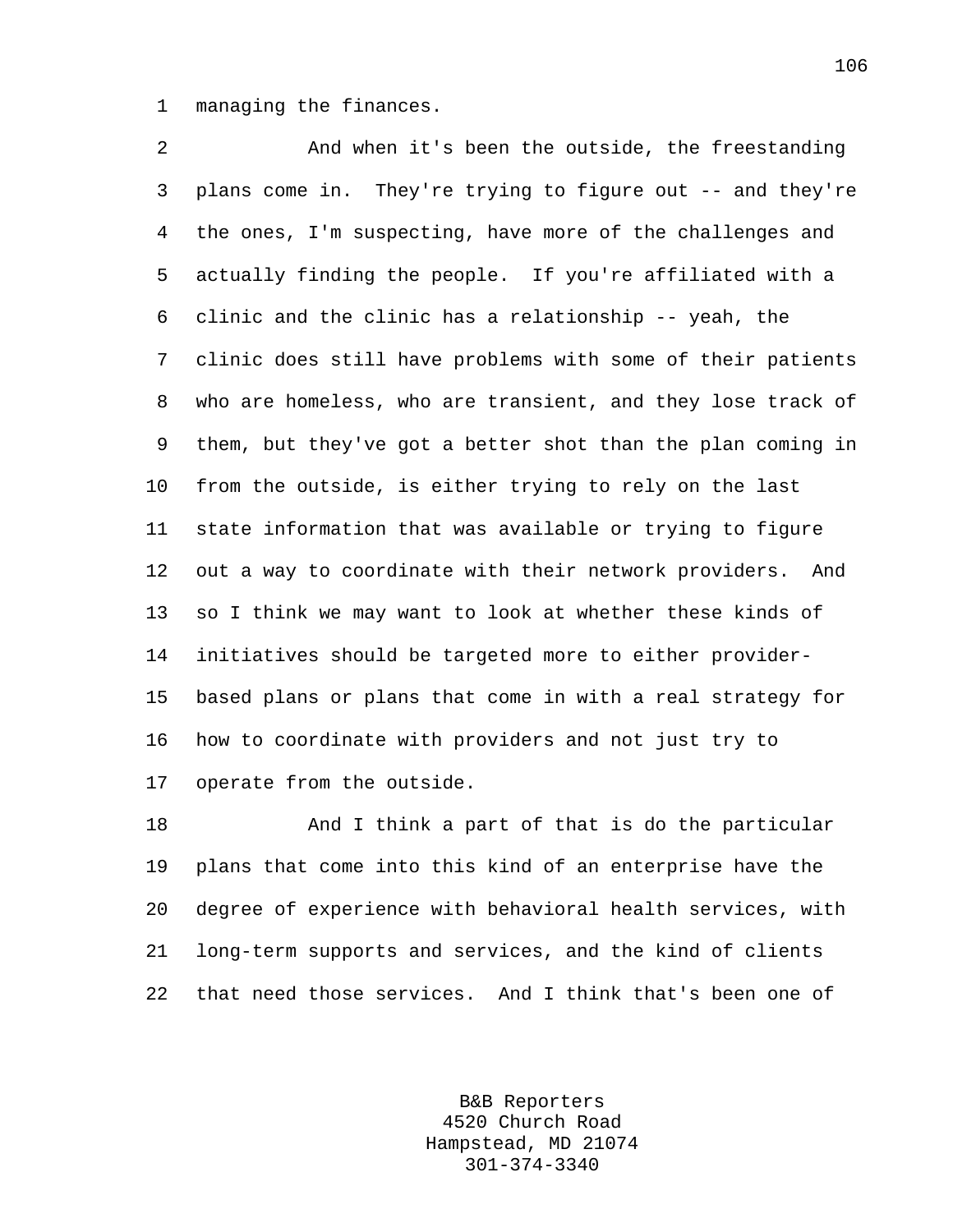managing the finances.

And when it's been the outside, the freestanding plans come in. They're trying to figure out -- and they're the ones, I'm suspecting, have more of the challenges and actually finding the people. If you're affiliated with a clinic and the clinic has a relationship -- yeah, the clinic does still have problems with some of their patients who are homeless, who are transient, and they lose track of them, but they've got a better shot than the plan coming in from the outside, is either trying to rely on the last state information that was available or trying to figure out a way to coordinate with their network providers. And so I think we may want to look at whether these kinds of initiatives should be targeted more to either provider-based plans or plans that come in with a real strategy for how to coordinate with providers and not just try to operate from the outside.

And I think a part of that is do the particular plans that come into this kind of an enterprise have the degree of experience with behavioral health services, with long-term supports and services, and the kind of clients that need those services. And I think that's been one of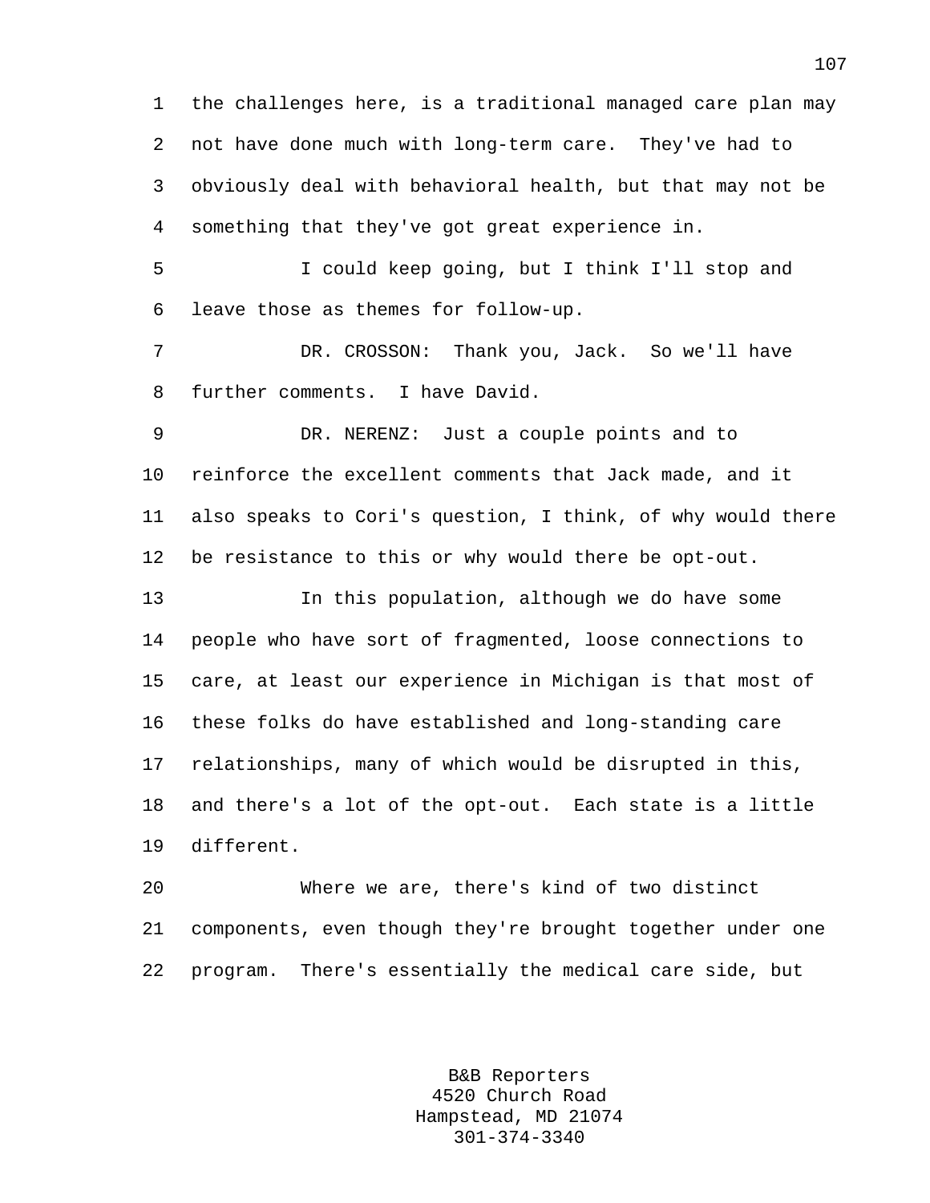the challenges here, is a traditional managed care plan may not have done much with long-term care. They've had to obviously deal with behavioral health, but that may not be something that they've got great experience in.

I could keep going, but I think I'll stop and leave those as themes for follow-up.

DR. CROSSON: Thank you, Jack. So we'll have further comments. I have David.

DR. NERENZ: Just a couple points and to reinforce the excellent comments that Jack made, and it also speaks to Cori's question, I think, of why would there be resistance to this or why would there be opt-out.

In this population, although we do have some people who have sort of fragmented, loose connections to care, at least our experience in Michigan is that most of these folks do have established and long-standing care relationships, many of which would be disrupted in this, and there's a lot of the opt-out. Each state is a little different.

Where we are, there's kind of two distinct components, even though they're brought together under one program. There's essentially the medical care side, but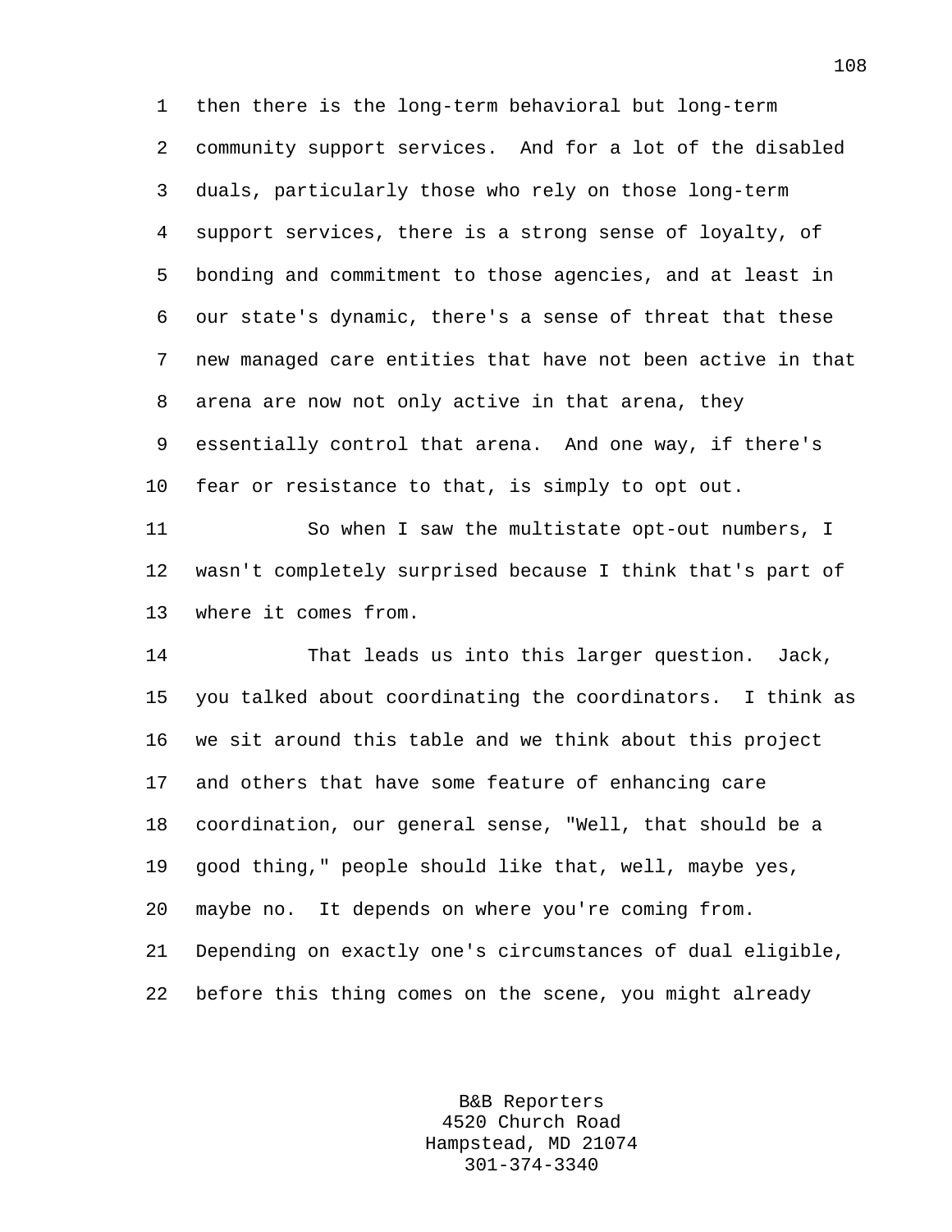then there is the long-term behavioral but long-term community support services. And for a lot of the disabled duals, particularly those who rely on those long-term support services, there is a strong sense of loyalty, of bonding and commitment to those agencies, and at least in our state's dynamic, there's a sense of threat that these new managed care entities that have not been active in that arena are now not only active in that arena, they essentially control that arena. And one way, if there's fear or resistance to that, is simply to opt out.

So when I saw the multistate opt-out numbers, I wasn't completely surprised because I think that's part of where it comes from.

That leads us into this larger question. Jack, you talked about coordinating the coordinators. I think as we sit around this table and we think about this project and others that have some feature of enhancing care coordination, our general sense, "Well, that should be a good thing," people should like that, well, maybe yes, maybe no. It depends on where you're coming from. Depending on exactly one's circumstances of dual eligible, before this thing comes on the scene, you might already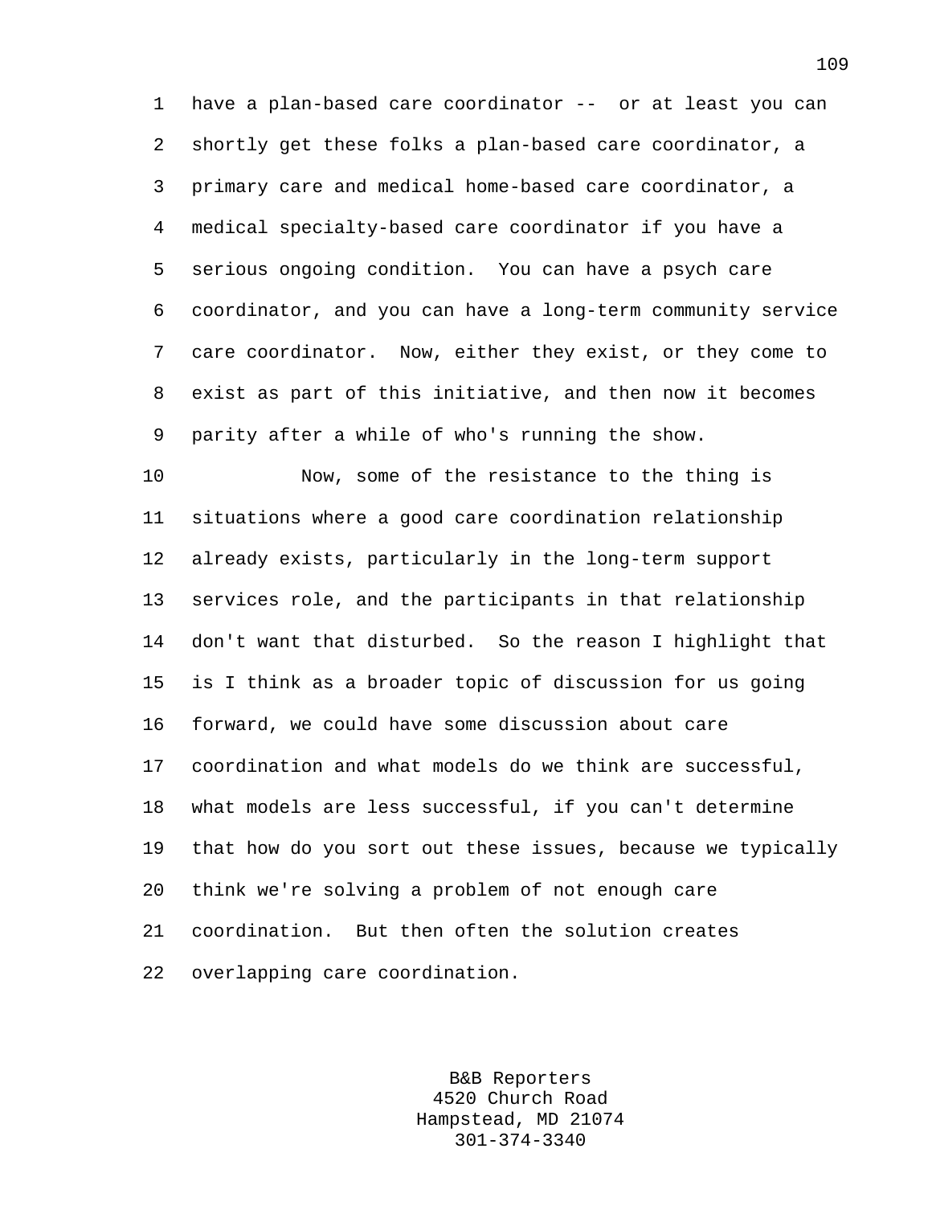have a plan-based care coordinator -- or at least you can shortly get these folks a plan-based care coordinator, a primary care and medical home-based care coordinator, a medical specialty-based care coordinator if you have a serious ongoing condition. You can have a psych care coordinator, and you can have a long-term community service care coordinator. Now, either they exist, or they come to exist as part of this initiative, and then now it becomes parity after a while of who's running the show.

Now, some of the resistance to the thing is situations where a good care coordination relationship already exists, particularly in the long-term support services role, and the participants in that relationship don't want that disturbed. So the reason I highlight that is I think as a broader topic of discussion for us going forward, we could have some discussion about care coordination and what models do we think are successful, what models are less successful, if you can't determine that how do you sort out these issues, because we typically think we're solving a problem of not enough care coordination. But then often the solution creates overlapping care coordination.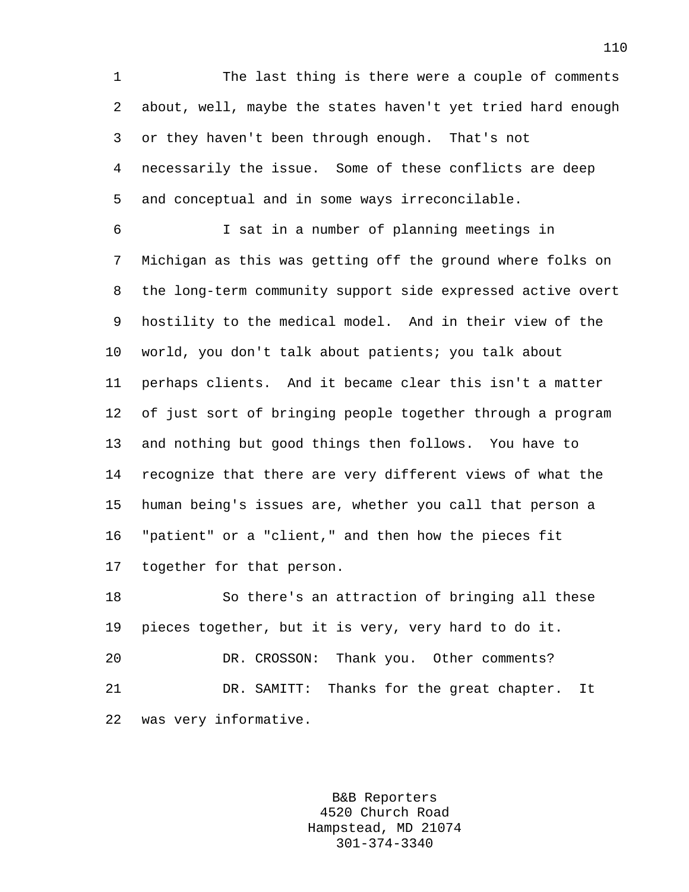The last thing is there were a couple of comments about, well, maybe the states haven't yet tried hard enough or they haven't been through enough. That's not necessarily the issue. Some of these conflicts are deep and conceptual and in some ways irreconcilable.

I sat in a number of planning meetings in Michigan as this was getting off the ground where folks on the long-term community support side expressed active overt hostility to the medical model. And in their view of the world, you don't talk about patients; you talk about perhaps clients. And it became clear this isn't a matter of just sort of bringing people together through a program and nothing but good things then follows. You have to recognize that there are very different views of what the human being's issues are, whether you call that person a "patient" or a "client," and then how the pieces fit together for that person.

So there's an attraction of bringing all these pieces together, but it is very, very hard to do it.

DR. CROSSON: Thank you. Other comments?

DR. SAMITT: Thanks for the great chapter. It was very informative.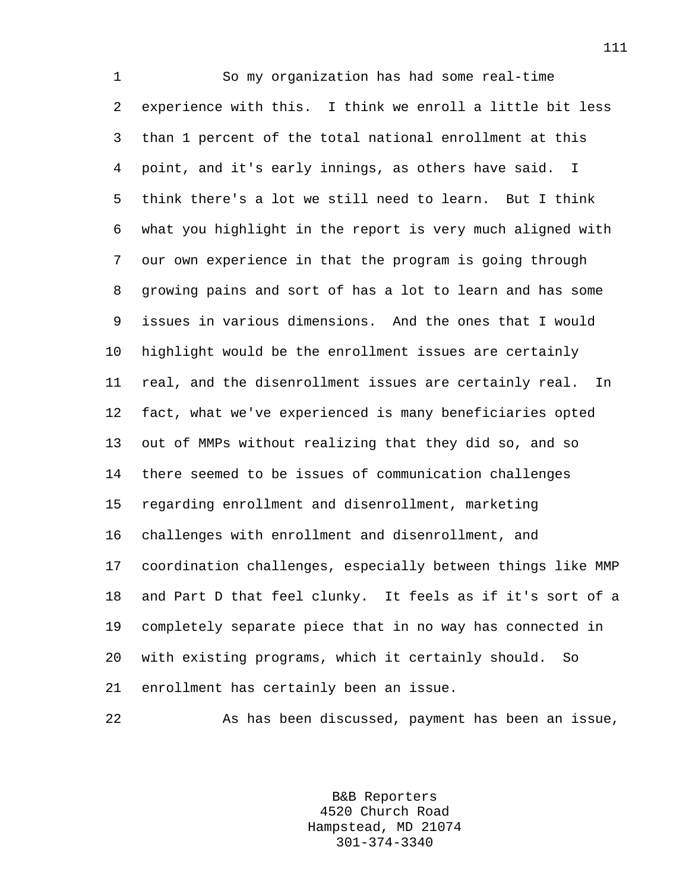So my organization has had some real-time experience with this. I think we enroll a little bit less than 1 percent of the total national enrollment at this point, and it's early innings, as others have said. I think there's a lot we still need to learn. But I think what you highlight in the report is very much aligned with our own experience in that the program is going through growing pains and sort of has a lot to learn and has some issues in various dimensions. And the ones that I would highlight would be the enrollment issues are certainly real, and the disenrollment issues are certainly real. In fact, what we've experienced is many beneficiaries opted out of MMPs without realizing that they did so, and so there seemed to be issues of communication challenges regarding enrollment and disenrollment, marketing challenges with enrollment and disenrollment, and coordination challenges, especially between things like MMP and Part D that feel clunky. It feels as if it's sort of a completely separate piece that in no way has connected in with existing programs, which it certainly should. So enrollment has certainly been an issue.

As has been discussed, payment has been an issue,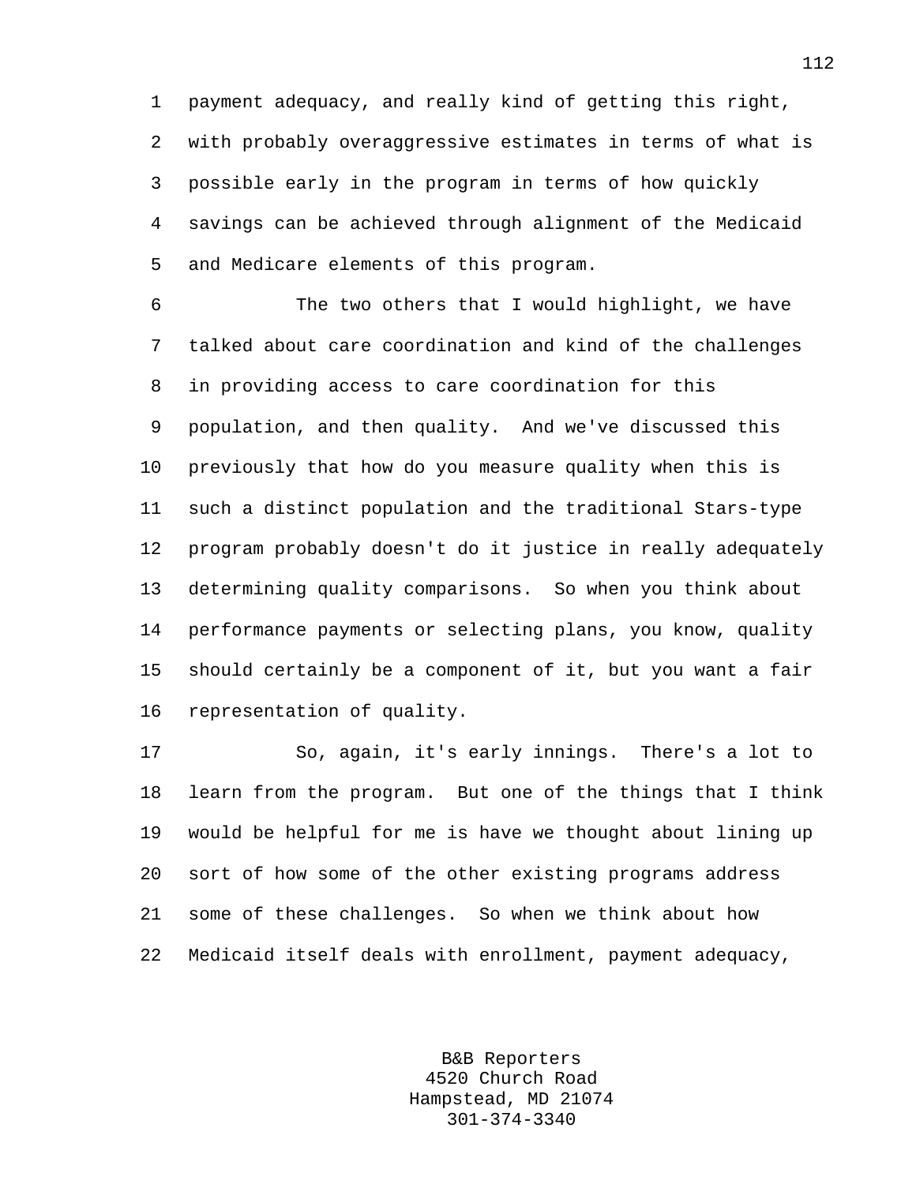payment adequacy, and really kind of getting this right, with probably overaggressive estimates in terms of what is possible early in the program in terms of how quickly savings can be achieved through alignment of the Medicaid and Medicare elements of this program.

The two others that I would highlight, we have talked about care coordination and kind of the challenges in providing access to care coordination for this population, and then quality. And we've discussed this previously that how do you measure quality when this is such a distinct population and the traditional Stars-type program probably doesn't do it justice in really adequately determining quality comparisons. So when you think about performance payments or selecting plans, you know, quality should certainly be a component of it, but you want a fair representation of quality.

So, again, it's early innings. There's a lot to learn from the program. But one of the things that I think would be helpful for me is have we thought about lining up sort of how some of the other existing programs address some of these challenges. So when we think about how Medicaid itself deals with enrollment, payment adequacy,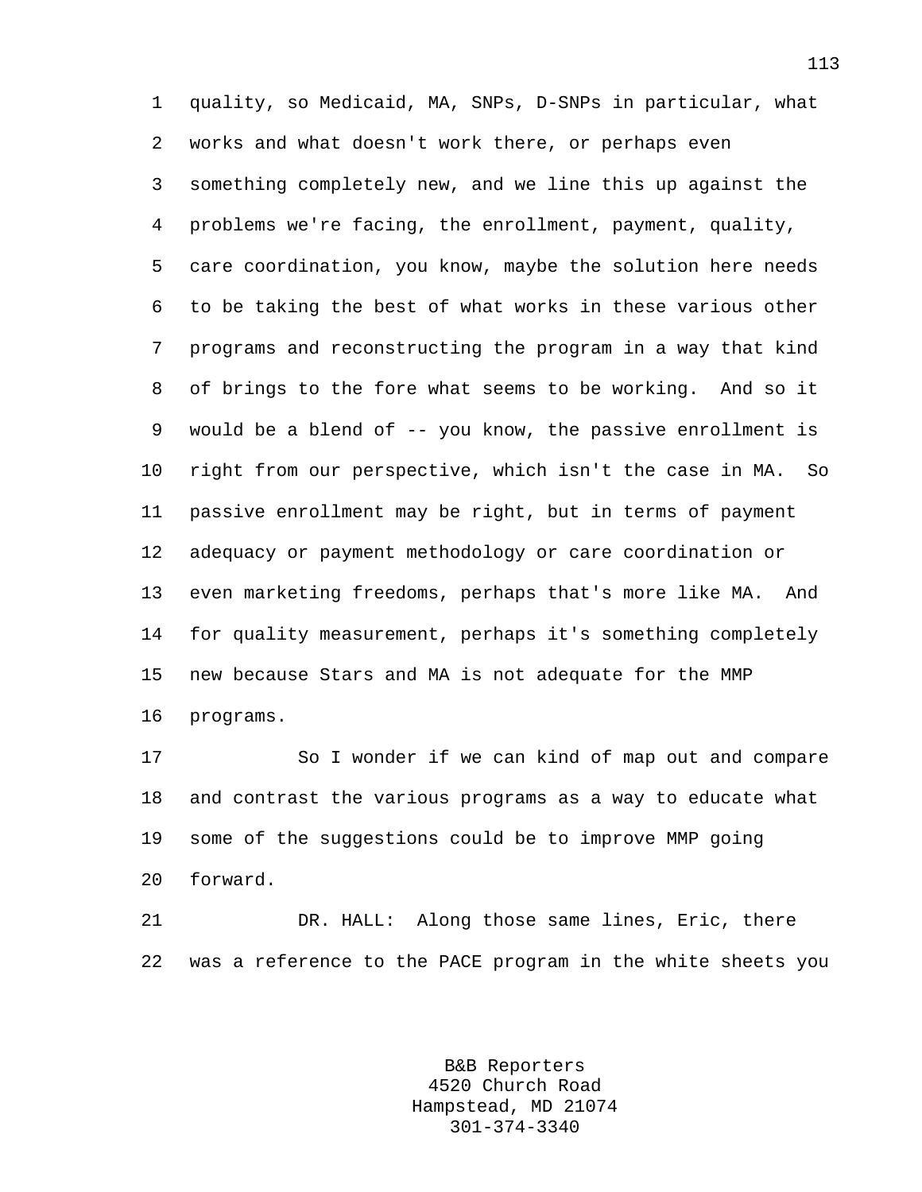quality, so Medicaid, MA, SNPs, D-SNPs in particular, what works and what doesn't work there, or perhaps even something completely new, and we line this up against the problems we're facing, the enrollment, payment, quality, care coordination, you know, maybe the solution here needs to be taking the best of what works in these various other programs and reconstructing the program in a way that kind of brings to the fore what seems to be working. And so it would be a blend of -- you know, the passive enrollment is right from our perspective, which isn't the case in MA. So passive enrollment may be right, but in terms of payment adequacy or payment methodology or care coordination or even marketing freedoms, perhaps that's more like MA. And for quality measurement, perhaps it's something completely new because Stars and MA is not adequate for the MMP programs.

So I wonder if we can kind of map out and compare and contrast the various programs as a way to educate what some of the suggestions could be to improve MMP going forward.

DR. HALL: Along those same lines, Eric, there was a reference to the PACE program in the white sheets you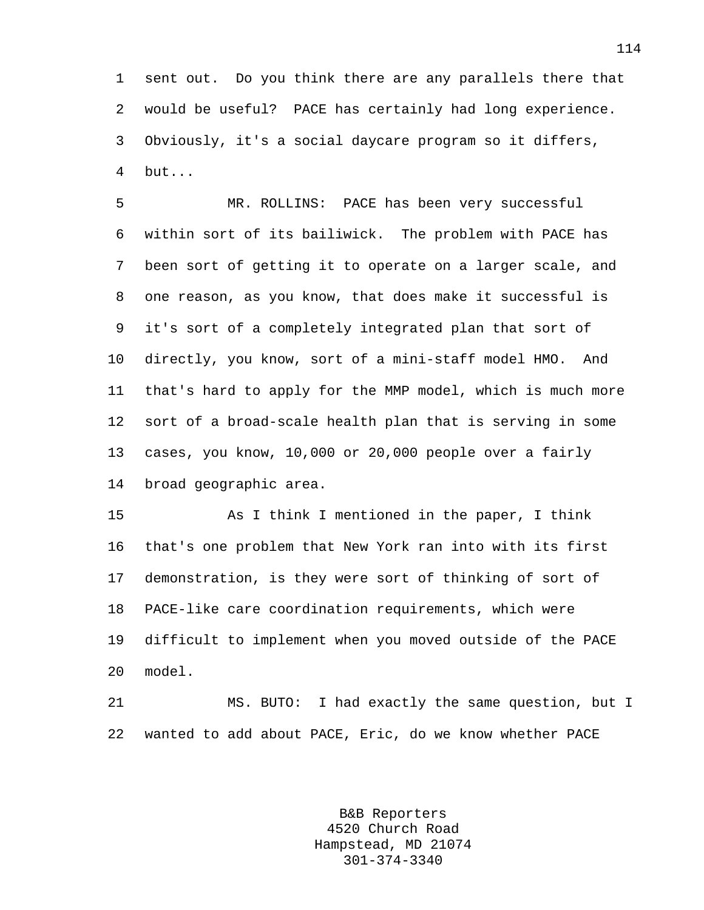sent out. Do you think there are any parallels there that would be useful? PACE has certainly had long experience. Obviously, it's a social daycare program so it differs, but...

MR. ROLLINS: PACE has been very successful within sort of its bailiwick. The problem with PACE has been sort of getting it to operate on a larger scale, and one reason, as you know, that does make it successful is it's sort of a completely integrated plan that sort of directly, you know, sort of a mini-staff model HMO. And that's hard to apply for the MMP model, which is much more sort of a broad-scale health plan that is serving in some cases, you know, 10,000 or 20,000 people over a fairly broad geographic area.

As I think I mentioned in the paper, I think that's one problem that New York ran into with its first demonstration, is they were sort of thinking of sort of PACE-like care coordination requirements, which were difficult to implement when you moved outside of the PACE model.

MS. BUTO: I had exactly the same question, but I wanted to add about PACE, Eric, do we know whether PACE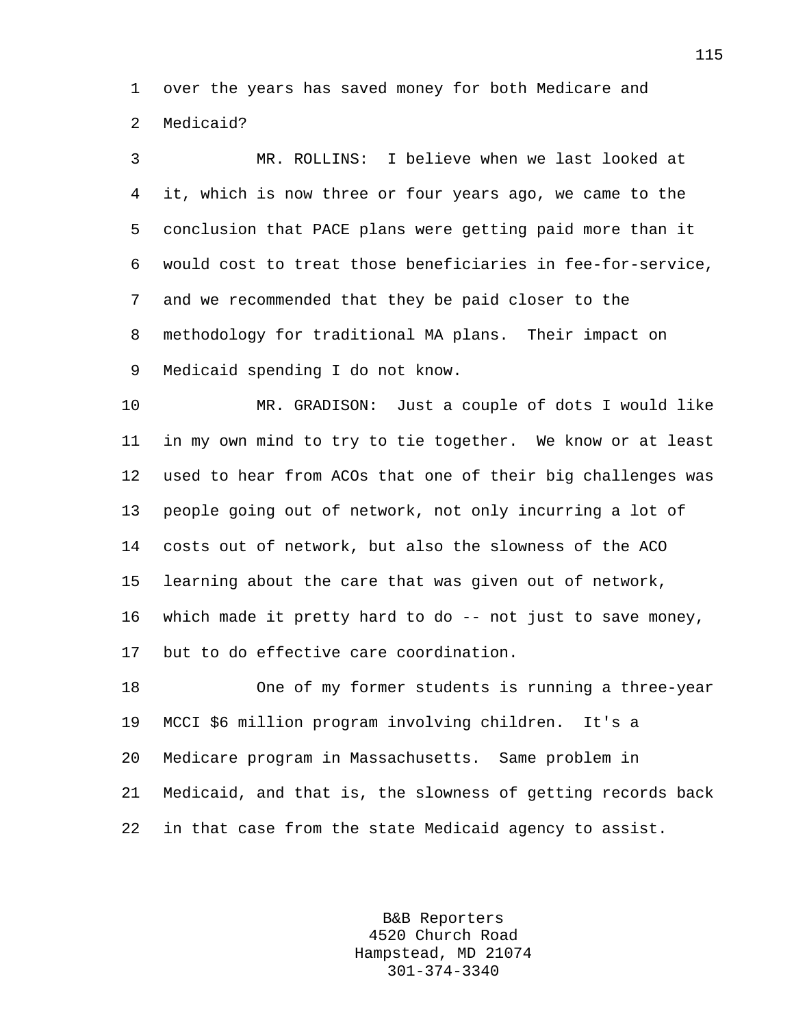over the years has saved money for both Medicare and Medicaid?

MR. ROLLINS: I believe when we last looked at it, which is now three or four years ago, we came to the conclusion that PACE plans were getting paid more than it would cost to treat those beneficiaries in fee-for-service, and we recommended that they be paid closer to the methodology for traditional MA plans. Their impact on Medicaid spending I do not know.

MR. GRADISON: Just a couple of dots I would like in my own mind to try to tie together. We know or at least used to hear from ACOs that one of their big challenges was people going out of network, not only incurring a lot of costs out of network, but also the slowness of the ACO learning about the care that was given out of network, which made it pretty hard to do -- not just to save money, but to do effective care coordination.

One of my former students is running a three-year MCCI $6 million program involving children. It's a Medicare program in Massachusetts. Same problem in Medicaid, and that is, the slowness of getting records back in that case from the state Medicaid agency to assist.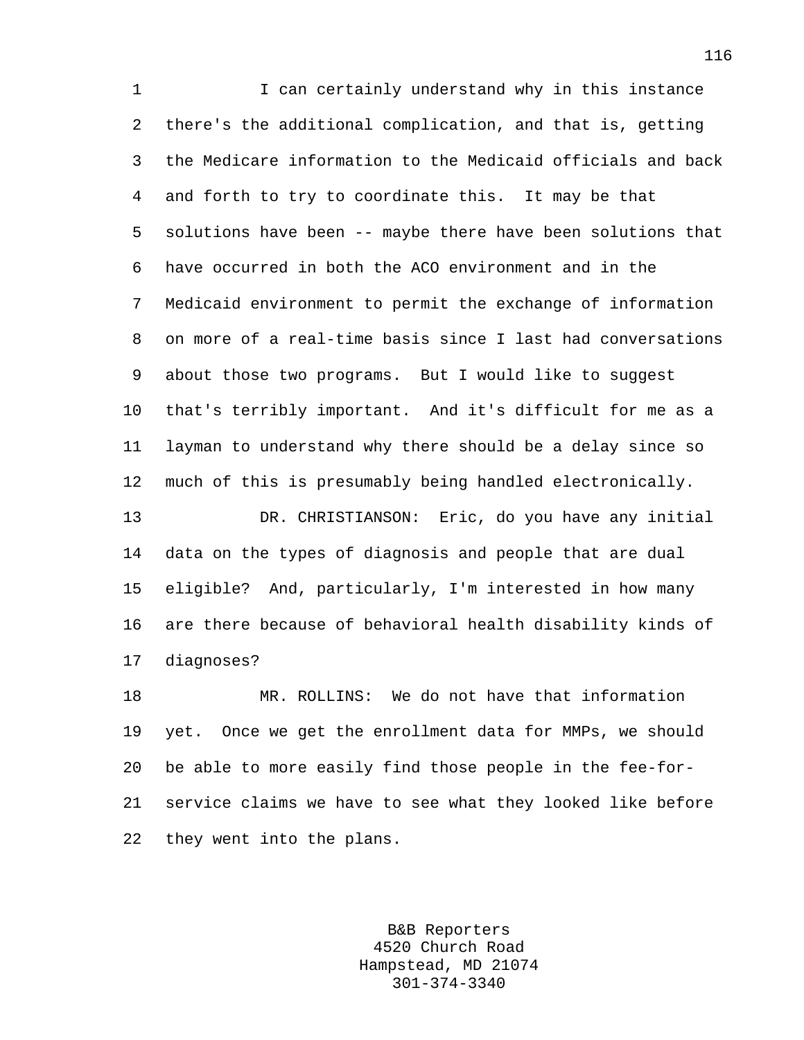I can certainly understand why in this instance there's the additional complication, and that is, getting the Medicare information to the Medicaid officials and back and forth to try to coordinate this. It may be that solutions have been -- maybe there have been solutions that have occurred in both the ACO environment and in the Medicaid environment to permit the exchange of information on more of a real-time basis since I last had conversations about those two programs. But I would like to suggest that's terribly important. And it's difficult for me as a layman to understand why there should be a delay since so much of this is presumably being handled electronically.

DR. CHRISTIANSON: Eric, do you have any initial data on the types of diagnosis and people that are dual eligible? And, particularly, I'm interested in how many are there because of behavioral health disability kinds of diagnoses?

MR. ROLLINS: We do not have that information yet. Once we get the enrollment data for MMPs, we should be able to more easily find those people in the fee-for-service claims we have to see what they looked like before they went into the plans.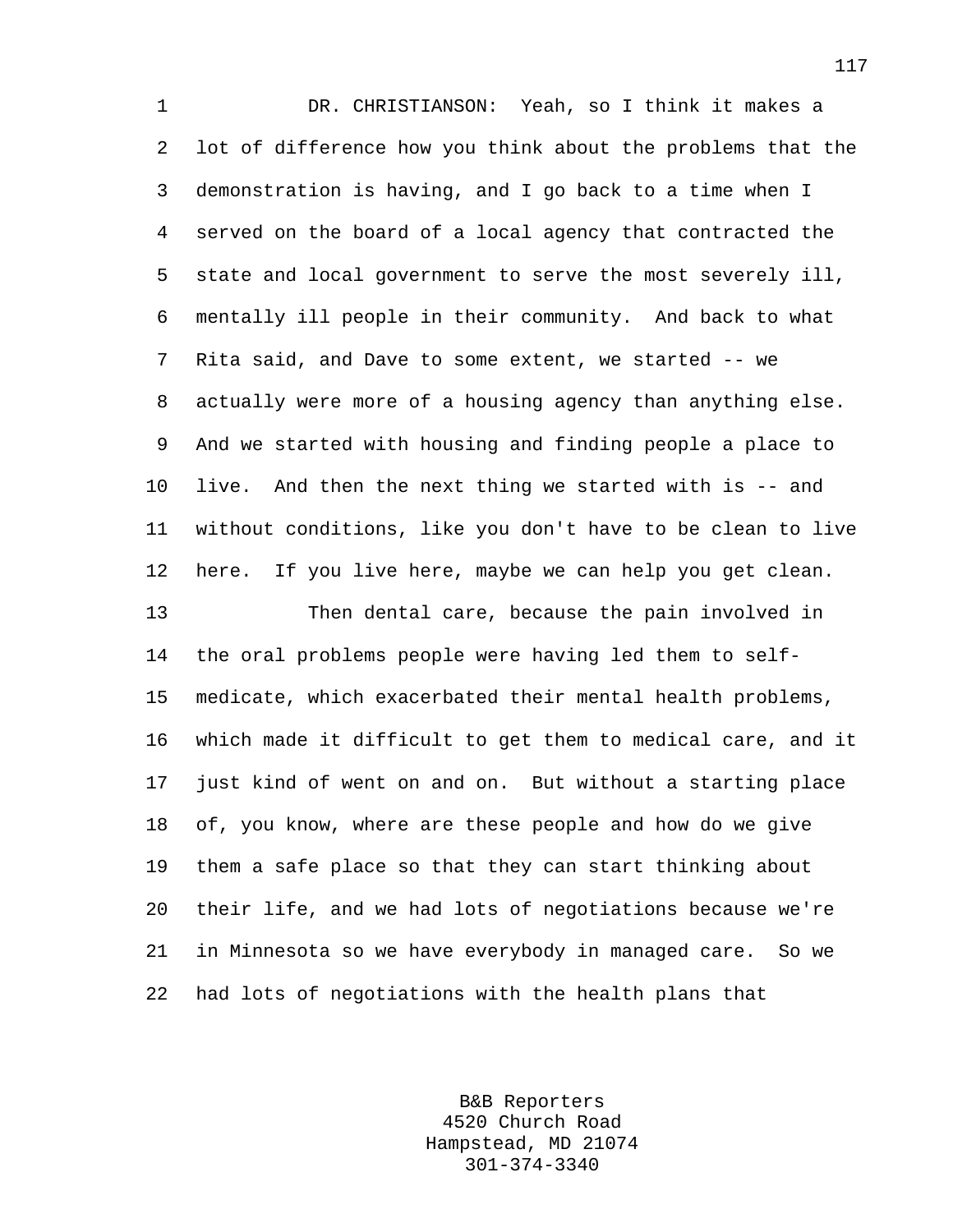DR. CHRISTIANSON: Yeah, so I think it makes a lot of difference how you think about the problems that the demonstration is having, and I go back to a time when I served on the board of a local agency that contracted the state and local government to serve the most severely ill, mentally ill people in their community. And back to what Rita said, and Dave to some extent, we started -- we actually were more of a housing agency than anything else. And we started with housing and finding people a place to live. And then the next thing we started with is -- and without conditions, like you don't have to be clean to live here. If you live here, maybe we can help you get clean.

Then dental care, because the pain involved in the oral problems people were having led them to self-medicate, which exacerbated their mental health problems, which made it difficult to get them to medical care, and it just kind of went on and on. But without a starting place of, you know, where are these people and how do we give them a safe place so that they can start thinking about their life, and we had lots of negotiations because we're in Minnesota so we have everybody in managed care. So we had lots of negotiations with the health plans that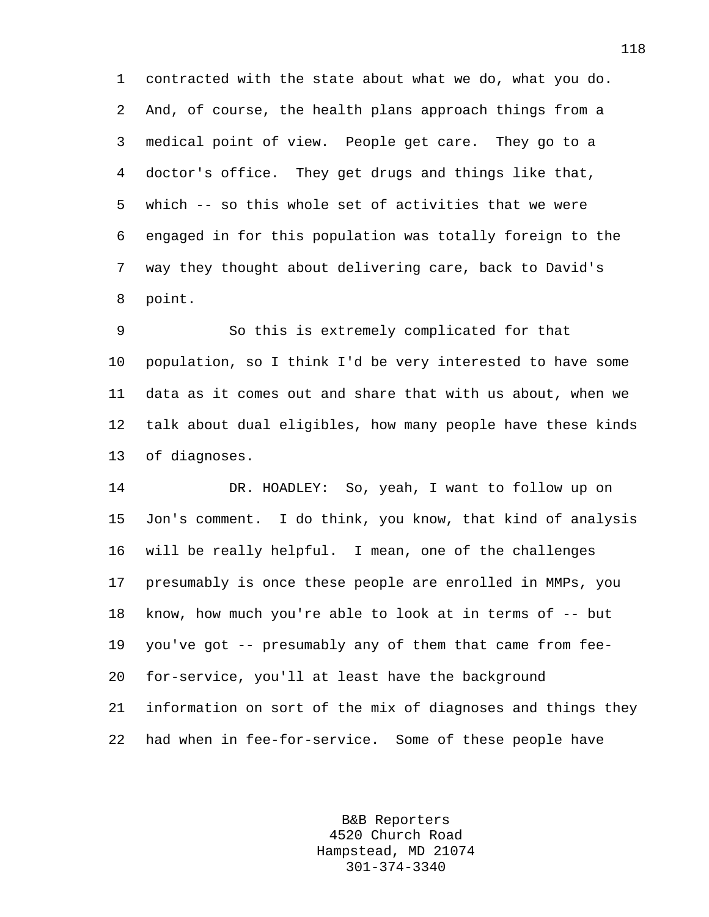contracted with the state about what we do, what you do. And, of course, the health plans approach things from a medical point of view. People get care. They go to a doctor's office. They get drugs and things like that, which -- so this whole set of activities that we were engaged in for this population was totally foreign to the way they thought about delivering care, back to David's point.

So this is extremely complicated for that population, so I think I'd be very interested to have some data as it comes out and share that with us about, when we talk about dual eligibles, how many people have these kinds of diagnoses.

DR. HOADLEY: So, yeah, I want to follow up on Jon's comment. I do think, you know, that kind of analysis will be really helpful. I mean, one of the challenges presumably is once these people are enrolled in MMPs, you know, how much you're able to look at in terms of -- but you've got -- presumably any of them that came from fee-for-service, you'll at least have the background information on sort of the mix of diagnoses and things they had when in fee-for-service. Some of these people have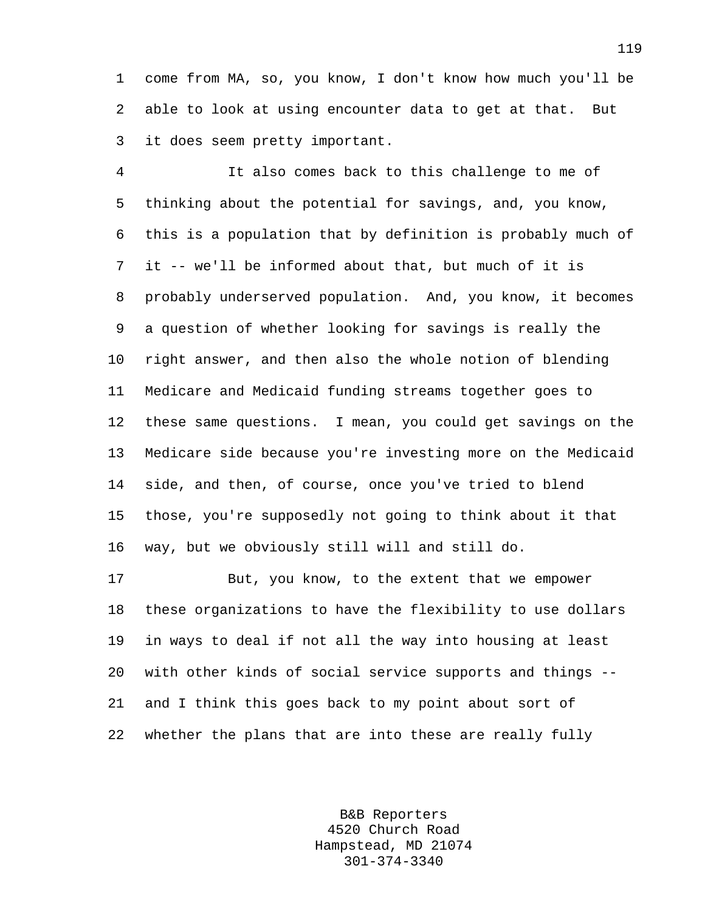come from MA, so, you know, I don't know how much you'll be able to look at using encounter data to get at that. But it does seem pretty important.

It also comes back to this challenge to me of thinking about the potential for savings, and, you know, this is a population that by definition is probably much of it -- we'll be informed about that, but much of it is probably underserved population. And, you know, it becomes a question of whether looking for savings is really the right answer, and then also the whole notion of blending Medicare and Medicaid funding streams together goes to these same questions. I mean, you could get savings on the Medicare side because you're investing more on the Medicaid side, and then, of course, once you've tried to blend those, you're supposedly not going to think about it that way, but we obviously still will and still do.

But, you know, to the extent that we empower these organizations to have the flexibility to use dollars in ways to deal if not all the way into housing at least with other kinds of social service supports and things -- and I think this goes back to my point about sort of whether the plans that are into these are really fully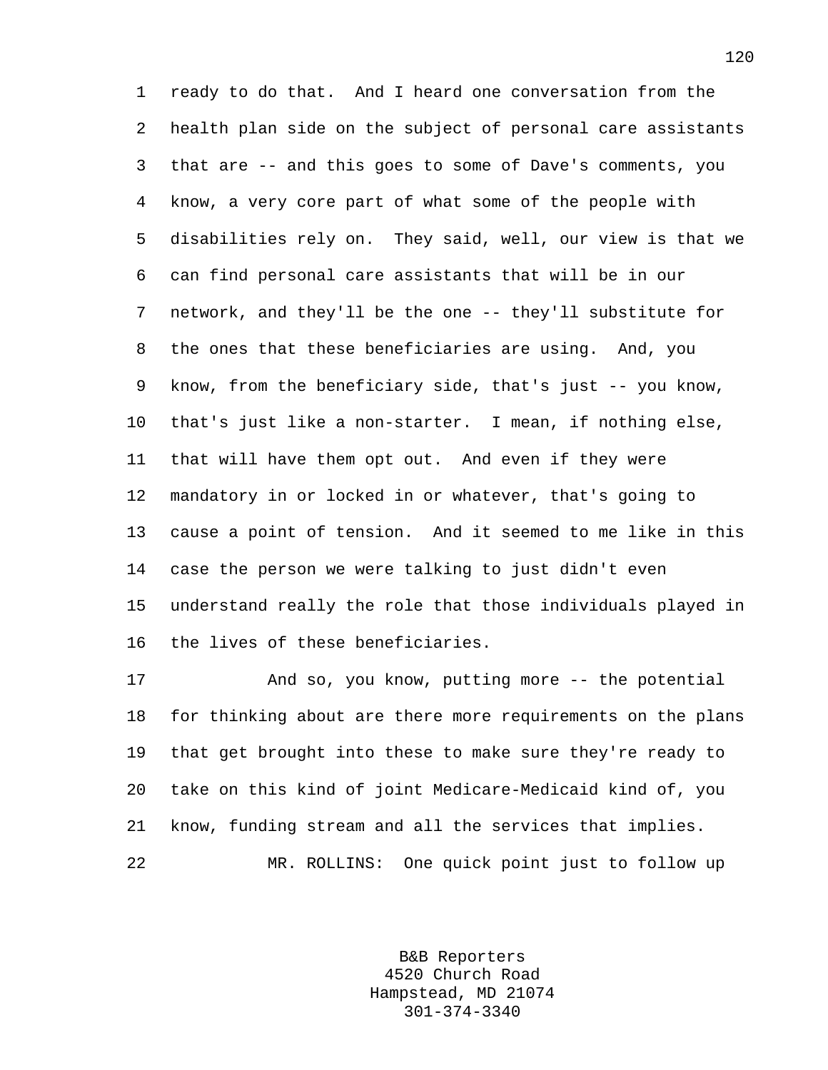ready to do that. And I heard one conversation from the health plan side on the subject of personal care assistants that are -- and this goes to some of Dave's comments, you know, a very core part of what some of the people with disabilities rely on. They said, well, our view is that we can find personal care assistants that will be in our network, and they'll be the one -- they'll substitute for the ones that these beneficiaries are using. And, you know, from the beneficiary side, that's just -- you know, that's just like a non-starter. I mean, if nothing else, that will have them opt out. And even if they were mandatory in or locked in or whatever, that's going to cause a point of tension. And it seemed to me like in this case the person we were talking to just didn't even understand really the role that those individuals played in the lives of these beneficiaries.

And so, you know, putting more -- the potential for thinking about are there more requirements on the plans that get brought into these to make sure they're ready to take on this kind of joint Medicare-Medicaid kind of, you know, funding stream and all the services that implies.

MR. ROLLINS: One quick point just to follow up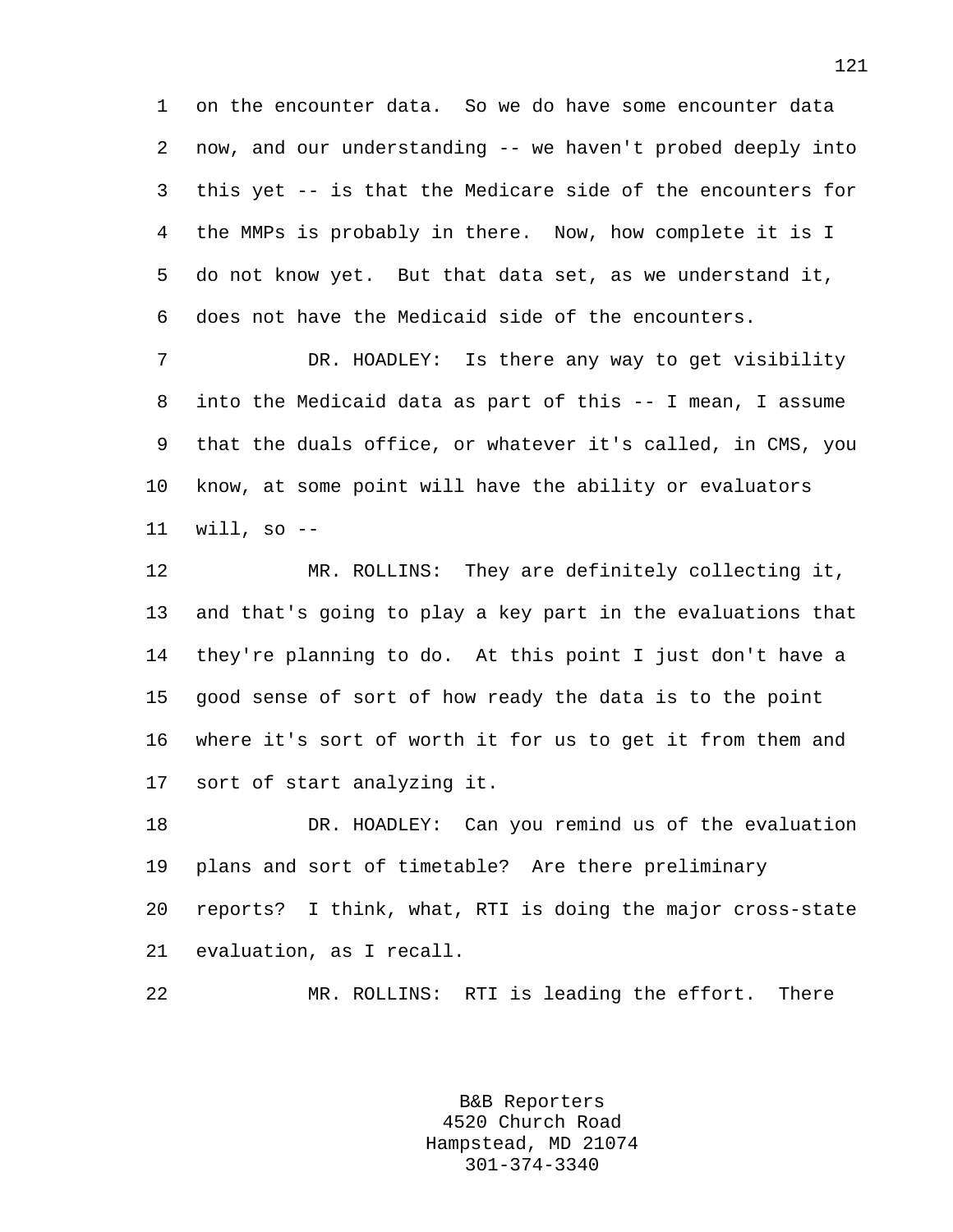on the encounter data. So we do have some encounter data now, and our understanding -- we haven't probed deeply into this yet -- is that the Medicare side of the encounters for the MMPs is probably in there. Now, how complete it is I do not know yet. But that data set, as we understand it, does not have the Medicaid side of the encounters.

DR. HOADLEY: Is there any way to get visibility into the Medicaid data as part of this -- I mean, I assume that the duals office, or whatever it's called, in CMS, you know, at some point will have the ability or evaluators will, so --

MR. ROLLINS: They are definitely collecting it, and that's going to play a key part in the evaluations that they're planning to do. At this point I just don't have a good sense of sort of how ready the data is to the point where it's sort of worth it for us to get it from them and sort of start analyzing it.

DR. HOADLEY: Can you remind us of the evaluation plans and sort of timetable? Are there preliminary reports? I think, what, RTI is doing the major cross-state evaluation, as I recall.

MR. ROLLINS: RTI is leading the effort. There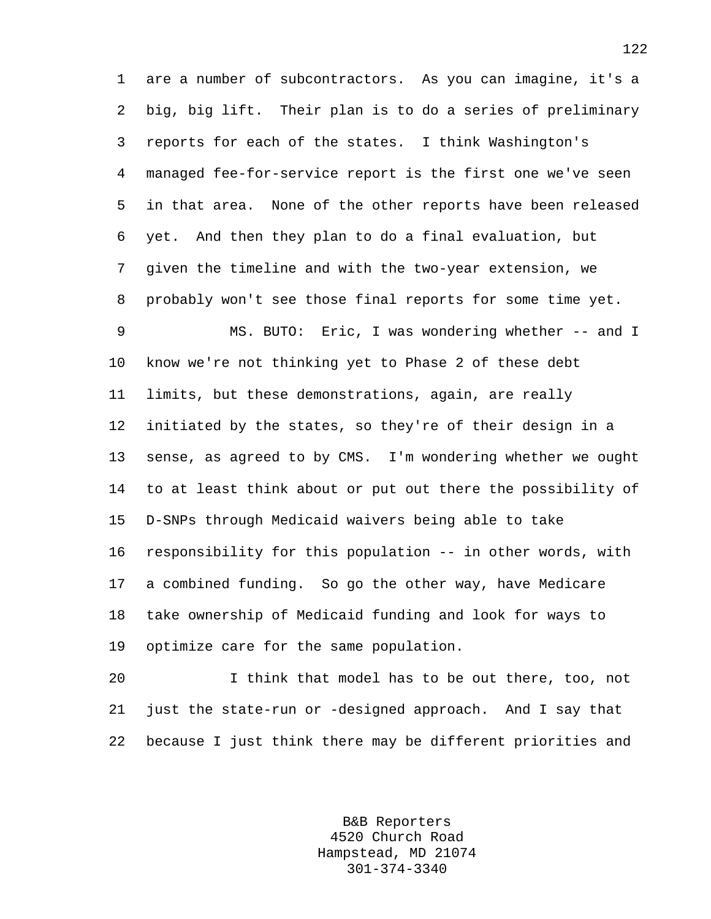are a number of subcontractors. As you can imagine, it's a big, big lift. Their plan is to do a series of preliminary reports for each of the states. I think Washington's managed fee-for-service report is the first one we've seen in that area. None of the other reports have been released yet. And then they plan to do a final evaluation, but given the timeline and with the two-year extension, we probably won't see those final reports for some time yet.

MS. BUTO: Eric, I was wondering whether -- and I know we're not thinking yet to Phase 2 of these debt limits, but these demonstrations, again, are really initiated by the states, so they're of their design in a sense, as agreed to by CMS. I'm wondering whether we ought to at least think about or put out there the possibility of D-SNPs through Medicaid waivers being able to take responsibility for this population -- in other words, with a combined funding. So go the other way, have Medicare take ownership of Medicaid funding and look for ways to optimize care for the same population.

I think that model has to be out there, too, not just the state-run or -designed approach. And I say that because I just think there may be different priorities and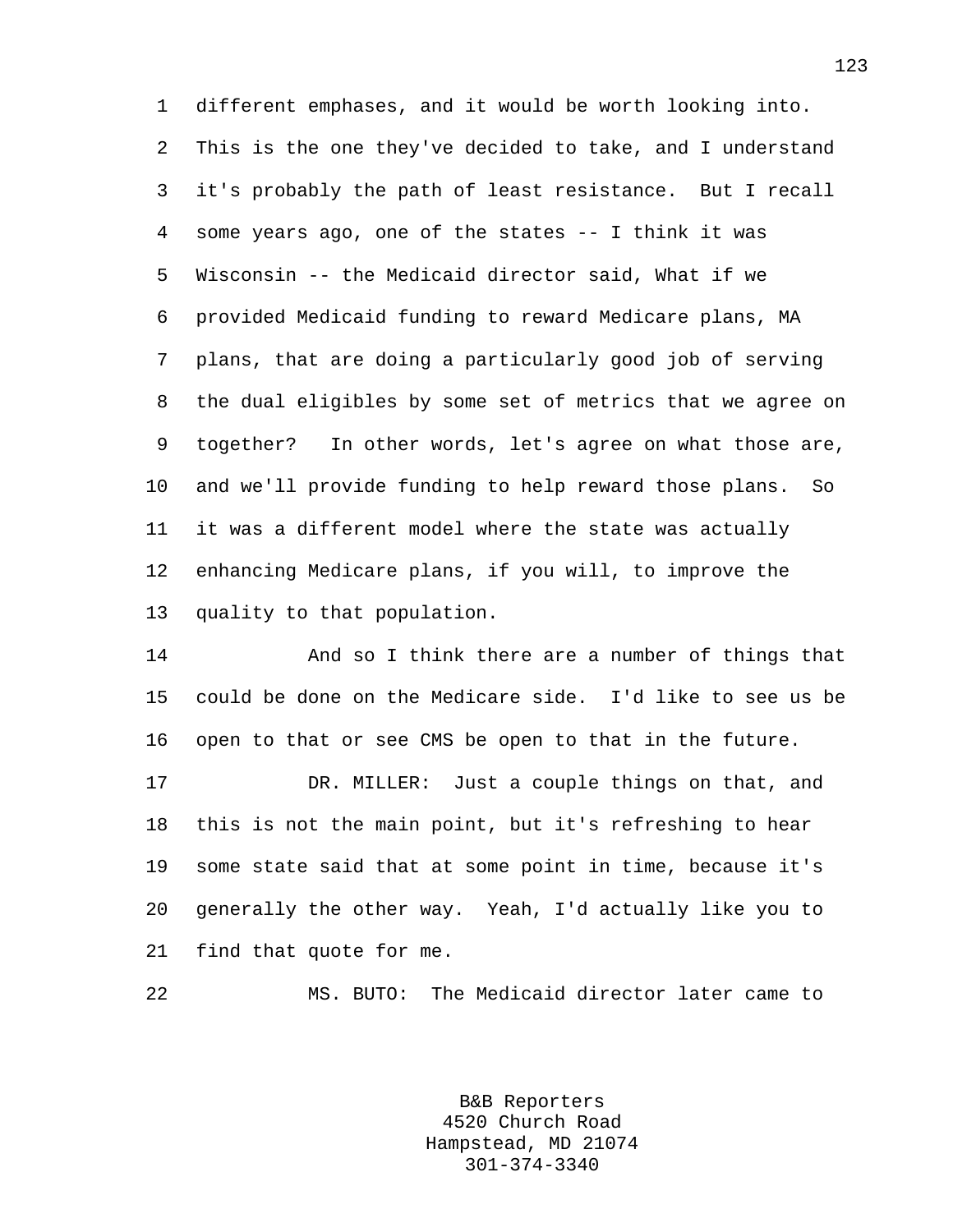different emphases, and it would be worth looking into. This is the one they've decided to take, and I understand it's probably the path of least resistance. But I recall some years ago, one of the states -- I think it was Wisconsin -- the Medicaid director said, What if we provided Medicaid funding to reward Medicare plans, MA plans, that are doing a particularly good job of serving the dual eligibles by some set of metrics that we agree on together? In other words, let's agree on what those are, and we'll provide funding to help reward those plans. So it was a different model where the state was actually enhancing Medicare plans, if you will, to improve the quality to that population.

And so I think there are a number of things that could be done on the Medicare side. I'd like to see us be open to that or see CMS be open to that in the future.

DR. MILLER: Just a couple things on that, and this is not the main point, but it's refreshing to hear some state said that at some point in time, because it's generally the other way. Yeah, I'd actually like you to find that quote for me.

MS. BUTO: The Medicaid director later came to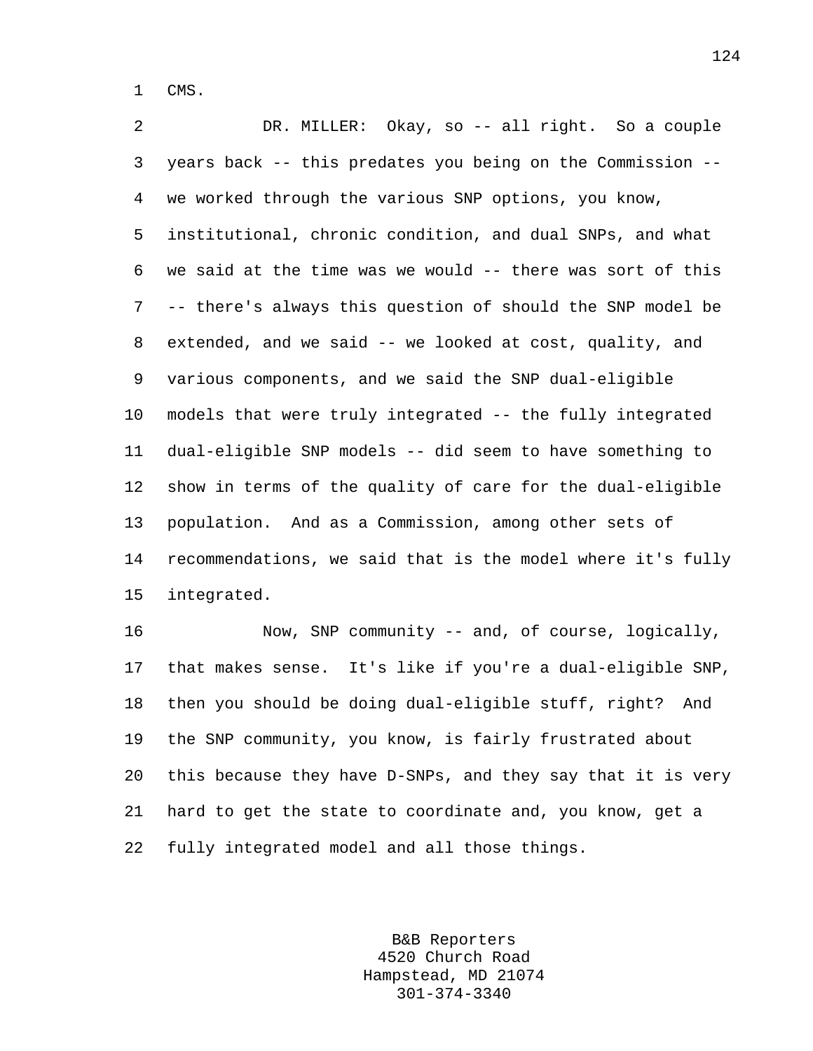CMS.

DR. MILLER: Okay, so -- all right. So a couple years back -- this predates you being on the Commission -- we worked through the various SNP options, you know, institutional, chronic condition, and dual SNPs, and what we said at the time was we would -- there was sort of this -- there's always this question of should the SNP model be extended, and we said -- we looked at cost, quality, and various components, and we said the SNP dual-eligible models that were truly integrated -- the fully integrated dual-eligible SNP models -- did seem to have something to show in terms of the quality of care for the dual-eligible population. And as a Commission, among other sets of recommendations, we said that is the model where it's fully integrated.

Now, SNP community -- and, of course, logically, that makes sense. It's like if you're a dual-eligible SNP, then you should be doing dual-eligible stuff, right? And the SNP community, you know, is fairly frustrated about this because they have D-SNPs, and they say that it is very hard to get the state to coordinate and, you know, get a fully integrated model and all those things.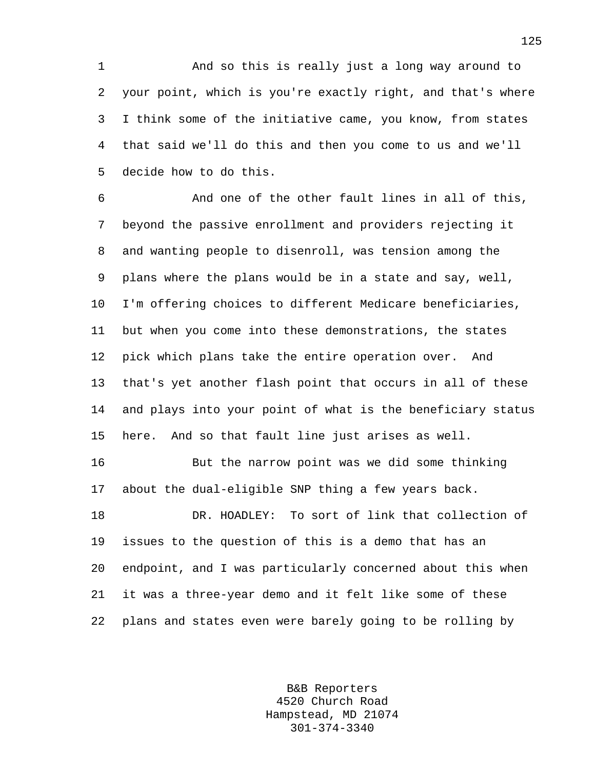And so this is really just a long way around to your point, which is you're exactly right, and that's where I think some of the initiative came, you know, from states that said we'll do this and then you come to us and we'll decide how to do this.

And one of the other fault lines in all of this, beyond the passive enrollment and providers rejecting it and wanting people to disenroll, was tension among the plans where the plans would be in a state and say, well, I'm offering choices to different Medicare beneficiaries, but when you come into these demonstrations, the states pick which plans take the entire operation over. And that's yet another flash point that occurs in all of these and plays into your point of what is the beneficiary status here. And so that fault line just arises as well.

But the narrow point was we did some thinking about the dual-eligible SNP thing a few years back.

DR. HOADLEY: To sort of link that collection of issues to the question of this is a demo that has an endpoint, and I was particularly concerned about this when it was a three-year demo and it felt like some of these plans and states even were barely going to be rolling by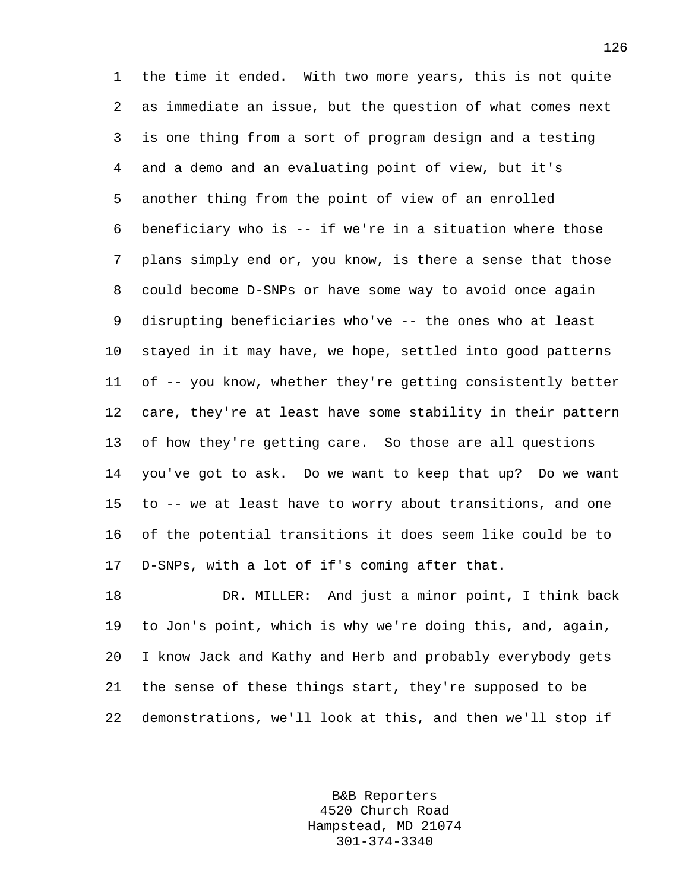the time it ended. With two more years, this is not quite as immediate an issue, but the question of what comes next is one thing from a sort of program design and a testing and a demo and an evaluating point of view, but it's another thing from the point of view of an enrolled beneficiary who is -- if we're in a situation where those plans simply end or, you know, is there a sense that those could become D-SNPs or have some way to avoid once again disrupting beneficiaries who've -- the ones who at least stayed in it may have, we hope, settled into good patterns of -- you know, whether they're getting consistently better care, they're at least have some stability in their pattern of how they're getting care. So those are all questions you've got to ask. Do we want to keep that up? Do we want to -- we at least have to worry about transitions, and one of the potential transitions it does seem like could be to D-SNPs, with a lot of if's coming after that.

DR. MILLER: And just a minor point, I think back to Jon's point, which is why we're doing this, and, again, I know Jack and Kathy and Herb and probably everybody gets the sense of these things start, they're supposed to be demonstrations, we'll look at this, and then we'll stop if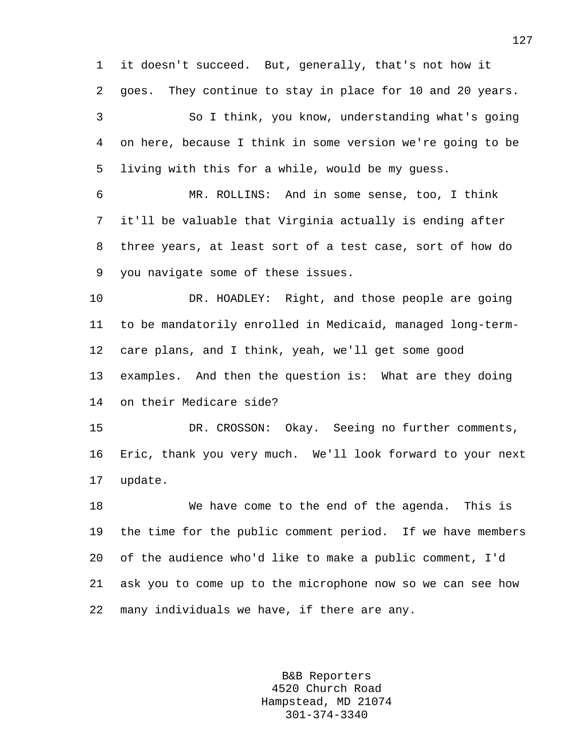it doesn't succeed. But, generally, that's not how it goes. They continue to stay in place for 10 and 20 years.

So I think, you know, understanding what's going on here, because I think in some version we're going to be living with this for a while, would be my guess.

MR. ROLLINS: And in some sense, too, I think it'll be valuable that Virginia actually is ending after three years, at least sort of a test case, sort of how do you navigate some of these issues.

DR. HOADLEY: Right, and those people are going to be mandatorily enrolled in Medicaid, managed long-term-care plans, and I think, yeah, we'll get some good examples. And then the question is: What are they doing on their Medicare side?

DR. CROSSON: Okay. Seeing no further comments, Eric, thank you very much. We'll look forward to your next update.

We have come to the end of the agenda. This is the time for the public comment period. If we have members of the audience who'd like to make a public comment, I'd ask you to come up to the microphone now so we can see how many individuals we have, if there are any.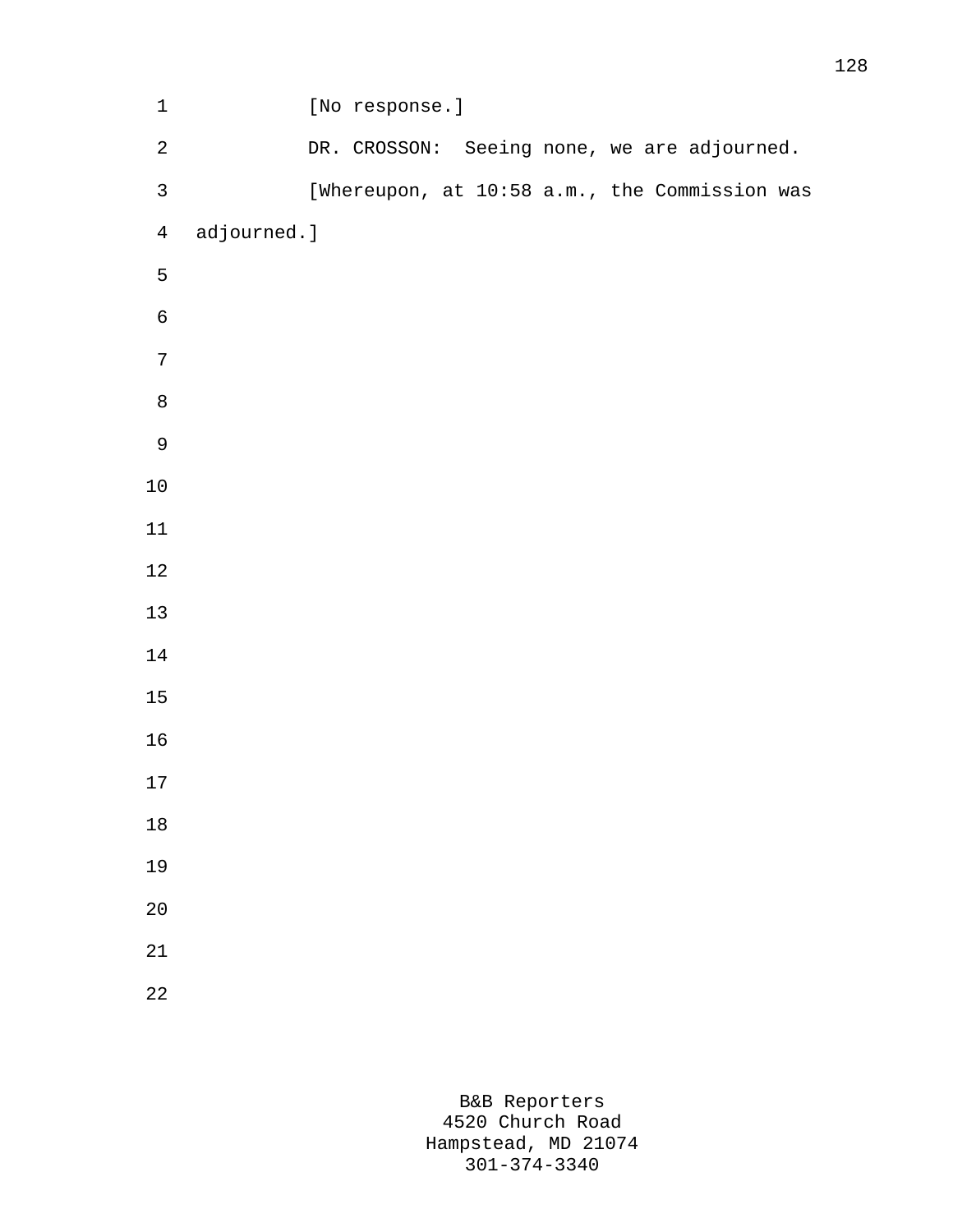[No response.]

DR. CROSSON: Seeing none, we are adjourned.

[Whereupon, at 10:58 a.m., the Commission was adjourned.]

B&B Reporters
4520 Church Road
Hampstead, MD 21074
301-374-3340